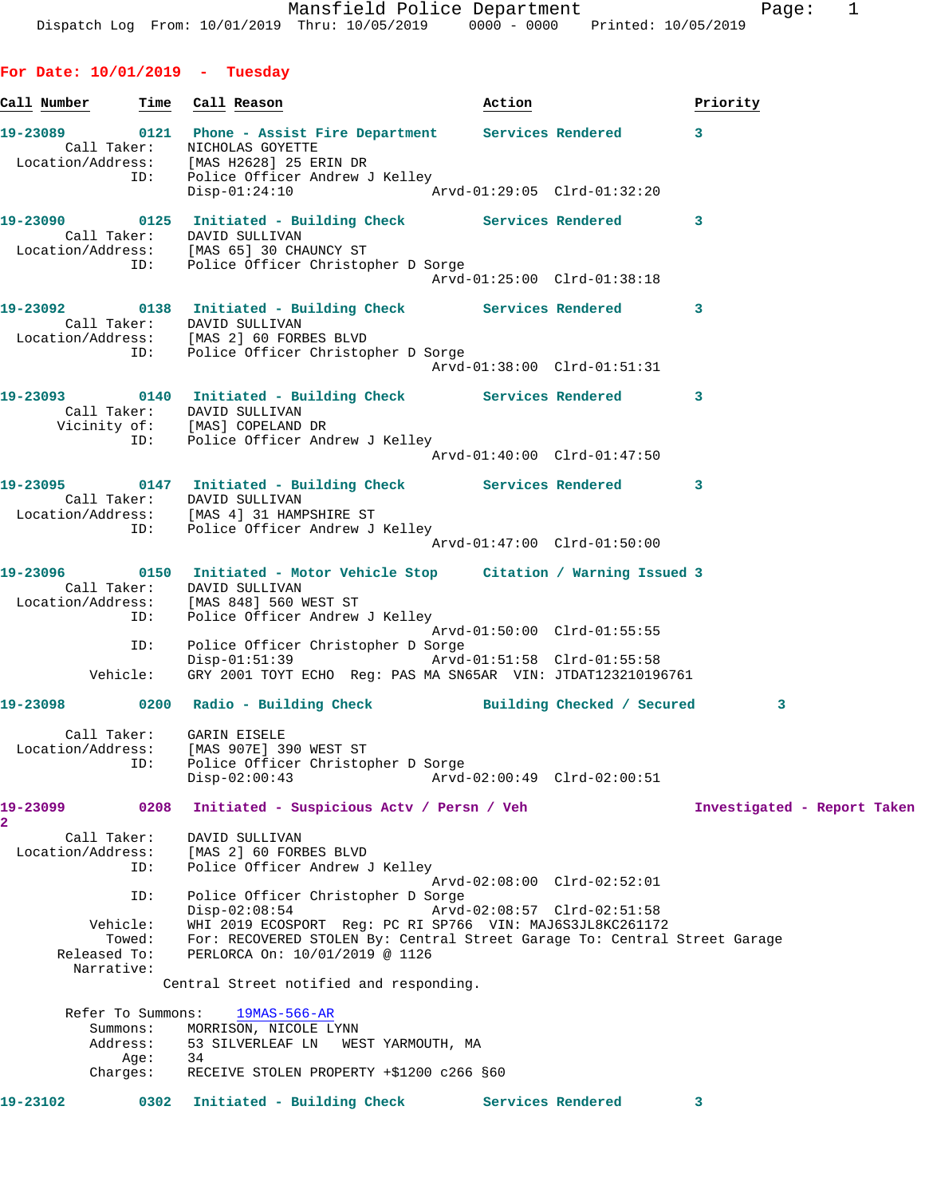Mansfield Police Department
Dispatch Log From: 10/01/2019 Thru: 10/05/2019 0000 - 0000 Printed: 10/05/2019

## For Date: 10/01/2019 - Tuesday

```
Call Number      Time   Call Reason                      Action                    Priority

19-23089         0121   Phone - Assist Fire Department   Services Rendered         3
        Call Taker:     NICHOLAS GOYETTE
  Location/Address:     [MAS H2628] 25 ERIN DR
                ID:     Police Officer Andrew J Kelley
                        Disp-01:24:10                Arvd-01:29:05  Clrd-01:32:20

19-23090         0125   Initiated - Building Check       Services Rendered         3
        Call Taker:     DAVID SULLIVAN
  Location/Address:     [MAS 65] 30 CHAUNCY ST
                ID:     Police Officer Christopher D Sorge
                                                     Arvd-01:25:00  Clrd-01:38:18

19-23092         0138   Initiated - Building Check       Services Rendered         3
        Call Taker:     DAVID SULLIVAN
  Location/Address:     [MAS 2] 60 FORBES BLVD
                ID:     Police Officer Christopher D Sorge
                                                     Arvd-01:38:00  Clrd-01:51:31

19-23093         0140   Initiated - Building Check       Services Rendered         3
        Call Taker:     DAVID SULLIVAN
        Vicinity of:    [MAS] COPELAND DR
                ID:     Police Officer Andrew J Kelley
                                                     Arvd-01:40:00  Clrd-01:47:50

19-23095         0147   Initiated - Building Check       Services Rendered         3
        Call Taker:     DAVID SULLIVAN
  Location/Address:     [MAS 4] 31 HAMPSHIRE ST
                ID:     Police Officer Andrew J Kelley
                                                     Arvd-01:47:00  Clrd-01:50:00

19-23096         0150   Initiated - Motor Vehicle Stop   Citation / Warning Issued 3
        Call Taker:     DAVID SULLIVAN
  Location/Address:     [MAS 848] 560 WEST ST
                ID:     Police Officer Andrew J Kelley
                                                     Arvd-01:50:00  Clrd-01:55:55
                ID:     Police Officer Christopher D Sorge
                        Disp-01:51:39                Arvd-01:51:58  Clrd-01:55:58
           Vehicle:     GRY 2001 TOYT ECHO  Reg: PAS MA SN65AR  VIN: JTDAT123210196761

19-23098         0200   Radio - Building Check           Building Checked / Secured         3

        Call Taker:     GARIN EISELE
  Location/Address:     [MAS 907E] 390 WEST ST
                ID:     Police Officer Christopher D Sorge
                        Disp-02:00:43                Arvd-02:00:49  Clrd-02:00:51

19-23099         0208   Initiated - Suspicious Actv / Persn / Veh           Investigated - Report Taken
2
        Call Taker:     DAVID SULLIVAN
  Location/Address:     [MAS 2] 60 FORBES BLVD
                ID:     Police Officer Andrew J Kelley
                                                     Arvd-02:08:00  Clrd-02:52:01
                ID:     Police Officer Christopher D Sorge
                        Disp-02:08:54                Arvd-02:08:57  Clrd-02:51:58
           Vehicle:     WHI 2019 ECOSPORT  Reg: PC RI SP766  VIN: MAJ6S3JL8KC261172
             Towed:     For: RECOVERED STOLEN By: Central Street Garage To: Central Street Garage
       Released To:     PERLORCA On: 10/01/2019 @ 1126
         Narrative:
                      Central Street notified and responding.

       Refer To Summons:    19MAS-566-AR
           Summons:     MORRISON, NICOLE LYNN
           Address:     53 SILVERLEAF LN    WEST YARMOUTH, MA
               Age:     34
           Charges:     RECEIVE STOLEN PROPERTY +$1200 c266 §60

19-23102         0302   Initiated - Building Check       Services Rendered         3
```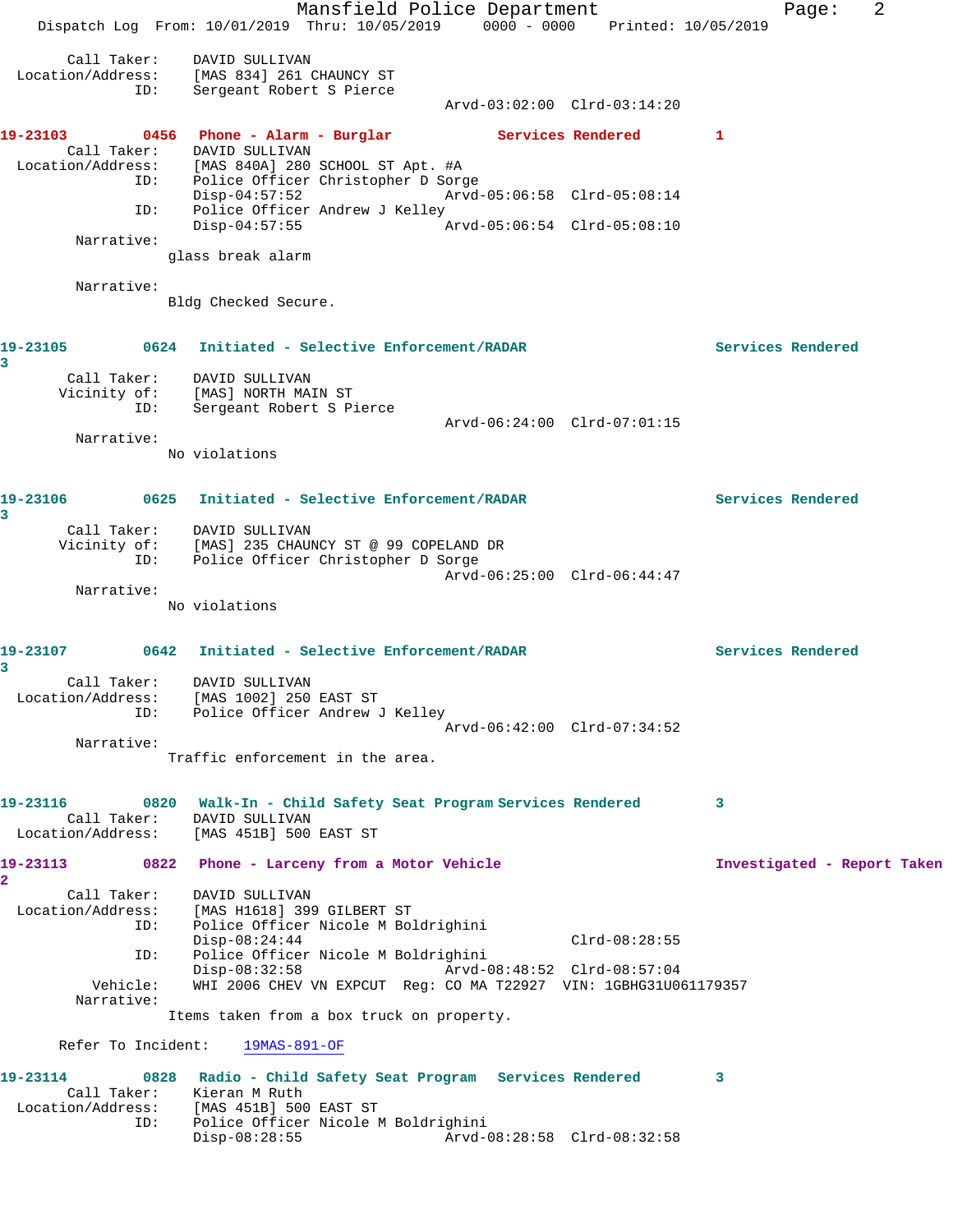```
        Call Taker:    DAVID SULLIVAN
  Location/Address:    [MAS 834] 261 CHAUNCY ST
                ID:    Sergeant Robert S Pierce
                                              Arvd-03:02:00  Clrd-03:14:20

19-23103         0456   Phone - Alarm - Burglar            Services Rendered         1
        Call Taker:    DAVID SULLIVAN
  Location/Address:    [MAS 840A] 280 SCHOOL ST Apt. #A
                ID:    Police Officer Christopher D Sorge
                       Disp-04:57:52                  Arvd-05:06:58  Clrd-05:08:14
                ID:    Police Officer Andrew J Kelley
                       Disp-04:57:55                  Arvd-05:06:54  Clrd-05:08:10
         Narrative:
                     glass break alarm

         Narrative:
                     Bldg Checked Secure.

19-23105         0624   Initiated - Selective Enforcement/RADAR                     Services Rendered
3
        Call Taker:    DAVID SULLIVAN
       Vicinity of:    [MAS] NORTH MAIN ST
                ID:    Sergeant Robert S Pierce
                                              Arvd-06:24:00  Clrd-07:01:15
         Narrative:
                     No violations

19-23106         0625   Initiated - Selective Enforcement/RADAR                     Services Rendered
3
        Call Taker:    DAVID SULLIVAN
       Vicinity of:    [MAS] 235 CHAUNCY ST @ 99 COPELAND DR
                ID:    Police Officer Christopher D Sorge
                                              Arvd-06:25:00  Clrd-06:44:47
         Narrative:
                     No violations

19-23107         0642   Initiated - Selective Enforcement/RADAR                     Services Rendered
3
        Call Taker:    DAVID SULLIVAN
  Location/Address:    [MAS 1002] 250 EAST ST
                ID:    Police Officer Andrew J Kelley
                                              Arvd-06:42:00  Clrd-07:34:52
         Narrative:
                     Traffic enforcement in the area.

19-23116         0820   Walk-In - Child Safety Seat Program Services Rendered         3
        Call Taker:    DAVID SULLIVAN
  Location/Address:    [MAS 451B] 500 EAST ST

19-23113         0822   Phone - Larceny from a Motor Vehicle                        Investigated - Report Taken
2
        Call Taker:    DAVID SULLIVAN
  Location/Address:    [MAS H1618] 399 GILBERT ST
                ID:    Police Officer Nicole M Boldrighini
                       Disp-08:24:44                                 Clrd-08:28:55
                ID:    Police Officer Nicole M Boldrighini
                       Disp-08:32:58                  Arvd-08:48:52  Clrd-08:57:04
           Vehicle:    WHI 2006 CHEV VN EXPCUT  Reg: CO MA T22927  VIN: 1GBHG31U061179357
         Narrative:
                     Items taken from a box truck on property.

      Refer To Incident:     19MAS-891-OF

19-23114         0828   Radio - Child Safety Seat Program   Services Rendered         3
        Call Taker:    Kieran M Ruth
  Location/Address:    [MAS 451B] 500 EAST ST
                ID:    Police Officer Nicole M Boldrighini
                       Disp-08:28:55                  Arvd-08:28:58  Clrd-08:32:58
```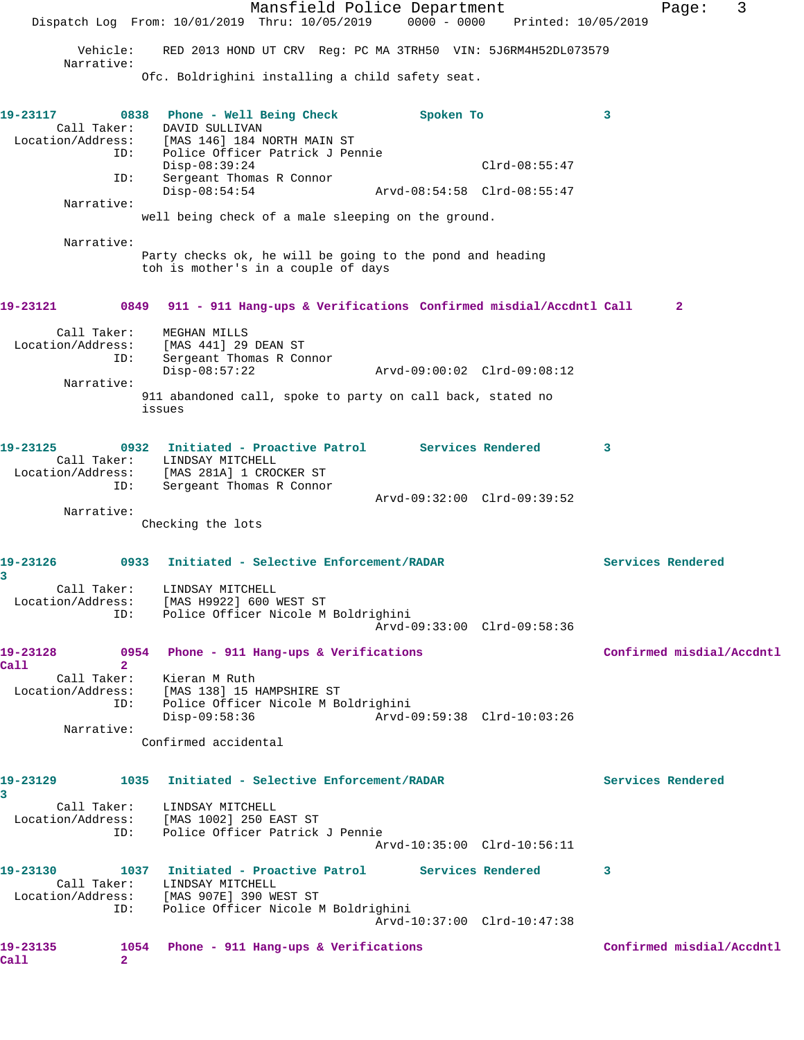Vehicle: RED 2013 HOND UT CRV Reg: PC MA 3TRH50 VIN: 5J6RM4H52DL073579

Narrative:

Ofc. Boldrighini installing a child safety seat.

**19-23117 0838 Phone - Well Being Check Spoken To 3**

Call Taker: DAVID SULLIVAN
Location/Address: [MAS 146] 184 NORTH MAIN ST
ID: Police Officer Patrick J Pennie
Disp-08:39:24 Clrd-08:55:47
ID: Sergeant Thomas R Connor
Disp-08:54:54 Arvd-08:54:58 Clrd-08:55:47

Narrative:

well being check of a male sleeping on the ground.

Narrative:

Party checks ok, he will be going to the pond and heading toh is mother's in a couple of days

**19-23121 0849 911 - 911 Hang-ups & Verifications Confirmed misdial/Accdntl Call 2**

Call Taker: MEGHAN MILLS
Location/Address: [MAS 441] 29 DEAN ST
ID: Sergeant Thomas R Connor
Disp-08:57:22 Arvd-09:00:02 Clrd-09:08:12

Narrative:

911 abandoned call, spoke to party on call back, stated no issues

**19-23125 0932 Initiated - Proactive Patrol Services Rendered 3**

Call Taker: LINDSAY MITCHELL
Location/Address: [MAS 281A] 1 CROCKER ST
ID: Sergeant Thomas R Connor
Arvd-09:32:00 Clrd-09:39:52

Narrative:

Checking the lots

**19-23126 0933 Initiated - Selective Enforcement/RADAR Services Rendered 3**

Call Taker: LINDSAY MITCHELL
Location/Address: [MAS H9922] 600 WEST ST
ID: Police Officer Nicole M Boldrighini
Arvd-09:33:00 Clrd-09:58:36

**19-23128 0954 Phone - 911 Hang-ups & Verifications Confirmed misdial/Accdntl Call 2**

Call Taker: Kieran M Ruth
Location/Address: [MAS 138] 15 HAMPSHIRE ST
ID: Police Officer Nicole M Boldrighini
Disp-09:58:36 Arvd-09:59:38 Clrd-10:03:26

Narrative:

Confirmed accidental

**19-23129 1035 Initiated - Selective Enforcement/RADAR Services Rendered 3**

Call Taker: LINDSAY MITCHELL
Location/Address: [MAS 1002] 250 EAST ST
ID: Police Officer Patrick J Pennie
Arvd-10:35:00 Clrd-10:56:11

**19-23130 1037 Initiated - Proactive Patrol Services Rendered 3**

Call Taker: LINDSAY MITCHELL
Location/Address: [MAS 907E] 390 WEST ST
ID: Police Officer Nicole M Boldrighini
Arvd-10:37:00 Clrd-10:47:38

**19-23135 1054 Phone - 911 Hang-ups & Verifications Confirmed misdial/Accdntl Call 2**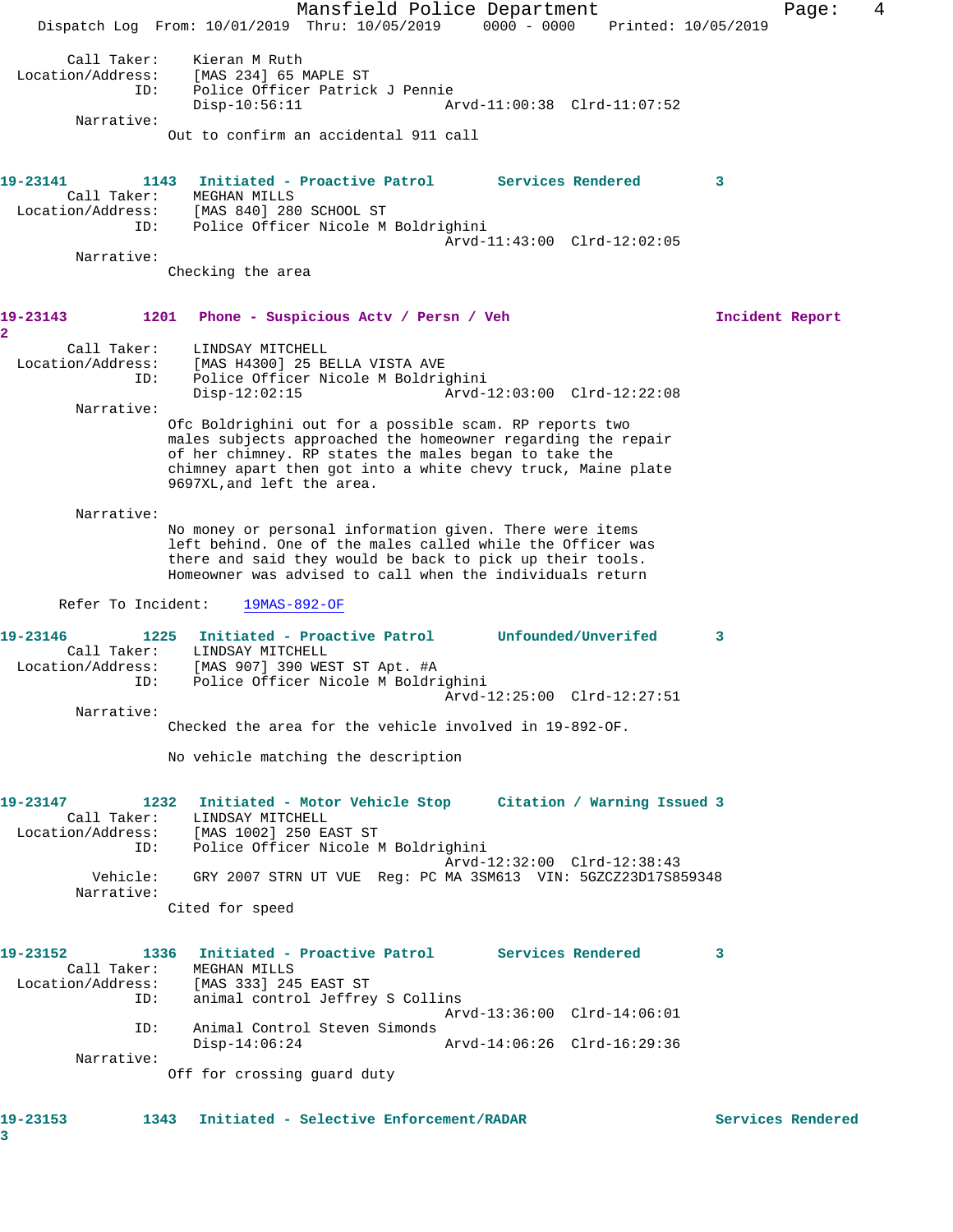Call Taker: Kieran M Ruth
Location/Address: [MAS 234] 65 MAPLE ST
ID: Police Officer Patrick J Pennie
Disp-10:56:11 Arvd-11:00:38 Clrd-11:07:52
Narrative:
Out to confirm an accidental 911 call

**19-23141 1143 Initiated - Proactive Patrol Services Rendered 3**
Call Taker: MEGHAN MILLS
Location/Address: [MAS 840] 280 SCHOOL ST
ID: Police Officer Nicole M Boldrighini
Arvd-11:43:00 Clrd-12:02:05
Narrative:
Checking the area

**19-23143 1201 Phone - Suspicious Actv / Persn / Veh Incident Report 2**
Call Taker: LINDSAY MITCHELL
Location/Address: [MAS H4300] 25 BELLA VISTA AVE
ID: Police Officer Nicole M Boldrighini
Disp-12:02:15 Arvd-12:03:00 Clrd-12:22:08
Narrative:
Ofc Boldrighini out for a possible scam. RP reports two males subjects approached the homeowner regarding the repair of her chimney. RP states the males began to take the chimney apart then got into a white chevy truck, Maine plate 9697XL,and left the area.

Narrative:
No money or personal information given. There were items left behind. One of the males called while the Officer was there and said they would be back to pick up their tools. Homeowner was advised to call when the individuals return

Refer To Incident: 19MAS-892-OF

**19-23146 1225 Initiated - Proactive Patrol Unfounded/Unverifed 3**
Call Taker: LINDSAY MITCHELL
Location/Address: [MAS 907] 390 WEST ST Apt. #A
ID: Police Officer Nicole M Boldrighini
Arvd-12:25:00 Clrd-12:27:51
Narrative:
Checked the area for the vehicle involved in 19-892-OF.

No vehicle matching the description

**19-23147 1232 Initiated - Motor Vehicle Stop Citation / Warning Issued 3**
Call Taker: LINDSAY MITCHELL
Location/Address: [MAS 1002] 250 EAST ST
ID: Police Officer Nicole M Boldrighini
Arvd-12:32:00 Clrd-12:38:43
Vehicle: GRY 2007 STRN UT VUE Reg: PC MA 3SM613 VIN: 5GZCZ23D17S859348
Narrative:
Cited for speed

**19-23152 1336 Initiated - Proactive Patrol Services Rendered 3**
Call Taker: MEGHAN MILLS
Location/Address: [MAS 333] 245 EAST ST
ID: animal control Jeffrey S Collins
Arvd-13:36:00 Clrd-14:06:01
ID: Animal Control Steven Simonds
Disp-14:06:24 Arvd-14:06:26 Clrd-16:29:36
Narrative:
Off for crossing guard duty

**19-23153 1343 Initiated - Selective Enforcement/RADAR Services Rendered 3**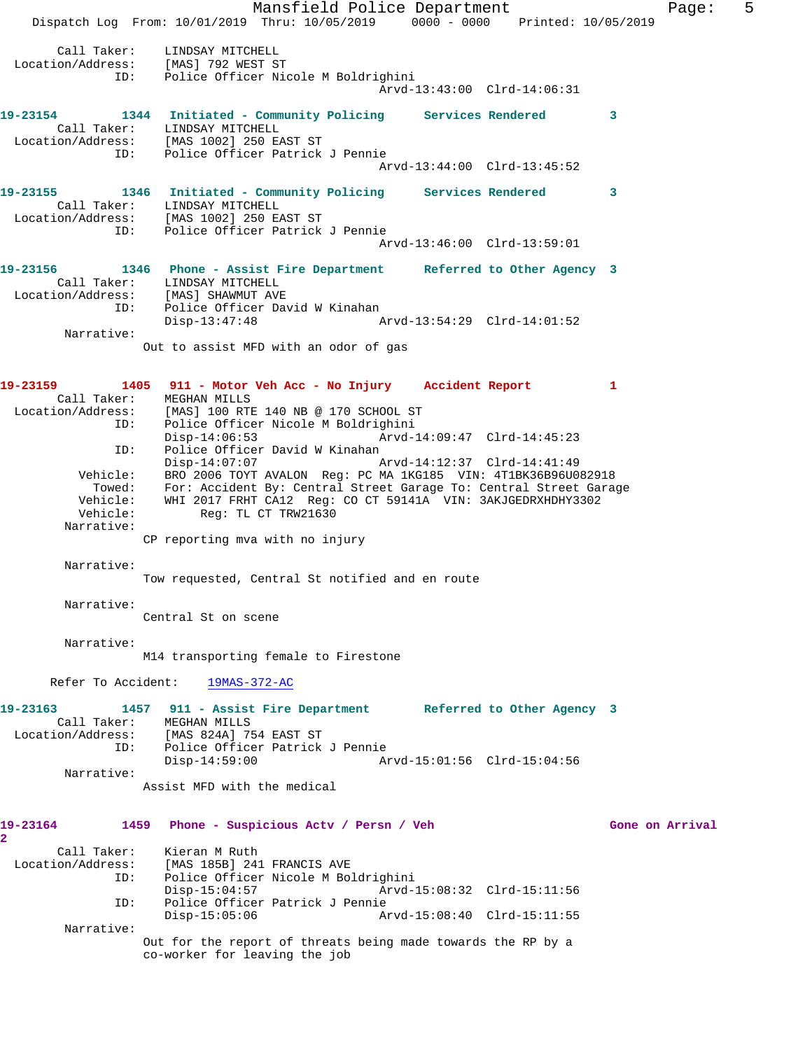Call Taker: LINDSAY MITCHELL
Location/Address: [MAS] 792 WEST ST
ID: Police Officer Nicole M Boldrighini
Arvd-13:43:00 Clrd-14:06:31

**19-23154 1344 Initiated - Community Policing Services Rendered 3**
Call Taker: LINDSAY MITCHELL
Location/Address: [MAS 1002] 250 EAST ST
ID: Police Officer Patrick J Pennie
Arvd-13:44:00 Clrd-13:45:52

**19-23155 1346 Initiated - Community Policing Services Rendered 3**
Call Taker: LINDSAY MITCHELL
Location/Address: [MAS 1002] 250 EAST ST
ID: Police Officer Patrick J Pennie
Arvd-13:46:00 Clrd-13:59:01

**19-23156 1346 Phone - Assist Fire Department Referred to Other Agency 3**
Call Taker: LINDSAY MITCHELL
Location/Address: [MAS] SHAWMUT AVE
ID: Police Officer David W Kinahan
Disp-13:47:48 Arvd-13:54:29 Clrd-14:01:52
Narrative:
Out to assist MFD with an odor of gas

**19-23159 1405 911 - Motor Veh Acc - No Injury Accident Report 1**
Call Taker: MEGHAN MILLS
Location/Address: [MAS] 100 RTE 140 NB @ 170 SCHOOL ST
ID: Police Officer Nicole M Boldrighini
Disp-14:06:53 Arvd-14:09:47 Clrd-14:45:23
ID: Police Officer David W Kinahan
Disp-14:07:07 Arvd-14:12:37 Clrd-14:41:49
Vehicle: BRO 2006 TOYT AVALON Reg: PC MA 1KG185 VIN: 4T1BK36B96U082918
Towed: For: Accident By: Central Street Garage To: Central Street Garage
Vehicle: WHI 2017 FRHT CA12 Reg: CO CT 59141A VIN: 3AKJGEDRXHDHY3302
Vehicle: Reg: TL CT TRW21630
Narrative:
CP reporting mva with no injury

Narrative:
Tow requested, Central St notified and en route

Narrative:
Central St on scene

Narrative:
M14 transporting female to Firestone

Refer To Accident: 19MAS-372-AC

**19-23163 1457 911 - Assist Fire Department Referred to Other Agency 3**
Call Taker: MEGHAN MILLS
Location/Address: [MAS 824A] 754 EAST ST
ID: Police Officer Patrick J Pennie
Disp-14:59:00 Arvd-15:01:56 Clrd-15:04:56
Narrative:
Assist MFD with the medical

**19-23164 1459 Phone - Suspicious Actv / Persn / Veh Gone on Arrival 2**
Call Taker: Kieran M Ruth
Location/Address: [MAS 185B] 241 FRANCIS AVE
ID: Police Officer Nicole M Boldrighini
Disp-15:04:57 Arvd-15:08:32 Clrd-15:11:56
ID: Police Officer Patrick J Pennie
Disp-15:05:06 Arvd-15:08:40 Clrd-15:11:55
Narrative:
Out for the report of threats being made towards the RP by a co-worker for leaving the job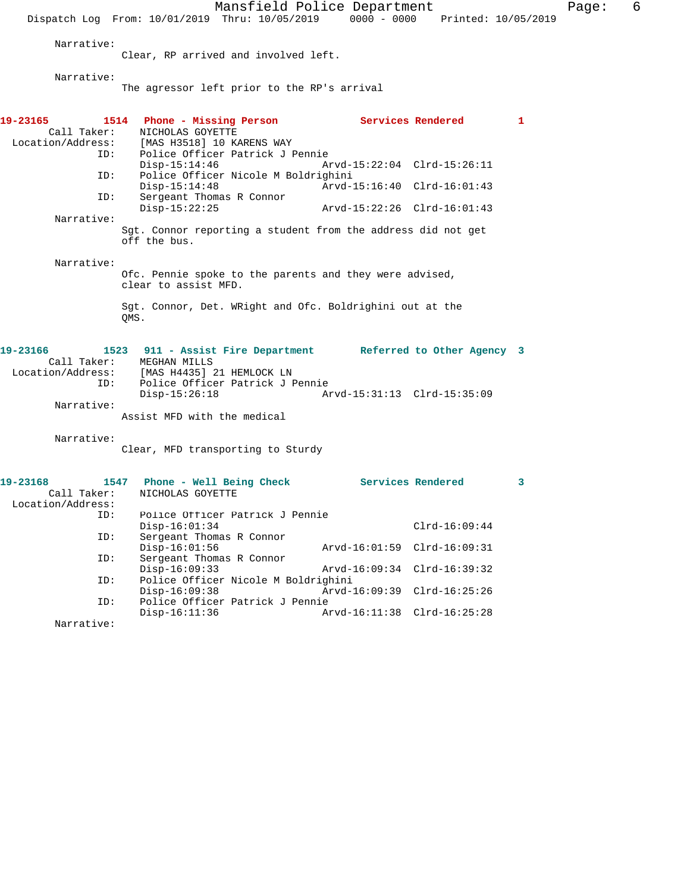Narrative:
Clear, RP arrived and involved left.

Narrative:
The agressor left prior to the RP's arrival

**19-23165 1514 Phone - Missing Person Services Rendered 1**

Call Taker: NICHOLAS GOYETTE
Location/Address: [MAS H3518] 10 KARENS WAY
ID: Police Officer Patrick J Pennie
Disp-15:14:46 Arvd-15:22:04 Clrd-15:26:11
ID: Police Officer Nicole M Boldrighini
Disp-15:14:48 Arvd-15:16:40 Clrd-16:01:43
ID: Sergeant Thomas R Connor
Disp-15:22:25 Arvd-15:22:26 Clrd-16:01:43

Narrative:
Sgt. Connor reporting a student from the address did not get off the bus.

Narrative:
Ofc. Pennie spoke to the parents and they were advised, clear to assist MFD.

Sgt. Connor, Det. WRight and Ofc. Boldrighini out at the QMS.

**19-23166 1523 911 - Assist Fire Department Referred to Other Agency 3**

Call Taker: MEGHAN MILLS
Location/Address: [MAS H4435] 21 HEMLOCK LN
ID: Police Officer Patrick J Pennie
Disp-15:26:18 Arvd-15:31:13 Clrd-15:35:09

Narrative:
Assist MFD with the medical

Narrative:
Clear, MFD transporting to Sturdy

**19-23168 1547 Phone - Well Being Check Services Rendered 3**

Call Taker: NICHOLAS GOYETTE
Location/Address:
ID: Police Officer Patrick J Pennie
Disp-16:01:34 Clrd-16:09:44
ID: Sergeant Thomas R Connor
Disp-16:01:56 Arvd-16:01:59 Clrd-16:09:31
ID: Sergeant Thomas R Connor
Disp-16:09:33 Arvd-16:09:34 Clrd-16:39:32
ID: Police Officer Nicole M Boldrighini
Disp-16:09:38 Arvd-16:09:39 Clrd-16:25:26
ID: Police Officer Patrick J Pennie
Disp-16:11:36 Arvd-16:11:38 Clrd-16:25:28

Narrative: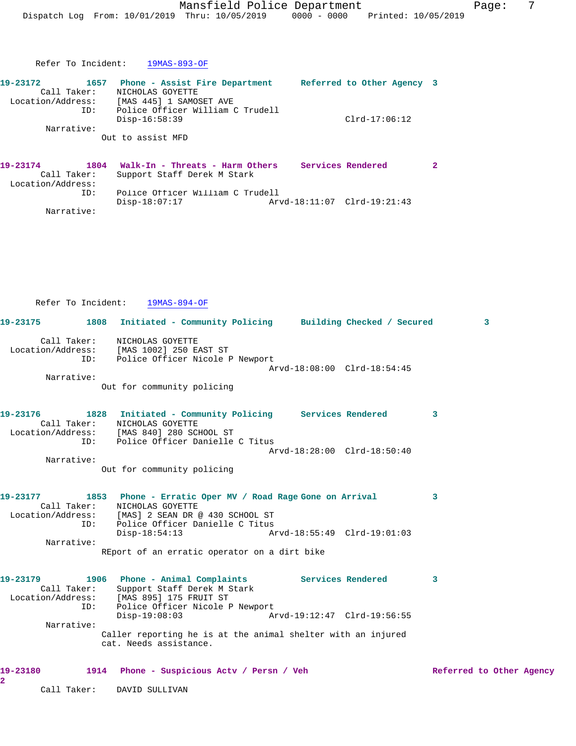Refer To Incident: 19MAS-893-OF

**19-23172** 1657 Phone - Assist Fire Department Referred to Other Agency 3
Call Taker: NICHOLAS GOYETTE
Location/Address: [MAS 445] 1 SAMOSET AVE
ID: Police Officer William C Trudell
Disp-16:58:39 Clrd-17:06:12
Narrative:
Out to assist MFD

**19-23174** 1804 Walk-In - Threats - Harm Others Services Rendered 2
Call Taker: Support Staff Derek M Stark
Location/Address:
ID: Police Officer William C Trudell
Disp-18:07:17 Arvd-18:11:07 Clrd-19:21:43
Narrative:

Refer To Incident: 19MAS-894-OF

**19-23175** 1808 Initiated - Community Policing Building Checked / Secured 3
Call Taker: NICHOLAS GOYETTE
Location/Address: [MAS 1002] 250 EAST ST
ID: Police Officer Nicole P Newport
Arvd-18:08:00 Clrd-18:54:45
Narrative:
Out for community policing

**19-23176** 1828 Initiated - Community Policing Services Rendered 3
Call Taker: NICHOLAS GOYETTE
Location/Address: [MAS 840] 280 SCHOOL ST
ID: Police Officer Danielle C Titus
Arvd-18:28:00 Clrd-18:50:40
Narrative:
Out for community policing

**19-23177** 1853 Phone - Erratic Oper MV / Road Rage Gone on Arrival 3
Call Taker: NICHOLAS GOYETTE
Location/Address: [MAS] 2 SEAN DR @ 430 SCHOOL ST
ID: Police Officer Danielle C Titus
Disp-18:54:13 Arvd-18:55:49 Clrd-19:01:03
Narrative:
REport of an erratic operator on a dirt bike

**19-23179** 1906 Phone - Animal Complaints Services Rendered 3
Call Taker: Support Staff Derek M Stark
Location/Address: [MAS 895] 175 FRUIT ST
ID: Police Officer Nicole P Newport
Disp-19:08:03 Arvd-19:12:47 Clrd-19:56:55
Narrative:
Caller reporting he is at the animal shelter with an injured cat. Needs assistance.

**19-23180** 1914 Phone - Suspicious Actv / Persn / Veh Referred to Other Agency 2
Call Taker: DAVID SULLIVAN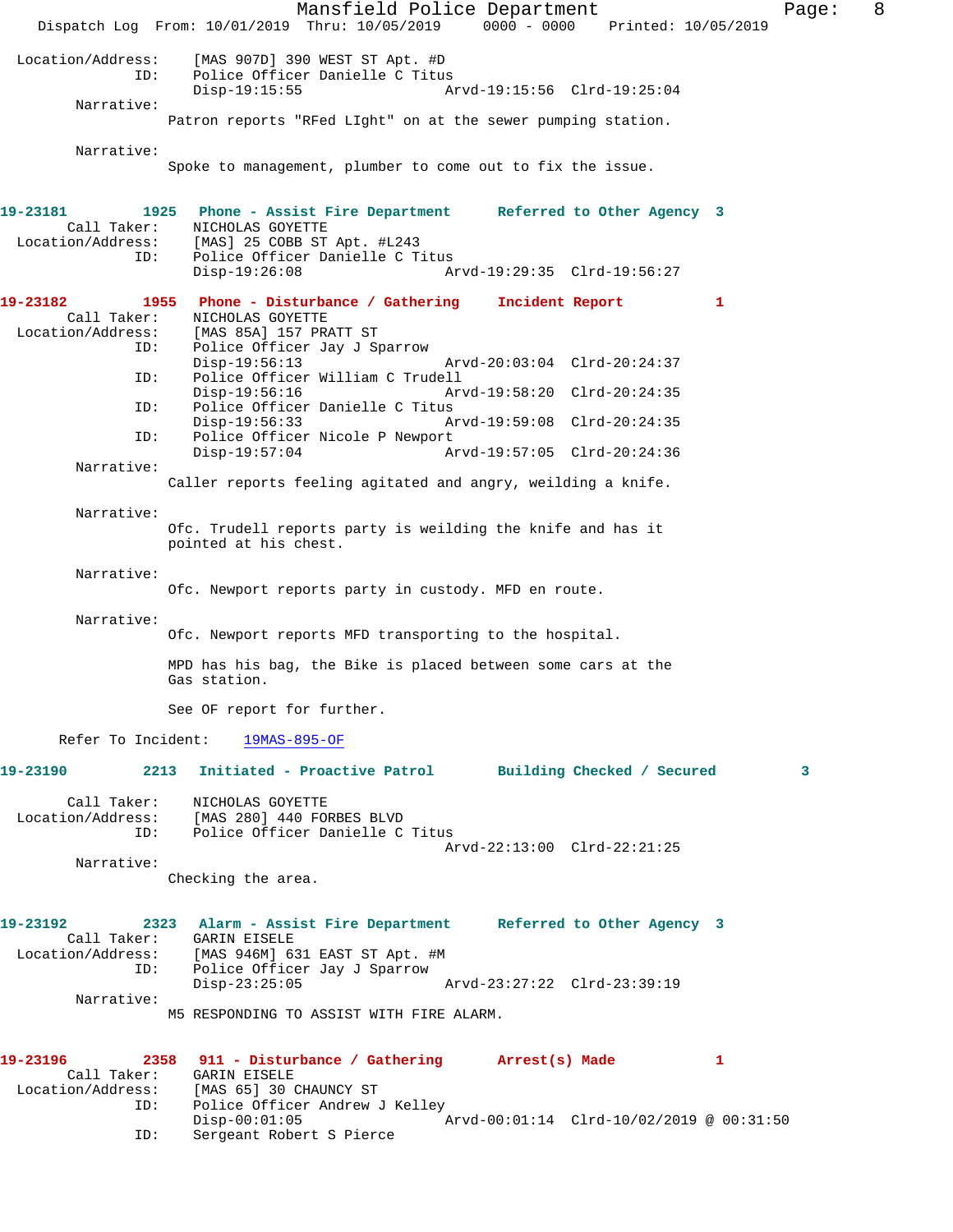Location/Address: [MAS 907D] 390 WEST ST Apt. #D
ID: Police Officer Danielle C Titus
Disp-19:15:55 Arvd-19:15:56 Clrd-19:25:04

Narrative:
Patron reports "RFed LIght" on at the sewer pumping station.

Narrative:
Spoke to management, plumber to come out to fix the issue.

**19-23181 1925 Phone - Assist Fire Department Referred to Other Agency 3**

Call Taker: NICHOLAS GOYETTE
Location/Address: [MAS] 25 COBB ST Apt. #L243
ID: Police Officer Danielle C Titus
Disp-19:26:08 Arvd-19:29:35 Clrd-19:56:27

**19-23182 1955 Phone - Disturbance / Gathering Incident Report 1**

Call Taker: NICHOLAS GOYETTE
Location/Address: [MAS 85A] 157 PRATT ST
ID: Police Officer Jay J Sparrow
Disp-19:56:13 Arvd-20:03:04 Clrd-20:24:37
ID: Police Officer William C Trudell
Disp-19:56:16 Arvd-19:58:20 Clrd-20:24:35
ID: Police Officer Danielle C Titus
Disp-19:56:33 Arvd-19:59:08 Clrd-20:24:35
ID: Police Officer Nicole P Newport
Disp-19:57:04 Arvd-19:57:05 Clrd-20:24:36

Narrative:
Caller reports feeling agitated and angry, weilding a knife.

Narrative:
Ofc. Trudell reports party is weilding the knife and has it pointed at his chest.

Narrative:
Ofc. Newport reports party in custody. MFD en route.

Narrative:
Ofc. Newport reports MFD transporting to the hospital.

MPD has his bag, the Bike is placed between some cars at the Gas station.

See OF report for further.

Refer To Incident: 19MAS-895-OF

**19-23190 2213 Initiated - Proactive Patrol Building Checked / Secured 3**

Call Taker: NICHOLAS GOYETTE
Location/Address: [MAS 280] 440 FORBES BLVD
ID: Police Officer Danielle C Titus
Arvd-22:13:00 Clrd-22:21:25

Narrative:
Checking the area.

**19-23192 2323 Alarm - Assist Fire Department Referred to Other Agency 3**

Call Taker: GARIN EISELE
Location/Address: [MAS 946M] 631 EAST ST Apt. #M
ID: Police Officer Jay J Sparrow
Disp-23:25:05 Arvd-23:27:22 Clrd-23:39:19

Narrative:
M5 RESPONDING TO ASSIST WITH FIRE ALARM.

**19-23196 2358 911 - Disturbance / Gathering Arrest(s) Made 1**

Call Taker: GARIN EISELE
Location/Address: [MAS 65] 30 CHAUNCY ST
ID: Police Officer Andrew J Kelley
Disp-00:01:05 Arvd-00:01:14 Clrd-10/02/2019 @ 00:31:50
ID: Sergeant Robert S Pierce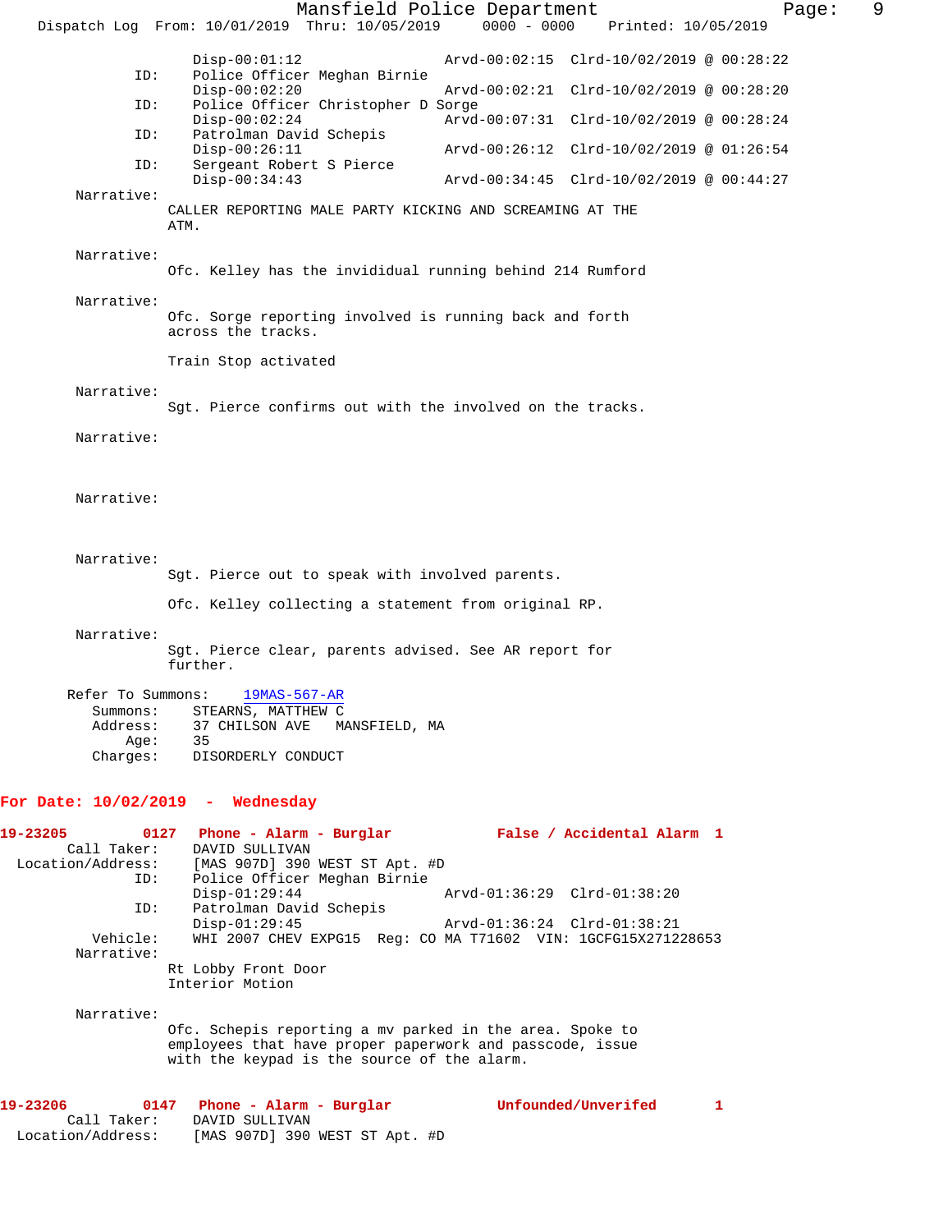```
                Disp-00:01:12              Arvd-00:02:15  Clrd-10/02/2019 @ 00:28:22
         ID:    Police Officer Meghan Birnie
                Disp-00:02:20              Arvd-00:02:21  Clrd-10/02/2019 @ 00:28:20
         ID:    Police Officer Christopher D Sorge
                Disp-00:02:24              Arvd-00:07:31  Clrd-10/02/2019 @ 00:28:24
         ID:    Patrolman David Schepis
                Disp-00:26:11              Arvd-00:26:12  Clrd-10/02/2019 @ 01:26:54
         ID:    Sergeant Robert S Pierce
                Disp-00:34:43              Arvd-00:34:45  Clrd-10/02/2019 @ 00:44:27
  Narrative:
               CALLER REPORTING MALE PARTY KICKING AND SCREAMING AT THE
               ATM.

  Narrative:
               Ofc. Kelley has the invididual running behind 214 Rumford

  Narrative:
               Ofc. Sorge reporting involved is running back and forth
               across the tracks.

               Train Stop activated

  Narrative:
               Sgt. Pierce confirms out with the involved on the tracks.

  Narrative:

  Narrative:

  Narrative:
               Sgt. Pierce out to speak with involved parents.

               Ofc. Kelley collecting a statement from original RP.

  Narrative:
               Sgt. Pierce clear, parents advised. See AR report for
               further.

 Refer To Summons:    19MAS-567-AR
   Summons:    STEARNS, MATTHEW C
   Address:    37 CHILSON AVE   MANSFIELD, MA
       Age:    35
   Charges:    DISORDERLY CONDUCT
```

**For Date: 10/02/2019 - Wednesday**

```
19-23205        0127   Phone - Alarm - Burglar           False / Accidental Alarm  1
     Call Taker:    DAVID SULLIVAN
 Location/Address:  [MAS 907D] 390 WEST ST Apt. #D
             ID:    Police Officer Meghan Birnie
                    Disp-01:29:44              Arvd-01:36:29  Clrd-01:38:20
             ID:    Patrolman David Schepis
                    Disp-01:29:45              Arvd-01:36:24  Clrd-01:38:21
        Vehicle:    WHI 2007 CHEV EXPG15  Reg: CO MA T71602  VIN: 1GCFG15X271228653
      Narrative:
               Rt Lobby Front Door
               Interior Motion

      Narrative:
               Ofc. Schepis reporting a mv parked in the area. Spoke to
               employees that have proper paperwork and passcode, issue
               with the keypad is the source of the alarm.

19-23206        0147   Phone - Alarm - Burglar           Unfounded/Unverifed       1
     Call Taker:    DAVID SULLIVAN
 Location/Address:  [MAS 907D] 390 WEST ST Apt. #D
```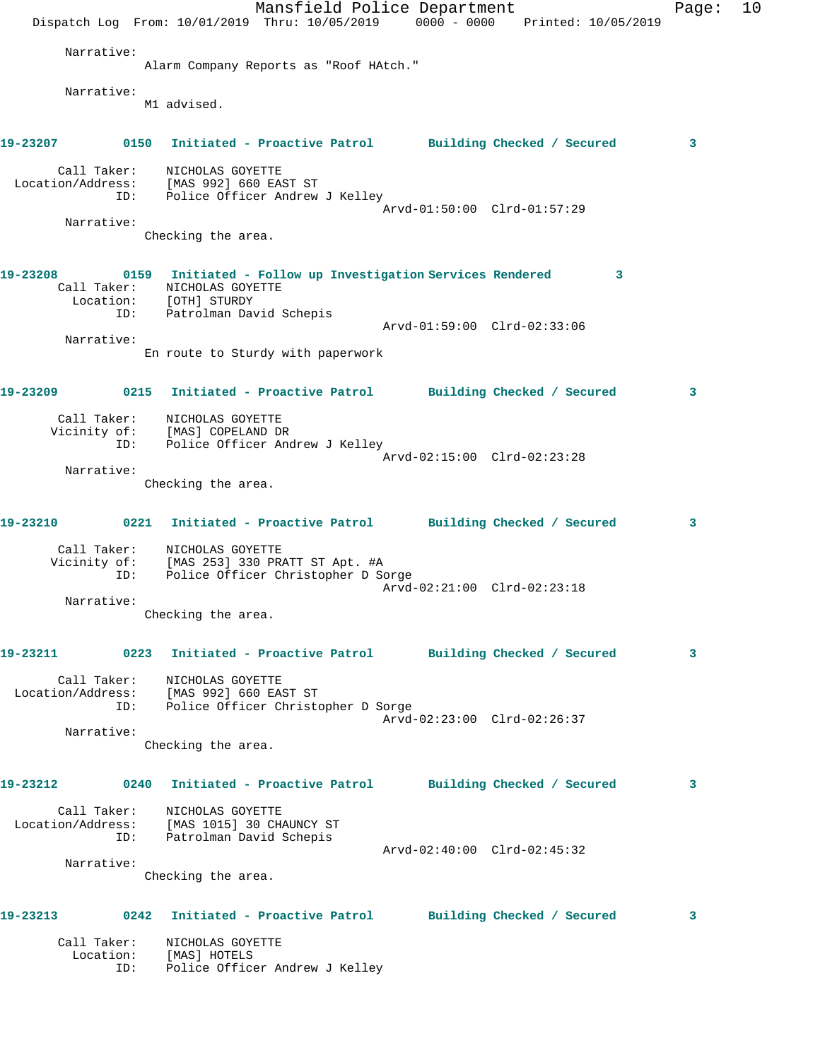Narrative:
Alarm Company Reports as "Roof HAtch."

Narrative:
M1 advised.

**19-23207 0150 Initiated - Proactive Patrol Building Checked / Secured 3**

Call Taker: NICHOLAS GOYETTE
Location/Address: [MAS 992] 660 EAST ST
ID: Police Officer Andrew J Kelley
Arvd-01:50:00 Clrd-01:57:29

Narrative:
Checking the area.

**19-23208 0159 Initiated - Follow up Investigation Services Rendered 3**

Call Taker: NICHOLAS GOYETTE
Location: [OTH] STURDY
ID: Patrolman David Schepis
Arvd-01:59:00 Clrd-02:33:06

Narrative:
En route to Sturdy with paperwork

**19-23209 0215 Initiated - Proactive Patrol Building Checked / Secured 3**

Call Taker: NICHOLAS GOYETTE
Vicinity of: [MAS] COPELAND DR
ID: Police Officer Andrew J Kelley
Arvd-02:15:00 Clrd-02:23:28

Narrative:
Checking the area.

**19-23210 0221 Initiated - Proactive Patrol Building Checked / Secured 3**

Call Taker: NICHOLAS GOYETTE
Vicinity of: [MAS 253] 330 PRATT ST Apt. #A
ID: Police Officer Christopher D Sorge
Arvd-02:21:00 Clrd-02:23:18

Narrative:
Checking the area.

**19-23211 0223 Initiated - Proactive Patrol Building Checked / Secured 3**

Call Taker: NICHOLAS GOYETTE
Location/Address: [MAS 992] 660 EAST ST
ID: Police Officer Christopher D Sorge
Arvd-02:23:00 Clrd-02:26:37

Narrative:
Checking the area.

**19-23212 0240 Initiated - Proactive Patrol Building Checked / Secured 3**

Call Taker: NICHOLAS GOYETTE
Location/Address: [MAS 1015] 30 CHAUNCY ST
ID: Patrolman David Schepis
Arvd-02:40:00 Clrd-02:45:32

Narrative:
Checking the area.

**19-23213 0242 Initiated - Proactive Patrol Building Checked / Secured 3**

Call Taker: NICHOLAS GOYETTE
Location: [MAS] HOTELS
ID: Police Officer Andrew J Kelley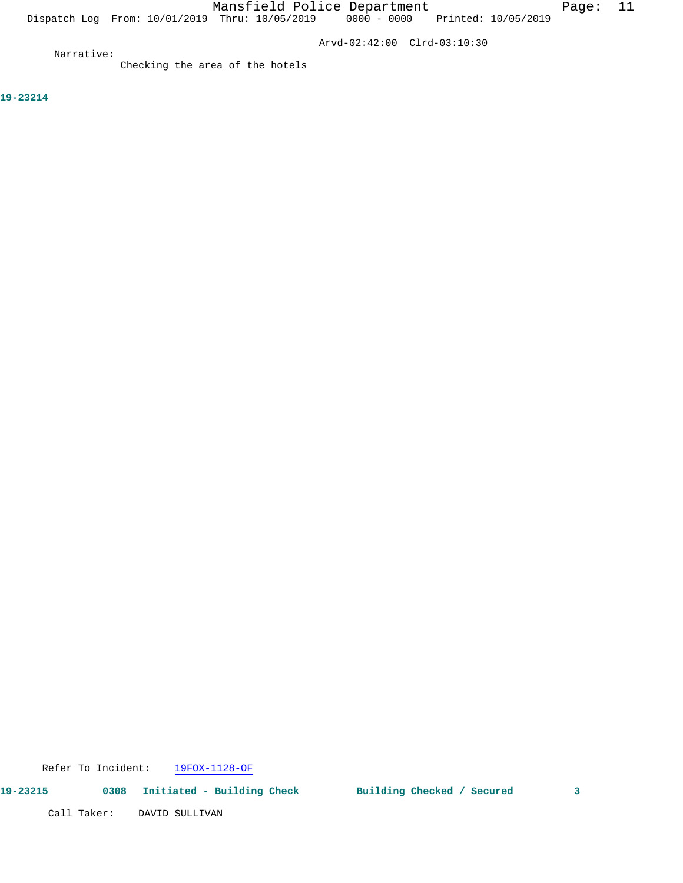Arvd-02:42:00 Clrd-03:10:30

Narrative:

Checking the area of the hotels

**19-23214**

Refer To Incident: 19FOX-1128-OF

**19-23215 0308 Initiated - Building Check Building Checked / Secured 3**

Call Taker: DAVID SULLIVAN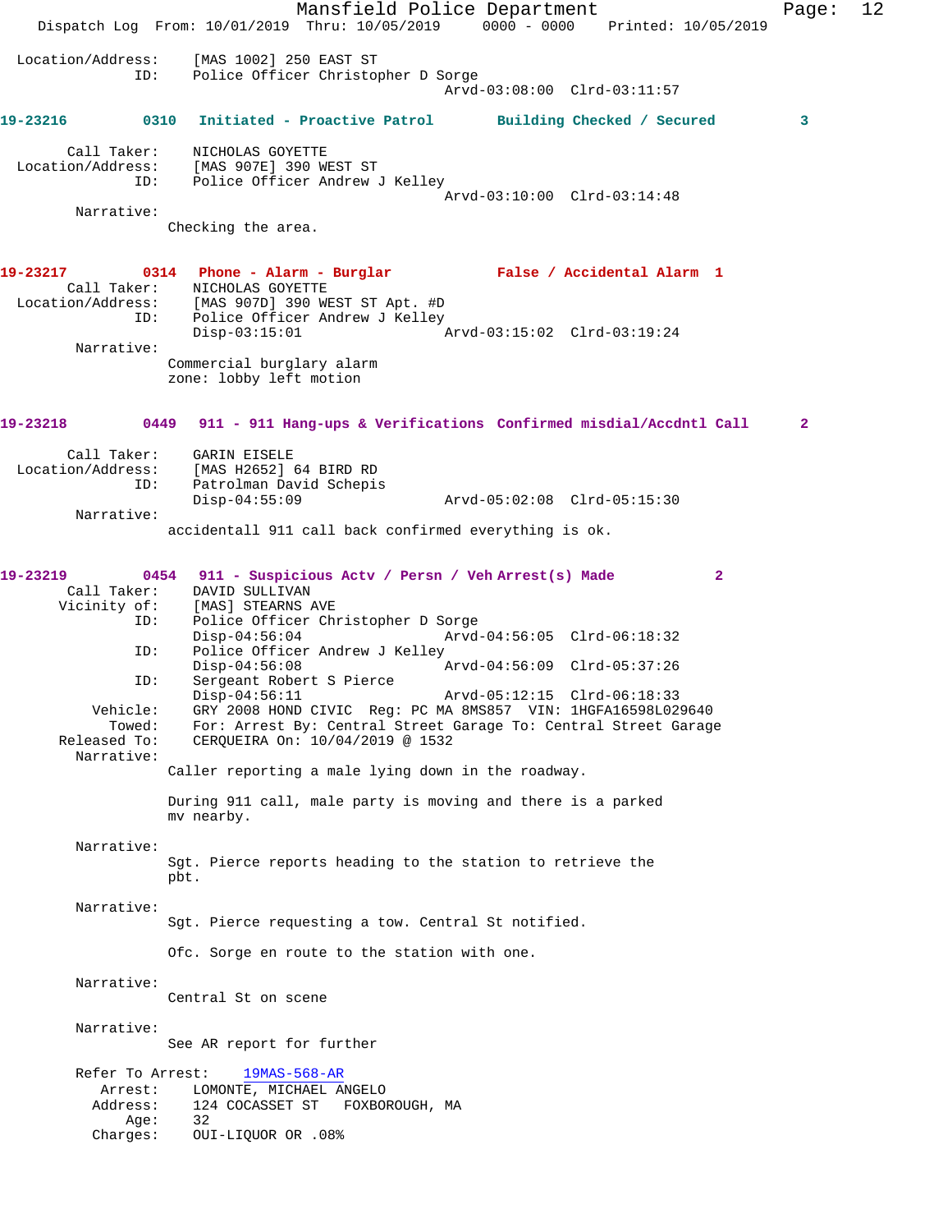Location/Address: [MAS 1002] 250 EAST ST
ID: Police Officer Christopher D Sorge
Arvd-03:08:00 Clrd-03:11:57

**19-23216 0310 Initiated - Proactive Patrol Building Checked / Secured 3**

Call Taker: NICHOLAS GOYETTE
Location/Address: [MAS 907E] 390 WEST ST
ID: Police Officer Andrew J Kelley
Arvd-03:10:00 Clrd-03:14:48
Narrative:
Checking the area.

**19-23217 0314 Phone - Alarm - Burglar False / Accidental Alarm 1**

Call Taker: NICHOLAS GOYETTE
Location/Address: [MAS 907D] 390 WEST ST Apt. #D
ID: Police Officer Andrew J Kelley
Disp-03:15:01 Arvd-03:15:02 Clrd-03:19:24
Narrative:
Commercial burglary alarm
zone: lobby left motion

**19-23218 0449 911 - 911 Hang-ups & Verifications Confirmed misdial/Accdntl Call 2**

Call Taker: GARIN EISELE
Location/Address: [MAS H2652] 64 BIRD RD
ID: Patrolman David Schepis
Disp-04:55:09 Arvd-05:02:08 Clrd-05:15:30
Narrative:
accidentall 911 call back confirmed everything is ok.

**19-23219 0454 911 - Suspicious Actv / Persn / Veh Arrest(s) Made 2**

Call Taker: DAVID SULLIVAN
Vicinity of: [MAS] STEARNS AVE
ID: Police Officer Christopher D Sorge
Disp-04:56:04 Arvd-04:56:05 Clrd-06:18:32
ID: Police Officer Andrew J Kelley
Disp-04:56:08 Arvd-04:56:09 Clrd-05:37:26
ID: Sergeant Robert S Pierce
Disp-04:56:11 Arvd-05:12:15 Clrd-06:18:33
Vehicle: GRY 2008 HOND CIVIC Reg: PC MA 8MS857 VIN: 1HGFA16598L029640
Towed: For: Arrest By: Central Street Garage To: Central Street Garage
Released To: CERQUEIRA On: 10/04/2019 @ 1532
Narrative:
Caller reporting a male lying down in the roadway.

During 911 call, male party is moving and there is a parked mv nearby.

Narrative:
Sgt. Pierce reports heading to the station to retrieve the pbt.

Narrative:
Sgt. Pierce requesting a tow. Central St notified.

Ofc. Sorge en route to the station with one.

Narrative:
Central St on scene

Narrative:
See AR report for further

Refer To Arrest: 19MAS-568-AR
Arrest: LOMONTE, MICHAEL ANGELO
Address: 124 COCASSET ST FOXBOROUGH, MA
Age: 32
Charges: OUI-LIQUOR OR .08%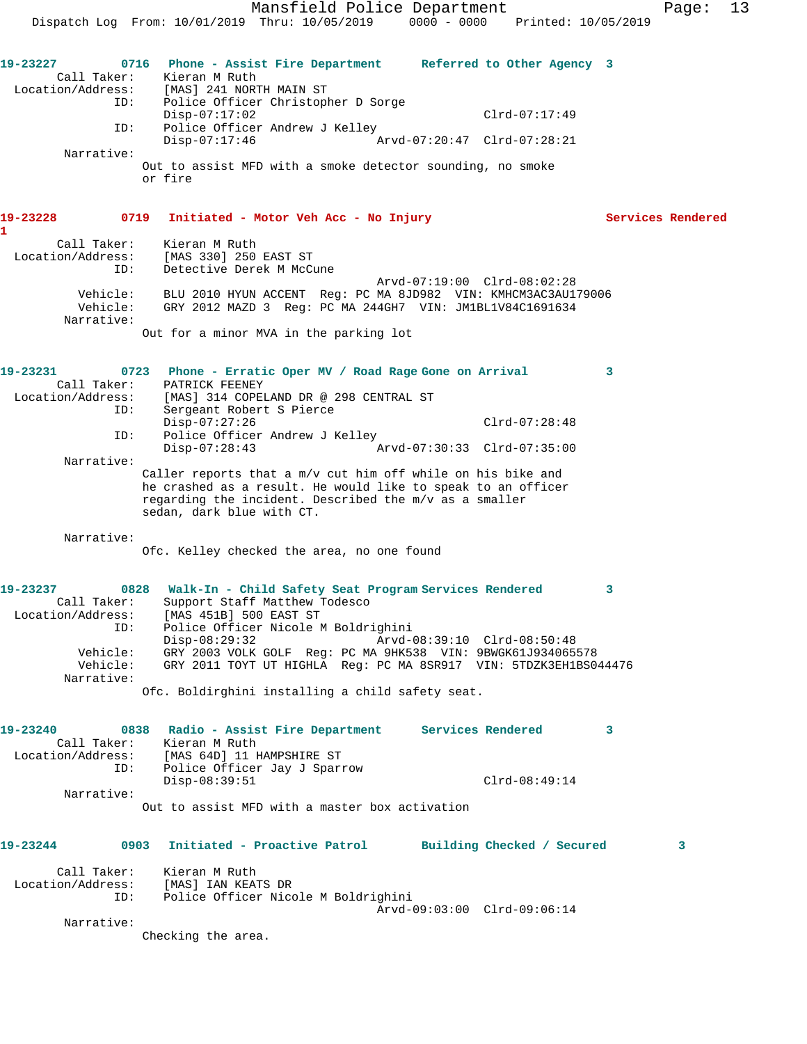**19-23227** 0716 **Phone - Assist Fire Department** **Referred to Other Agency 3**

Call Taker: Kieran M Ruth
Location/Address: [MAS] 241 NORTH MAIN ST
ID: Police Officer Christopher D Sorge
Disp-07:17:02 Clrd-07:17:49
ID: Police Officer Andrew J Kelley
Disp-07:17:46 Arvd-07:20:47 Clrd-07:28:21
Narrative:
Out to assist MFD with a smoke detector sounding, no smoke or fire

**19-23228** 0719 **Initiated - Motor Veh Acc - No Injury** **Services Rendered 1**

Call Taker: Kieran M Ruth
Location/Address: [MAS 330] 250 EAST ST
ID: Detective Derek M McCune
Arvd-07:19:00 Clrd-08:02:28
Vehicle: BLU 2010 HYUN ACCENT Reg: PC MA 8JD982 VIN: KMHCM3AC3AU179006
Vehicle: GRY 2012 MAZD 3 Reg: PC MA 244GH7 VIN: JM1BL1V84C1691634
Narrative:
Out for a minor MVA in the parking lot

**19-23231** 0723 **Phone - Erratic Oper MV / Road Rage** **Gone on Arrival 3**

Call Taker: PATRICK FEENEY
Location/Address: [MAS] 314 COPELAND DR @ 298 CENTRAL ST
ID: Sergeant Robert S Pierce
Disp-07:27:26 Clrd-07:28:48
ID: Police Officer Andrew J Kelley
Disp-07:28:43 Arvd-07:30:33 Clrd-07:35:00
Narrative:
Caller reports that a m/v cut him off while on his bike and he crashed as a result. He would like to speak to an officer regarding the incident. Described the m/v as a smaller sedan, dark blue with CT.

Narrative:
Ofc. Kelley checked the area, no one found

**19-23237** 0828 **Walk-In - Child Safety Seat Program** **Services Rendered 3**

Call Taker: Support Staff Matthew Todesco
Location/Address: [MAS 451B] 500 EAST ST
ID: Police Officer Nicole M Boldrighini
Disp-08:29:32 Arvd-08:39:10 Clrd-08:50:48
Vehicle: GRY 2003 VOLK GOLF Reg: PC MA 9HK538 VIN: 9BWGK61J934065578
Vehicle: GRY 2011 TOYT UT HIGHLA Reg: PC MA 8SR917 VIN: 5TDZK3EH1BS044476
Narrative:
Ofc. Boldirghini installing a child safety seat.

**19-23240** 0838 **Radio - Assist Fire Department** **Services Rendered 3**

Call Taker: Kieran M Ruth
Location/Address: [MAS 64D] 11 HAMPSHIRE ST
ID: Police Officer Jay J Sparrow
Disp-08:39:51 Clrd-08:49:14
Narrative:
Out to assist MFD with a master box activation

**19-23244** 0903 **Initiated - Proactive Patrol** **Building Checked / Secured 3**

Call Taker: Kieran M Ruth
Location/Address: [MAS] IAN KEATS DR
ID: Police Officer Nicole M Boldrighini
Arvd-09:03:00 Clrd-09:06:14
Narrative:
Checking the area.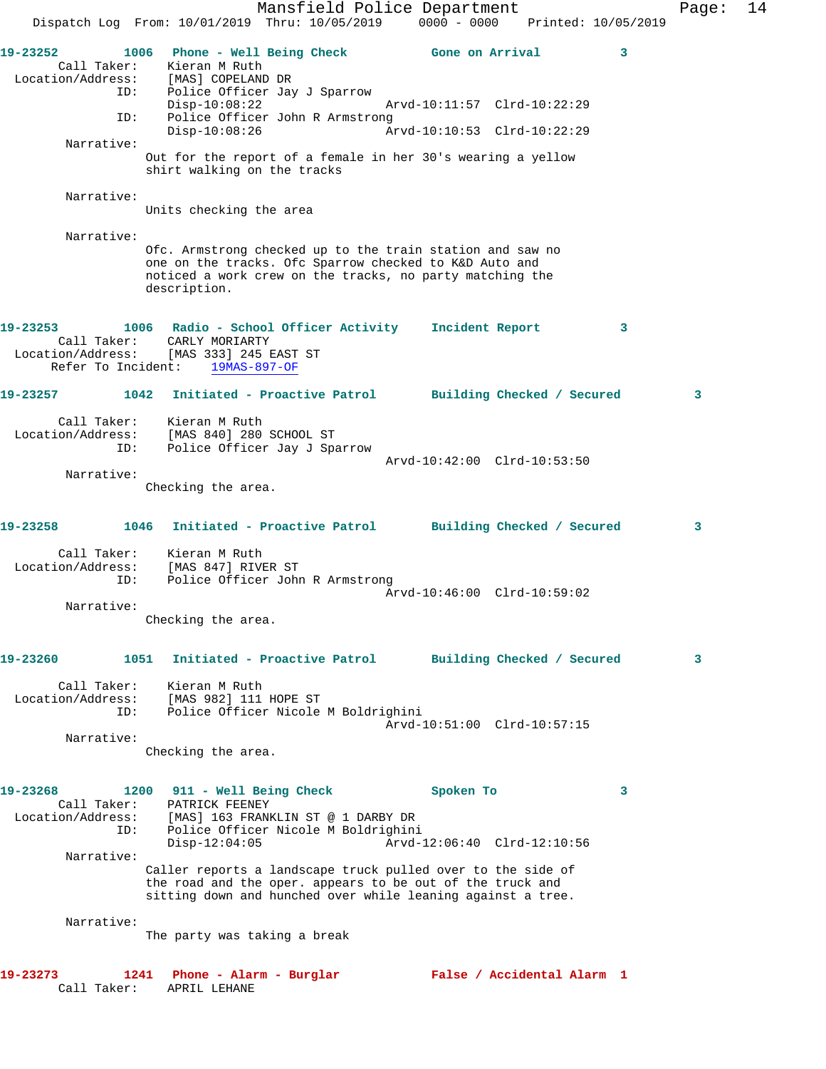**19-23252 1006 Phone - Well Being Check Gone on Arrival 3**

Call Taker: Kieran M Ruth
Location/Address: [MAS] COPELAND DR
ID: Police Officer Jay J Sparrow
Disp-10:08:22 Arvd-10:11:57 Clrd-10:22:29
ID: Police Officer John R Armstrong
Disp-10:08:26 Arvd-10:10:53 Clrd-10:22:29

Narrative:
Out for the report of a female in her 30's wearing a yellow shirt walking on the tracks

Narrative:
Units checking the area

Narrative:
Ofc. Armstrong checked up to the train station and saw no one on the tracks. Ofc Sparrow checked to K&D Auto and noticed a work crew on the tracks, no party matching the description.

**19-23253 1006 Radio - School Officer Activity Incident Report 3**

Call Taker: CARLY MORIARTY
Location/Address: [MAS 333] 245 EAST ST
Refer To Incident: 19MAS-897-OF

**19-23257 1042 Initiated - Proactive Patrol Building Checked / Secured 3**

Call Taker: Kieran M Ruth
Location/Address: [MAS 840] 280 SCHOOL ST
ID: Police Officer Jay J Sparrow
Arvd-10:42:00 Clrd-10:53:50

Narrative:
Checking the area.

**19-23258 1046 Initiated - Proactive Patrol Building Checked / Secured 3**

Call Taker: Kieran M Ruth
Location/Address: [MAS 847] RIVER ST
ID: Police Officer John R Armstrong
Arvd-10:46:00 Clrd-10:59:02

Narrative:
Checking the area.

**19-23260 1051 Initiated - Proactive Patrol Building Checked / Secured 3**

Call Taker: Kieran M Ruth
Location/Address: [MAS 982] 111 HOPE ST
ID: Police Officer Nicole M Boldrighini
Arvd-10:51:00 Clrd-10:57:15

Narrative:
Checking the area.

**19-23268 1200 911 - Well Being Check Spoken To 3**

Call Taker: PATRICK FEENEY
Location/Address: [MAS] 163 FRANKLIN ST @ 1 DARBY DR
ID: Police Officer Nicole M Boldrighini
Disp-12:04:05 Arvd-12:06:40 Clrd-12:10:56

Narrative:
Caller reports a landscape truck pulled over to the side of the road and the oper. appears to be out of the truck and sitting down and hunched over while leaning against a tree.

Narrative:
The party was taking a break

**19-23273 1241 Phone - Alarm - Burglar False / Accidental Alarm 1**

Call Taker: APRIL LEHANE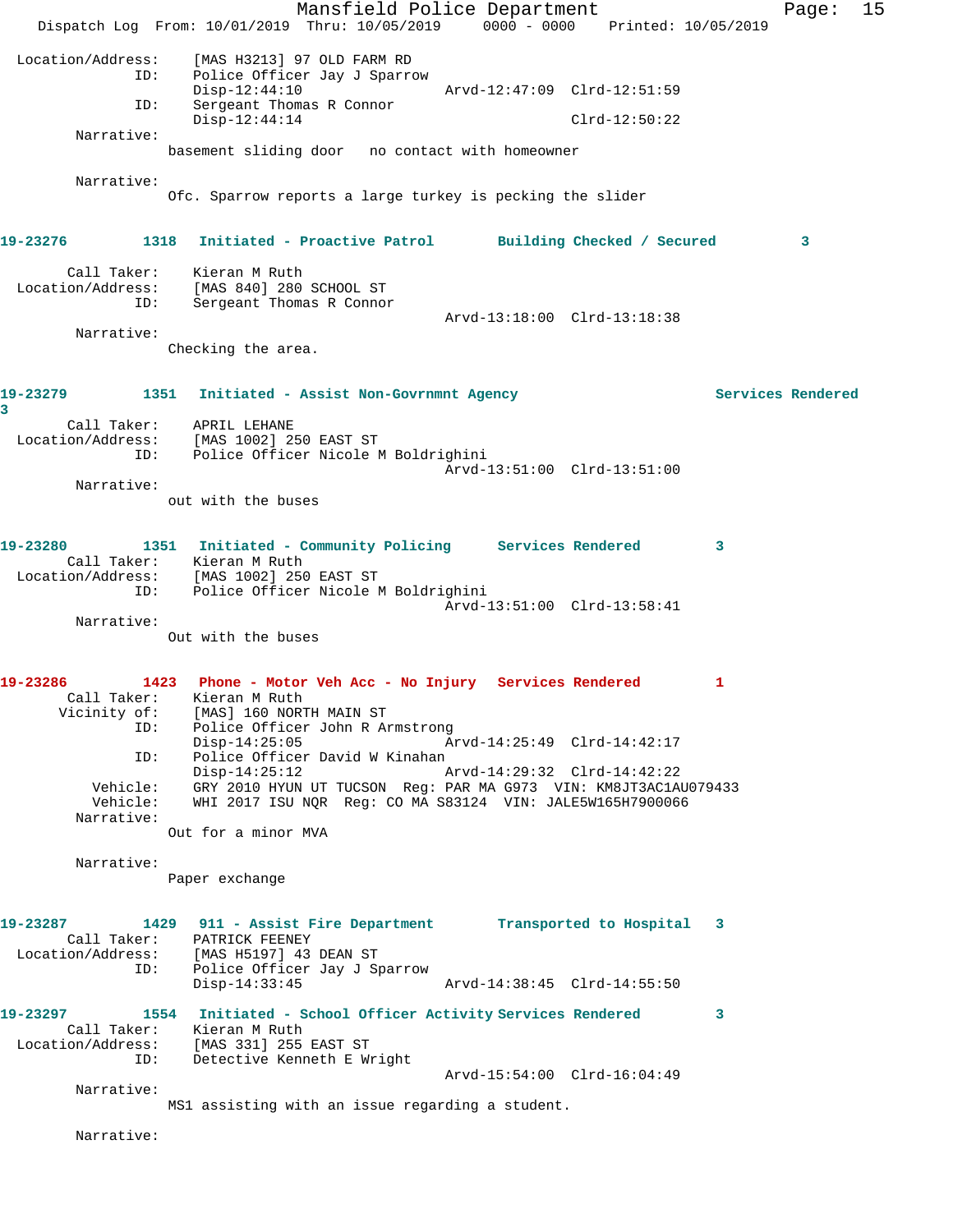Location/Address: [MAS H3213] 97 OLD FARM RD
ID: Police Officer Jay J Sparrow
Disp-12:44:10 Arvd-12:47:09 Clrd-12:51:59
ID: Sergeant Thomas R Connor
Disp-12:44:14 Clrd-12:50:22
Narrative:
basement sliding door no contact with homeowner

Narrative:
Ofc. Sparrow reports a large turkey is pecking the slider

**19-23276 1318 Initiated - Proactive Patrol Building Checked / Secured 3**

Call Taker: Kieran M Ruth
Location/Address: [MAS 840] 280 SCHOOL ST
ID: Sergeant Thomas R Connor
Arvd-13:18:00 Clrd-13:18:38
Narrative:
Checking the area.

**19-23279 1351 Initiated - Assist Non-Govrnmnt Agency Services Rendered 3**

Call Taker: APRIL LEHANE
Location/Address: [MAS 1002] 250 EAST ST
ID: Police Officer Nicole M Boldrighini
Arvd-13:51:00 Clrd-13:51:00
Narrative:
out with the buses

**19-23280 1351 Initiated - Community Policing Services Rendered 3**

Call Taker: Kieran M Ruth
Location/Address: [MAS 1002] 250 EAST ST
ID: Police Officer Nicole M Boldrighini
Arvd-13:51:00 Clrd-13:58:41
Narrative:
Out with the buses

**19-23286 1423 Phone - Motor Veh Acc - No Injury Services Rendered 1**

Call Taker: Kieran M Ruth
Vicinity of: [MAS] 160 NORTH MAIN ST
ID: Police Officer John R Armstrong
Disp-14:25:05 Arvd-14:25:49 Clrd-14:42:17
ID: Police Officer David W Kinahan
Disp-14:25:12 Arvd-14:29:32 Clrd-14:42:22
Vehicle: GRY 2010 HYUN UT TUCSON Reg: PAR MA G973 VIN: KM8JT3AC1AU079433
Vehicle: WHI 2017 ISU NQR Reg: CO MA S83124 VIN: JALE5W165H7900066
Narrative:
Out for a minor MVA

Narrative:
Paper exchange

**19-23287 1429 911 - Assist Fire Department Transported to Hospital 3**

Call Taker: PATRICK FEENEY
Location/Address: [MAS H5197] 43 DEAN ST
ID: Police Officer Jay J Sparrow
Disp-14:33:45 Arvd-14:38:45 Clrd-14:55:50

**19-23297 1554 Initiated - School Officer Activity Services Rendered 3**

Call Taker: Kieran M Ruth
Location/Address: [MAS 331] 255 EAST ST
ID: Detective Kenneth E Wright
Arvd-15:54:00 Clrd-16:04:49
Narrative:
MS1 assisting with an issue regarding a student.

Narrative: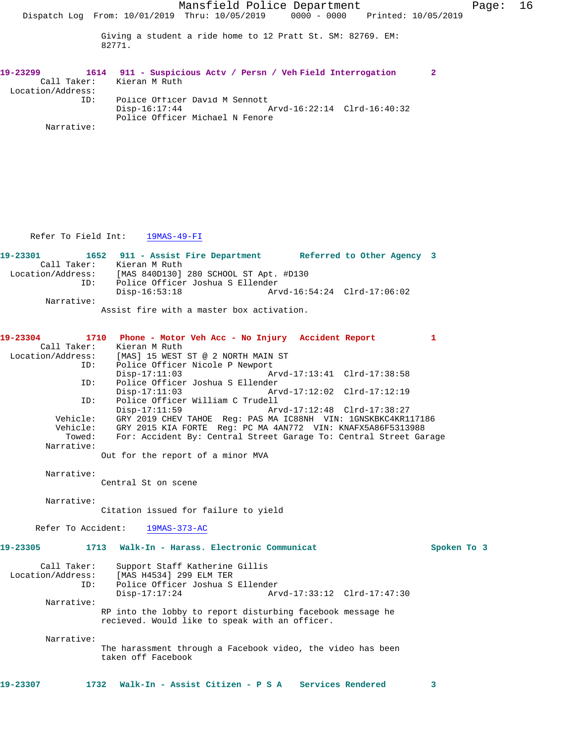Giving a student a ride home to 12 Pratt St. SM: 82769. EM: 82771.

**19-23299 1614 911 - Suspicious Actv / Persn / Veh Field Interrogation 2**

Call Taker: Kieran M Ruth
Location/Address:
ID: Police Officer David M Sennott
Disp-16:17:44 Arvd-16:22:14 Clrd-16:40:32
Police Officer Michael N Fenore
Narrative:

Refer To Field Int: 19MAS-49-FI

**19-23301 1652 911 - Assist Fire Department Referred to Other Agency 3**

Call Taker: Kieran M Ruth
Location/Address: [MAS 840D130] 280 SCHOOL ST Apt. #D130
ID: Police Officer Joshua S Ellender
Disp-16:53:18 Arvd-16:54:24 Clrd-17:06:02
Narrative:
Assist fire with a master box activation.

**19-23304 1710 Phone - Motor Veh Acc - No Injury Accident Report 1**

Call Taker: Kieran M Ruth
Location/Address: [MAS] 15 WEST ST @ 2 NORTH MAIN ST
ID: Police Officer Nicole P Newport
Disp-17:11:03 Arvd-17:13:41 Clrd-17:38:58
ID: Police Officer Joshua S Ellender
Disp-17:11:03 Arvd-17:12:02 Clrd-17:12:19
ID: Police Officer William C Trudell
Disp-17:11:59 Arvd-17:12:48 Clrd-17:38:27
Vehicle: GRY 2019 CHEV TAHOE Reg: PAS MA IC88NH VIN: 1GNSKBKC4KR117186
Vehicle: GRY 2015 KIA FORTE Reg: PC MA 4AN772 VIN: KNAFX5A86F5313988
Towed: For: Accident By: Central Street Garage To: Central Street Garage
Narrative:
Out for the report of a minor MVA

Narrative:
Central St on scene

Narrative:
Citation issued for failure to yield

Refer To Accident: 19MAS-373-AC

**19-23305 1713 Walk-In - Harass. Electronic Communicat Spoken To 3**

Call Taker: Support Staff Katherine Gillis
Location/Address: [MAS H4534] 299 ELM TER
ID: Police Officer Joshua S Ellender
Disp-17:17:24 Arvd-17:33:12 Clrd-17:47:30
Narrative:
RP into the lobby to report disturbing facebook message he recieved. Would like to speak with an officer.

Narrative:
The harassment through a Facebook video, the video has been taken off Facebook

**19-23307 1732 Walk-In - Assist Citizen - P S A Services Rendered 3**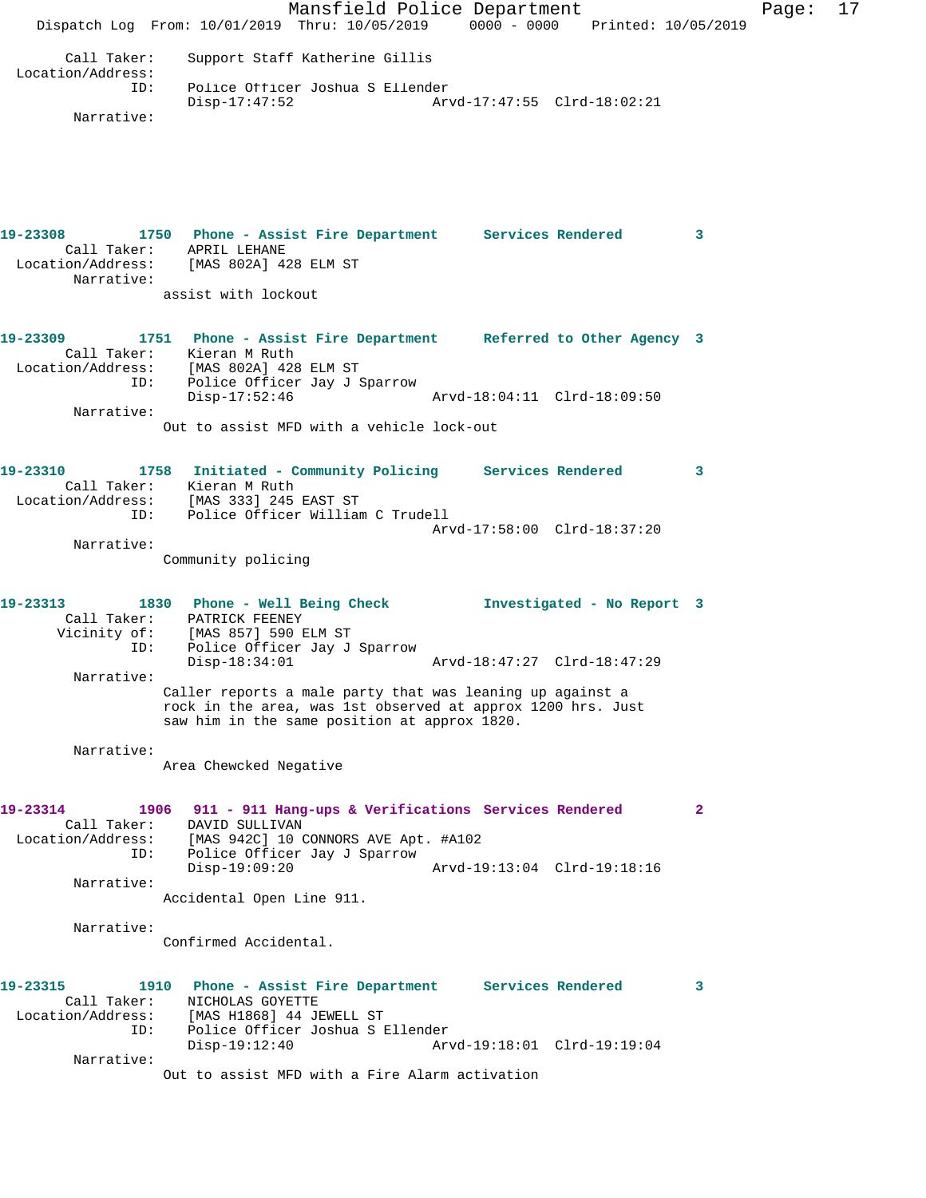Call Taker: Support Staff Katherine Gillis
Location/Address:
ID: Police Officer Joshua S Ellender
Disp-17:47:52 Arvd-17:47:55 Clrd-18:02:21
Narrative:

**19-23308** 1750 **Phone - Assist Fire Department** **Services Rendered** 3
Call Taker: APRIL LEHANE
Location/Address: [MAS 802A] 428 ELM ST
Narrative:
assist with lockout

**19-23309** 1751 **Phone - Assist Fire Department** **Referred to Other Agency** 3
Call Taker: Kieran M Ruth
Location/Address: [MAS 802A] 428 ELM ST
ID: Police Officer Jay J Sparrow
Disp-17:52:46 Arvd-18:04:11 Clrd-18:09:50
Narrative:
Out to assist MFD with a vehicle lock-out

**19-23310** 1758 **Initiated - Community Policing** **Services Rendered** 3
Call Taker: Kieran M Ruth
Location/Address: [MAS 333] 245 EAST ST
ID: Police Officer William C Trudell
Arvd-17:58:00 Clrd-18:37:20
Narrative:
Community policing

**19-23313** 1830 **Phone - Well Being Check** **Investigated - No Report** 3
Call Taker: PATRICK FEENEY
Vicinity of: [MAS 857] 590 ELM ST
ID: Police Officer Jay J Sparrow
Disp-18:34:01 Arvd-18:47:27 Clrd-18:47:29
Narrative:
Caller reports a male party that was leaning up against a rock in the area, was 1st observed at approx 1200 hrs. Just saw him in the same position at approx 1820.

Narrative:
Area Chewcked Negative

**19-23314** 1906 **911 - 911 Hang-ups & Verifications** **Services Rendered** 2
Call Taker: DAVID SULLIVAN
Location/Address: [MAS 942C] 10 CONNORS AVE Apt. #A102
ID: Police Officer Jay J Sparrow
Disp-19:09:20 Arvd-19:13:04 Clrd-19:18:16
Narrative:
Accidental Open Line 911.

Narrative:
Confirmed Accidental.

**19-23315** 1910 **Phone - Assist Fire Department** **Services Rendered** 3
Call Taker: NICHOLAS GOYETTE
Location/Address: [MAS H1868] 44 JEWELL ST
ID: Police Officer Joshua S Ellender
Disp-19:12:40 Arvd-19:18:01 Clrd-19:19:04
Narrative:
Out to assist MFD with a Fire Alarm activation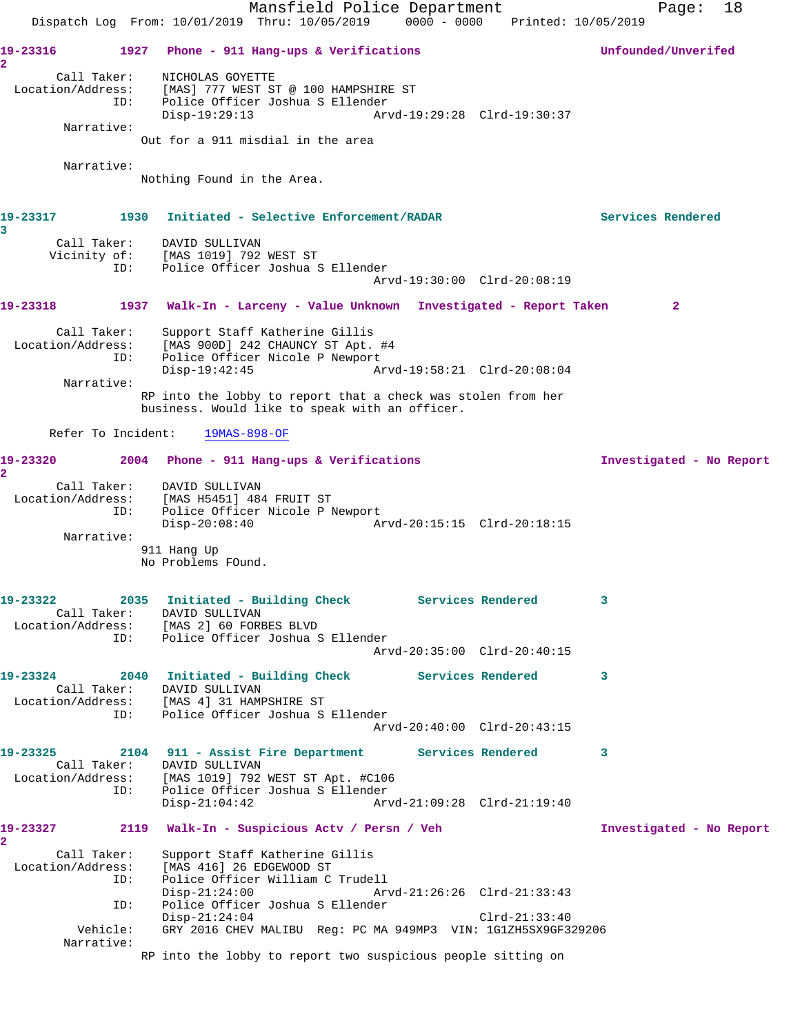**19-23316** 1927 **Phone - 911 Hang-ups & Verifications** **Unfounded/Unverifed**
2

Call Taker: NICHOLAS GOYETTE
Location/Address: [MAS] 777 WEST ST @ 100 HAMPSHIRE ST
ID: Police Officer Joshua S Ellender
Disp-19:29:13 Arvd-19:29:28 Clrd-19:30:37

Narrative:
Out for a 911 misdial in the area

Narrative:
Nothing Found in the Area.

**19-23317** 1930 **Initiated - Selective Enforcement/RADAR** **Services Rendered**
3

Call Taker: DAVID SULLIVAN
Vicinity of: [MAS 1019] 792 WEST ST
ID: Police Officer Joshua S Ellender
Arvd-19:30:00 Clrd-20:08:19

**19-23318** 1937 **Walk-In - Larceny - Value Unknown** **Investigated - Report Taken** 2

Call Taker: Support Staff Katherine Gillis
Location/Address: [MAS 900D] 242 CHAUNCY ST Apt. #4
ID: Police Officer Nicole P Newport
Disp-19:42:45 Arvd-19:58:21 Clrd-20:08:04

Narrative:
RP into the lobby to report that a check was stolen from her business. Would like to speak with an officer.

Refer To Incident: 19MAS-898-OF

**19-23320** 2004 **Phone - 911 Hang-ups & Verifications** **Investigated - No Report**
2

Call Taker: DAVID SULLIVAN
Location/Address: [MAS H5451] 484 FRUIT ST
ID: Police Officer Nicole P Newport
Disp-20:08:40 Arvd-20:15:15 Clrd-20:18:15

Narrative:
911 Hang Up
No Problems FOund.

**19-23322** 2035 **Initiated - Building Check** **Services Rendered** 3

Call Taker: DAVID SULLIVAN
Location/Address: [MAS 2] 60 FORBES BLVD
ID: Police Officer Joshua S Ellender
Arvd-20:35:00 Clrd-20:40:15

**19-23324** 2040 **Initiated - Building Check** **Services Rendered** 3

Call Taker: DAVID SULLIVAN
Location/Address: [MAS 4] 31 HAMPSHIRE ST
ID: Police Officer Joshua S Ellender
Arvd-20:40:00 Clrd-20:43:15

**19-23325** 2104 **911 - Assist Fire Department** **Services Rendered** 3

Call Taker: DAVID SULLIVAN
Location/Address: [MAS 1019] 792 WEST ST Apt. #C106
ID: Police Officer Joshua S Ellender
Disp-21:04:42 Arvd-21:09:28 Clrd-21:19:40

**19-23327** 2119 **Walk-In - Suspicious Actv / Persn / Veh** **Investigated - No Report**
2

Call Taker: Support Staff Katherine Gillis
Location/Address: [MAS 416] 26 EDGEWOOD ST
ID: Police Officer William C Trudell
Disp-21:24:00 Arvd-21:26:26 Clrd-21:33:43
ID: Police Officer Joshua S Ellender
Disp-21:24:04 Clrd-21:33:40
Vehicle: GRY 2016 CHEV MALIBU Reg: PC MA 949MP3 VIN: 1G1ZH5SX9GF329206

Narrative:
RP into the lobby to report two suspicious people sitting on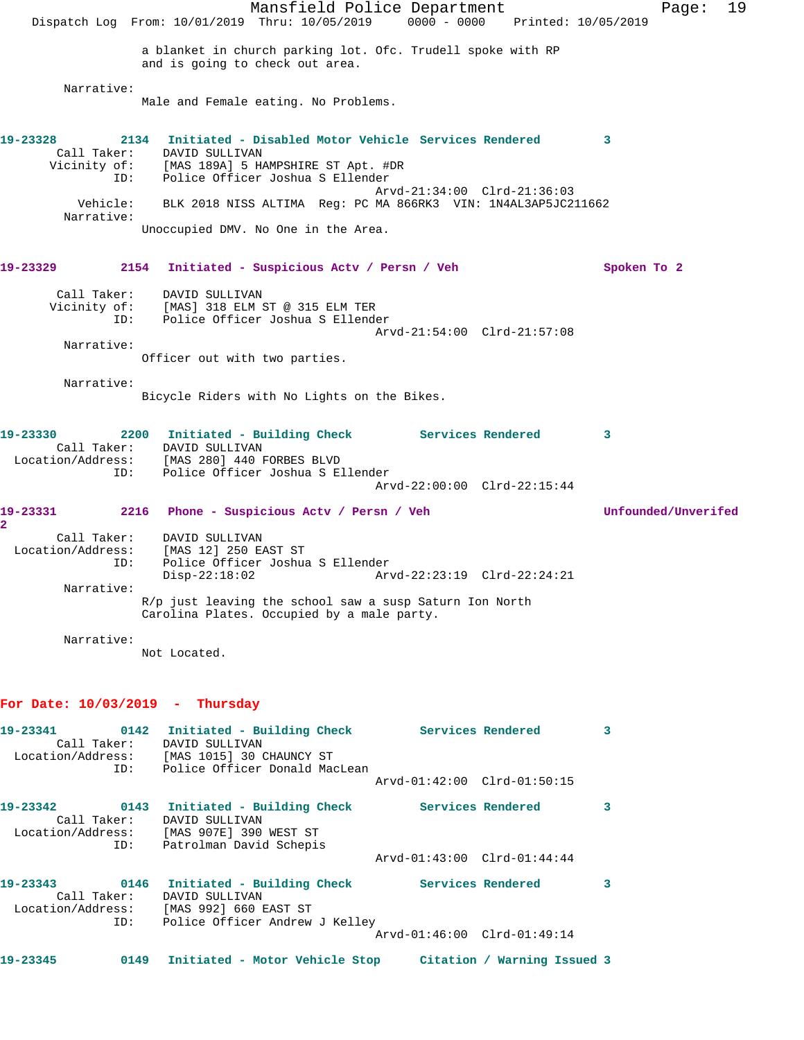a blanket in church parking lot. Ofc. Trudell spoke with RP and is going to check out area.

Narrative:
Male and Female eating. No Problems.

**19-23328 2134 Initiated - Disabled Motor Vehicle Services Rendered 3**

Call Taker: DAVID SULLIVAN
Vicinity of: [MAS 189A] 5 HAMPSHIRE ST Apt. #DR
ID: Police Officer Joshua S Ellender
Arvd-21:34:00 Clrd-21:36:03
Vehicle: BLK 2018 NISS ALTIMA Reg: PC MA 866RK3 VIN: 1N4AL3AP5JC211662
Narrative:
Unoccupied DMV. No One in the Area.

**19-23329 2154 Initiated - Suspicious Actv / Persn / Veh Spoken To 2**

Call Taker: DAVID SULLIVAN
Vicinity of: [MAS] 318 ELM ST @ 315 ELM TER
ID: Police Officer Joshua S Ellender
Arvd-21:54:00 Clrd-21:57:08
Narrative:
Officer out with two parties.

Narrative:
Bicycle Riders with No Lights on the Bikes.

**19-23330 2200 Initiated - Building Check Services Rendered 3**

Call Taker: DAVID SULLIVAN
Location/Address: [MAS 280] 440 FORBES BLVD
ID: Police Officer Joshua S Ellender
Arvd-22:00:00 Clrd-22:15:44

**19-23331 2216 Phone - Suspicious Actv / Persn / Veh Unfounded/Unverifed 2**

Call Taker: DAVID SULLIVAN
Location/Address: [MAS 12] 250 EAST ST
ID: Police Officer Joshua S Ellender
Disp-22:18:02 Arvd-22:23:19 Clrd-22:24:21
Narrative:
R/p just leaving the school saw a susp Saturn Ion North Carolina Plates. Occupied by a male party.

Narrative:
Not Located.

## For Date: 10/03/2019 - Thursday

**19-23341 0142 Initiated - Building Check Services Rendered 3**

Call Taker: DAVID SULLIVAN
Location/Address: [MAS 1015] 30 CHAUNCY ST
ID: Police Officer Donald MacLean
Arvd-01:42:00 Clrd-01:50:15

**19-23342 0143 Initiated - Building Check Services Rendered 3**

Call Taker: DAVID SULLIVAN
Location/Address: [MAS 907E] 390 WEST ST
ID: Patrolman David Schepis
Arvd-01:43:00 Clrd-01:44:44

**19-23343 0146 Initiated - Building Check Services Rendered 3**

Call Taker: DAVID SULLIVAN
Location/Address: [MAS 992] 660 EAST ST
ID: Police Officer Andrew J Kelley
Arvd-01:46:00 Clrd-01:49:14

**19-23345 0149 Initiated - Motor Vehicle Stop Citation / Warning Issued 3**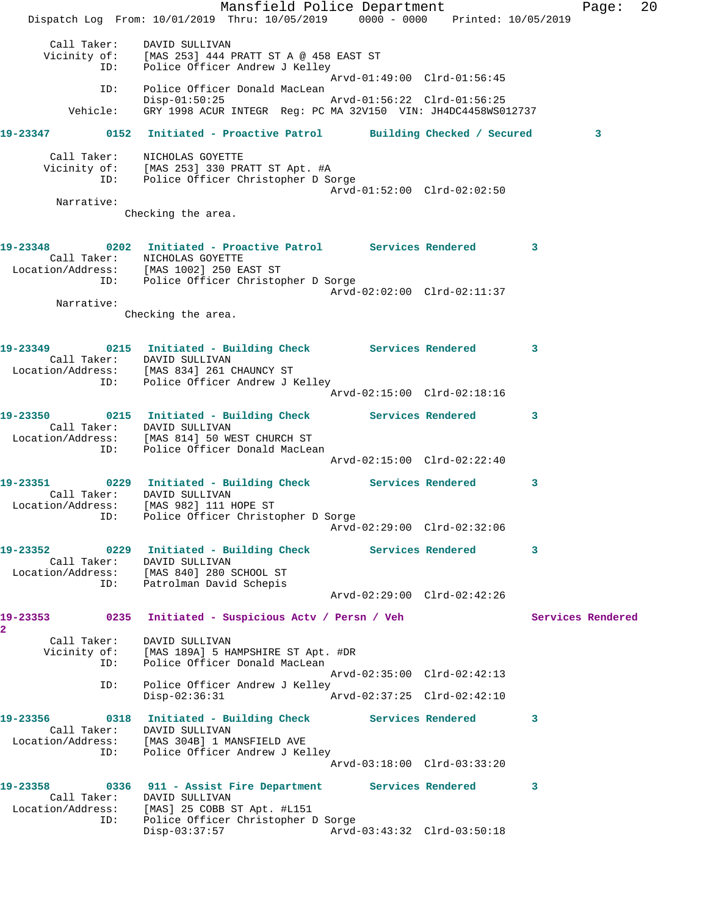Call Taker: DAVID SULLIVAN
Vicinity of: [MAS 253] 444 PRATT ST A @ 458 EAST ST
ID: Police Officer Andrew J Kelley
Arvd-01:49:00 Clrd-01:56:45
ID: Police Officer Donald MacLean
Disp-01:50:25 Arvd-01:56:22 Clrd-01:56:25
Vehicle: GRY 1998 ACUR INTEGR Reg: PC MA 32V150 VIN: JH4DC4458WS012737

**19-23347 0152 Initiated - Proactive Patrol Building Checked / Secured 3**

Call Taker: NICHOLAS GOYETTE
Vicinity of: [MAS 253] 330 PRATT ST Apt. #A
ID: Police Officer Christopher D Sorge
Arvd-01:52:00 Clrd-02:02:50
Narrative:
Checking the area.

**19-23348 0202 Initiated - Proactive Patrol Services Rendered 3**

Call Taker: NICHOLAS GOYETTE
Location/Address: [MAS 1002] 250 EAST ST
ID: Police Officer Christopher D Sorge
Arvd-02:02:00 Clrd-02:11:37
Narrative:
Checking the area.

**19-23349 0215 Initiated - Building Check Services Rendered 3**

Call Taker: DAVID SULLIVAN
Location/Address: [MAS 834] 261 CHAUNCY ST
ID: Police Officer Andrew J Kelley
Arvd-02:15:00 Clrd-02:18:16

**19-23350 0215 Initiated - Building Check Services Rendered 3**

Call Taker: DAVID SULLIVAN
Location/Address: [MAS 814] 50 WEST CHURCH ST
ID: Police Officer Donald MacLean
Arvd-02:15:00 Clrd-02:22:40

**19-23351 0229 Initiated - Building Check Services Rendered 3**

Call Taker: DAVID SULLIVAN
Location/Address: [MAS 982] 111 HOPE ST
ID: Police Officer Christopher D Sorge
Arvd-02:29:00 Clrd-02:32:06

**19-23352 0229 Initiated - Building Check Services Rendered 3**

Call Taker: DAVID SULLIVAN
Location/Address: [MAS 840] 280 SCHOOL ST
ID: Patrolman David Schepis
Arvd-02:29:00 Clrd-02:42:26

**19-23353 0235 Initiated - Suspicious Actv / Persn / Veh Services Rendered 2**

Call Taker: DAVID SULLIVAN
Vicinity of: [MAS 189A] 5 HAMPSHIRE ST Apt. #DR
ID: Police Officer Donald MacLean
Arvd-02:35:00 Clrd-02:42:13
ID: Police Officer Andrew J Kelley
Disp-02:36:31 Arvd-02:37:25 Clrd-02:42:10

**19-23356 0318 Initiated - Building Check Services Rendered 3**

Call Taker: DAVID SULLIVAN
Location/Address: [MAS 304B] 1 MANSFIELD AVE
ID: Police Officer Andrew J Kelley
Arvd-03:18:00 Clrd-03:33:20

**19-23358 0336 911 - Assist Fire Department Services Rendered 3**

Call Taker: DAVID SULLIVAN
Location/Address: [MAS] 25 COBB ST Apt. #L151
ID: Police Officer Christopher D Sorge
Disp-03:37:57 Arvd-03:43:32 Clrd-03:50:18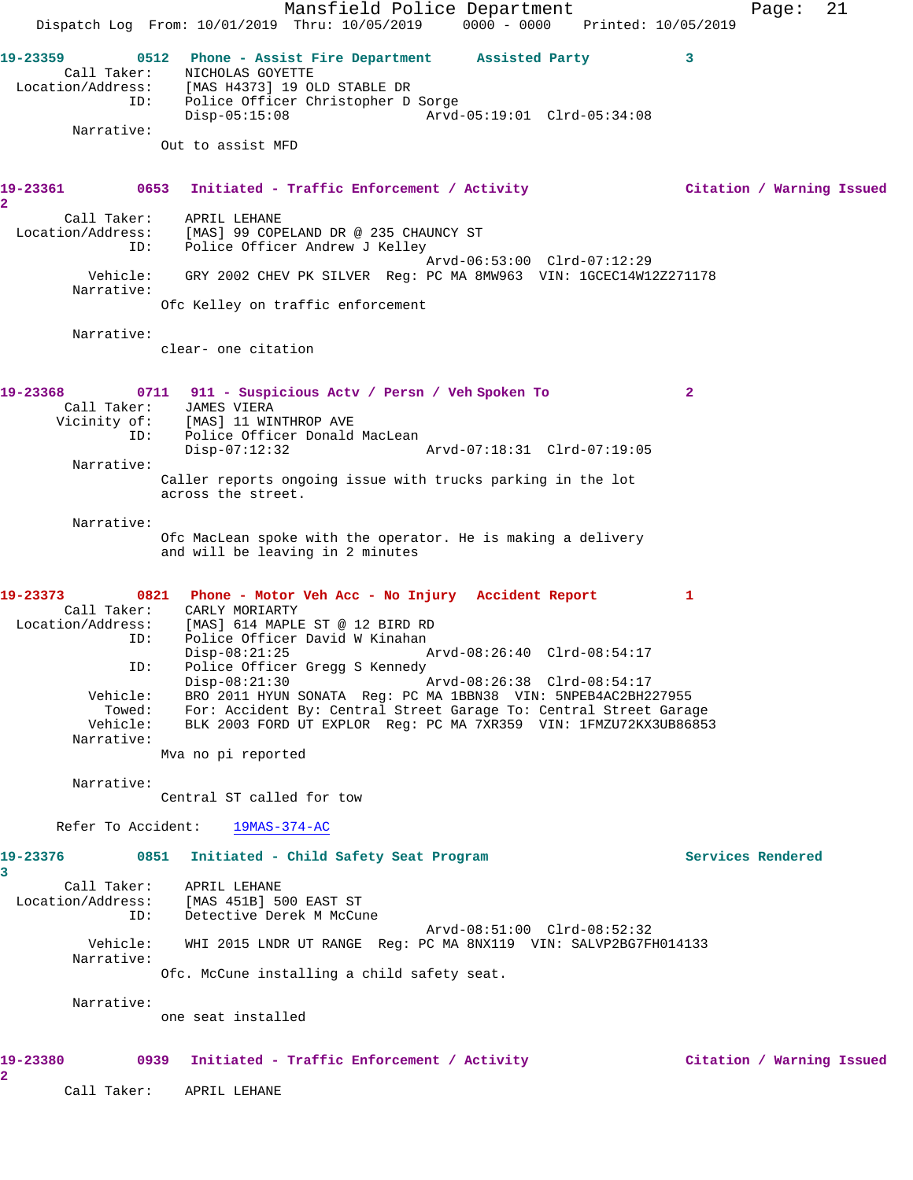Mansfield Police Department
Dispatch Log From: 10/01/2019 Thru: 10/05/2019 0000 - 0000 Printed: 10/05/2019

**19-23359** 0512 **Phone - Assist Fire Department** **Assisted Party** 3

Call Taker: NICHOLAS GOYETTE
Location/Address: [MAS H4373] 19 OLD STABLE DR
ID: Police Officer Christopher D Sorge
Disp-05:15:08 Arvd-05:19:01 Clrd-05:34:08

Narrative:
Out to assist MFD

**19-23361** 0653 **Initiated - Traffic Enforcement / Activity** **Citation / Warning Issued** 2

Call Taker: APRIL LEHANE
Location/Address: [MAS] 99 COPELAND DR @ 235 CHAUNCY ST
ID: Police Officer Andrew J Kelley
Arvd-06:53:00 Clrd-07:12:29
Vehicle: GRY 2002 CHEV PK SILVER Reg: PC MA 8MW963 VIN: 1GCEC14W12Z271178

Narrative:
Ofc Kelley on traffic enforcement

Narrative:
clear- one citation

**19-23368** 0711 **911 - Suspicious Actv / Persn / Veh Spoken To** 2

Call Taker: JAMES VIERA
Vicinity of: [MAS] 11 WINTHROP AVE
ID: Police Officer Donald MacLean
Disp-07:12:32 Arvd-07:18:31 Clrd-07:19:05

Narrative:
Caller reports ongoing issue with trucks parking in the lot across the street.

Narrative:
Ofc MacLean spoke with the operator. He is making a delivery and will be leaving in 2 minutes

**19-23373** 0821 **Phone - Motor Veh Acc - No Injury** **Accident Report** 1

Call Taker: CARLY MORIARTY
Location/Address: [MAS] 614 MAPLE ST @ 12 BIRD RD
ID: Police Officer David W Kinahan
Disp-08:21:25 Arvd-08:26:40 Clrd-08:54:17
ID: Police Officer Gregg S Kennedy
Disp-08:21:30 Arvd-08:26:38 Clrd-08:54:17
Vehicle: BRO 2011 HYUN SONATA Reg: PC MA 1BBN38 VIN: 5NPEB4AC2BH227955
Towed: For: Accident By: Central Street Garage To: Central Street Garage
Vehicle: BLK 2003 FORD UT EXPLOR Reg: PC MA 7XR359 VIN: 1FMZU72KX3UB86853

Narrative:
Mva no pi reported

Narrative:
Central ST called for tow

Refer To Accident: 19MAS-374-AC

**19-23376** 0851 **Initiated - Child Safety Seat Program** **Services Rendered** 3

Call Taker: APRIL LEHANE
Location/Address: [MAS 451B] 500 EAST ST
ID: Detective Derek M McCune
Arvd-08:51:00 Clrd-08:52:32
Vehicle: WHI 2015 LNDR UT RANGE Reg: PC MA 8NX119 VIN: SALVP2BG7FH014133

Narrative:
Ofc. McCune installing a child safety seat.

Narrative:
one seat installed

**19-23380** 0939 **Initiated - Traffic Enforcement / Activity** **Citation / Warning Issued** 2

Call Taker: APRIL LEHANE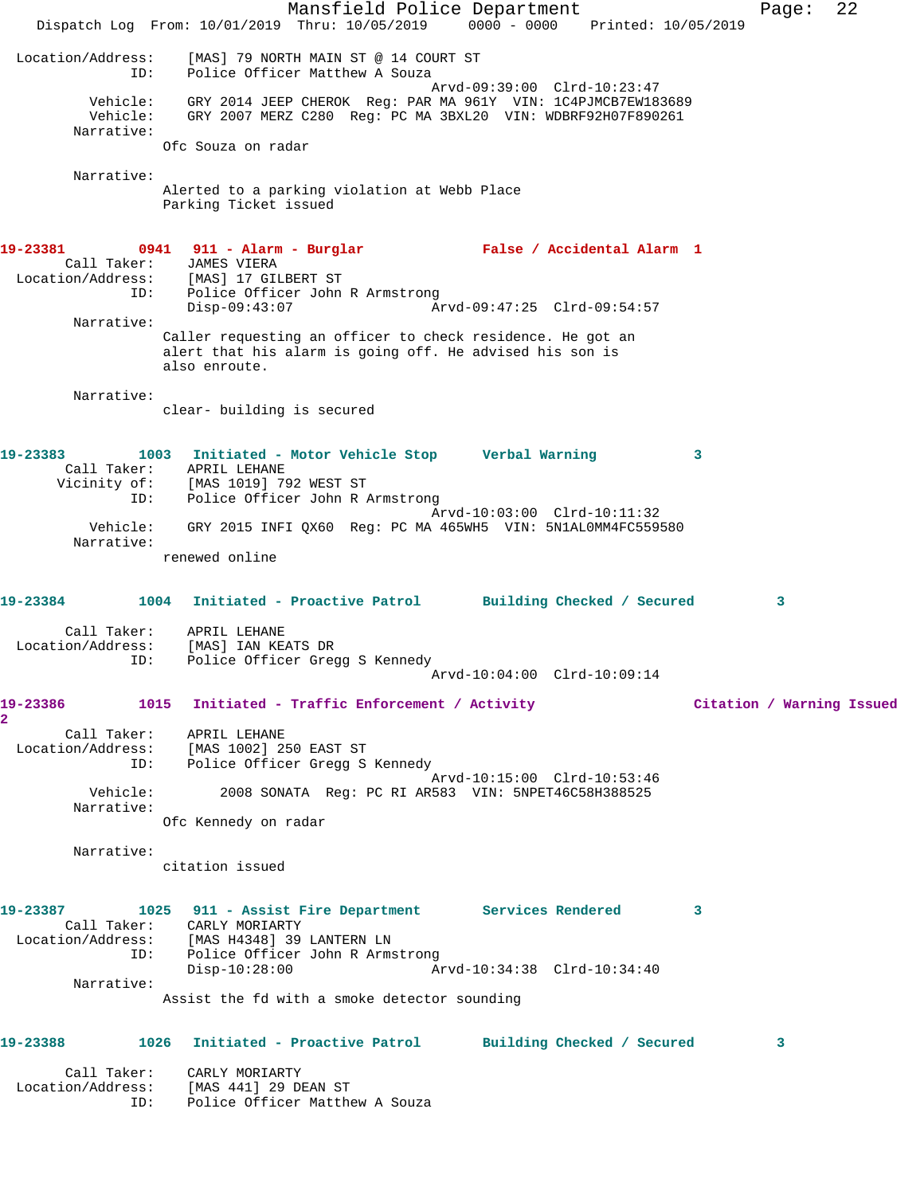Location/Address: [MAS] 79 NORTH MAIN ST @ 14 COURT ST
ID: Police Officer Matthew A Souza
Arvd-09:39:00 Clrd-10:23:47
Vehicle: GRY 2014 JEEP CHEROK Reg: PAR MA 961Y VIN: 1C4PJMCB7EW183689
Vehicle: GRY 2007 MERZ C280 Reg: PC MA 3BXL20 VIN: WDBRF92H07F890261
Narrative:
Ofc Souza on radar

Narrative:
Alerted to a parking violation at Webb Place
Parking Ticket issued

**19-23381 0941 911 - Alarm - Burglar False / Accidental Alarm 1**

Call Taker: JAMES VIERA
Location/Address: [MAS] 17 GILBERT ST
ID: Police Officer John R Armstrong
Disp-09:43:07 Arvd-09:47:25 Clrd-09:54:57
Narrative:
Caller requesting an officer to check residence. He got an alert that his alarm is going off. He advised his son is also enroute.

Narrative:
clear- building is secured

**19-23383 1003 Initiated - Motor Vehicle Stop Verbal Warning 3**

Call Taker: APRIL LEHANE
Vicinity of: [MAS 1019] 792 WEST ST
ID: Police Officer John R Armstrong
Arvd-10:03:00 Clrd-10:11:32
Vehicle: GRY 2015 INFI QX60 Reg: PC MA 465WH5 VIN: 5N1AL0MM4FC559580
Narrative:
renewed online

**19-23384 1004 Initiated - Proactive Patrol Building Checked / Secured 3**

Call Taker: APRIL LEHANE
Location/Address: [MAS] IAN KEATS DR
ID: Police Officer Gregg S Kennedy
Arvd-10:04:00 Clrd-10:09:14

**19-23386 1015 Initiated - Traffic Enforcement / Activity Citation / Warning Issued 2**

Call Taker: APRIL LEHANE
Location/Address: [MAS 1002] 250 EAST ST
ID: Police Officer Gregg S Kennedy
Arvd-10:15:00 Clrd-10:53:46
Vehicle: 2008 SONATA Reg: PC RI AR583 VIN: 5NPET46C58H388525
Narrative:
Ofc Kennedy on radar

Narrative:
citation issued

**19-23387 1025 911 - Assist Fire Department Services Rendered 3**

Call Taker: CARLY MORIARTY
Location/Address: [MAS H4348] 39 LANTERN LN
ID: Police Officer John R Armstrong
Disp-10:28:00 Arvd-10:34:38 Clrd-10:34:40
Narrative:
Assist the fd with a smoke detector sounding

**19-23388 1026 Initiated - Proactive Patrol Building Checked / Secured 3**

Call Taker: CARLY MORIARTY
Location/Address: [MAS 441] 29 DEAN ST
ID: Police Officer Matthew A Souza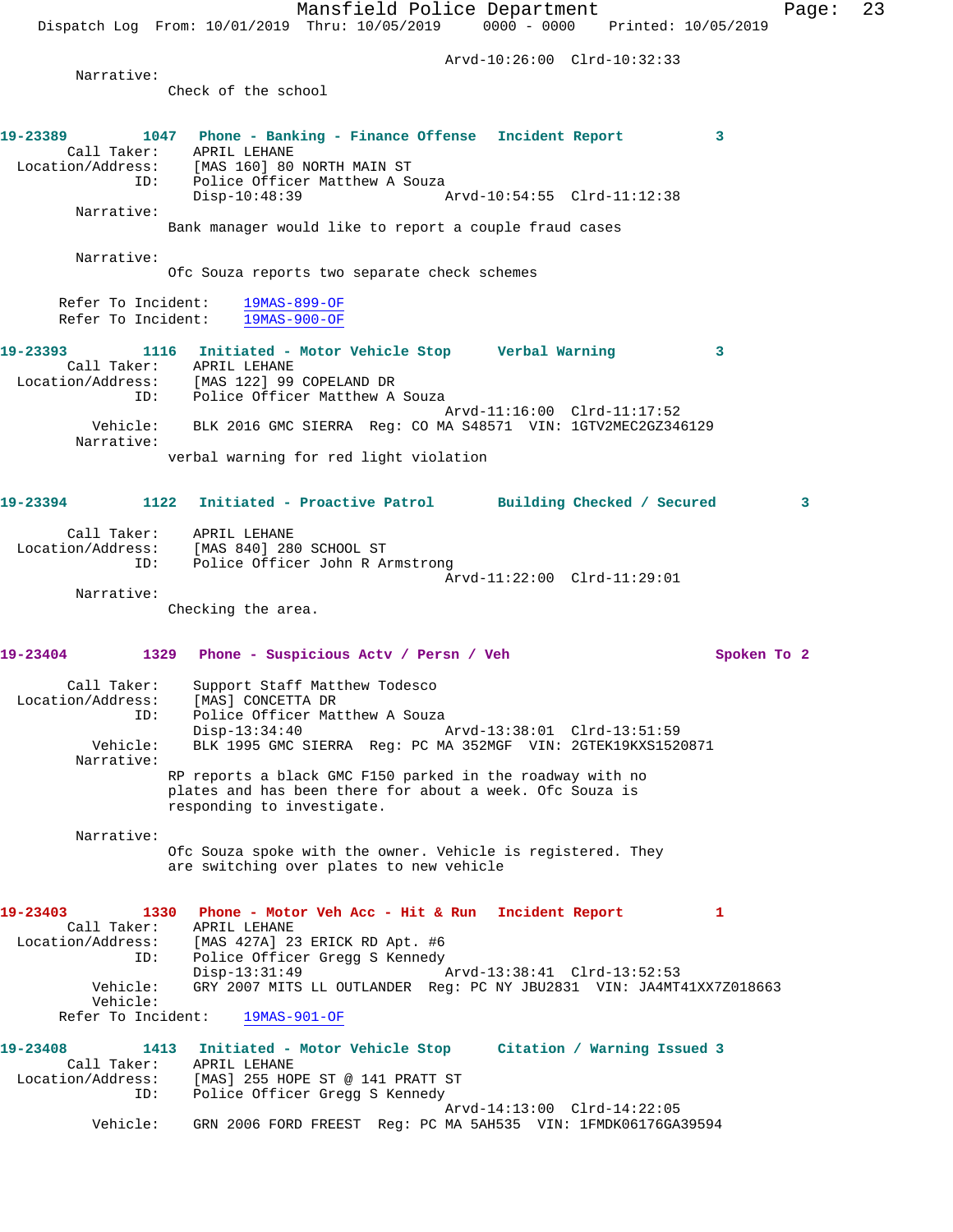Arvd-10:26:00 Clrd-10:32:33

Narrative:
Check of the school

**19-23389 1047 Phone - Banking - Finance Offense Incident Report 3**

Call Taker: APRIL LEHANE
Location/Address: [MAS 160] 80 NORTH MAIN ST
ID: Police Officer Matthew A Souza
Disp-10:48:39 Arvd-10:54:55 Clrd-11:12:38

Narrative:
Bank manager would like to report a couple fraud cases

Narrative:
Ofc Souza reports two separate check schemes

Refer To Incident: 19MAS-899-OF
Refer To Incident: 19MAS-900-OF

**19-23393 1116 Initiated - Motor Vehicle Stop Verbal Warning 3**

Call Taker: APRIL LEHANE
Location/Address: [MAS 122] 99 COPELAND DR
ID: Police Officer Matthew A Souza
Arvd-11:16:00 Clrd-11:17:52
Vehicle: BLK 2016 GMC SIERRA Reg: CO MA S48571 VIN: 1GTV2MEC2GZ346129

Narrative:
verbal warning for red light violation

**19-23394 1122 Initiated - Proactive Patrol Building Checked / Secured 3**

Call Taker: APRIL LEHANE
Location/Address: [MAS 840] 280 SCHOOL ST
ID: Police Officer John R Armstrong
Arvd-11:22:00 Clrd-11:29:01

Narrative:
Checking the area.

**19-23404 1329 Phone - Suspicious Actv / Persn / Veh Spoken To 2**

Call Taker: Support Staff Matthew Todesco
Location/Address: [MAS] CONCETTA DR
ID: Police Officer Matthew A Souza
Disp-13:34:40 Arvd-13:38:01 Clrd-13:51:59
Vehicle: BLK 1995 GMC SIERRA Reg: PC MA 352MGF VIN: 2GTEK19KXS1520871

Narrative:
RP reports a black GMC F150 parked in the roadway with no plates and has been there for about a week. Ofc Souza is responding to investigate.

Narrative:
Ofc Souza spoke with the owner. Vehicle is registered. They are switching over plates to new vehicle

**19-23403 1330 Phone - Motor Veh Acc - Hit & Run Incident Report 1**

Call Taker: APRIL LEHANE
Location/Address: [MAS 427A] 23 ERICK RD Apt. #6
ID: Police Officer Gregg S Kennedy
Disp-13:31:49 Arvd-13:38:41 Clrd-13:52:53
Vehicle: GRY 2007 MITS LL OUTLANDER Reg: PC NY JBU2831 VIN: JA4MT41XX7Z018663
Vehicle:
Refer To Incident: 19MAS-901-OF

**19-23408 1413 Initiated - Motor Vehicle Stop Citation / Warning Issued 3**

Call Taker: APRIL LEHANE
Location/Address: [MAS] 255 HOPE ST @ 141 PRATT ST
ID: Police Officer Gregg S Kennedy
Arvd-14:13:00 Clrd-14:22:05
Vehicle: GRN 2006 FORD FREEST Reg: PC MA 5AH535 VIN: 1FMDK06176GA39594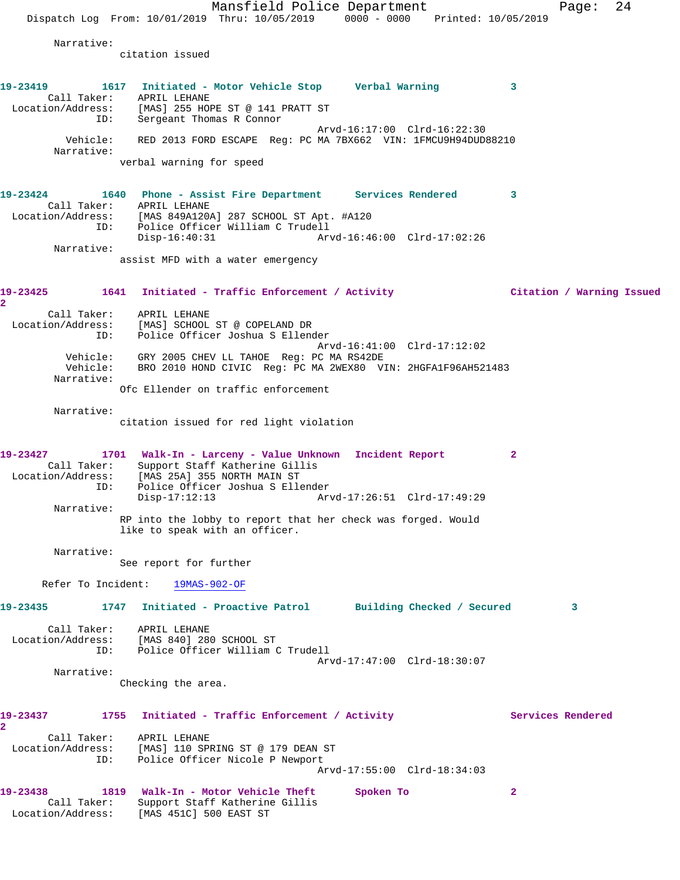Narrative:
citation issued

**19-23419** 1617 **Initiated - Motor Vehicle Stop** **Verbal Warning** 3

Call Taker: APRIL LEHANE
Location/Address: [MAS] 255 HOPE ST @ 141 PRATT ST
ID: Sergeant Thomas R Connor
Arvd-16:17:00 Clrd-16:22:30
Vehicle: RED 2013 FORD ESCAPE Reg: PC MA 7BX662 VIN: 1FMCU9H94DUD88210
Narrative:
verbal warning for speed

**19-23424** 1640 **Phone - Assist Fire Department** **Services Rendered** 3

Call Taker: APRIL LEHANE
Location/Address: [MAS 849A120A] 287 SCHOOL ST Apt. #A120
ID: Police Officer William C Trudell
Disp-16:40:31 Arvd-16:46:00 Clrd-17:02:26
Narrative:
assist MFD with a water emergency

**19-23425** 1641 **Initiated - Traffic Enforcement / Activity** **Citation / Warning Issued** 2

Call Taker: APRIL LEHANE
Location/Address: [MAS] SCHOOL ST @ COPELAND DR
ID: Police Officer Joshua S Ellender
Arvd-16:41:00 Clrd-17:12:02
Vehicle: GRY 2005 CHEV LL TAHOE Reg: PC MA RS42DE
Vehicle: BRO 2010 HOND CIVIC Reg: PC MA 2WEX80 VIN: 2HGFA1F96AH521483
Narrative:
Ofc Ellender on traffic enforcement

Narrative:
citation issued for red light violation

**19-23427** 1701 **Walk-In - Larceny - Value Unknown** **Incident Report** 2

Call Taker: Support Staff Katherine Gillis
Location/Address: [MAS 25A] 355 NORTH MAIN ST
ID: Police Officer Joshua S Ellender
Disp-17:12:13 Arvd-17:26:51 Clrd-17:49:29
Narrative:
RP into the lobby to report that her check was forged. Would like to speak with an officer.

Narrative:
See report for further

Refer To Incident: 19MAS-902-OF

**19-23435** 1747 **Initiated - Proactive Patrol** **Building Checked / Secured** 3

Call Taker: APRIL LEHANE
Location/Address: [MAS 840] 280 SCHOOL ST
ID: Police Officer William C Trudell
Arvd-17:47:00 Clrd-18:30:07
Narrative:
Checking the area.

**19-23437** 1755 **Initiated - Traffic Enforcement / Activity** **Services Rendered** 2

Call Taker: APRIL LEHANE
Location/Address: [MAS] 110 SPRING ST @ 179 DEAN ST
ID: Police Officer Nicole P Newport
Arvd-17:55:00 Clrd-18:34:03

**19-23438** 1819 **Walk-In - Motor Vehicle Theft** **Spoken To** 2

Call Taker: Support Staff Katherine Gillis
Location/Address: [MAS 451C] 500 EAST ST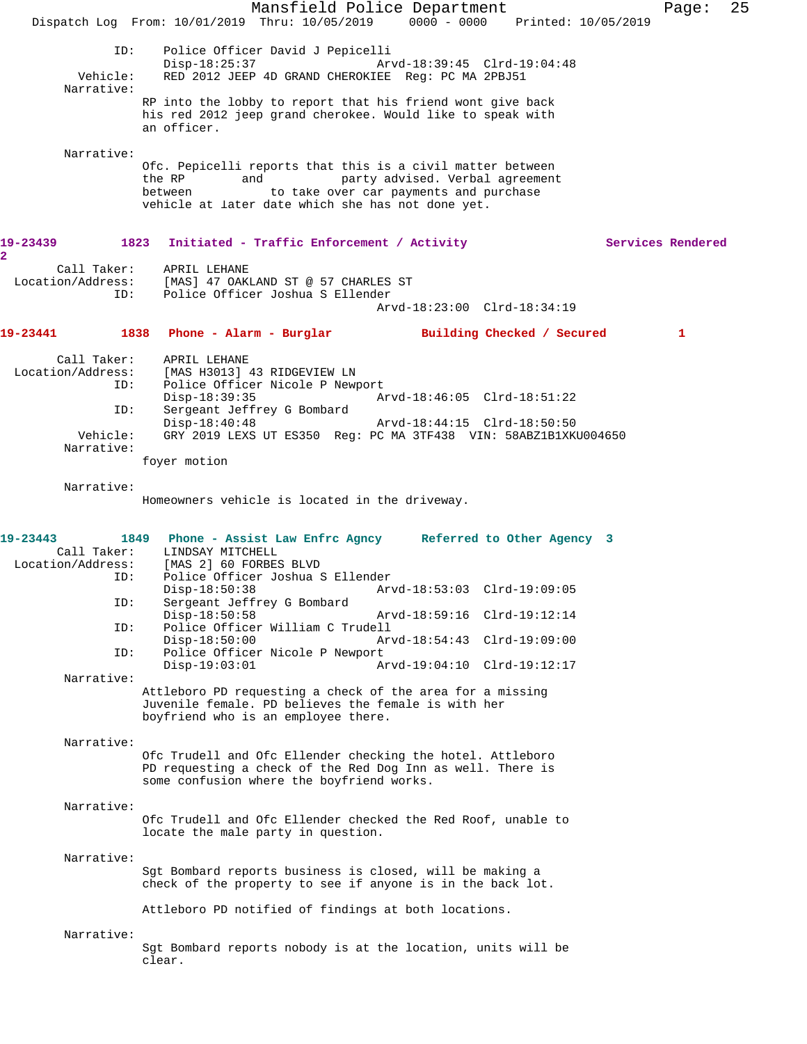```
            ID:    Police Officer David J Pepicelli
                   Disp-18:25:37               Arvd-18:39:45  Clrd-19:04:48
       Vehicle:    RED 2012 JEEP 4D GRAND CHEROKEE  Reg: PC MA 2PBJ51
     Narrative:
                  RP into the lobby to report that his friend wont give back
                  his red 2012 jeep grand cherokee. Would like to speak with
                  an officer.

     Narrative:
                  Ofc. Pepicelli reports that this is a civil matter between
                  the RP        and           party advised. Verbal agreement
                  between           to take over car payments and purchase
                  vehicle at later date which she has not done yet.
```

**19-23439 1823 Initiated - Traffic Enforcement / Activity — Services Rendered 2**

```
    Call Taker:    APRIL LEHANE
Location/Address:  [MAS] 47 OAKLAND ST @ 57 CHARLES ST
            ID:    Police Officer Joshua S Ellender
                                               Arvd-18:23:00  Clrd-18:34:19
```

**19-23441 1838 Phone - Alarm - Burglar — Building Checked / Secured 1**

```
    Call Taker:    APRIL LEHANE
Location/Address:  [MAS H3013] 43 RIDGEVIEW LN
            ID:    Police Officer Nicole P Newport
                   Disp-18:39:35               Arvd-18:46:05  Clrd-18:51:22
            ID:    Sergeant Jeffrey G Bombard
                   Disp-18:40:48               Arvd-18:44:15  Clrd-18:50:50
       Vehicle:    GRY 2019 LEXS UT ES350  Reg: PC MA 3TF438  VIN: 58ABZ1B1XKU004650
     Narrative:
                  foyer motion

     Narrative:
                  Homeowners vehicle is located in the driveway.
```

**19-23443 1849 Phone - Assist Law Enfrc Agncy — Referred to Other Agency 3**

```
    Call Taker:    LINDSAY MITCHELL
Location/Address:  [MAS 2] 60 FORBES BLVD
            ID:    Police Officer Joshua S Ellender
                   Disp-18:50:38               Arvd-18:53:03  Clrd-19:09:05
            ID:    Sergeant Jeffrey G Bombard
                   Disp-18:50:58               Arvd-18:59:16  Clrd-19:12:14
            ID:    Police Officer William C Trudell
                   Disp-18:50:00               Arvd-18:54:43  Clrd-19:09:00
            ID:    Police Officer Nicole P Newport
                   Disp-19:03:01               Arvd-19:04:10  Clrd-19:12:17
     Narrative:
                  Attleboro PD requesting a check of the area for a missing
                  Juvenile female. PD believes the female is with her
                  boyfriend who is an employee there.

     Narrative:
                  Ofc Trudell and Ofc Ellender checking the hotel. Attleboro
                  PD requesting a check of the Red Dog Inn as well. There is
                  some confusion where the boyfriend works.

     Narrative:
                  Ofc Trudell and Ofc Ellender checked the Red Roof, unable to
                  locate the male party in question.

     Narrative:
                  Sgt Bombard reports business is closed, will be making a
                  check of the property to see if anyone is in the back lot.

                  Attleboro PD notified of findings at both locations.

     Narrative:
                  Sgt Bombard reports nobody is at the location, units will be
                  clear.
```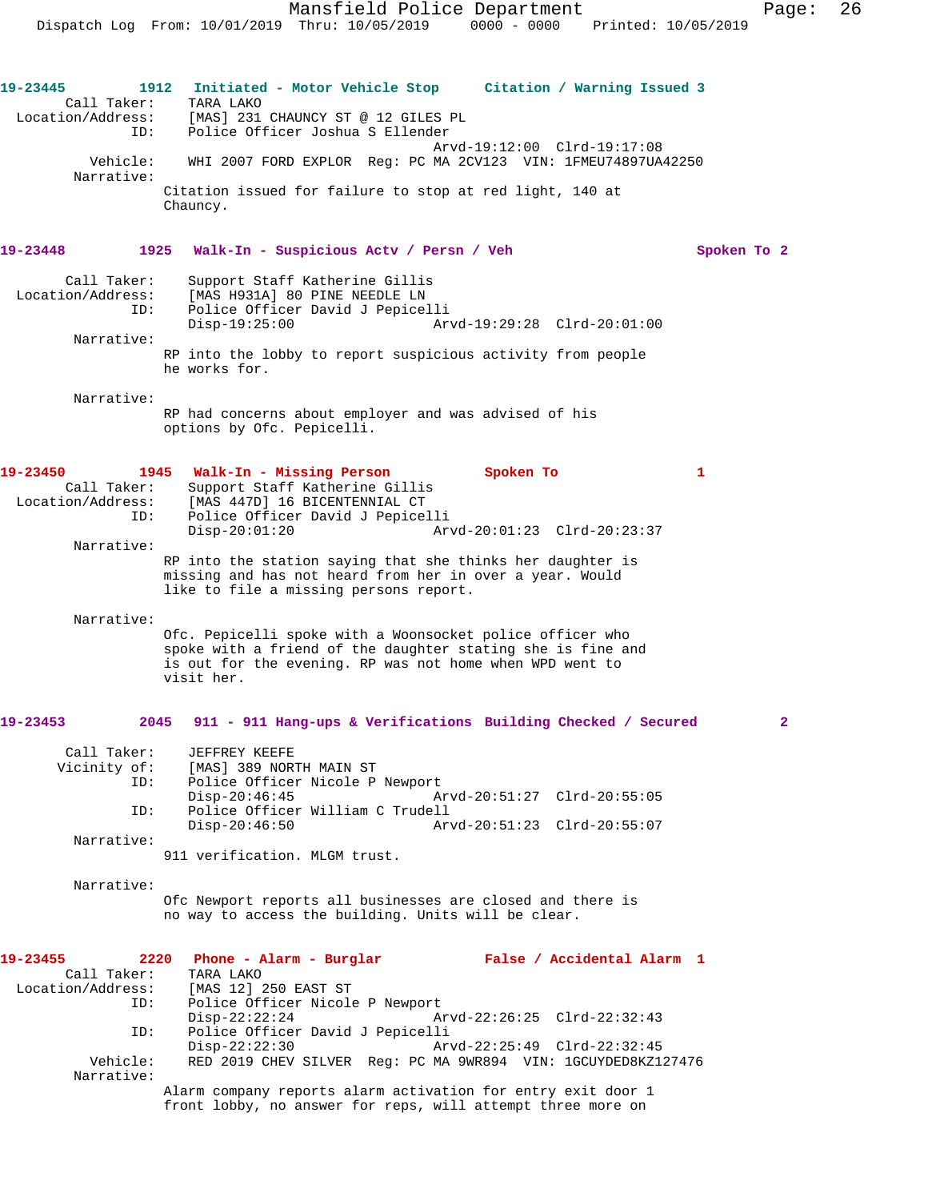**19-23445** 1912 **Initiated - Motor Vehicle Stop** **Citation / Warning Issued 3**

Call Taker: TARA LAKO
Location/Address: [MAS] 231 CHAUNCY ST @ 12 GILES PL
ID: Police Officer Joshua S Ellender
Arvd-19:12:00 Clrd-19:17:08
Vehicle: WHI 2007 FORD EXPLOR Reg: PC MA 2CV123 VIN: 1FMEU74897UA42250
Narrative:
Citation issued for failure to stop at red light, 140 at Chauncy.

**19-23448** 1925 **Walk-In - Suspicious Actv / Persn / Veh** **Spoken To 2**

Call Taker: Support Staff Katherine Gillis
Location/Address: [MAS H931A] 80 PINE NEEDLE LN
ID: Police Officer David J Pepicelli
Disp-19:25:00 Arvd-19:29:28 Clrd-20:01:00
Narrative:
RP into the lobby to report suspicious activity from people he works for.

Narrative:
RP had concerns about employer and was advised of his options by Ofc. Pepicelli.

**19-23450** 1945 **Walk-In - Missing Person** **Spoken To 1**

Call Taker: Support Staff Katherine Gillis
Location/Address: [MAS 447D] 16 BICENTENNIAL CT
ID: Police Officer David J Pepicelli
Disp-20:01:20 Arvd-20:01:23 Clrd-20:23:37
Narrative:
RP into the station saying that she thinks her daughter is missing and has not heard from her in over a year. Would like to file a missing persons report.

Narrative:
Ofc. Pepicelli spoke with a Woonsocket police officer who spoke with a friend of the daughter stating she is fine and is out for the evening. RP was not home when WPD went to visit her.

**19-23453** 2045 **911 - 911 Hang-ups & Verifications** **Building Checked / Secured 2**

Call Taker: JEFFREY KEEFE
Vicinity of: [MAS] 389 NORTH MAIN ST
ID: Police Officer Nicole P Newport
Disp-20:46:45 Arvd-20:51:27 Clrd-20:55:05
ID: Police Officer William C Trudell
Disp-20:46:50 Arvd-20:51:23 Clrd-20:55:07
Narrative:
911 verification. MLGM trust.

Narrative:
Ofc Newport reports all businesses are closed and there is no way to access the building. Units will be clear.

**19-23455** 2220 **Phone - Alarm - Burglar** **False / Accidental Alarm 1**

Call Taker: TARA LAKO
Location/Address: [MAS 12] 250 EAST ST
ID: Police Officer Nicole P Newport
Disp-22:22:24 Arvd-22:26:25 Clrd-22:32:43
ID: Police Officer David J Pepicelli
Disp-22:22:30 Arvd-22:25:49 Clrd-22:32:45
Vehicle: RED 2019 CHEV SILVER Reg: PC MA 9WR894 VIN: 1GCUYDED8KZ127476
Narrative:
Alarm company reports alarm activation for entry exit door 1 front lobby, no answer for reps, will attempt three more on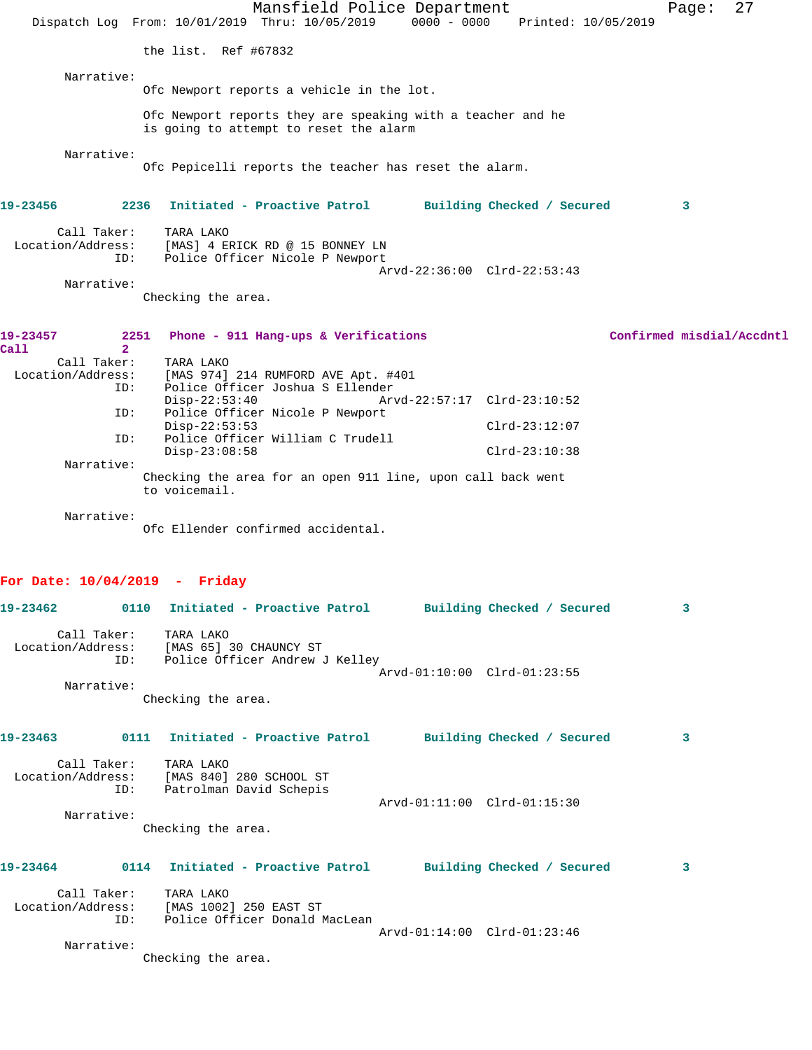the list.  Ref #67832

Narrative:

Ofc Newport reports a vehicle in the lot.

Ofc Newport reports they are speaking with a teacher and he is going to attempt to reset the alarm

Narrative:

Ofc Pepicelli reports the teacher has reset the alarm.

**19-23456    2236    Initiated - Proactive Patrol    Building Checked / Secured    3**

Call Taker: TARA LAKO
Location/Address: [MAS] 4 ERICK RD @ 15 BONNEY LN
ID: Police Officer Nicole P Newport
Arvd-22:36:00  Clrd-22:53:43

Narrative:

Checking the area.

**19-23457    2251    Phone - 911 Hang-ups & Verifications    Confirmed misdial/Accdntl Call    2**

Call Taker: TARA LAKO
Location/Address: [MAS 974] 214 RUMFORD AVE Apt. #401
ID: Police Officer Joshua S Ellender
Disp-22:53:40  Arvd-22:57:17  Clrd-23:10:52
ID: Police Officer Nicole P Newport
Disp-22:53:53  Clrd-23:12:07
ID: Police Officer William C Trudell
Disp-23:08:58  Clrd-23:10:38

Narrative:

Checking the area for an open 911 line, upon call back went to voicemail.

Narrative:

Ofc Ellender confirmed accidental.

## For Date: 10/04/2019 - Friday

**19-23462    0110    Initiated - Proactive Patrol    Building Checked / Secured    3**

Call Taker: TARA LAKO
Location/Address: [MAS 65] 30 CHAUNCY ST
ID: Police Officer Andrew J Kelley
Arvd-01:10:00  Clrd-01:23:55

Narrative:

Checking the area.

**19-23463    0111    Initiated - Proactive Patrol    Building Checked / Secured    3**

Call Taker: TARA LAKO
Location/Address: [MAS 840] 280 SCHOOL ST
ID: Patrolman David Schepis
Arvd-01:11:00  Clrd-01:15:30

Narrative:

Checking the area.

**19-23464    0114    Initiated - Proactive Patrol    Building Checked / Secured    3**

Call Taker: TARA LAKO
Location/Address: [MAS 1002] 250 EAST ST
ID: Police Officer Donald MacLean
Arvd-01:14:00  Clrd-01:23:46

Narrative:

Checking the area.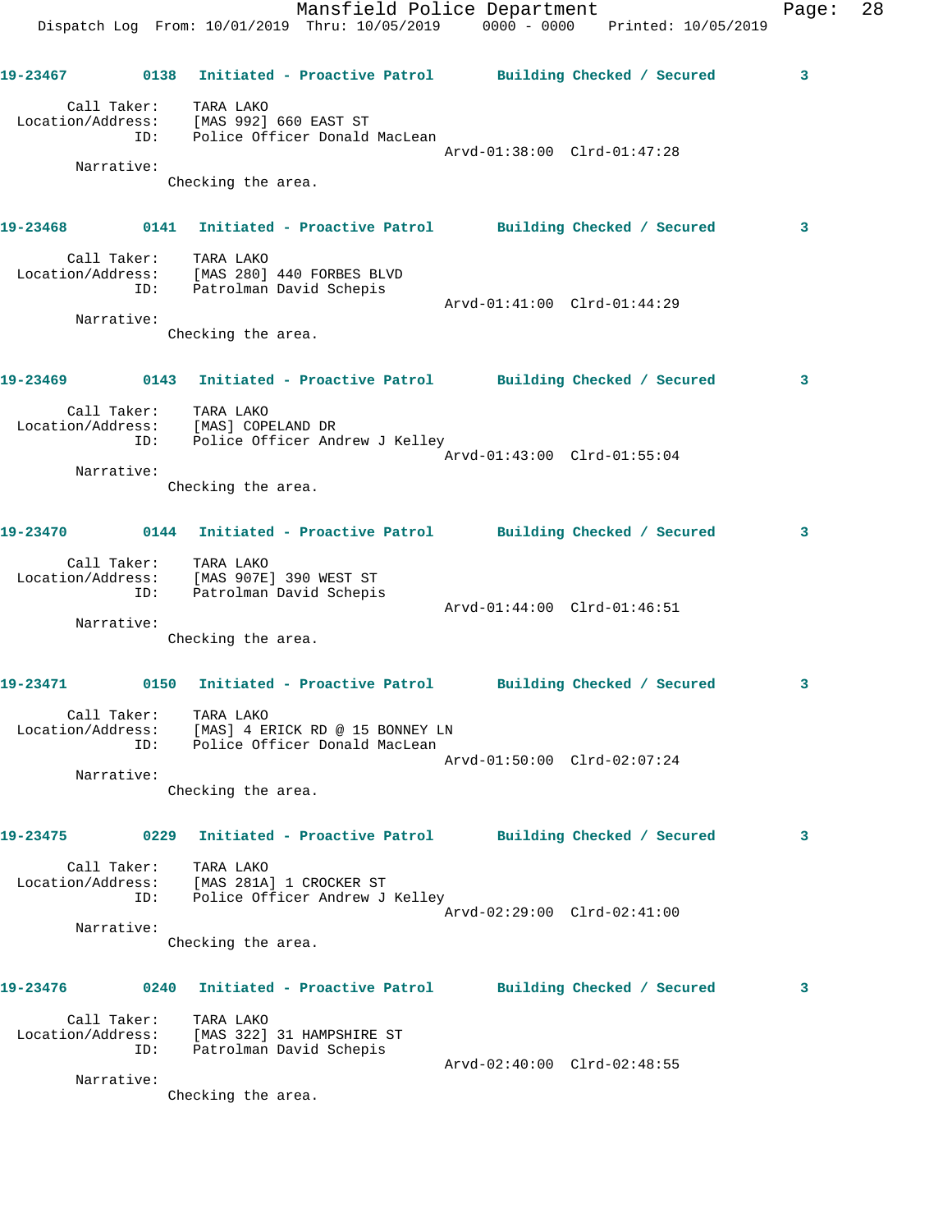**19-23467** 0138 **Initiated - Proactive Patrol** **Building Checked / Secured** **3**

Call Taker: TARA LAKO
Location/Address: [MAS 992] 660 EAST ST
ID: Police Officer Donald MacLean
Arvd-01:38:00 Clrd-01:47:28

Narrative:
Checking the area.

**19-23468** 0141 **Initiated - Proactive Patrol** **Building Checked / Secured** **3**

Call Taker: TARA LAKO
Location/Address: [MAS 280] 440 FORBES BLVD
ID: Patrolman David Schepis
Arvd-01:41:00 Clrd-01:44:29

Narrative:
Checking the area.

**19-23469** 0143 **Initiated - Proactive Patrol** **Building Checked / Secured** **3**

Call Taker: TARA LAKO
Location/Address: [MAS] COPELAND DR
ID: Police Officer Andrew J Kelley
Arvd-01:43:00 Clrd-01:55:04

Narrative:
Checking the area.

**19-23470** 0144 **Initiated - Proactive Patrol** **Building Checked / Secured** **3**

Call Taker: TARA LAKO
Location/Address: [MAS 907E] 390 WEST ST
ID: Patrolman David Schepis
Arvd-01:44:00 Clrd-01:46:51

Narrative:
Checking the area.

**19-23471** 0150 **Initiated - Proactive Patrol** **Building Checked / Secured** **3**

Call Taker: TARA LAKO
Location/Address: [MAS] 4 ERICK RD @ 15 BONNEY LN
ID: Police Officer Donald MacLean
Arvd-01:50:00 Clrd-02:07:24

Narrative:
Checking the area.

**19-23475** 0229 **Initiated - Proactive Patrol** **Building Checked / Secured** **3**

Call Taker: TARA LAKO
Location/Address: [MAS 281A] 1 CROCKER ST
ID: Police Officer Andrew J Kelley
Arvd-02:29:00 Clrd-02:41:00

Narrative:
Checking the area.

**19-23476** 0240 **Initiated - Proactive Patrol** **Building Checked / Secured** **3**

Call Taker: TARA LAKO
Location/Address: [MAS 322] 31 HAMPSHIRE ST
ID: Patrolman David Schepis
Arvd-02:40:00 Clrd-02:48:55

Narrative:
Checking the area.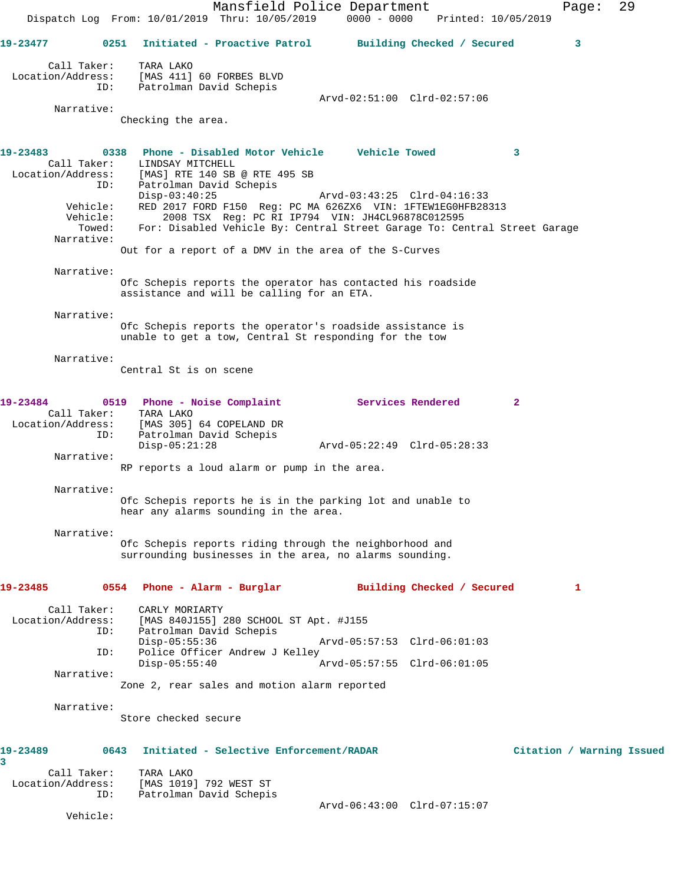**19-23477** 0251 **Initiated - Proactive Patrol** **Building Checked / Secured** 3

Call Taker: TARA LAKO
Location/Address: [MAS 411] 60 FORBES BLVD
ID: Patrolman David Schepis
Arvd-02:51:00 Clrd-02:57:06

Narrative:
Checking the area.

**19-23483** 0338 **Phone - Disabled Motor Vehicle** **Vehicle Towed** 3

Call Taker: LINDSAY MITCHELL
Location/Address: [MAS] RTE 140 SB @ RTE 495 SB
ID: Patrolman David Schepis
Disp-03:40:25 Arvd-03:43:25 Clrd-04:16:33
Vehicle: RED 2017 FORD F150 Reg: PC MA 626ZX6 VIN: 1FTEW1EG0HFB28313
Vehicle: 2008 TSX Reg: PC RI IP794 VIN: JH4CL96878C012595
Towed: For: Disabled Vehicle By: Central Street Garage To: Central Street Garage

Narrative:
Out for a report of a DMV in the area of the S-Curves

Narrative:
Ofc Schepis reports the operator has contacted his roadside assistance and will be calling for an ETA.

Narrative:
Ofc Schepis reports the operator's roadside assistance is unable to get a tow, Central St responding for the tow

Narrative:
Central St is on scene

**19-23484** 0519 **Phone - Noise Complaint** **Services Rendered** 2

Call Taker: TARA LAKO
Location/Address: [MAS 305] 64 COPELAND DR
ID: Patrolman David Schepis
Disp-05:21:28 Arvd-05:22:49 Clrd-05:28:33

Narrative:
RP reports a loud alarm or pump in the area.

Narrative:
Ofc Schepis reports he is in the parking lot and unable to hear any alarms sounding in the area.

Narrative:
Ofc Schepis reports riding through the neighborhood and surrounding businesses in the area, no alarms sounding.

**19-23485** 0554 **Phone - Alarm - Burglar** **Building Checked / Secured** 1

Call Taker: CARLY MORIARTY
Location/Address: [MAS 840J155] 280 SCHOOL ST Apt. #J155
ID: Patrolman David Schepis
Disp-05:55:36 Arvd-05:57:53 Clrd-06:01:03
ID: Police Officer Andrew J Kelley
Disp-05:55:40 Arvd-05:57:55 Clrd-06:01:05

Narrative:
Zone 2, rear sales and motion alarm reported

Narrative:
Store checked secure

**19-23489** 0643 **Initiated - Selective Enforcement/RADAR** **Citation / Warning Issued** 3

Call Taker: TARA LAKO
Location/Address: [MAS 1019] 792 WEST ST
ID: Patrolman David Schepis
Arvd-06:43:00 Clrd-07:15:07

Vehicle: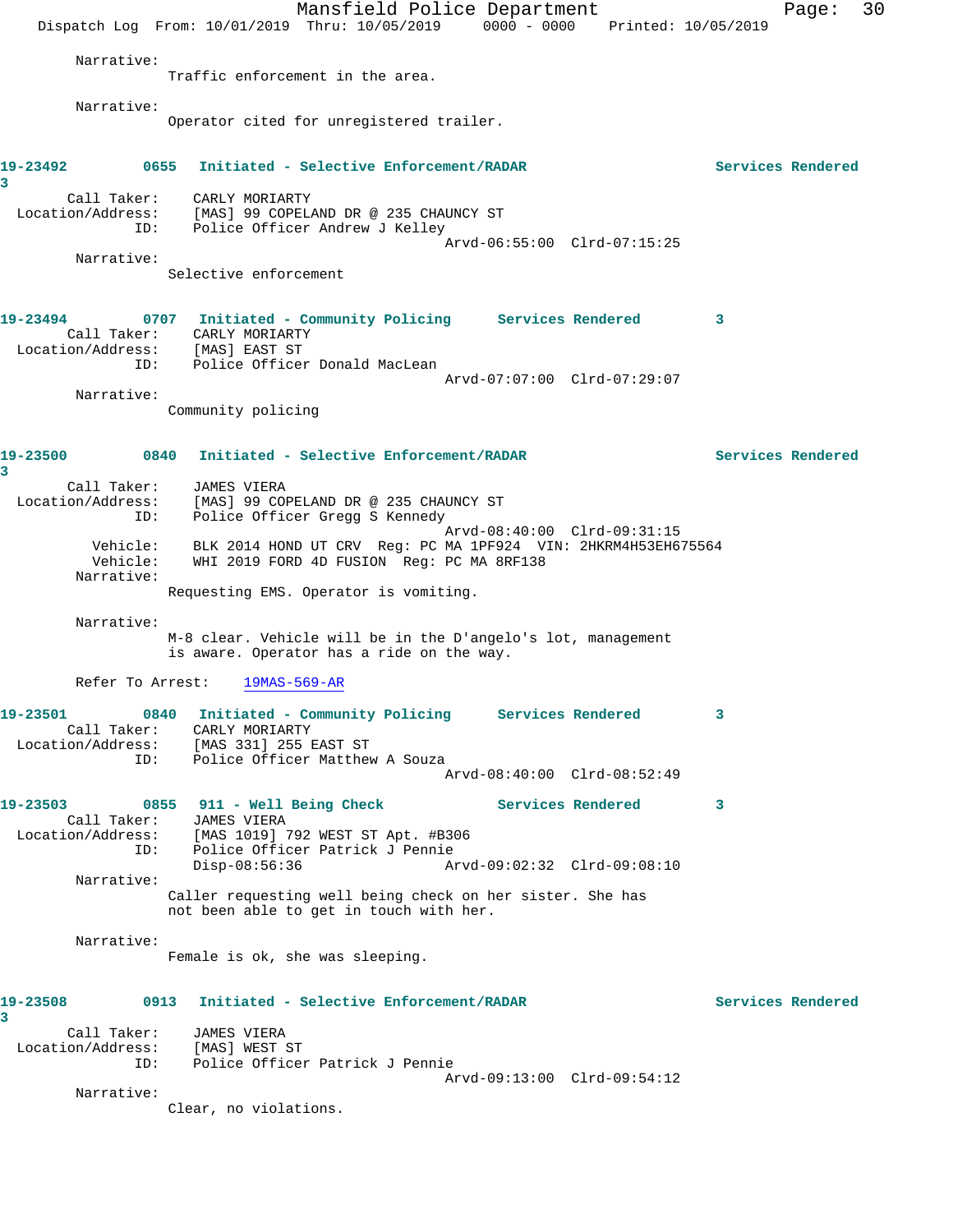Narrative:
Traffic enforcement in the area.

Narrative:
Operator cited for unregistered trailer.

**19-23492 0655 Initiated - Selective Enforcement/RADAR Services Rendered 3**

Call Taker: CARLY MORIARTY
Location/Address: [MAS] 99 COPELAND DR @ 235 CHAUNCY ST
ID: Police Officer Andrew J Kelley
Arvd-06:55:00 Clrd-07:15:25

Narrative:
Selective enforcement

**19-23494 0707 Initiated - Community Policing Services Rendered 3**

Call Taker: CARLY MORIARTY
Location/Address: [MAS] EAST ST
ID: Police Officer Donald MacLean
Arvd-07:07:00 Clrd-07:29:07

Narrative:
Community policing

**19-23500 0840 Initiated - Selective Enforcement/RADAR Services Rendered 3**

Call Taker: JAMES VIERA
Location/Address: [MAS] 99 COPELAND DR @ 235 CHAUNCY ST
ID: Police Officer Gregg S Kennedy
Arvd-08:40:00 Clrd-09:31:15
Vehicle: BLK 2014 HOND UT CRV Reg: PC MA 1PF924 VIN: 2HKRM4H53EH675564
Vehicle: WHI 2019 FORD 4D FUSION Reg: PC MA 8RF138

Narrative:
Requesting EMS. Operator is vomiting.

Narrative:
M-8 clear. Vehicle will be in the D'angelo's lot, management is aware. Operator has a ride on the way.

Refer To Arrest: 19MAS-569-AR

**19-23501 0840 Initiated - Community Policing Services Rendered 3**

Call Taker: CARLY MORIARTY
Location/Address: [MAS 331] 255 EAST ST
ID: Police Officer Matthew A Souza
Arvd-08:40:00 Clrd-08:52:49

**19-23503 0855 911 - Well Being Check Services Rendered 3**

Call Taker: JAMES VIERA
Location/Address: [MAS 1019] 792 WEST ST Apt. #B306
ID: Police Officer Patrick J Pennie
Disp-08:56:36 Arvd-09:02:32 Clrd-09:08:10

Narrative:
Caller requesting well being check on her sister. She has not been able to get in touch with her.

Narrative:
Female is ok, she was sleeping.

**19-23508 0913 Initiated - Selective Enforcement/RADAR Services Rendered 3**

Call Taker: JAMES VIERA
Location/Address: [MAS] WEST ST
ID: Police Officer Patrick J Pennie
Arvd-09:13:00 Clrd-09:54:12

Narrative:
Clear, no violations.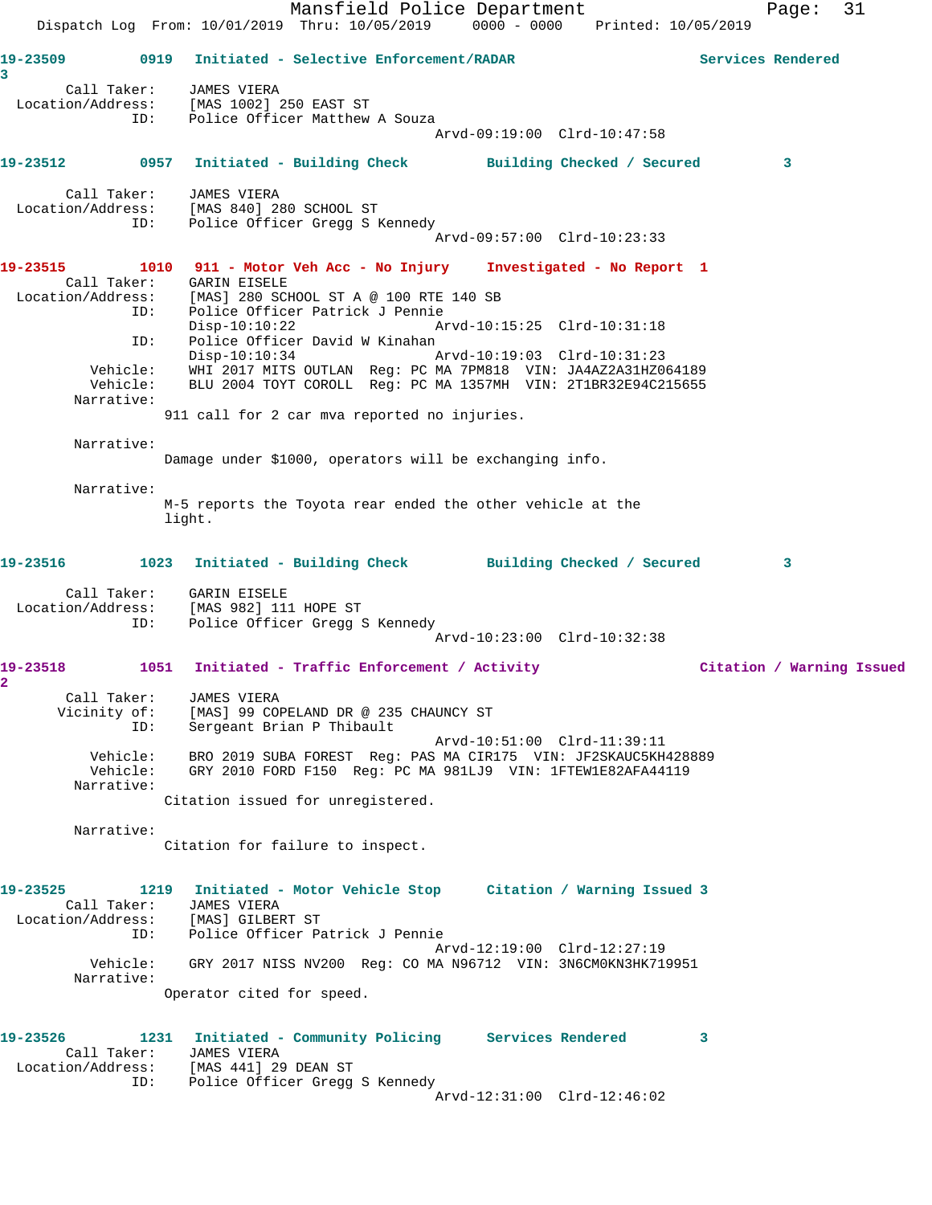**19-23509** 0919 Initiated - Selective Enforcement/RADAR — Services Rendered 3

Call Taker: JAMES VIERA
Location/Address: [MAS 1002] 250 EAST ST
ID: Police Officer Matthew A Souza
Arvd-09:19:00 Clrd-10:47:58

**19-23512** 0957 Initiated - Building Check — Building Checked / Secured 3

Call Taker: JAMES VIERA
Location/Address: [MAS 840] 280 SCHOOL ST
ID: Police Officer Gregg S Kennedy
Arvd-09:57:00 Clrd-10:23:33

**19-23515** 1010 911 - Motor Veh Acc - No Injury — Investigated - No Report 1

Call Taker: GARIN EISELE
Location/Address: [MAS] 280 SCHOOL ST A @ 100 RTE 140 SB
ID: Police Officer Patrick J Pennie
Disp-10:10:22 Arvd-10:15:25 Clrd-10:31:18
ID: Police Officer David W Kinahan
Disp-10:10:34 Arvd-10:19:03 Clrd-10:31:23
Vehicle: WHI 2017 MITS OUTLAN Reg: PC MA 7PM818 VIN: JA4AZ2A31HZ064189
Vehicle: BLU 2004 TOYT COROLL Reg: PC MA 1357MH VIN: 2T1BR32E94C215655
Narrative:
911 call for 2 car mva reported no injuries.

Narrative:
Damage under $1000, operators will be exchanging info.

Narrative:
M-5 reports the Toyota rear ended the other vehicle at the light.

**19-23516** 1023 Initiated - Building Check — Building Checked / Secured 3

Call Taker: GARIN EISELE
Location/Address: [MAS 982] 111 HOPE ST
ID: Police Officer Gregg S Kennedy
Arvd-10:23:00 Clrd-10:32:38

**19-23518** 1051 Initiated - Traffic Enforcement / Activity — Citation / Warning Issued 2

Call Taker: JAMES VIERA
Vicinity of: [MAS] 99 COPELAND DR @ 235 CHAUNCY ST
ID: Sergeant Brian P Thibault
Arvd-10:51:00 Clrd-11:39:11
Vehicle: BRO 2019 SUBA FOREST Reg: PAS MA CIR175 VIN: JF2SKAUC5KH428889
Vehicle: GRY 2010 FORD F150 Reg: PC MA 981LJ9 VIN: 1FTEW1E82AFA44119
Narrative:
Citation issued for unregistered.

Narrative:
Citation for failure to inspect.

**19-23525** 1219 Initiated - Motor Vehicle Stop — Citation / Warning Issued 3

Call Taker: JAMES VIERA
Location/Address: [MAS] GILBERT ST
ID: Police Officer Patrick J Pennie
Arvd-12:19:00 Clrd-12:27:19
Vehicle: GRY 2017 NISS NV200 Reg: CO MA N96712 VIN: 3N6CM0KN3HK719951
Narrative:
Operator cited for speed.

**19-23526** 1231 Initiated - Community Policing — Services Rendered 3

Call Taker: JAMES VIERA
Location/Address: [MAS 441] 29 DEAN ST
ID: Police Officer Gregg S Kennedy
Arvd-12:31:00 Clrd-12:46:02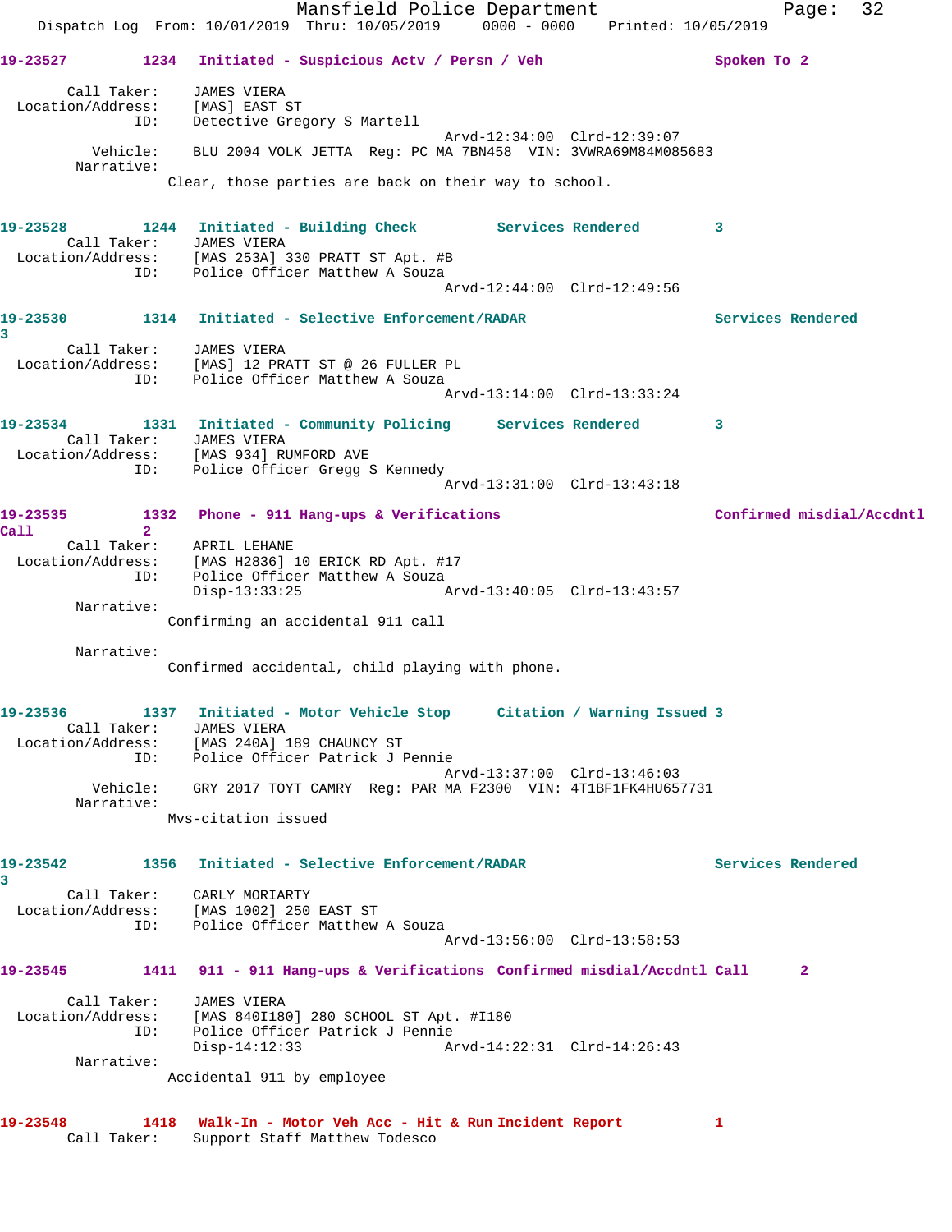19-23527 1234 Initiated - Suspicious Actv / Persn / Veh Spoken To 2

Call Taker: JAMES VIERA
Location/Address: [MAS] EAST ST
ID: Detective Gregory S Martell
Arvd-12:34:00 Clrd-12:39:07
Vehicle: BLU 2004 VOLK JETTA Reg: PC MA 7BN458 VIN: 3VWRA69M84M085683
Narrative:
Clear, those parties are back on their way to school.

19-23528 1244 Initiated - Building Check Services Rendered 3
Call Taker: JAMES VIERA
Location/Address: [MAS 253A] 330 PRATT ST Apt. #B
ID: Police Officer Matthew A Souza
Arvd-12:44:00 Clrd-12:49:56

19-23530 1314 Initiated - Selective Enforcement/RADAR Services Rendered 3
Call Taker: JAMES VIERA
Location/Address: [MAS] 12 PRATT ST @ 26 FULLER PL
ID: Police Officer Matthew A Souza
Arvd-13:14:00 Clrd-13:33:24

19-23534 1331 Initiated - Community Policing Services Rendered 3
Call Taker: JAMES VIERA
Location/Address: [MAS 934] RUMFORD AVE
ID: Police Officer Gregg S Kennedy
Arvd-13:31:00 Clrd-13:43:18

19-23535 1332 Phone - 911 Hang-ups & Verifications Confirmed misdial/Accdntl Call 2
Call Taker: APRIL LEHANE
Location/Address: [MAS H2836] 10 ERICK RD Apt. #17
ID: Police Officer Matthew A Souza
Disp-13:33:25 Arvd-13:40:05 Clrd-13:43:57
Narrative:
Confirming an accidental 911 call

Narrative:
Confirmed accidental, child playing with phone.

19-23536 1337 Initiated - Motor Vehicle Stop Citation / Warning Issued 3
Call Taker: JAMES VIERA
Location/Address: [MAS 240A] 189 CHAUNCY ST
ID: Police Officer Patrick J Pennie
Arvd-13:37:00 Clrd-13:46:03
Vehicle: GRY 2017 TOYT CAMRY Reg: PAR MA F2300 VIN: 4T1BF1FK4HU657731
Narrative:
Mvs-citation issued

19-23542 1356 Initiated - Selective Enforcement/RADAR Services Rendered 3
Call Taker: CARLY MORIARTY
Location/Address: [MAS 1002] 250 EAST ST
ID: Police Officer Matthew A Souza
Arvd-13:56:00 Clrd-13:58:53

19-23545 1411 911 - 911 Hang-ups & Verifications Confirmed misdial/Accdntl Call 2

Call Taker: JAMES VIERA
Location/Address: [MAS 840I180] 280 SCHOOL ST Apt. #I180
ID: Police Officer Patrick J Pennie
Disp-14:12:33 Arvd-14:22:31 Clrd-14:26:43
Narrative:
Accidental 911 by employee

19-23548 1418 Walk-In - Motor Veh Acc - Hit & Run Incident Report 1
Call Taker: Support Staff Matthew Todesco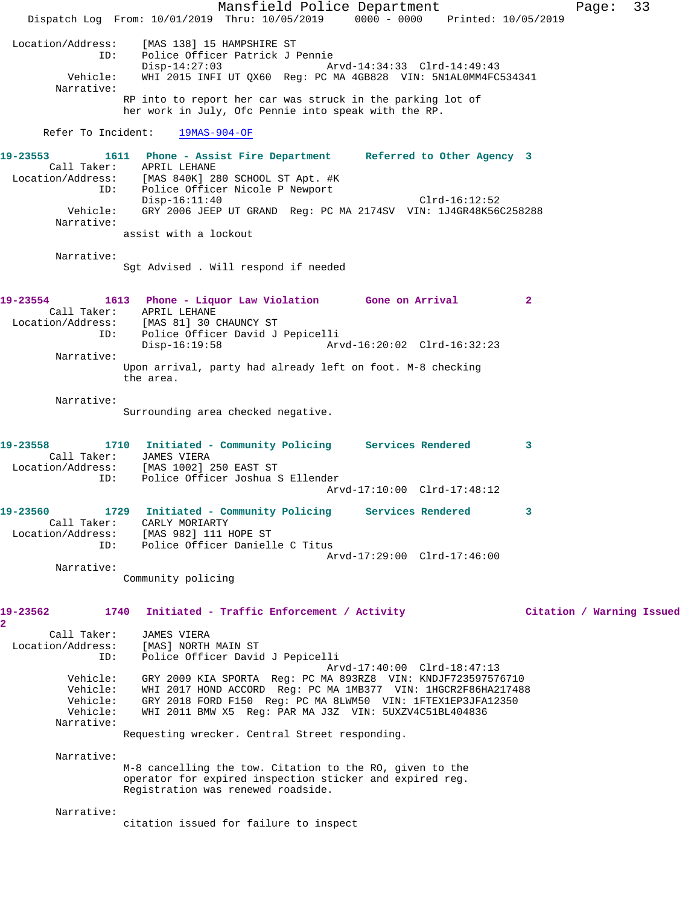```
Location/Address:    [MAS 138] 15 HAMPSHIRE ST
              ID:    Police Officer Patrick J Pennie
                     Disp-14:27:03                 Arvd-14:34:33  Clrd-14:49:43
         Vehicle:    WHI 2015 INFI UT QX60  Reg: PC MA 4GB828  VIN: 5N1AL0MM4FC534341
       Narrative:
                     RP into to report her car was struck in the parking lot of
                     her work in July, Ofc Pennie into speak with the RP.

      Refer To Incident:    19MAS-904-OF

19-23553         1611   Phone - Assist Fire Department      Referred to Other Agency  3
      Call Taker:    APRIL LEHANE
Location/Address:    [MAS 840K] 280 SCHOOL ST Apt. #K
              ID:    Police Officer Nicole P Newport
                     Disp-16:11:40                                Clrd-16:12:52
         Vehicle:    GRY 2006 JEEP UT GRAND  Reg: PC MA 2174SV  VIN: 1J4GR48K56C258288
       Narrative:
                     assist with a lockout

       Narrative:
                     Sgt Advised . Will respond if needed

19-23554         1613   Phone - Liquor Law Violation       Gone on Arrival           2
      Call Taker:    APRIL LEHANE
Location/Address:    [MAS 81] 30 CHAUNCY ST
              ID:    Police Officer David J Pepicelli
                     Disp-16:19:58                 Arvd-16:20:02  Clrd-16:32:23
       Narrative:
                     Upon arrival, party had already left on foot. M-8 checking
                     the area.

       Narrative:
                     Surrounding area checked negative.

19-23558         1710   Initiated - Community Policing      Services Rendered         3
      Call Taker:    JAMES VIERA
Location/Address:    [MAS 1002] 250 EAST ST
              ID:    Police Officer Joshua S Ellender
                                                   Arvd-17:10:00  Clrd-17:48:12

19-23560         1729   Initiated - Community Policing      Services Rendered         3
      Call Taker:    CARLY MORIARTY
Location/Address:    [MAS 982] 111 HOPE ST
              ID:    Police Officer Danielle C Titus
                                                   Arvd-17:29:00  Clrd-17:46:00
       Narrative:
                     Community policing

19-23562         1740   Initiated - Traffic Enforcement / Activity                Citation / Warning Issued
2
      Call Taker:    JAMES VIERA
Location/Address:    [MAS] NORTH MAIN ST
              ID:    Police Officer David J Pepicelli
                                                   Arvd-17:40:00  Clrd-18:47:13
         Vehicle:    GRY 2009 KIA SPORTA  Reg: PC MA 893RZ8  VIN: KNDJF723597576710
         Vehicle:    WHI 2017 HOND ACCORD  Reg: PC MA 1MB377  VIN: 1HGCR2F86HA217488
         Vehicle:    GRY 2018 FORD F150  Reg: PC MA 8LWM50  VIN: 1FTEX1EP3JFA12350
         Vehicle:    WHI 2011 BMW X5  Reg: PAR MA J3Z  VIN: 5UXZV4C51BL404836
       Narrative:
                     Requesting wrecker. Central Street responding.

       Narrative:
                     M-8 cancelling the tow. Citation to the RO, given to the
                     operator for expired inspection sticker and expired reg.
                     Registration was renewed roadside.

       Narrative:
                     citation issued for failure to inspect
```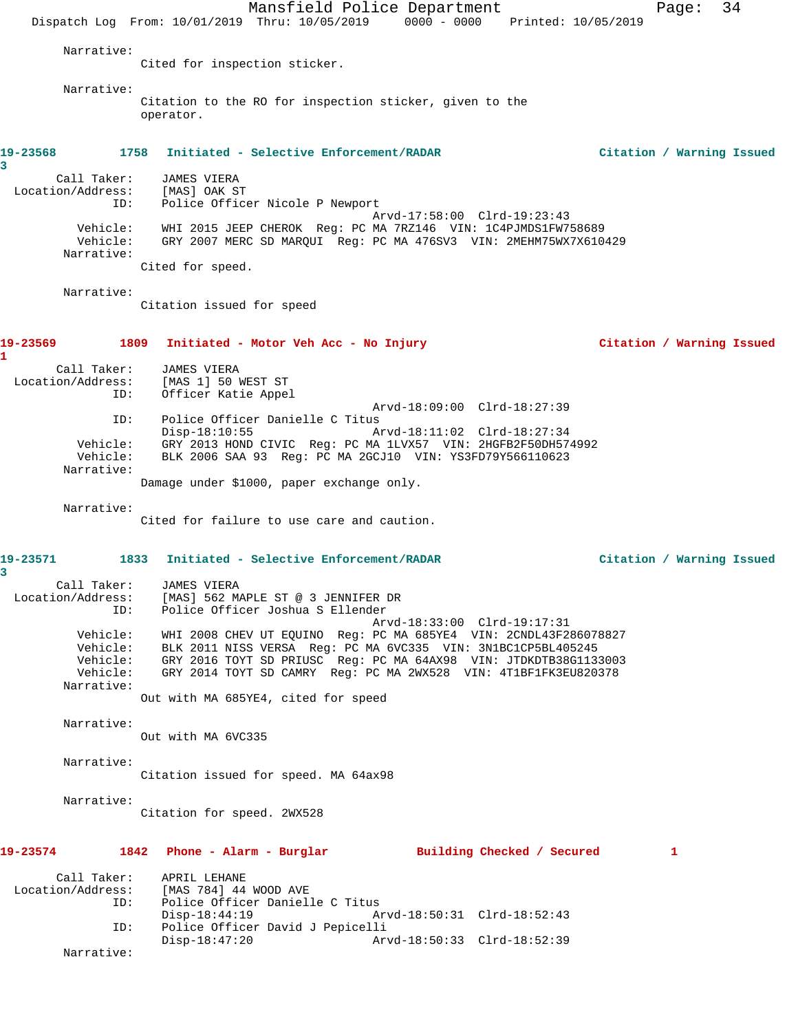Narrative:
Cited for inspection sticker.

Narrative:
Citation to the RO for inspection sticker, given to the operator.

**19-23568 1758 Initiated - Selective Enforcement/RADAR Citation / Warning Issued 3**

Call Taker: JAMES VIERA
Location/Address: [MAS] OAK ST
ID: Police Officer Nicole P Newport
Arvd-17:58:00 Clrd-19:23:43
Vehicle: WHI 2015 JEEP CHEROK Reg: PC MA 7RZ146 VIN: 1C4PJMDS1FW758689
Vehicle: GRY 2007 MERC SD MARQUI Reg: PC MA 476SV3 VIN: 2MEHM75WX7X610429
Narrative:
Cited for speed.

Narrative:
Citation issued for speed

**19-23569 1809 Initiated - Motor Veh Acc - No Injury Citation / Warning Issued 1**

Call Taker: JAMES VIERA
Location/Address: [MAS 1] 50 WEST ST
ID: Officer Katie Appel
Arvd-18:09:00 Clrd-18:27:39
ID: Police Officer Danielle C Titus
Disp-18:10:55 Arvd-18:11:02 Clrd-18:27:34
Vehicle: GRY 2013 HOND CIVIC Reg: PC MA 1LVX57 VIN: 2HGFB2F50DH574992
Vehicle: BLK 2006 SAA 93 Reg: PC MA 2GCJ10 VIN: YS3FD79Y566110623
Narrative:
Damage under $1000, paper exchange only.

Narrative:
Cited for failure to use care and caution.

**19-23571 1833 Initiated - Selective Enforcement/RADAR Citation / Warning Issued 3**

Call Taker: JAMES VIERA
Location/Address: [MAS] 562 MAPLE ST @ 3 JENNIFER DR
ID: Police Officer Joshua S Ellender
Arvd-18:33:00 Clrd-19:17:31
Vehicle: WHI 2008 CHEV UT EQUINO Reg: PC MA 685YE4 VIN: 2CNDL43F286078827
Vehicle: BLK 2011 NISS VERSA Reg: PC MA 6VC335 VIN: 3N1BC1CP5BL405245
Vehicle: GRY 2016 TOYT SD PRIUSC Reg: PC MA 64AX98 VIN: JTDKDTB38G1133003
Vehicle: GRY 2014 TOYT SD CAMRY Reg: PC MA 2WX528 VIN: 4T1BF1FK3EU820378
Narrative:
Out with MA 685YE4, cited for speed

Narrative:
Out with MA 6VC335

Narrative:
Citation issued for speed. MA 64ax98

Narrative:
Citation for speed. 2WX528

**19-23574 1842 Phone - Alarm - Burglar Building Checked / Secured 1**

Call Taker: APRIL LEHANE
Location/Address: [MAS 784] 44 WOOD AVE
ID: Police Officer Danielle C Titus
Disp-18:44:19 Arvd-18:50:31 Clrd-18:52:43
ID: Police Officer David J Pepicelli
Disp-18:47:20 Arvd-18:50:33 Clrd-18:52:39
Narrative: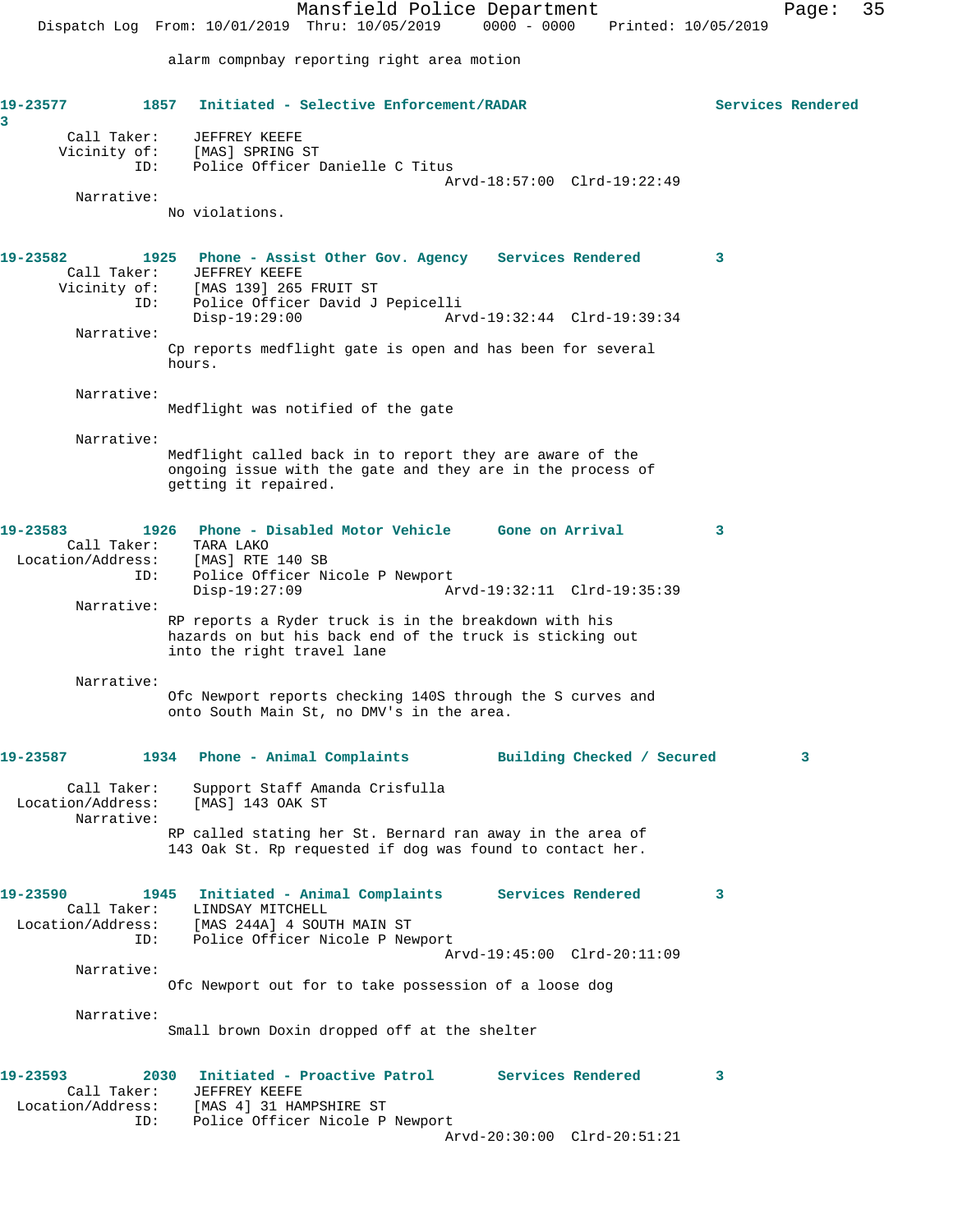alarm compnbay reporting right area motion

**19-23577** 1857 **Initiated - Selective Enforcement/RADAR** **Services Rendered** 3

Call Taker: JEFFREY KEEFE
Vicinity of: [MAS] SPRING ST
ID: Police Officer Danielle C Titus
Arvd-18:57:00 Clrd-19:22:49

Narrative:
No violations.

**19-23582** 1925 **Phone - Assist Other Gov. Agency** **Services Rendered** 3

Call Taker: JEFFREY KEEFE
Vicinity of: [MAS 139] 265 FRUIT ST
ID: Police Officer David J Pepicelli
Disp-19:29:00 Arvd-19:32:44 Clrd-19:39:34

Narrative:
Cp reports medflight gate is open and has been for several hours.

Narrative:
Medflight was notified of the gate

Narrative:
Medflight called back in to report they are aware of the ongoing issue with the gate and they are in the process of getting it repaired.

**19-23583** 1926 **Phone - Disabled Motor Vehicle** **Gone on Arrival** 3

Call Taker: TARA LAKO
Location/Address: [MAS] RTE 140 SB
ID: Police Officer Nicole P Newport
Disp-19:27:09 Arvd-19:32:11 Clrd-19:35:39

Narrative:
RP reports a Ryder truck is in the breakdown with his hazards on but his back end of the truck is sticking out into the right travel lane

Narrative:
Ofc Newport reports checking 140S through the S curves and onto South Main St, no DMV's in the area.

**19-23587** 1934 **Phone - Animal Complaints** **Building Checked / Secured** 3

Call Taker: Support Staff Amanda Crisfulla
Location/Address: [MAS] 143 OAK ST

Narrative:
RP called stating her St. Bernard ran away in the area of 143 Oak St. Rp requested if dog was found to contact her.

**19-23590** 1945 **Initiated - Animal Complaints** **Services Rendered** 3

Call Taker: LINDSAY MITCHELL
Location/Address: [MAS 244A] 4 SOUTH MAIN ST
ID: Police Officer Nicole P Newport
Arvd-19:45:00 Clrd-20:11:09

Narrative:
Ofc Newport out for to take possession of a loose dog

Narrative:
Small brown Doxin dropped off at the shelter

**19-23593** 2030 **Initiated - Proactive Patrol** **Services Rendered** 3

Call Taker: JEFFREY KEEFE
Location/Address: [MAS 4] 31 HAMPSHIRE ST
ID: Police Officer Nicole P Newport
Arvd-20:30:00 Clrd-20:51:21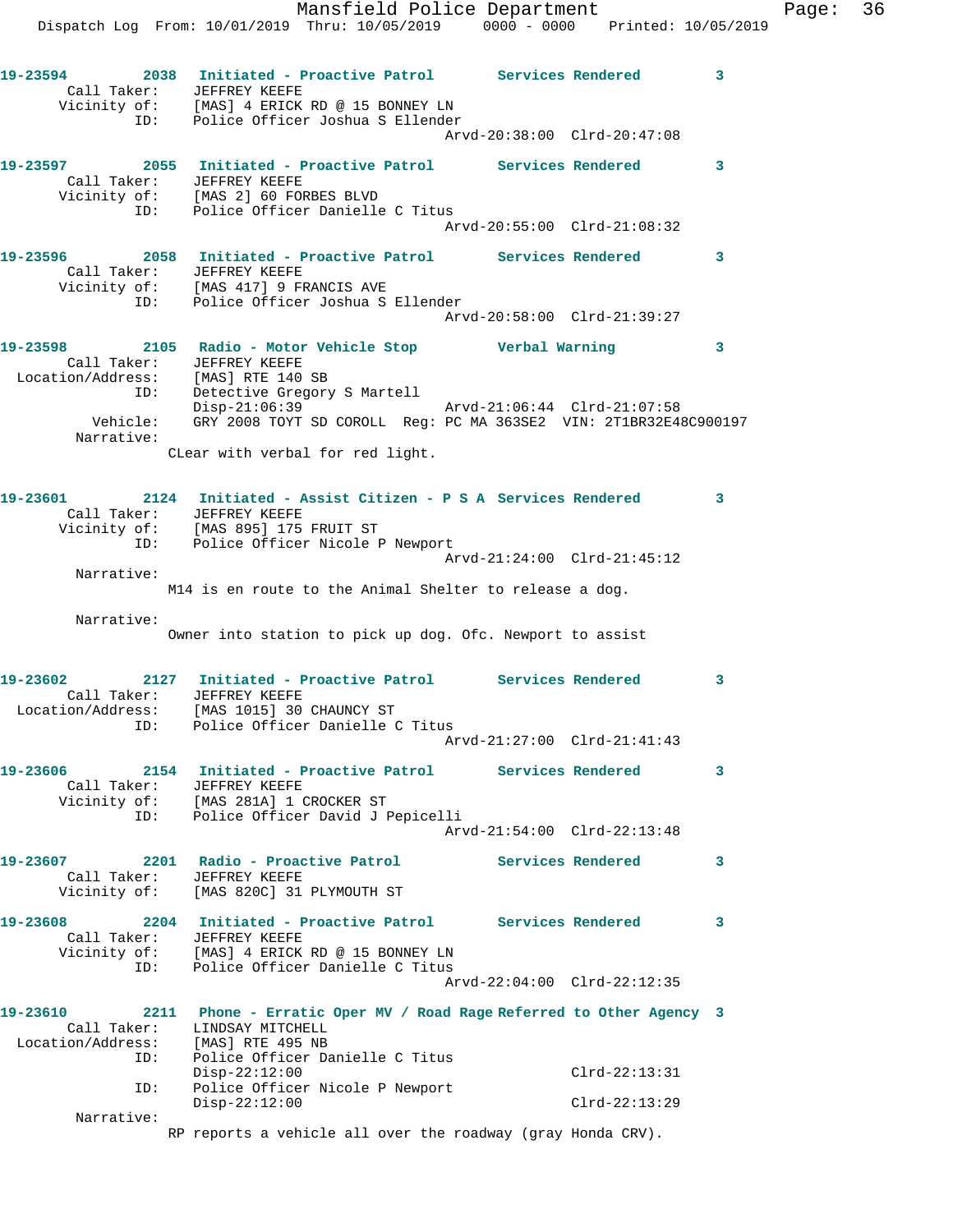**19-23594** 2038 **Initiated - Proactive Patrol** **Services Rendered** 3
Call Taker: JEFFREY KEEFE
Vicinity of: [MAS] 4 ERICK RD @ 15 BONNEY LN
ID: Police Officer Joshua S Ellender
Arvd-20:38:00 Clrd-20:47:08

**19-23597** 2055 **Initiated - Proactive Patrol** **Services Rendered** 3
Call Taker: JEFFREY KEEFE
Vicinity of: [MAS 2] 60 FORBES BLVD
ID: Police Officer Danielle C Titus
Arvd-20:55:00 Clrd-21:08:32

**19-23596** 2058 **Initiated - Proactive Patrol** **Services Rendered** 3
Call Taker: JEFFREY KEEFE
Vicinity of: [MAS 417] 9 FRANCIS AVE
ID: Police Officer Joshua S Ellender
Arvd-20:58:00 Clrd-21:39:27

**19-23598** 2105 **Radio - Motor Vehicle Stop** **Verbal Warning** 3
Call Taker: JEFFREY KEEFE
Location/Address: [MAS] RTE 140 SB
ID: Detective Gregory S Martell
Disp-21:06:39 Arvd-21:06:44 Clrd-21:07:58
Vehicle: GRY 2008 TOYT SD COROLL Reg: PC MA 363SE2 VIN: 2T1BR32E48C900197
Narrative:
CLear with verbal for red light.

**19-23601** 2124 **Initiated - Assist Citizen - P S A** **Services Rendered** 3
Call Taker: JEFFREY KEEFE
Vicinity of: [MAS 895] 175 FRUIT ST
ID: Police Officer Nicole P Newport
Arvd-21:24:00 Clrd-21:45:12
Narrative:
M14 is en route to the Animal Shelter to release a dog.

Narrative:
Owner into station to pick up dog. Ofc. Newport to assist

**19-23602** 2127 **Initiated - Proactive Patrol** **Services Rendered** 3
Call Taker: JEFFREY KEEFE
Location/Address: [MAS 1015] 30 CHAUNCY ST
ID: Police Officer Danielle C Titus
Arvd-21:27:00 Clrd-21:41:43

**19-23606** 2154 **Initiated - Proactive Patrol** **Services Rendered** 3
Call Taker: JEFFREY KEEFE
Vicinity of: [MAS 281A] 1 CROCKER ST
ID: Police Officer David J Pepicelli
Arvd-21:54:00 Clrd-22:13:48

**19-23607** 2201 **Radio - Proactive Patrol** **Services Rendered** 3
Call Taker: JEFFREY KEEFE
Vicinity of: [MAS 820C] 31 PLYMOUTH ST

**19-23608** 2204 **Initiated - Proactive Patrol** **Services Rendered** 3
Call Taker: JEFFREY KEEFE
Vicinity of: [MAS] 4 ERICK RD @ 15 BONNEY LN
ID: Police Officer Danielle C Titus
Arvd-22:04:00 Clrd-22:12:35

**19-23610** 2211 **Phone - Erratic Oper MV / Road Rage** **Referred to Other Agency** 3
Call Taker: LINDSAY MITCHELL
Location/Address: [MAS] RTE 495 NB
ID: Police Officer Danielle C Titus
Disp-22:12:00 Clrd-22:13:31
ID: Police Officer Nicole P Newport
Disp-22:12:00 Clrd-22:13:29
Narrative:
RP reports a vehicle all over the roadway (gray Honda CRV).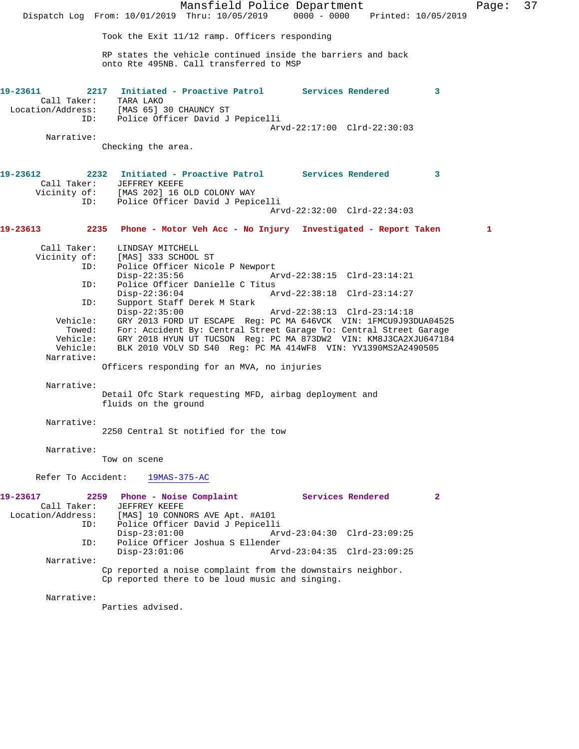Took the Exit 11/12 ramp. Officers responding

RP states the vehicle continued inside the barriers and back onto Rte 495NB. Call transferred to MSP

**19-23611 2217 Initiated - Proactive Patrol Services Rendered 3**

Call Taker: TARA LAKO
Location/Address: [MAS 65] 30 CHAUNCY ST
ID: Police Officer David J Pepicelli
Arvd-22:17:00 Clrd-22:30:03

Narrative:
Checking the area.

**19-23612 2232 Initiated - Proactive Patrol Services Rendered 3**

Call Taker: JEFFREY KEEFE
Vicinity of: [MAS 202] 16 OLD COLONY WAY
ID: Police Officer David J Pepicelli
Arvd-22:32:00 Clrd-22:34:03

**19-23613 2235 Phone - Motor Veh Acc - No Injury Investigated - Report Taken 1**

Call Taker: LINDSAY MITCHELL
Vicinity of: [MAS] 333 SCHOOL ST
ID: Police Officer Nicole P Newport
Disp-22:35:56 Arvd-22:38:15 Clrd-23:14:21
ID: Police Officer Danielle C Titus
Disp-22:36:04 Arvd-22:38:18 Clrd-23:14:27
ID: Support Staff Derek M Stark
Disp-22:35:00 Arvd-22:38:13 Clrd-23:14:18
Vehicle: GRY 2013 FORD UT ESCAPE Reg: PC MA 646VCK VIN: 1FMCU9J93DUA04525
Towed: For: Accident By: Central Street Garage To: Central Street Garage
Vehicle: GRY 2018 HYUN UT TUCSON Reg: PC MA 873DW2 VIN: KM8J3CA2XJU647184
Vehicle: BLK 2010 VOLV SD S40 Reg: PC MA 414WF8 VIN: YV1390MS2A2490505

Narrative:
Officers responding for an MVA, no injuries

Narrative:
Detail Ofc Stark requesting MFD, airbag deployment and fluids on the ground

Narrative:
2250 Central St notified for the tow

Narrative:
Tow on scene

Refer To Accident: 19MAS-375-AC

**19-23617 2259 Phone - Noise Complaint Services Rendered 2**

Call Taker: JEFFREY KEEFE
Location/Address: [MAS] 10 CONNORS AVE Apt. #A101
ID: Police Officer David J Pepicelli
Disp-23:01:00 Arvd-23:04:30 Clrd-23:09:25
ID: Police Officer Joshua S Ellender
Disp-23:01:06 Arvd-23:04:35 Clrd-23:09:25

Narrative:
Cp reported a noise complaint from the downstairs neighbor. Cp reported there to be loud music and singing.

Narrative:
Parties advised.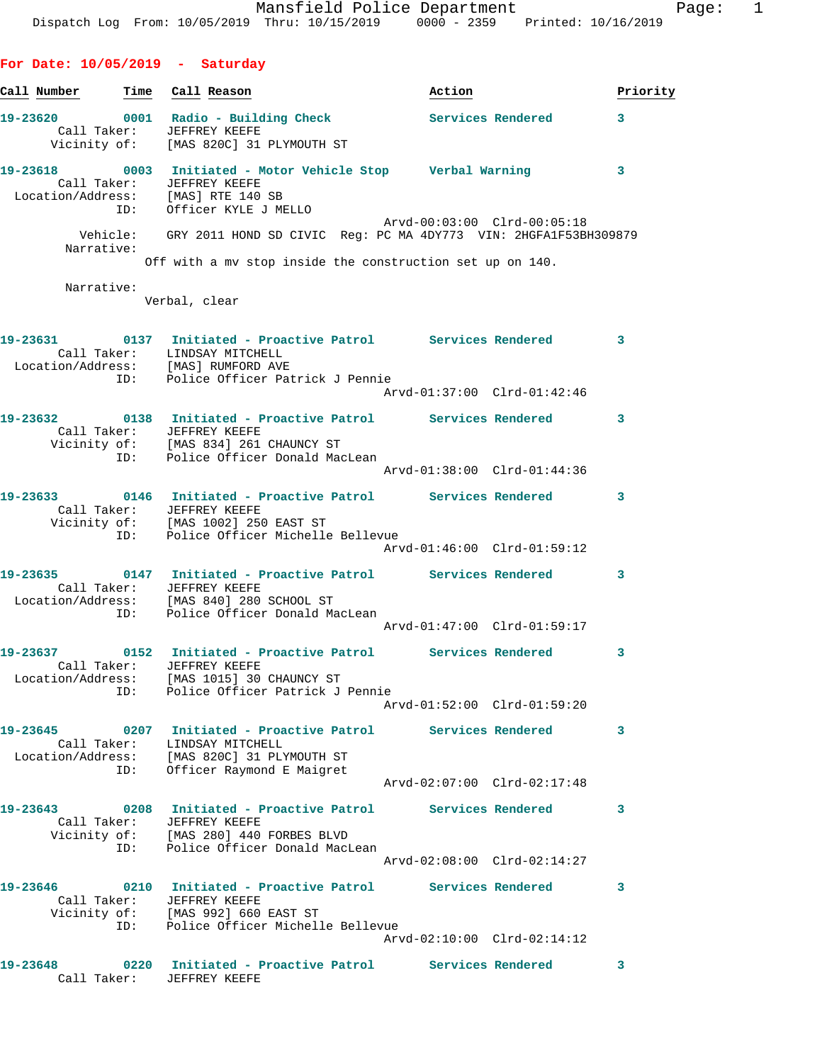Mansfield Police Department
Dispatch Log From: 10/05/2019 Thru: 10/15/2019 0000 - 2359 Printed: 10/16/2019

## For Date: 10/05/2019 - Saturday

| Call Number | Time | Call Reason | Action | Priority |
|---|---|---|---|---|

**19-23620** 0001 Radio - Building Check — Services Rendered — 3
Call Taker: JEFFREY KEEFE
Vicinity of: [MAS 820C] 31 PLYMOUTH ST

**19-23618** 0003 Initiated - Motor Vehicle Stop — Verbal Warning — 3
Call Taker: JEFFREY KEEFE
Location/Address: [MAS] RTE 140 SB
ID: Officer KYLE J MELLO
Arvd-00:03:00 Clrd-00:05:18
Vehicle: GRY 2011 HOND SD CIVIC Reg: PC MA 4DY773 VIN: 2HGFA1F53BH309879
Narrative:
Off with a mv stop inside the construction set up on 140.

Narrative:
Verbal, clear

**19-23631** 0137 Initiated - Proactive Patrol — Services Rendered — 3
Call Taker: LINDSAY MITCHELL
Location/Address: [MAS] RUMFORD AVE
ID: Police Officer Patrick J Pennie
Arvd-01:37:00 Clrd-01:42:46

**19-23632** 0138 Initiated - Proactive Patrol — Services Rendered — 3
Call Taker: JEFFREY KEEFE
Vicinity of: [MAS 834] 261 CHAUNCY ST
ID: Police Officer Donald MacLean
Arvd-01:38:00 Clrd-01:44:36

**19-23633** 0146 Initiated - Proactive Patrol — Services Rendered — 3
Call Taker: JEFFREY KEEFE
Vicinity of: [MAS 1002] 250 EAST ST
ID: Police Officer Michelle Bellevue
Arvd-01:46:00 Clrd-01:59:12

**19-23635** 0147 Initiated - Proactive Patrol — Services Rendered — 3
Call Taker: JEFFREY KEEFE
Location/Address: [MAS 840] 280 SCHOOL ST
ID: Police Officer Donald MacLean
Arvd-01:47:00 Clrd-01:59:17

**19-23637** 0152 Initiated - Proactive Patrol — Services Rendered — 3
Call Taker: JEFFREY KEEFE
Location/Address: [MAS 1015] 30 CHAUNCY ST
ID: Police Officer Patrick J Pennie
Arvd-01:52:00 Clrd-01:59:20

**19-23645** 0207 Initiated - Proactive Patrol — Services Rendered — 3
Call Taker: LINDSAY MITCHELL
Location/Address: [MAS 820C] 31 PLYMOUTH ST
ID: Officer Raymond E Maigret
Arvd-02:07:00 Clrd-02:17:48

**19-23643** 0208 Initiated - Proactive Patrol — Services Rendered — 3
Call Taker: JEFFREY KEEFE
Vicinity of: [MAS 280] 440 FORBES BLVD
ID: Police Officer Donald MacLean
Arvd-02:08:00 Clrd-02:14:27

**19-23646** 0210 Initiated - Proactive Patrol — Services Rendered — 3
Call Taker: JEFFREY KEEFE
Vicinity of: [MAS 992] 660 EAST ST
ID: Police Officer Michelle Bellevue
Arvd-02:10:00 Clrd-02:14:12

**19-23648** 0220 Initiated - Proactive Patrol — Services Rendered — 3
Call Taker: JEFFREY KEEFE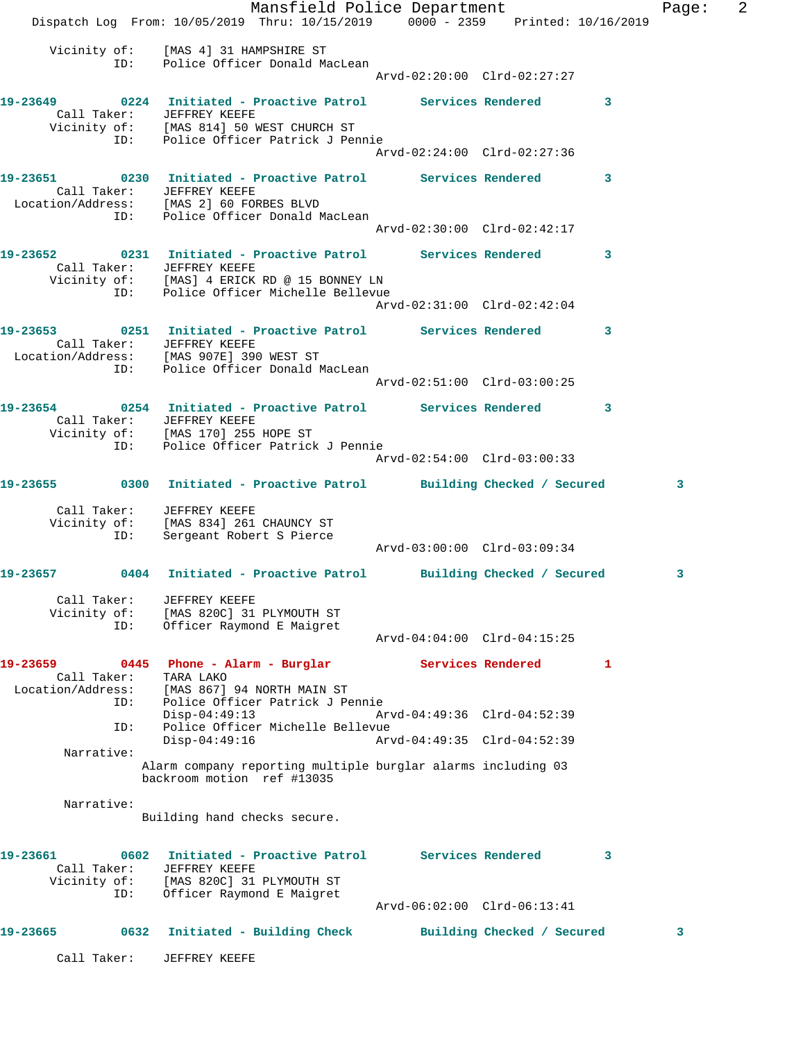```
      Vicinity of:    [MAS 4] 31 HAMPSHIRE ST
               ID:    Police Officer Donald MacLean
                                                   Arvd-02:20:00  Clrd-02:27:27

19-23649        0224   Initiated - Proactive Patrol       Services Rendered         3
       Call Taker:    JEFFREY KEEFE
      Vicinity of:    [MAS 814] 50 WEST CHURCH ST
               ID:    Police Officer Patrick J Pennie
                                                   Arvd-02:24:00  Clrd-02:27:36

19-23651        0230   Initiated - Proactive Patrol       Services Rendered         3
       Call Taker:    JEFFREY KEEFE
 Location/Address:    [MAS 2] 60 FORBES BLVD
               ID:    Police Officer Donald MacLean
                                                   Arvd-02:30:00  Clrd-02:42:17

19-23652        0231   Initiated - Proactive Patrol       Services Rendered         3
       Call Taker:    JEFFREY KEEFE
      Vicinity of:    [MAS] 4 ERICK RD @ 15 BONNEY LN
               ID:    Police Officer Michelle Bellevue
                                                   Arvd-02:31:00  Clrd-02:42:04

19-23653        0251   Initiated - Proactive Patrol       Services Rendered         3
       Call Taker:    JEFFREY KEEFE
 Location/Address:    [MAS 907E] 390 WEST ST
               ID:    Police Officer Donald MacLean
                                                   Arvd-02:51:00  Clrd-03:00:25

19-23654        0254   Initiated - Proactive Patrol       Services Rendered         3
       Call Taker:    JEFFREY KEEFE
      Vicinity of:    [MAS 170] 255 HOPE ST
               ID:    Police Officer Patrick J Pennie
                                                   Arvd-02:54:00  Clrd-03:00:33

19-23655        0300   Initiated - Proactive Patrol       Building Checked / Secured         3

       Call Taker:    JEFFREY KEEFE
      Vicinity of:    [MAS 834] 261 CHAUNCY ST
               ID:    Sergeant Robert S Pierce
                                                   Arvd-03:00:00  Clrd-03:09:34

19-23657        0404   Initiated - Proactive Patrol       Building Checked / Secured         3

       Call Taker:    JEFFREY KEEFE
      Vicinity of:    [MAS 820C] 31 PLYMOUTH ST
               ID:    Officer Raymond E Maigret
                                                   Arvd-04:04:00  Clrd-04:15:25

19-23659        0445   Phone - Alarm - Burglar            Services Rendered         1
       Call Taker:    TARA LAKO
 Location/Address:    [MAS 867] 94 NORTH MAIN ST
               ID:    Police Officer Patrick J Pennie
                      Disp-04:49:13                Arvd-04:49:36  Clrd-04:52:39
               ID:    Police Officer Michelle Bellevue
                      Disp-04:49:16                Arvd-04:49:35  Clrd-04:52:39
        Narrative:
                     Alarm company reporting multiple burglar alarms including 03
                     backroom motion  ref #13035

        Narrative:
                     Building hand checks secure.

19-23661        0602   Initiated - Proactive Patrol       Services Rendered         3
       Call Taker:    JEFFREY KEEFE
      Vicinity of:    [MAS 820C] 31 PLYMOUTH ST
               ID:    Officer Raymond E Maigret
                                                   Arvd-06:02:00  Clrd-06:13:41

19-23665        0632   Initiated - Building Check         Building Checked / Secured         3

       Call Taker:    JEFFREY KEEFE
```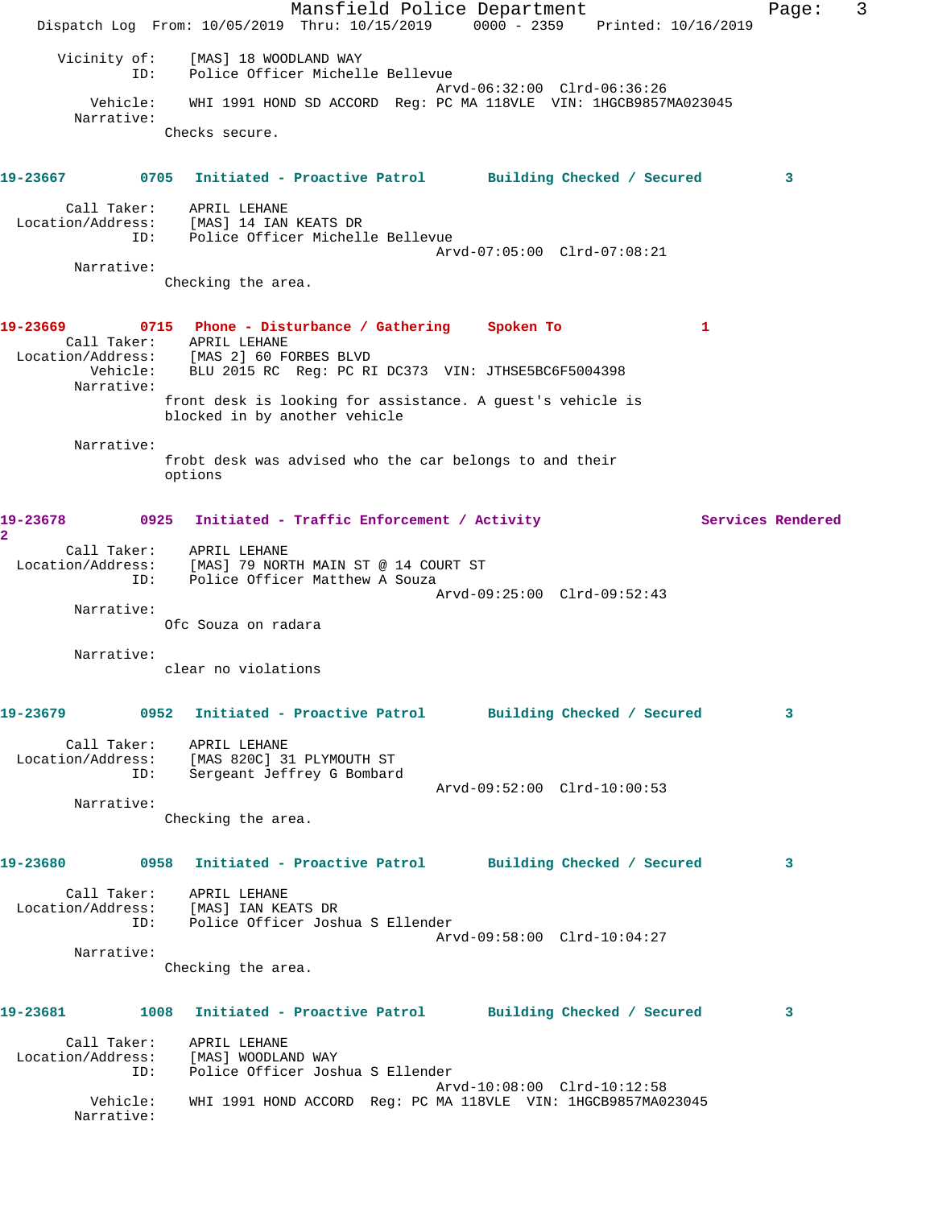Vicinity of: [MAS] 18 WOODLAND WAY
ID: Police Officer Michelle Bellevue
Arvd-06:32:00 Clrd-06:36:26
Vehicle: WHI 1991 HOND SD ACCORD Reg: PC MA 118VLE VIN: 1HGCB9857MA023045
Narrative:
Checks secure.

**19-23667 0705 Initiated - Proactive Patrol Building Checked / Secured 3**

Call Taker: APRIL LEHANE
Location/Address: [MAS] 14 IAN KEATS DR
ID: Police Officer Michelle Bellevue
Arvd-07:05:00 Clrd-07:08:21
Narrative:
Checking the area.

**19-23669 0715 Phone - Disturbance / Gathering Spoken To 1**

Call Taker: APRIL LEHANE
Location/Address: [MAS 2] 60 FORBES BLVD
Vehicle: BLU 2015 RC Reg: PC RI DC373 VIN: JTHSE5BC6F5004398
Narrative:
front desk is looking for assistance. A guest's vehicle is blocked in by another vehicle

Narrative:
frobt desk was advised who the car belongs to and their options

**19-23678 0925 Initiated - Traffic Enforcement / Activity Services Rendered 2**

Call Taker: APRIL LEHANE
Location/Address: [MAS] 79 NORTH MAIN ST @ 14 COURT ST
ID: Police Officer Matthew A Souza
Arvd-09:25:00 Clrd-09:52:43
Narrative:
Ofc Souza on radara

Narrative:
clear no violations

**19-23679 0952 Initiated - Proactive Patrol Building Checked / Secured 3**

Call Taker: APRIL LEHANE
Location/Address: [MAS 820C] 31 PLYMOUTH ST
ID: Sergeant Jeffrey G Bombard
Arvd-09:52:00 Clrd-10:00:53
Narrative:
Checking the area.

**19-23680 0958 Initiated - Proactive Patrol Building Checked / Secured 3**

Call Taker: APRIL LEHANE
Location/Address: [MAS] IAN KEATS DR
ID: Police Officer Joshua S Ellender
Arvd-09:58:00 Clrd-10:04:27
Narrative:
Checking the area.

**19-23681 1008 Initiated - Proactive Patrol Building Checked / Secured 3**

Call Taker: APRIL LEHANE
Location/Address: [MAS] WOODLAND WAY
ID: Police Officer Joshua S Ellender
Arvd-10:08:00 Clrd-10:12:58
Vehicle: WHI 1991 HOND ACCORD Reg: PC MA 118VLE VIN: 1HGCB9857MA023045
Narrative: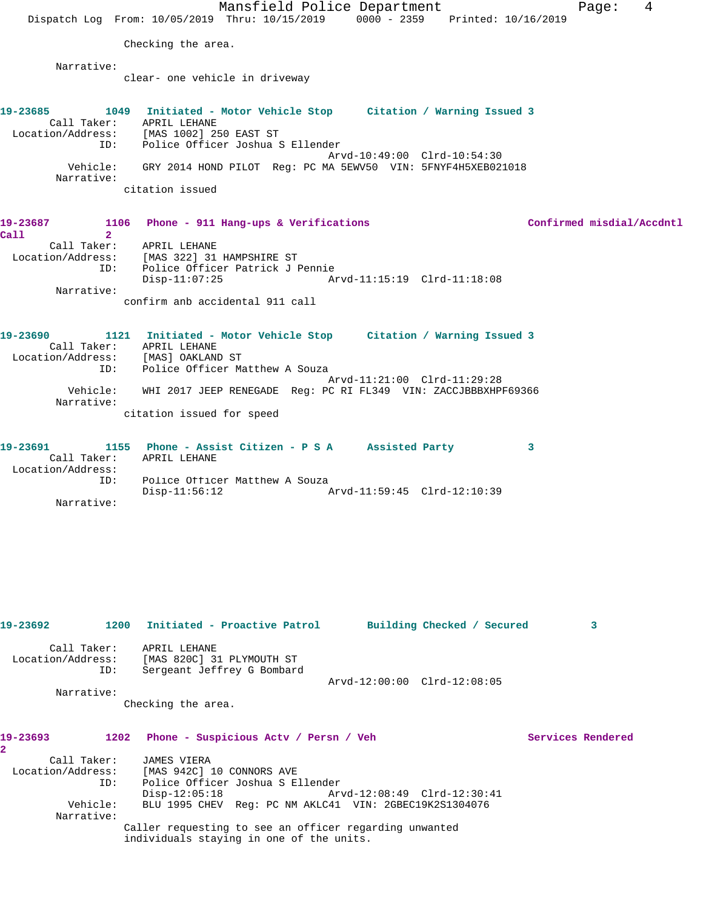Checking the area.

Narrative:
clear- one vehicle in driveway

**19-23685 1049 Initiated - Motor Vehicle Stop Citation / Warning Issued 3**

Call Taker: APRIL LEHANE
Location/Address: [MAS 1002] 250 EAST ST
ID: Police Officer Joshua S Ellender
Arvd-10:49:00 Clrd-10:54:30
Vehicle: GRY 2014 HOND PILOT Reg: PC MA 5EWV50 VIN: 5FNYF4H5XEB021018
Narrative:
citation issued

**19-23687 1106 Phone - 911 Hang-ups & Verifications Confirmed misdial/Accdntl Call 2**

Call Taker: APRIL LEHANE
Location/Address: [MAS 322] 31 HAMPSHIRE ST
ID: Police Officer Patrick J Pennie
Disp-11:07:25 Arvd-11:15:19 Clrd-11:18:08
Narrative:
confirm anb accidental 911 call

**19-23690 1121 Initiated - Motor Vehicle Stop Citation / Warning Issued 3**

Call Taker: APRIL LEHANE
Location/Address: [MAS] OAKLAND ST
ID: Police Officer Matthew A Souza
Arvd-11:21:00 Clrd-11:29:28
Vehicle: WHI 2017 JEEP RENEGADE Reg: PC RI FL349 VIN: ZACCJBBBXHPF69366
Narrative:
citation issued for speed

**19-23691 1155 Phone - Assist Citizen - P S A Assisted Party 3**

Call Taker: APRIL LEHANE
Location/Address:
ID: Police Officer Matthew A Souza
Disp-11:56:12 Arvd-11:59:45 Clrd-12:10:39
Narrative:

**19-23692 1200 Initiated - Proactive Patrol Building Checked / Secured 3**

Call Taker: APRIL LEHANE
Location/Address: [MAS 820C] 31 PLYMOUTH ST
ID: Sergeant Jeffrey G Bombard
Arvd-12:00:00 Clrd-12:08:05
Narrative:
Checking the area.

**19-23693 1202 Phone - Suspicious Actv / Persn / Veh Services Rendered 2**

Call Taker: JAMES VIERA
Location/Address: [MAS 942C] 10 CONNORS AVE
ID: Police Officer Joshua S Ellender
Disp-12:05:18 Arvd-12:08:49 Clrd-12:30:41
Vehicle: BLU 1995 CHEV Reg: PC NM AKLC41 VIN: 2GBEC19K2S1304076
Narrative:
Caller requesting to see an officer regarding unwanted individuals staying in one of the units.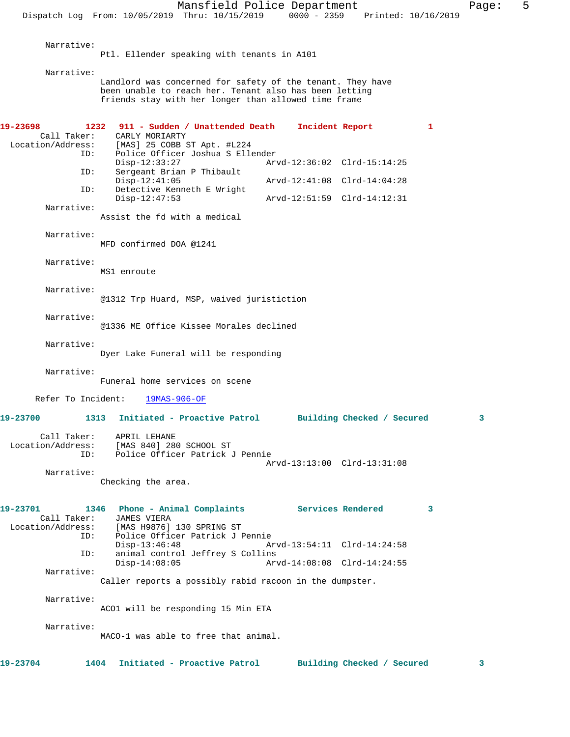Narrative:
Ptl. Ellender speaking with tenants in A101

Narrative:
Landlord was concerned for safety of the tenant. They have been unable to reach her. Tenant also has been letting friends stay with her longer than allowed time frame

**19-23698 1232 911 - Sudden / Unattended Death Incident Report 1**

Call Taker: CARLY MORIARTY
Location/Address: [MAS] 25 COBB ST Apt. #L224
ID: Police Officer Joshua S Ellender
Disp-12:33:27 Arvd-12:36:02 Clrd-15:14:25
ID: Sergeant Brian P Thibault
Disp-12:41:05 Arvd-12:41:08 Clrd-14:04:28
ID: Detective Kenneth E Wright
Disp-12:47:53 Arvd-12:51:59 Clrd-14:12:31

Narrative:
Assist the fd with a medical

Narrative:
MFD confirmed DOA @1241

Narrative:
MS1 enroute

Narrative:
@1312 Trp Huard, MSP, waived juristiction

Narrative:
@1336 ME Office Kissee Morales declined

Narrative:
Dyer Lake Funeral will be responding

Narrative:
Funeral home services on scene

Refer To Incident: 19MAS-906-OF

**19-23700 1313 Initiated - Proactive Patrol Building Checked / Secured 3**

Call Taker: APRIL LEHANE
Location/Address: [MAS 840] 280 SCHOOL ST
ID: Police Officer Patrick J Pennie
Arvd-13:13:00 Clrd-13:31:08

Narrative:
Checking the area.

**19-23701 1346 Phone - Animal Complaints Services Rendered 3**

Call Taker: JAMES VIERA
Location/Address: [MAS H9876] 130 SPRING ST
ID: Police Officer Patrick J Pennie
Disp-13:46:48 Arvd-13:54:11 Clrd-14:24:58
ID: animal control Jeffrey S Collins
Disp-14:08:05 Arvd-14:08:08 Clrd-14:24:55

Narrative:
Caller reports a possibly rabid racoon in the dumpster.

Narrative:
ACO1 will be responding 15 Min ETA

Narrative:
MACO-1 was able to free that animal.

**19-23704 1404 Initiated - Proactive Patrol Building Checked / Secured 3**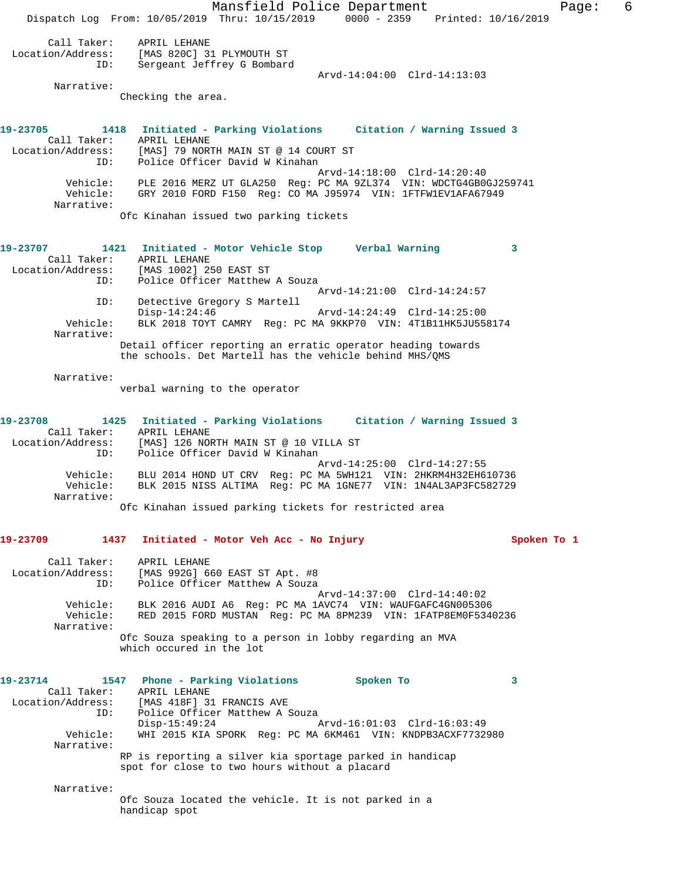Call Taker: APRIL LEHANE
Location/Address: [MAS 820C] 31 PLYMOUTH ST
ID: Sergeant Jeffrey G Bombard
Arvd-14:04:00 Clrd-14:13:03
Narrative:
Checking the area.

**19-23705 1418 Initiated - Parking Violations Citation / Warning Issued 3**
Call Taker: APRIL LEHANE
Location/Address: [MAS] 79 NORTH MAIN ST @ 14 COURT ST
ID: Police Officer David W Kinahan
Arvd-14:18:00 Clrd-14:20:40
Vehicle: PLE 2016 MERZ UT GLA250 Reg: PC MA 9ZL374 VIN: WDCTG4GB0GJ259741
Vehicle: GRY 2010 FORD F150 Reg: CO MA J95974 VIN: 1FTFW1EV1AFA67949
Narrative:
Ofc Kinahan issued two parking tickets

**19-23707 1421 Initiated - Motor Vehicle Stop Verbal Warning 3**
Call Taker: APRIL LEHANE
Location/Address: [MAS 1002] 250 EAST ST
ID: Police Officer Matthew A Souza
Arvd-14:21:00 Clrd-14:24:57
ID: Detective Gregory S Martell
Disp-14:24:46 Arvd-14:24:49 Clrd-14:25:00
Vehicle: BLK 2018 TOYT CAMRY Reg: PC MA 9KKP70 VIN: 4T1B11HK5JU558174
Narrative:
Detail officer reporting an erratic operator heading towards the schools. Det Martell has the vehicle behind MHS/QMS

Narrative:
verbal warning to the operator

**19-23708 1425 Initiated - Parking Violations Citation / Warning Issued 3**
Call Taker: APRIL LEHANE
Location/Address: [MAS] 126 NORTH MAIN ST @ 10 VILLA ST
ID: Police Officer David W Kinahan
Arvd-14:25:00 Clrd-14:27:55
Vehicle: BLU 2014 HOND UT CRV Reg: PC MA 5WH121 VIN: 2HKRM4H32EH610736
Vehicle: BLK 2015 NISS ALTIMA Reg: PC MA 1GNE77 VIN: 1N4AL3AP3FC582729
Narrative:
Ofc Kinahan issued parking tickets for restricted area

**19-23709 1437 Initiated - Motor Veh Acc - No Injury Spoken To 1**
Call Taker: APRIL LEHANE
Location/Address: [MAS 992G] 660 EAST ST Apt. #8
ID: Police Officer Matthew A Souza
Arvd-14:37:00 Clrd-14:40:02
Vehicle: BLK 2016 AUDI A6 Reg: PC MA 1AVC74 VIN: WAUFGAFC4GN005306
Vehicle: RED 2015 FORD MUSTAN Reg: PC MA 8PM239 VIN: 1FATP8EM0F5340236
Narrative:
Ofc Souza speaking to a person in lobby regarding an MVA which occured in the lot

**19-23714 1547 Phone - Parking Violations Spoken To 3**
Call Taker: APRIL LEHANE
Location/Address: [MAS 418F] 31 FRANCIS AVE
ID: Police Officer Matthew A Souza
Disp-15:49:24 Arvd-16:01:03 Clrd-16:03:49
Vehicle: WHI 2015 KIA SPORK Reg: PC MA 6KM461 VIN: KNDPB3ACXF7732980
Narrative:
RP is reporting a silver kia sportage parked in handicap spot for close to two hours without a placard

Narrative:
Ofc Souza located the vehicle. It is not parked in a handicap spot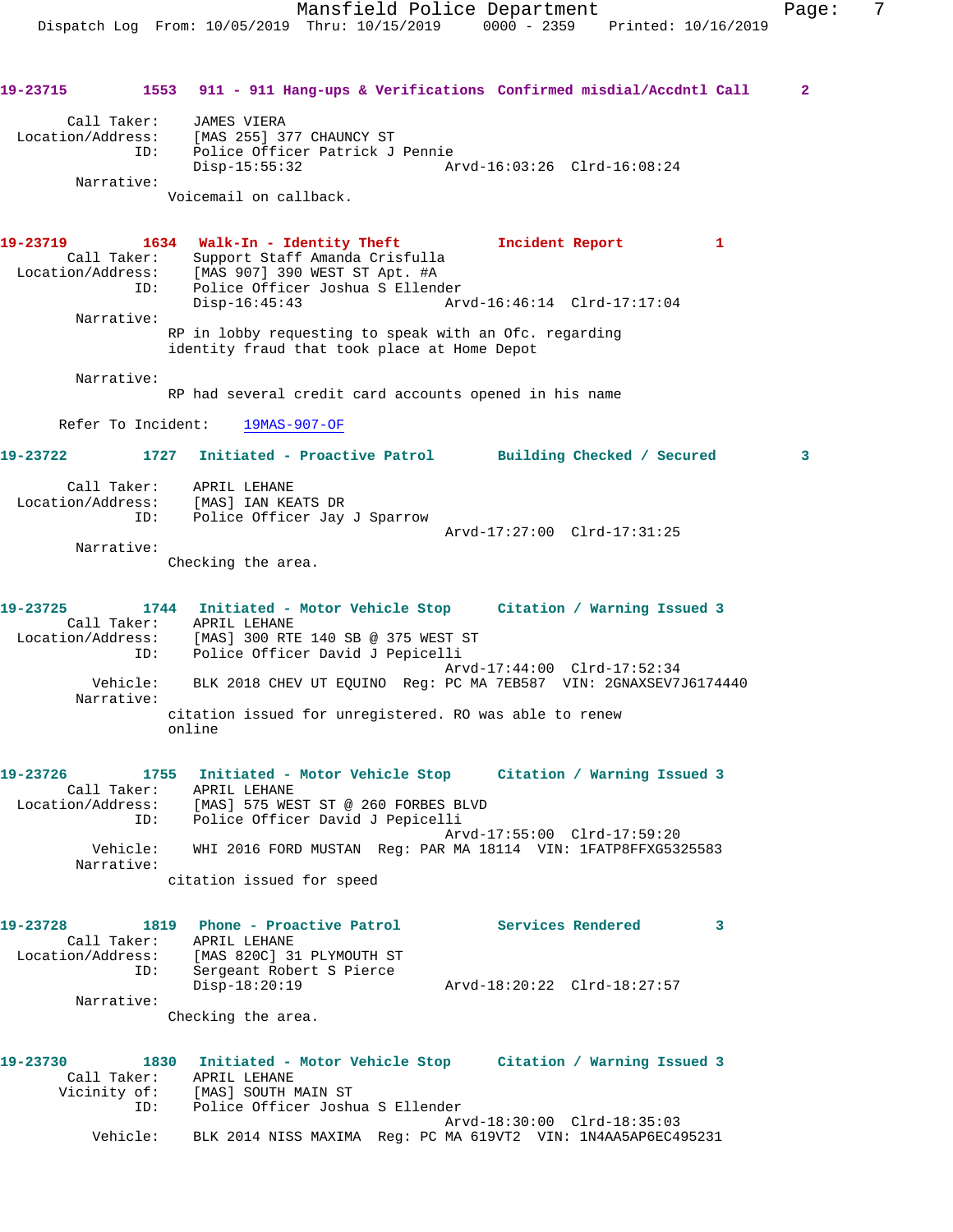**19-23715** 1553 **911 - 911 Hang-ups & Verifications** **Confirmed misdial/Accdntl Call** 2

Call Taker: JAMES VIERA
Location/Address: [MAS 255] 377 CHAUNCY ST
ID: Police Officer Patrick J Pennie
Disp-15:55:32 Arvd-16:03:26 Clrd-16:08:24
Narrative:
Voicemail on callback.

**19-23719** 1634 **Walk-In - Identity Theft** **Incident Report** 1

Call Taker: Support Staff Amanda Crisfulla
Location/Address: [MAS 907] 390 WEST ST Apt. #A
ID: Police Officer Joshua S Ellender
Disp-16:45:43 Arvd-16:46:14 Clrd-17:17:04
Narrative:
RP in lobby requesting to speak with an Ofc. regarding identity fraud that took place at Home Depot

Narrative:
RP had several credit card accounts opened in his name

Refer To Incident: 19MAS-907-OF

**19-23722** 1727 **Initiated - Proactive Patrol** **Building Checked / Secured** 3

Call Taker: APRIL LEHANE
Location/Address: [MAS] IAN KEATS DR
ID: Police Officer Jay J Sparrow
Arvd-17:27:00 Clrd-17:31:25
Narrative:
Checking the area.

**19-23725** 1744 **Initiated - Motor Vehicle Stop** **Citation / Warning Issued** 3

Call Taker: APRIL LEHANE
Location/Address: [MAS] 300 RTE 140 SB @ 375 WEST ST
ID: Police Officer David J Pepicelli
Arvd-17:44:00 Clrd-17:52:34
Vehicle: BLK 2018 CHEV UT EQUINO Reg: PC MA 7EB587 VIN: 2GNAXSEV7J6174440
Narrative:
citation issued for unregistered. RO was able to renew online

**19-23726** 1755 **Initiated - Motor Vehicle Stop** **Citation / Warning Issued** 3

Call Taker: APRIL LEHANE
Location/Address: [MAS] 575 WEST ST @ 260 FORBES BLVD
ID: Police Officer David J Pepicelli
Arvd-17:55:00 Clrd-17:59:20
Vehicle: WHI 2016 FORD MUSTAN Reg: PAR MA 18114 VIN: 1FATP8FFXG5325583
Narrative:
citation issued for speed

**19-23728** 1819 **Phone - Proactive Patrol** **Services Rendered** 3

Call Taker: APRIL LEHANE
Location/Address: [MAS 820C] 31 PLYMOUTH ST
ID: Sergeant Robert S Pierce
Disp-18:20:19 Arvd-18:20:22 Clrd-18:27:57
Narrative:
Checking the area.

**19-23730** 1830 **Initiated - Motor Vehicle Stop** **Citation / Warning Issued** 3

Call Taker: APRIL LEHANE
Vicinity of: [MAS] SOUTH MAIN ST
ID: Police Officer Joshua S Ellender
Arvd-18:30:00 Clrd-18:35:03
Vehicle: BLK 2014 NISS MAXIMA Reg: PC MA 619VT2 VIN: 1N4AA5AP6EC495231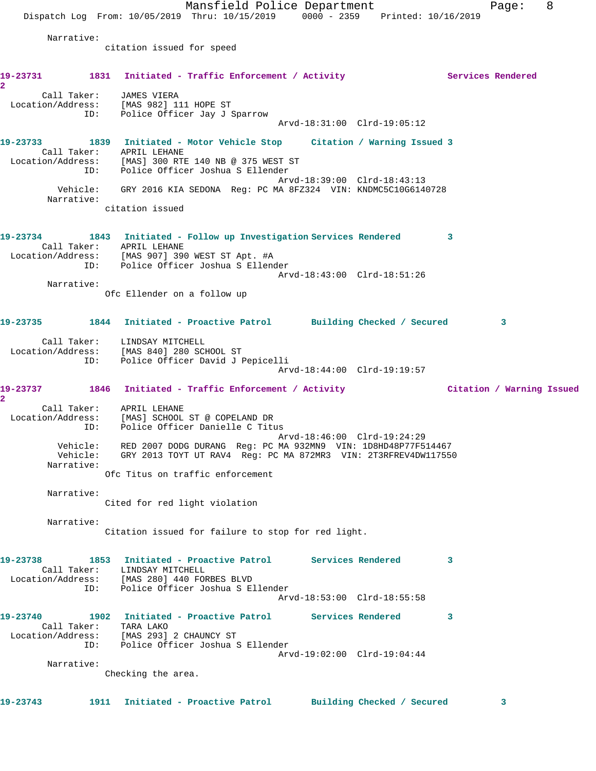Narrative:
    citation issued for speed

**19-23731** 1831 Initiated - Traffic Enforcement / Activity Services Rendered 2

Call Taker: JAMES VIERA
Location/Address: [MAS 982] 111 HOPE ST
ID: Police Officer Jay J Sparrow
Arvd-18:31:00 Clrd-19:05:12

**19-23733** 1839 Initiated - Motor Vehicle Stop Citation / Warning Issued 3

Call Taker: APRIL LEHANE
Location/Address: [MAS] 300 RTE 140 NB @ 375 WEST ST
ID: Police Officer Joshua S Ellender
Arvd-18:39:00 Clrd-18:43:13
Vehicle: GRY 2016 KIA SEDONA Reg: PC MA 8FZ324 VIN: KNDMC5C10G6140728
Narrative:
    citation issued

**19-23734** 1843 Initiated - Follow up Investigation Services Rendered 3

Call Taker: APRIL LEHANE
Location/Address: [MAS 907] 390 WEST ST Apt. #A
ID: Police Officer Joshua S Ellender
Arvd-18:43:00 Clrd-18:51:26
Narrative:
    Ofc Ellender on a follow up

**19-23735** 1844 Initiated - Proactive Patrol Building Checked / Secured 3

Call Taker: LINDSAY MITCHELL
Location/Address: [MAS 840] 280 SCHOOL ST
ID: Police Officer David J Pepicelli
Arvd-18:44:00 Clrd-19:19:57

**19-23737** 1846 Initiated - Traffic Enforcement / Activity Citation / Warning Issued 2

Call Taker: APRIL LEHANE
Location/Address: [MAS] SCHOOL ST @ COPELAND DR
ID: Police Officer Danielle C Titus
Arvd-18:46:00 Clrd-19:24:29
Vehicle: RED 2007 DODG DURANG Reg: PC MA 932MN9 VIN: 1D8HD48P77F514467
Vehicle: GRY 2013 TOYT UT RAV4 Reg: PC MA 872MR3 VIN: 2T3RFREV4DW117550
Narrative:
    Ofc Titus on traffic enforcement

Narrative:
    Cited for red light violation

Narrative:
    Citation issued for failure to stop for red light.

**19-23738** 1853 Initiated - Proactive Patrol Services Rendered 3

Call Taker: LINDSAY MITCHELL
Location/Address: [MAS 280] 440 FORBES BLVD
ID: Police Officer Joshua S Ellender
Arvd-18:53:00 Clrd-18:55:58

**19-23740** 1902 Initiated - Proactive Patrol Services Rendered 3

Call Taker: TARA LAKO
Location/Address: [MAS 293] 2 CHAUNCY ST
ID: Police Officer Joshua S Ellender
Arvd-19:02:00 Clrd-19:04:44
Narrative:
    Checking the area.

**19-23743** 1911 Initiated - Proactive Patrol Building Checked / Secured 3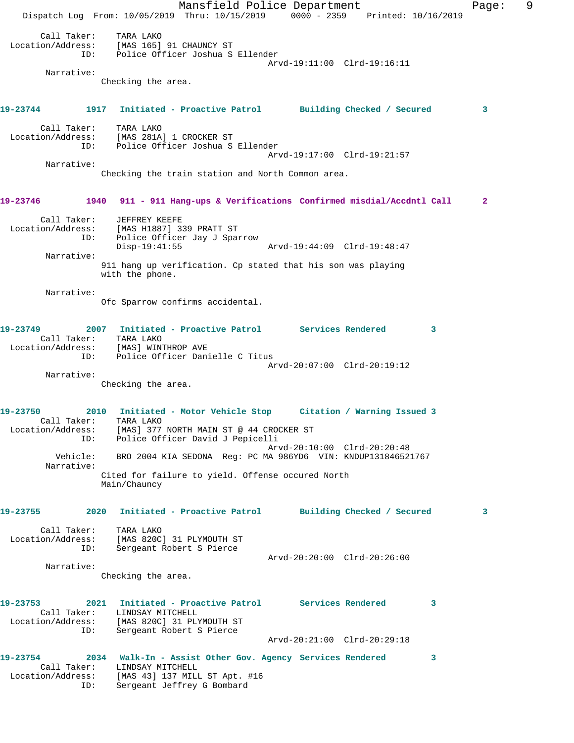Call Taker: TARA LAKO
Location/Address: [MAS 165] 91 CHAUNCY ST
ID: Police Officer Joshua S Ellender
Arvd-19:11:00 Clrd-19:16:11
Narrative:
Checking the area.

**19-23744 1917 Initiated - Proactive Patrol Building Checked / Secured 3**

Call Taker: TARA LAKO
Location/Address: [MAS 281A] 1 CROCKER ST
ID: Police Officer Joshua S Ellender
Arvd-19:17:00 Clrd-19:21:57
Narrative:
Checking the train station and North Common area.

**19-23746 1940 911 - 911 Hang-ups & Verifications Confirmed misdial/Accdntl Call 2**

Call Taker: JEFFREY KEEFE
Location/Address: [MAS H1887] 339 PRATT ST
ID: Police Officer Jay J Sparrow
Disp-19:41:55 Arvd-19:44:09 Clrd-19:48:47
Narrative:
911 hang up verification. Cp stated that his son was playing with the phone.

Narrative:
Ofc Sparrow confirms accidental.

**19-23749 2007 Initiated - Proactive Patrol Services Rendered 3**

Call Taker: TARA LAKO
Location/Address: [MAS] WINTHROP AVE
ID: Police Officer Danielle C Titus
Arvd-20:07:00 Clrd-20:19:12
Narrative:
Checking the area.

**19-23750 2010 Initiated - Motor Vehicle Stop Citation / Warning Issued 3**

Call Taker: TARA LAKO
Location/Address: [MAS] 377 NORTH MAIN ST @ 44 CROCKER ST
ID: Police Officer David J Pepicelli
Arvd-20:10:00 Clrd-20:20:48
Vehicle: BRO 2004 KIA SEDONA Reg: PC MA 986YD6 VIN: KNDUP131846521767
Narrative:
Cited for failure to yield. Offense occured North Main/Chauncy

**19-23755 2020 Initiated - Proactive Patrol Building Checked / Secured 3**

Call Taker: TARA LAKO
Location/Address: [MAS 820C] 31 PLYMOUTH ST
ID: Sergeant Robert S Pierce
Arvd-20:20:00 Clrd-20:26:00
Narrative:
Checking the area.

**19-23753 2021 Initiated - Proactive Patrol Services Rendered 3**

Call Taker: LINDSAY MITCHELL
Location/Address: [MAS 820C] 31 PLYMOUTH ST
ID: Sergeant Robert S Pierce
Arvd-20:21:00 Clrd-20:29:18

**19-23754 2034 Walk-In - Assist Other Gov. Agency Services Rendered 3**

Call Taker: LINDSAY MITCHELL
Location/Address: [MAS 43] 137 MILL ST Apt. #16
ID: Sergeant Jeffrey G Bombard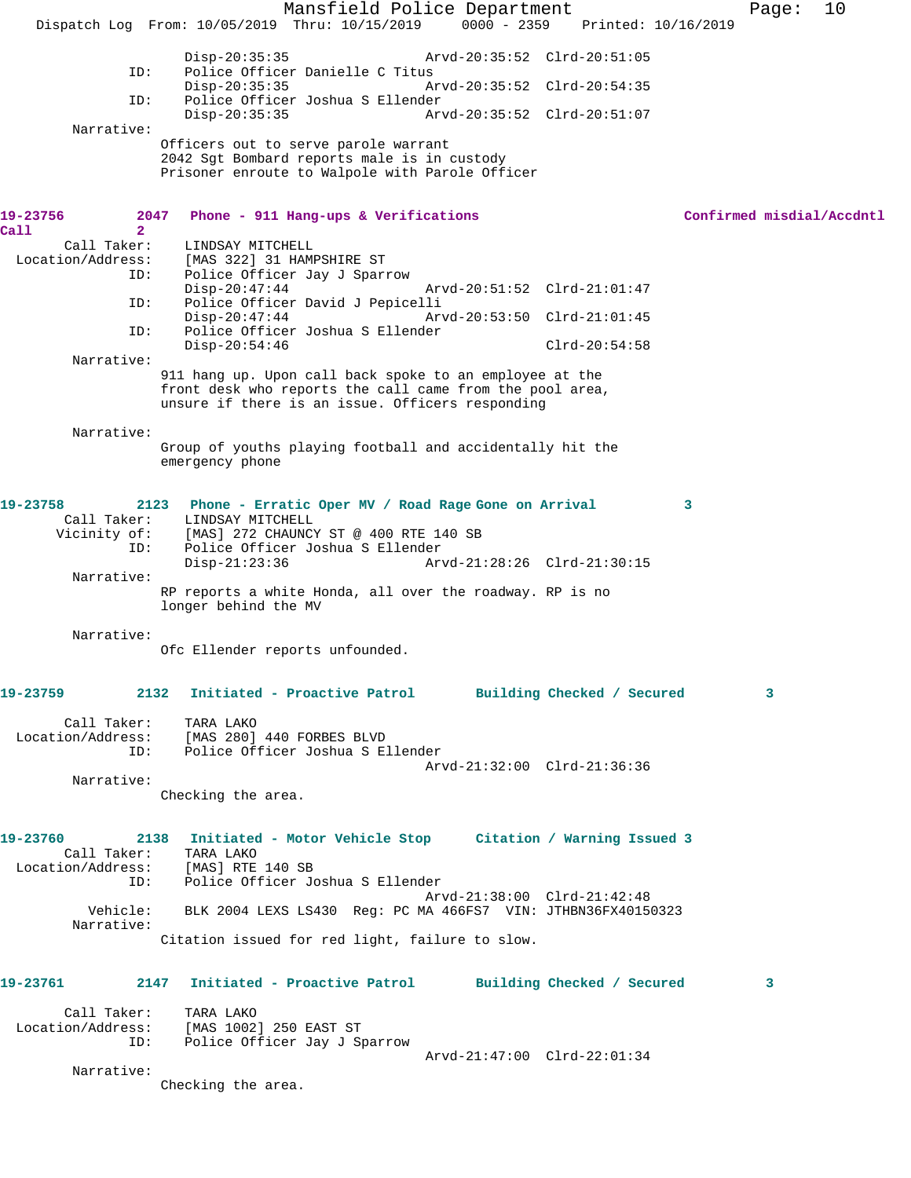```
                Disp-20:35:35                 Arvd-20:35:52  Clrd-20:51:05
         ID:    Police Officer Danielle C Titus
                Disp-20:35:35                 Arvd-20:35:52  Clrd-20:54:35
         ID:    Police Officer Joshua S Ellender
                Disp-20:35:35                 Arvd-20:35:52  Clrd-20:51:07
   Narrative:
               Officers out to serve parole warrant
               2042 Sgt Bombard reports male is in custody
               Prisoner enroute to Walpole with Parole Officer
```

```
19-23756         2047   Phone - 911 Hang-ups & Verifications                Confirmed misdial/Accdntl
Call             2
       Call Taker:    LINDSAY MITCHELL
 Location/Address:    [MAS 322] 31 HAMPSHIRE ST
               ID:    Police Officer Jay J Sparrow
                      Disp-20:47:44                 Arvd-20:51:52  Clrd-21:01:47
               ID:    Police Officer David J Pepicelli
                      Disp-20:47:44                 Arvd-20:53:50  Clrd-21:01:45
               ID:    Police Officer Joshua S Ellender
                      Disp-20:54:46                                Clrd-20:54:58
        Narrative:
               911 hang up. Upon call back spoke to an employee at the
               front desk who reports the call came from the pool area,
               unsure if there is an issue. Officers responding

        Narrative:
               Group of youths playing football and accidentally hit the
               emergency phone
```

```
19-23758         2123   Phone - Erratic Oper MV / Road Rage Gone on Arrival          3
       Call Taker:    LINDSAY MITCHELL
      Vicinity of:    [MAS] 272 CHAUNCY ST @ 400 RTE 140 SB
               ID:    Police Officer Joshua S Ellender
                      Disp-21:23:36                 Arvd-21:28:26  Clrd-21:30:15
        Narrative:
               RP reports a white Honda, all over the roadway. RP is no
               longer behind the MV

        Narrative:
               Ofc Ellender reports unfounded.
```

```
19-23759         2132   Initiated - Proactive Patrol       Building Checked / Secured         3

       Call Taker:    TARA LAKO
 Location/Address:    [MAS 280] 440 FORBES BLVD
               ID:    Police Officer Joshua S Ellender
                                                    Arvd-21:32:00  Clrd-21:36:36
        Narrative:
               Checking the area.
```

```
19-23760         2138   Initiated - Motor Vehicle Stop     Citation / Warning Issued 3
       Call Taker:    TARA LAKO
 Location/Address:    [MAS] RTE 140 SB
               ID:    Police Officer Joshua S Ellender
                                                    Arvd-21:38:00  Clrd-21:42:48
          Vehicle:    BLK 2004 LEXS LS430  Reg: PC MA 466FS7  VIN: JTHBN36FX40150323
        Narrative:
               Citation issued for red light, failure to slow.
```

```
19-23761         2147   Initiated - Proactive Patrol       Building Checked / Secured         3

       Call Taker:    TARA LAKO
 Location/Address:    [MAS 1002] 250 EAST ST
               ID:    Police Officer Jay J Sparrow
                                                    Arvd-21:47:00  Clrd-22:01:34
        Narrative:
               Checking the area.
```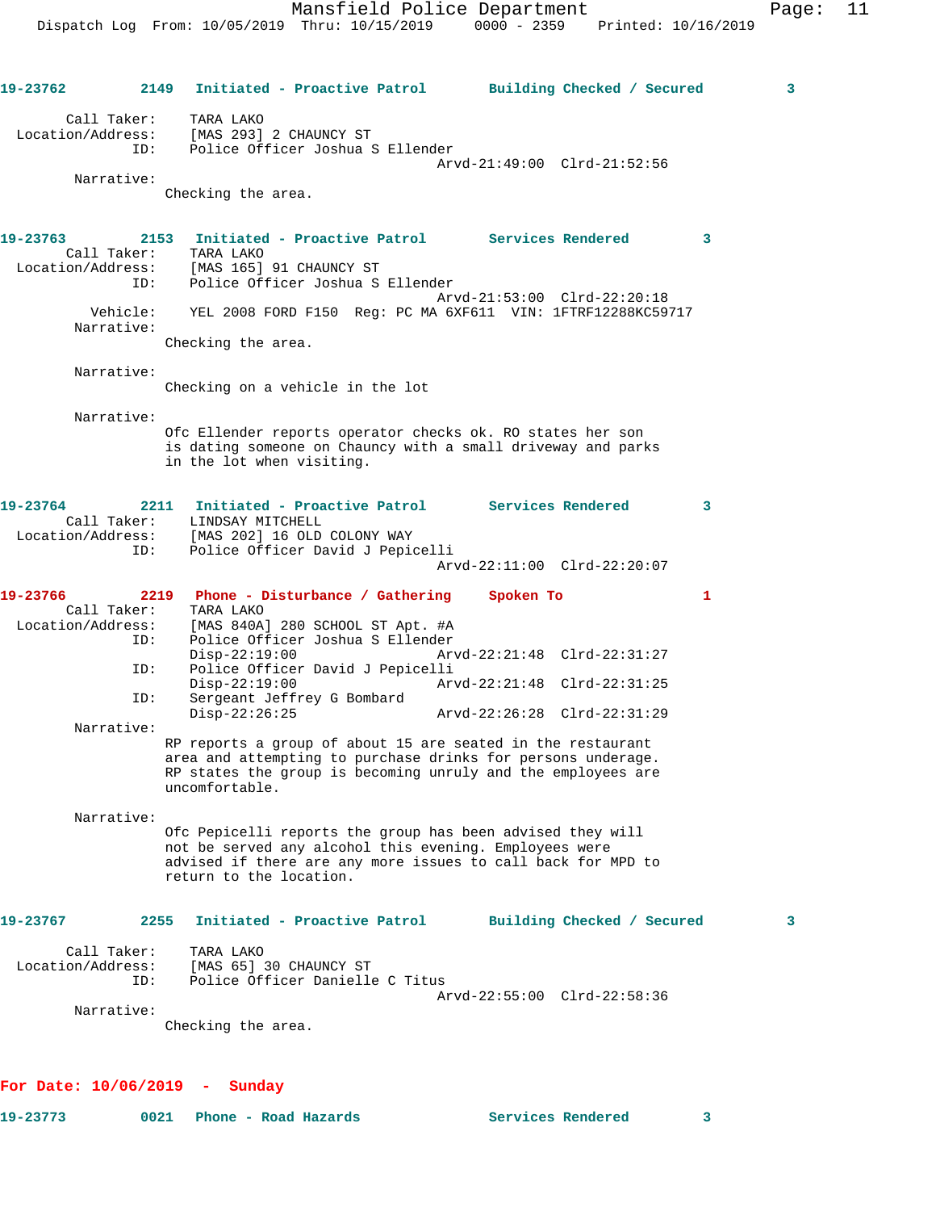**19-23762** 2149 **Initiated - Proactive Patrol** **Building Checked / Secured** 3

Call Taker: TARA LAKO
Location/Address: [MAS 293] 2 CHAUNCY ST
ID: Police Officer Joshua S Ellender
Arvd-21:49:00 Clrd-21:52:56

Narrative:
Checking the area.

**19-23763** 2153 **Initiated - Proactive Patrol** **Services Rendered** 3

Call Taker: TARA LAKO
Location/Address: [MAS 165] 91 CHAUNCY ST
ID: Police Officer Joshua S Ellender
Arvd-21:53:00 Clrd-22:20:18
Vehicle: YEL 2008 FORD F150 Reg: PC MA 6XF611 VIN: 1FTRF12288KC59717

Narrative:
Checking the area.

Narrative:
Checking on a vehicle in the lot

Narrative:
Ofc Ellender reports operator checks ok. RO states her son is dating someone on Chauncy with a small driveway and parks in the lot when visiting.

**19-23764** 2211 **Initiated - Proactive Patrol** **Services Rendered** 3

Call Taker: LINDSAY MITCHELL
Location/Address: [MAS 202] 16 OLD COLONY WAY
ID: Police Officer David J Pepicelli
Arvd-22:11:00 Clrd-22:20:07

**19-23766** 2219 **Phone - Disturbance / Gathering** **Spoken To** 1

Call Taker: TARA LAKO
Location/Address: [MAS 840A] 280 SCHOOL ST Apt. #A
ID: Police Officer Joshua S Ellender
Disp-22:19:00 Arvd-22:21:48 Clrd-22:31:27
ID: Police Officer David J Pepicelli
Disp-22:19:00 Arvd-22:21:48 Clrd-22:31:25
ID: Sergeant Jeffrey G Bombard
Disp-22:26:25 Arvd-22:26:28 Clrd-22:31:29

Narrative:
RP reports a group of about 15 are seated in the restaurant area and attempting to purchase drinks for persons underage. RP states the group is becoming unruly and the employees are uncomfortable.

Narrative:
Ofc Pepicelli reports the group has been advised they will not be served any alcohol this evening. Employees were advised if there are any more issues to call back for MPD to return to the location.

**19-23767** 2255 **Initiated - Proactive Patrol** **Building Checked / Secured** 3

Call Taker: TARA LAKO
Location/Address: [MAS 65] 30 CHAUNCY ST
ID: Police Officer Danielle C Titus
Arvd-22:55:00 Clrd-22:58:36

Narrative:
Checking the area.

## For Date: 10/06/2019 - Sunday

**19-23773** 0021 **Phone - Road Hazards** **Services Rendered** 3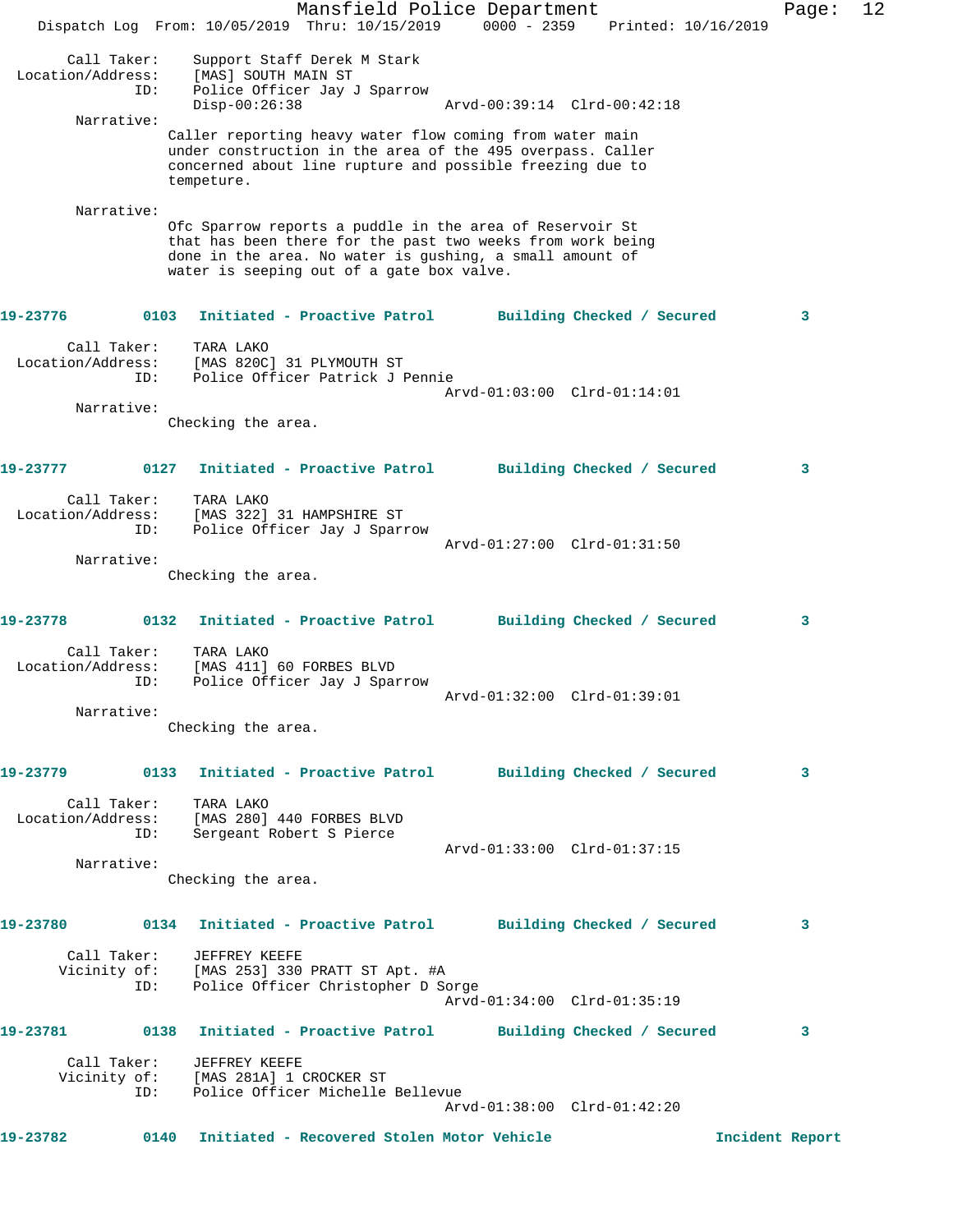Call Taker: Support Staff Derek M Stark
Location/Address: [MAS] SOUTH MAIN ST
ID: Police Officer Jay J Sparrow
Disp-00:26:38 Arvd-00:39:14 Clrd-00:42:18

Narrative:
Caller reporting heavy water flow coming from water main under construction in the area of the 495 overpass. Caller concerned about line rupture and possible freezing due to tempeture.

Narrative:
Ofc Sparrow reports a puddle in the area of Reservoir St that has been there for the past two weeks from work being done in the area. No water is gushing, a small amount of water is seeping out of a gate box valve.

**19-23776 0103 Initiated - Proactive Patrol Building Checked / Secured 3**

Call Taker: TARA LAKO
Location/Address: [MAS 820C] 31 PLYMOUTH ST
ID: Police Officer Patrick J Pennie
Arvd-01:03:00 Clrd-01:14:01

Narrative:
Checking the area.

**19-23777 0127 Initiated - Proactive Patrol Building Checked / Secured 3**

Call Taker: TARA LAKO
Location/Address: [MAS 322] 31 HAMPSHIRE ST
ID: Police Officer Jay J Sparrow
Arvd-01:27:00 Clrd-01:31:50

Narrative:
Checking the area.

**19-23778 0132 Initiated - Proactive Patrol Building Checked / Secured 3**

Call Taker: TARA LAKO
Location/Address: [MAS 411] 60 FORBES BLVD
ID: Police Officer Jay J Sparrow
Arvd-01:32:00 Clrd-01:39:01

Narrative:
Checking the area.

**19-23779 0133 Initiated - Proactive Patrol Building Checked / Secured 3**

Call Taker: TARA LAKO
Location/Address: [MAS 280] 440 FORBES BLVD
ID: Sergeant Robert S Pierce
Arvd-01:33:00 Clrd-01:37:15

Narrative:
Checking the area.

**19-23780 0134 Initiated - Proactive Patrol Building Checked / Secured 3**

Call Taker: JEFFREY KEEFE
Vicinity of: [MAS 253] 330 PRATT ST Apt. #A
ID: Police Officer Christopher D Sorge
Arvd-01:34:00 Clrd-01:35:19

**19-23781 0138 Initiated - Proactive Patrol Building Checked / Secured 3**

Call Taker: JEFFREY KEEFE
Vicinity of: [MAS 281A] 1 CROCKER ST
ID: Police Officer Michelle Bellevue
Arvd-01:38:00 Clrd-01:42:20

**19-23782 0140 Initiated - Recovered Stolen Motor Vehicle Incident Report**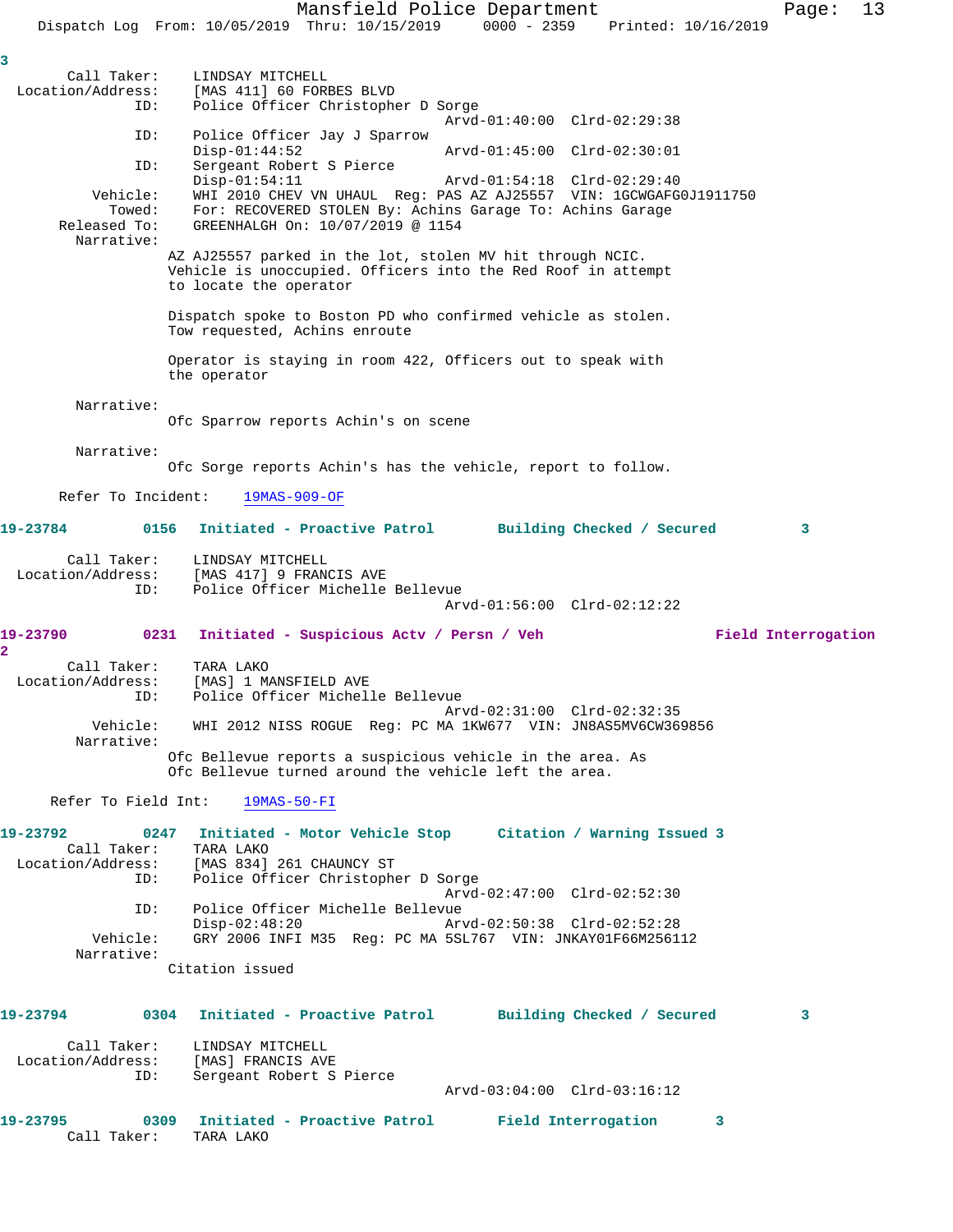3

Call Taker: LINDSAY MITCHELL
Location/Address: [MAS 411] 60 FORBES BLVD
ID: Police Officer Christopher D Sorge
Arvd-01:40:00 Clrd-02:29:38
ID: Police Officer Jay J Sparrow
Disp-01:44:52 Arvd-01:45:00 Clrd-02:30:01
ID: Sergeant Robert S Pierce
Disp-01:54:11 Arvd-01:54:18 Clrd-02:29:40
Vehicle: WHI 2010 CHEV VN UHAUL Reg: PAS AZ AJ25557 VIN: 1GCWGAFG0J1911750
Towed: For: RECOVERED STOLEN By: Achins Garage To: Achins Garage
Released To: GREENHALGH On: 10/07/2019 @ 1154
Narrative:
AZ AJ25557 parked in the lot, stolen MV hit through NCIC. Vehicle is unoccupied. Officers into the Red Roof in attempt to locate the operator

Dispatch spoke to Boston PD who confirmed vehicle as stolen. Tow requested, Achins enroute

Operator is staying in room 422, Officers out to speak with the operator

Narrative:
Ofc Sparrow reports Achin's on scene

Narrative:
Ofc Sorge reports Achin's has the vehicle, report to follow.

Refer To Incident: 19MAS-909-OF

**19-23784 0156 Initiated - Proactive Patrol Building Checked / Secured 3**

Call Taker: LINDSAY MITCHELL
Location/Address: [MAS 417] 9 FRANCIS AVE
ID: Police Officer Michelle Bellevue
Arvd-01:56:00 Clrd-02:12:22

**19-23790 0231 Initiated - Suspicious Actv / Persn / Veh Field Interrogation 2**

Call Taker: TARA LAKO
Location/Address: [MAS] 1 MANSFIELD AVE
ID: Police Officer Michelle Bellevue
Arvd-02:31:00 Clrd-02:32:35
Vehicle: WHI 2012 NISS ROGUE Reg: PC MA 1KW677 VIN: JN8AS5MV6CW369856
Narrative:
Ofc Bellevue reports a suspicious vehicle in the area. As Ofc Bellevue turned around the vehicle left the area.

Refer To Field Int: 19MAS-50-FI

**19-23792 0247 Initiated - Motor Vehicle Stop Citation / Warning Issued 3**

Call Taker: TARA LAKO
Location/Address: [MAS 834] 261 CHAUNCY ST
ID: Police Officer Christopher D Sorge
Arvd-02:47:00 Clrd-02:52:30
ID: Police Officer Michelle Bellevue
Disp-02:48:20 Arvd-02:50:38 Clrd-02:52:28
Vehicle: GRY 2006 INFI M35 Reg: PC MA 5SL767 VIN: JNKAY01F66M256112
Narrative:
Citation issued

**19-23794 0304 Initiated - Proactive Patrol Building Checked / Secured 3**

Call Taker: LINDSAY MITCHELL
Location/Address: [MAS] FRANCIS AVE
ID: Sergeant Robert S Pierce
Arvd-03:04:00 Clrd-03:16:12

**19-23795 0309 Initiated - Proactive Patrol Field Interrogation 3**

Call Taker: TARA LAKO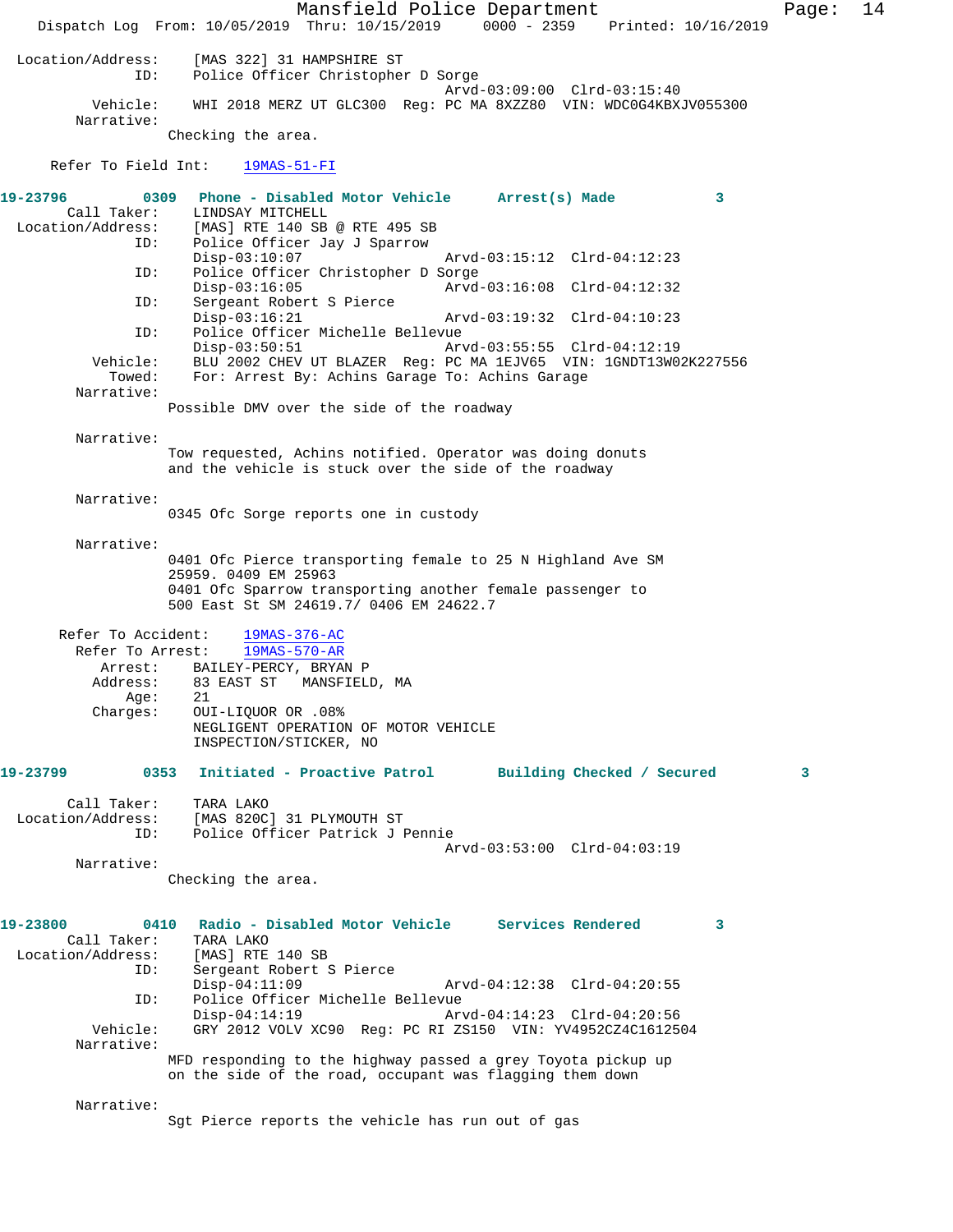Location/Address: [MAS 322] 31 HAMPSHIRE ST
ID: Police Officer Christopher D Sorge
Arvd-03:09:00 Clrd-03:15:40
Vehicle: WHI 2018 MERZ UT GLC300 Reg: PC MA 8XZZ80 VIN: WDC0G4KBXJV055300
Narrative:
Checking the area.

Refer To Field Int: 19MAS-51-FI

**19-23796 0309 Phone - Disabled Motor Vehicle Arrest(s) Made 3**

Call Taker: LINDSAY MITCHELL
Location/Address: [MAS] RTE 140 SB @ RTE 495 SB
ID: Police Officer Jay J Sparrow
Disp-03:10:07 Arvd-03:15:12 Clrd-04:12:23
ID: Police Officer Christopher D Sorge
Disp-03:16:05 Arvd-03:16:08 Clrd-04:12:32
ID: Sergeant Robert S Pierce
Disp-03:16:21 Arvd-03:19:32 Clrd-04:10:23
ID: Police Officer Michelle Bellevue
Disp-03:50:51 Arvd-03:55:55 Clrd-04:12:19
Vehicle: BLU 2002 CHEV UT BLAZER Reg: PC MA 1EJV65 VIN: 1GNDT13W02K227556
Towed: For: Arrest By: Achins Garage To: Achins Garage
Narrative:
Possible DMV over the side of the roadway

Narrative:
Tow requested, Achins notified. Operator was doing donuts and the vehicle is stuck over the side of the roadway

Narrative:
0345 Ofc Sorge reports one in custody

Narrative:
0401 Ofc Pierce transporting female to 25 N Highland Ave SM 25959. 0409 EM 25963
0401 Ofc Sparrow transporting another female passenger to 500 East St SM 24619.7/ 0406 EM 24622.7

Refer To Accident: 19MAS-376-AC
Refer To Arrest: 19MAS-570-AR
Arrest: BAILEY-PERCY, BRYAN P
Address: 83 EAST ST MANSFIELD, MA
Age: 21
Charges: OUI-LIQUOR OR .08%
NEGLIGENT OPERATION OF MOTOR VEHICLE
INSPECTION/STICKER, NO

**19-23799 0353 Initiated - Proactive Patrol Building Checked / Secured 3**

Call Taker: TARA LAKO
Location/Address: [MAS 820C] 31 PLYMOUTH ST
ID: Police Officer Patrick J Pennie
Arvd-03:53:00 Clrd-04:03:19
Narrative:
Checking the area.

**19-23800 0410 Radio - Disabled Motor Vehicle Services Rendered 3**

Call Taker: TARA LAKO
Location/Address: [MAS] RTE 140 SB
ID: Sergeant Robert S Pierce
Disp-04:11:09 Arvd-04:12:38 Clrd-04:20:55
ID: Police Officer Michelle Bellevue
Disp-04:14:19 Arvd-04:14:23 Clrd-04:20:56
Vehicle: GRY 2012 VOLV XC90 Reg: PC RI ZS150 VIN: YV4952CZ4C1612504
Narrative:
MFD responding to the highway passed a grey Toyota pickup up on the side of the road, occupant was flagging them down

Narrative:
Sgt Pierce reports the vehicle has run out of gas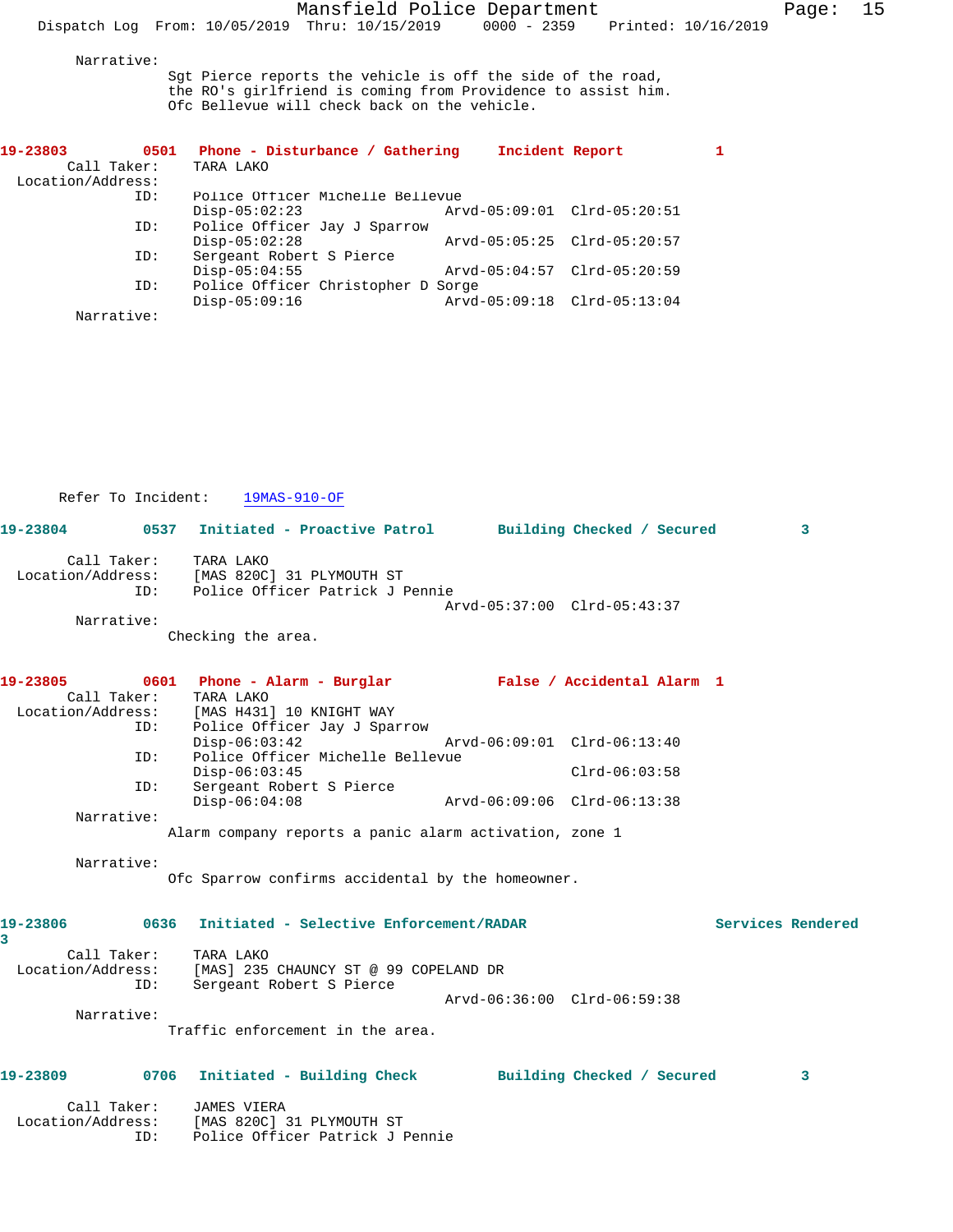Narrative:

Sgt Pierce reports the vehicle is off the side of the road, the RO's girlfriend is coming from Providence to assist him. Ofc Bellevue will check back on the vehicle.

**19-23803 0501 Phone - Disturbance / Gathering Incident Report 1**

Call Taker: TARA LAKO
Location/Address:
ID: Police Officer Michelle Bellevue
Disp-05:02:23 Arvd-05:09:01 Clrd-05:20:51
ID: Police Officer Jay J Sparrow
Disp-05:02:28 Arvd-05:05:25 Clrd-05:20:57
ID: Sergeant Robert S Pierce
Disp-05:04:55 Arvd-05:04:57 Clrd-05:20:59
ID: Police Officer Christopher D Sorge
Disp-05:09:16 Arvd-05:09:18 Clrd-05:13:04
Narrative:

Refer To Incident: 19MAS-910-OF

**19-23804 0537 Initiated - Proactive Patrol Building Checked / Secured 3**

Call Taker: TARA LAKO
Location/Address: [MAS 820C] 31 PLYMOUTH ST
ID: Police Officer Patrick J Pennie
Arvd-05:37:00 Clrd-05:43:37
Narrative:

Checking the area.

**19-23805 0601 Phone - Alarm - Burglar False / Accidental Alarm 1**

Call Taker: TARA LAKO
Location/Address: [MAS H431] 10 KNIGHT WAY
ID: Police Officer Jay J Sparrow
Disp-06:03:42 Arvd-06:09:01 Clrd-06:13:40
ID: Police Officer Michelle Bellevue
Disp-06:03:45 Clrd-06:03:58
ID: Sergeant Robert S Pierce
Disp-06:04:08 Arvd-06:09:06 Clrd-06:13:38
Narrative:

Alarm company reports a panic alarm activation, zone 1

Narrative:

Ofc Sparrow confirms accidental by the homeowner.

**19-23806 0636 Initiated - Selective Enforcement/RADAR Services Rendered 3**

Call Taker: TARA LAKO
Location/Address: [MAS] 235 CHAUNCY ST @ 99 COPELAND DR
ID: Sergeant Robert S Pierce
Arvd-06:36:00 Clrd-06:59:38
Narrative:

Traffic enforcement in the area.

**19-23809 0706 Initiated - Building Check Building Checked / Secured 3**

Call Taker: JAMES VIERA
Location/Address: [MAS 820C] 31 PLYMOUTH ST
ID: Police Officer Patrick J Pennie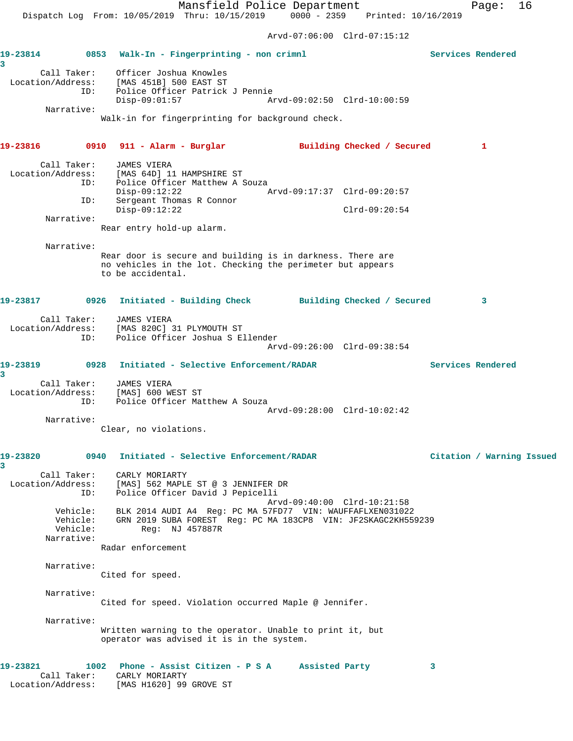Arvd-07:06:00 Clrd-07:15:12

**19-23814 0853 Walk-In - Fingerprinting - non crimnl Services Rendered 3**

Call Taker: Officer Joshua Knowles
Location/Address: [MAS 451B] 500 EAST ST
ID: Police Officer Patrick J Pennie
Disp-09:01:57 Arvd-09:02:50 Clrd-10:00:59
Narrative:
Walk-in for fingerprinting for background check.

**19-23816 0910 911 - Alarm - Burglar Building Checked / Secured 1**

Call Taker: JAMES VIERA
Location/Address: [MAS 64D] 11 HAMPSHIRE ST
ID: Police Officer Matthew A Souza
Disp-09:12:22 Arvd-09:17:37 Clrd-09:20:57
ID: Sergeant Thomas R Connor
Disp-09:12:22 Clrd-09:20:54
Narrative:
Rear entry hold-up alarm.

Narrative:
Rear door is secure and building is in darkness. There are no vehicles in the lot. Checking the perimeter but appears to be accidental.

**19-23817 0926 Initiated - Building Check Building Checked / Secured 3**

Call Taker: JAMES VIERA
Location/Address: [MAS 820C] 31 PLYMOUTH ST
ID: Police Officer Joshua S Ellender
Arvd-09:26:00 Clrd-09:38:54

**19-23819 0928 Initiated - Selective Enforcement/RADAR Services Rendered 3**

Call Taker: JAMES VIERA
Location/Address: [MAS] 600 WEST ST
ID: Police Officer Matthew A Souza
Arvd-09:28:00 Clrd-10:02:42
Narrative:
Clear, no violations.

**19-23820 0940 Initiated - Selective Enforcement/RADAR Citation / Warning Issued 3**

Call Taker: CARLY MORIARTY
Location/Address: [MAS] 562 MAPLE ST @ 3 JENNIFER DR
ID: Police Officer David J Pepicelli
Arvd-09:40:00 Clrd-10:21:58
Vehicle: BLK 2014 AUDI A4 Reg: PC MA 57FD77 VIN: WAUFFAFLXEN031022
Vehicle: GRN 2019 SUBA FOREST Reg: PC MA 183CP8 VIN: JF2SKAGC2KH559239
Vehicle: Reg: NJ 457887R
Narrative:
Radar enforcement

Narrative:
Cited for speed.

Narrative:
Cited for speed. Violation occurred Maple @ Jennifer.

Narrative:
Written warning to the operator. Unable to print it, but operator was advised it is in the system.

**19-23821 1002 Phone - Assist Citizen - P S A Assisted Party 3**

Call Taker: CARLY MORIARTY
Location/Address: [MAS H1620] 99 GROVE ST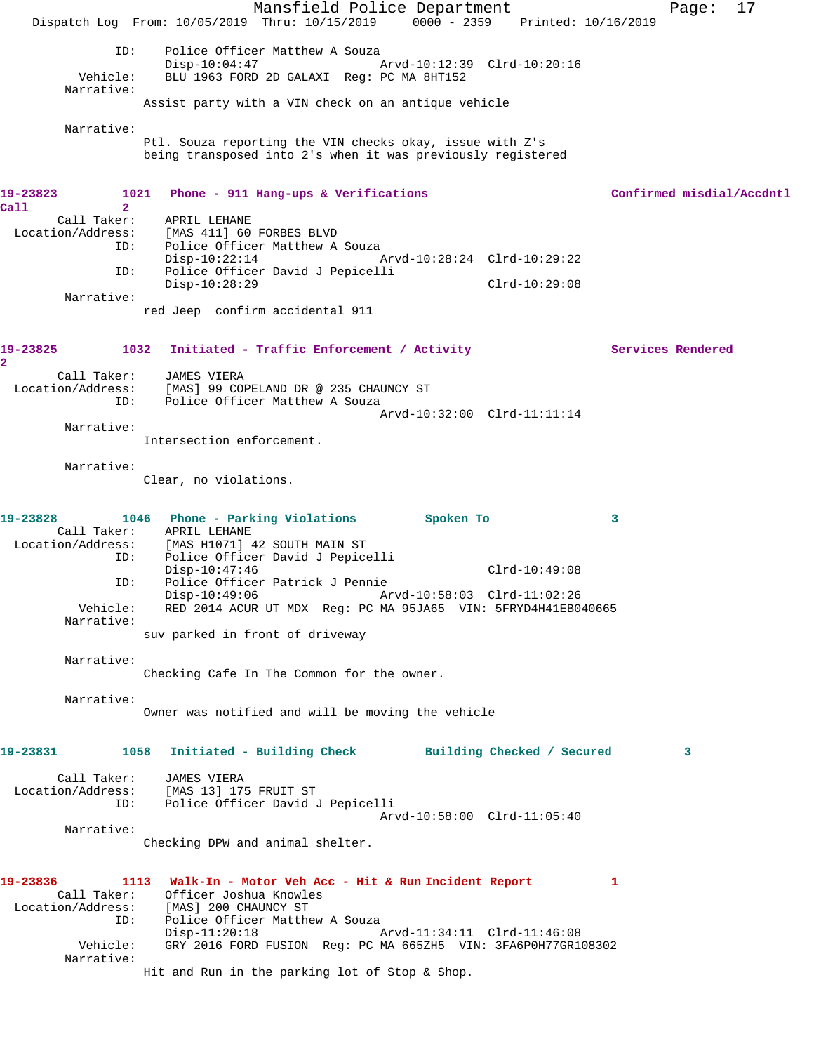```
                ID:      Police Officer Matthew A Souza
                         Disp-10:04:47                 Arvd-10:12:39  Clrd-10:20:16
           Vehicle:      BLU 1963 FORD 2D GALAXI  Reg: PC MA 8HT152
         Narrative:
                      Assist party with a VIN check on an antique vehicle

         Narrative:
                      Ptl. Souza reporting the VIN checks okay, issue with Z's
                      being transposed into 2's when it was previously registered
```

**19-23823 1021 Phone - 911 Hang-ups & Verifications — Confirmed misdial/Accdntl Call 2**

```
        Call Taker:      APRIL LEHANE
  Location/Address:      [MAS 411] 60 FORBES BLVD
                ID:      Police Officer Matthew A Souza
                         Disp-10:22:14                 Arvd-10:28:24  Clrd-10:29:22
                ID:      Police Officer David J Pepicelli
                         Disp-10:28:29                                Clrd-10:29:08
         Narrative:
                      red Jeep  confirm accidental 911
```

**19-23825 1032 Initiated - Traffic Enforcement / Activity — Services Rendered 2**

```
        Call Taker:      JAMES VIERA
  Location/Address:      [MAS] 99 COPELAND DR @ 235 CHAUNCY ST
                ID:      Police Officer Matthew A Souza
                                                       Arvd-10:32:00  Clrd-11:11:14
         Narrative:
                      Intersection enforcement.

         Narrative:
                      Clear, no violations.
```

**19-23828 1046 Phone - Parking Violations — Spoken To 3**

```
        Call Taker:      APRIL LEHANE
  Location/Address:      [MAS H1071] 42 SOUTH MAIN ST
                ID:      Police Officer David J Pepicelli
                         Disp-10:47:46                                Clrd-10:49:08
                ID:      Police Officer Patrick J Pennie
                         Disp-10:49:06                 Arvd-10:58:03  Clrd-11:02:26
           Vehicle:      RED 2014 ACUR UT MDX  Reg: PC MA 95JA65  VIN: 5FRYD4H41EB040665
         Narrative:
                      suv parked in front of driveway

         Narrative:
                      Checking Cafe In The Common for the owner.

         Narrative:
                      Owner was notified and will be moving the vehicle
```

**19-23831 1058 Initiated - Building Check — Building Checked / Secured 3**

```
        Call Taker:      JAMES VIERA
  Location/Address:      [MAS 13] 175 FRUIT ST
                ID:      Police Officer David J Pepicelli
                                                       Arvd-10:58:00  Clrd-11:05:40
         Narrative:
                      Checking DPW and animal shelter.
```

**19-23836 1113 Walk-In - Motor Veh Acc - Hit & Run Incident Report 1**

```
        Call Taker:      Officer Joshua Knowles
  Location/Address:      [MAS] 200 CHAUNCY ST
                ID:      Police Officer Matthew A Souza
                         Disp-11:20:18                 Arvd-11:34:11  Clrd-11:46:08
           Vehicle:      GRY 2016 FORD FUSION  Reg: PC MA 665ZH5  VIN: 3FA6P0H77GR108302
         Narrative:
                      Hit and Run in the parking lot of Stop & Shop.
```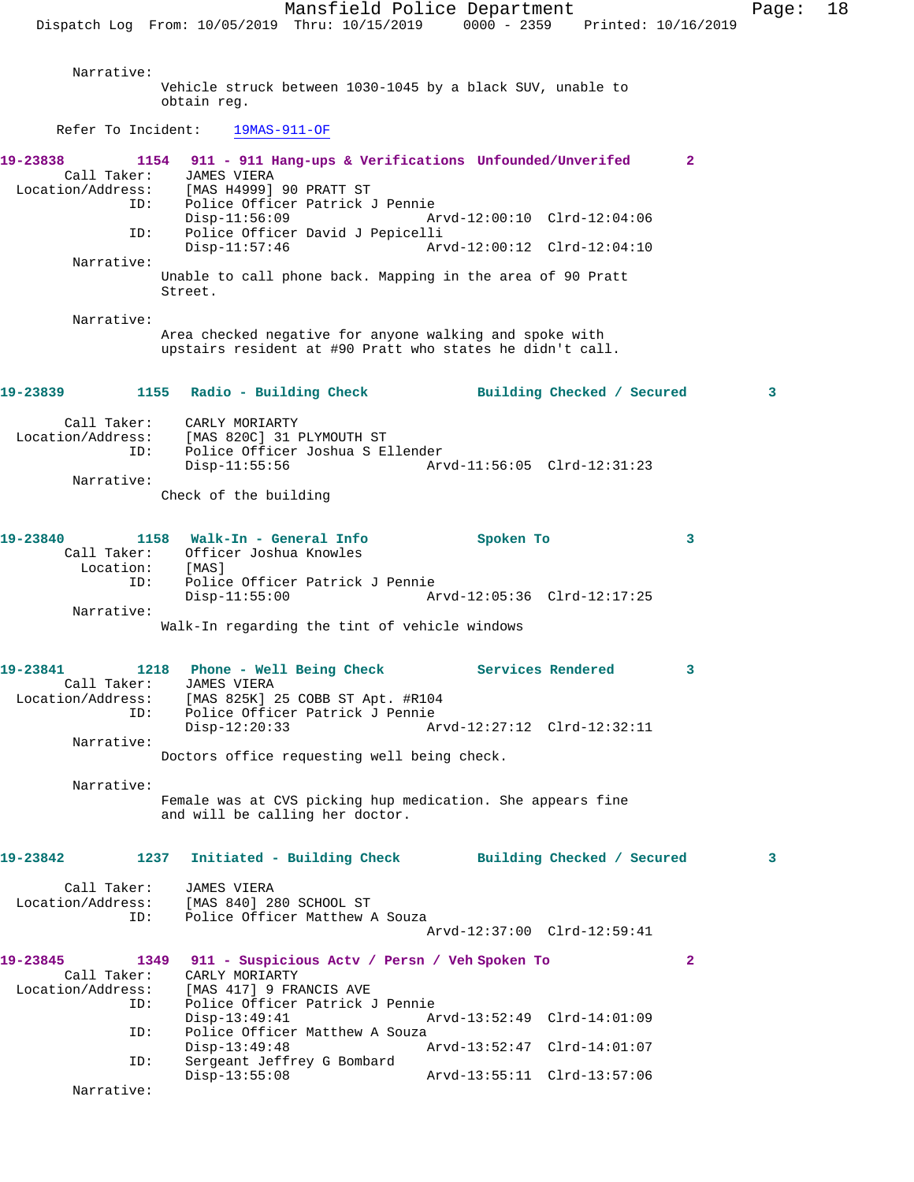Narrative:
Vehicle struck between 1030-1045 by a black SUV, unable to obtain reg.

Refer To Incident: 19MAS-911-OF

**19-23838 1154 911 - 911 Hang-ups & Verifications Unfounded/Unverifed 2**

Call Taker: JAMES VIERA
Location/Address: [MAS H4999] 90 PRATT ST
ID: Police Officer Patrick J Pennie
Disp-11:56:09 Arvd-12:00:10 Clrd-12:04:06
ID: Police Officer David J Pepicelli
Disp-11:57:46 Arvd-12:00:12 Clrd-12:04:10
Narrative:
Unable to call phone back. Mapping in the area of 90 Pratt Street.

Narrative:
Area checked negative for anyone walking and spoke with upstairs resident at #90 Pratt who states he didn't call.

**19-23839 1155 Radio - Building Check Building Checked / Secured 3**

Call Taker: CARLY MORIARTY
Location/Address: [MAS 820C] 31 PLYMOUTH ST
ID: Police Officer Joshua S Ellender
Disp-11:55:56 Arvd-11:56:05 Clrd-12:31:23
Narrative:
Check of the building

**19-23840 1158 Walk-In - General Info Spoken To 3**

Call Taker: Officer Joshua Knowles
Location: [MAS]
ID: Police Officer Patrick J Pennie
Disp-11:55:00 Arvd-12:05:36 Clrd-12:17:25
Narrative:
Walk-In regarding the tint of vehicle windows

**19-23841 1218 Phone - Well Being Check Services Rendered 3**

Call Taker: JAMES VIERA
Location/Address: [MAS 825K] 25 COBB ST Apt. #R104
ID: Police Officer Patrick J Pennie
Disp-12:20:33 Arvd-12:27:12 Clrd-12:32:11
Narrative:
Doctors office requesting well being check.

Narrative:
Female was at CVS picking hup medication. She appears fine and will be calling her doctor.

**19-23842 1237 Initiated - Building Check Building Checked / Secured 3**

Call Taker: JAMES VIERA
Location/Address: [MAS 840] 280 SCHOOL ST
ID: Police Officer Matthew A Souza
Arvd-12:37:00 Clrd-12:59:41

**19-23845 1349 911 - Suspicious Actv / Persn / Veh Spoken To 2**

Call Taker: CARLY MORIARTY
Location/Address: [MAS 417] 9 FRANCIS AVE
ID: Police Officer Patrick J Pennie
Disp-13:49:41 Arvd-13:52:49 Clrd-14:01:09
ID: Police Officer Matthew A Souza
Disp-13:49:48 Arvd-13:52:47 Clrd-14:01:07
ID: Sergeant Jeffrey G Bombard
Disp-13:55:08 Arvd-13:55:11 Clrd-13:57:06
Narrative: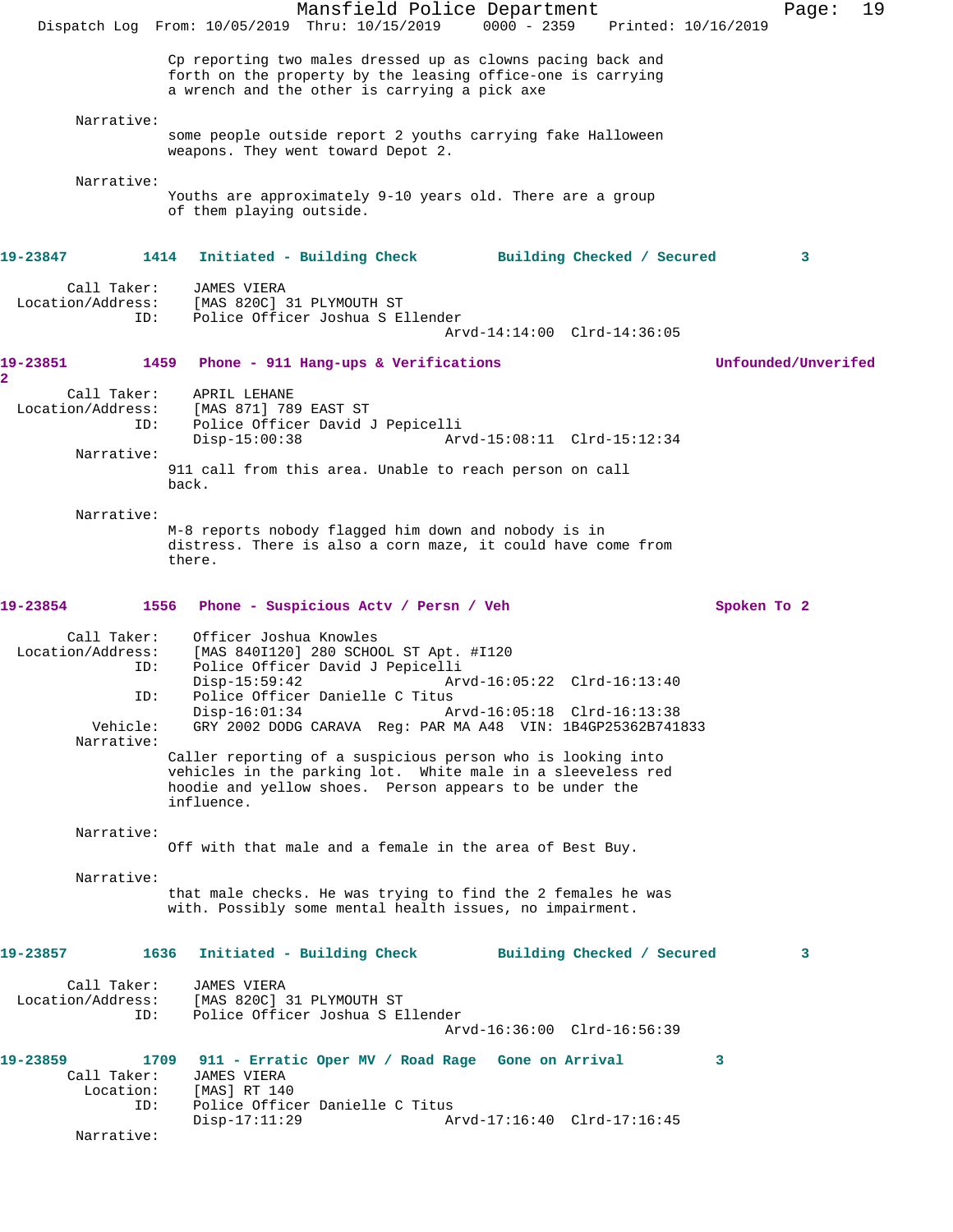Cp reporting two males dressed up as clowns pacing back and forth on the property by the leasing office-one is carrying a wrench and the other is carrying a pick axe

Narrative:

some people outside report 2 youths carrying fake Halloween weapons. They went toward Depot 2.

Narrative:

Youths are approximately 9-10 years old. There are a group of them playing outside.

**19-23847 1414 Initiated - Building Check Building Checked / Secured 3**

Call Taker: JAMES VIERA
Location/Address: [MAS 820C] 31 PLYMOUTH ST
ID: Police Officer Joshua S Ellender
Arvd-14:14:00 Clrd-14:36:05

**19-23851 1459 Phone - 911 Hang-ups & Verifications Unfounded/Unverifed 2**

Call Taker: APRIL LEHANE
Location/Address: [MAS 871] 789 EAST ST
ID: Police Officer David J Pepicelli
Disp-15:00:38 Arvd-15:08:11 Clrd-15:12:34

Narrative:

911 call from this area. Unable to reach person on call back.

Narrative:

M-8 reports nobody flagged him down and nobody is in distress. There is also a corn maze, it could have come from there.

**19-23854 1556 Phone - Suspicious Actv / Persn / Veh Spoken To 2**

Call Taker: Officer Joshua Knowles
Location/Address: [MAS 840I120] 280 SCHOOL ST Apt. #I120
ID: Police Officer David J Pepicelli
Disp-15:59:42 Arvd-16:05:22 Clrd-16:13:40
ID: Police Officer Danielle C Titus
Disp-16:01:34 Arvd-16:05:18 Clrd-16:13:38
Vehicle: GRY 2002 DODG CARAVA Reg: PAR MA A48 VIN: 1B4GP25362B741833

Narrative:

Caller reporting of a suspicious person who is looking into vehicles in the parking lot. White male in a sleeveless red hoodie and yellow shoes. Person appears to be under the influence.

Narrative:

Off with that male and a female in the area of Best Buy.

Narrative:

that male checks. He was trying to find the 2 females he was with. Possibly some mental health issues, no impairment.

**19-23857 1636 Initiated - Building Check Building Checked / Secured 3**

Call Taker: JAMES VIERA
Location/Address: [MAS 820C] 31 PLYMOUTH ST
ID: Police Officer Joshua S Ellender
Arvd-16:36:00 Clrd-16:56:39

**19-23859 1709 911 - Erratic Oper MV / Road Rage Gone on Arrival 3**

Call Taker: JAMES VIERA
Location: [MAS] RT 140
ID: Police Officer Danielle C Titus
Disp-17:11:29 Arvd-17:16:40 Clrd-17:16:45

Narrative: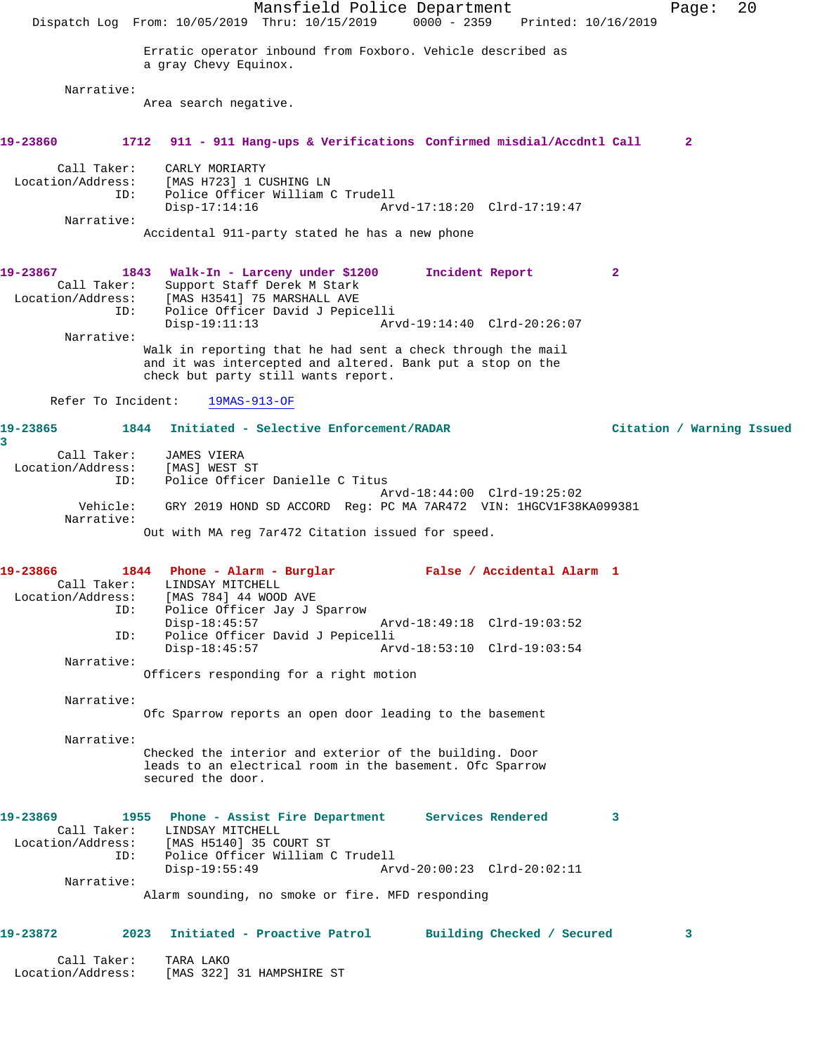Erratic operator inbound from Foxboro. Vehicle described as a gray Chevy Equinox.

Narrative:
Area search negative.

**19-23860 1712 911 - 911 Hang-ups & Verifications Confirmed misdial/Accdntl Call 2**

Call Taker: CARLY MORIARTY
Location/Address: [MAS H723] 1 CUSHING LN
ID: Police Officer William C Trudell
Disp-17:14:16 Arvd-17:18:20 Clrd-17:19:47

Narrative:
Accidental 911-party stated he has a new phone

**19-23867 1843 Walk-In - Larceny under $1200 Incident Report 2**

Call Taker: Support Staff Derek M Stark
Location/Address: [MAS H3541] 75 MARSHALL AVE
ID: Police Officer David J Pepicelli
Disp-19:11:13 Arvd-19:14:40 Clrd-20:26:07

Narrative:
Walk in reporting that he had sent a check through the mail and it was intercepted and altered. Bank put a stop on the check but party still wants report.

Refer To Incident: 19MAS-913-OF

**19-23865 1844 Initiated - Selective Enforcement/RADAR Citation / Warning Issued 3**

Call Taker: JAMES VIERA
Location/Address: [MAS] WEST ST
ID: Police Officer Danielle C Titus
Arvd-18:44:00 Clrd-19:25:02
Vehicle: GRY 2019 HOND SD ACCORD Reg: PC MA 7AR472 VIN: 1HGCV1F38KA099381

Narrative:
Out with MA reg 7ar472 Citation issued for speed.

**19-23866 1844 Phone - Alarm - Burglar False / Accidental Alarm 1**

Call Taker: LINDSAY MITCHELL
Location/Address: [MAS 784] 44 WOOD AVE
ID: Police Officer Jay J Sparrow
Disp-18:45:57 Arvd-18:49:18 Clrd-19:03:52
ID: Police Officer David J Pepicelli
Disp-18:45:57 Arvd-18:53:10 Clrd-19:03:54

Narrative:
Officers responding for a right motion

Narrative:
Ofc Sparrow reports an open door leading to the basement

Narrative:
Checked the interior and exterior of the building. Door leads to an electrical room in the basement. Ofc Sparrow secured the door.

**19-23869 1955 Phone - Assist Fire Department Services Rendered 3**

Call Taker: LINDSAY MITCHELL
Location/Address: [MAS H5140] 35 COURT ST
ID: Police Officer William C Trudell
Disp-19:55:49 Arvd-20:00:23 Clrd-20:02:11

Narrative:
Alarm sounding, no smoke or fire. MFD responding

**19-23872 2023 Initiated - Proactive Patrol Building Checked / Secured 3**

Call Taker: TARA LAKO
Location/Address: [MAS 322] 31 HAMPSHIRE ST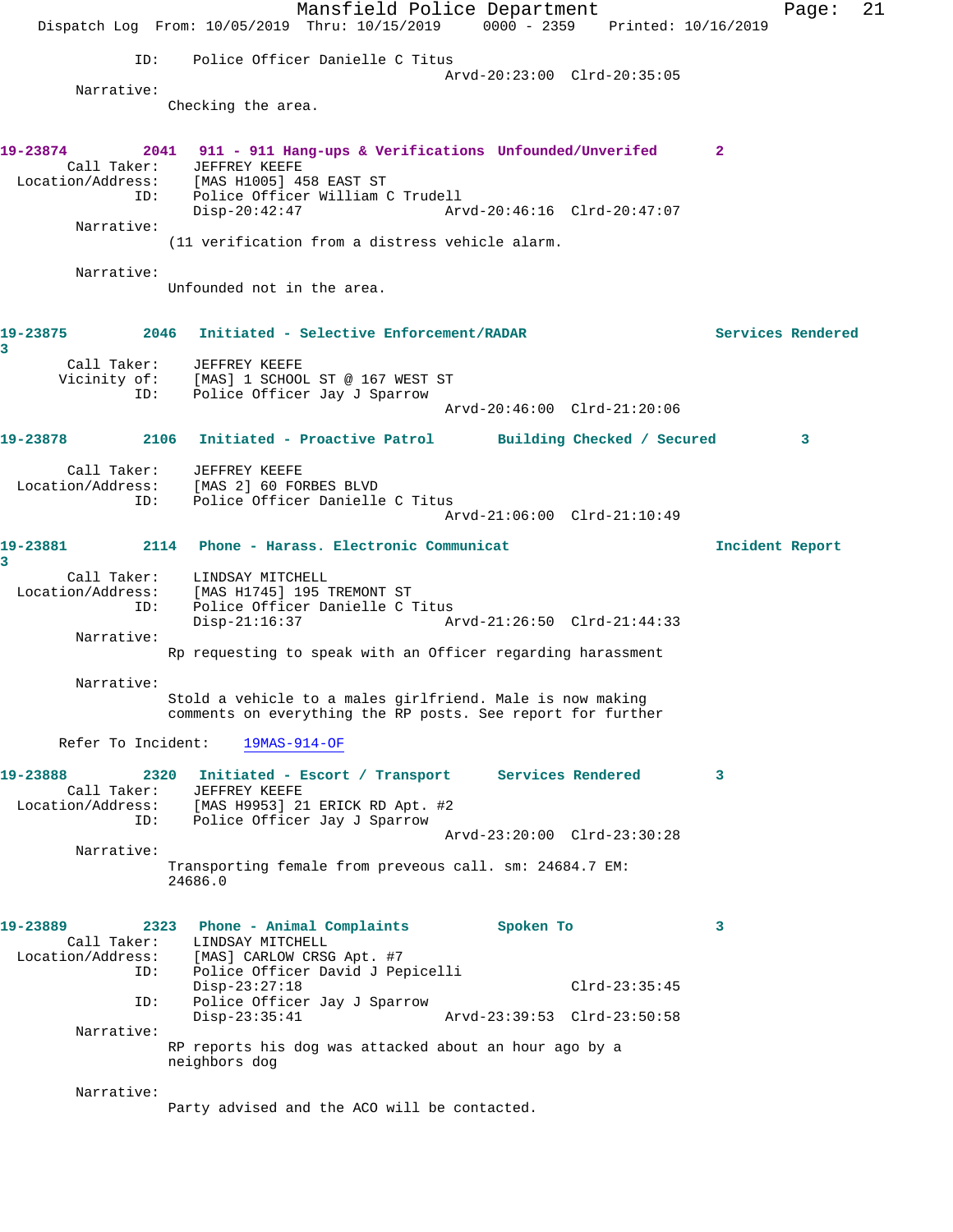ID: Police Officer Danielle C Titus
Arvd-20:23:00 Clrd-20:35:05

Narrative:
Checking the area.

**19-23874 2041 911 - 911 Hang-ups & Verifications Unfounded/Unverifed 2**

Call Taker: JEFFREY KEEFE
Location/Address: [MAS H1005] 458 EAST ST
ID: Police Officer William C Trudell
Disp-20:42:47 Arvd-20:46:16 Clrd-20:47:07

Narrative:
(11 verification from a distress vehicle alarm.

Narrative:
Unfounded not in the area.

**19-23875 2046 Initiated - Selective Enforcement/RADAR Services Rendered 3**

Call Taker: JEFFREY KEEFE
Vicinity of: [MAS] 1 SCHOOL ST @ 167 WEST ST
ID: Police Officer Jay J Sparrow
Arvd-20:46:00 Clrd-21:20:06

**19-23878 2106 Initiated - Proactive Patrol Building Checked / Secured 3**

Call Taker: JEFFREY KEEFE
Location/Address: [MAS 2] 60 FORBES BLVD
ID: Police Officer Danielle C Titus
Arvd-21:06:00 Clrd-21:10:49

**19-23881 2114 Phone - Harass. Electronic Communicat Incident Report 3**

Call Taker: LINDSAY MITCHELL
Location/Address: [MAS H1745] 195 TREMONT ST
ID: Police Officer Danielle C Titus
Disp-21:16:37 Arvd-21:26:50 Clrd-21:44:33

Narrative:
Rp requesting to speak with an Officer regarding harassment

Narrative:
Stold a vehicle to a males girlfriend. Male is now making comments on everything the RP posts. See report for further

Refer To Incident: 19MAS-914-OF

**19-23888 2320 Initiated - Escort / Transport Services Rendered 3**

Call Taker: JEFFREY KEEFE
Location/Address: [MAS H9953] 21 ERICK RD Apt. #2
ID: Police Officer Jay J Sparrow
Arvd-23:20:00 Clrd-23:30:28

Narrative:
Transporting female from preveous call. sm: 24684.7 EM: 24686.0

**19-23889 2323 Phone - Animal Complaints Spoken To 3**

Call Taker: LINDSAY MITCHELL
Location/Address: [MAS] CARLOW CRSG Apt. #7
ID: Police Officer David J Pepicelli
Disp-23:27:18 Clrd-23:35:45
ID: Police Officer Jay J Sparrow
Disp-23:35:41 Arvd-23:39:53 Clrd-23:50:58

Narrative:
RP reports his dog was attacked about an hour ago by a neighbors dog

Narrative:
Party advised and the ACO will be contacted.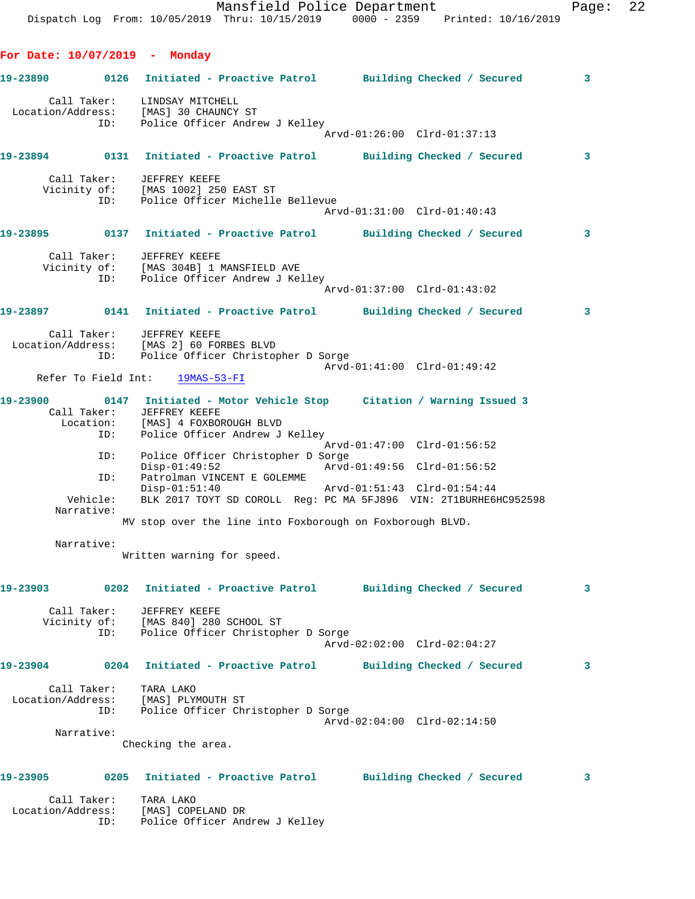## For Date: 10/07/2019 - Monday

**19-23890** 0126 Initiated - Proactive Patrol Building Checked / Secured 3

Call Taker: LINDSAY MITCHELL
Location/Address: [MAS] 30 CHAUNCY ST
ID: Police Officer Andrew J Kelley
Arvd-01:26:00 Clrd-01:37:13

**19-23894** 0131 Initiated - Proactive Patrol Building Checked / Secured 3

Call Taker: JEFFREY KEEFE
Vicinity of: [MAS 1002] 250 EAST ST
ID: Police Officer Michelle Bellevue
Arvd-01:31:00 Clrd-01:40:43

**19-23895** 0137 Initiated - Proactive Patrol Building Checked / Secured 3

Call Taker: JEFFREY KEEFE
Vicinity of: [MAS 304B] 1 MANSFIELD AVE
ID: Police Officer Andrew J Kelley
Arvd-01:37:00 Clrd-01:43:02

**19-23897** 0141 Initiated - Proactive Patrol Building Checked / Secured 3

Call Taker: JEFFREY KEEFE
Location/Address: [MAS 2] 60 FORBES BLVD
ID: Police Officer Christopher D Sorge
Arvd-01:41:00 Clrd-01:49:42
Refer To Field Int: 19MAS-53-FI

**19-23900** 0147 Initiated - Motor Vehicle Stop Citation / Warning Issued 3

Call Taker: JEFFREY KEEFE
Location: [MAS] 4 FOXBOROUGH BLVD
ID: Police Officer Andrew J Kelley
Arvd-01:47:00 Clrd-01:56:52
ID: Police Officer Christopher D Sorge
Disp-01:49:52 Arvd-01:49:56 Clrd-01:56:52
ID: Patrolman VINCENT E GOLEMME
Disp-01:51:40 Arvd-01:51:43 Clrd-01:54:44
Vehicle: BLK 2017 TOYT SD COROLL Reg: PC MA 5FJ896 VIN: 2T1BURHE6HC952598
Narrative:
MV stop over the line into Foxborough on Foxborough BLVD.

Narrative:
Written warning for speed.

**19-23903** 0202 Initiated - Proactive Patrol Building Checked / Secured 3

Call Taker: JEFFREY KEEFE
Vicinity of: [MAS 840] 280 SCHOOL ST
ID: Police Officer Christopher D Sorge
Arvd-02:02:00 Clrd-02:04:27

**19-23904** 0204 Initiated - Proactive Patrol Building Checked / Secured 3

Call Taker: TARA LAKO
Location/Address: [MAS] PLYMOUTH ST
ID: Police Officer Christopher D Sorge
Arvd-02:04:00 Clrd-02:14:50
Narrative:
Checking the area.

**19-23905** 0205 Initiated - Proactive Patrol Building Checked / Secured 3

Call Taker: TARA LAKO
Location/Address: [MAS] COPELAND DR
ID: Police Officer Andrew J Kelley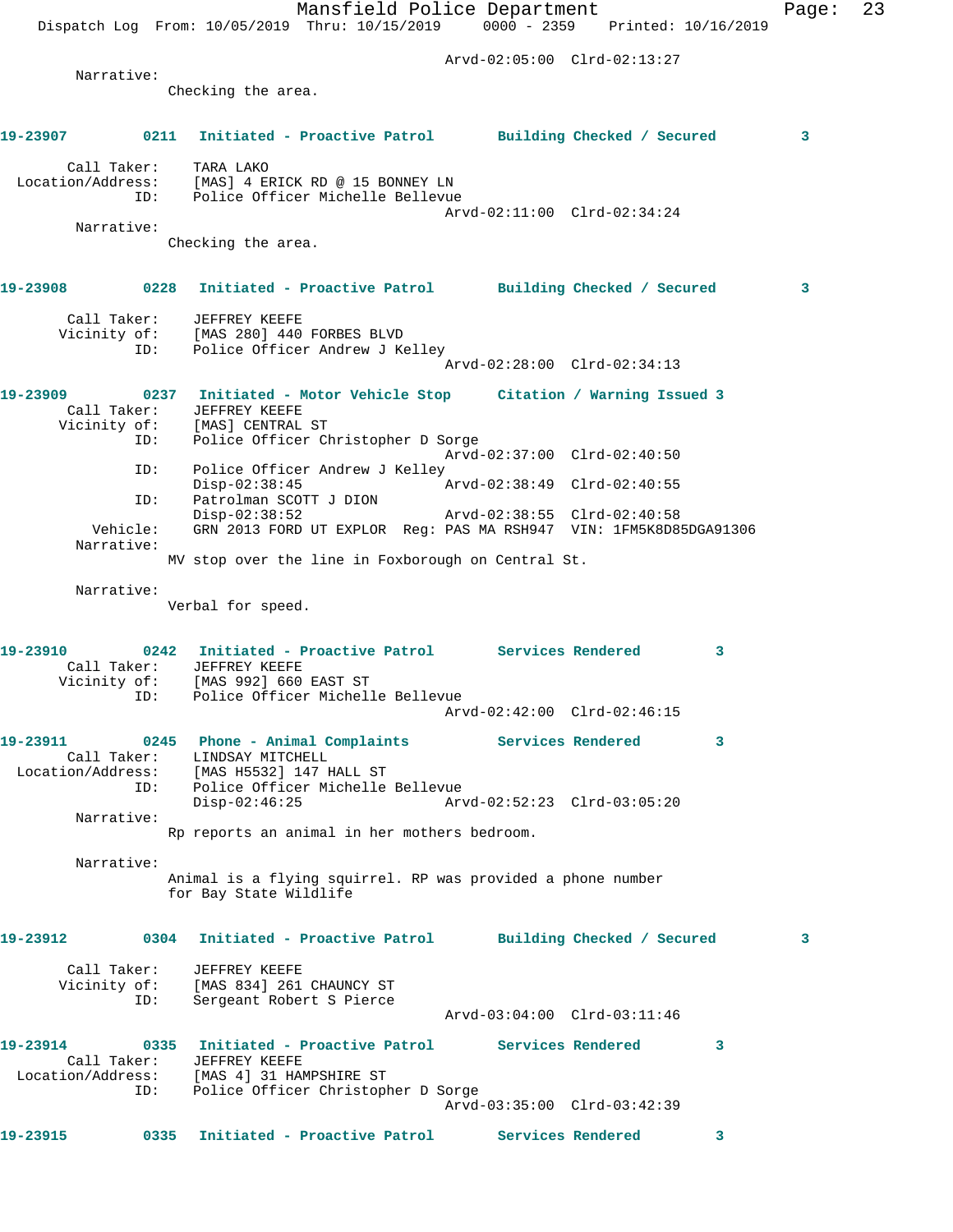Arvd-02:05:00 Clrd-02:13:27

Narrative:
Checking the area.

**19-23907 0211 Initiated - Proactive Patrol Building Checked / Secured 3**

Call Taker: TARA LAKO
Location/Address: [MAS] 4 ERICK RD @ 15 BONNEY LN
ID: Police Officer Michelle Bellevue
Arvd-02:11:00 Clrd-02:34:24

Narrative:
Checking the area.

**19-23908 0228 Initiated - Proactive Patrol Building Checked / Secured 3**

Call Taker: JEFFREY KEEFE
Vicinity of: [MAS 280] 440 FORBES BLVD
ID: Police Officer Andrew J Kelley
Arvd-02:28:00 Clrd-02:34:13

**19-23909 0237 Initiated - Motor Vehicle Stop Citation / Warning Issued 3**

Call Taker: JEFFREY KEEFE
Vicinity of: [MAS] CENTRAL ST
ID: Police Officer Christopher D Sorge
Arvd-02:37:00 Clrd-02:40:50
ID: Police Officer Andrew J Kelley
Disp-02:38:45 Arvd-02:38:49 Clrd-02:40:55
ID: Patrolman SCOTT J DION
Disp-02:38:52 Arvd-02:38:55 Clrd-02:40:58
Vehicle: GRN 2013 FORD UT EXPLOR Reg: PAS MA RSH947 VIN: 1FM5K8D85DGA91306

Narrative:
MV stop over the line in Foxborough on Central St.

Narrative:
Verbal for speed.

**19-23910 0242 Initiated - Proactive Patrol Services Rendered 3**

Call Taker: JEFFREY KEEFE
Vicinity of: [MAS 992] 660 EAST ST
ID: Police Officer Michelle Bellevue
Arvd-02:42:00 Clrd-02:46:15

**19-23911 0245 Phone - Animal Complaints Services Rendered 3**

Call Taker: LINDSAY MITCHELL
Location/Address: [MAS H5532] 147 HALL ST
ID: Police Officer Michelle Bellevue
Disp-02:46:25 Arvd-02:52:23 Clrd-03:05:20

Narrative:
Rp reports an animal in her mothers bedroom.

Narrative:
Animal is a flying squirrel. RP was provided a phone number for Bay State Wildlife

**19-23912 0304 Initiated - Proactive Patrol Building Checked / Secured 3**

Call Taker: JEFFREY KEEFE
Vicinity of: [MAS 834] 261 CHAUNCY ST
ID: Sergeant Robert S Pierce
Arvd-03:04:00 Clrd-03:11:46

**19-23914 0335 Initiated - Proactive Patrol Services Rendered 3**

Call Taker: JEFFREY KEEFE
Location/Address: [MAS 4] 31 HAMPSHIRE ST
ID: Police Officer Christopher D Sorge
Arvd-03:35:00 Clrd-03:42:39

**19-23915 0335 Initiated - Proactive Patrol Services Rendered 3**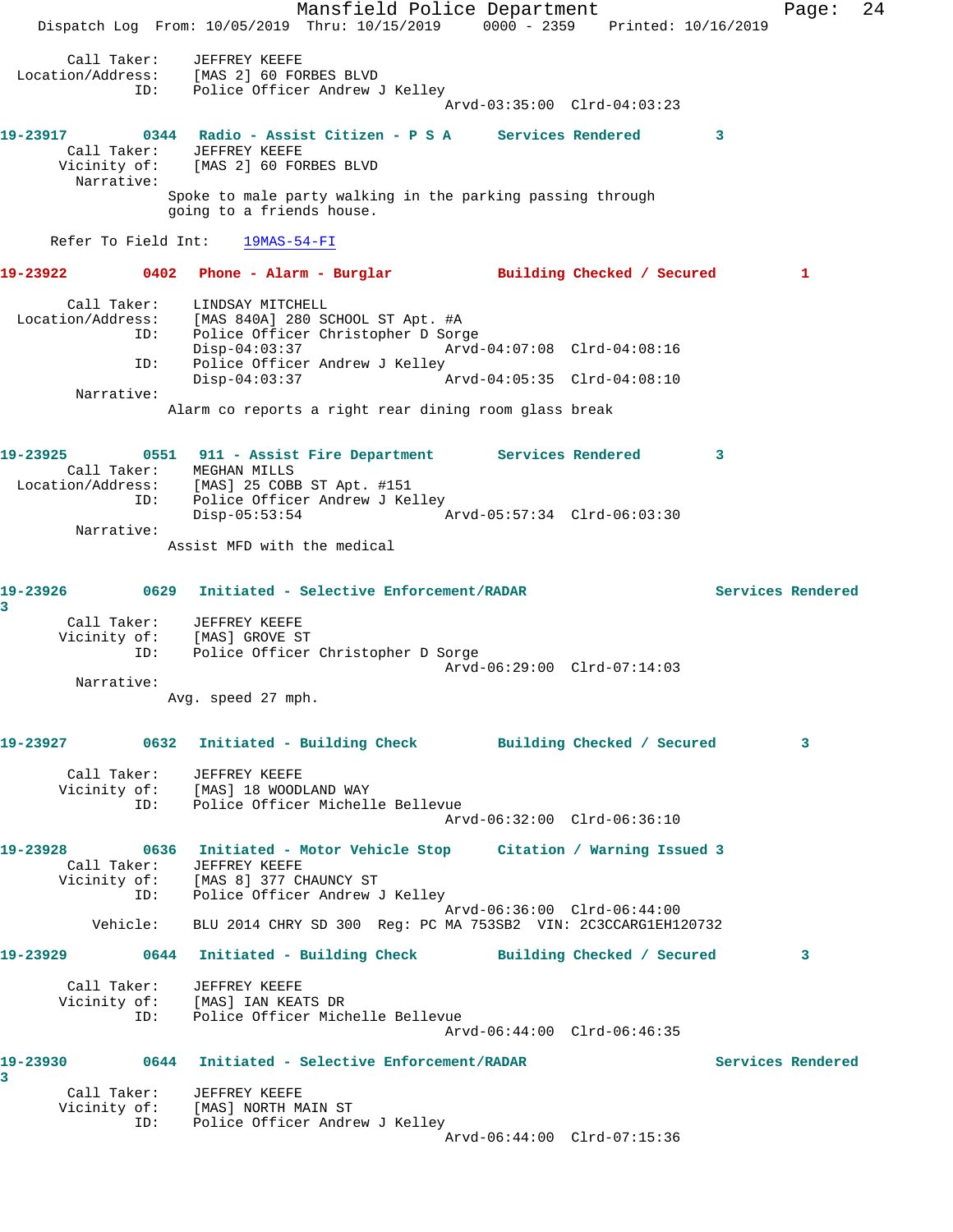Call Taker: JEFFREY KEEFE
Location/Address: [MAS 2] 60 FORBES BLVD
ID: Police Officer Andrew J Kelley
Arvd-03:35:00 Clrd-04:03:23

**19-23917 0344 Radio - Assist Citizen - P S A Services Rendered 3**
Call Taker: JEFFREY KEEFE
Vicinity of: [MAS 2] 60 FORBES BLVD
Narrative:
Spoke to male party walking in the parking passing through going to a friends house.

Refer To Field Int: 19MAS-54-FI

**19-23922 0402 Phone - Alarm - Burglar Building Checked / Secured 1**

Call Taker: LINDSAY MITCHELL
Location/Address: [MAS 840A] 280 SCHOOL ST Apt. #A
ID: Police Officer Christopher D Sorge
Disp-04:03:37 Arvd-04:07:08 Clrd-04:08:16
ID: Police Officer Andrew J Kelley
Disp-04:03:37 Arvd-04:05:35 Clrd-04:08:10
Narrative:
Alarm co reports a right rear dining room glass break

**19-23925 0551 911 - Assist Fire Department Services Rendered 3**
Call Taker: MEGHAN MILLS
Location/Address: [MAS] 25 COBB ST Apt. #151
ID: Police Officer Andrew J Kelley
Disp-05:53:54 Arvd-05:57:34 Clrd-06:03:30
Narrative:
Assist MFD with the medical

**19-23926 0629 Initiated - Selective Enforcement/RADAR Services Rendered 3**
Call Taker: JEFFREY KEEFE
Vicinity of: [MAS] GROVE ST
ID: Police Officer Christopher D Sorge
Arvd-06:29:00 Clrd-07:14:03
Narrative:
Avg. speed 27 mph.

**19-23927 0632 Initiated - Building Check Building Checked / Secured 3**

Call Taker: JEFFREY KEEFE
Vicinity of: [MAS] 18 WOODLAND WAY
ID: Police Officer Michelle Bellevue
Arvd-06:32:00 Clrd-06:36:10

**19-23928 0636 Initiated - Motor Vehicle Stop Citation / Warning Issued 3**
Call Taker: JEFFREY KEEFE
Vicinity of: [MAS 8] 377 CHAUNCY ST
ID: Police Officer Andrew J Kelley
Arvd-06:36:00 Clrd-06:44:00
Vehicle: BLU 2014 CHRY SD 300 Reg: PC MA 753SB2 VIN: 2C3CCARG1EH120732

**19-23929 0644 Initiated - Building Check Building Checked / Secured 3**

Call Taker: JEFFREY KEEFE
Vicinity of: [MAS] IAN KEATS DR
ID: Police Officer Michelle Bellevue
Arvd-06:44:00 Clrd-06:46:35

**19-23930 0644 Initiated - Selective Enforcement/RADAR Services Rendered 3**
Call Taker: JEFFREY KEEFE
Vicinity of: [MAS] NORTH MAIN ST
ID: Police Officer Andrew J Kelley
Arvd-06:44:00 Clrd-07:15:36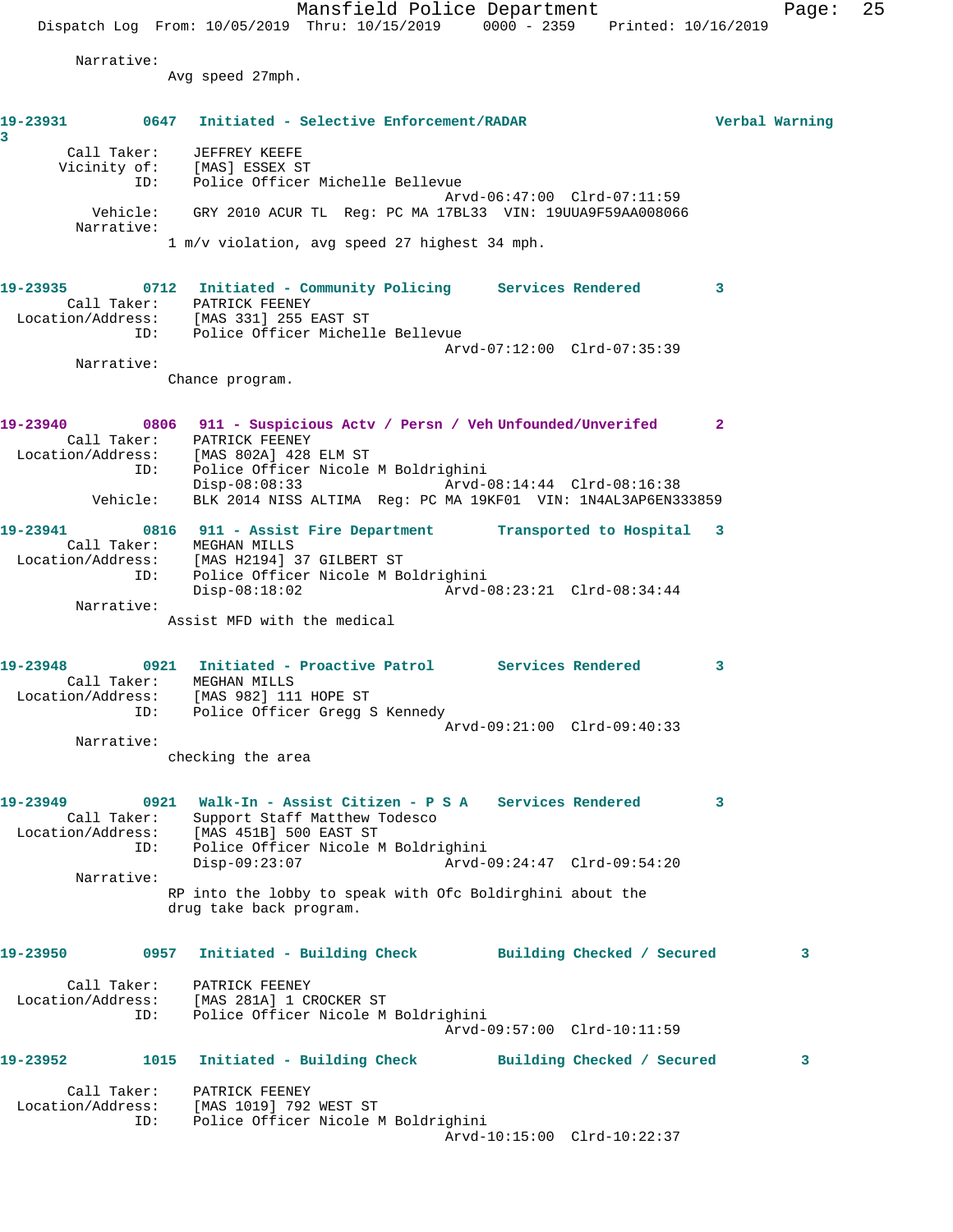Narrative:
Avg speed 27mph.

**19-23931** 0647 Initiated - Selective Enforcement/RADAR Verbal Warning 3

Call Taker: JEFFREY KEEFE
Vicinity of: [MAS] ESSEX ST
ID: Police Officer Michelle Bellevue
Arvd-06:47:00 Clrd-07:11:59
Vehicle: GRY 2010 ACUR TL Reg: PC MA 17BL33 VIN: 19UUA9F59AA008066
Narrative:
1 m/v violation, avg speed 27 highest 34 mph.

**19-23935** 0712 Initiated - Community Policing Services Rendered 3

Call Taker: PATRICK FEENEY
Location/Address: [MAS 331] 255 EAST ST
ID: Police Officer Michelle Bellevue
Arvd-07:12:00 Clrd-07:35:39
Narrative:
Chance program.

**19-23940** 0806 911 - Suspicious Actv / Persn / Veh Unfounded/Unverifed 2

Call Taker: PATRICK FEENEY
Location/Address: [MAS 802A] 428 ELM ST
ID: Police Officer Nicole M Boldrighini
Disp-08:08:33 Arvd-08:14:44 Clrd-08:16:38
Vehicle: BLK 2014 NISS ALTIMA Reg: PC MA 19KF01 VIN: 1N4AL3AP6EN333859

**19-23941** 0816 911 - Assist Fire Department Transported to Hospital 3

Call Taker: MEGHAN MILLS
Location/Address: [MAS H2194] 37 GILBERT ST
ID: Police Officer Nicole M Boldrighini
Disp-08:18:02 Arvd-08:23:21 Clrd-08:34:44
Narrative:
Assist MFD with the medical

**19-23948** 0921 Initiated - Proactive Patrol Services Rendered 3

Call Taker: MEGHAN MILLS
Location/Address: [MAS 982] 111 HOPE ST
ID: Police Officer Gregg S Kennedy
Arvd-09:21:00 Clrd-09:40:33
Narrative:
checking the area

**19-23949** 0921 Walk-In - Assist Citizen - P S A Services Rendered 3

Call Taker: Support Staff Matthew Todesco
Location/Address: [MAS 451B] 500 EAST ST
ID: Police Officer Nicole M Boldrighini
Disp-09:23:07 Arvd-09:24:47 Clrd-09:54:20
Narrative:
RP into the lobby to speak with Ofc Boldirghini about the drug take back program.

**19-23950** 0957 Initiated - Building Check Building Checked / Secured 3

Call Taker: PATRICK FEENEY
Location/Address: [MAS 281A] 1 CROCKER ST
ID: Police Officer Nicole M Boldrighini
Arvd-09:57:00 Clrd-10:11:59

**19-23952** 1015 Initiated - Building Check Building Checked / Secured 3

Call Taker: PATRICK FEENEY
Location/Address: [MAS 1019] 792 WEST ST
ID: Police Officer Nicole M Boldrighini
Arvd-10:15:00 Clrd-10:22:37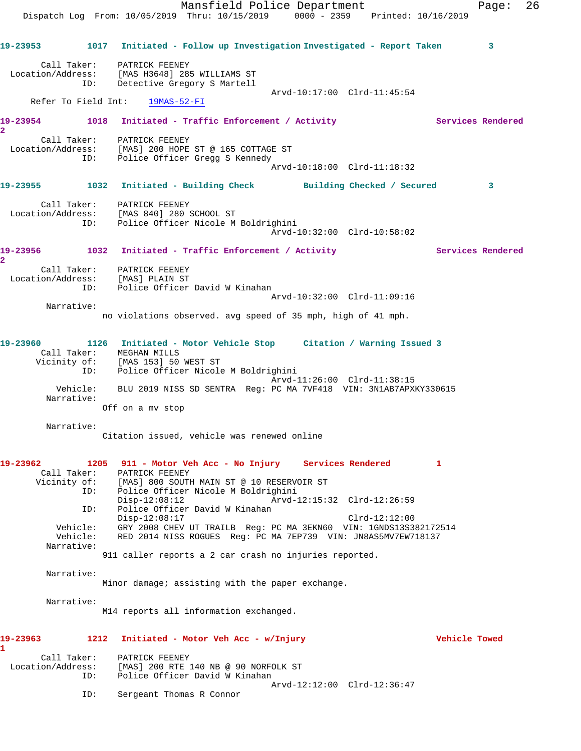**19-23953** 1017 Initiated - Follow up Investigation Investigated - Report Taken 3

Call Taker: PATRICK FEENEY
Location/Address: [MAS H3648] 285 WILLIAMS ST
ID: Detective Gregory S Martell
Arvd-10:17:00 Clrd-11:45:54
Refer To Field Int: 19MAS-52-FI

**19-23954** 1018 Initiated - Traffic Enforcement / Activity Services Rendered 2

Call Taker: PATRICK FEENEY
Location/Address: [MAS] 200 HOPE ST @ 165 COTTAGE ST
ID: Police Officer Gregg S Kennedy
Arvd-10:18:00 Clrd-11:18:32

**19-23955** 1032 Initiated - Building Check Building Checked / Secured 3

Call Taker: PATRICK FEENEY
Location/Address: [MAS 840] 280 SCHOOL ST
ID: Police Officer Nicole M Boldrighini
Arvd-10:32:00 Clrd-10:58:02

**19-23956** 1032 Initiated - Traffic Enforcement / Activity Services Rendered 2

Call Taker: PATRICK FEENEY
Location/Address: [MAS] PLAIN ST
ID: Police Officer David W Kinahan
Arvd-10:32:00 Clrd-11:09:16
Narrative:
no violations observed. avg speed of 35 mph, high of 41 mph.

**19-23960** 1126 Initiated - Motor Vehicle Stop Citation / Warning Issued 3
Call Taker: MEGHAN MILLS
Vicinity of: [MAS 153] 50 WEST ST
ID: Police Officer Nicole M Boldrighini
Arvd-11:26:00 Clrd-11:38:15
Vehicle: BLU 2019 NISS SD SENTRA Reg: PC MA 7VF418 VIN: 3N1AB7APXKY330615
Narrative:
Off on a mv stop

Narrative:
Citation issued, vehicle was renewed online

**19-23962** 1205 911 - Motor Veh Acc - No Injury Services Rendered 1
Call Taker: PATRICK FEENEY
Vicinity of: [MAS] 800 SOUTH MAIN ST @ 10 RESERVOIR ST
ID: Police Officer Nicole M Boldrighini
Disp-12:08:12 Arvd-12:15:32 Clrd-12:26:59
ID: Police Officer David W Kinahan
Disp-12:08:17 Clrd-12:12:00
Vehicle: GRY 2008 CHEV UT TRAILB Reg: PC MA 3EKN60 VIN: 1GNDS13S382172514
Vehicle: RED 2014 NISS ROGUES Reg: PC MA 7EP739 VIN: JN8AS5MV7EW718137
Narrative:
911 caller reports a 2 car crash no injuries reported.

Narrative:
Minor damage; assisting with the paper exchange.

Narrative:
M14 reports all information exchanged.

**19-23963** 1212 Initiated - Motor Veh Acc - w/Injury Vehicle Towed 1

Call Taker: PATRICK FEENEY
Location/Address: [MAS] 200 RTE 140 NB @ 90 NORFOLK ST
ID: Police Officer David W Kinahan
Arvd-12:12:00 Clrd-12:36:47
ID: Sergeant Thomas R Connor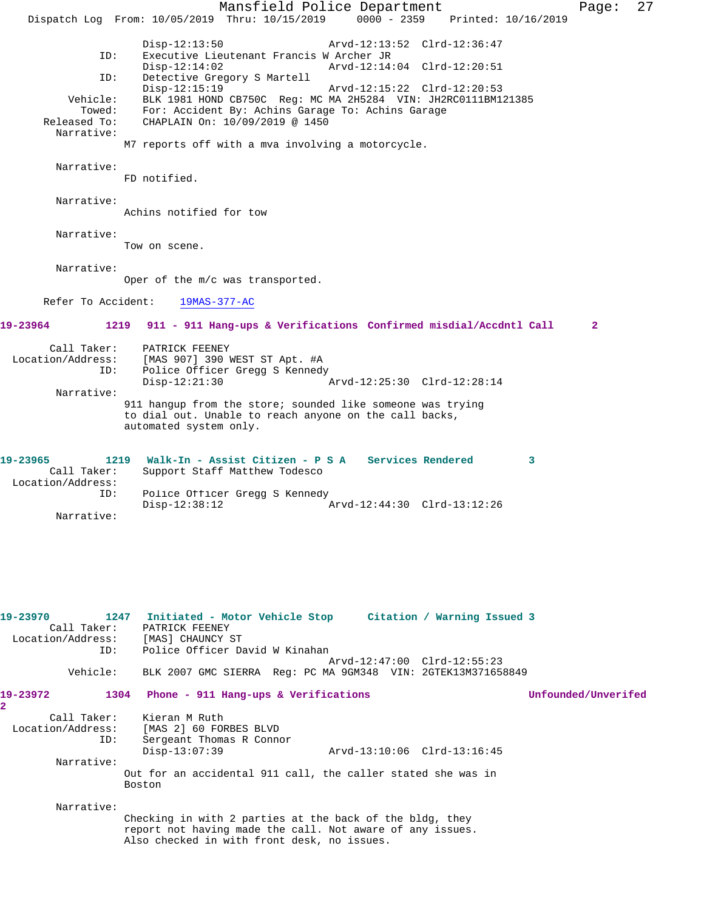```
                Disp-12:13:50                 Arvd-12:13:52  Clrd-12:36:47
          ID:   Executive Lieutenant Francis W Archer JR
                Disp-12:14:02                 Arvd-12:14:04  Clrd-12:20:51
          ID:   Detective Gregory S Martell
                Disp-12:15:19                 Arvd-12:15:22  Clrd-12:20:53
     Vehicle:   BLK 1981 HOND CB750C  Reg: MC MA 2H5284  VIN: JH2RC0111BM121385
       Towed:   For: Accident By: Achins Garage To: Achins Garage
 Released To:   CHAPLAIN On: 10/09/2019 @ 1450
   Narrative:
              M7 reports off with a mva involving a motorcycle.

   Narrative:
              FD notified.

   Narrative:
              Achins notified for tow

   Narrative:
              Tow on scene.

   Narrative:
              Oper of the m/c was transported.

  Refer To Accident:    19MAS-377-AC
```

**19-23964** 1219 **911 - 911 Hang-ups & Verifications** **Confirmed misdial/Accdntl Call** 2

```
      Call Taker:   PATRICK FEENEY
Location/Address:   [MAS 907] 390 WEST ST Apt. #A
              ID:   Police Officer Gregg S Kennedy
                    Disp-12:21:30                 Arvd-12:25:30  Clrd-12:28:14
       Narrative:
                 911 hangup from the store; sounded like someone was trying
                 to dial out. Unable to reach anyone on the call backs,
                 automated system only.
```

**19-23965** 1219 **Walk-In - Assist Citizen - P S A** **Services Rendered** 3

```
      Call Taker:   Support Staff Matthew Todesco
Location/Address:
              ID:   Police Officer Gregg S Kennedy
                    Disp-12:38:12                 Arvd-12:44:30  Clrd-13:12:26
       Narrative:
```

**19-23970** 1247 **Initiated - Motor Vehicle Stop** **Citation / Warning Issued** 3

```
      Call Taker:   PATRICK FEENEY
Location/Address:   [MAS] CHAUNCY ST
              ID:   Police Officer David W Kinahan
                                                  Arvd-12:47:00  Clrd-12:55:23
         Vehicle:   BLK 2007 GMC SIERRA  Reg: PC MA 9GM348  VIN: 2GTEK13M371658849
```

**19-23972** 1304 **Phone - 911 Hang-ups & Verifications** **Unfounded/Unverifed** 2

```
      Call Taker:   Kieran M Ruth
Location/Address:   [MAS 2] 60 FORBES BLVD
              ID:   Sergeant Thomas R Connor
                    Disp-13:07:39                 Arvd-13:10:06  Clrd-13:16:45
       Narrative:
                 Out for an accidental 911 call, the caller stated she was in
                 Boston

       Narrative:
                 Checking in with 2 parties at the back of the bldg, they
                 report not having made the call. Not aware of any issues.
                 Also checked in with front desk, no issues.
```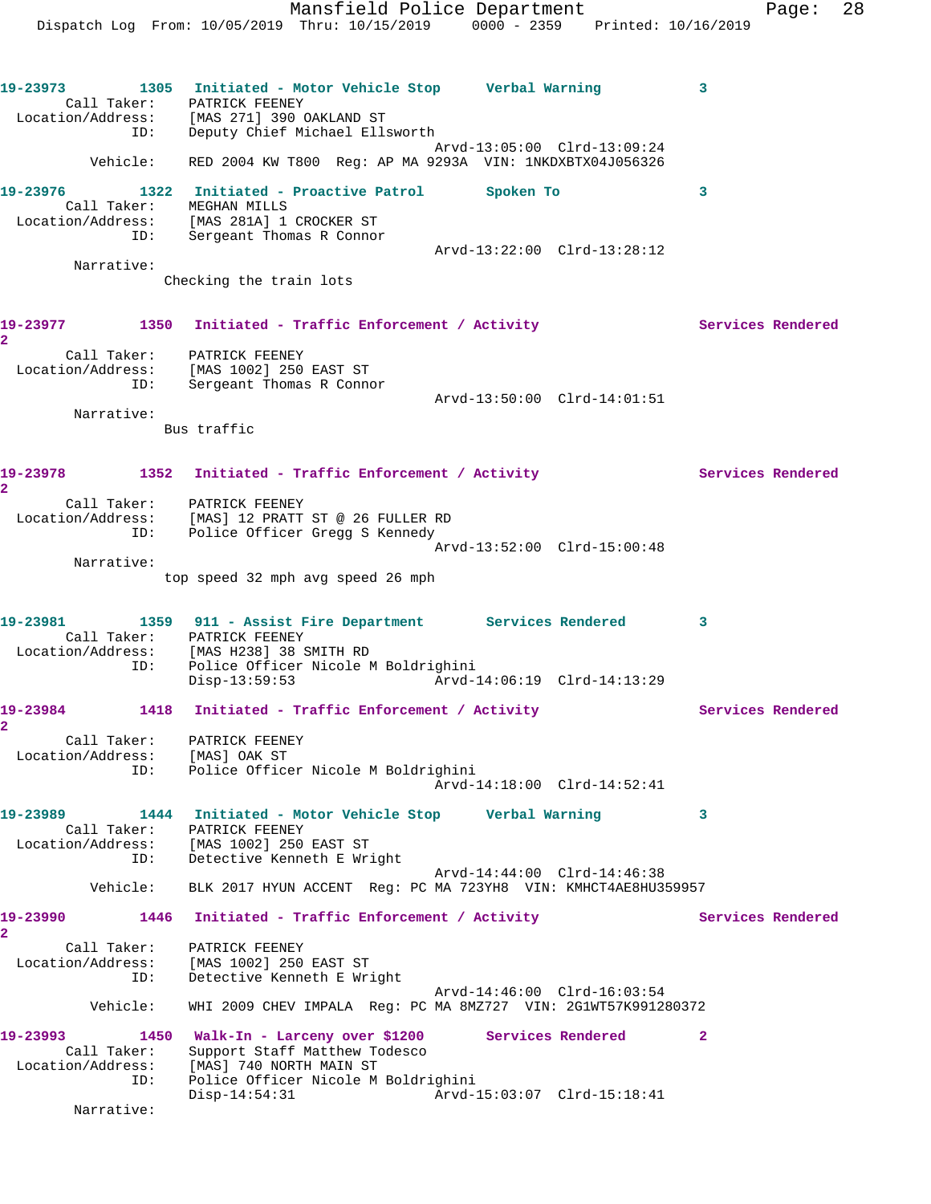**19-23973** 1305 **Initiated - Motor Vehicle Stop** **Verbal Warning** 3
Call Taker: PATRICK FEENEY
Location/Address: [MAS 271] 390 OAKLAND ST
ID: Deputy Chief Michael Ellsworth
Arvd-13:05:00 Clrd-13:09:24
Vehicle: RED 2004 KW T800 Reg: AP MA 9293A VIN: 1NKDXBTX04J056326

**19-23976** 1322 **Initiated - Proactive Patrol** **Spoken To** 3
Call Taker: MEGHAN MILLS
Location/Address: [MAS 281A] 1 CROCKER ST
ID: Sergeant Thomas R Connor
Arvd-13:22:00 Clrd-13:28:12
Narrative:
Checking the train lots

**19-23977** 1350 **Initiated - Traffic Enforcement / Activity** **Services Rendered** 2
Call Taker: PATRICK FEENEY
Location/Address: [MAS 1002] 250 EAST ST
ID: Sergeant Thomas R Connor
Arvd-13:50:00 Clrd-14:01:51
Narrative:
Bus traffic

**19-23978** 1352 **Initiated - Traffic Enforcement / Activity** **Services Rendered** 2
Call Taker: PATRICK FEENEY
Location/Address: [MAS] 12 PRATT ST @ 26 FULLER RD
ID: Police Officer Gregg S Kennedy
Arvd-13:52:00 Clrd-15:00:48
Narrative:
top speed 32 mph avg speed 26 mph

**19-23981** 1359 **911 - Assist Fire Department** **Services Rendered** 3
Call Taker: PATRICK FEENEY
Location/Address: [MAS H238] 38 SMITH RD
ID: Police Officer Nicole M Boldrighini
Disp-13:59:53 Arvd-14:06:19 Clrd-14:13:29

**19-23984** 1418 **Initiated - Traffic Enforcement / Activity** **Services Rendered** 2
Call Taker: PATRICK FEENEY
Location/Address: [MAS] OAK ST
ID: Police Officer Nicole M Boldrighini
Arvd-14:18:00 Clrd-14:52:41

**19-23989** 1444 **Initiated - Motor Vehicle Stop** **Verbal Warning** 3
Call Taker: PATRICK FEENEY
Location/Address: [MAS 1002] 250 EAST ST
ID: Detective Kenneth E Wright
Arvd-14:44:00 Clrd-14:46:38
Vehicle: BLK 2017 HYUN ACCENT Reg: PC MA 723YH8 VIN: KMHCT4AE8HU359957

**19-23990** 1446 **Initiated - Traffic Enforcement / Activity** **Services Rendered** 2
Call Taker: PATRICK FEENEY
Location/Address: [MAS 1002] 250 EAST ST
ID: Detective Kenneth E Wright
Arvd-14:46:00 Clrd-16:03:54
Vehicle: WHI 2009 CHEV IMPALA Reg: PC MA 8MZ727 VIN: 2G1WT57K991280372

**19-23993** 1450 **Walk-In - Larceny over $1200** **Services Rendered** 2
Call Taker: Support Staff Matthew Todesco
Location/Address: [MAS] 740 NORTH MAIN ST
ID: Police Officer Nicole M Boldrighini
Disp-14:54:31 Arvd-15:03:07 Clrd-15:18:41
Narrative: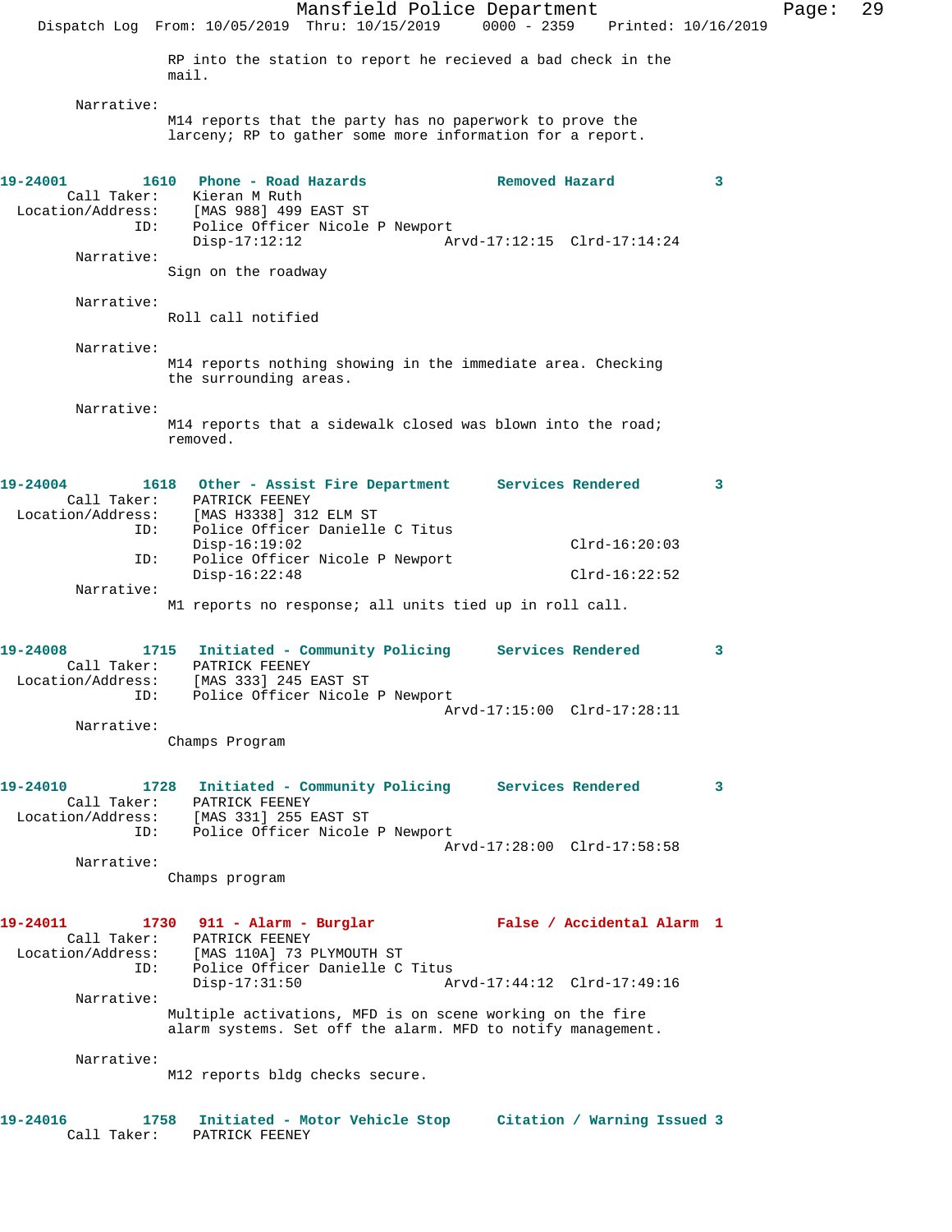RP into the station to report he recieved a bad check in the mail.

Narrative:
M14 reports that the party has no paperwork to prove the larceny; RP to gather some more information for a report.

**19-24001 1610 Phone - Road Hazards — Removed Hazard 3**

Call Taker: Kieran M Ruth
Location/Address: [MAS 988] 499 EAST ST
ID: Police Officer Nicole P Newport
Disp-17:12:12 Arvd-17:12:15 Clrd-17:14:24

Narrative:
Sign on the roadway

Narrative:
Roll call notified

Narrative:
M14 reports nothing showing in the immediate area. Checking the surrounding areas.

Narrative:
M14 reports that a sidewalk closed was blown into the road; removed.

**19-24004 1618 Other - Assist Fire Department — Services Rendered 3**

Call Taker: PATRICK FEENEY
Location/Address: [MAS H3338] 312 ELM ST
ID: Police Officer Danielle C Titus
Disp-16:19:02 Clrd-16:20:03
ID: Police Officer Nicole P Newport
Disp-16:22:48 Clrd-16:22:52

Narrative:
M1 reports no response; all units tied up in roll call.

**19-24008 1715 Initiated - Community Policing — Services Rendered 3**

Call Taker: PATRICK FEENEY
Location/Address: [MAS 333] 245 EAST ST
ID: Police Officer Nicole P Newport
Arvd-17:15:00 Clrd-17:28:11

Narrative:
Champs Program

**19-24010 1728 Initiated - Community Policing — Services Rendered 3**

Call Taker: PATRICK FEENEY
Location/Address: [MAS 331] 255 EAST ST
ID: Police Officer Nicole P Newport
Arvd-17:28:00 Clrd-17:58:58

Narrative:
Champs program

**19-24011 1730 911 - Alarm - Burglar — False / Accidental Alarm 1**

Call Taker: PATRICK FEENEY
Location/Address: [MAS 110A] 73 PLYMOUTH ST
ID: Police Officer Danielle C Titus
Disp-17:31:50 Arvd-17:44:12 Clrd-17:49:16

Narrative:
Multiple activations, MFD is on scene working on the fire alarm systems. Set off the alarm. MFD to notify management.

Narrative:
M12 reports bldg checks secure.

**19-24016 1758 Initiated - Motor Vehicle Stop — Citation / Warning Issued 3**

Call Taker: PATRICK FEENEY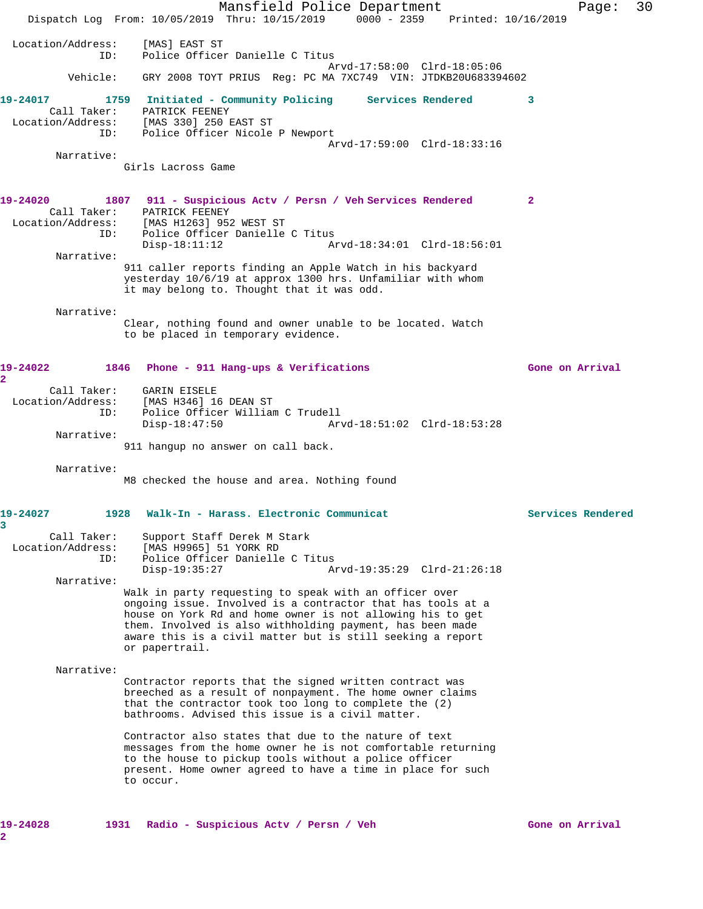Location/Address: [MAS] EAST ST
ID: Police Officer Danielle C Titus
Arvd-17:58:00 Clrd-18:05:06
Vehicle: GRY 2008 TOYT PRIUS Reg: PC MA 7XC749 VIN: JTDKB20U683394602

**19-24017 1759 Initiated - Community Policing Services Rendered 3**

Call Taker: PATRICK FEENEY
Location/Address: [MAS 330] 250 EAST ST
ID: Police Officer Nicole P Newport
Arvd-17:59:00 Clrd-18:33:16

Narrative:
Girls Lacross Game

**19-24020 1807 911 - Suspicious Actv / Persn / Veh Services Rendered 2**

Call Taker: PATRICK FEENEY
Location/Address: [MAS H1263] 952 WEST ST
ID: Police Officer Danielle C Titus
Disp-18:11:12 Arvd-18:34:01 Clrd-18:56:01

Narrative:
911 caller reports finding an Apple Watch in his backyard yesterday 10/6/19 at approx 1300 hrs. Unfamiliar with whom it may belong to. Thought that it was odd.

Narrative:
Clear, nothing found and owner unable to be located. Watch to be placed in temporary evidence.

**19-24022 1846 Phone - 911 Hang-ups & Verifications Gone on Arrival 2**

Call Taker: GARIN EISELE
Location/Address: [MAS H346] 16 DEAN ST
ID: Police Officer William C Trudell
Disp-18:47:50 Arvd-18:51:02 Clrd-18:53:28

Narrative:
911 hangup no answer on call back.

Narrative:
M8 checked the house and area. Nothing found

**19-24027 1928 Walk-In - Harass. Electronic Communicat Services Rendered 3**

Call Taker: Support Staff Derek M Stark
Location/Address: [MAS H9965] 51 YORK RD
ID: Police Officer Danielle C Titus
Disp-19:35:27 Arvd-19:35:29 Clrd-21:26:18

Narrative:
Walk in party requesting to speak with an officer over ongoing issue. Involved is a contractor that has tools at a house on York Rd and home owner is not allowing his to get them. Involved is also withholding payment, has been made aware this is a civil matter but is still seeking a report or papertrail.

Narrative:
Contractor reports that the signed written contract was breeched as a result of nonpayment. The home owner claims that the contractor took too long to complete the (2) bathrooms. Advised this issue is a civil matter.

Contractor also states that due to the nature of text messages from the home owner he is not comfortable returning to the house to pickup tools without a police officer present. Home owner agreed to have a time in place for such to occur.

**19-24028 1931 Radio - Suspicious Actv / Persn / Veh Gone on Arrival 2**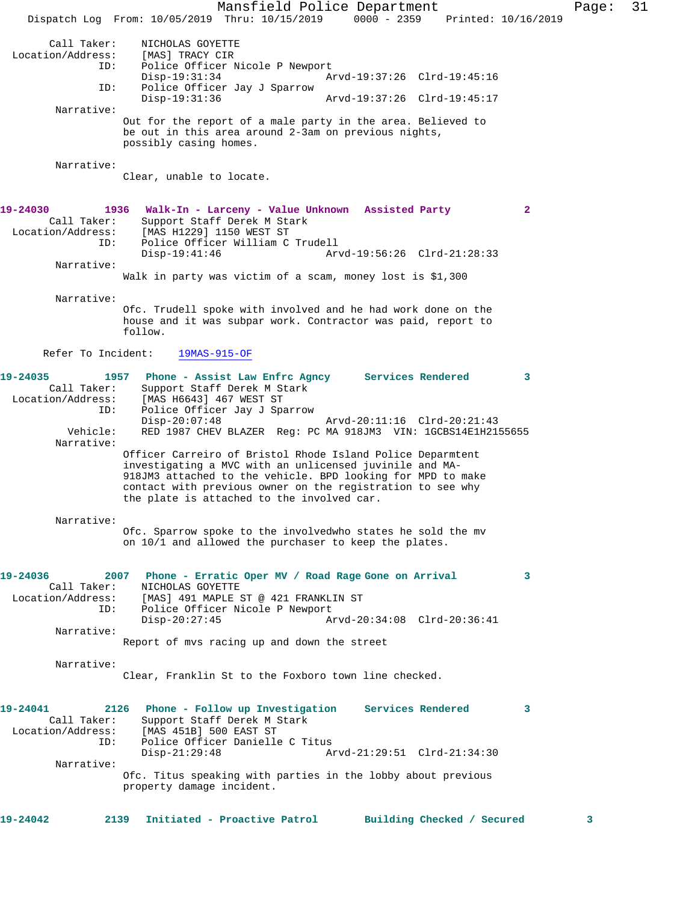Call Taker: NICHOLAS GOYETTE
Location/Address: [MAS] TRACY CIR
ID: Police Officer Nicole P Newport
Disp-19:31:34 Arvd-19:37:26 Clrd-19:45:16
ID: Police Officer Jay J Sparrow
Disp-19:31:36 Arvd-19:37:26 Clrd-19:45:17

Narrative:
Out for the report of a male party in the area. Believed to be out in this area around 2-3am on previous nights, possibly casing homes.

Narrative:
Clear, unable to locate.

**19-24030 1936 Walk-In - Larceny - Value Unknown Assisted Party 2**

Call Taker: Support Staff Derek M Stark
Location/Address: [MAS H1229] 1150 WEST ST
ID: Police Officer William C Trudell
Disp-19:41:46 Arvd-19:56:26 Clrd-21:28:33

Narrative:
Walk in party was victim of a scam, money lost is $1,300

Narrative:
Ofc. Trudell spoke with involved and he had work done on the house and it was subpar work. Contractor was paid, report to follow.

Refer To Incident: 19MAS-915-OF

**19-24035 1957 Phone - Assist Law Enfrc Agncy Services Rendered 3**

Call Taker: Support Staff Derek M Stark
Location/Address: [MAS H6643] 467 WEST ST
ID: Police Officer Jay J Sparrow
Disp-20:07:48 Arvd-20:11:16 Clrd-20:21:43
Vehicle: RED 1987 CHEV BLAZER Reg: PC MA 918JM3 VIN: 1GCBS14E1H2155655

Narrative:
Officer Carreiro of Bristol Rhode Island Police Deparmtent investigating a MVC with an unlicensed juvinile and MA-918JM3 attached to the vehicle. BPD looking for MPD to make contact with previous owner on the registration to see why the plate is attached to the involved car.

Narrative:
Ofc. Sparrow spoke to the involvedwho states he sold the mv on 10/1 and allowed the purchaser to keep the plates.

**19-24036 2007 Phone - Erratic Oper MV / Road Rage Gone on Arrival 3**

Call Taker: NICHOLAS GOYETTE
Location/Address: [MAS] 491 MAPLE ST @ 421 FRANKLIN ST
ID: Police Officer Nicole P Newport
Disp-20:27:45 Arvd-20:34:08 Clrd-20:36:41

Narrative:
Report of mvs racing up and down the street

Narrative:
Clear, Franklin St to the Foxboro town line checked.

**19-24041 2126 Phone - Follow up Investigation Services Rendered 3**

Call Taker: Support Staff Derek M Stark
Location/Address: [MAS 451B] 500 EAST ST
ID: Police Officer Danielle C Titus
Disp-21:29:48 Arvd-21:29:51 Clrd-21:34:30

Narrative:
Ofc. Titus speaking with parties in the lobby about previous property damage incident.

**19-24042 2139 Initiated - Proactive Patrol Building Checked / Secured 3**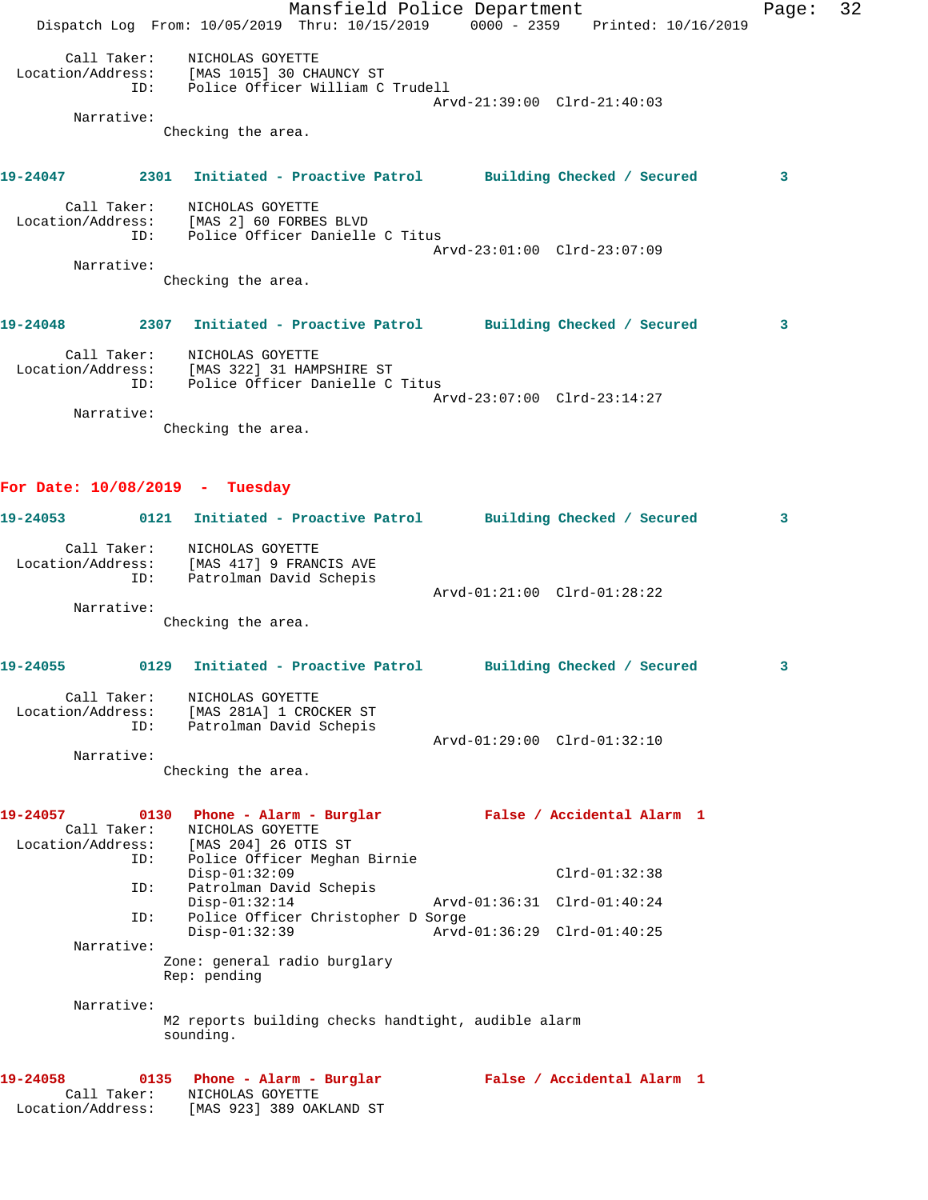Call Taker: NICHOLAS GOYETTE
Location/Address: [MAS 1015] 30 CHAUNCY ST
ID: Police Officer William C Trudell
Arvd-21:39:00 Clrd-21:40:03
Narrative:
Checking the area.

**19-24047 2301 Initiated - Proactive Patrol Building Checked / Secured 3**

Call Taker: NICHOLAS GOYETTE
Location/Address: [MAS 2] 60 FORBES BLVD
ID: Police Officer Danielle C Titus
Arvd-23:01:00 Clrd-23:07:09
Narrative:
Checking the area.

**19-24048 2307 Initiated - Proactive Patrol Building Checked / Secured 3**

Call Taker: NICHOLAS GOYETTE
Location/Address: [MAS 322] 31 HAMPSHIRE ST
ID: Police Officer Danielle C Titus
Arvd-23:07:00 Clrd-23:14:27
Narrative:
Checking the area.

## For Date: 10/08/2019 - Tuesday

**19-24053 0121 Initiated - Proactive Patrol Building Checked / Secured 3**

Call Taker: NICHOLAS GOYETTE
Location/Address: [MAS 417] 9 FRANCIS AVE
ID: Patrolman David Schepis
Arvd-01:21:00 Clrd-01:28:22
Narrative:
Checking the area.

**19-24055 0129 Initiated - Proactive Patrol Building Checked / Secured 3**

Call Taker: NICHOLAS GOYETTE
Location/Address: [MAS 281A] 1 CROCKER ST
ID: Patrolman David Schepis
Arvd-01:29:00 Clrd-01:32:10
Narrative:
Checking the area.

**19-24057 0130 Phone - Alarm - Burglar False / Accidental Alarm 1**

Call Taker: NICHOLAS GOYETTE
Location/Address: [MAS 204] 26 OTIS ST
ID: Police Officer Meghan Birnie
Disp-01:32:09 Clrd-01:32:38
ID: Patrolman David Schepis
Disp-01:32:14 Arvd-01:36:31 Clrd-01:40:24
ID: Police Officer Christopher D Sorge
Disp-01:32:39 Arvd-01:36:29 Clrd-01:40:25
Narrative:
Zone: general radio burglary
Rep: pending

Narrative:
M2 reports building checks handtight, audible alarm sounding.

**19-24058 0135 Phone - Alarm - Burglar False / Accidental Alarm 1**

Call Taker: NICHOLAS GOYETTE
Location/Address: [MAS 923] 389 OAKLAND ST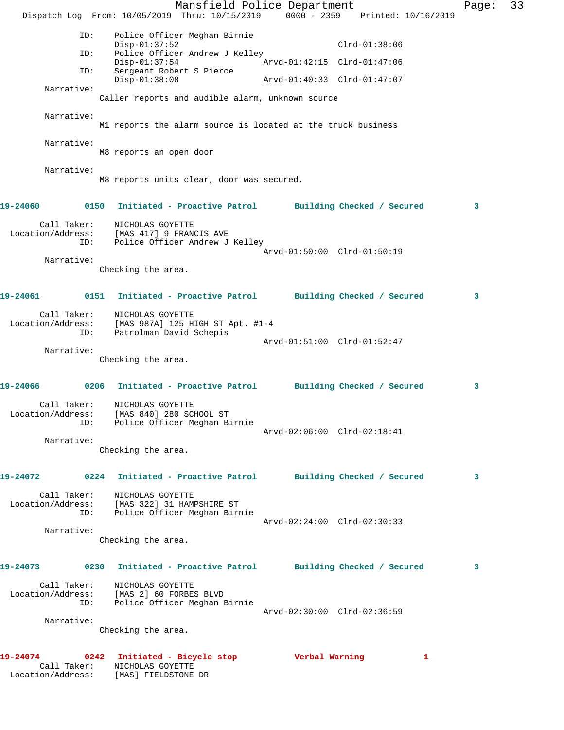```
            ID:    Police Officer Meghan Birnie
                   Disp-01:37:52                        Clrd-01:38:06
            ID:    Police Officer Andrew J Kelley
                   Disp-01:37:54           Arvd-01:42:15  Clrd-01:47:06
            ID:    Sergeant Robert S Pierce
                   Disp-01:38:08           Arvd-01:40:33  Clrd-01:47:07
     Narrative:
                Caller reports and audible alarm, unknown source

     Narrative:
                M1 reports the alarm source is located at the truck business

     Narrative:
                M8 reports an open door

     Narrative:
                M8 reports units clear, door was secured.
```

**19-24060 0150 Initiated - Proactive Patrol Building Checked / Secured 3**

```
      Call Taker:    NICHOLAS GOYETTE
Location/Address:    [MAS 417] 9 FRANCIS AVE
             ID:    Police Officer Andrew J Kelley
                                       Arvd-01:50:00  Clrd-01:50:19
     Narrative:
                Checking the area.
```

**19-24061 0151 Initiated - Proactive Patrol Building Checked / Secured 3**

```
      Call Taker:    NICHOLAS GOYETTE
Location/Address:    [MAS 987A] 125 HIGH ST Apt. #1-4
             ID:    Patrolman David Schepis
                                       Arvd-01:51:00  Clrd-01:52:47
     Narrative:
                Checking the area.
```

**19-24066 0206 Initiated - Proactive Patrol Building Checked / Secured 3**

```
      Call Taker:    NICHOLAS GOYETTE
Location/Address:    [MAS 840] 280 SCHOOL ST
             ID:    Police Officer Meghan Birnie
                                       Arvd-02:06:00  Clrd-02:18:41
     Narrative:
                Checking the area.
```

**19-24072 0224 Initiated - Proactive Patrol Building Checked / Secured 3**

```
      Call Taker:    NICHOLAS GOYETTE
Location/Address:    [MAS 322] 31 HAMPSHIRE ST
             ID:    Police Officer Meghan Birnie
                                       Arvd-02:24:00  Clrd-02:30:33
     Narrative:
                Checking the area.
```

**19-24073 0230 Initiated - Proactive Patrol Building Checked / Secured 3**

```
      Call Taker:    NICHOLAS GOYETTE
Location/Address:    [MAS 2] 60 FORBES BLVD
             ID:    Police Officer Meghan Birnie
                                       Arvd-02:30:00  Clrd-02:36:59
     Narrative:
                Checking the area.
```

**19-24074 0242 Initiated - Bicycle stop Verbal Warning 1**

```
      Call Taker:    NICHOLAS GOYETTE
Location/Address:    [MAS] FIELDSTONE DR
```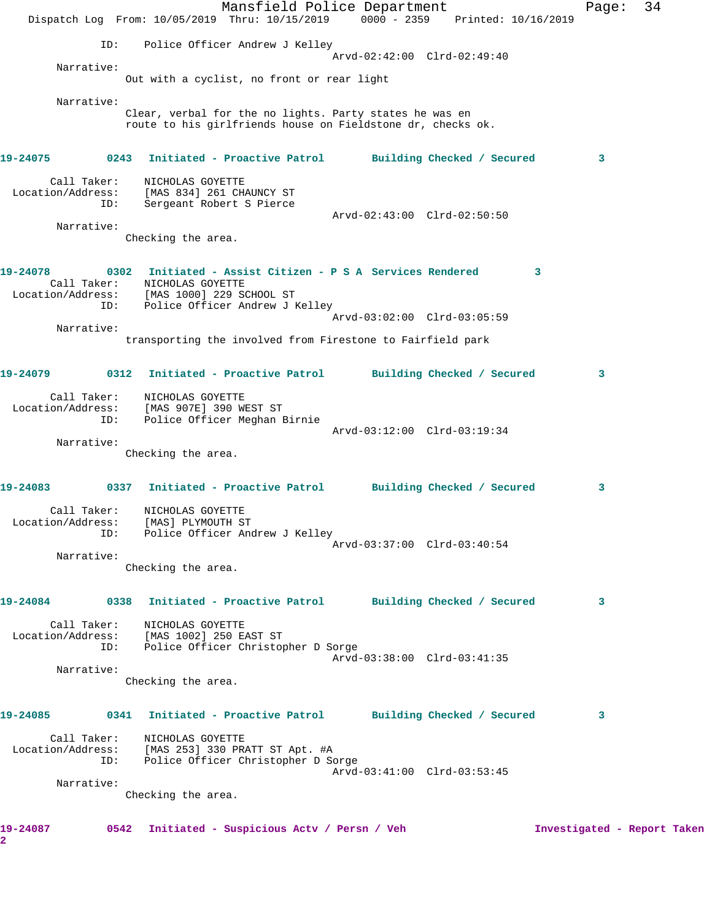ID: Police Officer Andrew J Kelley
Arvd-02:42:00 Clrd-02:49:40

Narrative:
Out with a cyclist, no front or rear light

Narrative:
Clear, verbal for the no lights. Party states he was en route to his girlfriends house on Fieldstone dr, checks ok.

**19-24075 0243 Initiated - Proactive Patrol Building Checked / Secured 3**

Call Taker: NICHOLAS GOYETTE
Location/Address: [MAS 834] 261 CHAUNCY ST
ID: Sergeant Robert S Pierce
Arvd-02:43:00 Clrd-02:50:50

Narrative:
Checking the area.

**19-24078 0302 Initiated - Assist Citizen - P S A Services Rendered 3**

Call Taker: NICHOLAS GOYETTE
Location/Address: [MAS 1000] 229 SCHOOL ST
ID: Police Officer Andrew J Kelley
Arvd-03:02:00 Clrd-03:05:59

Narrative:
transporting the involved from Firestone to Fairfield park

**19-24079 0312 Initiated - Proactive Patrol Building Checked / Secured 3**

Call Taker: NICHOLAS GOYETTE
Location/Address: [MAS 907E] 390 WEST ST
ID: Police Officer Meghan Birnie
Arvd-03:12:00 Clrd-03:19:34

Narrative:
Checking the area.

**19-24083 0337 Initiated - Proactive Patrol Building Checked / Secured 3**

Call Taker: NICHOLAS GOYETTE
Location/Address: [MAS] PLYMOUTH ST
ID: Police Officer Andrew J Kelley
Arvd-03:37:00 Clrd-03:40:54

Narrative:
Checking the area.

**19-24084 0338 Initiated - Proactive Patrol Building Checked / Secured 3**

Call Taker: NICHOLAS GOYETTE
Location/Address: [MAS 1002] 250 EAST ST
ID: Police Officer Christopher D Sorge
Arvd-03:38:00 Clrd-03:41:35

Narrative:
Checking the area.

**19-24085 0341 Initiated - Proactive Patrol Building Checked / Secured 3**

Call Taker: NICHOLAS GOYETTE
Location/Address: [MAS 253] 330 PRATT ST Apt. #A
ID: Police Officer Christopher D Sorge
Arvd-03:41:00 Clrd-03:53:45

Narrative:
Checking the area.

**19-24087 0542 Initiated - Suspicious Actv / Persn / Veh Investigated - Report Taken 2**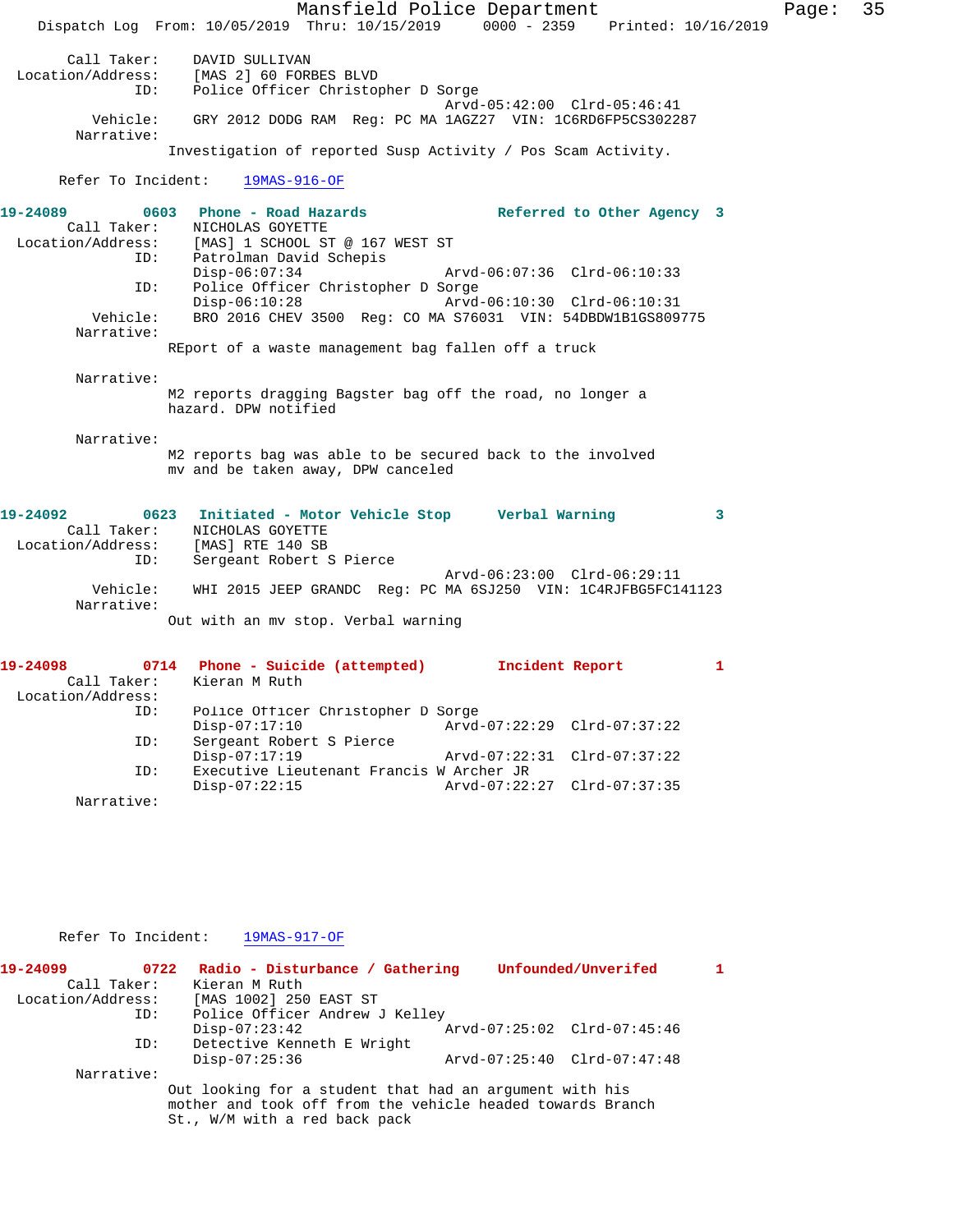Call Taker: DAVID SULLIVAN
Location/Address: [MAS 2] 60 FORBES BLVD
ID: Police Officer Christopher D Sorge
Arvd-05:42:00 Clrd-05:46:41
Vehicle: GRY 2012 DODG RAM Reg: PC MA 1AGZ27 VIN: 1C6RD6FP5CS302287
Narrative:
Investigation of reported Susp Activity / Pos Scam Activity.

Refer To Incident: 19MAS-916-OF

**19-24089 0603 Phone - Road Hazards Referred to Other Agency 3**
Call Taker: NICHOLAS GOYETTE
Location/Address: [MAS] 1 SCHOOL ST @ 167 WEST ST
ID: Patrolman David Schepis
Disp-06:07:34 Arvd-06:07:36 Clrd-06:10:33
ID: Police Officer Christopher D Sorge
Disp-06:10:28 Arvd-06:10:30 Clrd-06:10:31
Vehicle: BRO 2016 CHEV 3500 Reg: CO MA S76031 VIN: 54DBDW1B1GS809775
Narrative:
REport of a waste management bag fallen off a truck

Narrative:
M2 reports dragging Bagster bag off the road, no longer a hazard. DPW notified

Narrative:
M2 reports bag was able to be secured back to the involved mv and be taken away, DPW canceled

**19-24092 0623 Initiated - Motor Vehicle Stop Verbal Warning 3**
Call Taker: NICHOLAS GOYETTE
Location/Address: [MAS] RTE 140 SB
ID: Sergeant Robert S Pierce
Arvd-06:23:00 Clrd-06:29:11
Vehicle: WHI 2015 JEEP GRANDC Reg: PC MA 6SJ250 VIN: 1C4RJFBG5FC141123
Narrative:
Out with an mv stop. Verbal warning

**19-24098 0714 Phone - Suicide (attempted) Incident Report 1**
Call Taker: Kieran M Ruth
Location/Address:
ID: Police Officer Christopher D Sorge
Disp-07:17:10 Arvd-07:22:29 Clrd-07:37:22
ID: Sergeant Robert S Pierce
Disp-07:17:19 Arvd-07:22:31 Clrd-07:37:22
ID: Executive Lieutenant Francis W Archer JR
Disp-07:22:15 Arvd-07:22:27 Clrd-07:37:35
Narrative:

Refer To Incident: 19MAS-917-OF

**19-24099 0722 Radio - Disturbance / Gathering Unfounded/Unverifed 1**
Call Taker: Kieran M Ruth
Location/Address: [MAS 1002] 250 EAST ST
ID: Police Officer Andrew J Kelley
Disp-07:23:42 Arvd-07:25:02 Clrd-07:45:46
ID: Detective Kenneth E Wright
Disp-07:25:36 Arvd-07:25:40 Clrd-07:47:48
Narrative:
Out looking for a student that had an argument with his mother and took off from the vehicle headed towards Branch St., W/M with a red back pack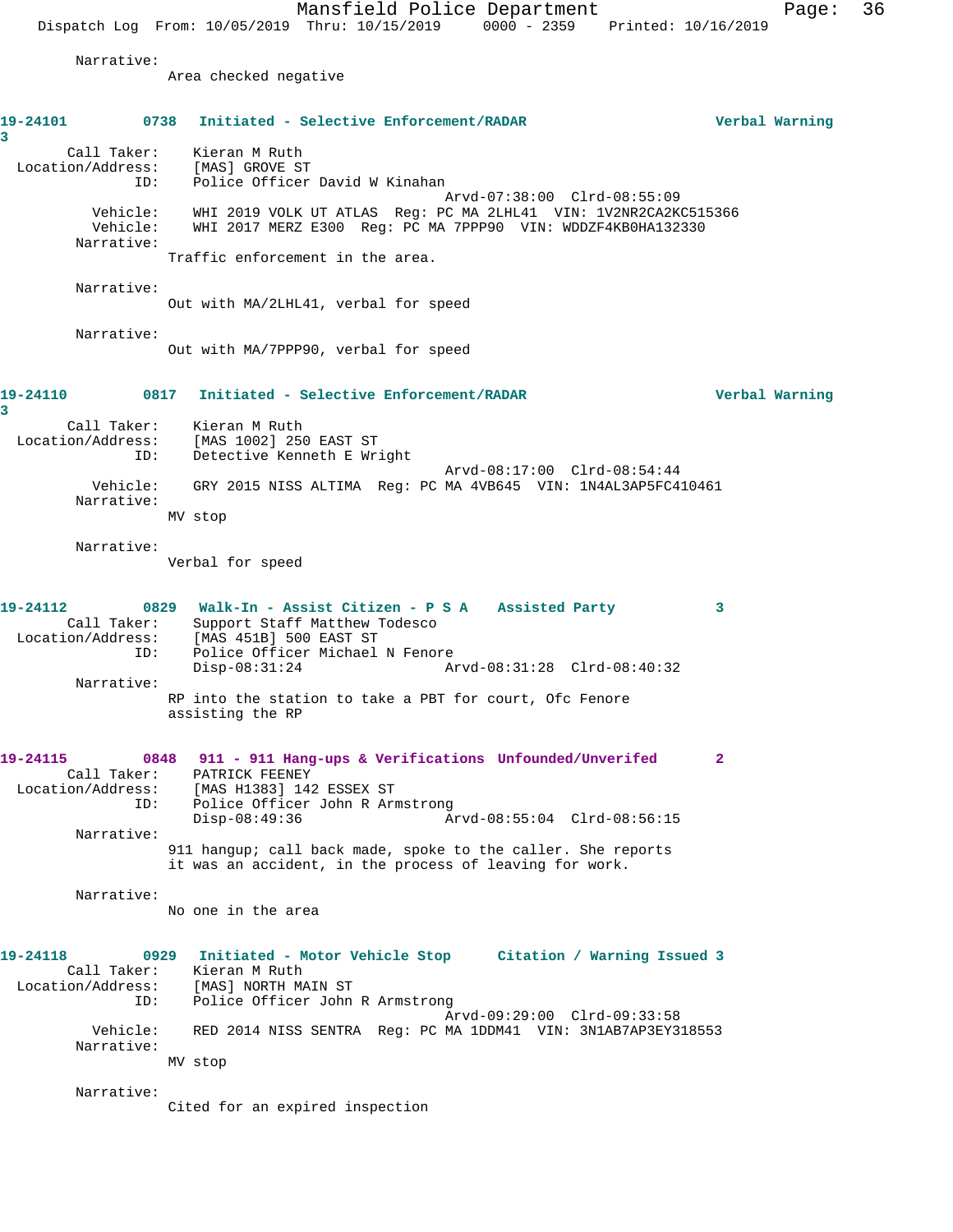Narrative:
Area checked negative

**19-24101 0738 Initiated - Selective Enforcement/RADAR Verbal Warning 3**

Call Taker: Kieran M Ruth
Location/Address: [MAS] GROVE ST
ID: Police Officer David W Kinahan
Arvd-07:38:00 Clrd-08:55:09
Vehicle: WHI 2019 VOLK UT ATLAS Reg: PC MA 2LHL41 VIN: 1V2NR2CA2KC515366
Vehicle: WHI 2017 MERZ E300 Reg: PC MA 7PPP90 VIN: WDDZF4KB0HA132330
Narrative:
Traffic enforcement in the area.

Narrative:
Out with MA/2LHL41, verbal for speed

Narrative:
Out with MA/7PPP90, verbal for speed

**19-24110 0817 Initiated - Selective Enforcement/RADAR Verbal Warning 3**

Call Taker: Kieran M Ruth
Location/Address: [MAS 1002] 250 EAST ST
ID: Detective Kenneth E Wright
Arvd-08:17:00 Clrd-08:54:44
Vehicle: GRY 2015 NISS ALTIMA Reg: PC MA 4VB645 VIN: 1N4AL3AP5FC410461
Narrative:
MV stop

Narrative:
Verbal for speed

**19-24112 0829 Walk-In - Assist Citizen - P S A Assisted Party 3**

Call Taker: Support Staff Matthew Todesco
Location/Address: [MAS 451B] 500 EAST ST
ID: Police Officer Michael N Fenore
Disp-08:31:24 Arvd-08:31:28 Clrd-08:40:32
Narrative:
RP into the station to take a PBT for court, Ofc Fenore assisting the RP

**19-24115 0848 911 - 911 Hang-ups & Verifications Unfounded/Unverifed 2**

Call Taker: PATRICK FEENEY
Location/Address: [MAS H1383] 142 ESSEX ST
ID: Police Officer John R Armstrong
Disp-08:49:36 Arvd-08:55:04 Clrd-08:56:15
Narrative:
911 hangup; call back made, spoke to the caller. She reports it was an accident, in the process of leaving for work.

Narrative:
No one in the area

**19-24118 0929 Initiated - Motor Vehicle Stop Citation / Warning Issued 3**

Call Taker: Kieran M Ruth
Location/Address: [MAS] NORTH MAIN ST
ID: Police Officer John R Armstrong
Arvd-09:29:00 Clrd-09:33:58
Vehicle: RED 2014 NISS SENTRA Reg: PC MA 1DDM41 VIN: 3N1AB7AP3EY318553
Narrative:
MV stop

Narrative:
Cited for an expired inspection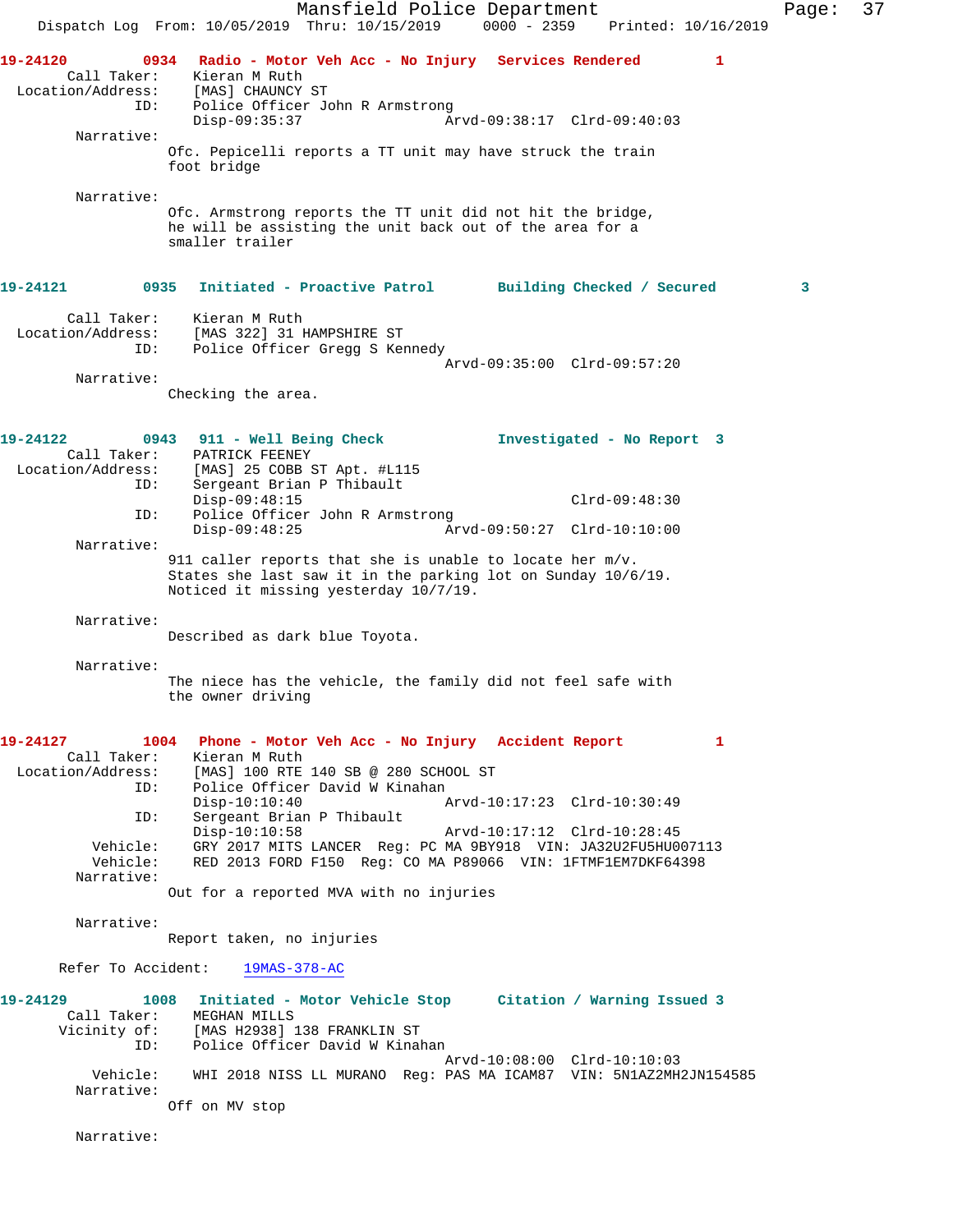**19-24120** 0934 **Radio - Motor Veh Acc - No Injury** Services Rendered 1

Call Taker: Kieran M Ruth
Location/Address: [MAS] CHAUNCY ST
ID: Police Officer John R Armstrong
Disp-09:35:37 Arvd-09:38:17 Clrd-09:40:03

Narrative:
Ofc. Pepicelli reports a TT unit may have struck the train foot bridge

Narrative:
Ofc. Armstrong reports the TT unit did not hit the bridge, he will be assisting the unit back out of the area for a smaller trailer

**19-24121** 0935 **Initiated - Proactive Patrol** Building Checked / Secured 3

Call Taker: Kieran M Ruth
Location/Address: [MAS 322] 31 HAMPSHIRE ST
ID: Police Officer Gregg S Kennedy
Arvd-09:35:00 Clrd-09:57:20

Narrative:
Checking the area.

**19-24122** 0943 **911 - Well Being Check** Investigated - No Report 3

Call Taker: PATRICK FEENEY
Location/Address: [MAS] 25 COBB ST Apt. #L115
ID: Sergeant Brian P Thibault
Disp-09:48:15 Clrd-09:48:30
ID: Police Officer John R Armstrong
Disp-09:48:25 Arvd-09:50:27 Clrd-10:10:00

Narrative:
911 caller reports that she is unable to locate her m/v. States she last saw it in the parking lot on Sunday 10/6/19. Noticed it missing yesterday 10/7/19.

Narrative:
Described as dark blue Toyota.

Narrative:
The niece has the vehicle, the family did not feel safe with the owner driving

**19-24127** 1004 **Phone - Motor Veh Acc - No Injury** Accident Report 1

Call Taker: Kieran M Ruth
Location/Address: [MAS] 100 RTE 140 SB @ 280 SCHOOL ST
ID: Police Officer David W Kinahan
Disp-10:10:40 Arvd-10:17:23 Clrd-10:30:49
ID: Sergeant Brian P Thibault
Disp-10:10:58 Arvd-10:17:12 Clrd-10:28:45
Vehicle: GRY 2017 MITS LANCER Reg: PC MA 9BY918 VIN: JA32U2FU5HU007113
Vehicle: RED 2013 FORD F150 Reg: CO MA P89066 VIN: 1FTMF1EM7DKF64398

Narrative:
Out for a reported MVA with no injuries

Narrative:
Report taken, no injuries

Refer To Accident: 19MAS-378-AC

**19-24129** 1008 **Initiated - Motor Vehicle Stop** Citation / Warning Issued 3

Call Taker: MEGHAN MILLS
Vicinity of: [MAS H2938] 138 FRANKLIN ST
ID: Police Officer David W Kinahan
Arvd-10:08:00 Clrd-10:10:03
Vehicle: WHI 2018 NISS LL MURANO Reg: PAS MA ICAM87 VIN: 5N1AZ2MH2JN154585

Narrative:
Off on MV stop

Narrative: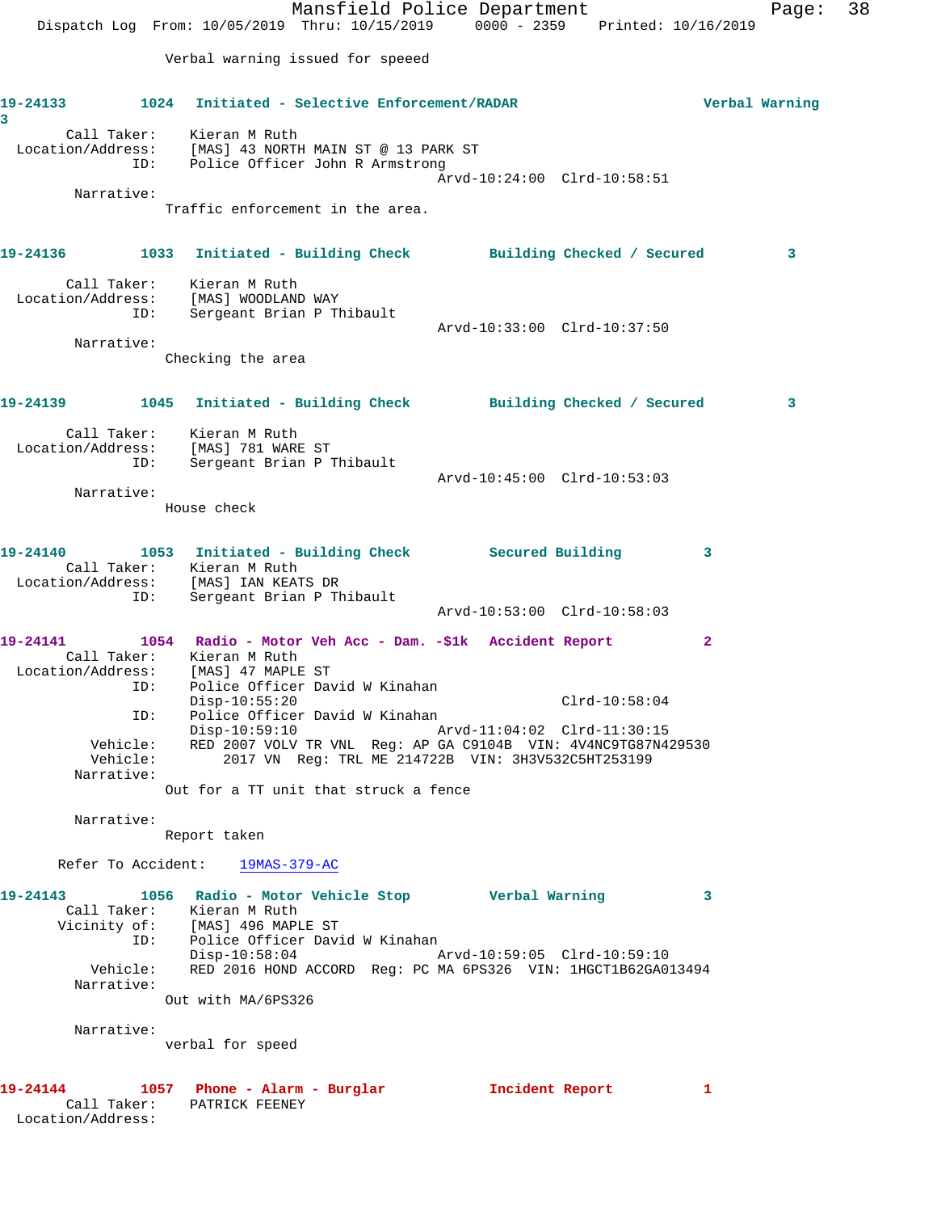Verbal warning issued for speeed

**19-24133** **1024** **Initiated - Selective Enforcement/RADAR** **Verbal Warning** **3**

Call Taker: Kieran M Ruth
Location/Address: [MAS] 43 NORTH MAIN ST @ 13 PARK ST
ID: Police Officer John R Armstrong
Arvd-10:24:00 Clrd-10:58:51
Narrative:
Traffic enforcement in the area.

**19-24136** **1033** **Initiated - Building Check** **Building Checked / Secured** **3**

Call Taker: Kieran M Ruth
Location/Address: [MAS] WOODLAND WAY
ID: Sergeant Brian P Thibault
Arvd-10:33:00 Clrd-10:37:50
Narrative:
Checking the area

**19-24139** **1045** **Initiated - Building Check** **Building Checked / Secured** **3**

Call Taker: Kieran M Ruth
Location/Address: [MAS] 781 WARE ST
ID: Sergeant Brian P Thibault
Arvd-10:45:00 Clrd-10:53:03
Narrative:
House check

**19-24140** **1053** **Initiated - Building Check** **Secured Building** **3**

Call Taker: Kieran M Ruth
Location/Address: [MAS] IAN KEATS DR
ID: Sergeant Brian P Thibault
Arvd-10:53:00 Clrd-10:58:03

**19-24141** **1054** **Radio - Motor Veh Acc - Dam. -$1k** **Accident Report** **2**

Call Taker: Kieran M Ruth
Location/Address: [MAS] 47 MAPLE ST
ID: Police Officer David W Kinahan
Disp-10:55:20 Clrd-10:58:04
ID: Police Officer David W Kinahan
Disp-10:59:10 Arvd-11:04:02 Clrd-11:30:15
Vehicle: RED 2007 VOLV TR VNL Reg: AP GA C9104B VIN: 4V4NC9TG87N429530
Vehicle: 2017 VN Reg: TRL ME 214722B VIN: 3H3V532C5HT253199
Narrative:
Out for a TT unit that struck a fence

Narrative:
Report taken

Refer To Accident: 19MAS-379-AC

**19-24143** **1056** **Radio - Motor Vehicle Stop** **Verbal Warning** **3**

Call Taker: Kieran M Ruth
Vicinity of: [MAS] 496 MAPLE ST
ID: Police Officer David W Kinahan
Disp-10:58:04 Arvd-10:59:05 Clrd-10:59:10
Vehicle: RED 2016 HOND ACCORD Reg: PC MA 6PS326 VIN: 1HGCT1B62GA013494
Narrative:
Out with MA/6PS326

Narrative:
verbal for speed

**19-24144** **1057** **Phone - Alarm - Burglar** **Incident Report** **1**

Call Taker: PATRICK FEENEY
Location/Address: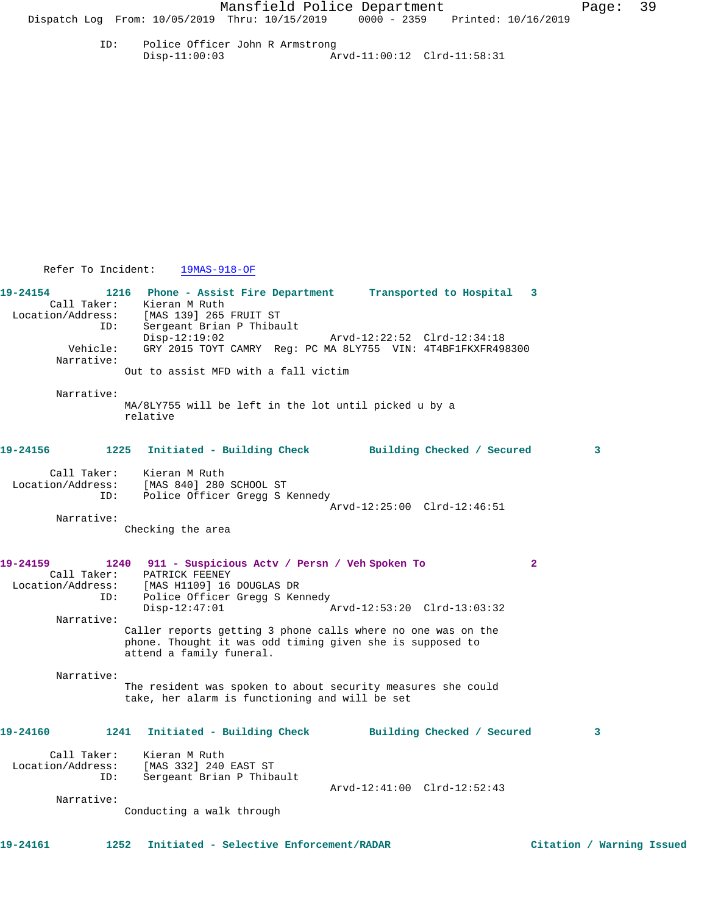ID: Police Officer John R Armstrong
Disp-11:00:03 Arvd-11:00:12 Clrd-11:58:31

Refer To Incident: 19MAS-918-OF

**19-24154 1216 Phone - Assist Fire Department Transported to Hospital 3**

Call Taker: Kieran M Ruth
Location/Address: [MAS 139] 265 FRUIT ST
ID: Sergeant Brian P Thibault
Disp-12:19:02 Arvd-12:22:52 Clrd-12:34:18
Vehicle: GRY 2015 TOYT CAMRY Reg: PC MA 8LY755 VIN: 4T4BF1FKXFR498300
Narrative:
Out to assist MFD with a fall victim

Narrative:
MA/8LY755 will be left in the lot until picked u by a relative

**19-24156 1225 Initiated - Building Check Building Checked / Secured 3**

Call Taker: Kieran M Ruth
Location/Address: [MAS 840] 280 SCHOOL ST
ID: Police Officer Gregg S Kennedy
Arvd-12:25:00 Clrd-12:46:51
Narrative:
Checking the area

**19-24159 1240 911 - Suspicious Actv / Persn / Veh Spoken To 2**

Call Taker: PATRICK FEENEY
Location/Address: [MAS H1109] 16 DOUGLAS DR
ID: Police Officer Gregg S Kennedy
Disp-12:47:01 Arvd-12:53:20 Clrd-13:03:32
Narrative:
Caller reports getting 3 phone calls where no one was on the phone. Thought it was odd timing given she is supposed to attend a family funeral.

Narrative:
The resident was spoken to about security measures she could take, her alarm is functioning and will be set

**19-24160 1241 Initiated - Building Check Building Checked / Secured 3**

Call Taker: Kieran M Ruth
Location/Address: [MAS 332] 240 EAST ST
ID: Sergeant Brian P Thibault
Arvd-12:41:00 Clrd-12:52:43
Narrative:
Conducting a walk through

**19-24161 1252 Initiated - Selective Enforcement/RADAR Citation / Warning Issued**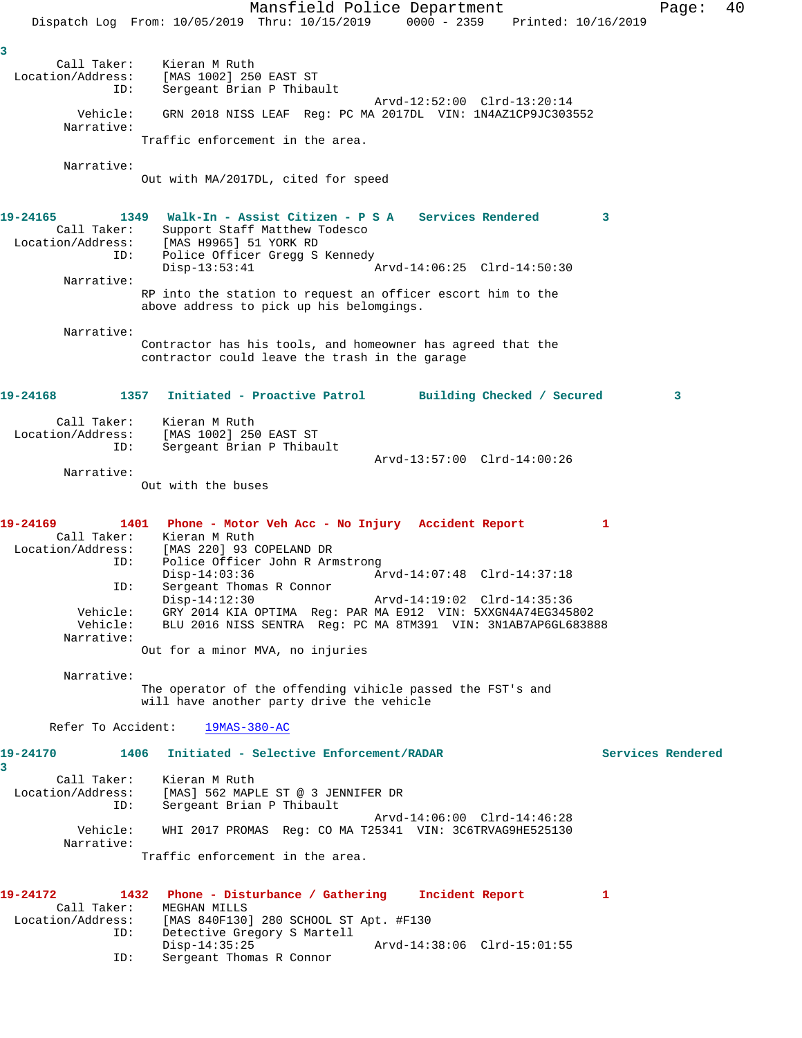3

Call Taker: Kieran M Ruth
Location/Address: [MAS 1002] 250 EAST ST
ID: Sergeant Brian P Thibault
Arvd-12:52:00 Clrd-13:20:14
Vehicle: GRN 2018 NISS LEAF Reg: PC MA 2017DL VIN: 1N4AZ1CP9JC303552
Narrative:
Traffic enforcement in the area.

Narrative:
Out with MA/2017DL, cited for speed

**19-24165 1349 Walk-In - Assist Citizen - P S A Services Rendered 3**
Call Taker: Support Staff Matthew Todesco
Location/Address: [MAS H9965] 51 YORK RD
ID: Police Officer Gregg S Kennedy
Disp-13:53:41 Arvd-14:06:25 Clrd-14:50:30
Narrative:
RP into the station to request an officer escort him to the above address to pick up his belongings.

Narrative:
Contractor has his tools, and homeowner has agreed that the contractor could leave the trash in the garage

**19-24168 1357 Initiated - Proactive Patrol Building Checked / Secured 3**

Call Taker: Kieran M Ruth
Location/Address: [MAS 1002] 250 EAST ST
ID: Sergeant Brian P Thibault
Arvd-13:57:00 Clrd-14:00:26
Narrative:
Out with the buses

**19-24169 1401 Phone - Motor Veh Acc - No Injury Accident Report 1**
Call Taker: Kieran M Ruth
Location/Address: [MAS 220] 93 COPELAND DR
ID: Police Officer John R Armstrong
Disp-14:03:36 Arvd-14:07:48 Clrd-14:37:18
ID: Sergeant Thomas R Connor
Disp-14:12:30 Arvd-14:19:02 Clrd-14:35:36
Vehicle: GRY 2014 KIA OPTIMA Reg: PAR MA E912 VIN: 5XXGN4A74EG345802
Vehicle: BLU 2016 NISS SENTRA Reg: PC MA 8TM391 VIN: 3N1AB7AP6GL683888
Narrative:
Out for a minor MVA, no injuries

Narrative:
The operator of the offending vihicle passed the FST's and will have another party drive the vehicle

Refer To Accident: 19MAS-380-AC

**19-24170 1406 Initiated - Selective Enforcement/RADAR Services Rendered 3**
Call Taker: Kieran M Ruth
Location/Address: [MAS] 562 MAPLE ST @ 3 JENNIFER DR
ID: Sergeant Brian P Thibault
Arvd-14:06:00 Clrd-14:46:28
Vehicle: WHI 2017 PROMAS Reg: CO MA T25341 VIN: 3C6TRVAG9HE525130
Narrative:
Traffic enforcement in the area.

**19-24172 1432 Phone - Disturbance / Gathering Incident Report 1**
Call Taker: MEGHAN MILLS
Location/Address: [MAS 840F130] 280 SCHOOL ST Apt. #F130
ID: Detective Gregory S Martell
Disp-14:35:25 Arvd-14:38:06 Clrd-15:01:55
ID: Sergeant Thomas R Connor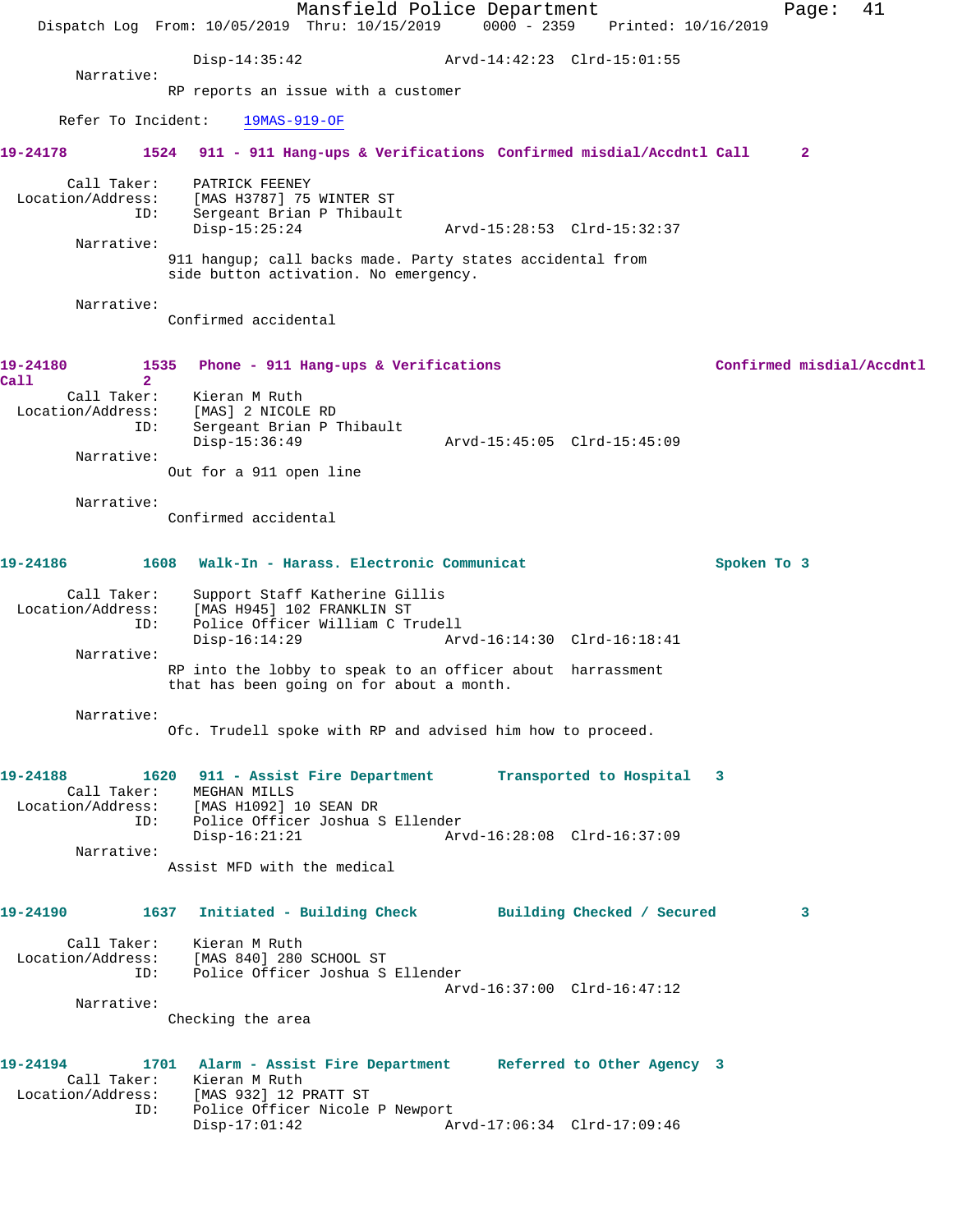Disp-14:35:42 Arvd-14:42:23 Clrd-15:01:55

Narrative:
RP reports an issue with a customer

Refer To Incident: 19MAS-919-OF

**19-24178 1524 911 - 911 Hang-ups & Verifications Confirmed misdial/Accdntl Call 2**

Call Taker: PATRICK FEENEY
Location/Address: [MAS H3787] 75 WINTER ST
ID: Sergeant Brian P Thibault
Disp-15:25:24 Arvd-15:28:53 Clrd-15:32:37

Narrative:
911 hangup; call backs made. Party states accidental from side button activation. No emergency.

Narrative:
Confirmed accidental

**19-24180 1535 Phone - 911 Hang-ups & Verifications Confirmed misdial/Accdntl Call 2**

Call Taker: Kieran M Ruth
Location/Address: [MAS] 2 NICOLE RD
ID: Sergeant Brian P Thibault
Disp-15:36:49 Arvd-15:45:05 Clrd-15:45:09

Narrative:
Out for a 911 open line

Narrative:
Confirmed accidental

**19-24186 1608 Walk-In - Harass. Electronic Communicat Spoken To 3**

Call Taker: Support Staff Katherine Gillis
Location/Address: [MAS H945] 102 FRANKLIN ST
ID: Police Officer William C Trudell
Disp-16:14:29 Arvd-16:14:30 Clrd-16:18:41

Narrative:
RP into the lobby to speak to an officer about harrassment that has been going on for about a month.

Narrative:
Ofc. Trudell spoke with RP and advised him how to proceed.

**19-24188 1620 911 - Assist Fire Department Transported to Hospital 3**

Call Taker: MEGHAN MILLS
Location/Address: [MAS H1092] 10 SEAN DR
ID: Police Officer Joshua S Ellender
Disp-16:21:21 Arvd-16:28:08 Clrd-16:37:09

Narrative:
Assist MFD with the medical

**19-24190 1637 Initiated - Building Check Building Checked / Secured 3**

Call Taker: Kieran M Ruth
Location/Address: [MAS 840] 280 SCHOOL ST
ID: Police Officer Joshua S Ellender
Arvd-16:37:00 Clrd-16:47:12

Narrative:
Checking the area

**19-24194 1701 Alarm - Assist Fire Department Referred to Other Agency 3**

Call Taker: Kieran M Ruth
Location/Address: [MAS 932] 12 PRATT ST
ID: Police Officer Nicole P Newport
Disp-17:01:42 Arvd-17:06:34 Clrd-17:09:46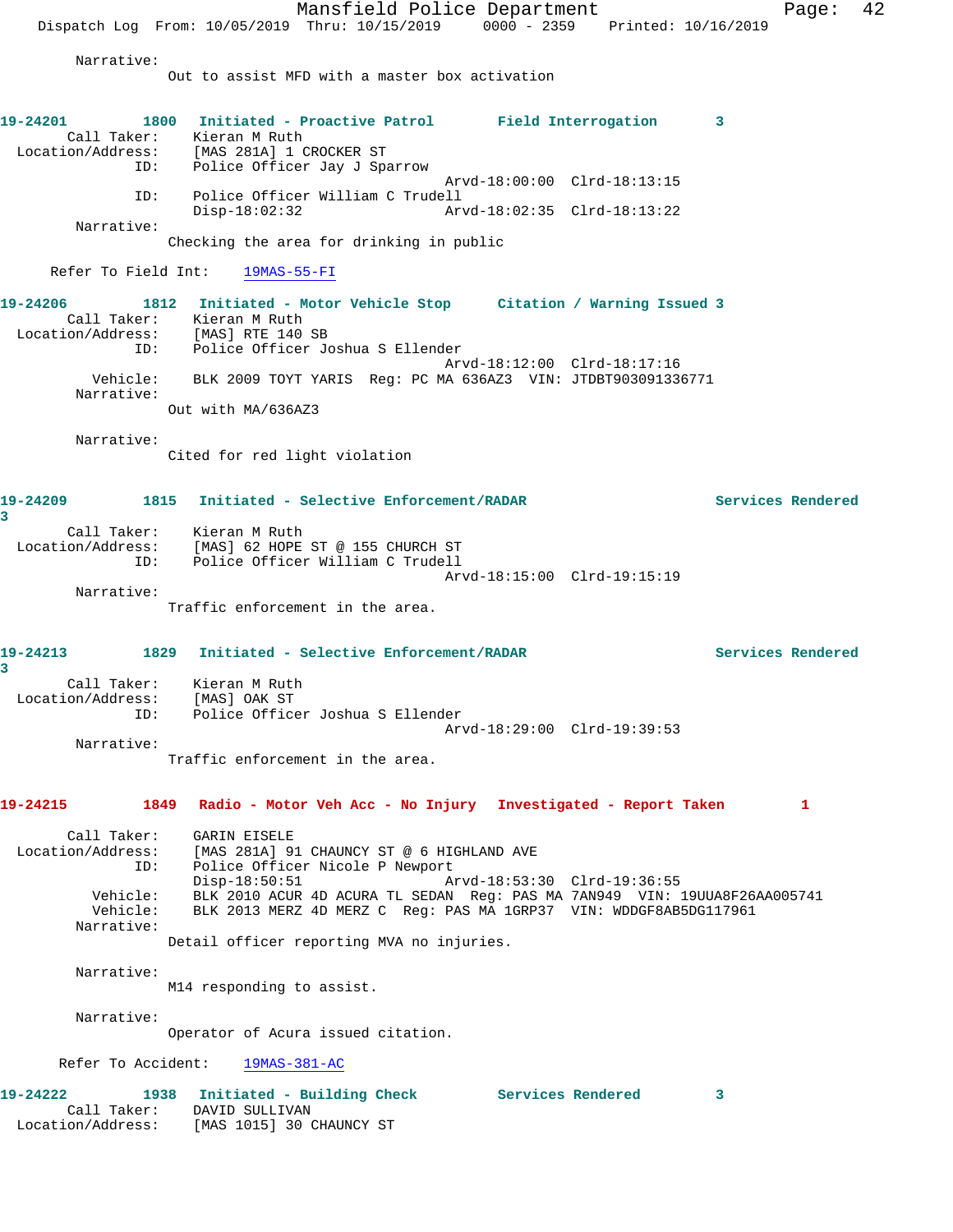Narrative:
Out to assist MFD with a master box activation

**19-24201** 1800 **Initiated - Proactive Patrol** **Field Interrogation** 3

Call Taker: Kieran M Ruth
Location/Address: [MAS 281A] 1 CROCKER ST
ID: Police Officer Jay J Sparrow
Arvd-18:00:00 Clrd-18:13:15
ID: Police Officer William C Trudell
Disp-18:02:32 Arvd-18:02:35 Clrd-18:13:22
Narrative:
Checking the area for drinking in public

Refer To Field Int: 19MAS-55-FI

**19-24206** 1812 **Initiated - Motor Vehicle Stop** **Citation / Warning Issued** 3

Call Taker: Kieran M Ruth
Location/Address: [MAS] RTE 140 SB
ID: Police Officer Joshua S Ellender
Arvd-18:12:00 Clrd-18:17:16
Vehicle: BLK 2009 TOYT YARIS Reg: PC MA 636AZ3 VIN: JTDBT903091336771
Narrative:
Out with MA/636AZ3

Narrative:
Cited for red light violation

**19-24209** 1815 **Initiated - Selective Enforcement/RADAR** **Services Rendered** 3

Call Taker: Kieran M Ruth
Location/Address: [MAS] 62 HOPE ST @ 155 CHURCH ST
ID: Police Officer William C Trudell
Arvd-18:15:00 Clrd-19:15:19
Narrative:
Traffic enforcement in the area.

**19-24213** 1829 **Initiated - Selective Enforcement/RADAR** **Services Rendered** 3

Call Taker: Kieran M Ruth
Location/Address: [MAS] OAK ST
ID: Police Officer Joshua S Ellender
Arvd-18:29:00 Clrd-19:39:53
Narrative:
Traffic enforcement in the area.

**19-24215** 1849 **Radio - Motor Veh Acc - No Injury** **Investigated - Report Taken** 1

Call Taker: GARIN EISELE
Location/Address: [MAS 281A] 91 CHAUNCY ST @ 6 HIGHLAND AVE
ID: Police Officer Nicole P Newport
Disp-18:50:51 Arvd-18:53:30 Clrd-19:36:55
Vehicle: BLK 2010 ACUR 4D ACURA TL SEDAN Reg: PAS MA 7AN949 VIN: 19UUA8F26AA005741
Vehicle: BLK 2013 MERZ 4D MERZ C Reg: PAS MA 1GRP37 VIN: WDDGF8AB5DG117961
Narrative:
Detail officer reporting MVA no injuries.

Narrative:
M14 responding to assist.

Narrative:
Operator of Acura issued citation.

Refer To Accident: 19MAS-381-AC

**19-24222** 1938 **Initiated - Building Check** **Services Rendered** 3

Call Taker: DAVID SULLIVAN
Location/Address: [MAS 1015] 30 CHAUNCY ST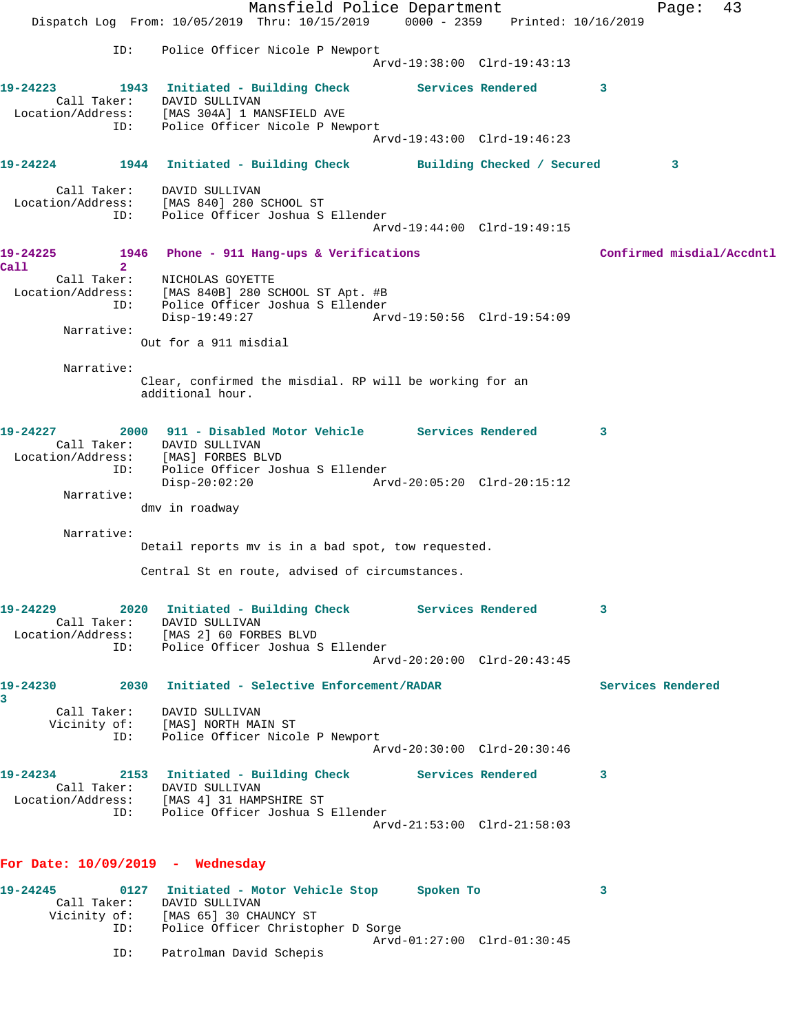ID: Police Officer Nicole P Newport
Arvd-19:38:00 Clrd-19:43:13

**19-24223 1943 Initiated - Building Check Services Rendered 3**
Call Taker: DAVID SULLIVAN
Location/Address: [MAS 304A] 1 MANSFIELD AVE
ID: Police Officer Nicole P Newport
Arvd-19:43:00 Clrd-19:46:23

**19-24224 1944 Initiated - Building Check Building Checked / Secured 3**
Call Taker: DAVID SULLIVAN
Location/Address: [MAS 840] 280 SCHOOL ST
ID: Police Officer Joshua S Ellender
Arvd-19:44:00 Clrd-19:49:15

**19-24225 1946 Phone - 911 Hang-ups & Verifications Confirmed misdial/Accdntl Call 2**
Call Taker: NICHOLAS GOYETTE
Location/Address: [MAS 840B] 280 SCHOOL ST Apt. #B
ID: Police Officer Joshua S Ellender
Disp-19:49:27 Arvd-19:50:56 Clrd-19:54:09
Narrative:
Out for a 911 misdial

Narrative:
Clear, confirmed the misdial. RP will be working for an additional hour.

**19-24227 2000 911 - Disabled Motor Vehicle Services Rendered 3**
Call Taker: DAVID SULLIVAN
Location/Address: [MAS] FORBES BLVD
ID: Police Officer Joshua S Ellender
Disp-20:02:20 Arvd-20:05:20 Clrd-20:15:12
Narrative:
dmv in roadway

Narrative:
Detail reports mv is in a bad spot, tow requested.

Central St en route, advised of circumstances.

**19-24229 2020 Initiated - Building Check Services Rendered 3**
Call Taker: DAVID SULLIVAN
Location/Address: [MAS 2] 60 FORBES BLVD
ID: Police Officer Joshua S Ellender
Arvd-20:20:00 Clrd-20:43:45

**19-24230 2030 Initiated - Selective Enforcement/RADAR Services Rendered 3**
Call Taker: DAVID SULLIVAN
Vicinity of: [MAS] NORTH MAIN ST
ID: Police Officer Nicole P Newport
Arvd-20:30:00 Clrd-20:30:46

**19-24234 2153 Initiated - Building Check Services Rendered 3**
Call Taker: DAVID SULLIVAN
Location/Address: [MAS 4] 31 HAMPSHIRE ST
ID: Police Officer Joshua S Ellender
Arvd-21:53:00 Clrd-21:58:03

## For Date: 10/09/2019 - Wednesday

**19-24245 0127 Initiated - Motor Vehicle Stop Spoken To 3**
Call Taker: DAVID SULLIVAN
Vicinity of: [MAS 65] 30 CHAUNCY ST
ID: Police Officer Christopher D Sorge
Arvd-01:27:00 Clrd-01:30:45
ID: Patrolman David Schepis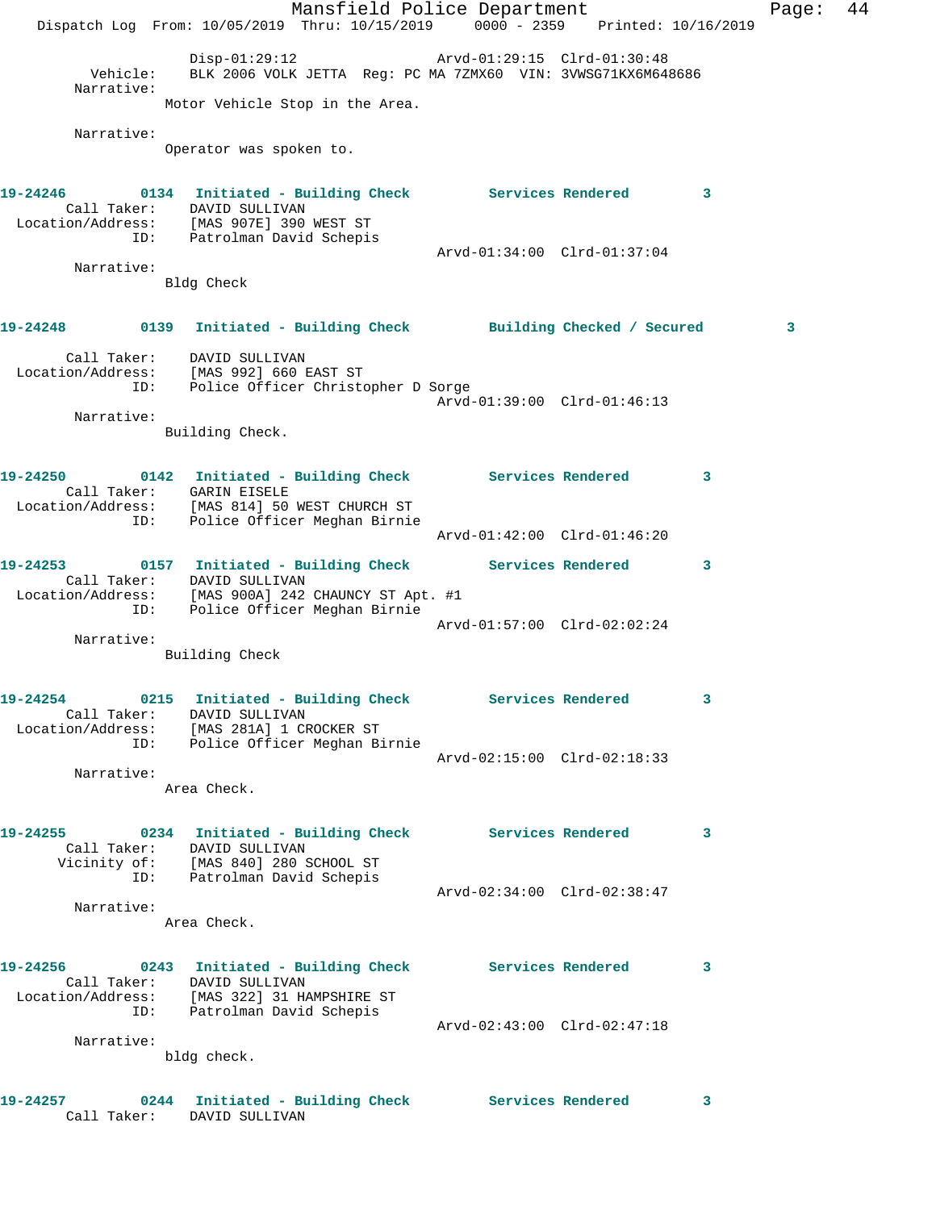Disp-01:29:12 Arvd-01:29:15 Clrd-01:30:48
Vehicle: BLK 2006 VOLK JETTA Reg: PC MA 7ZMX60 VIN: 3VWSG71KX6M648686
Narrative:
Motor Vehicle Stop in the Area.

Narrative:
Operator was spoken to.

**19-24246 0134 Initiated - Building Check Services Rendered 3**
Call Taker: DAVID SULLIVAN
Location/Address: [MAS 907E] 390 WEST ST
ID: Patrolman David Schepis
Arvd-01:34:00 Clrd-01:37:04
Narrative:
Bldg Check

**19-24248 0139 Initiated - Building Check Building Checked / Secured 3**
Call Taker: DAVID SULLIVAN
Location/Address: [MAS 992] 660 EAST ST
ID: Police Officer Christopher D Sorge
Arvd-01:39:00 Clrd-01:46:13
Narrative:
Building Check.

**19-24250 0142 Initiated - Building Check Services Rendered 3**
Call Taker: GARIN EISELE
Location/Address: [MAS 814] 50 WEST CHURCH ST
ID: Police Officer Meghan Birnie
Arvd-01:42:00 Clrd-01:46:20

**19-24253 0157 Initiated - Building Check Services Rendered 3**
Call Taker: DAVID SULLIVAN
Location/Address: [MAS 900A] 242 CHAUNCY ST Apt. #1
ID: Police Officer Meghan Birnie
Arvd-01:57:00 Clrd-02:02:24
Narrative:
Building Check

**19-24254 0215 Initiated - Building Check Services Rendered 3**
Call Taker: DAVID SULLIVAN
Location/Address: [MAS 281A] 1 CROCKER ST
ID: Police Officer Meghan Birnie
Arvd-02:15:00 Clrd-02:18:33
Narrative:
Area Check.

**19-24255 0234 Initiated - Building Check Services Rendered 3**
Call Taker: DAVID SULLIVAN
Vicinity of: [MAS 840] 280 SCHOOL ST
ID: Patrolman David Schepis
Arvd-02:34:00 Clrd-02:38:47
Narrative:
Area Check.

**19-24256 0243 Initiated - Building Check Services Rendered 3**
Call Taker: DAVID SULLIVAN
Location/Address: [MAS 322] 31 HAMPSHIRE ST
ID: Patrolman David Schepis
Arvd-02:43:00 Clrd-02:47:18
Narrative:
bldg check.

**19-24257 0244 Initiated - Building Check Services Rendered 3**
Call Taker: DAVID SULLIVAN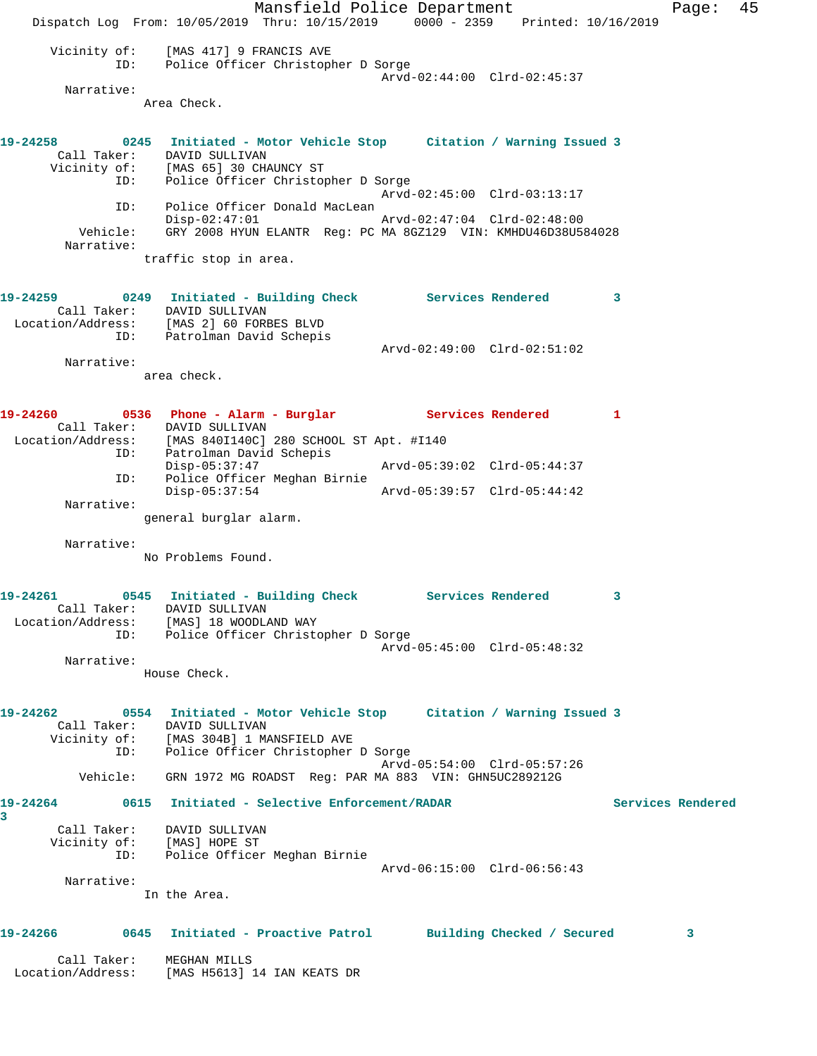Vicinity of: [MAS 417] 9 FRANCIS AVE
ID: Police Officer Christopher D Sorge
Arvd-02:44:00 Clrd-02:45:37
Narrative:
Area Check.

**19-24258 0245 Initiated - Motor Vehicle Stop Citation / Warning Issued 3**
Call Taker: DAVID SULLIVAN
Vicinity of: [MAS 65] 30 CHAUNCY ST
ID: Police Officer Christopher D Sorge
Arvd-02:45:00 Clrd-03:13:17
ID: Police Officer Donald MacLean
Disp-02:47:01 Arvd-02:47:04 Clrd-02:48:00
Vehicle: GRY 2008 HYUN ELANTR Reg: PC MA 8GZ129 VIN: KMHDU46D38U584028
Narrative:
traffic stop in area.

**19-24259 0249 Initiated - Building Check Services Rendered 3**
Call Taker: DAVID SULLIVAN
Location/Address: [MAS 2] 60 FORBES BLVD
ID: Patrolman David Schepis
Arvd-02:49:00 Clrd-02:51:02
Narrative:
area check.

**19-24260 0536 Phone - Alarm - Burglar Services Rendered 1**
Call Taker: DAVID SULLIVAN
Location/Address: [MAS 840I140C] 280 SCHOOL ST Apt. #I140
ID: Patrolman David Schepis
Disp-05:37:47 Arvd-05:39:02 Clrd-05:44:37
ID: Police Officer Meghan Birnie
Disp-05:37:54 Arvd-05:39:57 Clrd-05:44:42
Narrative:
general burglar alarm.

Narrative:
No Problems Found.

**19-24261 0545 Initiated - Building Check Services Rendered 3**
Call Taker: DAVID SULLIVAN
Location/Address: [MAS] 18 WOODLAND WAY
ID: Police Officer Christopher D Sorge
Arvd-05:45:00 Clrd-05:48:32
Narrative:
House Check.

**19-24262 0554 Initiated - Motor Vehicle Stop Citation / Warning Issued 3**
Call Taker: DAVID SULLIVAN
Vicinity of: [MAS 304B] 1 MANSFIELD AVE
ID: Police Officer Christopher D Sorge
Arvd-05:54:00 Clrd-05:57:26
Vehicle: GRN 1972 MG ROADST Reg: PAR MA 883 VIN: GHN5UC289212G

**19-24264 0615 Initiated - Selective Enforcement/RADAR Services Rendered 3**
Call Taker: DAVID SULLIVAN
Vicinity of: [MAS] HOPE ST
ID: Police Officer Meghan Birnie
Arvd-06:15:00 Clrd-06:56:43
Narrative:
In the Area.

**19-24266 0645 Initiated - Proactive Patrol Building Checked / Secured 3**
Call Taker: MEGHAN MILLS
Location/Address: [MAS H5613] 14 IAN KEATS DR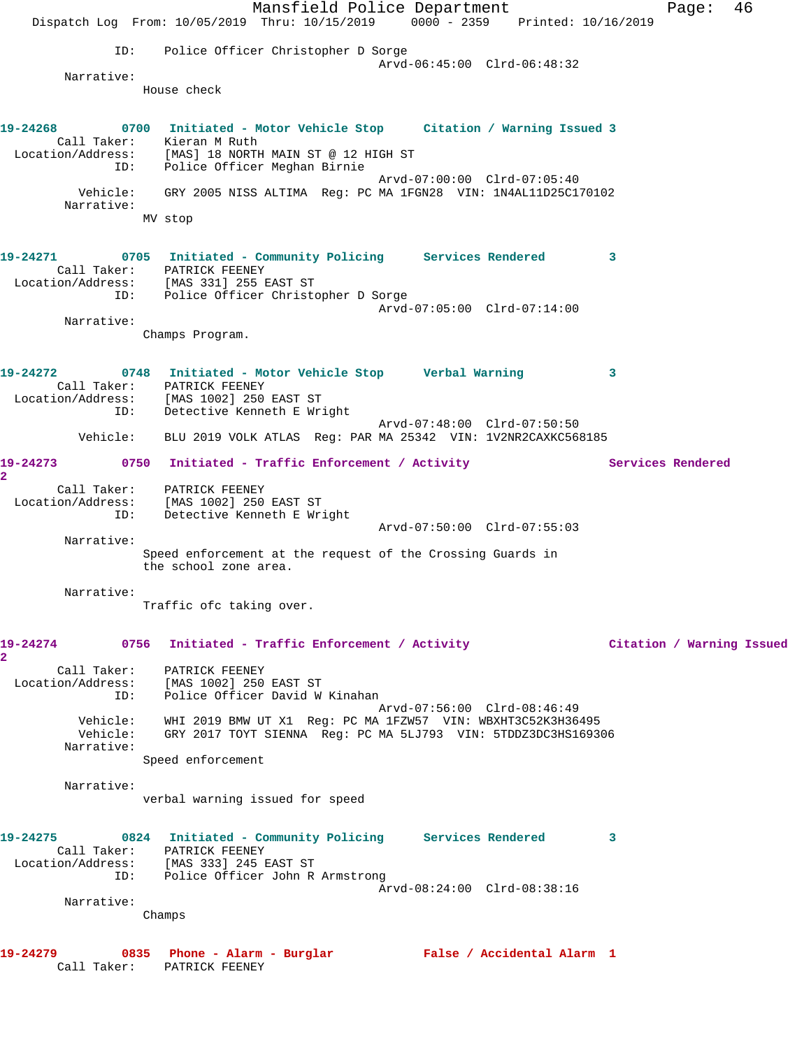ID: Police Officer Christopher D Sorge
Arvd-06:45:00 Clrd-06:48:32

Narrative:
House check

**19-24268 0700 Initiated - Motor Vehicle Stop Citation / Warning Issued 3**

Call Taker: Kieran M Ruth
Location/Address: [MAS] 18 NORTH MAIN ST @ 12 HIGH ST
ID: Police Officer Meghan Birnie
Arvd-07:00:00 Clrd-07:05:40
Vehicle: GRY 2005 NISS ALTIMA Reg: PC MA 1FGN28 VIN: 1N4AL11D25C170102
Narrative:
MV stop

**19-24271 0705 Initiated - Community Policing Services Rendered 3**

Call Taker: PATRICK FEENEY
Location/Address: [MAS 331] 255 EAST ST
ID: Police Officer Christopher D Sorge
Arvd-07:05:00 Clrd-07:14:00
Narrative:
Champs Program.

**19-24272 0748 Initiated - Motor Vehicle Stop Verbal Warning 3**

Call Taker: PATRICK FEENEY
Location/Address: [MAS 1002] 250 EAST ST
ID: Detective Kenneth E Wright
Arvd-07:48:00 Clrd-07:50:50
Vehicle: BLU 2019 VOLK ATLAS Reg: PAR MA 25342 VIN: 1V2NR2CAXKC568185

**19-24273 0750 Initiated - Traffic Enforcement / Activity Services Rendered 2**

Call Taker: PATRICK FEENEY
Location/Address: [MAS 1002] 250 EAST ST
ID: Detective Kenneth E Wright
Arvd-07:50:00 Clrd-07:55:03
Narrative:
Speed enforcement at the request of the Crossing Guards in the school zone area.

Narrative:
Traffic ofc taking over.

**19-24274 0756 Initiated - Traffic Enforcement / Activity Citation / Warning Issued 2**

Call Taker: PATRICK FEENEY
Location/Address: [MAS 1002] 250 EAST ST
ID: Police Officer David W Kinahan
Arvd-07:56:00 Clrd-08:46:49
Vehicle: WHI 2019 BMW UT X1 Reg: PC MA 1FZW57 VIN: WBXHT3C52K3H36495
Vehicle: GRY 2017 TOYT SIENNA Reg: PC MA 5LJ793 VIN: 5TDDZ3DC3HS169306
Narrative:
Speed enforcement

Narrative:
verbal warning issued for speed

**19-24275 0824 Initiated - Community Policing Services Rendered 3**

Call Taker: PATRICK FEENEY
Location/Address: [MAS 333] 245 EAST ST
ID: Police Officer John R Armstrong
Arvd-08:24:00 Clrd-08:38:16
Narrative:
Champs

**19-24279 0835 Phone - Alarm - Burglar False / Accidental Alarm 1**

Call Taker: PATRICK FEENEY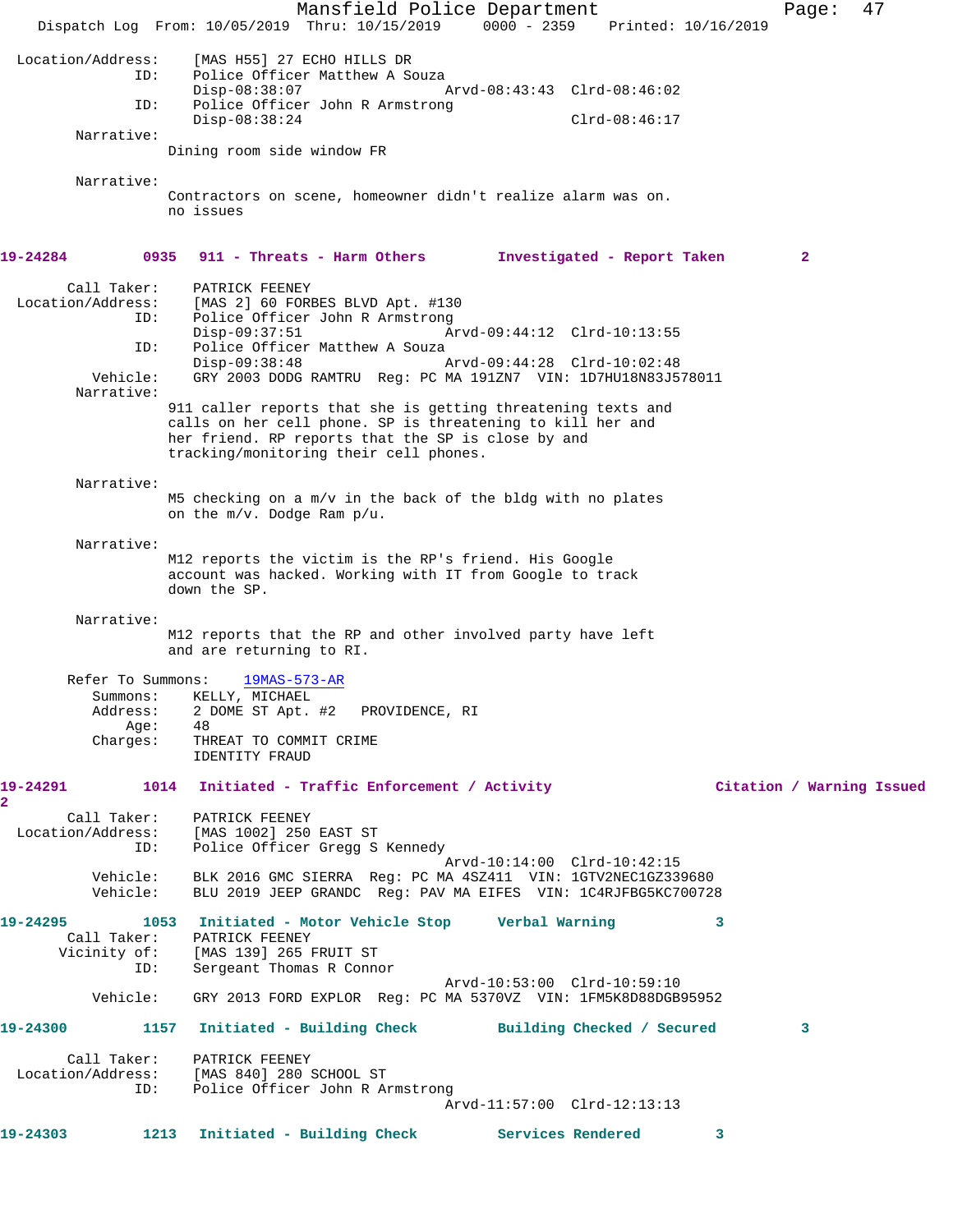```
  Location/Address:    [MAS H55] 27 ECHO HILLS DR
                ID:    Police Officer Matthew A Souza
                       Disp-08:38:07                 Arvd-08:43:43  Clrd-08:46:02
                ID:    Police Officer John R Armstrong
                       Disp-08:38:24                                Clrd-08:46:17
         Narrative:
                       Dining room side window FR

         Narrative:
                       Contractors on scene, homeowner didn't realize alarm was on.
                       no issues
```

**19-24284   0935   911 - Threats - Harm Others   Investigated - Report Taken   2**

```
        Call Taker:    PATRICK FEENEY
  Location/Address:    [MAS 2] 60 FORBES BLVD Apt. #130
                ID:    Police Officer John R Armstrong
                       Disp-09:37:51                 Arvd-09:44:12  Clrd-10:13:55
                ID:    Police Officer Matthew A Souza
                       Disp-09:38:48                 Arvd-09:44:28  Clrd-10:02:48
           Vehicle:    GRY 2003 DODG RAMTRU  Reg: PC MA 191ZN7  VIN: 1D7HU18N83J578011
         Narrative:
                       911 caller reports that she is getting threatening texts and
                       calls on her cell phone. SP is threatening to kill her and
                       her friend. RP reports that the SP is close by and
                       tracking/monitoring their cell phones.

         Narrative:
                       M5 checking on a m/v in the back of the bldg with no plates
                       on the m/v. Dodge Ram p/u.

         Narrative:
                       M12 reports the victim is the RP's friend. His Google
                       account was hacked. Working with IT from Google to track
                       down the SP.

         Narrative:
                       M12 reports that the RP and other involved party have left
                       and are returning to RI.

       Refer To Summons:    19MAS-573-AR
           Summons:    KELLY, MICHAEL
           Address:    2 DOME ST Apt. #2   PROVIDENCE, RI
               Age:    48
           Charges:    THREAT TO COMMIT CRIME
                       IDENTITY FRAUD
```

**19-24291   1014   Initiated - Traffic Enforcement / Activity   Citation / Warning Issued   2**

```
        Call Taker:    PATRICK FEENEY
  Location/Address:    [MAS 1002] 250 EAST ST
                ID:    Police Officer Gregg S Kennedy
                                                     Arvd-10:14:00  Clrd-10:42:15
           Vehicle:    BLK 2016 GMC SIERRA  Reg: PC MA 4SZ411  VIN: 1GTV2NEC1GZ339680
           Vehicle:    BLU 2019 JEEP GRANDC  Reg: PAV MA EIFES  VIN: 1C4RJFBG5KC700728
```

**19-24295   1053   Initiated - Motor Vehicle Stop   Verbal Warning   3**

```
        Call Taker:    PATRICK FEENEY
       Vicinity of:    [MAS 139] 265 FRUIT ST
                ID:    Sergeant Thomas R Connor
                                                     Arvd-10:53:00  Clrd-10:59:10
           Vehicle:    GRY 2013 FORD EXPLOR  Reg: PC MA 5370VZ  VIN: 1FM5K8D88DGB95952
```

**19-24300   1157   Initiated - Building Check   Building Checked / Secured   3**

```
        Call Taker:    PATRICK FEENEY
  Location/Address:    [MAS 840] 280 SCHOOL ST
                ID:    Police Officer John R Armstrong
                                                     Arvd-11:57:00  Clrd-12:13:13
```

**19-24303   1213   Initiated - Building Check   Services Rendered   3**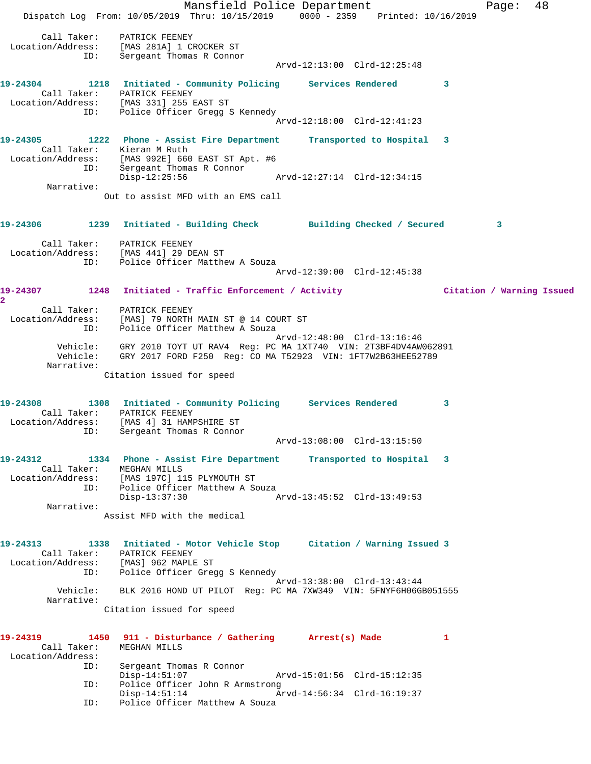Call Taker: PATRICK FEENEY
Location/Address: [MAS 281A] 1 CROCKER ST
ID: Sergeant Thomas R Connor
Arvd-12:13:00 Clrd-12:25:48

**19-24304 1218 Initiated - Community Policing Services Rendered 3**
Call Taker: PATRICK FEENEY
Location/Address: [MAS 331] 255 EAST ST
ID: Police Officer Gregg S Kennedy
Arvd-12:18:00 Clrd-12:41:23

**19-24305 1222 Phone - Assist Fire Department Transported to Hospital 3**
Call Taker: Kieran M Ruth
Location/Address: [MAS 992E] 660 EAST ST Apt. #6
ID: Sergeant Thomas R Connor
Disp-12:25:56 Arvd-12:27:14 Clrd-12:34:15
Narrative:
Out to assist MFD with an EMS call

**19-24306 1239 Initiated - Building Check Building Checked / Secured 3**
Call Taker: PATRICK FEENEY
Location/Address: [MAS 441] 29 DEAN ST
ID: Police Officer Matthew A Souza
Arvd-12:39:00 Clrd-12:45:38

**19-24307 1248 Initiated - Traffic Enforcement / Activity Citation / Warning Issued 2**
Call Taker: PATRICK FEENEY
Location/Address: [MAS] 79 NORTH MAIN ST @ 14 COURT ST
ID: Police Officer Matthew A Souza
Arvd-12:48:00 Clrd-13:16:46
Vehicle: GRY 2010 TOYT UT RAV4 Reg: PC MA 1XT740 VIN: 2T3BF4DV4AW062891
Vehicle: GRY 2017 FORD F250 Reg: CO MA T52923 VIN: 1FT7W2B63HEE52789
Narrative:
Citation issued for speed

**19-24308 1308 Initiated - Community Policing Services Rendered 3**
Call Taker: PATRICK FEENEY
Location/Address: [MAS 4] 31 HAMPSHIRE ST
ID: Sergeant Thomas R Connor
Arvd-13:08:00 Clrd-13:15:50

**19-24312 1334 Phone - Assist Fire Department Transported to Hospital 3**
Call Taker: MEGHAN MILLS
Location/Address: [MAS 197C] 115 PLYMOUTH ST
ID: Police Officer Matthew A Souza
Disp-13:37:30 Arvd-13:45:52 Clrd-13:49:53
Narrative:
Assist MFD with the medical

**19-24313 1338 Initiated - Motor Vehicle Stop Citation / Warning Issued 3**
Call Taker: PATRICK FEENEY
Location/Address: [MAS] 962 MAPLE ST
ID: Police Officer Gregg S Kennedy
Arvd-13:38:00 Clrd-13:43:44
Vehicle: BLK 2016 HOND UT PILOT Reg: PC MA 7XW349 VIN: 5FNYF6H06GB051555
Narrative:
Citation issued for speed

**19-24319 1450 911 - Disturbance / Gathering Arrest(s) Made 1**
Call Taker: MEGHAN MILLS
Location/Address:
ID: Sergeant Thomas R Connor
Disp-14:51:07 Arvd-15:01:56 Clrd-15:12:35
ID: Police Officer John R Armstrong
Disp-14:51:14 Arvd-14:56:34 Clrd-16:19:37
ID: Police Officer Matthew A Souza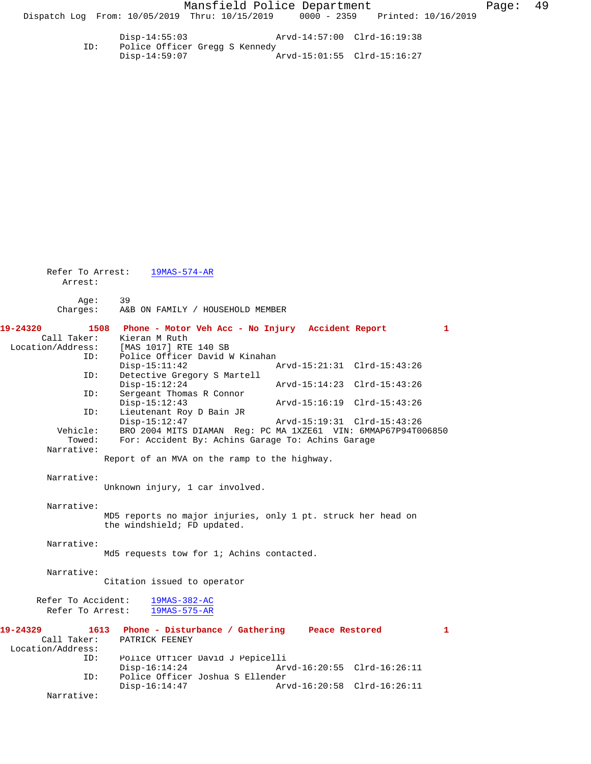Disp-14:55:03 Arvd-14:57:00 Clrd-16:19:38
ID: Police Officer Gregg S Kennedy
Disp-14:59:07 Arvd-15:01:55 Clrd-15:16:27

Refer To Arrest: 19MAS-574-AR
Arrest:

Age: 39
Charges: A&B ON FAMILY / HOUSEHOLD MEMBER

**19-24320 1508 Phone - Motor Veh Acc - No Injury Accident Report 1**

Call Taker: Kieran M Ruth
Location/Address: [MAS 1017] RTE 140 SB
ID: Police Officer David W Kinahan
Disp-15:11:42 Arvd-15:21:31 Clrd-15:43:26
ID: Detective Gregory S Martell
Disp-15:12:24 Arvd-15:14:23 Clrd-15:43:26
ID: Sergeant Thomas R Connor
Disp-15:12:43 Arvd-15:16:19 Clrd-15:43:26
ID: Lieutenant Roy D Bain JR
Disp-15:12:47 Arvd-15:19:31 Clrd-15:43:26
Vehicle: BRO 2004 MITS DIAMAN Reg: PC MA 1XZE61 VIN: 6MMAP67P94T006850
Towed: For: Accident By: Achins Garage To: Achins Garage
Narrative:
Report of an MVA on the ramp to the highway.

Narrative:
Unknown injury, 1 car involved.

Narrative:
MD5 reports no major injuries, only 1 pt. struck her head on the windshield; FD updated.

Narrative:
Md5 requests tow for 1; Achins contacted.

Narrative:
Citation issued to operator

Refer To Accident: 19MAS-382-AC
Refer To Arrest: 19MAS-575-AR

**19-24329 1613 Phone - Disturbance / Gathering Peace Restored 1**

Call Taker: PATRICK FEENEY
Location/Address:
ID: Police Officer David J Pepicelli
Disp-16:14:24 Arvd-16:20:55 Clrd-16:26:11
ID: Police Officer Joshua S Ellender
Disp-16:14:47 Arvd-16:20:58 Clrd-16:26:11
Narrative: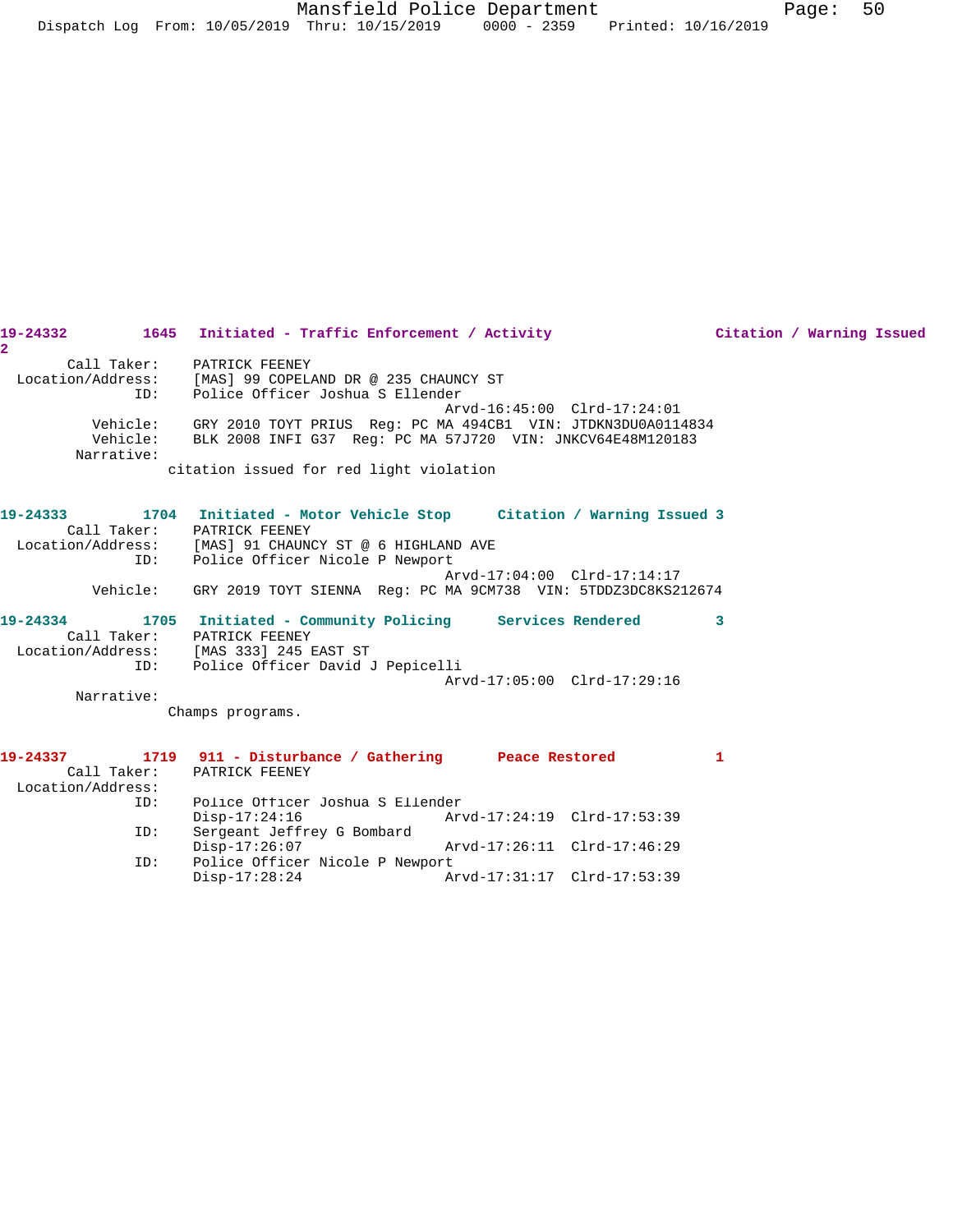**19-24332** 1645 **Initiated - Traffic Enforcement / Activity** **Citation / Warning Issued 2**

Call Taker: PATRICK FEENEY
Location/Address: [MAS] 99 COPELAND DR @ 235 CHAUNCY ST
ID: Police Officer Joshua S Ellender
Arvd-16:45:00 Clrd-17:24:01
Vehicle: GRY 2010 TOYT PRIUS Reg: PC MA 494CB1 VIN: JTDKN3DU0A0114834
Vehicle: BLK 2008 INFI G37 Reg: PC MA 57J720 VIN: JNKCV64E48M120183
Narrative:
citation issued for red light violation

**19-24333** 1704 **Initiated - Motor Vehicle Stop** **Citation / Warning Issued 3**

Call Taker: PATRICK FEENEY
Location/Address: [MAS] 91 CHAUNCY ST @ 6 HIGHLAND AVE
ID: Police Officer Nicole P Newport
Arvd-17:04:00 Clrd-17:14:17
Vehicle: GRY 2019 TOYT SIENNA Reg: PC MA 9CM738 VIN: 5TDDZ3DC8KS212674

**19-24334** 1705 **Initiated - Community Policing** **Services Rendered 3**

Call Taker: PATRICK FEENEY
Location/Address: [MAS 333] 245 EAST ST
ID: Police Officer David J Pepicelli
Arvd-17:05:00 Clrd-17:29:16
Narrative:
Champs programs.

**19-24337** 1719 **911 - Disturbance / Gathering** **Peace Restored 1**

Call Taker: PATRICK FEENEY
Location/Address:
ID: Police Officer Joshua S Ellender
Disp-17:24:16 Arvd-17:24:19 Clrd-17:53:39
ID: Sergeant Jeffrey G Bombard
Disp-17:26:07 Arvd-17:26:11 Clrd-17:46:29
ID: Police Officer Nicole P Newport
Disp-17:28:24 Arvd-17:31:17 Clrd-17:53:39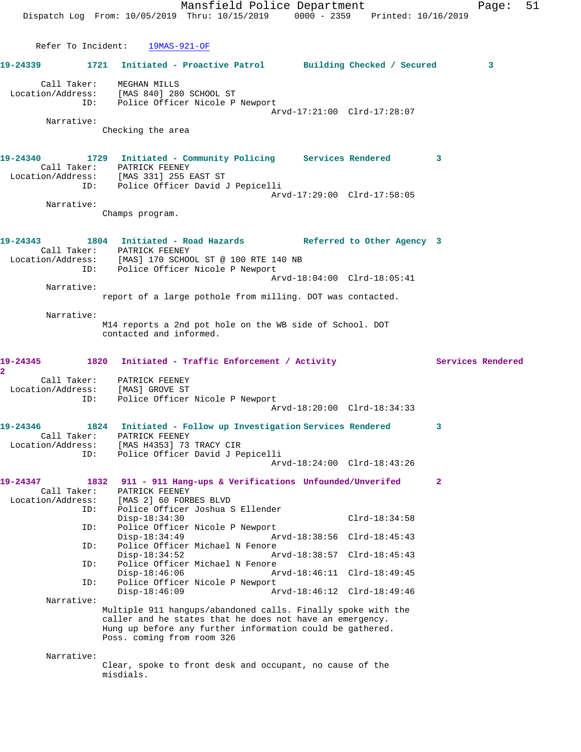Refer To Incident: 19MAS-921-OF

**19-24339** 1721 Initiated - Proactive Patrol Building Checked / Secured 3

Call Taker: MEGHAN MILLS
Location/Address: [MAS 840] 280 SCHOOL ST
ID: Police Officer Nicole P Newport
Arvd-17:21:00 Clrd-17:28:07

Narrative:
Checking the area

**19-24340** 1729 Initiated - Community Policing Services Rendered 3

Call Taker: PATRICK FEENEY
Location/Address: [MAS 331] 255 EAST ST
ID: Police Officer David J Pepicelli
Arvd-17:29:00 Clrd-17:58:05

Narrative:
Champs program.

**19-24343** 1804 Initiated - Road Hazards Referred to Other Agency 3

Call Taker: PATRICK FEENEY
Location/Address: [MAS] 170 SCHOOL ST @ 100 RTE 140 NB
ID: Police Officer Nicole P Newport
Arvd-18:04:00 Clrd-18:05:41

Narrative:
report of a large pothole from milling. DOT was contacted.

Narrative:
M14 reports a 2nd pot hole on the WB side of School. DOT contacted and informed.

**19-24345** 1820 Initiated - Traffic Enforcement / Activity Services Rendered 2

Call Taker: PATRICK FEENEY
Location/Address: [MAS] GROVE ST
ID: Police Officer Nicole P Newport
Arvd-18:20:00 Clrd-18:34:33

**19-24346** 1824 Initiated - Follow up Investigation Services Rendered 3

Call Taker: PATRICK FEENEY
Location/Address: [MAS H4353] 73 TRACY CIR
ID: Police Officer David J Pepicelli
Arvd-18:24:00 Clrd-18:43:26

**19-24347** 1832 911 - 911 Hang-ups & Verifications Unfounded/Unverifed 2

Call Taker: PATRICK FEENEY
Location/Address: [MAS 2] 60 FORBES BLVD
ID: Police Officer Joshua S Ellender
Disp-18:34:30 Clrd-18:34:58
ID: Police Officer Nicole P Newport
Disp-18:34:49 Arvd-18:38:56 Clrd-18:45:43
ID: Police Officer Michael N Fenore
Disp-18:34:52 Arvd-18:38:57 Clrd-18:45:43
ID: Police Officer Michael N Fenore
Disp-18:46:06 Arvd-18:46:11 Clrd-18:49:45
ID: Police Officer Nicole P Newport
Disp-18:46:09 Arvd-18:46:12 Clrd-18:49:46

Narrative:
Multiple 911 hangups/abandoned calls. Finally spoke with the caller and he states that he does not have an emergency. Hung up before any further information could be gathered. Poss. coming from room 326

Narrative:
Clear, spoke to front desk and occupant, no cause of the misdials.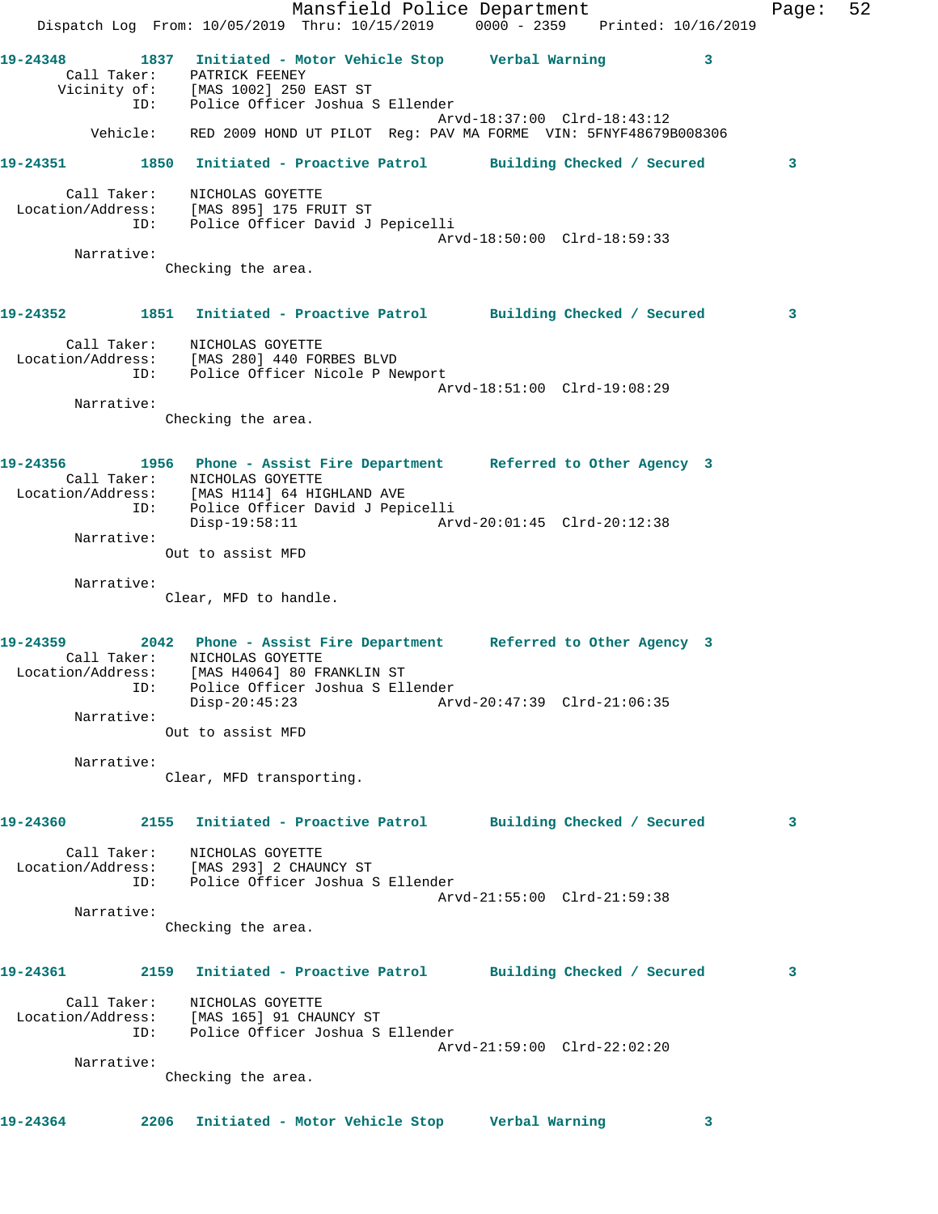**19-24348** 1837 **Initiated - Motor Vehicle Stop** **Verbal Warning** 3

Call Taker: PATRICK FEENEY
Vicinity of: [MAS 1002] 250 EAST ST
ID: Police Officer Joshua S Ellender
Arvd-18:37:00 Clrd-18:43:12
Vehicle: RED 2009 HOND UT PILOT Reg: PAV MA FORME VIN: 5FNYF48679B008306

**19-24351** 1850 **Initiated - Proactive Patrol** **Building Checked / Secured** 3

Call Taker: NICHOLAS GOYETTE
Location/Address: [MAS 895] 175 FRUIT ST
ID: Police Officer David J Pepicelli
Arvd-18:50:00 Clrd-18:59:33
Narrative:
Checking the area.

**19-24352** 1851 **Initiated - Proactive Patrol** **Building Checked / Secured** 3

Call Taker: NICHOLAS GOYETTE
Location/Address: [MAS 280] 440 FORBES BLVD
ID: Police Officer Nicole P Newport
Arvd-18:51:00 Clrd-19:08:29
Narrative:
Checking the area.

**19-24356** 1956 **Phone - Assist Fire Department** **Referred to Other Agency** 3

Call Taker: NICHOLAS GOYETTE
Location/Address: [MAS H114] 64 HIGHLAND AVE
ID: Police Officer David J Pepicelli
Disp-19:58:11 Arvd-20:01:45 Clrd-20:12:38
Narrative:
Out to assist MFD

Narrative:
Clear, MFD to handle.

**19-24359** 2042 **Phone - Assist Fire Department** **Referred to Other Agency** 3

Call Taker: NICHOLAS GOYETTE
Location/Address: [MAS H4064] 80 FRANKLIN ST
ID: Police Officer Joshua S Ellender
Disp-20:45:23 Arvd-20:47:39 Clrd-21:06:35
Narrative:
Out to assist MFD

Narrative:
Clear, MFD transporting.

**19-24360** 2155 **Initiated - Proactive Patrol** **Building Checked / Secured** 3

Call Taker: NICHOLAS GOYETTE
Location/Address: [MAS 293] 2 CHAUNCY ST
ID: Police Officer Joshua S Ellender
Arvd-21:55:00 Clrd-21:59:38
Narrative:
Checking the area.

**19-24361** 2159 **Initiated - Proactive Patrol** **Building Checked / Secured** 3

Call Taker: NICHOLAS GOYETTE
Location/Address: [MAS 165] 91 CHAUNCY ST
ID: Police Officer Joshua S Ellender
Arvd-21:59:00 Clrd-22:02:20
Narrative:
Checking the area.

**19-24364** 2206 **Initiated - Motor Vehicle Stop** **Verbal Warning** 3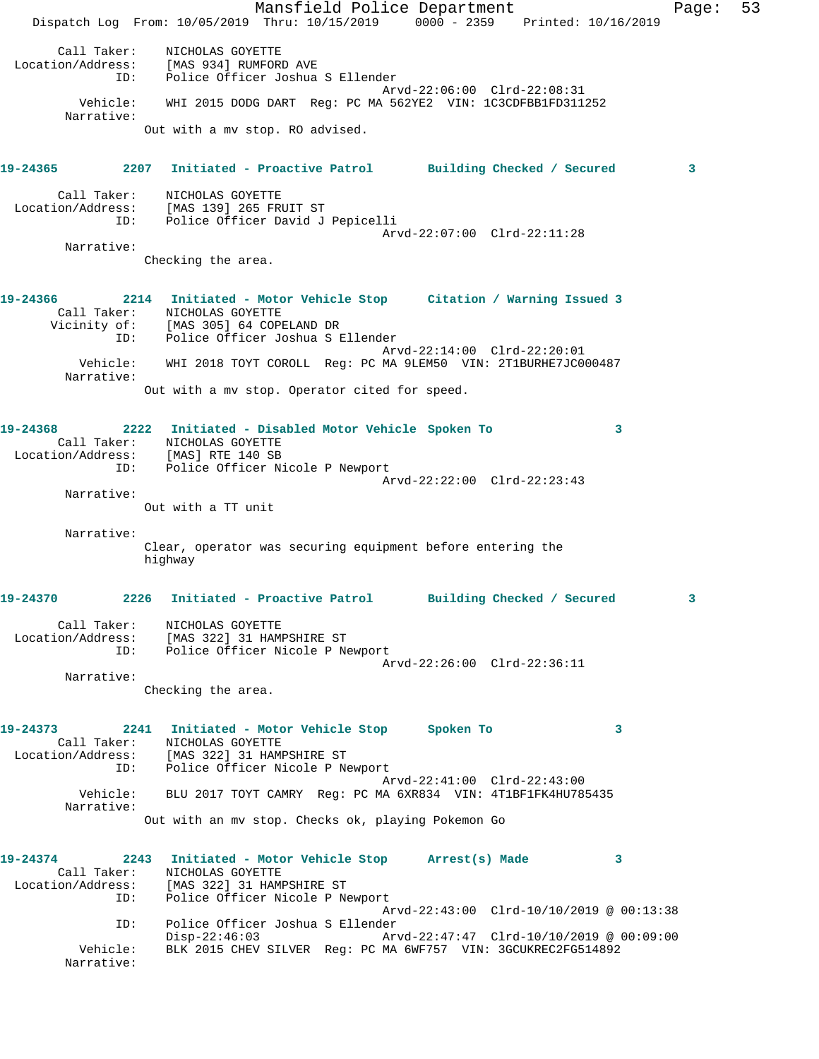Call Taker: NICHOLAS GOYETTE
Location/Address: [MAS 934] RUMFORD AVE
ID: Police Officer Joshua S Ellender
Arvd-22:06:00 Clrd-22:08:31
Vehicle: WHI 2015 DODG DART Reg: PC MA 562YE2 VIN: 1C3CDFBB1FD311252
Narrative:
Out with a mv stop. RO advised.

**19-24365 2207 Initiated - Proactive Patrol Building Checked / Secured 3**

Call Taker: NICHOLAS GOYETTE
Location/Address: [MAS 139] 265 FRUIT ST
ID: Police Officer David J Pepicelli
Arvd-22:07:00 Clrd-22:11:28
Narrative:
Checking the area.

**19-24366 2214 Initiated - Motor Vehicle Stop Citation / Warning Issued 3**

Call Taker: NICHOLAS GOYETTE
Vicinity of: [MAS 305] 64 COPELAND DR
ID: Police Officer Joshua S Ellender
Arvd-22:14:00 Clrd-22:20:01
Vehicle: WHI 2018 TOYT COROLL Reg: PC MA 9LEM50 VIN: 2T1BURHE7JC000487
Narrative:
Out with a mv stop. Operator cited for speed.

**19-24368 2222 Initiated - Disabled Motor Vehicle Spoken To 3**

Call Taker: NICHOLAS GOYETTE
Location/Address: [MAS] RTE 140 SB
ID: Police Officer Nicole P Newport
Arvd-22:22:00 Clrd-22:23:43
Narrative:
Out with a TT unit

Narrative:
Clear, operator was securing equipment before entering the highway

**19-24370 2226 Initiated - Proactive Patrol Building Checked / Secured 3**

Call Taker: NICHOLAS GOYETTE
Location/Address: [MAS 322] 31 HAMPSHIRE ST
ID: Police Officer Nicole P Newport
Arvd-22:26:00 Clrd-22:36:11
Narrative:
Checking the area.

**19-24373 2241 Initiated - Motor Vehicle Stop Spoken To 3**

Call Taker: NICHOLAS GOYETTE
Location/Address: [MAS 322] 31 HAMPSHIRE ST
ID: Police Officer Nicole P Newport
Arvd-22:41:00 Clrd-22:43:00
Vehicle: BLU 2017 TOYT CAMRY Reg: PC MA 6XR834 VIN: 4T1BF1FK4HU785435
Narrative:
Out with an mv stop. Checks ok, playing Pokemon Go

**19-24374 2243 Initiated - Motor Vehicle Stop Arrest(s) Made 3**

Call Taker: NICHOLAS GOYETTE
Location/Address: [MAS 322] 31 HAMPSHIRE ST
ID: Police Officer Nicole P Newport
Arvd-22:43:00 Clrd-10/10/2019 @ 00:13:38
ID: Police Officer Joshua S Ellender
Disp-22:46:03 Arvd-22:47:47 Clrd-10/10/2019 @ 00:09:00
Vehicle: BLK 2015 CHEV SILVER Reg: PC MA 6WF757 VIN: 3GCUKREC2FG514892
Narrative: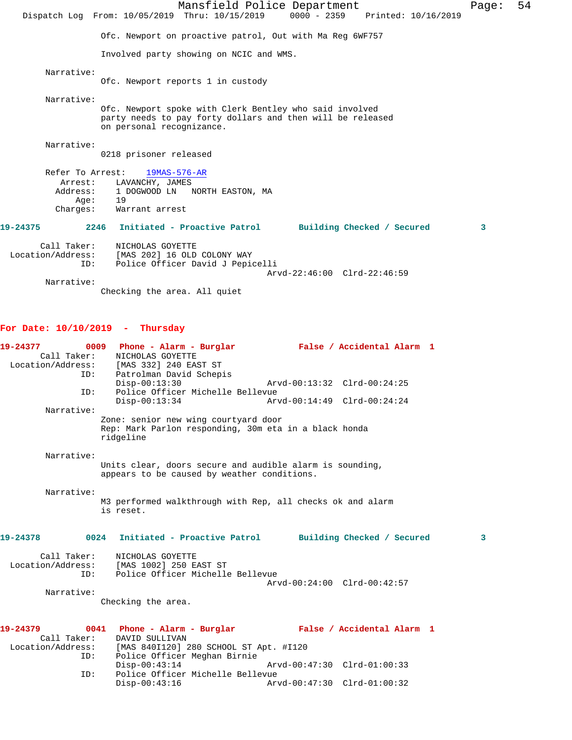Ofc. Newport on proactive patrol, Out with Ma Reg 6WF757

Involved party showing on NCIC and WMS.

Narrative:
Ofc. Newport reports 1 in custody

Narrative:
Ofc. Newport spoke with Clerk Bentley who said involved party needs to pay forty dollars and then will be released on personal recognizance.

Narrative:
0218 prisoner released

Refer To Arrest: 19MAS-576-AR
Arrest: LAVANCHY, JAMES
Address: 1 DOGWOOD LN NORTH EASTON, MA
Age: 19
Charges: Warrant arrest

**19-24375 2246 Initiated - Proactive Patrol Building Checked / Secured 3**

Call Taker: NICHOLAS GOYETTE
Location/Address: [MAS 202] 16 OLD COLONY WAY
ID: Police Officer David J Pepicelli
Arvd-22:46:00 Clrd-22:46:59

Narrative:
Checking the area. All quiet

## For Date: 10/10/2019 - Thursday

**19-24377 0009 Phone - Alarm - Burglar False / Accidental Alarm 1**

Call Taker: NICHOLAS GOYETTE
Location/Address: [MAS 332] 240 EAST ST
ID: Patrolman David Schepis
Disp-00:13:30 Arvd-00:13:32 Clrd-00:24:25
ID: Police Officer Michelle Bellevue
Disp-00:13:34 Arvd-00:14:49 Clrd-00:24:24

Narrative:
Zone: senior new wing courtyard door
Rep: Mark Parlon responding, 30m eta in a black honda ridgeline

Narrative:
Units clear, doors secure and audible alarm is sounding, appears to be caused by weather conditions.

Narrative:
M3 performed walkthrough with Rep, all checks ok and alarm is reset.

**19-24378 0024 Initiated - Proactive Patrol Building Checked / Secured 3**

Call Taker: NICHOLAS GOYETTE
Location/Address: [MAS 1002] 250 EAST ST
ID: Police Officer Michelle Bellevue
Arvd-00:24:00 Clrd-00:42:57

Narrative:
Checking the area.

**19-24379 0041 Phone - Alarm - Burglar False / Accidental Alarm 1**

Call Taker: DAVID SULLIVAN
Location/Address: [MAS 840I120] 280 SCHOOL ST Apt. #I120
ID: Police Officer Meghan Birnie
Disp-00:43:14 Arvd-00:47:30 Clrd-01:00:33
ID: Police Officer Michelle Bellevue
Disp-00:43:16 Arvd-00:47:30 Clrd-01:00:32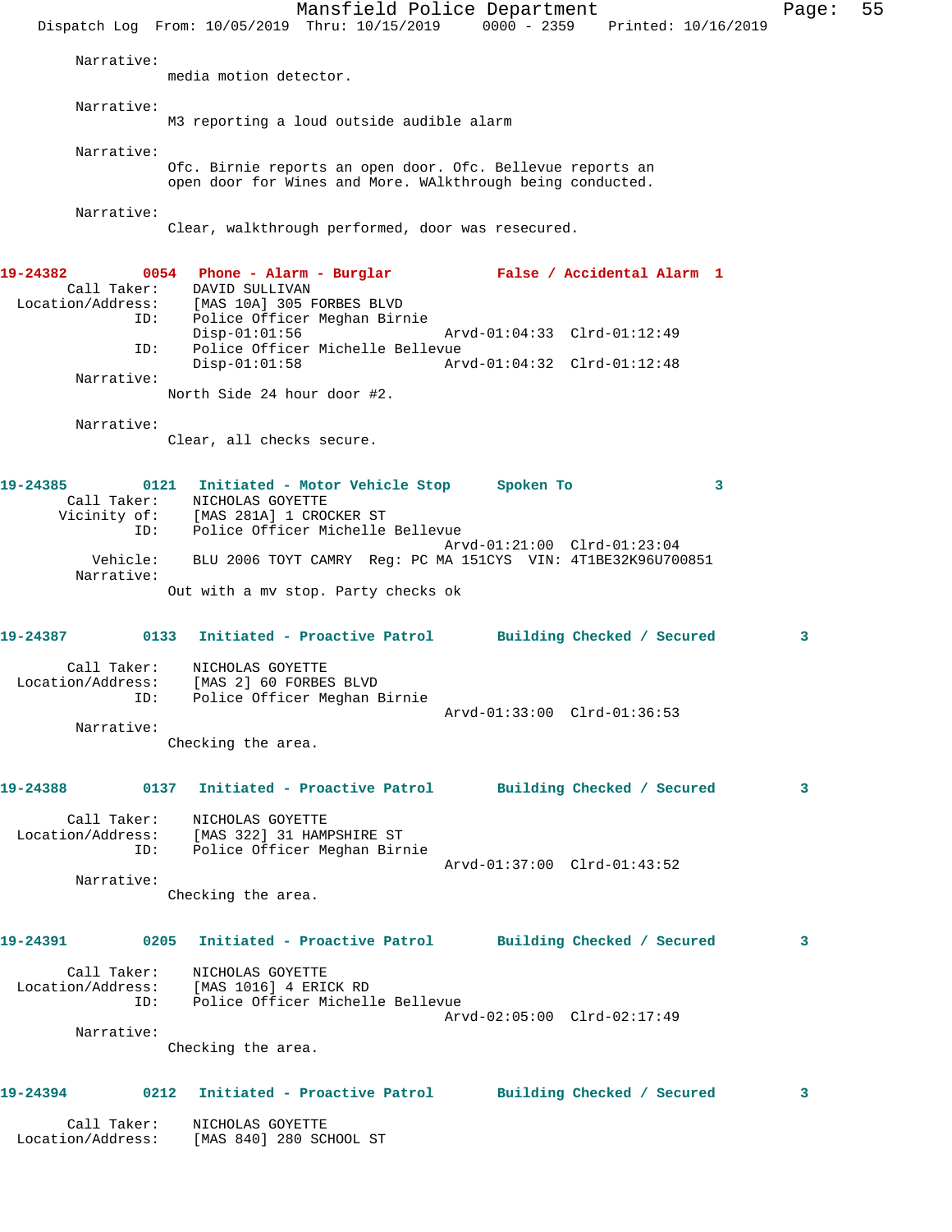Narrative:
media motion detector.

Narrative:
M3 reporting a loud outside audible alarm

Narrative:
Ofc. Birnie reports an open door. Ofc. Bellevue reports an open door for Wines and More. WAlkthrough being conducted.

Narrative:
Clear, walkthrough performed, door was resecured.

**19-24382 0054 Phone - Alarm - Burglar False / Accidental Alarm 1**

Call Taker: DAVID SULLIVAN
Location/Address: [MAS 10A] 305 FORBES BLVD
ID: Police Officer Meghan Birnie
Disp-01:01:56 Arvd-01:04:33 Clrd-01:12:49
ID: Police Officer Michelle Bellevue
Disp-01:01:58 Arvd-01:04:32 Clrd-01:12:48
Narrative:
North Side 24 hour door #2.

Narrative:
Clear, all checks secure.

**19-24385 0121 Initiated - Motor Vehicle Stop Spoken To 3**

Call Taker: NICHOLAS GOYETTE
Vicinity of: [MAS 281A] 1 CROCKER ST
ID: Police Officer Michelle Bellevue
Arvd-01:21:00 Clrd-01:23:04
Vehicle: BLU 2006 TOYT CAMRY Reg: PC MA 151CYS VIN: 4T1BE32K96U700851
Narrative:
Out with a mv stop. Party checks ok

**19-24387 0133 Initiated - Proactive Patrol Building Checked / Secured 3**

Call Taker: NICHOLAS GOYETTE
Location/Address: [MAS 2] 60 FORBES BLVD
ID: Police Officer Meghan Birnie
Arvd-01:33:00 Clrd-01:36:53
Narrative:
Checking the area.

**19-24388 0137 Initiated - Proactive Patrol Building Checked / Secured 3**

Call Taker: NICHOLAS GOYETTE
Location/Address: [MAS 322] 31 HAMPSHIRE ST
ID: Police Officer Meghan Birnie
Arvd-01:37:00 Clrd-01:43:52
Narrative:
Checking the area.

**19-24391 0205 Initiated - Proactive Patrol Building Checked / Secured 3**

Call Taker: NICHOLAS GOYETTE
Location/Address: [MAS 1016] 4 ERICK RD
ID: Police Officer Michelle Bellevue
Arvd-02:05:00 Clrd-02:17:49
Narrative:
Checking the area.

**19-24394 0212 Initiated - Proactive Patrol Building Checked / Secured 3**

Call Taker: NICHOLAS GOYETTE
Location/Address: [MAS 840] 280 SCHOOL ST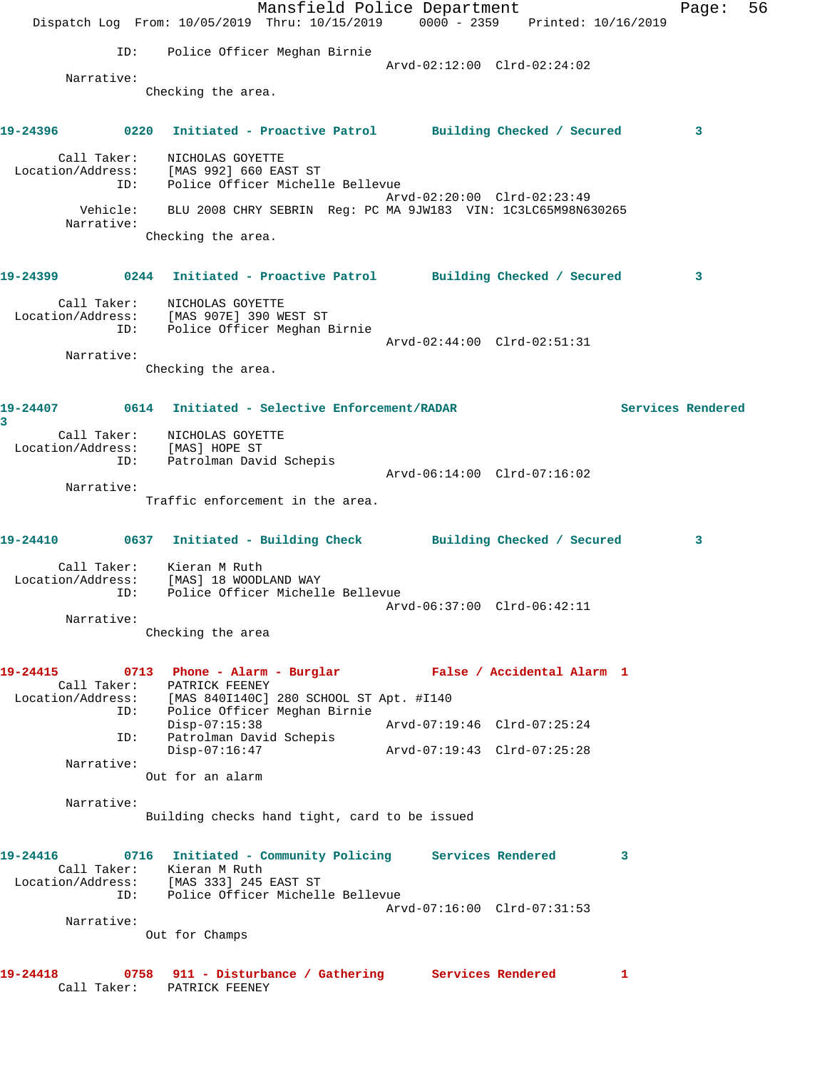ID: Police Officer Meghan Birnie
Arvd-02:12:00 Clrd-02:24:02

Narrative:
Checking the area.

**19-24396 0220 Initiated - Proactive Patrol Building Checked / Secured 3**

Call Taker: NICHOLAS GOYETTE
Location/Address: [MAS 992] 660 EAST ST
ID: Police Officer Michelle Bellevue
Arvd-02:20:00 Clrd-02:23:49
Vehicle: BLU 2008 CHRY SEBRIN Reg: PC MA 9JW183 VIN: 1C3LC65M98N630265
Narrative:
Checking the area.

**19-24399 0244 Initiated - Proactive Patrol Building Checked / Secured 3**

Call Taker: NICHOLAS GOYETTE
Location/Address: [MAS 907E] 390 WEST ST
ID: Police Officer Meghan Birnie
Arvd-02:44:00 Clrd-02:51:31
Narrative:
Checking the area.

**19-24407 0614 Initiated - Selective Enforcement/RADAR Services Rendered 3**

Call Taker: NICHOLAS GOYETTE
Location/Address: [MAS] HOPE ST
ID: Patrolman David Schepis
Arvd-06:14:00 Clrd-07:16:02
Narrative:
Traffic enforcement in the area.

**19-24410 0637 Initiated - Building Check Building Checked / Secured 3**

Call Taker: Kieran M Ruth
Location/Address: [MAS] 18 WOODLAND WAY
ID: Police Officer Michelle Bellevue
Arvd-06:37:00 Clrd-06:42:11
Narrative:
Checking the area

**19-24415 0713 Phone - Alarm - Burglar False / Accidental Alarm 1**

Call Taker: PATRICK FEENEY
Location/Address: [MAS 840I140C] 280 SCHOOL ST Apt. #I140
ID: Police Officer Meghan Birnie
Disp-07:15:38 Arvd-07:19:46 Clrd-07:25:24
ID: Patrolman David Schepis
Disp-07:16:47 Arvd-07:19:43 Clrd-07:25:28
Narrative:
Out for an alarm

Narrative:
Building checks hand tight, card to be issued

**19-24416 0716 Initiated - Community Policing Services Rendered 3**

Call Taker: Kieran M Ruth
Location/Address: [MAS 333] 245 EAST ST
ID: Police Officer Michelle Bellevue
Arvd-07:16:00 Clrd-07:31:53
Narrative:
Out for Champs

**19-24418 0758 911 - Disturbance / Gathering Services Rendered 1**

Call Taker: PATRICK FEENEY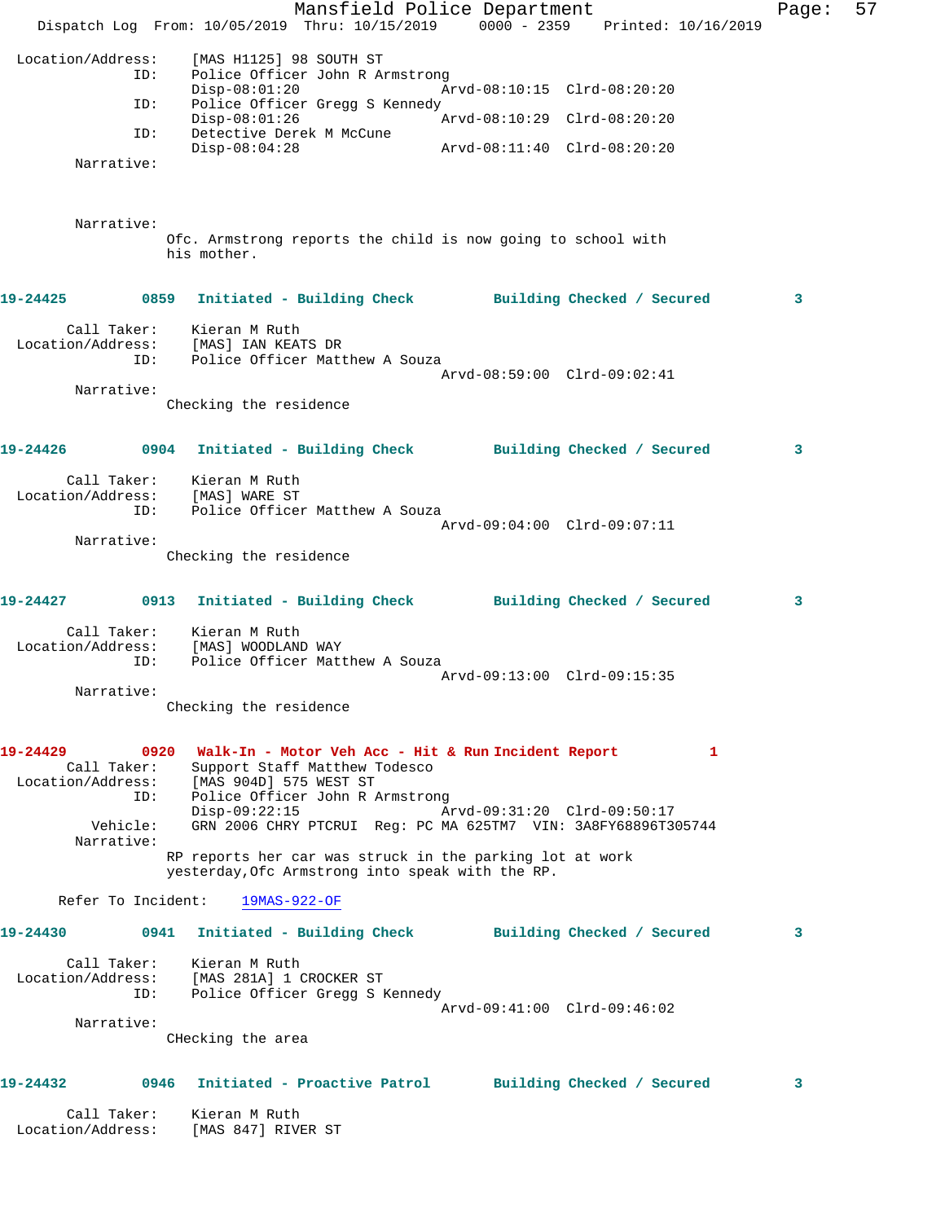Location/Address: [MAS H1125] 98 SOUTH ST
ID: Police Officer John R Armstrong
Disp-08:01:20 Arvd-08:10:15 Clrd-08:20:20
ID: Police Officer Gregg S Kennedy
Disp-08:01:26 Arvd-08:10:29 Clrd-08:20:20
ID: Detective Derek M McCune
Disp-08:04:28 Arvd-08:11:40 Clrd-08:20:20
Narrative:

Narrative:
Ofc. Armstrong reports the child is now going to school with his mother.

**19-24425 0859 Initiated - Building Check Building Checked / Secured 3**

Call Taker: Kieran M Ruth
Location/Address: [MAS] IAN KEATS DR
ID: Police Officer Matthew A Souza
Arvd-08:59:00 Clrd-09:02:41
Narrative:
Checking the residence

**19-24426 0904 Initiated - Building Check Building Checked / Secured 3**

Call Taker: Kieran M Ruth
Location/Address: [MAS] WARE ST
ID: Police Officer Matthew A Souza
Arvd-09:04:00 Clrd-09:07:11
Narrative:
Checking the residence

**19-24427 0913 Initiated - Building Check Building Checked / Secured 3**

Call Taker: Kieran M Ruth
Location/Address: [MAS] WOODLAND WAY
ID: Police Officer Matthew A Souza
Arvd-09:13:00 Clrd-09:15:35
Narrative:
Checking the residence

**19-24429 0920 Walk-In - Motor Veh Acc - Hit & Run Incident Report 1**
Call Taker: Support Staff Matthew Todesco
Location/Address: [MAS 904D] 575 WEST ST
ID: Police Officer John R Armstrong
Disp-09:22:15 Arvd-09:31:20 Clrd-09:50:17
Vehicle: GRN 2006 CHRY PTCRUI Reg: PC MA 625TM7 VIN: 3A8FY68896T305744
Narrative:
RP reports her car was struck in the parking lot at work yesterday,Ofc Armstrong into speak with the RP.

Refer To Incident: 19MAS-922-OF

**19-24430 0941 Initiated - Building Check Building Checked / Secured 3**

Call Taker: Kieran M Ruth
Location/Address: [MAS 281A] 1 CROCKER ST
ID: Police Officer Gregg S Kennedy
Arvd-09:41:00 Clrd-09:46:02
Narrative:
CHecking the area

**19-24432 0946 Initiated - Proactive Patrol Building Checked / Secured 3**

Call Taker: Kieran M Ruth
Location/Address: [MAS 847] RIVER ST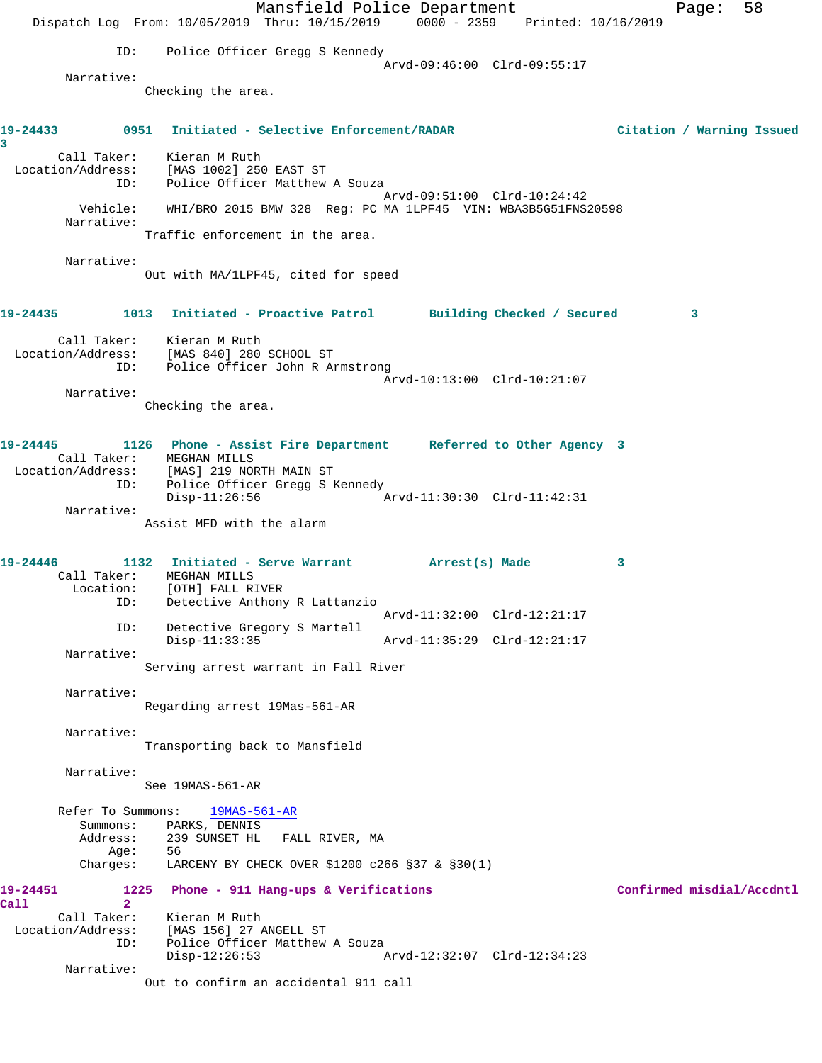ID: Police Officer Gregg S Kennedy
Arvd-09:46:00 Clrd-09:55:17

Narrative:
Checking the area.

**19-24433 0951 Initiated - Selective Enforcement/RADAR Citation / Warning Issued 3**

Call Taker: Kieran M Ruth
Location/Address: [MAS 1002] 250 EAST ST
ID: Police Officer Matthew A Souza
Arvd-09:51:00 Clrd-10:24:42
Vehicle: WHI/BRO 2015 BMW 328 Reg: PC MA 1LPF45 VIN: WBA3B5G51FNS20598

Narrative:
Traffic enforcement in the area.

Narrative:
Out with MA/1LPF45, cited for speed

**19-24435 1013 Initiated - Proactive Patrol Building Checked / Secured 3**

Call Taker: Kieran M Ruth
Location/Address: [MAS 840] 280 SCHOOL ST
ID: Police Officer John R Armstrong
Arvd-10:13:00 Clrd-10:21:07

Narrative:
Checking the area.

**19-24445 1126 Phone - Assist Fire Department Referred to Other Agency 3**

Call Taker: MEGHAN MILLS
Location/Address: [MAS] 219 NORTH MAIN ST
ID: Police Officer Gregg S Kennedy
Disp-11:26:56 Arvd-11:30:30 Clrd-11:42:31

Narrative:
Assist MFD with the alarm

**19-24446 1132 Initiated - Serve Warrant Arrest(s) Made 3**

Call Taker: MEGHAN MILLS
Location: [OTH] FALL RIVER
ID: Detective Anthony R Lattanzio
Arvd-11:32:00 Clrd-12:21:17
ID: Detective Gregory S Martell
Disp-11:33:35 Arvd-11:35:29 Clrd-12:21:17

Narrative:
Serving arrest warrant in Fall River

Narrative:
Regarding arrest 19Mas-561-AR

Narrative:
Transporting back to Mansfield

Narrative:
See 19MAS-561-AR

Refer To Summons: 19MAS-561-AR
Summons: PARKS, DENNIS
Address: 239 SUNSET HL FALL RIVER, MA
Age: 56
Charges: LARCENY BY CHECK OVER $1200 c266 §37 & §30(1)

**19-24451 1225 Phone - 911 Hang-ups & Verifications Confirmed misdial/Accdntl Call 2**

Call Taker: Kieran M Ruth
Location/Address: [MAS 156] 27 ANGELL ST
ID: Police Officer Matthew A Souza
Disp-12:26:53 Arvd-12:32:07 Clrd-12:34:23

Narrative:
Out to confirm an accidental 911 call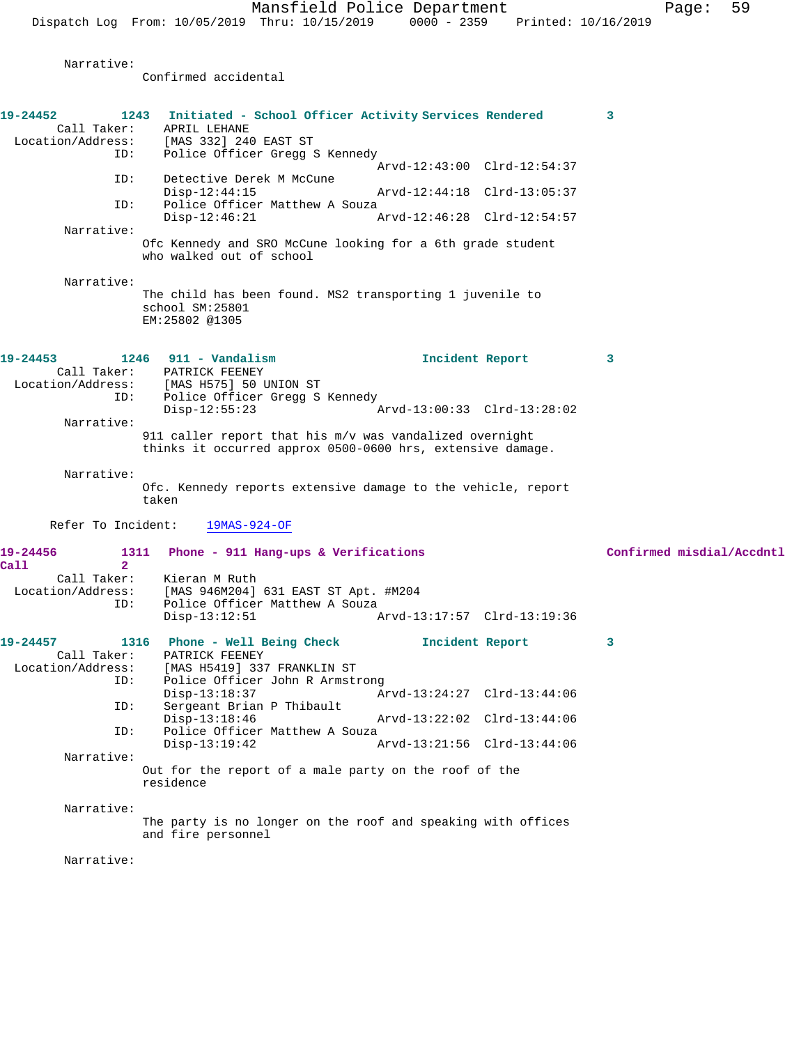Narrative:
Confirmed accidental

**19-24452** 1243 **Initiated - School Officer Activity Services Rendered** 3

Call Taker: APRIL LEHANE
Location/Address: [MAS 332] 240 EAST ST
ID: Police Officer Gregg S Kennedy
Arvd-12:43:00 Clrd-12:54:37
ID: Detective Derek M McCune
Disp-12:44:15 Arvd-12:44:18 Clrd-13:05:37
ID: Police Officer Matthew A Souza
Disp-12:46:21 Arvd-12:46:28 Clrd-12:54:57

Narrative:
Ofc Kennedy and SRO McCune looking for a 6th grade student who walked out of school

Narrative:
The child has been found. MS2 transporting 1 juvenile to school SM:25801
EM:25802 @1305

**19-24453** 1246 **911 - Vandalism** **Incident Report** 3

Call Taker: PATRICK FEENEY
Location/Address: [MAS H575] 50 UNION ST
ID: Police Officer Gregg S Kennedy
Disp-12:55:23 Arvd-13:00:33 Clrd-13:28:02

Narrative:
911 caller report that his m/v was vandalized overnight thinks it occurred approx 0500-0600 hrs, extensive damage.

Narrative:
Ofc. Kennedy reports extensive damage to the vehicle, report taken

Refer To Incident: 19MAS-924-OF

**19-24456** 1311 **Phone - 911 Hang-ups & Verifications** **Confirmed misdial/Accdntl Call** 2

Call Taker: Kieran M Ruth
Location/Address: [MAS 946M204] 631 EAST ST Apt. #M204
ID: Police Officer Matthew A Souza
Disp-13:12:51 Arvd-13:17:57 Clrd-13:19:36

**19-24457** 1316 **Phone - Well Being Check** **Incident Report** 3

Call Taker: PATRICK FEENEY
Location/Address: [MAS H5419] 337 FRANKLIN ST
ID: Police Officer John R Armstrong
Disp-13:18:37 Arvd-13:24:27 Clrd-13:44:06
ID: Sergeant Brian P Thibault
Disp-13:18:46 Arvd-13:22:02 Clrd-13:44:06
ID: Police Officer Matthew A Souza
Disp-13:19:42 Arvd-13:21:56 Clrd-13:44:06

Narrative:
Out for the report of a male party on the roof of the residence

Narrative:
The party is no longer on the roof and speaking with offices and fire personnel

Narrative: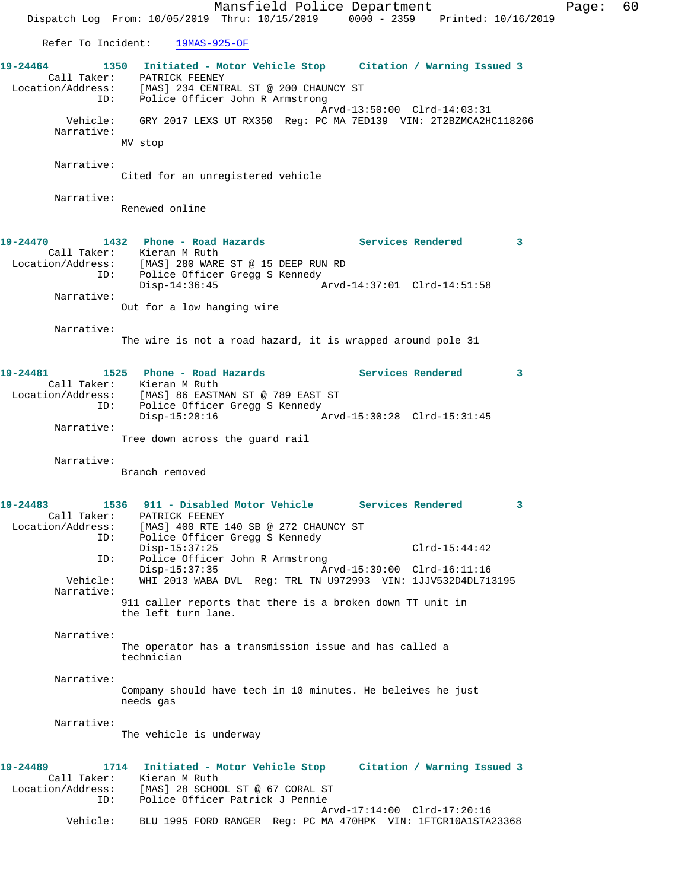Refer To Incident: 19MAS-925-OF

**19-24464** 1350 **Initiated - Motor Vehicle Stop** **Citation / Warning Issued 3**
Call Taker: PATRICK FEENEY
Location/Address: [MAS] 234 CENTRAL ST @ 200 CHAUNCY ST
ID: Police Officer John R Armstrong
Arvd-13:50:00 Clrd-14:03:31
Vehicle: GRY 2017 LEXS UT RX350 Reg: PC MA 7ED139 VIN: 2T2BZMCA2HC118266
Narrative:
MV stop

Narrative:
Cited for an unregistered vehicle

Narrative:
Renewed online

**19-24470** 1432 **Phone - Road Hazards** **Services Rendered 3**
Call Taker: Kieran M Ruth
Location/Address: [MAS] 280 WARE ST @ 15 DEEP RUN RD
ID: Police Officer Gregg S Kennedy
Disp-14:36:45 Arvd-14:37:01 Clrd-14:51:58
Narrative:
Out for a low hanging wire

Narrative:
The wire is not a road hazard, it is wrapped around pole 31

**19-24481** 1525 **Phone - Road Hazards** **Services Rendered 3**
Call Taker: Kieran M Ruth
Location/Address: [MAS] 86 EASTMAN ST @ 789 EAST ST
ID: Police Officer Gregg S Kennedy
Disp-15:28:16 Arvd-15:30:28 Clrd-15:31:45
Narrative:
Tree down across the guard rail

Narrative:
Branch removed

**19-24483** 1536 **911 - Disabled Motor Vehicle** **Services Rendered 3**
Call Taker: PATRICK FEENEY
Location/Address: [MAS] 400 RTE 140 SB @ 272 CHAUNCY ST
ID: Police Officer Gregg S Kennedy
Disp-15:37:25 Clrd-15:44:42
ID: Police Officer John R Armstrong
Disp-15:37:35 Arvd-15:39:00 Clrd-16:11:16
Vehicle: WHI 2013 WABA DVL Reg: TRL TN U972993 VIN: 1JJV532D4DL713195
Narrative:
911 caller reports that there is a broken down TT unit in the left turn lane.

Narrative:
The operator has a transmission issue and has called a technician

Narrative:
Company should have tech in 10 minutes. He beleives he just needs gas

Narrative:
The vehicle is underway

**19-24489** 1714 **Initiated - Motor Vehicle Stop** **Citation / Warning Issued 3**
Call Taker: Kieran M Ruth
Location/Address: [MAS] 28 SCHOOL ST @ 67 CORAL ST
ID: Police Officer Patrick J Pennie
Arvd-17:14:00 Clrd-17:20:16
Vehicle: BLU 1995 FORD RANGER Reg: PC MA 470HPK VIN: 1FTCR10A1STA23368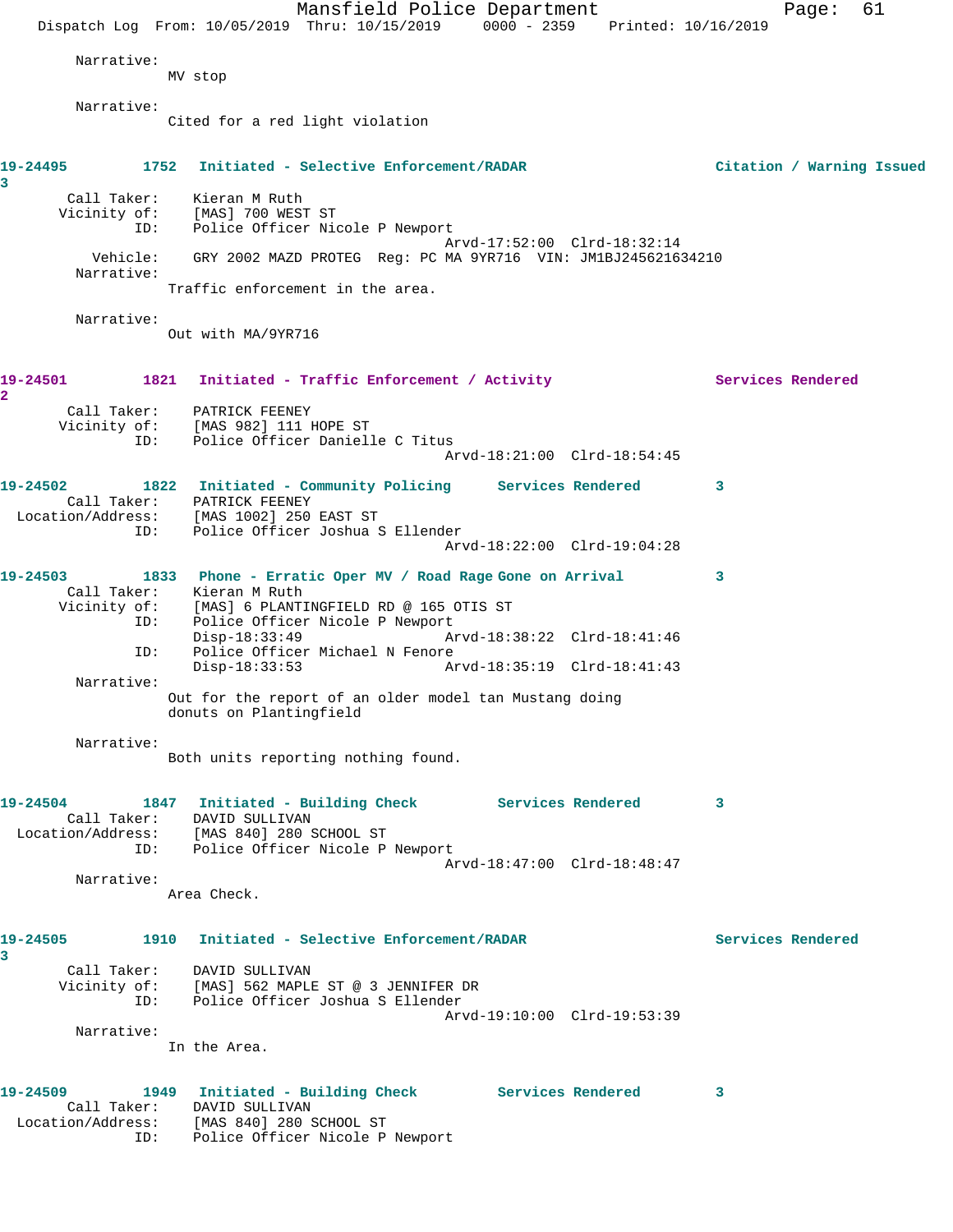Narrative:
MV stop

Narrative:
Cited for a red light violation

**19-24495** 1752 **Initiated - Selective Enforcement/RADAR** **Citation / Warning Issued**
**3**

Call Taker: Kieran M Ruth
Vicinity of: [MAS] 700 WEST ST
ID: Police Officer Nicole P Newport
Arvd-17:52:00 Clrd-18:32:14
Vehicle: GRY 2002 MAZD PROTEG Reg: PC MA 9YR716 VIN: JM1BJ245621634210
Narrative:
Traffic enforcement in the area.

Narrative:
Out with MA/9YR716

**19-24501** 1821 **Initiated - Traffic Enforcement / Activity** **Services Rendered**
**2**

Call Taker: PATRICK FEENEY
Vicinity of: [MAS 982] 111 HOPE ST
ID: Police Officer Danielle C Titus
Arvd-18:21:00 Clrd-18:54:45

**19-24502** 1822 **Initiated - Community Policing** **Services Rendered** **3**

Call Taker: PATRICK FEENEY
Location/Address: [MAS 1002] 250 EAST ST
ID: Police Officer Joshua S Ellender
Arvd-18:22:00 Clrd-19:04:28

**19-24503** 1833 **Phone - Erratic Oper MV / Road Rage** **Gone on Arrival** **3**

Call Taker: Kieran M Ruth
Vicinity of: [MAS] 6 PLANTINGFIELD RD @ 165 OTIS ST
ID: Police Officer Nicole P Newport
Disp-18:33:49 Arvd-18:38:22 Clrd-18:41:46
ID: Police Officer Michael N Fenore
Disp-18:33:53 Arvd-18:35:19 Clrd-18:41:43
Narrative:
Out for the report of an older model tan Mustang doing donuts on Plantingfield

Narrative:
Both units reporting nothing found.

**19-24504** 1847 **Initiated - Building Check** **Services Rendered** **3**

Call Taker: DAVID SULLIVAN
Location/Address: [MAS 840] 280 SCHOOL ST
ID: Police Officer Nicole P Newport
Arvd-18:47:00 Clrd-18:48:47
Narrative:
Area Check.

**19-24505** 1910 **Initiated - Selective Enforcement/RADAR** **Services Rendered**
**3**

Call Taker: DAVID SULLIVAN
Vicinity of: [MAS] 562 MAPLE ST @ 3 JENNIFER DR
ID: Police Officer Joshua S Ellender
Arvd-19:10:00 Clrd-19:53:39
Narrative:
In the Area.

**19-24509** 1949 **Initiated - Building Check** **Services Rendered** **3**

Call Taker: DAVID SULLIVAN
Location/Address: [MAS 840] 280 SCHOOL ST
ID: Police Officer Nicole P Newport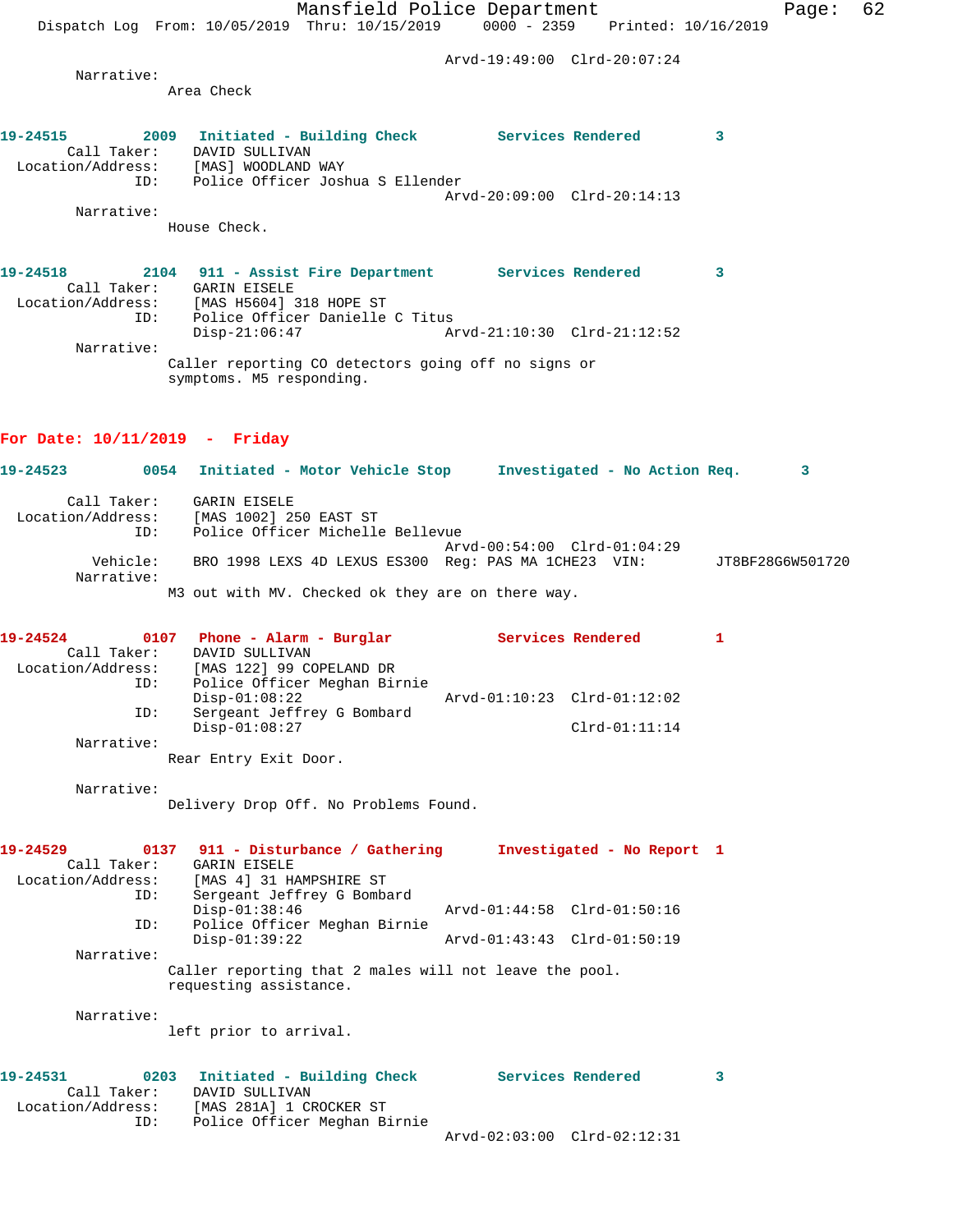Arvd-19:49:00 Clrd-20:07:24

Narrative:
Area Check

**19-24515 2009 Initiated - Building Check Services Rendered 3**

Call Taker: DAVID SULLIVAN
Location/Address: [MAS] WOODLAND WAY
ID: Police Officer Joshua S Ellender
Arvd-20:09:00 Clrd-20:14:13

Narrative:
House Check.

**19-24518 2104 911 - Assist Fire Department Services Rendered 3**

Call Taker: GARIN EISELE
Location/Address: [MAS H5604] 318 HOPE ST
ID: Police Officer Danielle C Titus
Disp-21:06:47 Arvd-21:10:30 Clrd-21:12:52

Narrative:
Caller reporting CO detectors going off no signs or symptoms. M5 responding.

## For Date: 10/11/2019 - Friday

**19-24523 0054 Initiated - Motor Vehicle Stop Investigated - No Action Req. 3**

Call Taker: GARIN EISELE
Location/Address: [MAS 1002] 250 EAST ST
ID: Police Officer Michelle Bellevue
Arvd-00:54:00 Clrd-01:04:29
Vehicle: BRO 1998 LEXS 4D LEXUS ES300 Reg: PAS MA 1CHE23 VIN: JT8BF28G6W501720

Narrative:
M3 out with MV. Checked ok they are on there way.

**19-24524 0107 Phone - Alarm - Burglar Services Rendered 1**

Call Taker: DAVID SULLIVAN
Location/Address: [MAS 122] 99 COPELAND DR
ID: Police Officer Meghan Birnie
Disp-01:08:22 Arvd-01:10:23 Clrd-01:12:02
ID: Sergeant Jeffrey G Bombard
Disp-01:08:27 Clrd-01:11:14

Narrative:
Rear Entry Exit Door.

Narrative:
Delivery Drop Off. No Problems Found.

**19-24529 0137 911 - Disturbance / Gathering Investigated - No Report 1**

Call Taker: GARIN EISELE
Location/Address: [MAS 4] 31 HAMPSHIRE ST
ID: Sergeant Jeffrey G Bombard
Disp-01:38:46 Arvd-01:44:58 Clrd-01:50:16
ID: Police Officer Meghan Birnie
Disp-01:39:22 Arvd-01:43:43 Clrd-01:50:19

Narrative:
Caller reporting that 2 males will not leave the pool. requesting assistance.

Narrative:
left prior to arrival.

**19-24531 0203 Initiated - Building Check Services Rendered 3**

Call Taker: DAVID SULLIVAN
Location/Address: [MAS 281A] 1 CROCKER ST
ID: Police Officer Meghan Birnie
Arvd-02:03:00 Clrd-02:12:31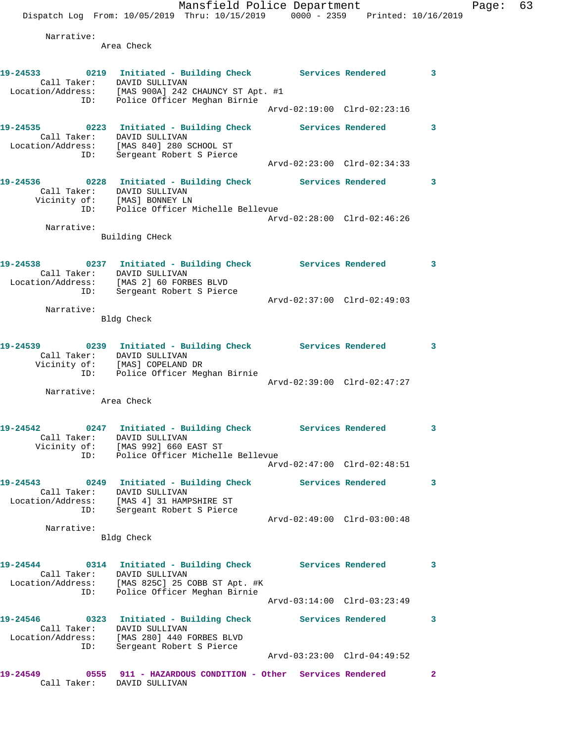Narrative:
Area Check

**19-24533** 0219 **Initiated - Building Check** **Services Rendered** **3**
Call Taker: DAVID SULLIVAN
Location/Address: [MAS 900A] 242 CHAUNCY ST Apt. #1
ID: Police Officer Meghan Birnie
Arvd-02:19:00 Clrd-02:23:16

**19-24535** 0223 **Initiated - Building Check** **Services Rendered** **3**
Call Taker: DAVID SULLIVAN
Location/Address: [MAS 840] 280 SCHOOL ST
ID: Sergeant Robert S Pierce
Arvd-02:23:00 Clrd-02:34:33

**19-24536** 0228 **Initiated - Building Check** **Services Rendered** **3**
Call Taker: DAVID SULLIVAN
Vicinity of: [MAS] BONNEY LN
ID: Police Officer Michelle Bellevue
Arvd-02:28:00 Clrd-02:46:26
Narrative:
Building CHeck

**19-24538** 0237 **Initiated - Building Check** **Services Rendered** **3**
Call Taker: DAVID SULLIVAN
Location/Address: [MAS 2] 60 FORBES BLVD
ID: Sergeant Robert S Pierce
Arvd-02:37:00 Clrd-02:49:03
Narrative:
Bldg Check

**19-24539** 0239 **Initiated - Building Check** **Services Rendered** **3**
Call Taker: DAVID SULLIVAN
Vicinity of: [MAS] COPELAND DR
ID: Police Officer Meghan Birnie
Arvd-02:39:00 Clrd-02:47:27
Narrative:
Area Check

**19-24542** 0247 **Initiated - Building Check** **Services Rendered** **3**
Call Taker: DAVID SULLIVAN
Vicinity of: [MAS 992] 660 EAST ST
ID: Police Officer Michelle Bellevue
Arvd-02:47:00 Clrd-02:48:51

**19-24543** 0249 **Initiated - Building Check** **Services Rendered** **3**
Call Taker: DAVID SULLIVAN
Location/Address: [MAS 4] 31 HAMPSHIRE ST
ID: Sergeant Robert S Pierce
Arvd-02:49:00 Clrd-03:00:48
Narrative:
Bldg Check

**19-24544** 0314 **Initiated - Building Check** **Services Rendered** **3**
Call Taker: DAVID SULLIVAN
Location/Address: [MAS 825C] 25 COBB ST Apt. #K
ID: Police Officer Meghan Birnie
Arvd-03:14:00 Clrd-03:23:49

**19-24546** 0323 **Initiated - Building Check** **Services Rendered** **3**
Call Taker: DAVID SULLIVAN
Location/Address: [MAS 280] 440 FORBES BLVD
ID: Sergeant Robert S Pierce
Arvd-03:23:00 Clrd-04:49:52

**19-24549** 0555 **911 - HAZARDOUS CONDITION - Other** **Services Rendered** **2**
Call Taker: DAVID SULLIVAN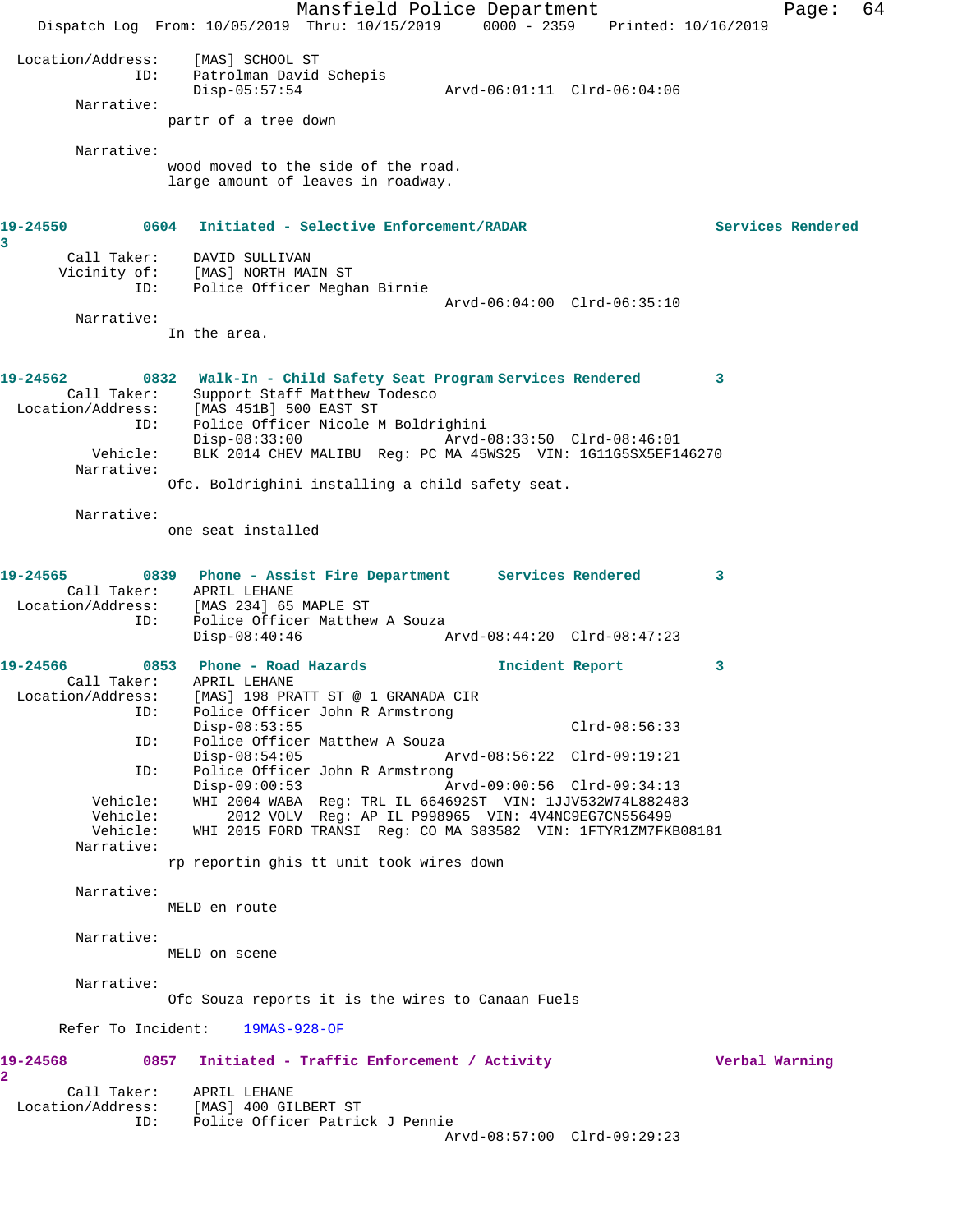Location/Address: [MAS] SCHOOL ST
ID: Patrolman David Schepis
Disp-05:57:54 Arvd-06:01:11 Clrd-06:04:06

Narrative:
partr of a tree down

Narrative:
wood moved to the side of the road.
large amount of leaves in roadway.

**19-24550 0604 Initiated - Selective Enforcement/RADAR Services Rendered 3**

Call Taker: DAVID SULLIVAN
Vicinity of: [MAS] NORTH MAIN ST
ID: Police Officer Meghan Birnie
Arvd-06:04:00 Clrd-06:35:10

Narrative:
In the area.

**19-24562 0832 Walk-In - Child Safety Seat Program Services Rendered 3**

Call Taker: Support Staff Matthew Todesco
Location/Address: [MAS 451B] 500 EAST ST
ID: Police Officer Nicole M Boldrighini
Disp-08:33:00 Arvd-08:33:50 Clrd-08:46:01
Vehicle: BLK 2014 CHEV MALIBU Reg: PC MA 45WS25 VIN: 1G11G5SX5EF146270

Narrative:
Ofc. Boldrighini installing a child safety seat.

Narrative:
one seat installed

**19-24565 0839 Phone - Assist Fire Department Services Rendered 3**

Call Taker: APRIL LEHANE
Location/Address: [MAS 234] 65 MAPLE ST
ID: Police Officer Matthew A Souza
Disp-08:40:46 Arvd-08:44:20 Clrd-08:47:23

**19-24566 0853 Phone - Road Hazards Incident Report 3**

Call Taker: APRIL LEHANE
Location/Address: [MAS] 198 PRATT ST @ 1 GRANADA CIR
ID: Police Officer John R Armstrong
Disp-08:53:55 Clrd-08:56:33
ID: Police Officer Matthew A Souza
Disp-08:54:05 Arvd-08:56:22 Clrd-09:19:21
ID: Police Officer John R Armstrong
Disp-09:00:53 Arvd-09:00:56 Clrd-09:34:13
Vehicle: WHI 2004 WABA Reg: TRL IL 664692ST VIN: 1JJV532W74L882483
Vehicle: 2012 VOLV Reg: AP IL P998965 VIN: 4V4NC9EG7CN556499
Vehicle: WHI 2015 FORD TRANSI Reg: CO MA S83582 VIN: 1FTYR1ZM7FKB08181

Narrative:
rp reportin ghis tt unit took wires down

Narrative:
MELD en route

Narrative:
MELD on scene

Narrative:
Ofc Souza reports it is the wires to Canaan Fuels

Refer To Incident: 19MAS-928-OF

**19-24568 0857 Initiated - Traffic Enforcement / Activity Verbal Warning 2**

Call Taker: APRIL LEHANE
Location/Address: [MAS] 400 GILBERT ST
ID: Police Officer Patrick J Pennie
Arvd-08:57:00 Clrd-09:29:23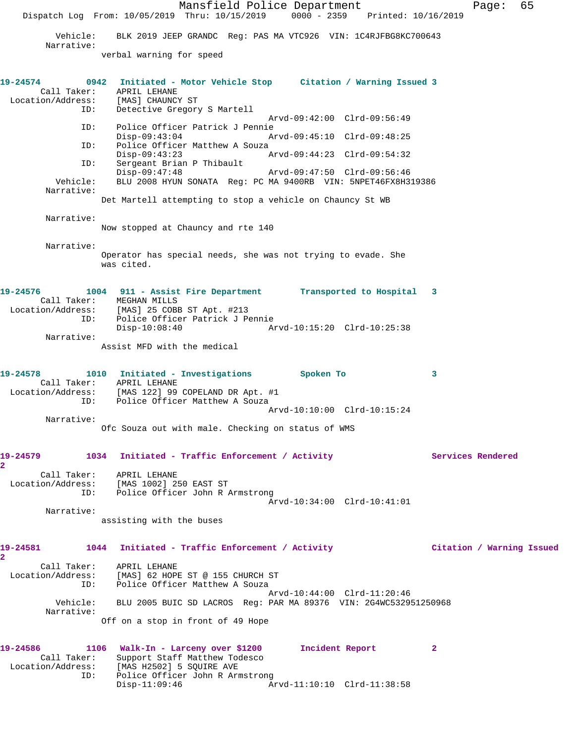Vehicle: BLK 2019 JEEP GRANDC Reg: PAS MA VTC926 VIN: 1C4RJFBG8KC700643
Narrative:
verbal warning for speed

**19-24574 0942 Initiated - Motor Vehicle Stop Citation / Warning Issued 3**

Call Taker: APRIL LEHANE
Location/Address: [MAS] CHAUNCY ST
ID: Detective Gregory S Martell
Arvd-09:42:00 Clrd-09:56:49
ID: Police Officer Patrick J Pennie
Disp-09:43:04 Arvd-09:45:10 Clrd-09:48:25
ID: Police Officer Matthew A Souza
Disp-09:43:23 Arvd-09:44:23 Clrd-09:54:32
ID: Sergeant Brian P Thibault
Disp-09:47:48 Arvd-09:47:50 Clrd-09:56:46
Vehicle: BLU 2008 HYUN SONATA Reg: PC MA 9400RB VIN: 5NPET46FX8H319386
Narrative:
Det Martell attempting to stop a vehicle on Chauncy St WB

Narrative:
Now stopped at Chauncy and rte 140

Narrative:
Operator has special needs, she was not trying to evade. She was cited.

**19-24576 1004 911 - Assist Fire Department Transported to Hospital 3**

Call Taker: MEGHAN MILLS
Location/Address: [MAS] 25 COBB ST Apt. #213
ID: Police Officer Patrick J Pennie
Disp-10:08:40 Arvd-10:15:20 Clrd-10:25:38
Narrative:
Assist MFD with the medical

**19-24578 1010 Initiated - Investigations Spoken To 3**

Call Taker: APRIL LEHANE
Location/Address: [MAS 122] 99 COPELAND DR Apt. #1
ID: Police Officer Matthew A Souza
Arvd-10:10:00 Clrd-10:15:24
Narrative:
Ofc Souza out with male. Checking on status of WMS

**19-24579 1034 Initiated - Traffic Enforcement / Activity Services Rendered 2**

Call Taker: APRIL LEHANE
Location/Address: [MAS 1002] 250 EAST ST
ID: Police Officer John R Armstrong
Arvd-10:34:00 Clrd-10:41:01
Narrative:
assisting with the buses

**19-24581 1044 Initiated - Traffic Enforcement / Activity Citation / Warning Issued 2**

Call Taker: APRIL LEHANE
Location/Address: [MAS] 62 HOPE ST @ 155 CHURCH ST
ID: Police Officer Matthew A Souza
Arvd-10:44:00 Clrd-11:20:46
Vehicle: BLU 2005 BUIC SD LACROS Reg: PAR MA 89376 VIN: 2G4WC532951250968
Narrative:
Off on a stop in front of 49 Hope

**19-24586 1106 Walk-In - Larceny over $1200 Incident Report 2**

Call Taker: Support Staff Matthew Todesco
Location/Address: [MAS H2502] 5 SQUIRE AVE
ID: Police Officer John R Armstrong
Disp-11:09:46 Arvd-11:10:10 Clrd-11:38:58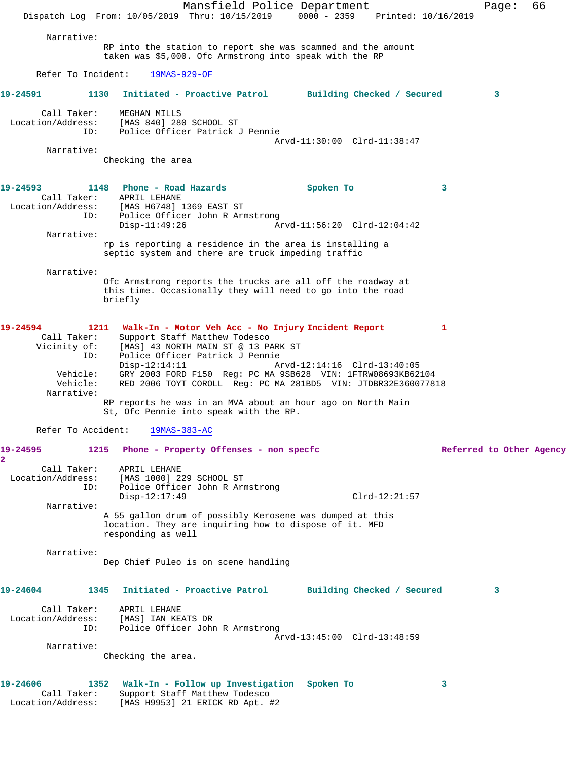Narrative:
RP into the station to report she was scammed and the amount taken was $5,000. Ofc Armstrong into speak with the RP

Refer To Incident: 19MAS-929-OF

**19-24591 1130 Initiated - Proactive Patrol Building Checked / Secured 3**

Call Taker: MEGHAN MILLS
Location/Address: [MAS 840] 280 SCHOOL ST
ID: Police Officer Patrick J Pennie
Arvd-11:30:00 Clrd-11:38:47

Narrative:
Checking the area

**19-24593 1148 Phone - Road Hazards Spoken To 3**

Call Taker: APRIL LEHANE
Location/Address: [MAS H6748] 1369 EAST ST
ID: Police Officer John R Armstrong
Disp-11:49:26 Arvd-11:56:20 Clrd-12:04:42

Narrative:
rp is reporting a residence in the area is installing a septic system and there are truck impeding traffic

Narrative:
Ofc Armstrong reports the trucks are all off the roadway at this time. Occasionally they will need to go into the road briefly

**19-24594 1211 Walk-In - Motor Veh Acc - No Injury Incident Report 1**

Call Taker: Support Staff Matthew Todesco
Vicinity of: [MAS] 43 NORTH MAIN ST @ 13 PARK ST
ID: Police Officer Patrick J Pennie
Disp-12:14:11 Arvd-12:14:16 Clrd-13:40:05
Vehicle: GRY 2003 FORD F150 Reg: PC MA 9SB628 VIN: 1FTRW08693KB62104
Vehicle: RED 2006 TOYT COROLL Reg: PC MA 281BD5 VIN: JTDBR32E360077818

Narrative:
RP reports he was in an MVA about an hour ago on North Main St, Ofc Pennie into speak with the RP.

Refer To Accident: 19MAS-383-AC

**19-24595 1215 Phone - Property Offenses - non specfc Referred to Other Agency 2**

Call Taker: APRIL LEHANE
Location/Address: [MAS 1000] 229 SCHOOL ST
ID: Police Officer John R Armstrong
Disp-12:17:49 Clrd-12:21:57

Narrative:
A 55 gallon drum of possibly Kerosene was dumped at this location. They are inquiring how to dispose of it. MFD responding as well

Narrative:
Dep Chief Puleo is on scene handling

**19-24604 1345 Initiated - Proactive Patrol Building Checked / Secured 3**

Call Taker: APRIL LEHANE
Location/Address: [MAS] IAN KEATS DR
ID: Police Officer John R Armstrong
Arvd-13:45:00 Clrd-13:48:59

Narrative:
Checking the area.

**19-24606 1352 Walk-In - Follow up Investigation Spoken To 3**

Call Taker: Support Staff Matthew Todesco
Location/Address: [MAS H9953] 21 ERICK RD Apt. #2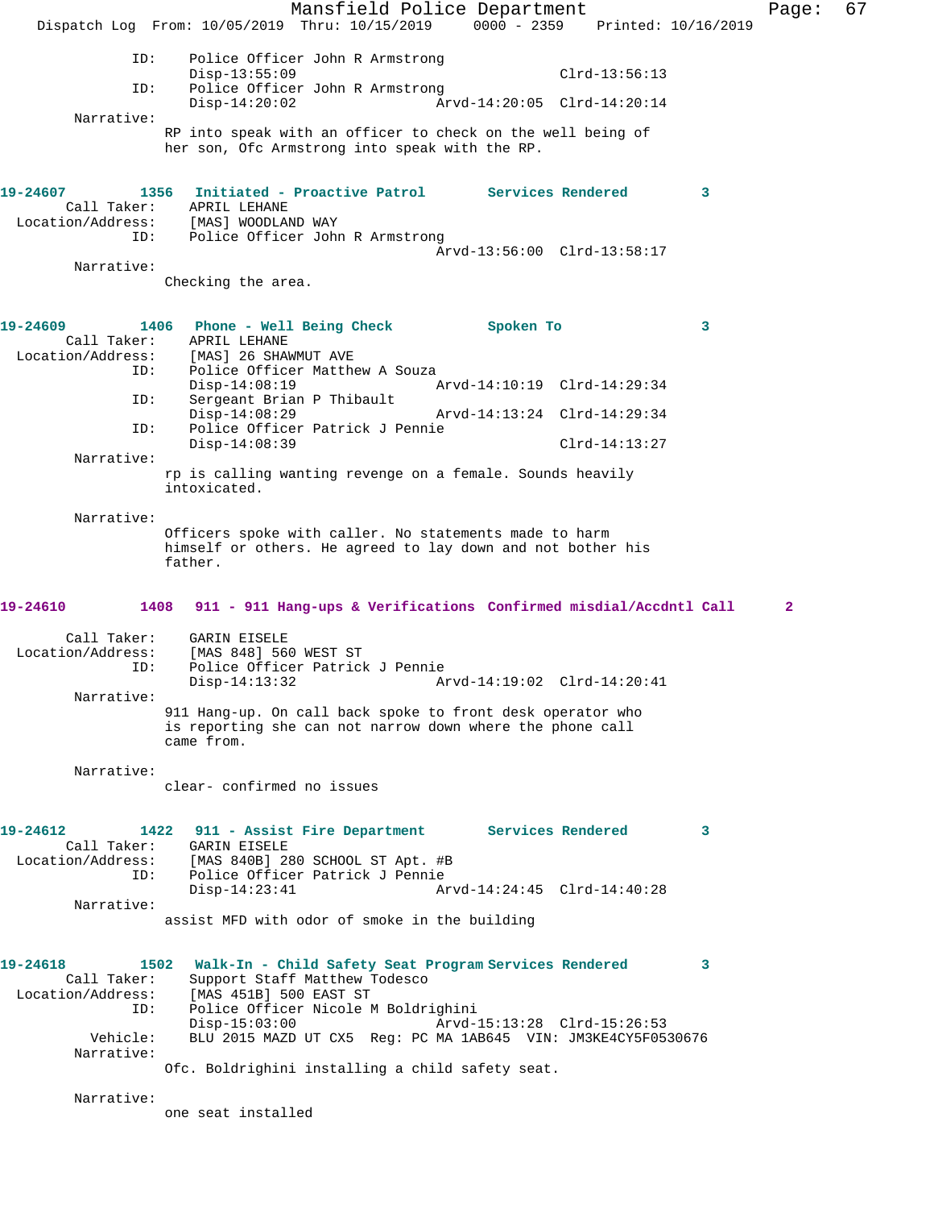```
            ID:    Police Officer John R Armstrong
                   Disp-13:55:09                        Clrd-13:56:13
            ID:    Police Officer John R Armstrong
                   Disp-14:20:02             Arvd-14:20:05  Clrd-14:20:14
        Narrative:
                   RP into speak with an officer to check on the well being of
                   her son, Ofc Armstrong into speak with the RP.
```

**19-24607  1356  Initiated - Proactive Patrol  Services Rendered  3**

```
       Call Taker:    APRIL LEHANE
  Location/Address:   [MAS] WOODLAND WAY
            ID:    Police Officer John R Armstrong
                                             Arvd-13:56:00  Clrd-13:58:17
        Narrative:
                   Checking the area.
```

**19-24609  1406  Phone - Well Being Check  Spoken To  3**

```
       Call Taker:    APRIL LEHANE
  Location/Address:   [MAS] 26 SHAWMUT AVE
            ID:    Police Officer Matthew A Souza
                   Disp-14:08:19             Arvd-14:10:19  Clrd-14:29:34
            ID:    Sergeant Brian P Thibault
                   Disp-14:08:29             Arvd-14:13:24  Clrd-14:29:34
            ID:    Police Officer Patrick J Pennie
                   Disp-14:08:39                        Clrd-14:13:27
        Narrative:
                   rp is calling wanting revenge on a female. Sounds heavily
                   intoxicated.

        Narrative:
                   Officers spoke with caller. No statements made to harm
                   himself or others. He agreed to lay down and not bother his
                   father.
```

**19-24610  1408  911 - 911 Hang-ups & Verifications  Confirmed misdial/Accdntl Call  2**

```
       Call Taker:    GARIN EISELE
  Location/Address:   [MAS 848] 560 WEST ST
            ID:    Police Officer Patrick J Pennie
                   Disp-14:13:32             Arvd-14:19:02  Clrd-14:20:41
        Narrative:
                   911 Hang-up. On call back spoke to front desk operator who
                   is reporting she can not narrow down where the phone call
                   came from.

        Narrative:
                   clear- confirmed no issues
```

**19-24612  1422  911 - Assist Fire Department  Services Rendered  3**

```
       Call Taker:    GARIN EISELE
  Location/Address:   [MAS 840B] 280 SCHOOL ST Apt. #B
            ID:    Police Officer Patrick J Pennie
                   Disp-14:23:41             Arvd-14:24:45  Clrd-14:40:28
        Narrative:
                   assist MFD with odor of smoke in the building
```

**19-24618  1502  Walk-In - Child Safety Seat Program  Services Rendered  3**

```
       Call Taker:    Support Staff Matthew Todesco
  Location/Address:   [MAS 451B] 500 EAST ST
            ID:    Police Officer Nicole M Boldrighini
                   Disp-15:03:00             Arvd-15:13:28  Clrd-15:26:53
          Vehicle:    BLU 2015 MAZD UT CX5  Reg: PC MA 1AB645  VIN: JM3KE4CY5F0530676
        Narrative:
                   Ofc. Boldrighini installing a child safety seat.

        Narrative:
                   one seat installed
```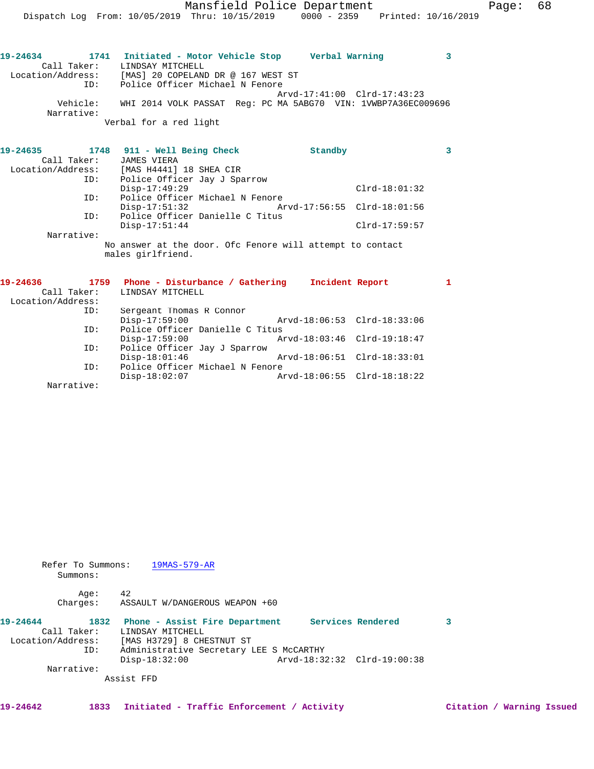```
19-24634         1741   Initiated - Motor Vehicle Stop      Verbal Warning           3
       Call Taker:     LINDSAY MITCHELL
  Location/Address:    [MAS] 20 COPELAND DR @ 167 WEST ST
                ID:    Police Officer Michael N Fenore
                                           Arvd-17:41:00  Clrd-17:43:23
           Vehicle:    WHI 2014 VOLK PASSAT  Reg: PC MA 5ABG70  VIN: 1VWBP7A36EC009696
         Narrative:
                     Verbal for a red light

19-24635         1748   911 - Well Being Check              Standby                  3
       Call Taker:     JAMES VIERA
  Location/Address:    [MAS H4441] 18 SHEA CIR
                ID:    Police Officer Jay J Sparrow
                       Disp-17:49:29                            Clrd-18:01:32
                ID:    Police Officer Michael N Fenore
                       Disp-17:51:32               Arvd-17:56:55  Clrd-18:01:56
                ID:    Police Officer Danielle C Titus
                       Disp-17:51:44                            Clrd-17:59:57
         Narrative:
                     No answer at the door. Ofc Fenore will attempt to contact
                     males girlfriend.

19-24636         1759   Phone - Disturbance / Gathering     Incident Report          1
       Call Taker:     LINDSAY MITCHELL
  Location/Address:
                ID:    Sergeant Thomas R Connor
                       Disp-17:59:00               Arvd-18:06:53  Clrd-18:33:06
                ID:    Police Officer Danielle C Titus
                       Disp-17:59:00               Arvd-18:03:46  Clrd-19:18:47
                ID:    Police Officer Jay J Sparrow
                       Disp-18:01:46               Arvd-18:06:51  Clrd-18:33:01
                ID:    Police Officer Michael N Fenore
                       Disp-18:02:07               Arvd-18:06:55  Clrd-18:18:22
         Narrative:

       Refer To Summons:    19MAS-579-AR
           Summons:

              Age:    42
          Charges:    ASSAULT W/DANGEROUS WEAPON +60

19-24644         1832   Phone - Assist Fire Department      Services Rendered        3
       Call Taker:     LINDSAY MITCHELL
  Location/Address:    [MAS H3729] 8 CHESTNUT ST
                ID:    Administrative Secretary LEE S McCARTHY
                       Disp-18:32:00               Arvd-18:32:32  Clrd-19:00:38
         Narrative:
                     Assist FFD

19-24642         1833   Initiated - Traffic Enforcement / Activity               Citation / Warning Issued
```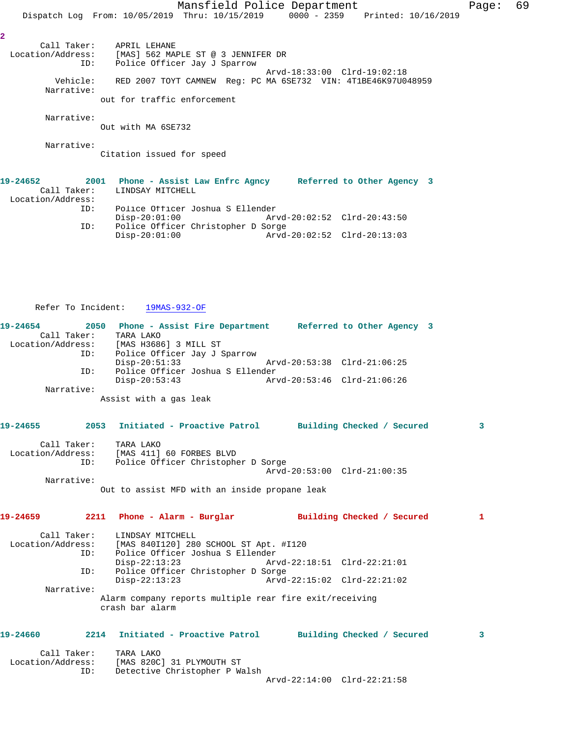2

```
        Call Taker:    APRIL LEHANE
  Location/Address:    [MAS] 562 MAPLE ST @ 3 JENNIFER DR
                ID:    Police Officer Jay J Sparrow
                                                Arvd-18:33:00  Clrd-19:02:18
           Vehicle:    RED 2007 TOYT CAMNEW  Reg: PC MA 6SE732  VIN: 4T1BE46K97U048959
         Narrative:
                     out for traffic enforcement

         Narrative:
                     Out with MA 6SE732

         Narrative:
                     Citation issued for speed
```

**19-24652        2001   Phone - Assist Law Enfrc Agncy      Referred to Other Agency  3**

```
        Call Taker:    LINDSAY MITCHELL
  Location/Address:
                ID:    Police Officer Joshua S Ellender
                       Disp-20:01:00                Arvd-20:02:52  Clrd-20:43:50
                ID:    Police Officer Christopher D Sorge
                       Disp-20:01:00                Arvd-20:02:52  Clrd-20:13:03
```

Refer To Incident:    19MAS-932-OF

**19-24654        2050   Phone - Assist Fire Department      Referred to Other Agency  3**

```
        Call Taker:    TARA LAKO
  Location/Address:    [MAS H3686] 3 MILL ST
                ID:    Police Officer Jay J Sparrow
                       Disp-20:51:33                Arvd-20:53:38  Clrd-21:06:25
                ID:    Police Officer Joshua S Ellender
                       Disp-20:53:43                Arvd-20:53:46  Clrd-21:06:26
         Narrative:
                     Assist with a gas leak
```

**19-24655        2053   Initiated - Proactive Patrol       Building Checked / Secured         3**

```
        Call Taker:    TARA LAKO
  Location/Address:    [MAS 411] 60 FORBES BLVD
                ID:    Police Officer Christopher D Sorge
                                                Arvd-20:53:00  Clrd-21:00:35
         Narrative:
                     Out to assist MFD with an inside propane leak
```

**19-24659        2211   Phone - Alarm - Burglar            Building Checked / Secured         1**

```
        Call Taker:    LINDSAY MITCHELL
  Location/Address:    [MAS 840I120] 280 SCHOOL ST Apt. #I120
                ID:    Police Officer Joshua S Ellender
                       Disp-22:13:23                Arvd-22:18:51  Clrd-22:21:01
                ID:    Police Officer Christopher D Sorge
                       Disp-22:13:23                Arvd-22:15:02  Clrd-22:21:02
         Narrative:
                     Alarm company reports multiple rear fire exit/receiving
                     crash bar alarm
```

**19-24660        2214   Initiated - Proactive Patrol       Building Checked / Secured         3**

```
        Call Taker:    TARA LAKO
  Location/Address:    [MAS 820C] 31 PLYMOUTH ST
                ID:    Detective Christopher P Walsh
                                                Arvd-22:14:00  Clrd-22:21:58
```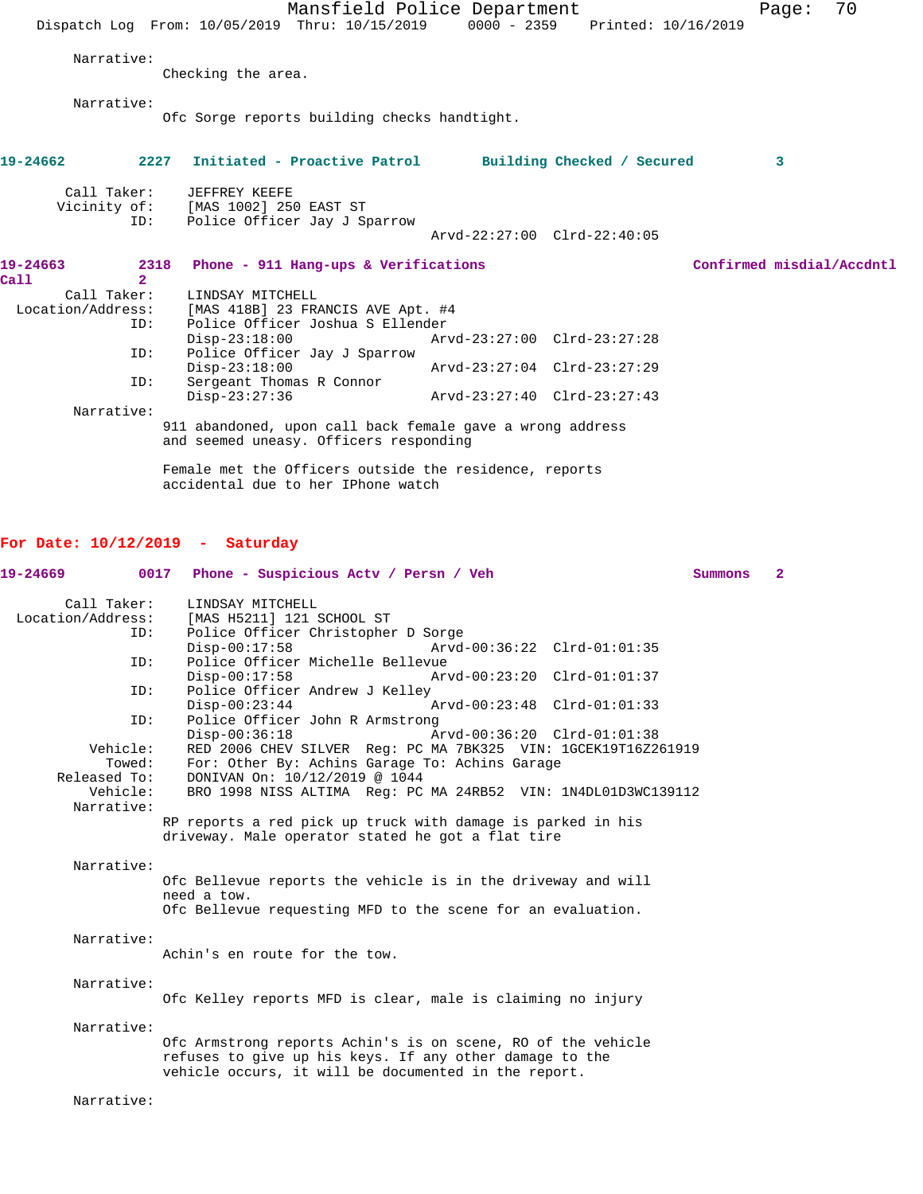Narrative:
Checking the area.

Narrative:
Ofc Sorge reports building checks handtight.

**19-24662 2227 Initiated - Proactive Patrol Building Checked / Secured 3**

Call Taker: JEFFREY KEEFE
Vicinity of: [MAS 1002] 250 EAST ST
ID: Police Officer Jay J Sparrow
Arvd-22:27:00 Clrd-22:40:05

**19-24663 2318 Phone - 911 Hang-ups & Verifications Confirmed misdial/Accdntl Call 2**

Call Taker: LINDSAY MITCHELL
Location/Address: [MAS 418B] 23 FRANCIS AVE Apt. #4
ID: Police Officer Joshua S Ellender
Disp-23:18:00 Arvd-23:27:00 Clrd-23:27:28
ID: Police Officer Jay J Sparrow
Disp-23:18:00 Arvd-23:27:04 Clrd-23:27:29
ID: Sergeant Thomas R Connor
Disp-23:27:36 Arvd-23:27:40 Clrd-23:27:43
Narrative:
911 abandoned, upon call back female gave a wrong address and seemed uneasy. Officers responding

Female met the Officers outside the residence, reports accidental due to her IPhone watch

## For Date: 10/12/2019 - Saturday

**19-24669 0017 Phone - Suspicious Actv / Persn / Veh Summons 2**

Call Taker: LINDSAY MITCHELL
Location/Address: [MAS H5211] 121 SCHOOL ST
ID: Police Officer Christopher D Sorge
Disp-00:17:58 Arvd-00:36:22 Clrd-01:01:35
ID: Police Officer Michelle Bellevue
Disp-00:17:58 Arvd-00:23:20 Clrd-01:01:37
ID: Police Officer Andrew J Kelley
Disp-00:23:44 Arvd-00:23:48 Clrd-01:01:33
ID: Police Officer John R Armstrong
Disp-00:36:18 Arvd-00:36:20 Clrd-01:01:38
Vehicle: RED 2006 CHEV SILVER Reg: PC MA 7BK325 VIN: 1GCEK19T16Z261919
Towed: For: Other By: Achins Garage To: Achins Garage
Released To: DONIVAN On: 10/12/2019 @ 1044
Vehicle: BRO 1998 NISS ALTIMA Reg: PC MA 24RB52 VIN: 1N4DL01D3WC139112
Narrative:
RP reports a red pick up truck with damage is parked in his driveway. Male operator stated he got a flat tire

Narrative:
Ofc Bellevue reports the vehicle is in the driveway and will need a tow.
Ofc Bellevue requesting MFD to the scene for an evaluation.

Narrative:
Achin's en route for the tow.

Narrative:
Ofc Kelley reports MFD is clear, male is claiming no injury

Narrative:
Ofc Armstrong reports Achin's is on scene, RO of the vehicle refuses to give up his keys. If any other damage to the vehicle occurs, it will be documented in the report.

Narrative: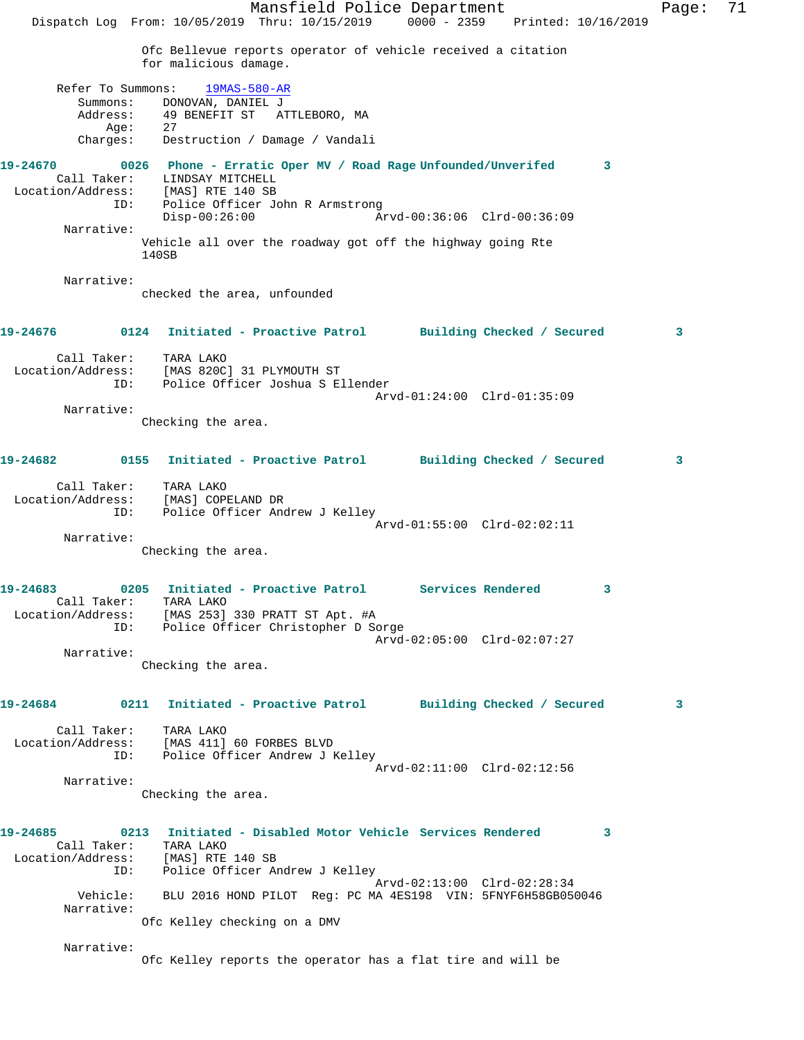Ofc Bellevue reports operator of vehicle received a citation for malicious damage.

Refer To Summons: 19MAS-580-AR
Summons: DONOVAN, DANIEL J
Address: 49 BENEFIT ST ATTLEBORO, MA
Age: 27
Charges: Destruction / Damage / Vandali

**19-24670 0026 Phone - Erratic Oper MV / Road Rage Unfounded/Unverifed 3**
Call Taker: LINDSAY MITCHELL
Location/Address: [MAS] RTE 140 SB
ID: Police Officer John R Armstrong
Disp-00:26:00 Arvd-00:36:06 Clrd-00:36:09
Narrative:
Vehicle all over the roadway got off the highway going Rte 140SB

Narrative:
checked the area, unfounded

**19-24676 0124 Initiated - Proactive Patrol Building Checked / Secured 3**
Call Taker: TARA LAKO
Location/Address: [MAS 820C] 31 PLYMOUTH ST
ID: Police Officer Joshua S Ellender
Arvd-01:24:00 Clrd-01:35:09
Narrative:
Checking the area.

**19-24682 0155 Initiated - Proactive Patrol Building Checked / Secured 3**
Call Taker: TARA LAKO
Location/Address: [MAS] COPELAND DR
ID: Police Officer Andrew J Kelley
Arvd-01:55:00 Clrd-02:02:11
Narrative:
Checking the area.

**19-24683 0205 Initiated - Proactive Patrol Services Rendered 3**
Call Taker: TARA LAKO
Location/Address: [MAS 253] 330 PRATT ST Apt. #A
ID: Police Officer Christopher D Sorge
Arvd-02:05:00 Clrd-02:07:27
Narrative:
Checking the area.

**19-24684 0211 Initiated - Proactive Patrol Building Checked / Secured 3**
Call Taker: TARA LAKO
Location/Address: [MAS 411] 60 FORBES BLVD
ID: Police Officer Andrew J Kelley
Arvd-02:11:00 Clrd-02:12:56
Narrative:
Checking the area.

**19-24685 0213 Initiated - Disabled Motor Vehicle Services Rendered 3**
Call Taker: TARA LAKO
Location/Address: [MAS] RTE 140 SB
ID: Police Officer Andrew J Kelley
Arvd-02:13:00 Clrd-02:28:34
Vehicle: BLU 2016 HOND PILOT Reg: PC MA 4ES198 VIN: 5FNYF6H58GB050046
Narrative:
Ofc Kelley checking on a DMV

Narrative:
Ofc Kelley reports the operator has a flat tire and will be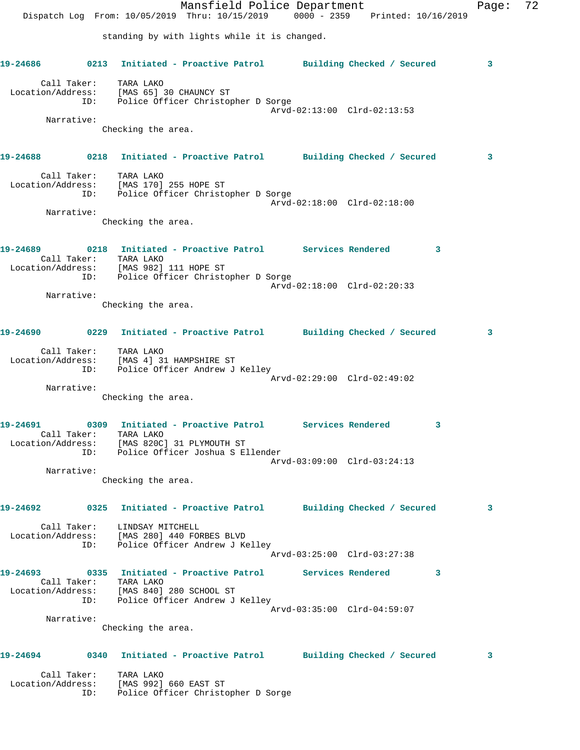standing by with lights while it is changed.

**19-24686** 0213 **Initiated - Proactive Patrol** **Building Checked / Secured** 3

Call Taker: TARA LAKO
Location/Address: [MAS 65] 30 CHAUNCY ST
ID: Police Officer Christopher D Sorge
Arvd-02:13:00 Clrd-02:13:53

Narrative:
Checking the area.

**19-24688** 0218 **Initiated - Proactive Patrol** **Building Checked / Secured** 3

Call Taker: TARA LAKO
Location/Address: [MAS 170] 255 HOPE ST
ID: Police Officer Christopher D Sorge
Arvd-02:18:00 Clrd-02:18:00

Narrative:
Checking the area.

**19-24689** 0218 **Initiated - Proactive Patrol** **Services Rendered** 3

Call Taker: TARA LAKO
Location/Address: [MAS 982] 111 HOPE ST
ID: Police Officer Christopher D Sorge
Arvd-02:18:00 Clrd-02:20:33

Narrative:
Checking the area.

**19-24690** 0229 **Initiated - Proactive Patrol** **Building Checked / Secured** 3

Call Taker: TARA LAKO
Location/Address: [MAS 4] 31 HAMPSHIRE ST
ID: Police Officer Andrew J Kelley
Arvd-02:29:00 Clrd-02:49:02

Narrative:
Checking the area.

**19-24691** 0309 **Initiated - Proactive Patrol** **Services Rendered** 3

Call Taker: TARA LAKO
Location/Address: [MAS 820C] 31 PLYMOUTH ST
ID: Police Officer Joshua S Ellender
Arvd-03:09:00 Clrd-03:24:13

Narrative:
Checking the area.

**19-24692** 0325 **Initiated - Proactive Patrol** **Building Checked / Secured** 3

Call Taker: LINDSAY MITCHELL
Location/Address: [MAS 280] 440 FORBES BLVD
ID: Police Officer Andrew J Kelley
Arvd-03:25:00 Clrd-03:27:38

**19-24693** 0335 **Initiated - Proactive Patrol** **Services Rendered** 3

Call Taker: TARA LAKO
Location/Address: [MAS 840] 280 SCHOOL ST
ID: Police Officer Andrew J Kelley
Arvd-03:35:00 Clrd-04:59:07

Narrative:
Checking the area.

**19-24694** 0340 **Initiated - Proactive Patrol** **Building Checked / Secured** 3

Call Taker: TARA LAKO
Location/Address: [MAS 992] 660 EAST ST
ID: Police Officer Christopher D Sorge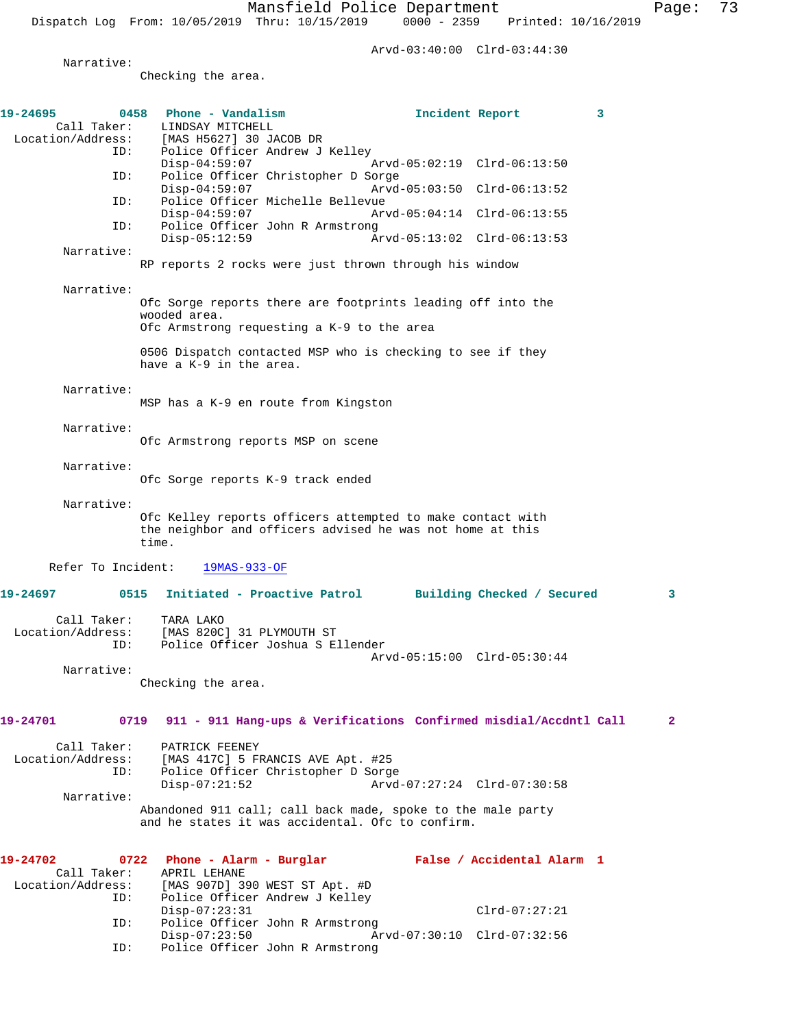Arvd-03:40:00 Clrd-03:44:30

Narrative:
Checking the area.

**19-24695 0458 Phone - Vandalism Incident Report 3**

Call Taker: LINDSAY MITCHELL
Location/Address: [MAS H5627] 30 JACOB DR
ID: Police Officer Andrew J Kelley
Disp-04:59:07 Arvd-05:02:19 Clrd-06:13:50
ID: Police Officer Christopher D Sorge
Disp-04:59:07 Arvd-05:03:50 Clrd-06:13:52
ID: Police Officer Michelle Bellevue
Disp-04:59:07 Arvd-05:04:14 Clrd-06:13:55
ID: Police Officer John R Armstrong
Disp-05:12:59 Arvd-05:13:02 Clrd-06:13:53

Narrative:
RP reports 2 rocks were just thrown through his window

Narrative:
Ofc Sorge reports there are footprints leading off into the wooded area.
Ofc Armstrong requesting a K-9 to the area

0506 Dispatch contacted MSP who is checking to see if they have a K-9 in the area.

Narrative:
MSP has a K-9 en route from Kingston

Narrative:
Ofc Armstrong reports MSP on scene

Narrative:
Ofc Sorge reports K-9 track ended

Narrative:
Ofc Kelley reports officers attempted to make contact with the neighbor and officers advised he was not home at this time.

Refer To Incident: 19MAS-933-OF

**19-24697 0515 Initiated - Proactive Patrol Building Checked / Secured 3**

Call Taker: TARA LAKO
Location/Address: [MAS 820C] 31 PLYMOUTH ST
ID: Police Officer Joshua S Ellender
Arvd-05:15:00 Clrd-05:30:44

Narrative:
Checking the area.

**19-24701 0719 911 - 911 Hang-ups & Verifications Confirmed misdial/Accdntl Call 2**

Call Taker: PATRICK FEENEY
Location/Address: [MAS 417C] 5 FRANCIS AVE Apt. #25
ID: Police Officer Christopher D Sorge
Disp-07:21:52 Arvd-07:27:24 Clrd-07:30:58

Narrative:
Abandoned 911 call; call back made, spoke to the male party and he states it was accidental. Ofc to confirm.

**19-24702 0722 Phone - Alarm - Burglar False / Accidental Alarm 1**

Call Taker: APRIL LEHANE
Location/Address: [MAS 907D] 390 WEST ST Apt. #D
ID: Police Officer Andrew J Kelley
Disp-07:23:31 Clrd-07:27:21
ID: Police Officer John R Armstrong
Disp-07:23:50 Arvd-07:30:10 Clrd-07:32:56
ID: Police Officer John R Armstrong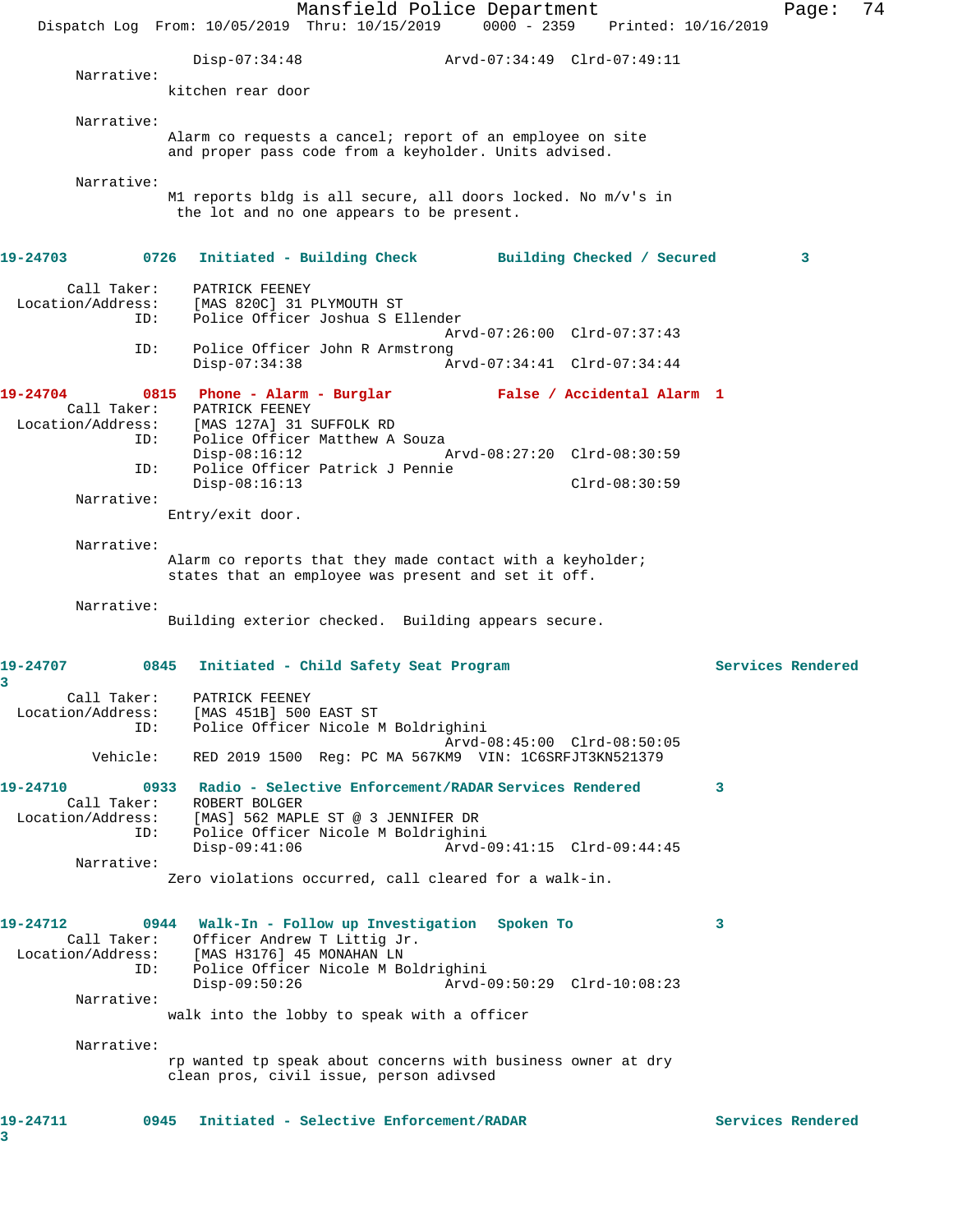Disp-07:34:48 Arvd-07:34:49 Clrd-07:49:11

Narrative:
kitchen rear door

Narrative:
Alarm co requests a cancel; report of an employee on site and proper pass code from a keyholder. Units advised.

Narrative:
M1 reports bldg is all secure, all doors locked. No m/v's in the lot and no one appears to be present.

**19-24703 0726 Initiated - Building Check Building Checked / Secured 3**

Call Taker: PATRICK FEENEY
Location/Address: [MAS 820C] 31 PLYMOUTH ST
ID: Police Officer Joshua S Ellender
Arvd-07:26:00 Clrd-07:37:43
ID: Police Officer John R Armstrong
Disp-07:34:38 Arvd-07:34:41 Clrd-07:34:44

**19-24704 0815 Phone - Alarm - Burglar False / Accidental Alarm 1**

Call Taker: PATRICK FEENEY
Location/Address: [MAS 127A] 31 SUFFOLK RD
ID: Police Officer Matthew A Souza
Disp-08:16:12 Arvd-08:27:20 Clrd-08:30:59
ID: Police Officer Patrick J Pennie
Disp-08:16:13 Clrd-08:30:59

Narrative:
Entry/exit door.

Narrative:
Alarm co reports that they made contact with a keyholder; states that an employee was present and set it off.

Narrative:
Building exterior checked. Building appears secure.

**19-24707 0845 Initiated - Child Safety Seat Program Services Rendered 3**

Call Taker: PATRICK FEENEY
Location/Address: [MAS 451B] 500 EAST ST
ID: Police Officer Nicole M Boldrighini
Arvd-08:45:00 Clrd-08:50:05
Vehicle: RED 2019 1500 Reg: PC MA 567KM9 VIN: 1C6SRFJT3KN521379

**19-24710 0933 Radio - Selective Enforcement/RADAR Services Rendered 3**

Call Taker: ROBERT BOLGER
Location/Address: [MAS] 562 MAPLE ST @ 3 JENNIFER DR
ID: Police Officer Nicole M Boldrighini
Disp-09:41:06 Arvd-09:41:15 Clrd-09:44:45

Narrative:
Zero violations occurred, call cleared for a walk-in.

**19-24712 0944 Walk-In - Follow up Investigation Spoken To 3**

Call Taker: Officer Andrew T Littig Jr.
Location/Address: [MAS H3176] 45 MONAHAN LN
ID: Police Officer Nicole M Boldrighini
Disp-09:50:26 Arvd-09:50:29 Clrd-10:08:23

Narrative:
walk into the lobby to speak with a officer

Narrative:
rp wanted tp speak about concerns with business owner at dry clean pros, civil issue, person adivsed

**19-24711 0945 Initiated - Selective Enforcement/RADAR Services Rendered 3**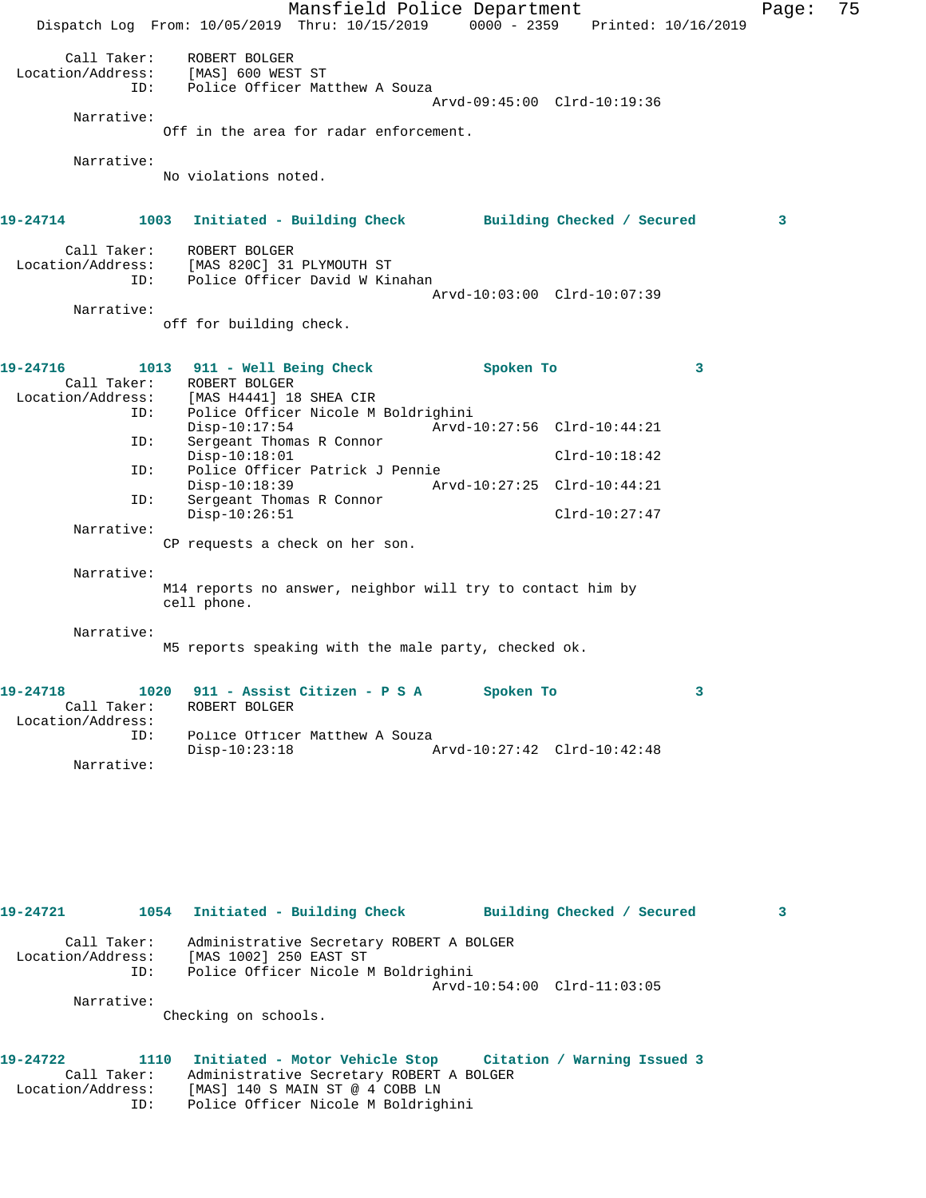Call Taker: ROBERT BOLGER
Location/Address: [MAS] 600 WEST ST
ID: Police Officer Matthew A Souza
Arvd-09:45:00 Clrd-10:19:36

Narrative:
Off in the area for radar enforcement.

Narrative:
No violations noted.

**19-24714 1003 Initiated - Building Check — Building Checked / Secured 3**

Call Taker: ROBERT BOLGER
Location/Address: [MAS 820C] 31 PLYMOUTH ST
ID: Police Officer David W Kinahan
Arvd-10:03:00 Clrd-10:07:39

Narrative:
off for building check.

**19-24716 1013 911 - Well Being Check — Spoken To 3**

Call Taker: ROBERT BOLGER
Location/Address: [MAS H4441] 18 SHEA CIR
ID: Police Officer Nicole M Boldrighini
Disp-10:17:54 Arvd-10:27:56 Clrd-10:44:21
ID: Sergeant Thomas R Connor
Disp-10:18:01 Clrd-10:18:42
ID: Police Officer Patrick J Pennie
Disp-10:18:39 Arvd-10:27:25 Clrd-10:44:21
ID: Sergeant Thomas R Connor
Disp-10:26:51 Clrd-10:27:47

Narrative:
CP requests a check on her son.

Narrative:
M14 reports no answer, neighbor will try to contact him by cell phone.

Narrative:
M5 reports speaking with the male party, checked ok.

**19-24718 1020 911 - Assist Citizen - P S A — Spoken To 3**

Call Taker: ROBERT BOLGER
Location/Address:
ID: Police Officer Matthew A Souza
Disp-10:23:18 Arvd-10:27:42 Clrd-10:42:48

Narrative:

**19-24721 1054 Initiated - Building Check — Building Checked / Secured 3**

Call Taker: Administrative Secretary ROBERT A BOLGER
Location/Address: [MAS 1002] 250 EAST ST
ID: Police Officer Nicole M Boldrighini
Arvd-10:54:00 Clrd-11:03:05

Narrative:
Checking on schools.

**19-24722 1110 Initiated - Motor Vehicle Stop — Citation / Warning Issued 3**

Call Taker: Administrative Secretary ROBERT A BOLGER
Location/Address: [MAS] 140 S MAIN ST @ 4 COBB LN
ID: Police Officer Nicole M Boldrighini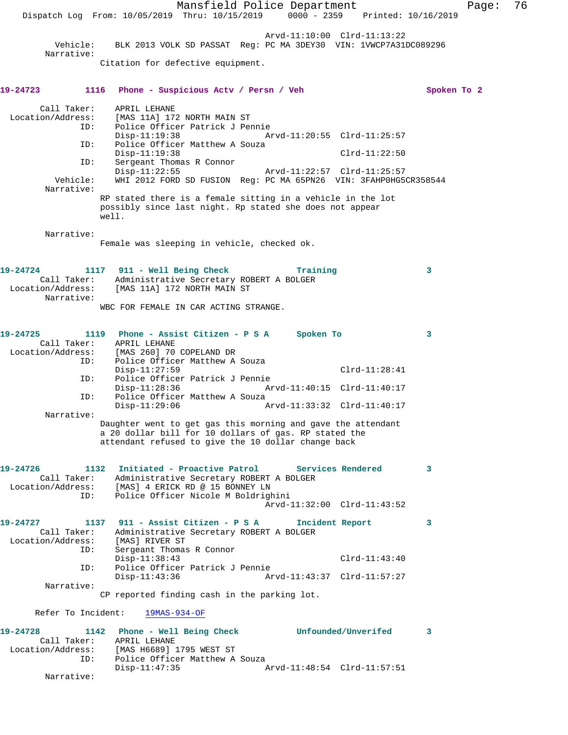Arvd-11:10:00 Clrd-11:13:22
Vehicle: BLK 2013 VOLK SD PASSAT Reg: PC MA 3DEY30 VIN: 1VWCP7A31DC089296
Narrative:
Citation for defective equipment.

**19-24723 1116 Phone - Suspicious Actv / Persn / Veh Spoken To 2**

Call Taker: APRIL LEHANE
Location/Address: [MAS 11A] 172 NORTH MAIN ST
ID: Police Officer Patrick J Pennie
Disp-11:19:38 Arvd-11:20:55 Clrd-11:25:57
ID: Police Officer Matthew A Souza
Disp-11:19:38 Clrd-11:22:50
ID: Sergeant Thomas R Connor
Disp-11:22:55 Arvd-11:22:57 Clrd-11:25:57
Vehicle: WHI 2012 FORD SD FUSION Reg: PC MA 65PN26 VIN: 3FAHP0HG5CR358544
Narrative:
RP stated there is a female sitting in a vehicle in the lot possibly since last night. Rp stated she does not appear well.

Narrative:
Female was sleeping in vehicle, checked ok.

**19-24724 1117 911 - Well Being Check Training 3**
Call Taker: Administrative Secretary ROBERT A BOLGER
Location/Address: [MAS 11A] 172 NORTH MAIN ST
Narrative:
WBC FOR FEMALE IN CAR ACTING STRANGE.

**19-24725 1119 Phone - Assist Citizen - P S A Spoken To 3**
Call Taker: APRIL LEHANE
Location/Address: [MAS 260] 70 COPELAND DR
ID: Police Officer Matthew A Souza
Disp-11:27:59 Clrd-11:28:41
ID: Police Officer Patrick J Pennie
Disp-11:28:36 Arvd-11:40:15 Clrd-11:40:17
ID: Police Officer Matthew A Souza
Disp-11:29:06 Arvd-11:33:32 Clrd-11:40:17
Narrative:
Daughter went to get gas this morning and gave the attendant a 20 dollar bill for 10 dollars of gas. RP stated the attendant refused to give the 10 dollar change back

**19-24726 1132 Initiated - Proactive Patrol Services Rendered 3**
Call Taker: Administrative Secretary ROBERT A BOLGER
Location/Address: [MAS] 4 ERICK RD @ 15 BONNEY LN
ID: Police Officer Nicole M Boldrighini
Arvd-11:32:00 Clrd-11:43:52

**19-24727 1137 911 - Assist Citizen - P S A Incident Report 3**
Call Taker: Administrative Secretary ROBERT A BOLGER
Location/Address: [MAS] RIVER ST
ID: Sergeant Thomas R Connor
Disp-11:38:43 Clrd-11:43:40
ID: Police Officer Patrick J Pennie
Disp-11:43:36 Arvd-11:43:37 Clrd-11:57:27
Narrative:
CP reported finding cash in the parking lot.

Refer To Incident: 19MAS-934-OF

**19-24728 1142 Phone - Well Being Check Unfounded/Unverifed 3**
Call Taker: APRIL LEHANE
Location/Address: [MAS H6689] 1795 WEST ST
ID: Police Officer Matthew A Souza
Disp-11:47:35 Arvd-11:48:54 Clrd-11:57:51
Narrative: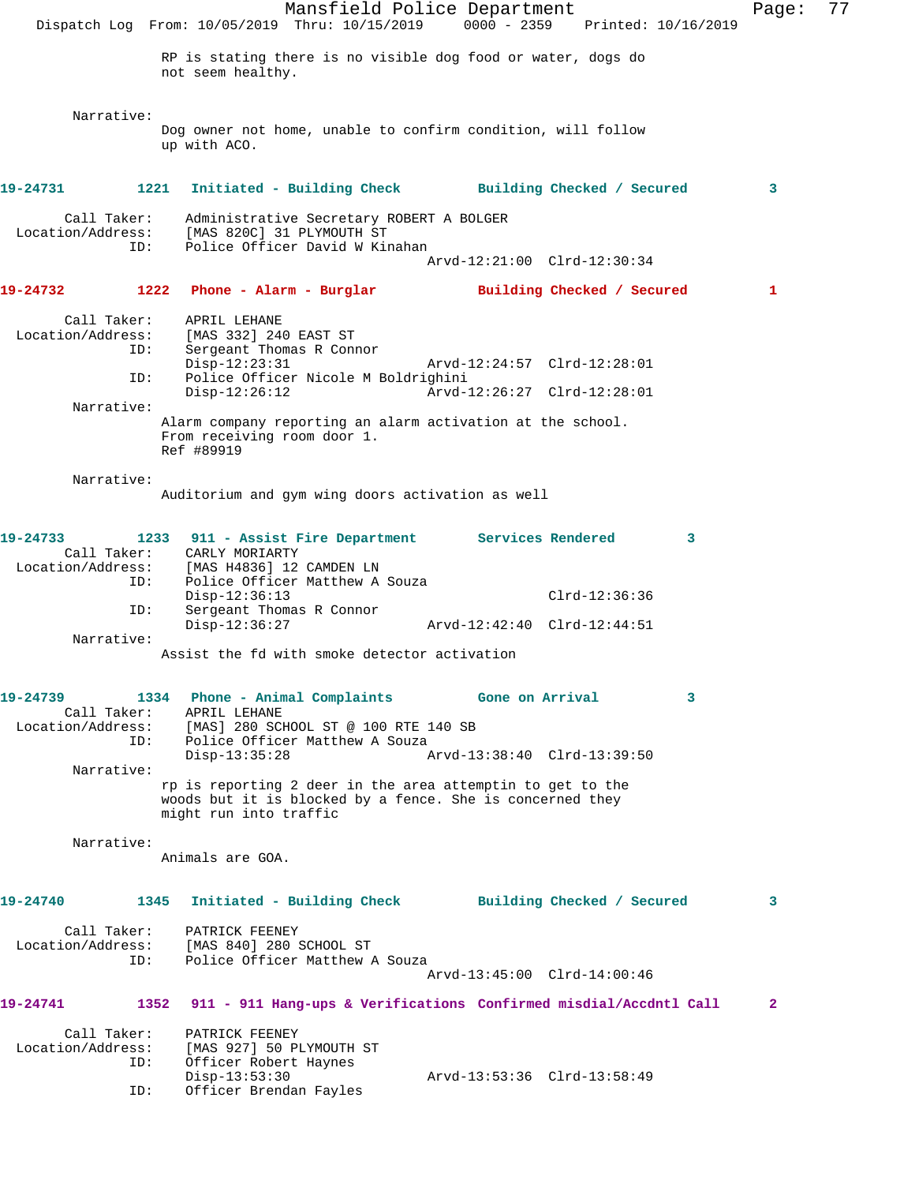RP is stating there is no visible dog food or water, dogs do not seem healthy.

Narrative:
Dog owner not home, unable to confirm condition, will follow up with ACO.

**19-24731 1221 Initiated - Building Check — Building Checked / Secured — 3**

Call Taker: Administrative Secretary ROBERT A BOLGER
Location/Address: [MAS 820C] 31 PLYMOUTH ST
ID: Police Officer David W Kinahan
Arvd-12:21:00 Clrd-12:30:34

**19-24732 1222 Phone - Alarm - Burglar — Building Checked / Secured — 1**

Call Taker: APRIL LEHANE
Location/Address: [MAS 332] 240 EAST ST
ID: Sergeant Thomas R Connor
Disp-12:23:31 Arvd-12:24:57 Clrd-12:28:01
ID: Police Officer Nicole M Boldrighini
Disp-12:26:12 Arvd-12:26:27 Clrd-12:28:01

Narrative:
Alarm company reporting an alarm activation at the school. From receiving room door 1.
Ref #89919

Narrative:
Auditorium and gym wing doors activation as well

**19-24733 1233 911 - Assist Fire Department — Services Rendered — 3**

Call Taker: CARLY MORIARTY
Location/Address: [MAS H4836] 12 CAMDEN LN
ID: Police Officer Matthew A Souza
Disp-12:36:13 Clrd-12:36:36
ID: Sergeant Thomas R Connor
Disp-12:36:27 Arvd-12:42:40 Clrd-12:44:51

Narrative:
Assist the fd with smoke detector activation

**19-24739 1334 Phone - Animal Complaints — Gone on Arrival — 3**

Call Taker: APRIL LEHANE
Location/Address: [MAS] 280 SCHOOL ST @ 100 RTE 140 SB
ID: Police Officer Matthew A Souza
Disp-13:35:28 Arvd-13:38:40 Clrd-13:39:50

Narrative:
rp is reporting 2 deer in the area attemptin to get to the woods but it is blocked by a fence. She is concerned they might run into traffic

Narrative:
Animals are GOA.

**19-24740 1345 Initiated - Building Check — Building Checked / Secured — 3**

Call Taker: PATRICK FEENEY
Location/Address: [MAS 840] 280 SCHOOL ST
ID: Police Officer Matthew A Souza
Arvd-13:45:00 Clrd-14:00:46

**19-24741 1352 911 - 911 Hang-ups & Verifications — Confirmed misdial/Accdntl Call — 2**

Call Taker: PATRICK FEENEY
Location/Address: [MAS 927] 50 PLYMOUTH ST
ID: Officer Robert Haynes
Disp-13:53:30 Arvd-13:53:36 Clrd-13:58:49
ID: Officer Brendan Fayles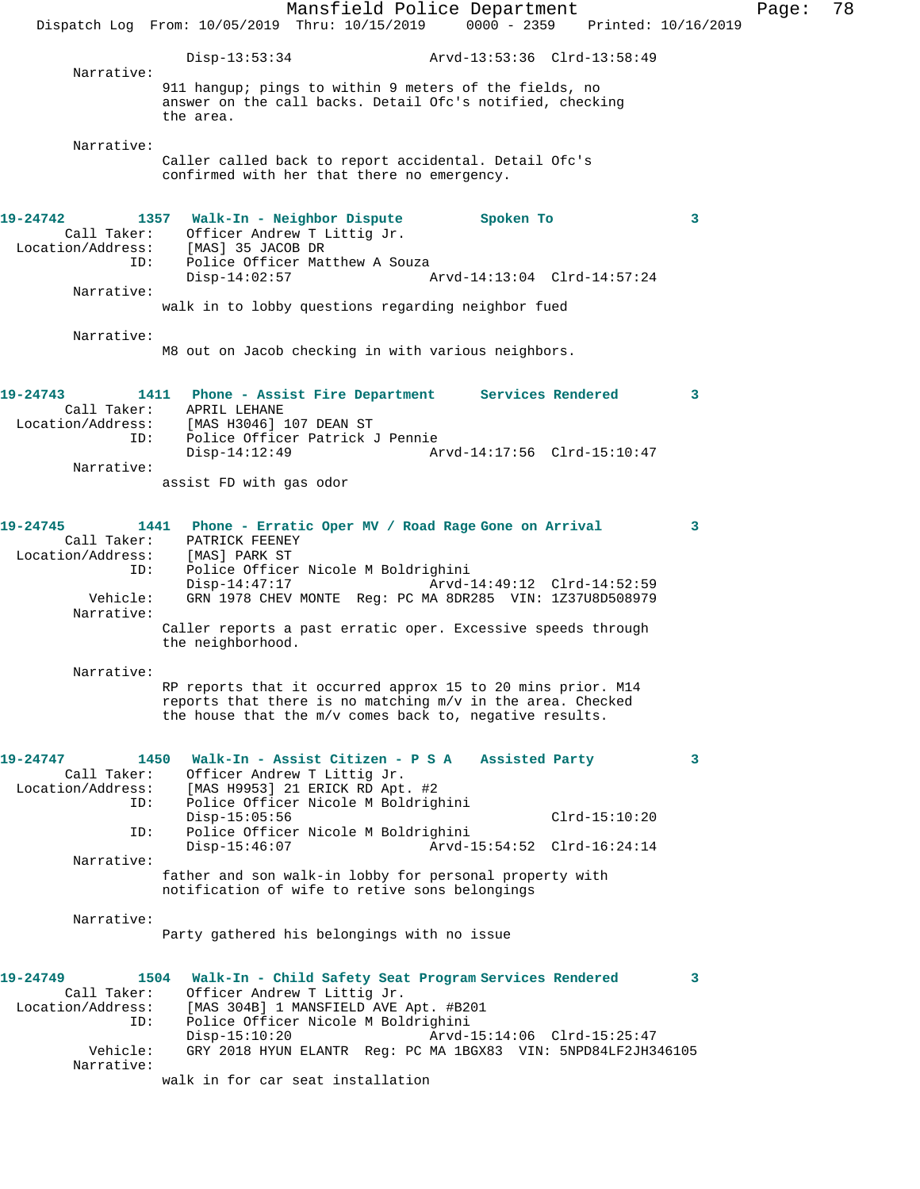```
                Disp-13:53:34              Arvd-13:53:36  Clrd-13:58:49
  Narrative:
              911 hangup; pings to within 9 meters of the fields, no
              answer on the call backs. Detail Ofc's notified, checking
              the area.

  Narrative:
              Caller called back to report accidental. Detail Ofc's
              confirmed with her that there no emergency.


19-24742        1357  Walk-In - Neighbor Dispute        Spoken To                3
   Call Taker:     Officer Andrew T Littig Jr.
 Location/Address:  [MAS] 35 JACOB DR
             ID:    Police Officer Matthew A Souza
                    Disp-14:02:57              Arvd-14:13:04  Clrd-14:57:24
  Narrative:
              walk in to lobby questions regarding neighbor fued

  Narrative:
              M8 out on Jacob checking in with various neighbors.


19-24743        1411  Phone - Assist Fire Department     Services Rendered        3
   Call Taker:     APRIL LEHANE
 Location/Address:  [MAS H3046] 107 DEAN ST
             ID:    Police Officer Patrick J Pennie
                    Disp-14:12:49              Arvd-14:17:56  Clrd-15:10:47
  Narrative:
              assist FD with gas odor


19-24745        1441  Phone - Erratic Oper MV / Road Rage Gone on Arrival        3
   Call Taker:     PATRICK FEENEY
 Location/Address:  [MAS] PARK ST
             ID:    Police Officer Nicole M Boldrighini
                    Disp-14:47:17              Arvd-14:49:12  Clrd-14:52:59
       Vehicle:     GRN 1978 CHEV MONTE  Reg: PC MA 8DR285  VIN: 1Z37U8D508979
  Narrative:
              Caller reports a past erratic oper. Excessive speeds through
              the neighborhood.

  Narrative:
              RP reports that it occurred approx 15 to 20 mins prior. M14
              reports that there is no matching m/v in the area. Checked
              the house that the m/v comes back to, negative results.


19-24747        1450  Walk-In - Assist Citizen - P S A   Assisted Party           3
   Call Taker:     Officer Andrew T Littig Jr.
 Location/Address:  [MAS H9953] 21 ERICK RD Apt. #2
             ID:    Police Officer Nicole M Boldrighini
                    Disp-15:05:56                             Clrd-15:10:20
             ID:    Police Officer Nicole M Boldrighini
                    Disp-15:46:07              Arvd-15:54:52  Clrd-16:24:14
  Narrative:
              father and son walk-in lobby for personal property with
              notification of wife to retive sons belongings

  Narrative:
              Party gathered his belongings with no issue


19-24749        1504  Walk-In - Child Safety Seat Program Services Rendered       3
   Call Taker:     Officer Andrew T Littig Jr.
 Location/Address:  [MAS 304B] 1 MANSFIELD AVE Apt. #B201
             ID:    Police Officer Nicole M Boldrighini
                    Disp-15:10:20              Arvd-15:14:06  Clrd-15:25:47
       Vehicle:     GRY 2018 HYUN ELANTR  Reg: PC MA 1BGX83  VIN: 5NPD84LF2JH346105
  Narrative:
              walk in for car seat installation
```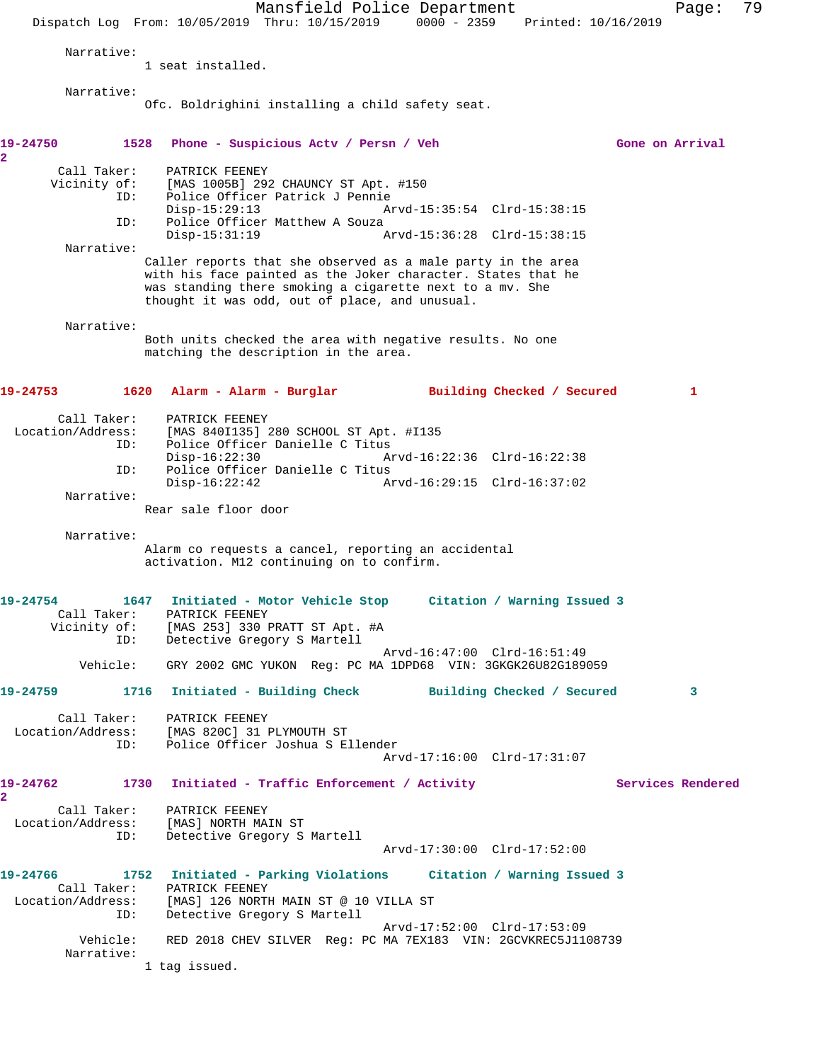Narrative:
1 seat installed.

Narrative:
Ofc. Boldrighini installing a child safety seat.

**19-24750 1528 Phone - Suspicious Actv / Persn / Veh Gone on Arrival 2**

Call Taker: PATRICK FEENEY
Vicinity of: [MAS 1005B] 292 CHAUNCY ST Apt. #150
ID: Police Officer Patrick J Pennie
Disp-15:29:13 Arvd-15:35:54 Clrd-15:38:15
ID: Police Officer Matthew A Souza
Disp-15:31:19 Arvd-15:36:28 Clrd-15:38:15

Narrative:
Caller reports that she observed as a male party in the area with his face painted as the Joker character. States that he was standing there smoking a cigarette next to a mv. She thought it was odd, out of place, and unusual.

Narrative:
Both units checked the area with negative results. No one matching the description in the area.

**19-24753 1620 Alarm - Alarm - Burglar Building Checked / Secured 1**

Call Taker: PATRICK FEENEY
Location/Address: [MAS 840I135] 280 SCHOOL ST Apt. #I135
ID: Police Officer Danielle C Titus
Disp-16:22:30 Arvd-16:22:36 Clrd-16:22:38
ID: Police Officer Danielle C Titus
Disp-16:22:42 Arvd-16:29:15 Clrd-16:37:02

Narrative:
Rear sale floor door

Narrative:
Alarm co requests a cancel, reporting an accidental activation. M12 continuing on to confirm.

**19-24754 1647 Initiated - Motor Vehicle Stop Citation / Warning Issued 3**

Call Taker: PATRICK FEENEY
Vicinity of: [MAS 253] 330 PRATT ST Apt. #A
ID: Detective Gregory S Martell
Arvd-16:47:00 Clrd-16:51:49
Vehicle: GRY 2002 GMC YUKON Reg: PC MA 1DPD68 VIN: 3GKGK26U82G189059

**19-24759 1716 Initiated - Building Check Building Checked / Secured 3**

Call Taker: PATRICK FEENEY
Location/Address: [MAS 820C] 31 PLYMOUTH ST
ID: Police Officer Joshua S Ellender
Arvd-17:16:00 Clrd-17:31:07

**19-24762 1730 Initiated - Traffic Enforcement / Activity Services Rendered 2**

Call Taker: PATRICK FEENEY
Location/Address: [MAS] NORTH MAIN ST
ID: Detective Gregory S Martell
Arvd-17:30:00 Clrd-17:52:00

**19-24766 1752 Initiated - Parking Violations Citation / Warning Issued 3**

Call Taker: PATRICK FEENEY
Location/Address: [MAS] 126 NORTH MAIN ST @ 10 VILLA ST
ID: Detective Gregory S Martell
Arvd-17:52:00 Clrd-17:53:09
Vehicle: RED 2018 CHEV SILVER Reg: PC MA 7EX183 VIN: 2GCVKREC5J1108739

Narrative:
1 tag issued.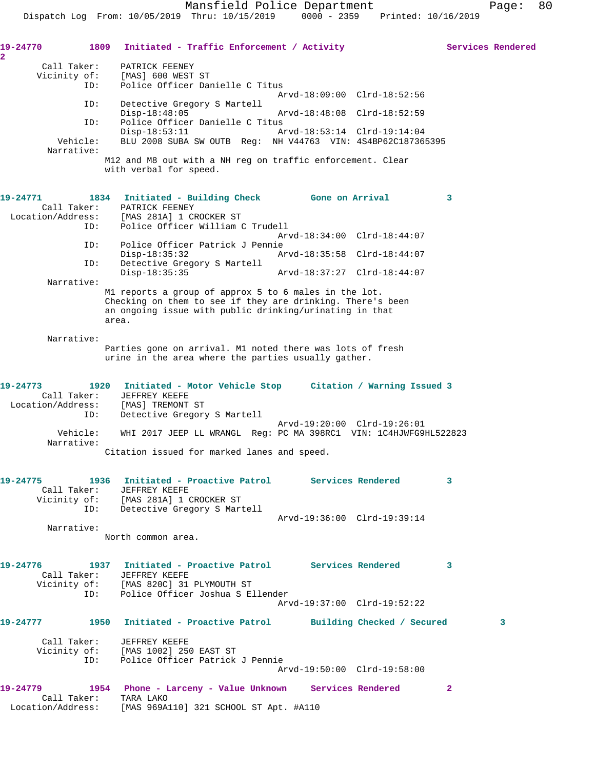19-24770 1809 Initiated - Traffic Enforcement / Activity Services Rendered 2

Call Taker: PATRICK FEENEY
Vicinity of: [MAS] 600 WEST ST
ID: Police Officer Danielle C Titus
Arvd-18:09:00 Clrd-18:52:56
ID: Detective Gregory S Martell
Disp-18:48:05 Arvd-18:48:08 Clrd-18:52:59
ID: Police Officer Danielle C Titus
Disp-18:53:11 Arvd-18:53:14 Clrd-19:14:04
Vehicle: BLU 2008 SUBA SW OUTB Reg: NH V44763 VIN: 4S4BP62C187365395
Narrative:
M12 and M8 out with a NH reg on traffic enforcement. Clear with verbal for speed.

19-24771 1834 Initiated - Building Check Gone on Arrival 3

Call Taker: PATRICK FEENEY
Location/Address: [MAS 281A] 1 CROCKER ST
ID: Police Officer William C Trudell
Arvd-18:34:00 Clrd-18:44:07
ID: Police Officer Patrick J Pennie
Disp-18:35:32 Arvd-18:35:58 Clrd-18:44:07
ID: Detective Gregory S Martell
Disp-18:35:35 Arvd-18:37:27 Clrd-18:44:07
Narrative:
M1 reports a group of approx 5 to 6 males in the lot. Checking on them to see if they are drinking. There's been an ongoing issue with public drinking/urinating in that area.

Narrative:
Parties gone on arrival. M1 noted there was lots of fresh urine in the area where the parties usually gather.

19-24773 1920 Initiated - Motor Vehicle Stop Citation / Warning Issued 3

Call Taker: JEFFREY KEEFE
Location/Address: [MAS] TREMONT ST
ID: Detective Gregory S Martell
Arvd-19:20:00 Clrd-19:26:01
Vehicle: WHI 2017 JEEP LL WRANGL Reg: PC MA 398RC1 VIN: 1C4HJWFG9HL522823
Narrative:
Citation issued for marked lanes and speed.

19-24775 1936 Initiated - Proactive Patrol Services Rendered 3

Call Taker: JEFFREY KEEFE
Vicinity of: [MAS 281A] 1 CROCKER ST
ID: Detective Gregory S Martell
Arvd-19:36:00 Clrd-19:39:14
Narrative:
North common area.

19-24776 1937 Initiated - Proactive Patrol Services Rendered 3

Call Taker: JEFFREY KEEFE
Vicinity of: [MAS 820C] 31 PLYMOUTH ST
ID: Police Officer Joshua S Ellender
Arvd-19:37:00 Clrd-19:52:22

19-24777 1950 Initiated - Proactive Patrol Building Checked / Secured 3

Call Taker: JEFFREY KEEFE
Vicinity of: [MAS 1002] 250 EAST ST
ID: Police Officer Patrick J Pennie
Arvd-19:50:00 Clrd-19:58:00

19-24779 1954 Phone - Larceny - Value Unknown Services Rendered 2

Call Taker: TARA LAKO
Location/Address: [MAS 969A110] 321 SCHOOL ST Apt. #A110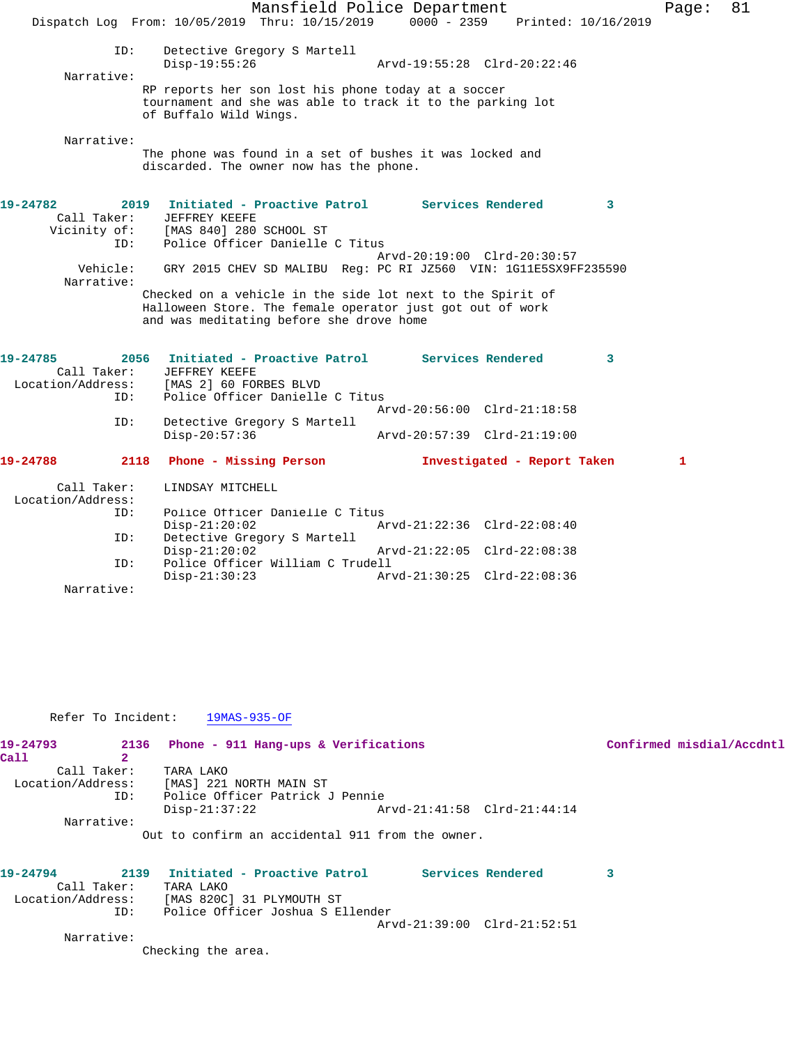ID: Detective Gregory S Martell
Disp-19:55:26 Arvd-19:55:28 Clrd-20:22:46

Narrative:
RP reports her son lost his phone today at a soccer tournament and she was able to track it to the parking lot of Buffalo Wild Wings.

Narrative:
The phone was found in a set of bushes it was locked and discarded. The owner now has the phone.

**19-24782 2019 Initiated - Proactive Patrol Services Rendered 3**

Call Taker: JEFFREY KEEFE
Vicinity of: [MAS 840] 280 SCHOOL ST
ID: Police Officer Danielle C Titus
Arvd-20:19:00 Clrd-20:30:57
Vehicle: GRY 2015 CHEV SD MALIBU Reg: PC RI JZ560 VIN: 1G11E5SX9FF235590

Narrative:
Checked on a vehicle in the side lot next to the Spirit of Halloween Store. The female operator just got out of work and was meditating before she drove home

**19-24785 2056 Initiated - Proactive Patrol Services Rendered 3**

Call Taker: JEFFREY KEEFE
Location/Address: [MAS 2] 60 FORBES BLVD
ID: Police Officer Danielle C Titus
Arvd-20:56:00 Clrd-21:18:58
ID: Detective Gregory S Martell
Disp-20:57:36 Arvd-20:57:39 Clrd-21:19:00

**19-24788 2118 Phone - Missing Person Investigated - Report Taken 1**

Call Taker: LINDSAY MITCHELL
Location/Address:
ID: Police Officer Danielle C Titus
Disp-21:20:02 Arvd-21:22:36 Clrd-22:08:40
ID: Detective Gregory S Martell
Disp-21:20:02 Arvd-21:22:05 Clrd-22:08:38
ID: Police Officer William C Trudell
Disp-21:30:23 Arvd-21:30:25 Clrd-22:08:36

Narrative:

Refer To Incident: 19MAS-935-OF

**19-24793 2136 Phone - 911 Hang-ups & Verifications Confirmed misdial/Accdntl Call 2**

Call Taker: TARA LAKO
Location/Address: [MAS] 221 NORTH MAIN ST
ID: Police Officer Patrick J Pennie
Disp-21:37:22 Arvd-21:41:58 Clrd-21:44:14

Narrative:
Out to confirm an accidental 911 from the owner.

**19-24794 2139 Initiated - Proactive Patrol Services Rendered 3**

Call Taker: TARA LAKO
Location/Address: [MAS 820C] 31 PLYMOUTH ST
ID: Police Officer Joshua S Ellender
Arvd-21:39:00 Clrd-21:52:51

Narrative:
Checking the area.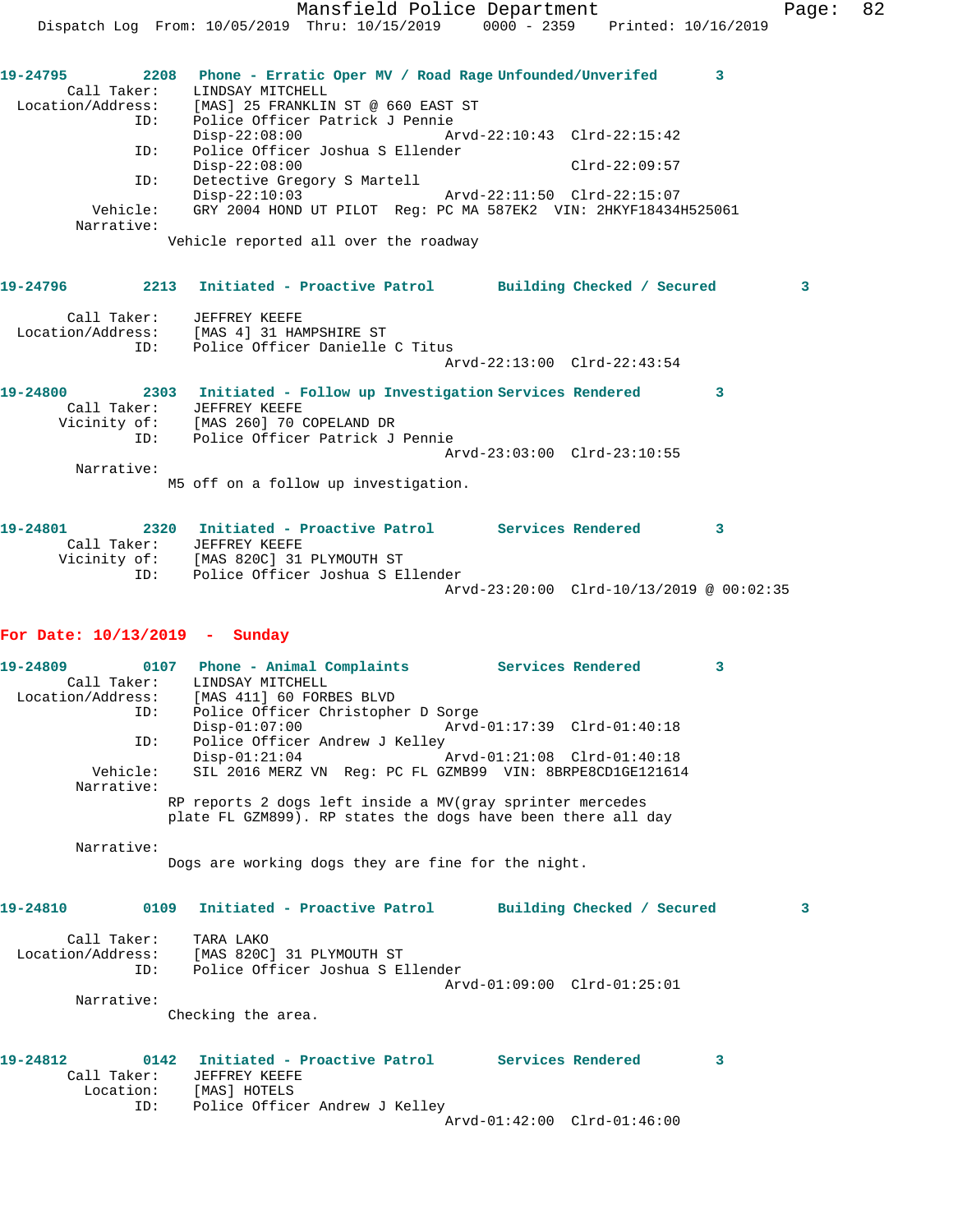**19-24795** 2208 **Phone - Erratic Oper MV / Road Rage Unfounded/Unverifed** 3

```
        Call Taker:     LINDSAY MITCHELL
  Location/Address:     [MAS] 25 FRANKLIN ST @ 660 EAST ST
                ID:     Police Officer Patrick J Pennie
                        Disp-22:08:00                   Arvd-22:10:43  Clrd-22:15:42
                ID:     Police Officer Joshua S Ellender
                        Disp-22:08:00                                  Clrd-22:09:57
                ID:     Detective Gregory S Martell
                        Disp-22:10:03                   Arvd-22:11:50  Clrd-22:15:07
           Vehicle:     GRY 2004 HOND UT PILOT  Reg: PC MA 587EK2  VIN: 2HKYF18434H525061
         Narrative:
                       Vehicle reported all over the roadway
```

**19-24796** 2213 **Initiated - Proactive Patrol Building Checked / Secured** 3

```
        Call Taker:     JEFFREY KEEFE
  Location/Address:     [MAS 4] 31 HAMPSHIRE ST
                ID:     Police Officer Danielle C Titus
                                                        Arvd-22:13:00  Clrd-22:43:54
```

**19-24800** 2303 **Initiated - Follow up Investigation Services Rendered** 3

```
        Call Taker:     JEFFREY KEEFE
       Vicinity of:     [MAS 260] 70 COPELAND DR
                ID:     Police Officer Patrick J Pennie
                                                        Arvd-23:03:00  Clrd-23:10:55
         Narrative:
                       M5 off on a follow up investigation.
```

**19-24801** 2320 **Initiated - Proactive Patrol Services Rendered** 3

```
        Call Taker:     JEFFREY KEEFE
       Vicinity of:     [MAS 820C] 31 PLYMOUTH ST
                ID:     Police Officer Joshua S Ellender
                                                        Arvd-23:20:00  Clrd-10/13/2019 @ 00:02:35
```

## For Date: 10/13/2019 - Sunday

**19-24809** 0107 **Phone - Animal Complaints Services Rendered** 3

```
        Call Taker:     LINDSAY MITCHELL
  Location/Address:     [MAS 411] 60 FORBES BLVD
                ID:     Police Officer Christopher D Sorge
                        Disp-01:07:00                   Arvd-01:17:39  Clrd-01:40:18
                ID:     Police Officer Andrew J Kelley
                        Disp-01:21:04                   Arvd-01:21:08  Clrd-01:40:18
           Vehicle:     SIL 2016 MERZ VN  Reg: PC FL GZMB99  VIN: 8BRPE8CD1GE121614
         Narrative:
                       RP reports 2 dogs left inside a MV(gray sprinter mercedes
                       plate FL GZM899). RP states the dogs have been there all day

         Narrative:
                       Dogs are working dogs they are fine for the night.
```

**19-24810** 0109 **Initiated - Proactive Patrol Building Checked / Secured** 3

```
        Call Taker:     TARA LAKO
  Location/Address:     [MAS 820C] 31 PLYMOUTH ST
                ID:     Police Officer Joshua S Ellender
                                                        Arvd-01:09:00  Clrd-01:25:01
         Narrative:
                       Checking the area.
```

**19-24812** 0142 **Initiated - Proactive Patrol Services Rendered** 3

```
        Call Taker:     JEFFREY KEEFE
          Location:     [MAS] HOTELS
                ID:     Police Officer Andrew J Kelley
                                                        Arvd-01:42:00  Clrd-01:46:00
```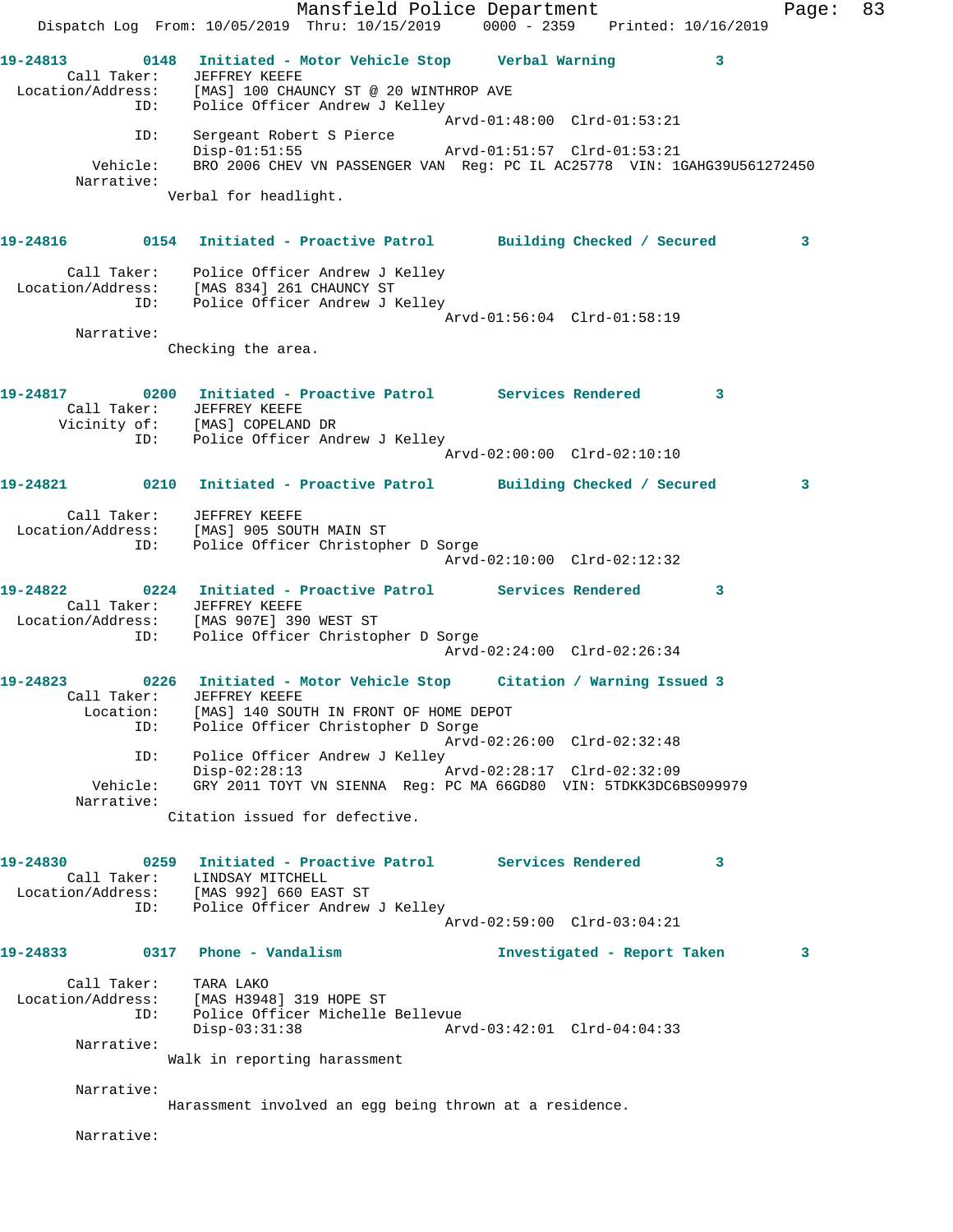**19-24813** 0148 **Initiated - Motor Vehicle Stop** **Verbal Warning** 3

Call Taker: JEFFREY KEEFE
Location/Address: [MAS] 100 CHAUNCY ST @ 20 WINTHROP AVE
ID: Police Officer Andrew J Kelley
Arvd-01:48:00 Clrd-01:53:21
ID: Sergeant Robert S Pierce
Disp-01:51:55 Arvd-01:51:57 Clrd-01:53:21
Vehicle: BRO 2006 CHEV VN PASSENGER VAN Reg: PC IL AC25778 VIN: 1GAHG39U561272450
Narrative:
Verbal for headlight.

**19-24816** 0154 **Initiated - Proactive Patrol** **Building Checked / Secured** 3

Call Taker: Police Officer Andrew J Kelley
Location/Address: [MAS 834] 261 CHAUNCY ST
ID: Police Officer Andrew J Kelley
Arvd-01:56:04 Clrd-01:58:19
Narrative:
Checking the area.

**19-24817** 0200 **Initiated - Proactive Patrol** **Services Rendered** 3

Call Taker: JEFFREY KEEFE
Vicinity of: [MAS] COPELAND DR
ID: Police Officer Andrew J Kelley
Arvd-02:00:00 Clrd-02:10:10

**19-24821** 0210 **Initiated - Proactive Patrol** **Building Checked / Secured** 3

Call Taker: JEFFREY KEEFE
Location/Address: [MAS] 905 SOUTH MAIN ST
ID: Police Officer Christopher D Sorge
Arvd-02:10:00 Clrd-02:12:32

**19-24822** 0224 **Initiated - Proactive Patrol** **Services Rendered** 3

Call Taker: JEFFREY KEEFE
Location/Address: [MAS 907E] 390 WEST ST
ID: Police Officer Christopher D Sorge
Arvd-02:24:00 Clrd-02:26:34

**19-24823** 0226 **Initiated - Motor Vehicle Stop** **Citation / Warning Issued** 3

Call Taker: JEFFREY KEEFE
Location: [MAS] 140 SOUTH IN FRONT OF HOME DEPOT
ID: Police Officer Christopher D Sorge
Arvd-02:26:00 Clrd-02:32:48
ID: Police Officer Andrew J Kelley
Disp-02:28:13 Arvd-02:28:17 Clrd-02:32:09
Vehicle: GRY 2011 TOYT VN SIENNA Reg: PC MA 66GD80 VIN: 5TDKK3DC6BS099979
Narrative:
Citation issued for defective.

**19-24830** 0259 **Initiated - Proactive Patrol** **Services Rendered** 3

Call Taker: LINDSAY MITCHELL
Location/Address: [MAS 992] 660 EAST ST
ID: Police Officer Andrew J Kelley
Arvd-02:59:00 Clrd-03:04:21

**19-24833** 0317 **Phone - Vandalism** **Investigated - Report Taken** 3

Call Taker: TARA LAKO
Location/Address: [MAS H3948] 319 HOPE ST
ID: Police Officer Michelle Bellevue
Disp-03:31:38 Arvd-03:42:01 Clrd-04:04:33
Narrative:
Walk in reporting harassment

Narrative:
Harassment involved an egg being thrown at a residence.

Narrative: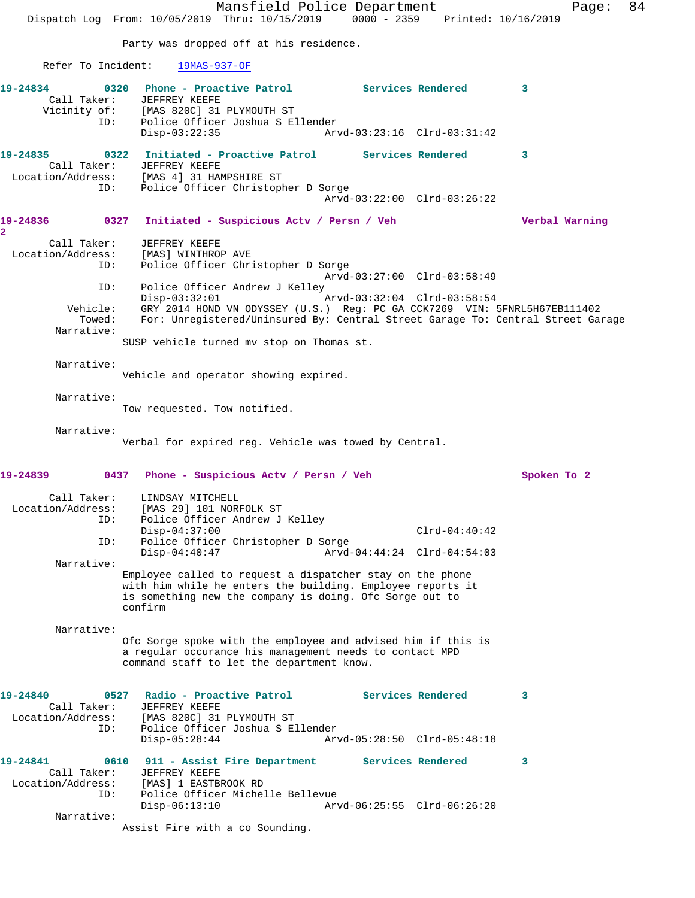Party was dropped off at his residence.

Refer To Incident: 19MAS-937-OF

**19-24834** 0320 Phone - Proactive Patrol Services Rendered 3
Call Taker: JEFFREY KEEFE
Vicinity of: [MAS 820C] 31 PLYMOUTH ST
ID: Police Officer Joshua S Ellender
Disp-03:22:35 Arvd-03:23:16 Clrd-03:31:42

**19-24835** 0322 Initiated - Proactive Patrol Services Rendered 3
Call Taker: JEFFREY KEEFE
Location/Address: [MAS 4] 31 HAMPSHIRE ST
ID: Police Officer Christopher D Sorge
Arvd-03:22:00 Clrd-03:26:22

**19-24836** 0327 Initiated - Suspicious Actv / Persn / Veh Verbal Warning 2
Call Taker: JEFFREY KEEFE
Location/Address: [MAS] WINTHROP AVE
ID: Police Officer Christopher D Sorge
Arvd-03:27:00 Clrd-03:58:49
ID: Police Officer Andrew J Kelley
Disp-03:32:01 Arvd-03:32:04 Clrd-03:58:54
Vehicle: GRY 2014 HOND VN ODYSSEY (U.S.) Reg: PC GA CCK7269 VIN: 5FNRL5H67EB111402
Towed: For: Unregistered/Uninsured By: Central Street Garage To: Central Street Garage
Narrative:
SUSP vehicle turned mv stop on Thomas st.

Narrative:
Vehicle and operator showing expired.

Narrative:
Tow requested. Tow notified.

Narrative:
Verbal for expired reg. Vehicle was towed by Central.

**19-24839** 0437 Phone - Suspicious Actv / Persn / Veh Spoken To 2
Call Taker: LINDSAY MITCHELL
Location/Address: [MAS 29] 101 NORFOLK ST
ID: Police Officer Andrew J Kelley
Disp-04:37:00 Clrd-04:40:42
ID: Police Officer Christopher D Sorge
Disp-04:40:47 Arvd-04:44:24 Clrd-04:54:03
Narrative:
Employee called to request a dispatcher stay on the phone with him while he enters the building. Employee reports it is something new the company is doing. Ofc Sorge out to confirm

Narrative:
Ofc Sorge spoke with the employee and advised him if this is a regular occurance his management needs to contact MPD command staff to let the department know.

**19-24840** 0527 Radio - Proactive Patrol Services Rendered 3
Call Taker: JEFFREY KEEFE
Location/Address: [MAS 820C] 31 PLYMOUTH ST
ID: Police Officer Joshua S Ellender
Disp-05:28:44 Arvd-05:28:50 Clrd-05:48:18

**19-24841** 0610 911 - Assist Fire Department Services Rendered 3
Call Taker: JEFFREY KEEFE
Location/Address: [MAS] 1 EASTBROOK RD
ID: Police Officer Michelle Bellevue
Disp-06:13:10 Arvd-06:25:55 Clrd-06:26:20
Narrative:
Assist Fire with a co Sounding.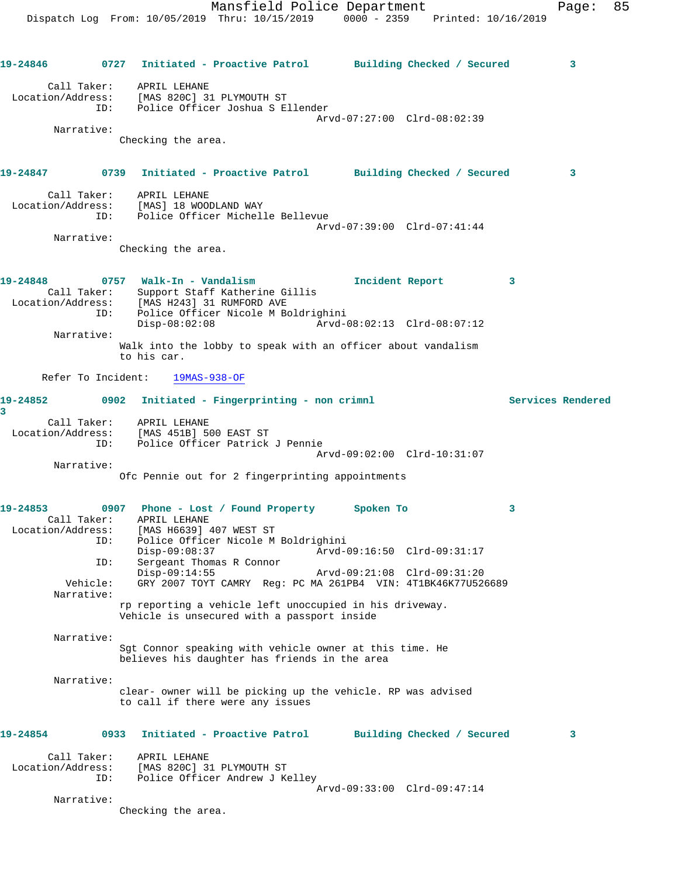**19-24846** 0727 **Initiated - Proactive Patrol** **Building Checked / Secured** 3

Call Taker: APRIL LEHANE
Location/Address: [MAS 820C] 31 PLYMOUTH ST
ID: Police Officer Joshua S Ellender
Arvd-07:27:00 Clrd-08:02:39

Narrative:
Checking the area.

**19-24847** 0739 **Initiated - Proactive Patrol** **Building Checked / Secured** 3

Call Taker: APRIL LEHANE
Location/Address: [MAS] 18 WOODLAND WAY
ID: Police Officer Michelle Bellevue
Arvd-07:39:00 Clrd-07:41:44

Narrative:
Checking the area.

**19-24848** 0757 **Walk-In - Vandalism** **Incident Report** 3

Call Taker: Support Staff Katherine Gillis
Location/Address: [MAS H243] 31 RUMFORD AVE
ID: Police Officer Nicole M Boldrighini
Disp-08:02:08 Arvd-08:02:13 Clrd-08:07:12

Narrative:
Walk into the lobby to speak with an officer about vandalism to his car.

Refer To Incident: 19MAS-938-OF

**19-24852** 0902 **Initiated - Fingerprinting - non crimnl** **Services Rendered** 3

Call Taker: APRIL LEHANE
Location/Address: [MAS 451B] 500 EAST ST
ID: Police Officer Patrick J Pennie
Arvd-09:02:00 Clrd-10:31:07

Narrative:
Ofc Pennie out for 2 fingerprinting appointments

**19-24853** 0907 **Phone - Lost / Found Property** **Spoken To** 3

Call Taker: APRIL LEHANE
Location/Address: [MAS H6639] 407 WEST ST
ID: Police Officer Nicole M Boldrighini
Disp-09:08:37 Arvd-09:16:50 Clrd-09:31:17
ID: Sergeant Thomas R Connor
Disp-09:14:55 Arvd-09:21:08 Clrd-09:31:20
Vehicle: GRY 2007 TOYT CAMRY Reg: PC MA 261PB4 VIN: 4T1BK46K77U526689

Narrative:
rp reporting a vehicle left unoccupied in his driveway. Vehicle is unsecured with a passport inside

Narrative:
Sgt Connor speaking with vehicle owner at this time. He believes his daughter has friends in the area

Narrative:
clear- owner will be picking up the vehicle. RP was advised to call if there were any issues

**19-24854** 0933 **Initiated - Proactive Patrol** **Building Checked / Secured** 3

Call Taker: APRIL LEHANE
Location/Address: [MAS 820C] 31 PLYMOUTH ST
ID: Police Officer Andrew J Kelley
Arvd-09:33:00 Clrd-09:47:14

Narrative:
Checking the area.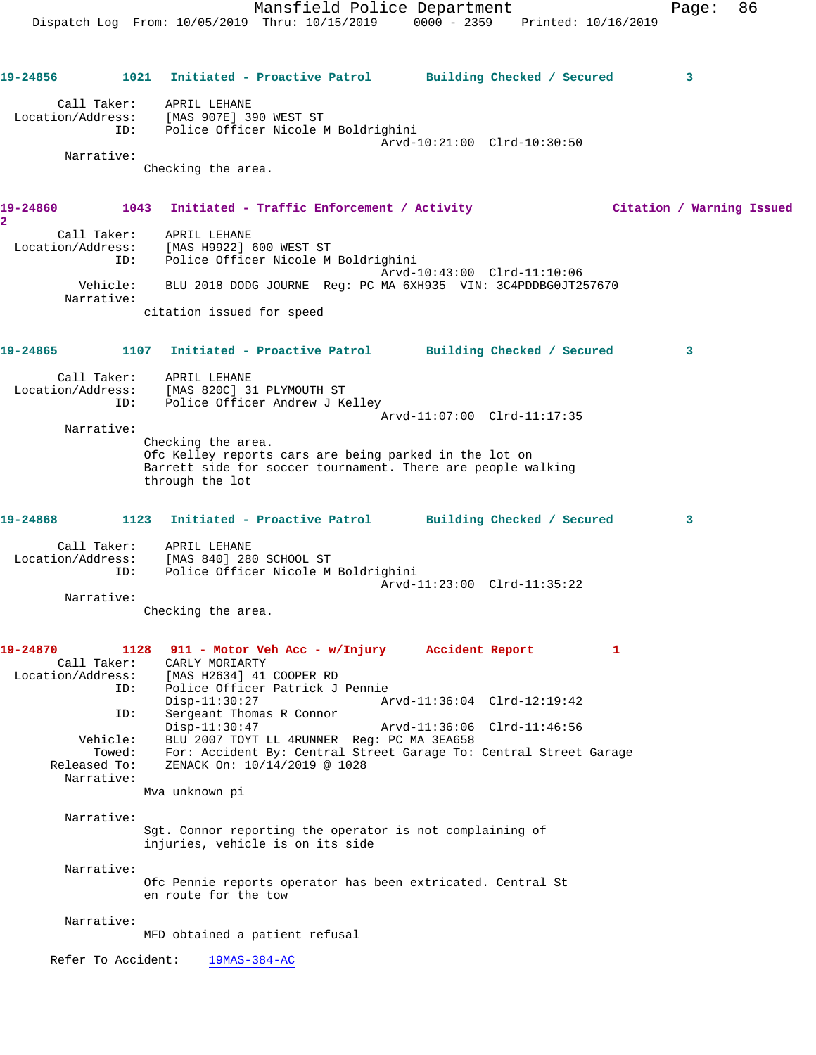**19-24856** 1021 **Initiated - Proactive Patrol** **Building Checked / Secured** 3

```
        Call Taker:    APRIL LEHANE
  Location/Address:    [MAS 907E] 390 WEST ST
                ID:    Police Officer Nicole M Boldrighini
                                              Arvd-10:21:00  Clrd-10:30:50
         Narrative:
                Checking the area.
```

**19-24860** 1043 **Initiated - Traffic Enforcement / Activity** **Citation / Warning Issued** 2

```
        Call Taker:    APRIL LEHANE
  Location/Address:    [MAS H9922] 600 WEST ST
                ID:    Police Officer Nicole M Boldrighini
                                              Arvd-10:43:00  Clrd-11:10:06
           Vehicle:    BLU 2018 DODG JOURNE  Reg: PC MA 6XH935  VIN: 3C4PDDBG0JT257670
         Narrative:
                citation issued for speed
```

**19-24865** 1107 **Initiated - Proactive Patrol** **Building Checked / Secured** 3

```
        Call Taker:    APRIL LEHANE
  Location/Address:    [MAS 820C] 31 PLYMOUTH ST
                ID:    Police Officer Andrew J Kelley
                                              Arvd-11:07:00  Clrd-11:17:35
         Narrative:
                Checking the area.
                Ofc Kelley reports cars are being parked in the lot on
                Barrett side for soccer tournament. There are people walking
                through the lot
```

**19-24868** 1123 **Initiated - Proactive Patrol** **Building Checked / Secured** 3

```
        Call Taker:    APRIL LEHANE
  Location/Address:    [MAS 840] 280 SCHOOL ST
                ID:    Police Officer Nicole M Boldrighini
                                              Arvd-11:23:00  Clrd-11:35:22
         Narrative:
                Checking the area.
```

**19-24870** 1128 **911 - Motor Veh Acc - w/Injury** **Accident Report** 1

```
        Call Taker:    CARLY MORIARTY
  Location/Address:    [MAS H2634] 41 COOPER RD
                ID:    Police Officer Patrick J Pennie
                       Disp-11:30:27          Arvd-11:36:04  Clrd-12:19:42
                ID:    Sergeant Thomas R Connor
                       Disp-11:30:47          Arvd-11:36:06  Clrd-11:46:56
           Vehicle:    BLU 2007 TOYT LL 4RUNNER  Reg: PC MA 3EA658
             Towed:    For: Accident By: Central Street Garage To: Central Street Garage
      Released To:     ZENACK On: 10/14/2019 @ 1028
         Narrative:
                Mva unknown pi

         Narrative:
                Sgt. Connor reporting the operator is not complaining of
                injuries, vehicle is on its side

         Narrative:
                Ofc Pennie reports operator has been extricated. Central St
                en route for the tow

         Narrative:
                MFD obtained a patient refusal

      Refer To Accident:    19MAS-384-AC
```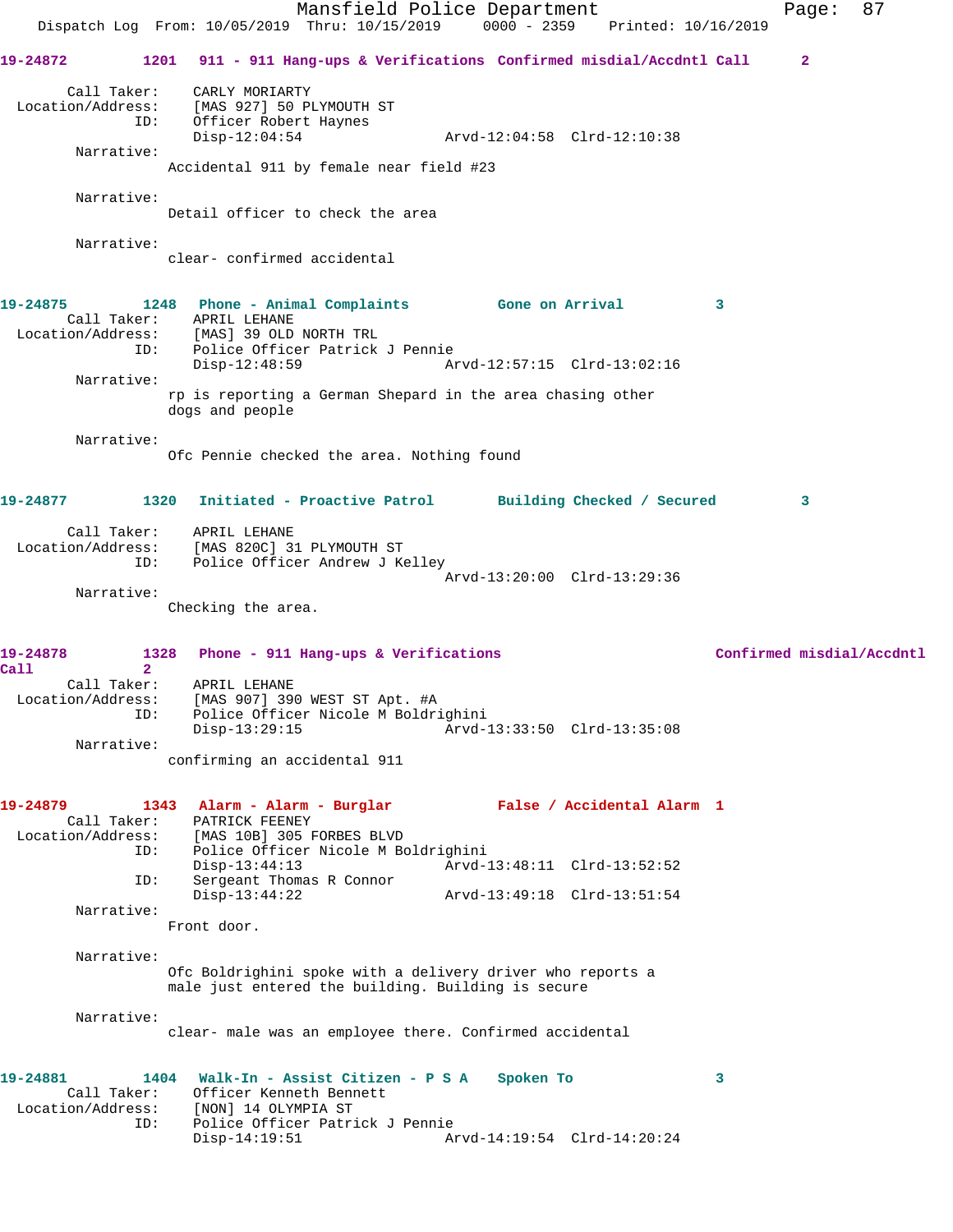**19-24872** 1201 911 - 911 Hang-ups & Verifications Confirmed misdial/Accdntl Call 2

Call Taker: CARLY MORIARTY
Location/Address: [MAS 927] 50 PLYMOUTH ST
ID: Officer Robert Haynes
Disp-12:04:54 Arvd-12:04:58 Clrd-12:10:38

Narrative:
Accidental 911 by female near field #23

Narrative:
Detail officer to check the area

Narrative:
clear- confirmed accidental

**19-24875** 1248 Phone - Animal Complaints Gone on Arrival 3

Call Taker: APRIL LEHANE
Location/Address: [MAS] 39 OLD NORTH TRL
ID: Police Officer Patrick J Pennie
Disp-12:48:59 Arvd-12:57:15 Clrd-13:02:16

Narrative:
rp is reporting a German Shepard in the area chasing other dogs and people

Narrative:
Ofc Pennie checked the area. Nothing found

**19-24877** 1320 Initiated - Proactive Patrol Building Checked / Secured 3

Call Taker: APRIL LEHANE
Location/Address: [MAS 820C] 31 PLYMOUTH ST
ID: Police Officer Andrew J Kelley
Arvd-13:20:00 Clrd-13:29:36

Narrative:
Checking the area.

**19-24878** 1328 Phone - 911 Hang-ups & Verifications Confirmed misdial/Accdntl Call 2

Call Taker: APRIL LEHANE
Location/Address: [MAS 907] 390 WEST ST Apt. #A
ID: Police Officer Nicole M Boldrighini
Disp-13:29:15 Arvd-13:33:50 Clrd-13:35:08

Narrative:
confirming an accidental 911

**19-24879** 1343 Alarm - Alarm - Burglar False / Accidental Alarm 1

Call Taker: PATRICK FEENEY
Location/Address: [MAS 10B] 305 FORBES BLVD
ID: Police Officer Nicole M Boldrighini
Disp-13:44:13 Arvd-13:48:11 Clrd-13:52:52
ID: Sergeant Thomas R Connor
Disp-13:44:22 Arvd-13:49:18 Clrd-13:51:54

Narrative:
Front door.

Narrative:
Ofc Boldrighini spoke with a delivery driver who reports a male just entered the building. Building is secure

Narrative:
clear- male was an employee there. Confirmed accidental

**19-24881** 1404 Walk-In - Assist Citizen - P S A Spoken To 3

Call Taker: Officer Kenneth Bennett
Location/Address: [NON] 14 OLYMPIA ST
ID: Police Officer Patrick J Pennie
Disp-14:19:51 Arvd-14:19:54 Clrd-14:20:24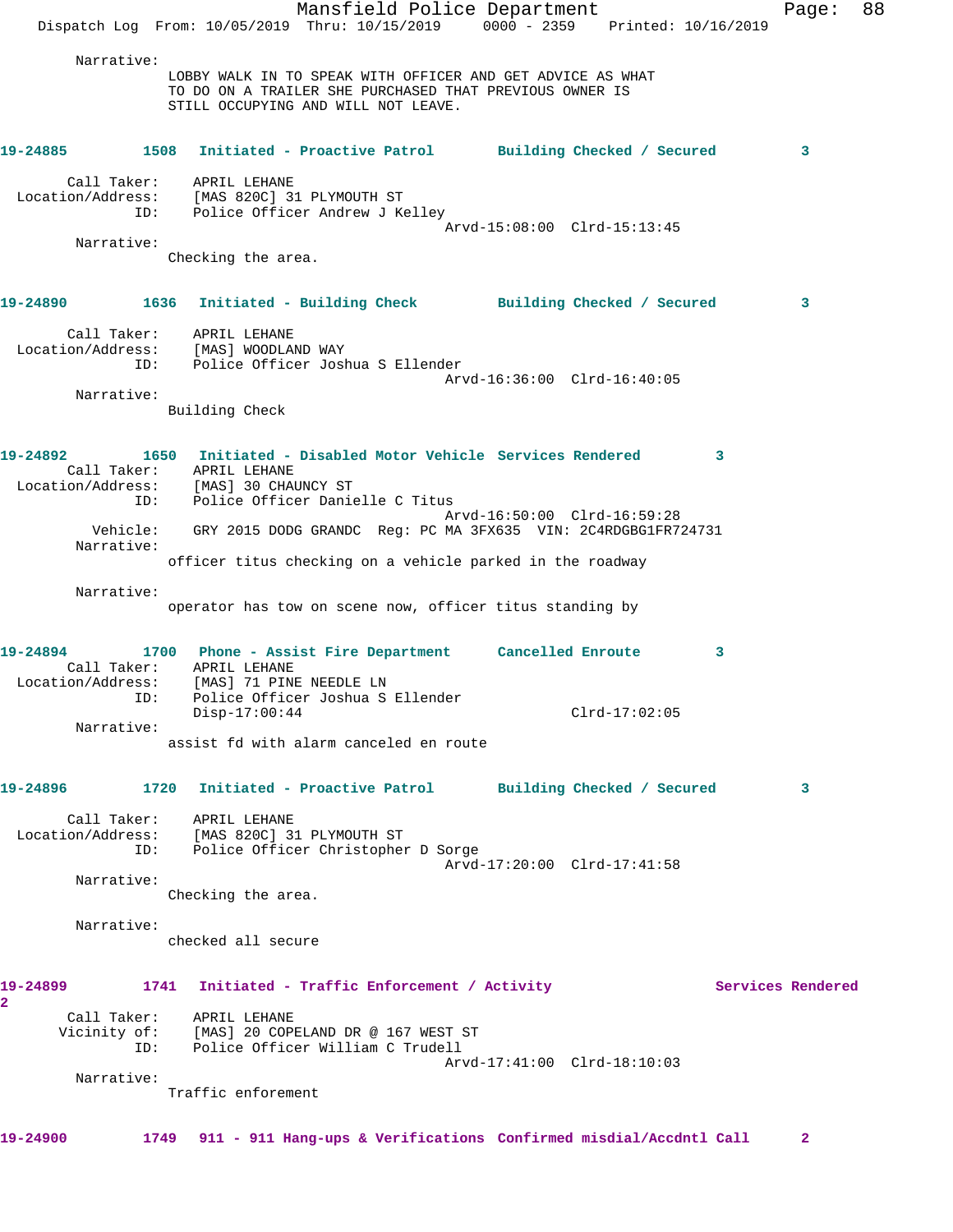Narrative:
LOBBY WALK IN TO SPEAK WITH OFFICER AND GET ADVICE AS WHAT TO DO ON A TRAILER SHE PURCHASED THAT PREVIOUS OWNER IS STILL OCCUPYING AND WILL NOT LEAVE.

**19-24885 1508 Initiated - Proactive Patrol Building Checked / Secured 3**

Call Taker: APRIL LEHANE
Location/Address: [MAS 820C] 31 PLYMOUTH ST
ID: Police Officer Andrew J Kelley
Arvd-15:08:00 Clrd-15:13:45
Narrative:
Checking the area.

**19-24890 1636 Initiated - Building Check Building Checked / Secured 3**

Call Taker: APRIL LEHANE
Location/Address: [MAS] WOODLAND WAY
ID: Police Officer Joshua S Ellender
Arvd-16:36:00 Clrd-16:40:05
Narrative:
Building Check

**19-24892 1650 Initiated - Disabled Motor Vehicle Services Rendered 3**

Call Taker: APRIL LEHANE
Location/Address: [MAS] 30 CHAUNCY ST
ID: Police Officer Danielle C Titus
Arvd-16:50:00 Clrd-16:59:28
Vehicle: GRY 2015 DODG GRANDC Reg: PC MA 3FX635 VIN: 2C4RDGBG1FR724731
Narrative:
officer titus checking on a vehicle parked in the roadway

Narrative:
operator has tow on scene now, officer titus standing by

**19-24894 1700 Phone - Assist Fire Department Cancelled Enroute 3**

Call Taker: APRIL LEHANE
Location/Address: [MAS] 71 PINE NEEDLE LN
ID: Police Officer Joshua S Ellender
Disp-17:00:44 Clrd-17:02:05
Narrative:
assist fd with alarm canceled en route

**19-24896 1720 Initiated - Proactive Patrol Building Checked / Secured 3**

Call Taker: APRIL LEHANE
Location/Address: [MAS 820C] 31 PLYMOUTH ST
ID: Police Officer Christopher D Sorge
Arvd-17:20:00 Clrd-17:41:58
Narrative:
Checking the area.

Narrative:
checked all secure

**19-24899 1741 Initiated - Traffic Enforcement / Activity Services Rendered 2**

Call Taker: APRIL LEHANE
Vicinity of: [MAS] 20 COPELAND DR @ 167 WEST ST
ID: Police Officer William C Trudell
Arvd-17:41:00 Clrd-18:10:03
Narrative:
Traffic enforement

**19-24900 1749 911 - 911 Hang-ups & Verifications Confirmed misdial/Accdntl Call 2**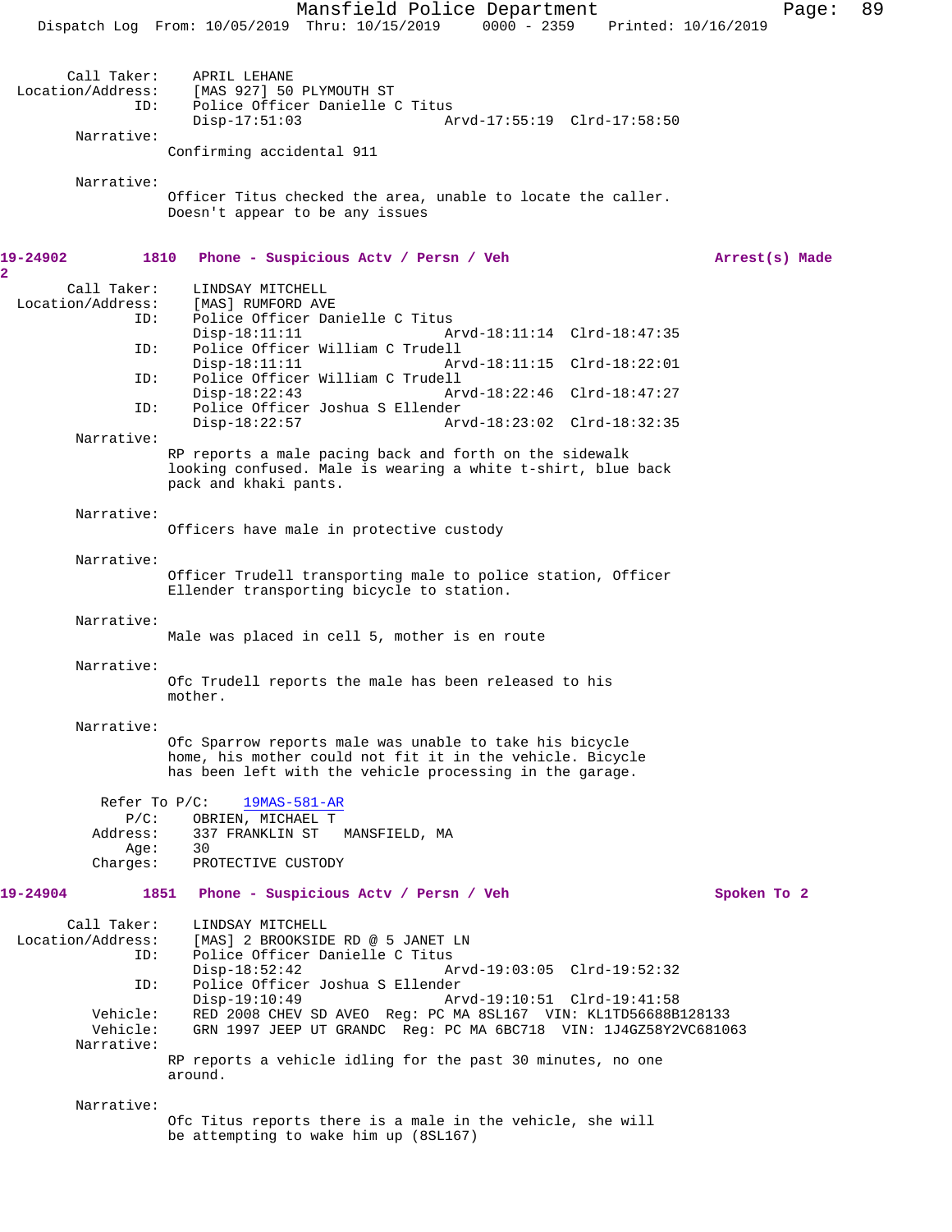Call Taker: APRIL LEHANE
Location/Address: [MAS 927] 50 PLYMOUTH ST
ID: Police Officer Danielle C Titus
Disp-17:51:03 Arvd-17:55:19 Clrd-17:58:50

Narrative:
Confirming accidental 911

Narrative:
Officer Titus checked the area, unable to locate the caller. Doesn't appear to be any issues

**19-24902 1810 Phone - Suspicious Actv / Persn / Veh — Arrest(s) Made 2**

Call Taker: LINDSAY MITCHELL
Location/Address: [MAS] RUMFORD AVE
ID: Police Officer Danielle C Titus
Disp-18:11:11 Arvd-18:11:14 Clrd-18:47:35
ID: Police Officer William C Trudell
Disp-18:11:11 Arvd-18:11:15 Clrd-18:22:01
ID: Police Officer William C Trudell
Disp-18:22:43 Arvd-18:22:46 Clrd-18:47:27
ID: Police Officer Joshua S Ellender
Disp-18:22:57 Arvd-18:23:02 Clrd-18:32:35

Narrative:
RP reports a male pacing back and forth on the sidewalk looking confused. Male is wearing a white t-shirt, blue back pack and khaki pants.

Narrative:
Officers have male in protective custody

Narrative:
Officer Trudell transporting male to police station, Officer Ellender transporting bicycle to station.

Narrative:
Male was placed in cell 5, mother is en route

Narrative:
Ofc Trudell reports the male has been released to his mother.

Narrative:
Ofc Sparrow reports male was unable to take his bicycle home, his mother could not fit it in the vehicle. Bicycle has been left with the vehicle processing in the garage.

Refer To P/C: 19MAS-581-AR
P/C: OBRIEN, MICHAEL T
Address: 337 FRANKLIN ST MANSFIELD, MA
Age: 30
Charges: PROTECTIVE CUSTODY

**19-24904 1851 Phone - Suspicious Actv / Persn / Veh — Spoken To 2**

Call Taker: LINDSAY MITCHELL
Location/Address: [MAS] 2 BROOKSIDE RD @ 5 JANET LN
ID: Police Officer Danielle C Titus
Disp-18:52:42 Arvd-19:03:05 Clrd-19:52:32
ID: Police Officer Joshua S Ellender
Disp-19:10:49 Arvd-19:10:51 Clrd-19:41:58
Vehicle: RED 2008 CHEV SD AVEO Reg: PC MA 8SL167 VIN: KL1TD56688B128133
Vehicle: GRN 1997 JEEP UT GRANDC Reg: PC MA 6BC718 VIN: 1J4GZ58Y2VC681063

Narrative:
RP reports a vehicle idling for the past 30 minutes, no one around.

Narrative:
Ofc Titus reports there is a male in the vehicle, she will be attempting to wake him up (8SL167)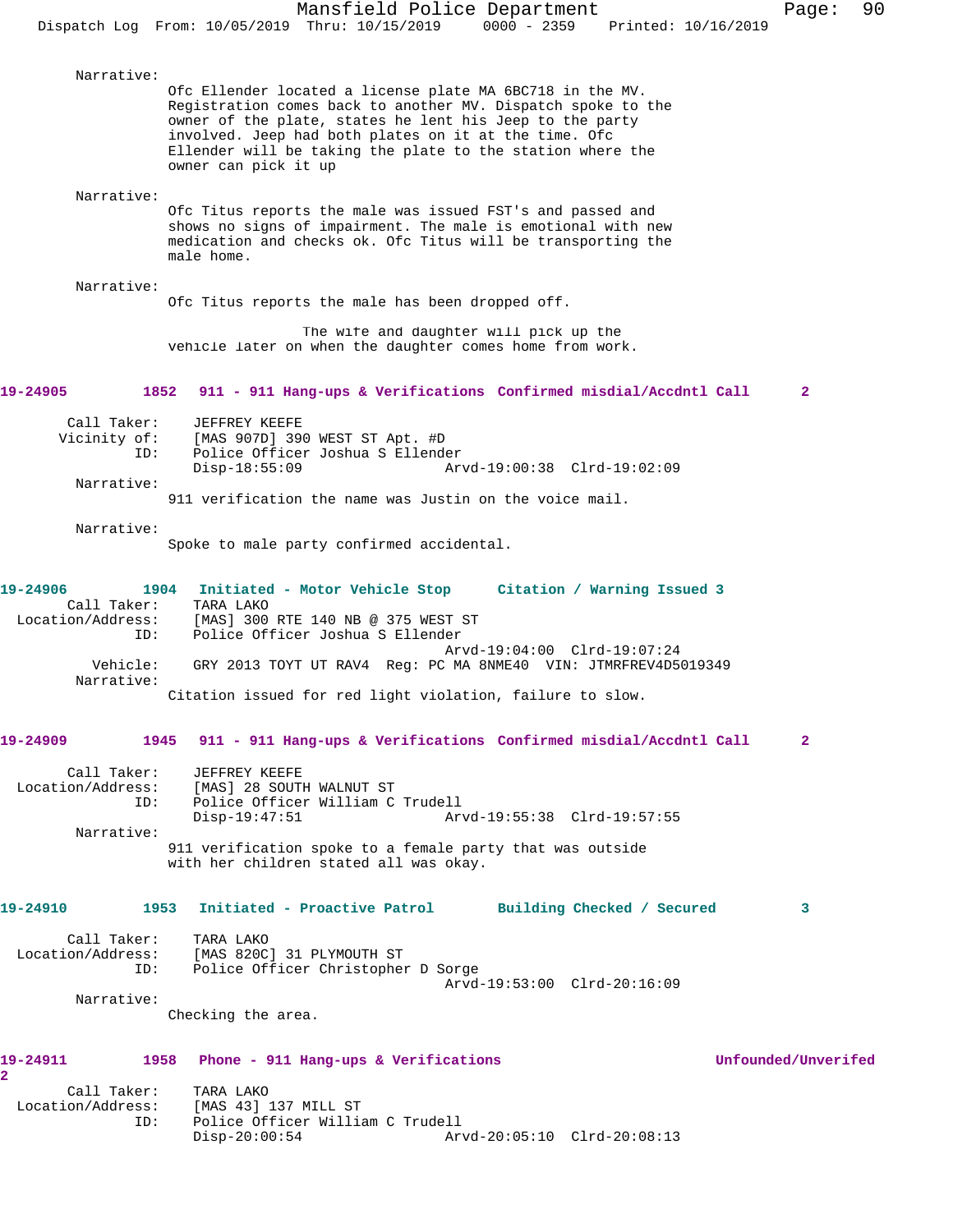Narrative:
Ofc Ellender located a license plate MA 6BC718 in the MV. Registration comes back to another MV. Dispatch spoke to the owner of the plate, states he lent his Jeep to the party involved. Jeep had both plates on it at the time. Ofc Ellender will be taking the plate to the station where the owner can pick it up

Narrative:
Ofc Titus reports the male was issued FST's and passed and shows no signs of impairment. The male is emotional with new medication and checks ok. Ofc Titus will be transporting the male home.

Narrative:
Ofc Titus reports the male has been dropped off.

The wife and daughter will pick up the vehicle later on when the daughter comes home from work.

**19-24905 1852 911 - 911 Hang-ups & Verifications Confirmed misdial/Accdntl Call 2**

Call Taker: JEFFREY KEEFE
Vicinity of: [MAS 907D] 390 WEST ST Apt. #D
ID: Police Officer Joshua S Ellender
Disp-18:55:09 Arvd-19:00:38 Clrd-19:02:09

Narrative:
911 verification the name was Justin on the voice mail.

Narrative:
Spoke to male party confirmed accidental.

**19-24906 1904 Initiated - Motor Vehicle Stop Citation / Warning Issued 3**

Call Taker: TARA LAKO
Location/Address: [MAS] 300 RTE 140 NB @ 375 WEST ST
ID: Police Officer Joshua S Ellender
Arvd-19:04:00 Clrd-19:07:24
Vehicle: GRY 2013 TOYT UT RAV4 Reg: PC MA 8NME40 VIN: JTMRFREV4D5019349

Narrative:
Citation issued for red light violation, failure to slow.

**19-24909 1945 911 - 911 Hang-ups & Verifications Confirmed misdial/Accdntl Call 2**

Call Taker: JEFFREY KEEFE
Location/Address: [MAS] 28 SOUTH WALNUT ST
ID: Police Officer William C Trudell
Disp-19:47:51 Arvd-19:55:38 Clrd-19:57:55

Narrative:
911 verification spoke to a female party that was outside with her children stated all was okay.

**19-24910 1953 Initiated - Proactive Patrol Building Checked / Secured 3**

Call Taker: TARA LAKO
Location/Address: [MAS 820C] 31 PLYMOUTH ST
ID: Police Officer Christopher D Sorge
Arvd-19:53:00 Clrd-20:16:09

Narrative:
Checking the area.

**19-24911 1958 Phone - 911 Hang-ups & Verifications Unfounded/Unverifed 2**

Call Taker: TARA LAKO
Location/Address: [MAS 43] 137 MILL ST
ID: Police Officer William C Trudell
Disp-20:00:54 Arvd-20:05:10 Clrd-20:08:13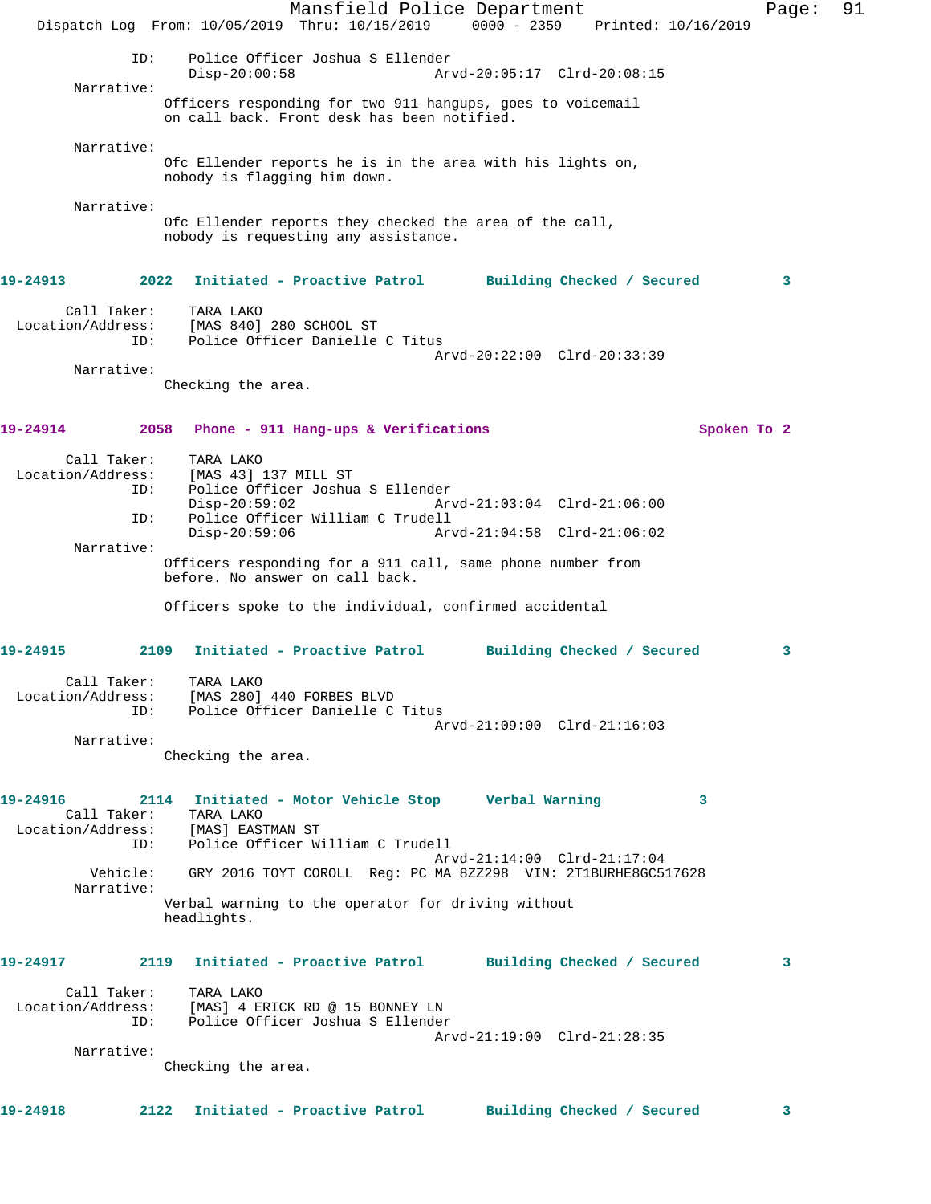ID: Police Officer Joshua S Ellender
Disp-20:00:58 Arvd-20:05:17 Clrd-20:08:15

Narrative:
Officers responding for two 911 hangups, goes to voicemail on call back. Front desk has been notified.

Narrative:
Ofc Ellender reports he is in the area with his lights on, nobody is flagging him down.

Narrative:
Ofc Ellender reports they checked the area of the call, nobody is requesting any assistance.

**19-24913 2022 Initiated - Proactive Patrol Building Checked / Secured 3**

Call Taker: TARA LAKO
Location/Address: [MAS 840] 280 SCHOOL ST
ID: Police Officer Danielle C Titus
Arvd-20:22:00 Clrd-20:33:39

Narrative:
Checking the area.

**19-24914 2058 Phone - 911 Hang-ups & Verifications Spoken To 2**

Call Taker: TARA LAKO
Location/Address: [MAS 43] 137 MILL ST
ID: Police Officer Joshua S Ellender
Disp-20:59:02 Arvd-21:03:04 Clrd-21:06:00
ID: Police Officer William C Trudell
Disp-20:59:06 Arvd-21:04:58 Clrd-21:06:02

Narrative:
Officers responding for a 911 call, same phone number from before. No answer on call back.

Officers spoke to the individual, confirmed accidental

**19-24915 2109 Initiated - Proactive Patrol Building Checked / Secured 3**

Call Taker: TARA LAKO
Location/Address: [MAS 280] 440 FORBES BLVD
ID: Police Officer Danielle C Titus
Arvd-21:09:00 Clrd-21:16:03

Narrative:
Checking the area.

**19-24916 2114 Initiated - Motor Vehicle Stop Verbal Warning 3**

Call Taker: TARA LAKO
Location/Address: [MAS] EASTMAN ST
ID: Police Officer William C Trudell
Arvd-21:14:00 Clrd-21:17:04
Vehicle: GRY 2016 TOYT COROLL Reg: PC MA 8ZZ298 VIN: 2T1BURHE8GC517628

Narrative:
Verbal warning to the operator for driving without headlights.

**19-24917 2119 Initiated - Proactive Patrol Building Checked / Secured 3**

Call Taker: TARA LAKO
Location/Address: [MAS] 4 ERICK RD @ 15 BONNEY LN
ID: Police Officer Joshua S Ellender
Arvd-21:19:00 Clrd-21:28:35

Narrative:
Checking the area.

**19-24918 2122 Initiated - Proactive Patrol Building Checked / Secured 3**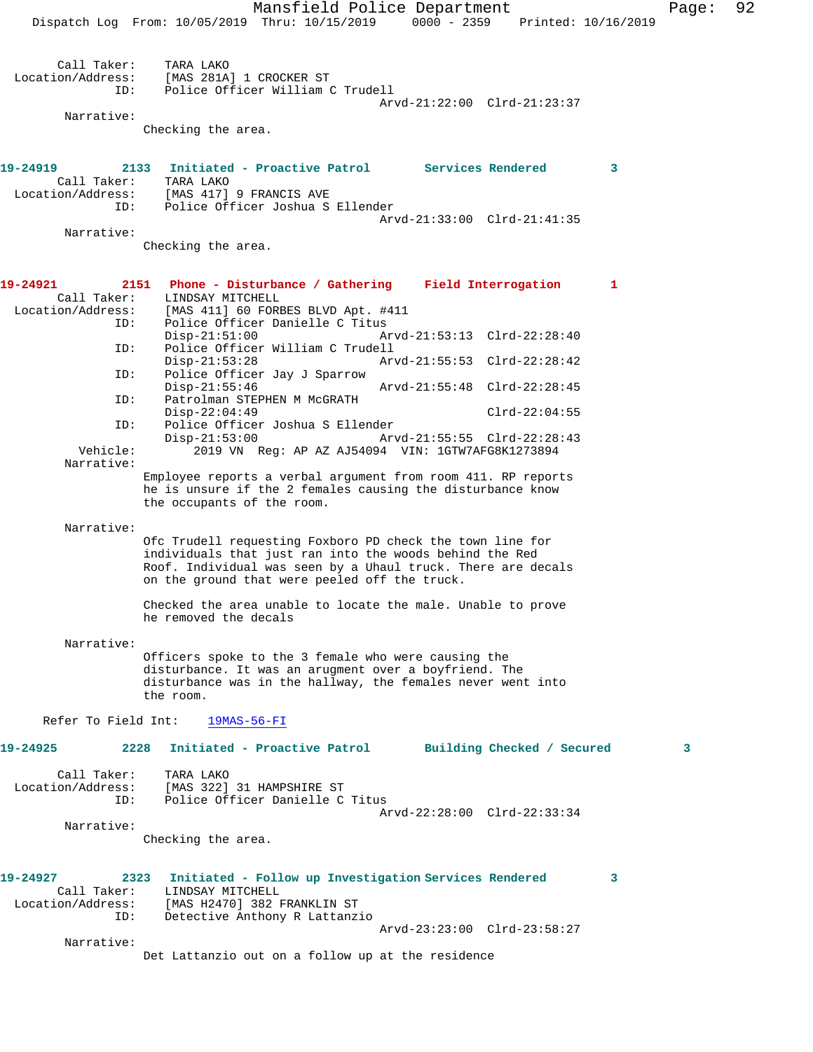Call Taker: TARA LAKO
Location/Address: [MAS 281A] 1 CROCKER ST
ID: Police Officer William C Trudell
Arvd-21:22:00 Clrd-21:23:37

Narrative:
Checking the area.

**19-24919** 2133 **Initiated - Proactive Patrol** **Services Rendered** 3

Call Taker: TARA LAKO
Location/Address: [MAS 417] 9 FRANCIS AVE
ID: Police Officer Joshua S Ellender
Arvd-21:33:00 Clrd-21:41:35

Narrative:
Checking the area.

**19-24921** 2151 **Phone - Disturbance / Gathering** **Field Interrogation** 1

Call Taker: LINDSAY MITCHELL
Location/Address: [MAS 411] 60 FORBES BLVD Apt. #411
ID: Police Officer Danielle C Titus
Disp-21:51:00 Arvd-21:53:13 Clrd-22:28:40
ID: Police Officer William C Trudell
Disp-21:53:28 Arvd-21:55:53 Clrd-22:28:42
ID: Police Officer Jay J Sparrow
Disp-21:55:46 Arvd-21:55:48 Clrd-22:28:45
ID: Patrolman STEPHEN M McGRATH
Disp-22:04:49 Clrd-22:04:55
ID: Police Officer Joshua S Ellender
Disp-21:53:00 Arvd-21:55:55 Clrd-22:28:43
Vehicle: 2019 VN Reg: AP AZ AJ54094 VIN: 1GTW7AFG8K1273894

Narrative:
Employee reports a verbal argument from room 411. RP reports he is unsure if the 2 females causing the disturbance know the occupants of the room.

Narrative:
Ofc Trudell requesting Foxboro PD check the town line for individuals that just ran into the woods behind the Red Roof. Individual was seen by a Uhaul truck. There are decals on the ground that were peeled off the truck.

Checked the area unable to locate the male. Unable to prove he removed the decals

Narrative:
Officers spoke to the 3 female who were causing the disturbance. It was an arugment over a boyfriend. The disturbance was in the hallway, the females never went into the room.

Refer To Field Int: 19MAS-56-FI

**19-24925** 2228 **Initiated - Proactive Patrol** **Building Checked / Secured** 3

Call Taker: TARA LAKO
Location/Address: [MAS 322] 31 HAMPSHIRE ST
ID: Police Officer Danielle C Titus
Arvd-22:28:00 Clrd-22:33:34

Narrative:
Checking the area.

**19-24927** 2323 **Initiated - Follow up Investigation** **Services Rendered** 3

Call Taker: LINDSAY MITCHELL
Location/Address: [MAS H2470] 382 FRANKLIN ST
ID: Detective Anthony R Lattanzio
Arvd-23:23:00 Clrd-23:58:27

Narrative:
Det Lattanzio out on a follow up at the residence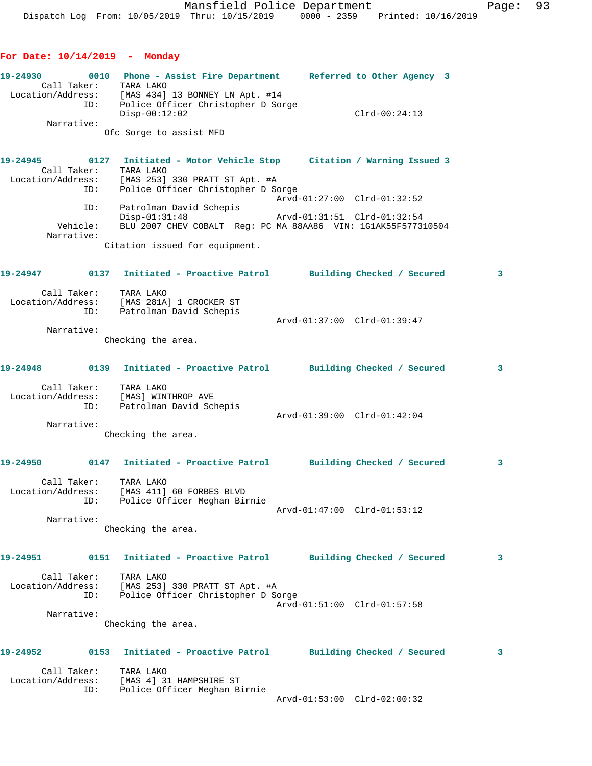## For Date: 10/14/2019 - Monday

**19-24930 0010 Phone - Assist Fire Department Referred to Other Agency 3**

Call Taker: TARA LAKO
Location/Address: [MAS 434] 13 BONNEY LN Apt. #14
ID: Police Officer Christopher D Sorge
Disp-00:12:02 Clrd-00:24:13
Narrative:
Ofc Sorge to assist MFD

**19-24945 0127 Initiated - Motor Vehicle Stop Citation / Warning Issued 3**

Call Taker: TARA LAKO
Location/Address: [MAS 253] 330 PRATT ST Apt. #A
ID: Police Officer Christopher D Sorge
Arvd-01:27:00 Clrd-01:32:52
ID: Patrolman David Schepis
Disp-01:31:48 Arvd-01:31:51 Clrd-01:32:54
Vehicle: BLU 2007 CHEV COBALT Reg: PC MA 88AA86 VIN: 1G1AK55F577310504
Narrative:
Citation issued for equipment.

**19-24947 0137 Initiated - Proactive Patrol Building Checked / Secured 3**

Call Taker: TARA LAKO
Location/Address: [MAS 281A] 1 CROCKER ST
ID: Patrolman David Schepis
Arvd-01:37:00 Clrd-01:39:47
Narrative:
Checking the area.

**19-24948 0139 Initiated - Proactive Patrol Building Checked / Secured 3**

Call Taker: TARA LAKO
Location/Address: [MAS] WINTHROP AVE
ID: Patrolman David Schepis
Arvd-01:39:00 Clrd-01:42:04
Narrative:
Checking the area.

**19-24950 0147 Initiated - Proactive Patrol Building Checked / Secured 3**

Call Taker: TARA LAKO
Location/Address: [MAS 411] 60 FORBES BLVD
ID: Police Officer Meghan Birnie
Arvd-01:47:00 Clrd-01:53:12
Narrative:
Checking the area.

**19-24951 0151 Initiated - Proactive Patrol Building Checked / Secured 3**

Call Taker: TARA LAKO
Location/Address: [MAS 253] 330 PRATT ST Apt. #A
ID: Police Officer Christopher D Sorge
Arvd-01:51:00 Clrd-01:57:58
Narrative:
Checking the area.

**19-24952 0153 Initiated - Proactive Patrol Building Checked / Secured 3**

Call Taker: TARA LAKO
Location/Address: [MAS 4] 31 HAMPSHIRE ST
ID: Police Officer Meghan Birnie
Arvd-01:53:00 Clrd-02:00:32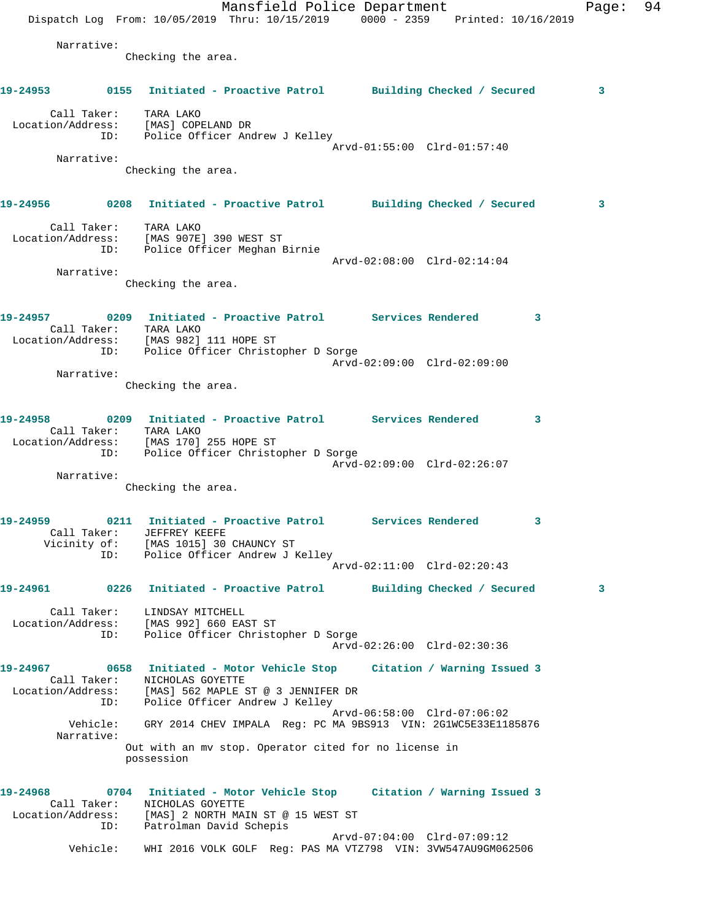Narrative:
Checking the area.

**19-24953** 0155 **Initiated - Proactive Patrol** **Building Checked / Secured** 3

Call Taker: TARA LAKO
Location/Address: [MAS] COPELAND DR
ID: Police Officer Andrew J Kelley
Arvd-01:55:00 Clrd-01:57:40

Narrative:
Checking the area.

**19-24956** 0208 **Initiated - Proactive Patrol** **Building Checked / Secured** 3

Call Taker: TARA LAKO
Location/Address: [MAS 907E] 390 WEST ST
ID: Police Officer Meghan Birnie
Arvd-02:08:00 Clrd-02:14:04

Narrative:
Checking the area.

**19-24957** 0209 **Initiated - Proactive Patrol** **Services Rendered** 3

Call Taker: TARA LAKO
Location/Address: [MAS 982] 111 HOPE ST
ID: Police Officer Christopher D Sorge
Arvd-02:09:00 Clrd-02:09:00

Narrative:
Checking the area.

**19-24958** 0209 **Initiated - Proactive Patrol** **Services Rendered** 3

Call Taker: TARA LAKO
Location/Address: [MAS 170] 255 HOPE ST
ID: Police Officer Christopher D Sorge
Arvd-02:09:00 Clrd-02:26:07

Narrative:
Checking the area.

**19-24959** 0211 **Initiated - Proactive Patrol** **Services Rendered** 3

Call Taker: JEFFREY KEEFE
Vicinity of: [MAS 1015] 30 CHAUNCY ST
ID: Police Officer Andrew J Kelley
Arvd-02:11:00 Clrd-02:20:43

**19-24961** 0226 **Initiated - Proactive Patrol** **Building Checked / Secured** 3

Call Taker: LINDSAY MITCHELL
Location/Address: [MAS 992] 660 EAST ST
ID: Police Officer Christopher D Sorge
Arvd-02:26:00 Clrd-02:30:36

**19-24967** 0658 **Initiated - Motor Vehicle Stop** **Citation / Warning Issued** 3

Call Taker: NICHOLAS GOYETTE
Location/Address: [MAS] 562 MAPLE ST @ 3 JENNIFER DR
ID: Police Officer Andrew J Kelley
Arvd-06:58:00 Clrd-07:06:02
Vehicle: GRY 2014 CHEV IMPALA Reg: PC MA 9BS913 VIN: 2G1WC5E33E1185876

Narrative:
Out with an mv stop. Operator cited for no license in possession

**19-24968** 0704 **Initiated - Motor Vehicle Stop** **Citation / Warning Issued** 3

Call Taker: NICHOLAS GOYETTE
Location/Address: [MAS] 2 NORTH MAIN ST @ 15 WEST ST
ID: Patrolman David Schepis
Arvd-07:04:00 Clrd-07:09:12
Vehicle: WHI 2016 VOLK GOLF Reg: PAS MA VTZ798 VIN: 3VW547AU9GM062506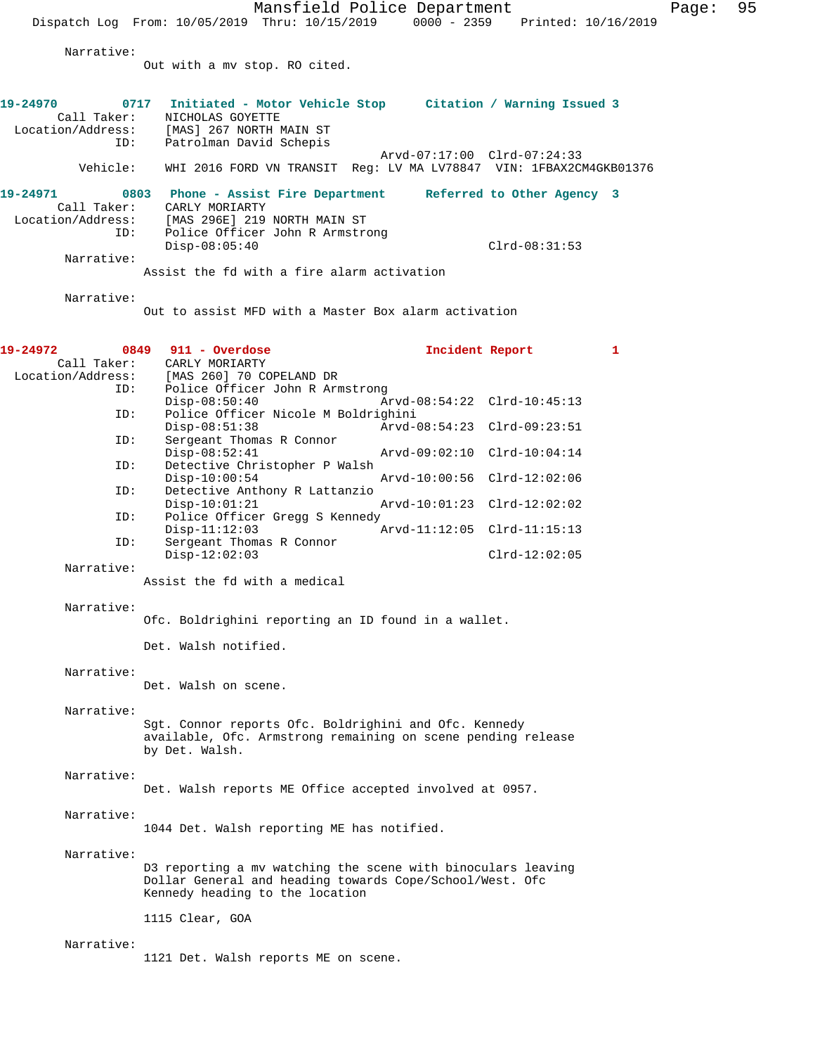Narrative:
Out with a mv stop. RO cited.

**19-24970 0717 Initiated - Motor Vehicle Stop Citation / Warning Issued 3**

Call Taker: NICHOLAS GOYETTE
Location/Address: [MAS] 267 NORTH MAIN ST
ID: Patrolman David Schepis
Arvd-07:17:00 Clrd-07:24:33
Vehicle: WHI 2016 FORD VN TRANSIT Reg: LV MA LV78847 VIN: 1FBAX2CM4GKB01376

**19-24971 0803 Phone - Assist Fire Department Referred to Other Agency 3**

Call Taker: CARLY MORIARTY
Location/Address: [MAS 296E] 219 NORTH MAIN ST
ID: Police Officer John R Armstrong
Disp-08:05:40 Clrd-08:31:53

Narrative:
Assist the fd with a fire alarm activation

Narrative:
Out to assist MFD with a Master Box alarm activation

**19-24972 0849 911 - Overdose Incident Report 1**

Call Taker: CARLY MORIARTY
Location/Address: [MAS 260] 70 COPELAND DR
ID: Police Officer John R Armstrong
Disp-08:50:40 Arvd-08:54:22 Clrd-10:45:13
ID: Police Officer Nicole M Boldrighini
Disp-08:51:38 Arvd-08:54:23 Clrd-09:23:51
ID: Sergeant Thomas R Connor
Disp-08:52:41 Arvd-09:02:10 Clrd-10:04:14
ID: Detective Christopher P Walsh
Disp-10:00:54 Arvd-10:00:56 Clrd-12:02:06
ID: Detective Anthony R Lattanzio
Disp-10:01:21 Arvd-10:01:23 Clrd-12:02:02
ID: Police Officer Gregg S Kennedy
Disp-11:12:03 Arvd-11:12:05 Clrd-11:15:13
ID: Sergeant Thomas R Connor
Disp-12:02:03 Clrd-12:02:05

Narrative:
Assist the fd with a medical

Narrative:
Ofc. Boldrighini reporting an ID found in a wallet.

Det. Walsh notified.

Narrative:
Det. Walsh on scene.

Narrative:
Sgt. Connor reports Ofc. Boldrighini and Ofc. Kennedy available, Ofc. Armstrong remaining on scene pending release by Det. Walsh.

Narrative:
Det. Walsh reports ME Office accepted involved at 0957.

Narrative:
1044 Det. Walsh reporting ME has notified.

Narrative:
D3 reporting a mv watching the scene with binoculars leaving Dollar General and heading towards Cope/School/West. Ofc Kennedy heading to the location

1115 Clear, GOA

Narrative:
1121 Det. Walsh reports ME on scene.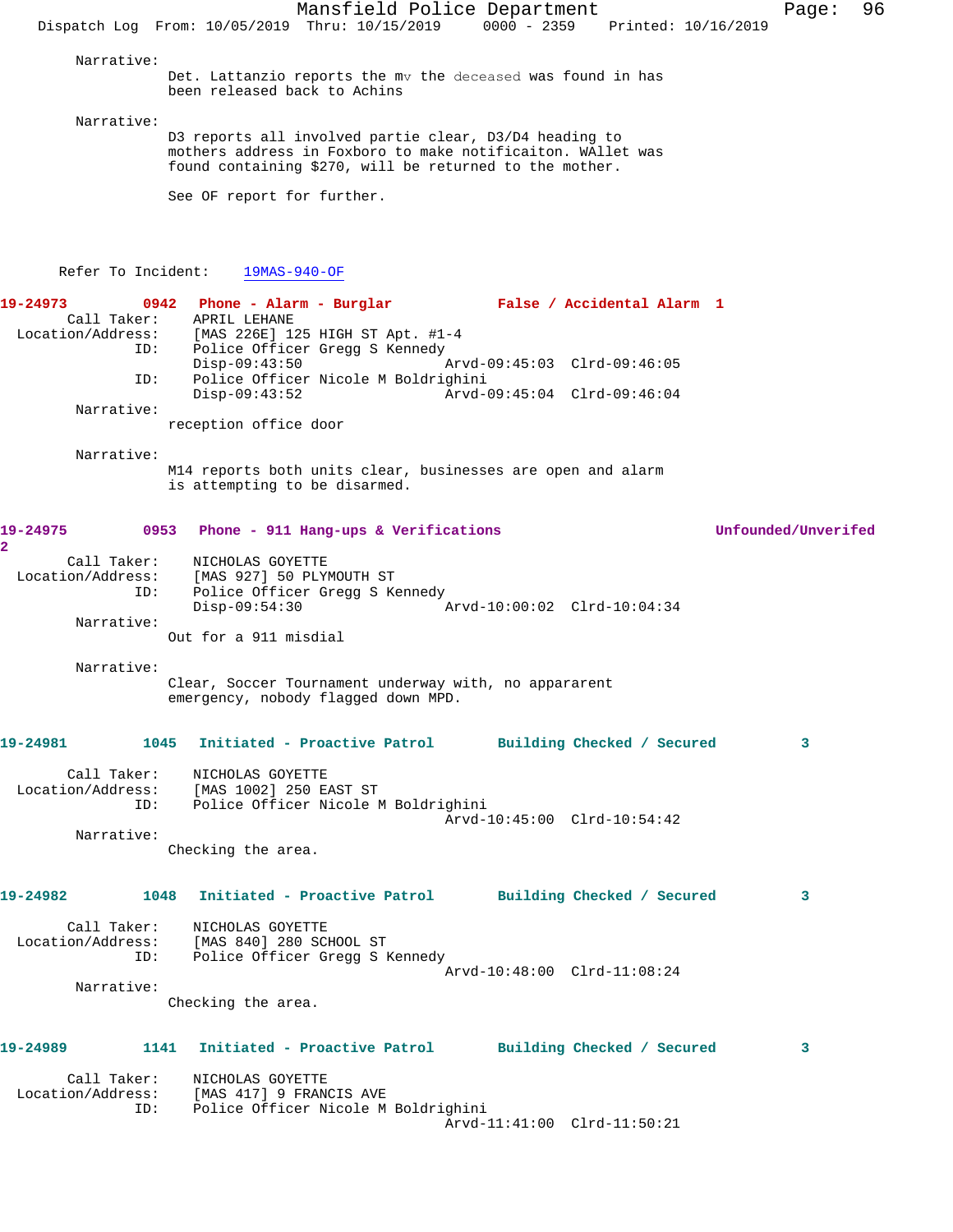Narrative:
Det. Lattanzio reports the mv the deceased was found in has been released back to Achins

Narrative:
D3 reports all involved partie clear, D3/D4 heading to mothers address in Foxboro to make notificaiton. WAllet was found containing $270, will be returned to the mother.

See OF report for further.

Refer To Incident: 19MAS-940-OF

**19-24973 0942 Phone - Alarm - Burglar False / Accidental Alarm 1**

Call Taker: APRIL LEHANE
Location/Address: [MAS 226E] 125 HIGH ST Apt. #1-4
ID: Police Officer Gregg S Kennedy
Disp-09:43:50 Arvd-09:45:03 Clrd-09:46:05
ID: Police Officer Nicole M Boldrighini
Disp-09:43:52 Arvd-09:45:04 Clrd-09:46:04

Narrative:
reception office door

Narrative:
M14 reports both units clear, businesses are open and alarm is attempting to be disarmed.

**19-24975 0953 Phone - 911 Hang-ups & Verifications Unfounded/Unverifed 2**

Call Taker: NICHOLAS GOYETTE
Location/Address: [MAS 927] 50 PLYMOUTH ST
ID: Police Officer Gregg S Kennedy
Disp-09:54:30 Arvd-10:00:02 Clrd-10:04:34

Narrative:
Out for a 911 misdial

Narrative:
Clear, Soccer Tournament underway with, no appararent emergency, nobody flagged down MPD.

**19-24981 1045 Initiated - Proactive Patrol Building Checked / Secured 3**

Call Taker: NICHOLAS GOYETTE
Location/Address: [MAS 1002] 250 EAST ST
ID: Police Officer Nicole M Boldrighini
Arvd-10:45:00 Clrd-10:54:42

Narrative:
Checking the area.

**19-24982 1048 Initiated - Proactive Patrol Building Checked / Secured 3**

Call Taker: NICHOLAS GOYETTE
Location/Address: [MAS 840] 280 SCHOOL ST
ID: Police Officer Gregg S Kennedy
Arvd-10:48:00 Clrd-11:08:24

Narrative:
Checking the area.

**19-24989 1141 Initiated - Proactive Patrol Building Checked / Secured 3**

Call Taker: NICHOLAS GOYETTE
Location/Address: [MAS 417] 9 FRANCIS AVE
ID: Police Officer Nicole M Boldrighini
Arvd-11:41:00 Clrd-11:50:21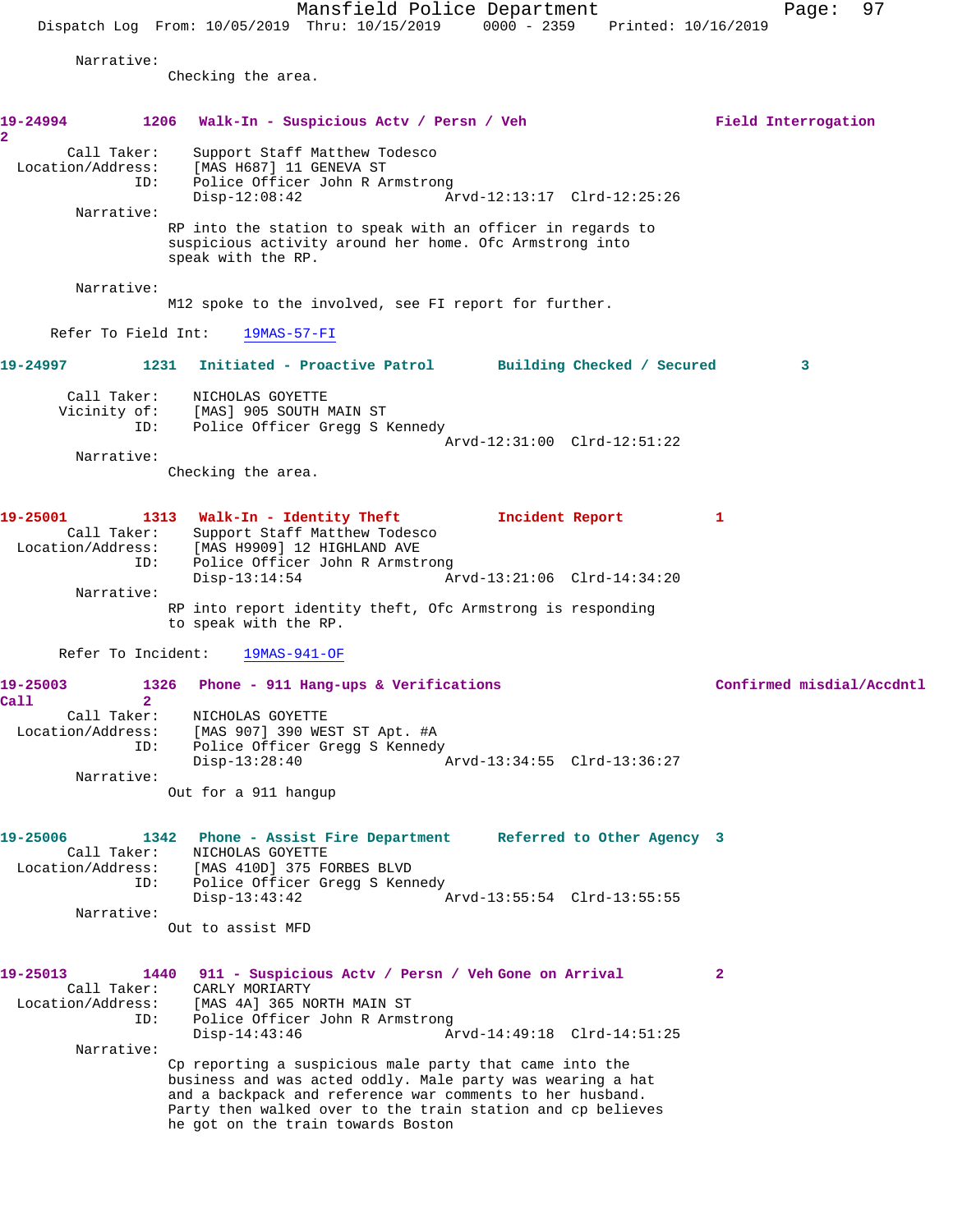Narrative:
Checking the area.

**19-24994** 1206 **Walk-In - Suspicious Actv / Persn / Veh** **Field Interrogation 2**

Call Taker: Support Staff Matthew Todesco
Location/Address: [MAS H687] 11 GENEVA ST
ID: Police Officer John R Armstrong
Disp-12:08:42 Arvd-12:13:17 Clrd-12:25:26

Narrative:
RP into the station to speak with an officer in regards to suspicious activity around her home. Ofc Armstrong into speak with the RP.

Narrative:
M12 spoke to the involved, see FI report for further.

Refer To Field Int: 19MAS-57-FI

**19-24997** 1231 **Initiated - Proactive Patrol** **Building Checked / Secured 3**

Call Taker: NICHOLAS GOYETTE
Vicinity of: [MAS] 905 SOUTH MAIN ST
ID: Police Officer Gregg S Kennedy
Arvd-12:31:00 Clrd-12:51:22

Narrative:
Checking the area.

**19-25001** 1313 **Walk-In - Identity Theft** **Incident Report 1**

Call Taker: Support Staff Matthew Todesco
Location/Address: [MAS H9909] 12 HIGHLAND AVE
ID: Police Officer John R Armstrong
Disp-13:14:54 Arvd-13:21:06 Clrd-14:34:20

Narrative:
RP into report identity theft, Ofc Armstrong is responding to speak with the RP.

Refer To Incident: 19MAS-941-OF

**19-25003** 1326 **Phone - 911 Hang-ups & Verifications** **Confirmed misdial/Accdntl Call 2**

Call Taker: NICHOLAS GOYETTE
Location/Address: [MAS 907] 390 WEST ST Apt. #A
ID: Police Officer Gregg S Kennedy
Disp-13:28:40 Arvd-13:34:55 Clrd-13:36:27

Narrative:
Out for a 911 hangup

**19-25006** 1342 **Phone - Assist Fire Department** **Referred to Other Agency 3**

Call Taker: NICHOLAS GOYETTE
Location/Address: [MAS 410D] 375 FORBES BLVD
ID: Police Officer Gregg S Kennedy
Disp-13:43:42 Arvd-13:55:54 Clrd-13:55:55

Narrative:
Out to assist MFD

**19-25013** 1440 **911 - Suspicious Actv / Persn / Veh** **Gone on Arrival 2**

Call Taker: CARLY MORIARTY
Location/Address: [MAS 4A] 365 NORTH MAIN ST
ID: Police Officer John R Armstrong
Disp-14:43:46 Arvd-14:49:18 Clrd-14:51:25

Narrative:
Cp reporting a suspicious male party that came into the business and was acted oddly. Male party was wearing a hat and a backpack and reference war comments to her husband. Party then walked over to the train station and cp believes he got on the train towards Boston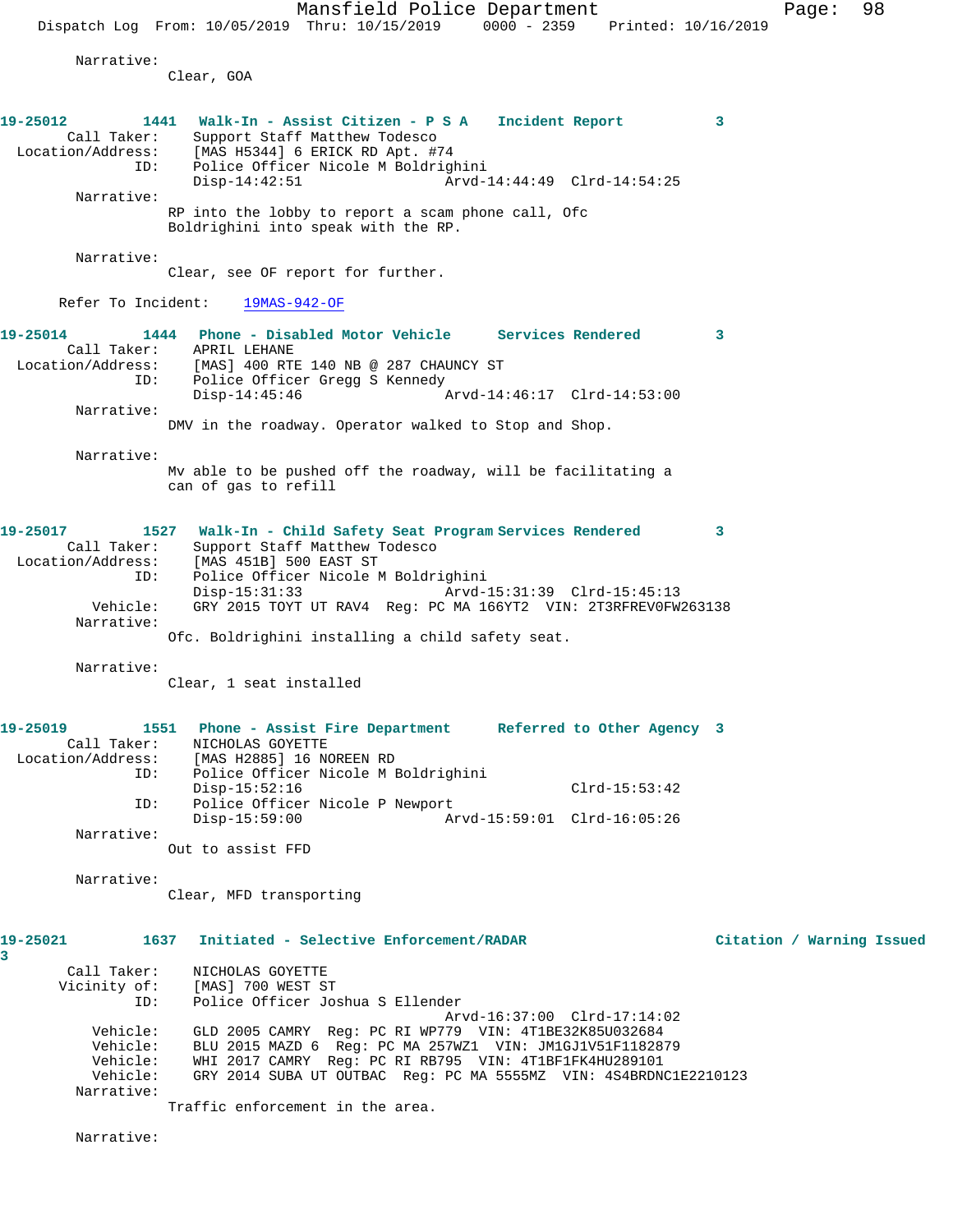Narrative:
Clear, GOA

**19-25012 1441 Walk-In - Assist Citizen - P S A Incident Report 3**

Call Taker: Support Staff Matthew Todesco
Location/Address: [MAS H5344] 6 ERICK RD Apt. #74
ID: Police Officer Nicole M Boldrighini
Disp-14:42:51 Arvd-14:44:49 Clrd-14:54:25

Narrative:
RP into the lobby to report a scam phone call, Ofc Boldrighini into speak with the RP.

Narrative:
Clear, see OF report for further.

Refer To Incident: 19MAS-942-OF

**19-25014 1444 Phone - Disabled Motor Vehicle Services Rendered 3**

Call Taker: APRIL LEHANE
Location/Address: [MAS] 400 RTE 140 NB @ 287 CHAUNCY ST
ID: Police Officer Gregg S Kennedy
Disp-14:45:46 Arvd-14:46:17 Clrd-14:53:00

Narrative:
DMV in the roadway. Operator walked to Stop and Shop.

Narrative:
Mv able to be pushed off the roadway, will be facilitating a can of gas to refill

**19-25017 1527 Walk-In - Child Safety Seat Program Services Rendered 3**

Call Taker: Support Staff Matthew Todesco
Location/Address: [MAS 451B] 500 EAST ST
ID: Police Officer Nicole M Boldrighini
Disp-15:31:33 Arvd-15:31:39 Clrd-15:45:13
Vehicle: GRY 2015 TOYT UT RAV4 Reg: PC MA 166YT2 VIN: 2T3RFREV0FW263138

Narrative:
Ofc. Boldrighini installing a child safety seat.

Narrative:
Clear, 1 seat installed

**19-25019 1551 Phone - Assist Fire Department Referred to Other Agency 3**

Call Taker: NICHOLAS GOYETTE
Location/Address: [MAS H2885] 16 NOREEN RD
ID: Police Officer Nicole M Boldrighini
Disp-15:52:16 Clrd-15:53:42
ID: Police Officer Nicole P Newport
Disp-15:59:00 Arvd-15:59:01 Clrd-16:05:26

Narrative:
Out to assist FFD

Narrative:
Clear, MFD transporting

**19-25021 1637 Initiated - Selective Enforcement/RADAR Citation / Warning Issued 3**

Call Taker: NICHOLAS GOYETTE
Vicinity of: [MAS] 700 WEST ST
ID: Police Officer Joshua S Ellender
Arvd-16:37:00 Clrd-17:14:02
Vehicle: GLD 2005 CAMRY Reg: PC RI WP779 VIN: 4T1BE32K85U032684
Vehicle: BLU 2015 MAZD 6 Reg: PC MA 257WZ1 VIN: JM1GJ1V51F1182879
Vehicle: WHI 2017 CAMRY Reg: PC RI RB795 VIN: 4T1BF1FK4HU289101
Vehicle: GRY 2014 SUBA UT OUTBAC Reg: PC MA 5555MZ VIN: 4S4BRDNC1E2210123

Narrative:
Traffic enforcement in the area.

Narrative: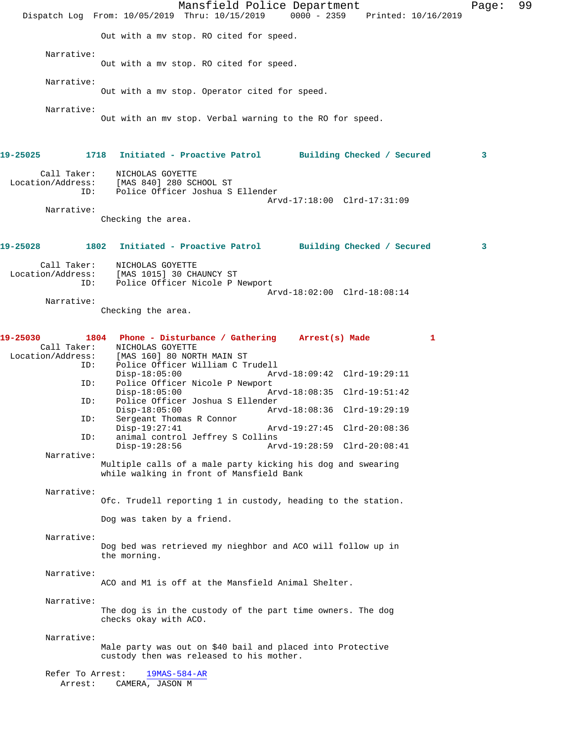Out with a mv stop. RO cited for speed.

Narrative:
Out with a mv stop. RO cited for speed.

Narrative:
Out with a mv stop. Operator cited for speed.

Narrative:
Out with an mv stop. Verbal warning to the RO for speed.

**19-25025 1718 Initiated - Proactive Patrol Building Checked / Secured 3**

Call Taker: NICHOLAS GOYETTE
Location/Address: [MAS 840] 280 SCHOOL ST
ID: Police Officer Joshua S Ellender
Arvd-17:18:00 Clrd-17:31:09

Narrative:
Checking the area.

**19-25028 1802 Initiated - Proactive Patrol Building Checked / Secured 3**

Call Taker: NICHOLAS GOYETTE
Location/Address: [MAS 1015] 30 CHAUNCY ST
ID: Police Officer Nicole P Newport
Arvd-18:02:00 Clrd-18:08:14

Narrative:
Checking the area.

**19-25030 1804 Phone - Disturbance / Gathering Arrest(s) Made 1**

Call Taker: NICHOLAS GOYETTE
Location/Address: [MAS 160] 80 NORTH MAIN ST
ID: Police Officer William C Trudell
Disp-18:05:00 Arvd-18:09:42 Clrd-19:29:11
ID: Police Officer Nicole P Newport
Disp-18:05:00 Arvd-18:08:35 Clrd-19:51:42
ID: Police Officer Joshua S Ellender
Disp-18:05:00 Arvd-18:08:36 Clrd-19:29:19
ID: Sergeant Thomas R Connor
Disp-19:27:41 Arvd-19:27:45 Clrd-20:08:36
ID: animal control Jeffrey S Collins
Disp-19:28:56 Arvd-19:28:59 Clrd-20:08:41

Narrative:
Multiple calls of a male party kicking his dog and swearing while walking in front of Mansfield Bank

Narrative:
Ofc. Trudell reporting 1 in custody, heading to the station.

Dog was taken by a friend.

Narrative:
Dog bed was retrieved my nieghbor and ACO will follow up in the morning.

Narrative:
ACO and M1 is off at the Mansfield Animal Shelter.

Narrative:
The dog is in the custody of the part time owners. The dog checks okay with ACO.

Narrative:
Male party was out on $40 bail and placed into Protective custody then was released to his mother.

Refer To Arrest: 19MAS-584-AR
Arrest: CAMERA, JASON M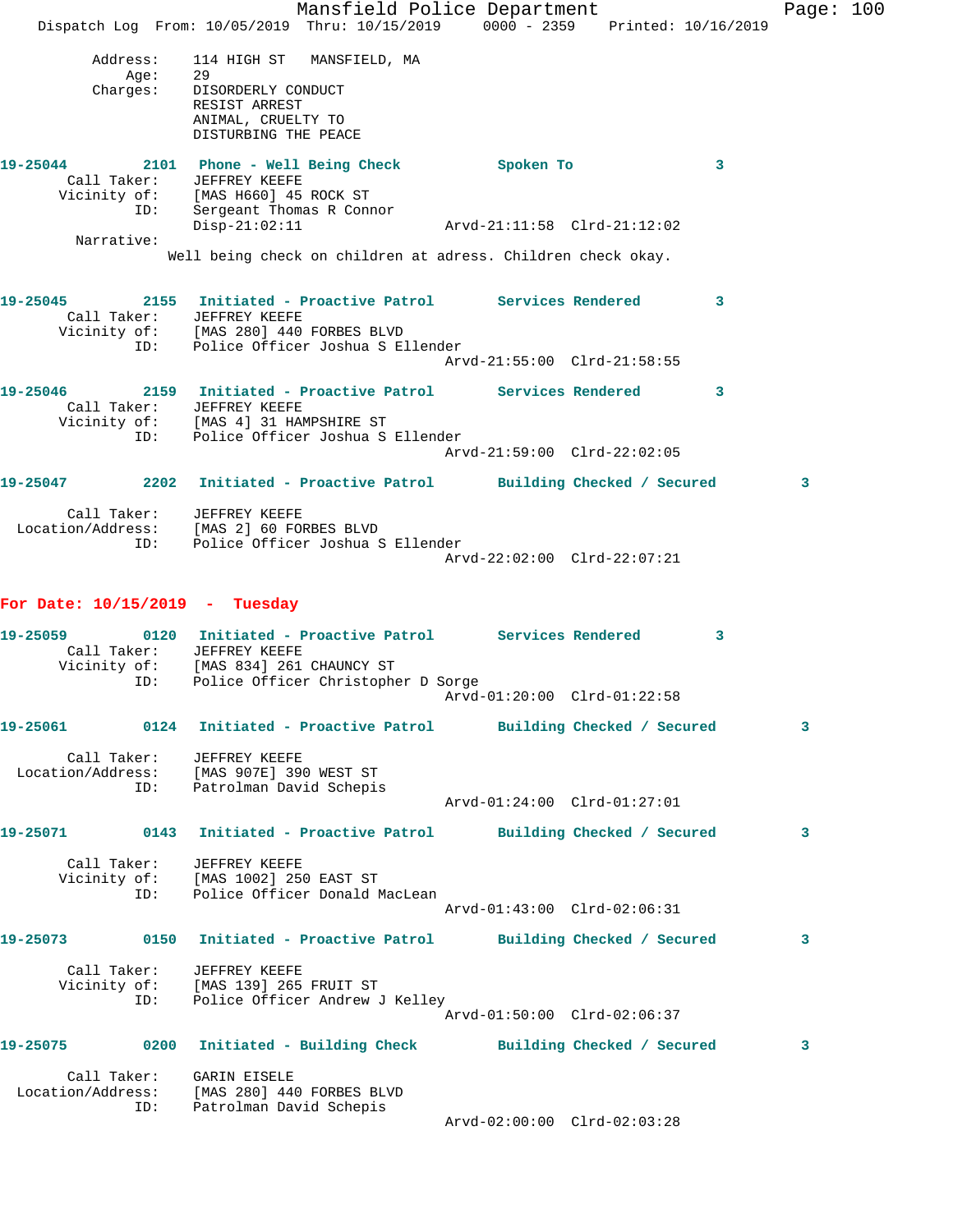```
        Address:    114 HIGH ST   MANSFIELD, MA
            Age:    29
        Charges:    DISORDERLY CONDUCT
                    RESIST ARREST
                    ANIMAL, CRUELTY TO
                    DISTURBING THE PEACE

19-25044        2101   Phone - Well Being Check         Spoken To              3
      Call Taker:    JEFFREY KEEFE
     Vicinity of:    [MAS H660] 45 ROCK ST
             ID:    Sergeant Thomas R Connor
                    Disp-21:02:11                Arvd-21:11:58  Clrd-21:12:02
      Narrative:
                 Well being check on children at adress. Children check okay.

19-25045        2155   Initiated - Proactive Patrol      Services Rendered      3
      Call Taker:    JEFFREY KEEFE
     Vicinity of:    [MAS 280] 440 FORBES BLVD
             ID:    Police Officer Joshua S Ellender
                                                 Arvd-21:55:00  Clrd-21:58:55

19-25046        2159   Initiated - Proactive Patrol      Services Rendered      3
      Call Taker:    JEFFREY KEEFE
     Vicinity of:    [MAS 4] 31 HAMPSHIRE ST
             ID:    Police Officer Joshua S Ellender
                                                 Arvd-21:59:00  Clrd-22:02:05

19-25047        2202   Initiated - Proactive Patrol      Building Checked / Secured        3

      Call Taker:    JEFFREY KEEFE
 Location/Address:    [MAS 2] 60 FORBES BLVD
             ID:    Police Officer Joshua S Ellender
                                                 Arvd-22:02:00  Clrd-22:07:21
```

## For Date: 10/15/2019 - Tuesday

```
19-25059        0120   Initiated - Proactive Patrol      Services Rendered      3
      Call Taker:    JEFFREY KEEFE
     Vicinity of:    [MAS 834] 261 CHAUNCY ST
             ID:    Police Officer Christopher D Sorge
                                                 Arvd-01:20:00  Clrd-01:22:58

19-25061        0124   Initiated - Proactive Patrol      Building Checked / Secured        3

      Call Taker:    JEFFREY KEEFE
 Location/Address:    [MAS 907E] 390 WEST ST
             ID:    Patrolman David Schepis
                                                 Arvd-01:24:00  Clrd-01:27:01

19-25071        0143   Initiated - Proactive Patrol      Building Checked / Secured        3

      Call Taker:    JEFFREY KEEFE
     Vicinity of:    [MAS 1002] 250 EAST ST
             ID:    Police Officer Donald MacLean
                                                 Arvd-01:43:00  Clrd-02:06:31

19-25073        0150   Initiated - Proactive Patrol      Building Checked / Secured        3

      Call Taker:    JEFFREY KEEFE
     Vicinity of:    [MAS 139] 265 FRUIT ST
             ID:    Police Officer Andrew J Kelley
                                                 Arvd-01:50:00  Clrd-02:06:37

19-25075        0200   Initiated - Building Check        Building Checked / Secured        3

      Call Taker:    GARIN EISELE
 Location/Address:    [MAS 280] 440 FORBES BLVD
             ID:    Patrolman David Schepis
                                                 Arvd-02:00:00  Clrd-02:03:28
```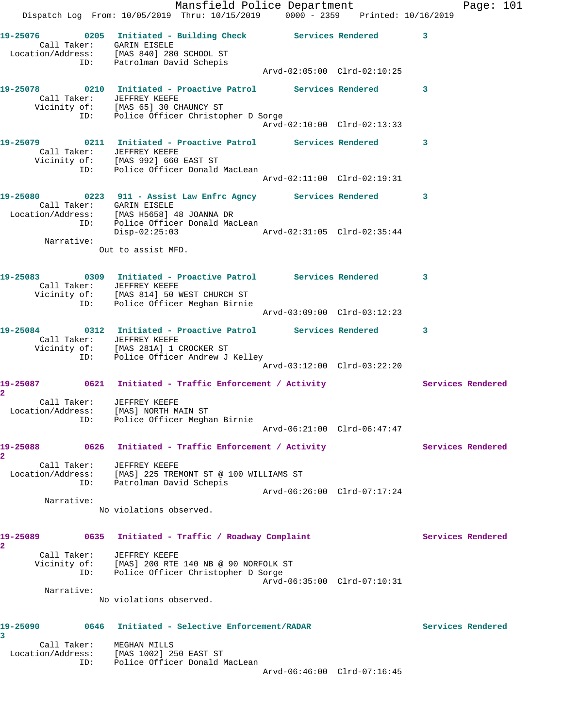19-25076 0205 Initiated - Building Check Services Rendered 3
Call Taker: GARIN EISELE
Location/Address: [MAS 840] 280 SCHOOL ST
ID: Patrolman David Schepis
Arvd-02:05:00 Clrd-02:10:25

19-25078 0210 Initiated - Proactive Patrol Services Rendered 3
Call Taker: JEFFREY KEEFE
Vicinity of: [MAS 65] 30 CHAUNCY ST
ID: Police Officer Christopher D Sorge
Arvd-02:10:00 Clrd-02:13:33

19-25079 0211 Initiated - Proactive Patrol Services Rendered 3
Call Taker: JEFFREY KEEFE
Vicinity of: [MAS 992] 660 EAST ST
ID: Police Officer Donald MacLean
Arvd-02:11:00 Clrd-02:19:31

19-25080 0223 911 - Assist Law Enfrc Agncy Services Rendered 3
Call Taker: GARIN EISELE
Location/Address: [MAS H5658] 48 JOANNA DR
ID: Police Officer Donald MacLean
Disp-02:25:03 Arvd-02:31:05 Clrd-02:35:44
Narrative:
Out to assist MFD.

19-25083 0309 Initiated - Proactive Patrol Services Rendered 3
Call Taker: JEFFREY KEEFE
Vicinity of: [MAS 814] 50 WEST CHURCH ST
ID: Police Officer Meghan Birnie
Arvd-03:09:00 Clrd-03:12:23

19-25084 0312 Initiated - Proactive Patrol Services Rendered 3
Call Taker: JEFFREY KEEFE
Vicinity of: [MAS 281A] 1 CROCKER ST
ID: Police Officer Andrew J Kelley
Arvd-03:12:00 Clrd-03:22:20

19-25087 0621 Initiated - Traffic Enforcement / Activity Services Rendered 2
Call Taker: JEFFREY KEEFE
Location/Address: [MAS] NORTH MAIN ST
ID: Police Officer Meghan Birnie
Arvd-06:21:00 Clrd-06:47:47

19-25088 0626 Initiated - Traffic Enforcement / Activity Services Rendered 2
Call Taker: JEFFREY KEEFE
Location/Address: [MAS] 225 TREMONT ST @ 100 WILLIAMS ST
ID: Patrolman David Schepis
Arvd-06:26:00 Clrd-07:17:24
Narrative:
No violations observed.

19-25089 0635 Initiated - Traffic / Roadway Complaint Services Rendered 2
Call Taker: JEFFREY KEEFE
Vicinity of: [MAS] 200 RTE 140 NB @ 90 NORFOLK ST
ID: Police Officer Christopher D Sorge
Arvd-06:35:00 Clrd-07:10:31
Narrative:
No violations observed.

19-25090 0646 Initiated - Selective Enforcement/RADAR Services Rendered 3
Call Taker: MEGHAN MILLS
Location/Address: [MAS 1002] 250 EAST ST
ID: Police Officer Donald MacLean
Arvd-06:46:00 Clrd-07:16:45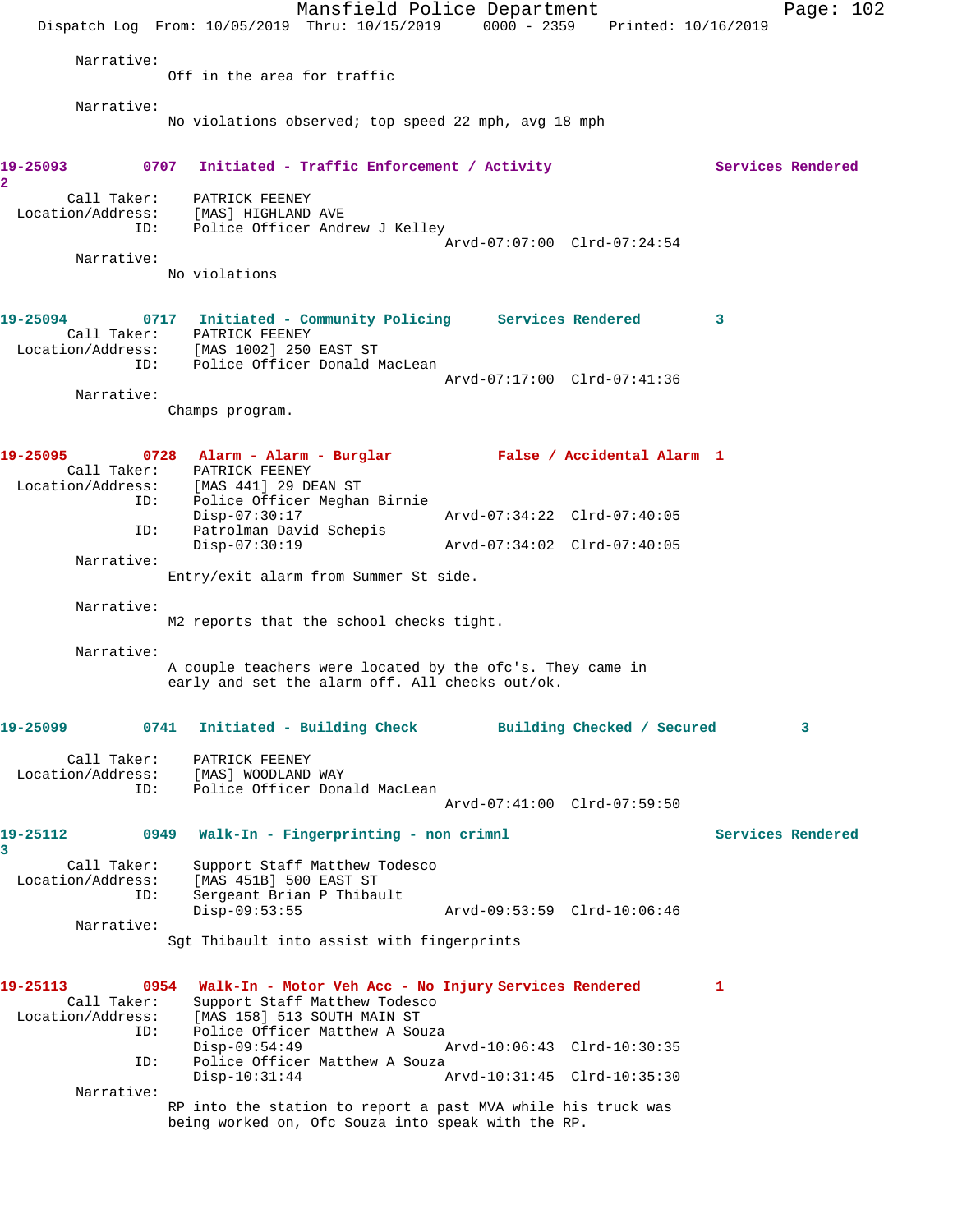Narrative:
Off in the area for traffic

Narrative:
No violations observed; top speed 22 mph, avg 18 mph

**19-25093 0707 Initiated - Traffic Enforcement / Activity Services Rendered 2**

Call Taker: PATRICK FEENEY
Location/Address: [MAS] HIGHLAND AVE
ID: Police Officer Andrew J Kelley
Arvd-07:07:00 Clrd-07:24:54

Narrative:
No violations

**19-25094 0717 Initiated - Community Policing Services Rendered 3**

Call Taker: PATRICK FEENEY
Location/Address: [MAS 1002] 250 EAST ST
ID: Police Officer Donald MacLean
Arvd-07:17:00 Clrd-07:41:36

Narrative:
Champs program.

**19-25095 0728 Alarm - Alarm - Burglar False / Accidental Alarm 1**

Call Taker: PATRICK FEENEY
Location/Address: [MAS 441] 29 DEAN ST
ID: Police Officer Meghan Birnie
Disp-07:30:17 Arvd-07:34:22 Clrd-07:40:05
ID: Patrolman David Schepis
Disp-07:30:19 Arvd-07:34:02 Clrd-07:40:05

Narrative:
Entry/exit alarm from Summer St side.

Narrative:
M2 reports that the school checks tight.

Narrative:
A couple teachers were located by the ofc's. They came in early and set the alarm off. All checks out/ok.

**19-25099 0741 Initiated - Building Check Building Checked / Secured 3**

Call Taker: PATRICK FEENEY
Location/Address: [MAS] WOODLAND WAY
ID: Police Officer Donald MacLean
Arvd-07:41:00 Clrd-07:59:50

**19-25112 0949 Walk-In - Fingerprinting - non crimnl Services Rendered 3**

Call Taker: Support Staff Matthew Todesco
Location/Address: [MAS 451B] 500 EAST ST
ID: Sergeant Brian P Thibault
Disp-09:53:55 Arvd-09:53:59 Clrd-10:06:46

Narrative:
Sgt Thibault into assist with fingerprints

**19-25113 0954 Walk-In - Motor Veh Acc - No Injury Services Rendered 1**

Call Taker: Support Staff Matthew Todesco
Location/Address: [MAS 158] 513 SOUTH MAIN ST
ID: Police Officer Matthew A Souza
Disp-09:54:49 Arvd-10:06:43 Clrd-10:30:35
ID: Police Officer Matthew A Souza
Disp-10:31:44 Arvd-10:31:45 Clrd-10:35:30

Narrative:
RP into the station to report a past MVA while his truck was being worked on, Ofc Souza into speak with the RP.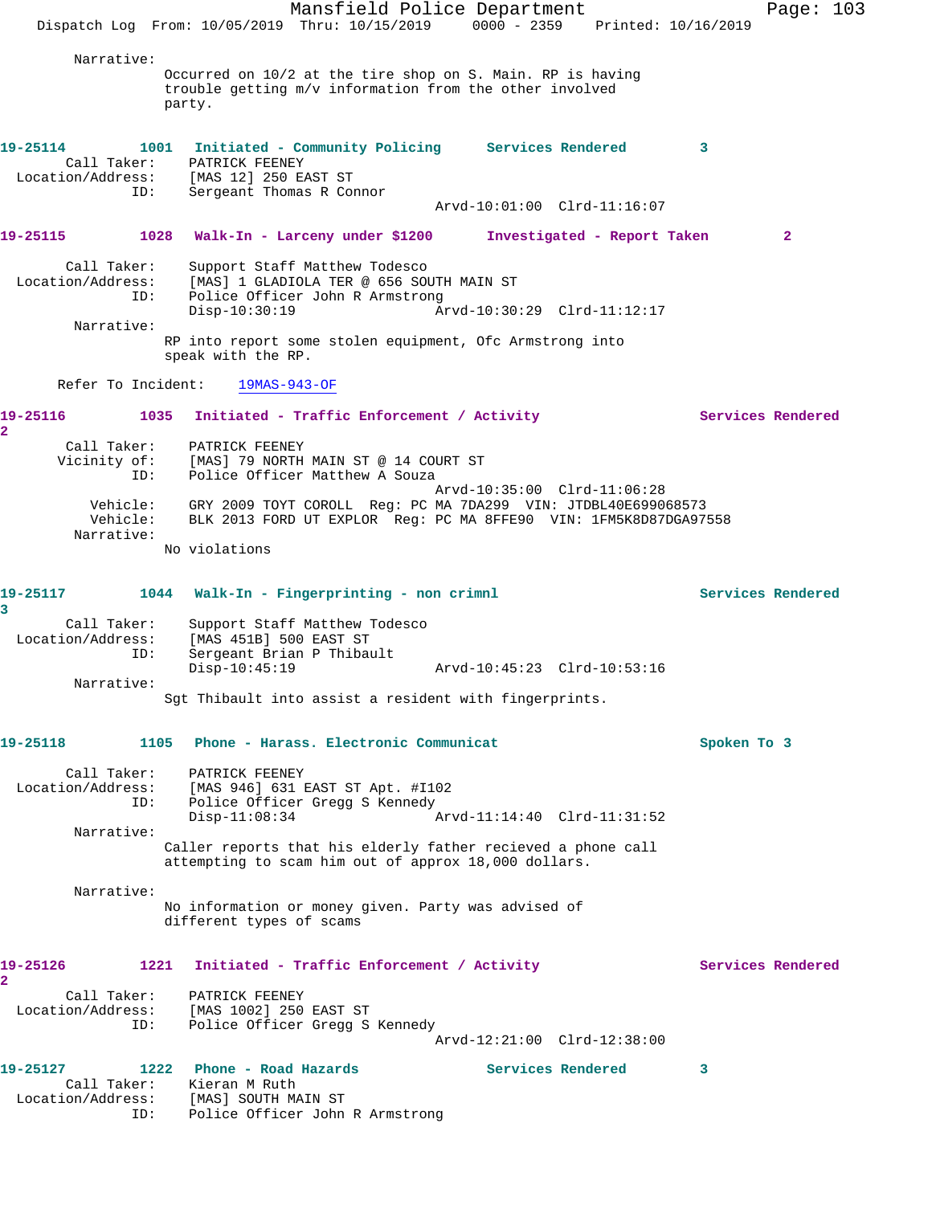Narrative:
Occurred on 10/2 at the tire shop on S. Main. RP is having trouble getting m/v information from the other involved party.

**19-25114** 1001 Initiated - Community Policing Services Rendered 3
Call Taker: PATRICK FEENEY
Location/Address: [MAS 12] 250 EAST ST
ID: Sergeant Thomas R Connor
Arvd-10:01:00 Clrd-11:16:07

**19-25115** 1028 Walk-In - Larceny under $1200 Investigated - Report Taken 2
Call Taker: Support Staff Matthew Todesco
Location/Address: [MAS] 1 GLADIOLA TER @ 656 SOUTH MAIN ST
ID: Police Officer John R Armstrong
Disp-10:30:19 Arvd-10:30:29 Clrd-11:12:17
Narrative:
RP into report some stolen equipment, Ofc Armstrong into speak with the RP.

Refer To Incident: 19MAS-943-OF

**19-25116** 1035 Initiated - Traffic Enforcement / Activity Services Rendered 2
Call Taker: PATRICK FEENEY
Vicinity of: [MAS] 79 NORTH MAIN ST @ 14 COURT ST
ID: Police Officer Matthew A Souza
Arvd-10:35:00 Clrd-11:06:28
Vehicle: GRY 2009 TOYT COROLL Reg: PC MA 7DA299 VIN: JTDBL40E699068573
Vehicle: BLK 2013 FORD UT EXPLOR Reg: PC MA 8FFE90 VIN: 1FM5K8D87DGA97558
Narrative:
No violations

**19-25117** 1044 Walk-In - Fingerprinting - non crimnl Services Rendered 3
Call Taker: Support Staff Matthew Todesco
Location/Address: [MAS 451B] 500 EAST ST
ID: Sergeant Brian P Thibault
Disp-10:45:19 Arvd-10:45:23 Clrd-10:53:16
Narrative:
Sgt Thibault into assist a resident with fingerprints.

**19-25118** 1105 Phone - Harass. Electronic Communicat Spoken To 3
Call Taker: PATRICK FEENEY
Location/Address: [MAS 946] 631 EAST ST Apt. #I102
ID: Police Officer Gregg S Kennedy
Disp-11:08:34 Arvd-11:14:40 Clrd-11:31:52
Narrative:
Caller reports that his elderly father recieved a phone call attempting to scam him out of approx 18,000 dollars.

Narrative:
No information or money given. Party was advised of different types of scams

**19-25126** 1221 Initiated - Traffic Enforcement / Activity Services Rendered 2
Call Taker: PATRICK FEENEY
Location/Address: [MAS 1002] 250 EAST ST
ID: Police Officer Gregg S Kennedy
Arvd-12:21:00 Clrd-12:38:00

**19-25127** 1222 Phone - Road Hazards Services Rendered 3
Call Taker: Kieran M Ruth
Location/Address: [MAS] SOUTH MAIN ST
ID: Police Officer John R Armstrong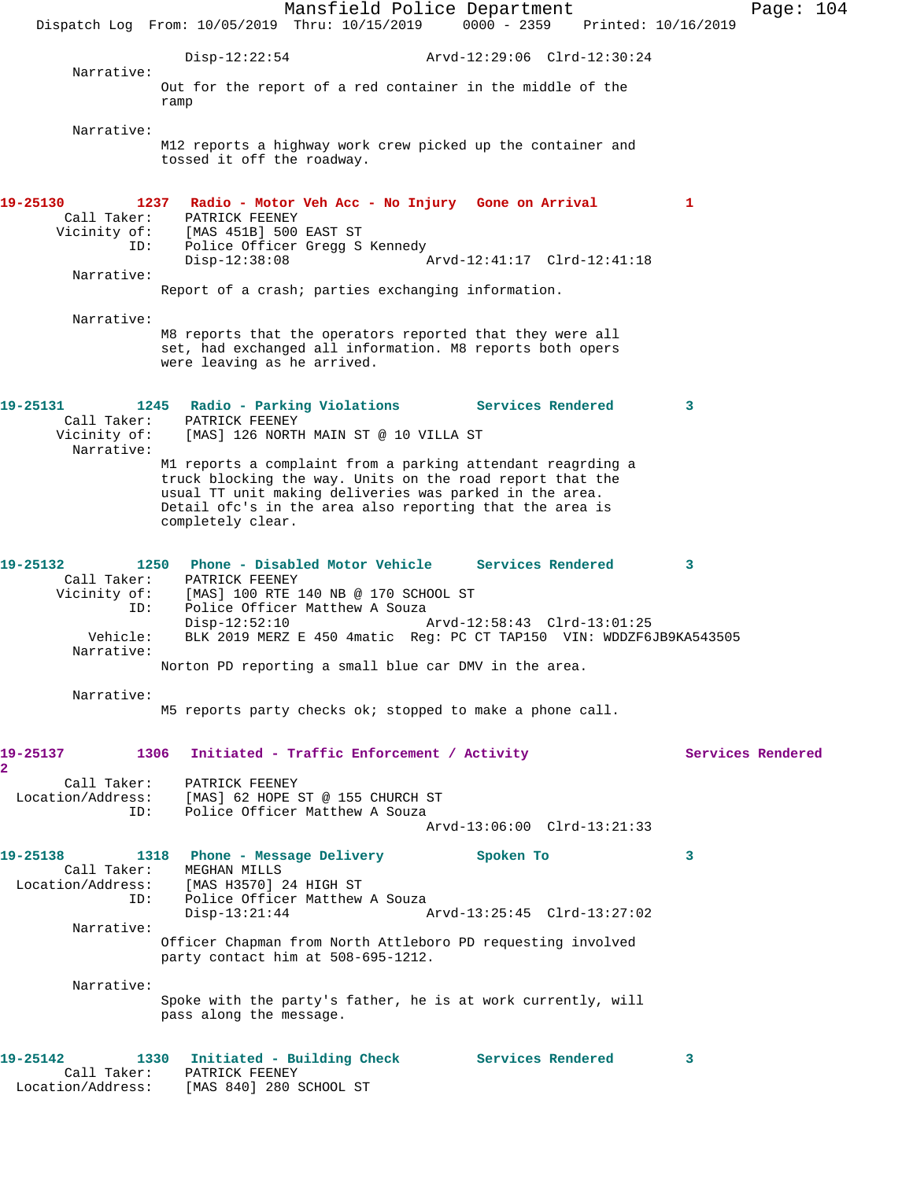Disp-12:22:54 Arvd-12:29:06 Clrd-12:30:24

Narrative:
Out for the report of a red container in the middle of the ramp

Narrative:
M12 reports a highway work crew picked up the container and tossed it off the roadway.

**19-25130 1237 Radio - Motor Veh Acc - No Injury Gone on Arrival 1**

Call Taker: PATRICK FEENEY
Vicinity of: [MAS 451B] 500 EAST ST
ID: Police Officer Gregg S Kennedy
Disp-12:38:08 Arvd-12:41:17 Clrd-12:41:18

Narrative:
Report of a crash; parties exchanging information.

Narrative:
M8 reports that the operators reported that they were all set, had exchanged all information. M8 reports both opers were leaving as he arrived.

**19-25131 1245 Radio - Parking Violations Services Rendered 3**

Call Taker: PATRICK FEENEY
Vicinity of: [MAS] 126 NORTH MAIN ST @ 10 VILLA ST

Narrative:
M1 reports a complaint from a parking attendant reagrding a truck blocking the way. Units on the road report that the usual TT unit making deliveries was parked in the area. Detail ofc's in the area also reporting that the area is completely clear.

**19-25132 1250 Phone - Disabled Motor Vehicle Services Rendered 3**

Call Taker: PATRICK FEENEY
Vicinity of: [MAS] 100 RTE 140 NB @ 170 SCHOOL ST
ID: Police Officer Matthew A Souza
Disp-12:52:10 Arvd-12:58:43 Clrd-13:01:25
Vehicle: BLK 2019 MERZ E 450 4matic Reg: PC CT TAP150 VIN: WDDZF6JB9KA543505

Narrative:
Norton PD reporting a small blue car DMV in the area.

Narrative:
M5 reports party checks ok; stopped to make a phone call.

**19-25137 1306 Initiated - Traffic Enforcement / Activity Services Rendered 2**

Call Taker: PATRICK FEENEY
Location/Address: [MAS] 62 HOPE ST @ 155 CHURCH ST
ID: Police Officer Matthew A Souza
Arvd-13:06:00 Clrd-13:21:33

**19-25138 1318 Phone - Message Delivery Spoken To 3**

Call Taker: MEGHAN MILLS
Location/Address: [MAS H3570] 24 HIGH ST
ID: Police Officer Matthew A Souza
Disp-13:21:44 Arvd-13:25:45 Clrd-13:27:02

Narrative:
Officer Chapman from North Attleboro PD requesting involved party contact him at 508-695-1212.

Narrative:
Spoke with the party's father, he is at work currently, will pass along the message.

**19-25142 1330 Initiated - Building Check Services Rendered 3**

Call Taker: PATRICK FEENEY
Location/Address: [MAS 840] 280 SCHOOL ST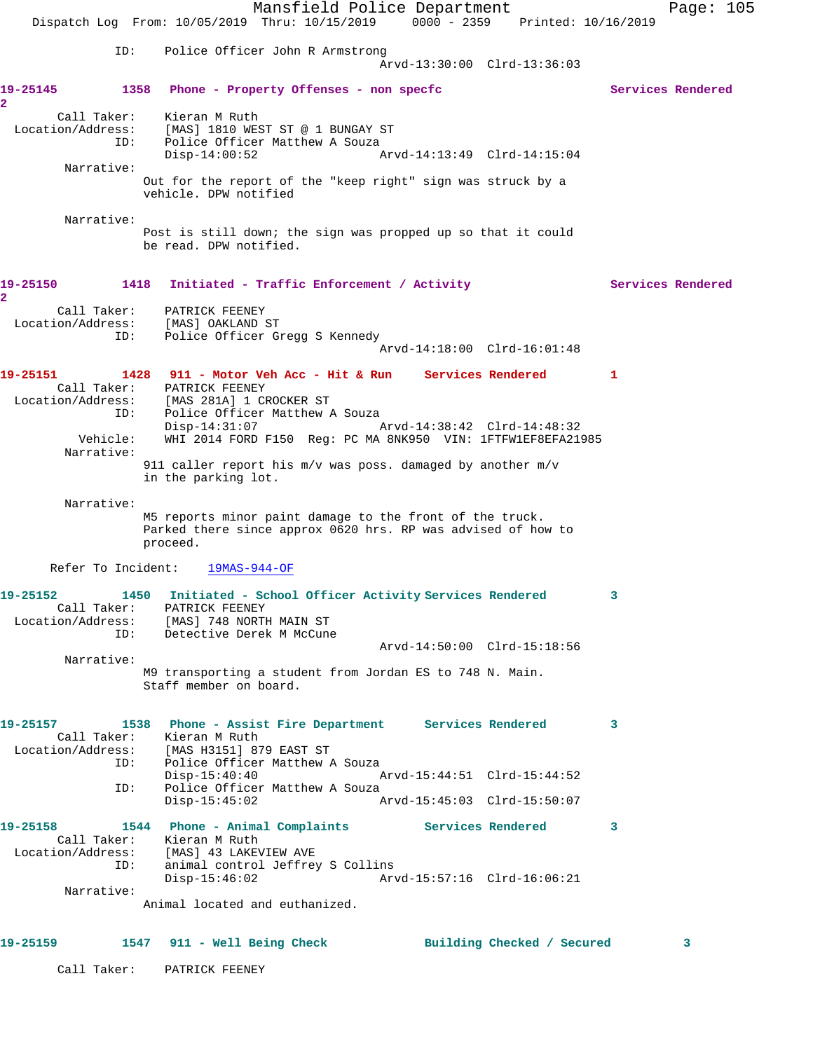ID: Police Officer John R Armstrong
Arvd-13:30:00 Clrd-13:36:03

**19-25145 1358 Phone - Property Offenses - non specfc Services Rendered 2**

Call Taker: Kieran M Ruth
Location/Address: [MAS] 1810 WEST ST @ 1 BUNGAY ST
ID: Police Officer Matthew A Souza
Disp-14:00:52 Arvd-14:13:49 Clrd-14:15:04

Narrative:
Out for the report of the "keep right" sign was struck by a vehicle. DPW notified

Narrative:
Post is still down; the sign was propped up so that it could be read. DPW notified.

**19-25150 1418 Initiated - Traffic Enforcement / Activity Services Rendered 2**

Call Taker: PATRICK FEENEY
Location/Address: [MAS] OAKLAND ST
ID: Police Officer Gregg S Kennedy
Arvd-14:18:00 Clrd-16:01:48

**19-25151 1428 911 - Motor Veh Acc - Hit & Run Services Rendered 1**

Call Taker: PATRICK FEENEY
Location/Address: [MAS 281A] 1 CROCKER ST
ID: Police Officer Matthew A Souza
Disp-14:31:07 Arvd-14:38:42 Clrd-14:48:32
Vehicle: WHI 2014 FORD F150 Reg: PC MA 8NK950 VIN: 1FTFW1EF8EFA21985

Narrative:
911 caller report his m/v was poss. damaged by another m/v in the parking lot.

Narrative:
M5 reports minor paint damage to the front of the truck. Parked there since approx 0620 hrs. RP was advised of how to proceed.

Refer To Incident: 19MAS-944-OF

**19-25152 1450 Initiated - School Officer Activity Services Rendered 3**

Call Taker: PATRICK FEENEY
Location/Address: [MAS] 748 NORTH MAIN ST
ID: Detective Derek M McCune
Arvd-14:50:00 Clrd-15:18:56

Narrative:
M9 transporting a student from Jordan ES to 748 N. Main. Staff member on board.

**19-25157 1538 Phone - Assist Fire Department Services Rendered 3**

Call Taker: Kieran M Ruth
Location/Address: [MAS H3151] 879 EAST ST
ID: Police Officer Matthew A Souza
Disp-15:40:40 Arvd-15:44:51 Clrd-15:44:52
ID: Police Officer Matthew A Souza
Disp-15:45:02 Arvd-15:45:03 Clrd-15:50:07

**19-25158 1544 Phone - Animal Complaints Services Rendered 3**

Call Taker: Kieran M Ruth
Location/Address: [MAS] 43 LAKEVIEW AVE
ID: animal control Jeffrey S Collins
Disp-15:46:02 Arvd-15:57:16 Clrd-16:06:21

Narrative:
Animal located and euthanized.

**19-25159 1547 911 - Well Being Check Building Checked / Secured 3**

Call Taker: PATRICK FEENEY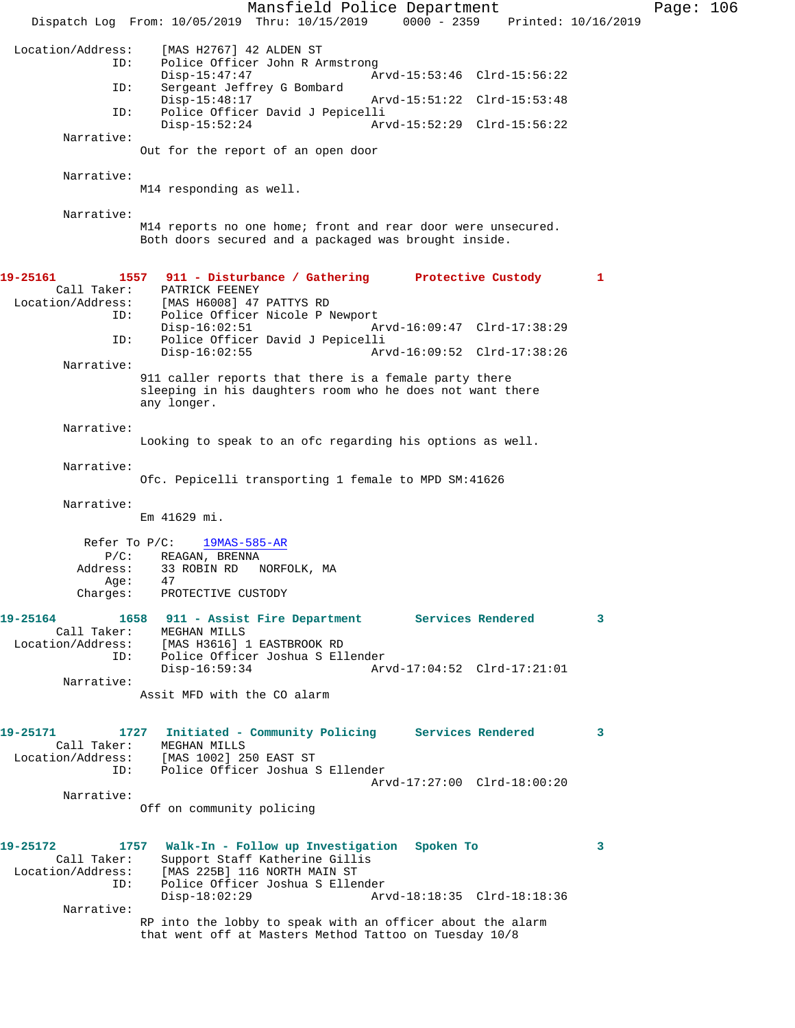```
Location/Address:     [MAS H2767] 42 ALDEN ST
              ID:     Police Officer John R Armstrong
                      Disp-15:47:47                 Arvd-15:53:46  Clrd-15:56:22
              ID:     Sergeant Jeffrey G Bombard
                      Disp-15:48:17                 Arvd-15:51:22  Clrd-15:53:48
              ID:     Police Officer David J Pepicelli
                      Disp-15:52:24                 Arvd-15:52:29  Clrd-15:56:22
       Narrative:
                      Out for the report of an open door

       Narrative:
                      M14 responding as well.

       Narrative:
                      M14 reports no one home; front and rear door were unsecured.
                      Both doors secured and a packaged was brought inside.
```

**19-25161** 1557 **911 - Disturbance / Gathering** **Protective Custody** 1

```
      Call Taker:     PATRICK FEENEY
Location/Address:     [MAS H6008] 47 PATTYS RD
              ID:     Police Officer Nicole P Newport
                      Disp-16:02:51                 Arvd-16:09:47  Clrd-17:38:29
              ID:     Police Officer David J Pepicelli
                      Disp-16:02:55                 Arvd-16:09:52  Clrd-17:38:26
       Narrative:
                      911 caller reports that there is a female party there
                      sleeping in his daughters room who he does not want there
                      any longer.

       Narrative:
                      Looking to speak to an ofc regarding his options as well.

       Narrative:
                      Ofc. Pepicelli transporting 1 female to MPD SM:41626

       Narrative:
                      Em 41629 mi.

         Refer To P/C:    19MAS-585-AR
                 P/C:     REAGAN, BRENNA
             Address:     33 ROBIN RD   NORFOLK, MA
                 Age:     47
             Charges:     PROTECTIVE CUSTODY
```

**19-25164** 1658 **911 - Assist Fire Department** **Services Rendered** 3

```
      Call Taker:     MEGHAN MILLS
Location/Address:     [MAS H3616] 1 EASTBROOK RD
              ID:     Police Officer Joshua S Ellender
                      Disp-16:59:34                 Arvd-17:04:52  Clrd-17:21:01
       Narrative:
                      Assit MFD with the CO alarm
```

**19-25171** 1727 **Initiated - Community Policing** **Services Rendered** 3

```
      Call Taker:     MEGHAN MILLS
Location/Address:     [MAS 1002] 250 EAST ST
              ID:     Police Officer Joshua S Ellender
                                                    Arvd-17:27:00  Clrd-18:00:20
       Narrative:
                      Off on community policing
```

**19-25172** 1757 **Walk-In - Follow up Investigation** **Spoken To** 3

```
      Call Taker:     Support Staff Katherine Gillis
Location/Address:     [MAS 225B] 116 NORTH MAIN ST
              ID:     Police Officer Joshua S Ellender
                      Disp-18:02:29                 Arvd-18:18:35  Clrd-18:18:36
       Narrative:
                      RP into the lobby to speak with an officer about the alarm
                      that went off at Masters Method Tattoo on Tuesday 10/8
```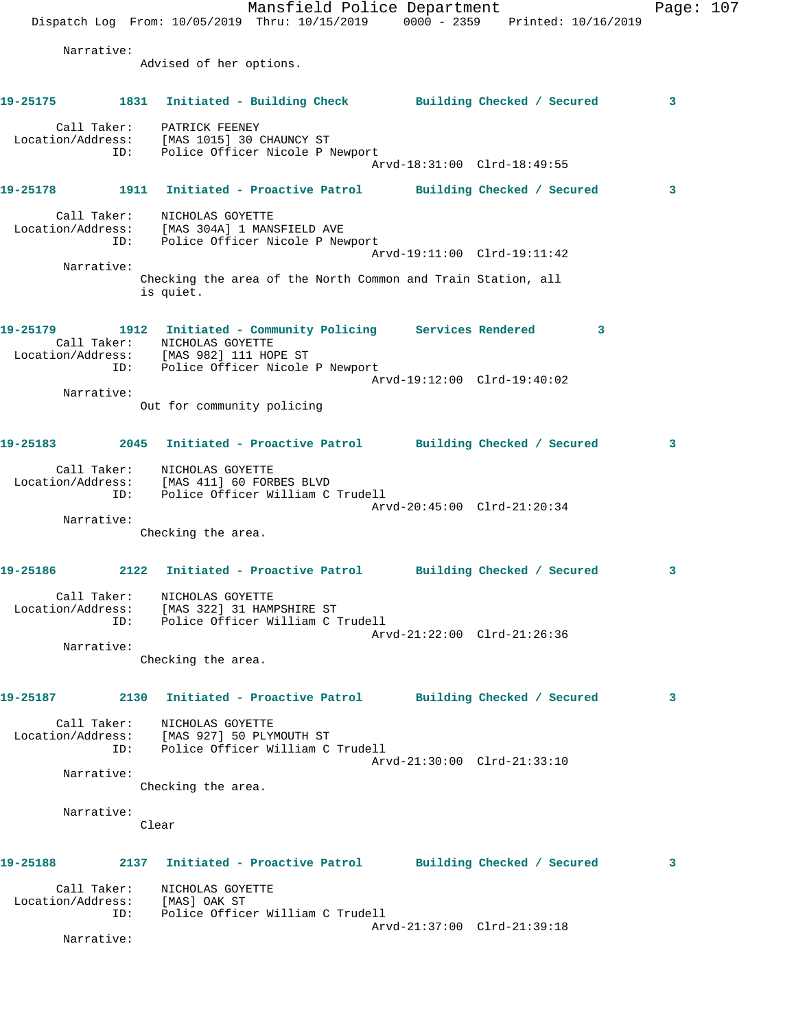Narrative:
Advised of her options.

**19-25175** 1831 **Initiated - Building Check** **Building Checked / Secured** 3

Call Taker: PATRICK FEENEY
Location/Address: [MAS 1015] 30 CHAUNCY ST
ID: Police Officer Nicole P Newport
Arvd-18:31:00 Clrd-18:49:55

**19-25178** 1911 **Initiated - Proactive Patrol** **Building Checked / Secured** 3

Call Taker: NICHOLAS GOYETTE
Location/Address: [MAS 304A] 1 MANSFIELD AVE
ID: Police Officer Nicole P Newport
Arvd-19:11:00 Clrd-19:11:42

Narrative:
Checking the area of the North Common and Train Station, all is quiet.

**19-25179** 1912 **Initiated - Community Policing** **Services Rendered** 3

Call Taker: NICHOLAS GOYETTE
Location/Address: [MAS 982] 111 HOPE ST
ID: Police Officer Nicole P Newport
Arvd-19:12:00 Clrd-19:40:02

Narrative:
Out for community policing

**19-25183** 2045 **Initiated - Proactive Patrol** **Building Checked / Secured** 3

Call Taker: NICHOLAS GOYETTE
Location/Address: [MAS 411] 60 FORBES BLVD
ID: Police Officer William C Trudell
Arvd-20:45:00 Clrd-21:20:34

Narrative:
Checking the area.

**19-25186** 2122 **Initiated - Proactive Patrol** **Building Checked / Secured** 3

Call Taker: NICHOLAS GOYETTE
Location/Address: [MAS 322] 31 HAMPSHIRE ST
ID: Police Officer William C Trudell
Arvd-21:22:00 Clrd-21:26:36

Narrative:
Checking the area.

**19-25187** 2130 **Initiated - Proactive Patrol** **Building Checked / Secured** 3

Call Taker: NICHOLAS GOYETTE
Location/Address: [MAS 927] 50 PLYMOUTH ST
ID: Police Officer William C Trudell
Arvd-21:30:00 Clrd-21:33:10

Narrative:
Checking the area.

Narrative:
Clear

**19-25188** 2137 **Initiated - Proactive Patrol** **Building Checked / Secured** 3

Call Taker: NICHOLAS GOYETTE
Location/Address: [MAS] OAK ST
ID: Police Officer William C Trudell
Arvd-21:37:00 Clrd-21:39:18

Narrative: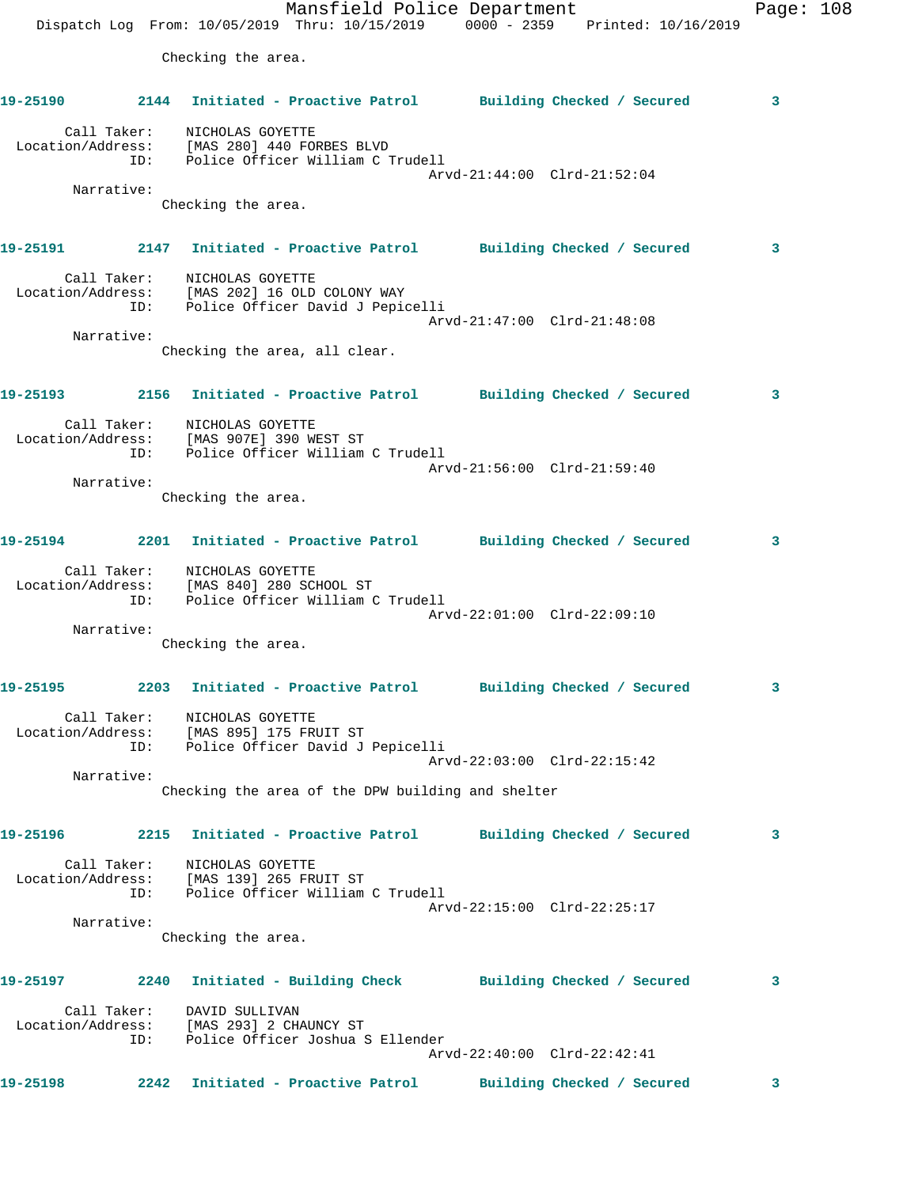Checking the area.

**19-25190 2144 Initiated - Proactive Patrol Building Checked / Secured 3**

Call Taker: NICHOLAS GOYETTE
Location/Address: [MAS 280] 440 FORBES BLVD
ID: Police Officer William C Trudell
Arvd-21:44:00 Clrd-21:52:04

Narrative:
Checking the area.

**19-25191 2147 Initiated - Proactive Patrol Building Checked / Secured 3**

Call Taker: NICHOLAS GOYETTE
Location/Address: [MAS 202] 16 OLD COLONY WAY
ID: Police Officer David J Pepicelli
Arvd-21:47:00 Clrd-21:48:08

Narrative:
Checking the area, all clear.

**19-25193 2156 Initiated - Proactive Patrol Building Checked / Secured 3**

Call Taker: NICHOLAS GOYETTE
Location/Address: [MAS 907E] 390 WEST ST
ID: Police Officer William C Trudell
Arvd-21:56:00 Clrd-21:59:40

Narrative:
Checking the area.

**19-25194 2201 Initiated - Proactive Patrol Building Checked / Secured 3**

Call Taker: NICHOLAS GOYETTE
Location/Address: [MAS 840] 280 SCHOOL ST
ID: Police Officer William C Trudell
Arvd-22:01:00 Clrd-22:09:10

Narrative:
Checking the area.

**19-25195 2203 Initiated - Proactive Patrol Building Checked / Secured 3**

Call Taker: NICHOLAS GOYETTE
Location/Address: [MAS 895] 175 FRUIT ST
ID: Police Officer David J Pepicelli
Arvd-22:03:00 Clrd-22:15:42

Narrative:
Checking the area of the DPW building and shelter

**19-25196 2215 Initiated - Proactive Patrol Building Checked / Secured 3**

Call Taker: NICHOLAS GOYETTE
Location/Address: [MAS 139] 265 FRUIT ST
ID: Police Officer William C Trudell
Arvd-22:15:00 Clrd-22:25:17

Narrative:
Checking the area.

**19-25197 2240 Initiated - Building Check Building Checked / Secured 3**

Call Taker: DAVID SULLIVAN
Location/Address: [MAS 293] 2 CHAUNCY ST
ID: Police Officer Joshua S Ellender
Arvd-22:40:00 Clrd-22:42:41

**19-25198 2242 Initiated - Proactive Patrol Building Checked / Secured 3**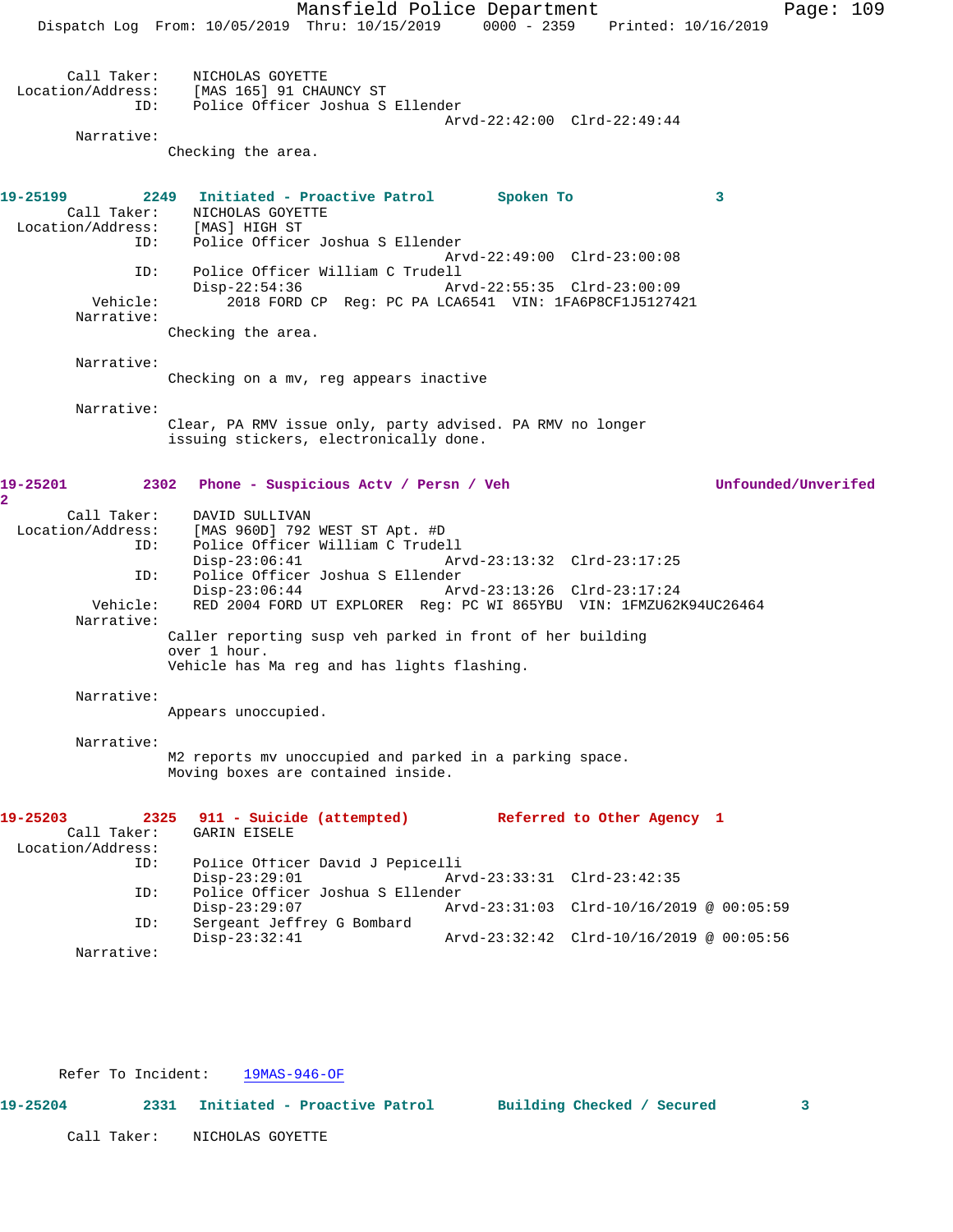Call Taker: NICHOLAS GOYETTE
Location/Address: [MAS 165] 91 CHAUNCY ST
ID: Police Officer Joshua S Ellender
Arvd-22:42:00 Clrd-22:49:44
Narrative:
Checking the area.

**19-25199** 2249 **Initiated - Proactive Patrol** **Spoken To** 3
Call Taker: NICHOLAS GOYETTE
Location/Address: [MAS] HIGH ST
ID: Police Officer Joshua S Ellender
Arvd-22:49:00 Clrd-23:00:08
ID: Police Officer William C Trudell
Disp-22:54:36 Arvd-22:55:35 Clrd-23:00:09
Vehicle: 2018 FORD CP Reg: PC PA LCA6541 VIN: 1FA6P8CF1J5127421
Narrative:
Checking the area.

Narrative:
Checking on a mv, reg appears inactive

Narrative:
Clear, PA RMV issue only, party advised. PA RMV no longer issuing stickers, electronically done.

**19-25201** 2302 **Phone - Suspicious Actv / Persn / Veh** **Unfounded/Unverifed** 2
Call Taker: DAVID SULLIVAN
Location/Address: [MAS 960D] 792 WEST ST Apt. #D
ID: Police Officer William C Trudell
Disp-23:06:41 Arvd-23:13:32 Clrd-23:17:25
ID: Police Officer Joshua S Ellender
Disp-23:06:44 Arvd-23:13:26 Clrd-23:17:24
Vehicle: RED 2004 FORD UT EXPLORER Reg: PC WI 865YBU VIN: 1FMZU62K94UC26464
Narrative:
Caller reporting susp veh parked in front of her building over 1 hour.
Vehicle has Ma reg and has lights flashing.

Narrative:
Appears unoccupied.

Narrative:
M2 reports mv unoccupied and parked in a parking space.
Moving boxes are contained inside.

**19-25203** 2325 **911 - Suicide (attempted)** **Referred to Other Agency** 1
Call Taker: GARIN EISELE
Location/Address:
ID: Police Officer David J Pepicelli
Disp-23:29:01 Arvd-23:33:31 Clrd-23:42:35
ID: Police Officer Joshua S Ellender
Disp-23:29:07 Arvd-23:31:03 Clrd-10/16/2019 @ 00:05:59
ID: Sergeant Jeffrey G Bombard
Disp-23:32:41 Arvd-23:32:42 Clrd-10/16/2019 @ 00:05:56
Narrative:

Refer To Incident: 19MAS-946-OF

**19-25204** 2331 **Initiated - Proactive Patrol** **Building Checked / Secured** 3
Call Taker: NICHOLAS GOYETTE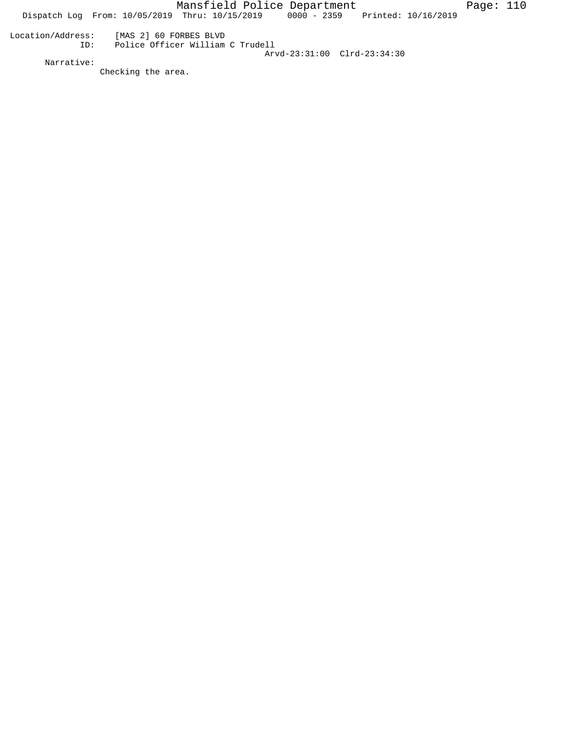Location/Address: [MAS 2] 60 FORBES BLVD
ID: Police Officer William C Trudell
Arvd-23:31:00 Clrd-23:34:30

Narrative:
Checking the area.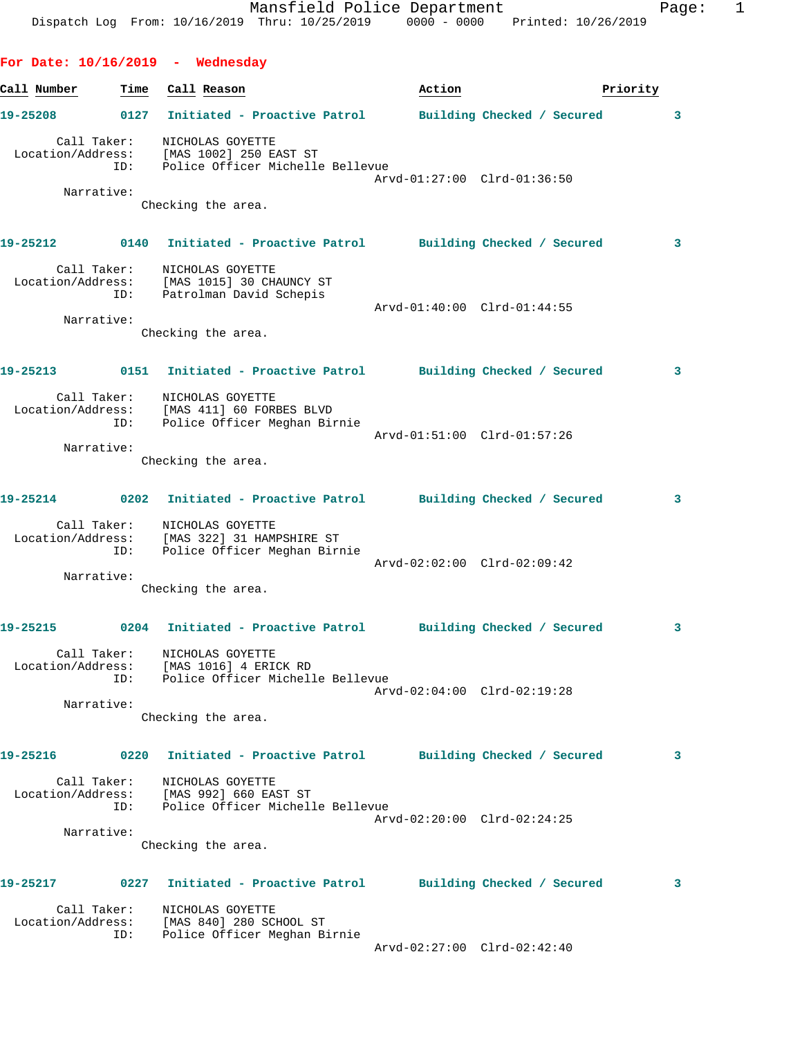Mansfield Police Department
Dispatch Log From: 10/16/2019 Thru: 10/25/2019 0000 - 0000 Printed: 10/26/2019

## For Date: 10/16/2019 - Wednesday

| Call Number | Time | Call Reason | Action | Priority |
|---|---|---|---|---|

**19-25208** 0127 Initiated - Proactive Patrol — Building Checked / Secured — 3

Call Taker: NICHOLAS GOYETTE
Location/Address: [MAS 1002] 250 EAST ST
ID: Police Officer Michelle Bellevue
Arvd-01:27:00 Clrd-01:36:50
Narrative:
Checking the area.

**19-25212** 0140 Initiated - Proactive Patrol — Building Checked / Secured — 3

Call Taker: NICHOLAS GOYETTE
Location/Address: [MAS 1015] 30 CHAUNCY ST
ID: Patrolman David Schepis
Arvd-01:40:00 Clrd-01:44:55
Narrative:
Checking the area.

**19-25213** 0151 Initiated - Proactive Patrol — Building Checked / Secured — 3

Call Taker: NICHOLAS GOYETTE
Location/Address: [MAS 411] 60 FORBES BLVD
ID: Police Officer Meghan Birnie
Arvd-01:51:00 Clrd-01:57:26
Narrative:
Checking the area.

**19-25214** 0202 Initiated - Proactive Patrol — Building Checked / Secured — 3

Call Taker: NICHOLAS GOYETTE
Location/Address: [MAS 322] 31 HAMPSHIRE ST
ID: Police Officer Meghan Birnie
Arvd-02:02:00 Clrd-02:09:42
Narrative:
Checking the area.

**19-25215** 0204 Initiated - Proactive Patrol — Building Checked / Secured — 3

Call Taker: NICHOLAS GOYETTE
Location/Address: [MAS 1016] 4 ERICK RD
ID: Police Officer Michelle Bellevue
Arvd-02:04:00 Clrd-02:19:28
Narrative:
Checking the area.

**19-25216** 0220 Initiated - Proactive Patrol — Building Checked / Secured — 3

Call Taker: NICHOLAS GOYETTE
Location/Address: [MAS 992] 660 EAST ST
ID: Police Officer Michelle Bellevue
Arvd-02:20:00 Clrd-02:24:25
Narrative:
Checking the area.

**19-25217** 0227 Initiated - Proactive Patrol — Building Checked / Secured — 3

Call Taker: NICHOLAS GOYETTE
Location/Address: [MAS 840] 280 SCHOOL ST
ID: Police Officer Meghan Birnie
Arvd-02:27:00 Clrd-02:42:40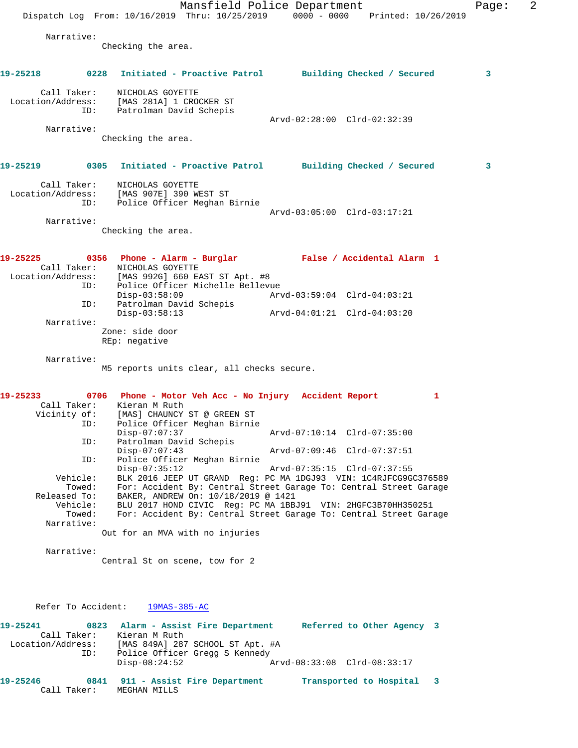Narrative:
Checking the area.

**19-25218** 0228 **Initiated - Proactive Patrol** **Building Checked / Secured** 3

Call Taker: NICHOLAS GOYETTE
Location/Address: [MAS 281A] 1 CROCKER ST
ID: Patrolman David Schepis
Arvd-02:28:00 Clrd-02:32:39

Narrative:
Checking the area.

**19-25219** 0305 **Initiated - Proactive Patrol** **Building Checked / Secured** 3

Call Taker: NICHOLAS GOYETTE
Location/Address: [MAS 907E] 390 WEST ST
ID: Police Officer Meghan Birnie
Arvd-03:05:00 Clrd-03:17:21

Narrative:
Checking the area.

**19-25225** 0356 **Phone - Alarm - Burglar** **False / Accidental Alarm** 1

Call Taker: NICHOLAS GOYETTE
Location/Address: [MAS 992G] 660 EAST ST Apt. #8
ID: Police Officer Michelle Bellevue
Disp-03:58:09 Arvd-03:59:04 Clrd-04:03:21
ID: Patrolman David Schepis
Disp-03:58:13 Arvd-04:01:21 Clrd-04:03:20

Narrative:
Zone: side door
REp: negative

Narrative:
M5 reports units clear, all checks secure.

**19-25233** 0706 **Phone - Motor Veh Acc - No Injury** **Accident Report** 1

Call Taker: Kieran M Ruth
Vicinity of: [MAS] CHAUNCY ST @ GREEN ST
ID: Police Officer Meghan Birnie
Disp-07:07:37 Arvd-07:10:14 Clrd-07:35:00
ID: Patrolman David Schepis
Disp-07:07:43 Arvd-07:09:46 Clrd-07:37:51
ID: Police Officer Meghan Birnie
Disp-07:35:12 Arvd-07:35:15 Clrd-07:37:55
Vehicle: BLK 2016 JEEP UT GRAND Reg: PC MA 1DGJ93 VIN: 1C4RJFCG9GC376589
Towed: For: Accident By: Central Street Garage To: Central Street Garage
Released To: BAKER, ANDREW On: 10/18/2019 @ 1421
Vehicle: BLU 2017 HOND CIVIC Reg: PC MA 1BBJ91 VIN: 2HGFC3B70HH350251
Towed: For: Accident By: Central Street Garage To: Central Street Garage

Narrative:
Out for an MVA with no injuries

Narrative:
Central St on scene, tow for 2

Refer To Accident: 19MAS-385-AC

**19-25241** 0823 **Alarm - Assist Fire Department** **Referred to Other Agency** 3

Call Taker: Kieran M Ruth
Location/Address: [MAS 849A] 287 SCHOOL ST Apt. #A
ID: Police Officer Gregg S Kennedy
Disp-08:24:52 Arvd-08:33:08 Clrd-08:33:17

**19-25246** 0841 **911 - Assist Fire Department** **Transported to Hospital** 3

Call Taker: MEGHAN MILLS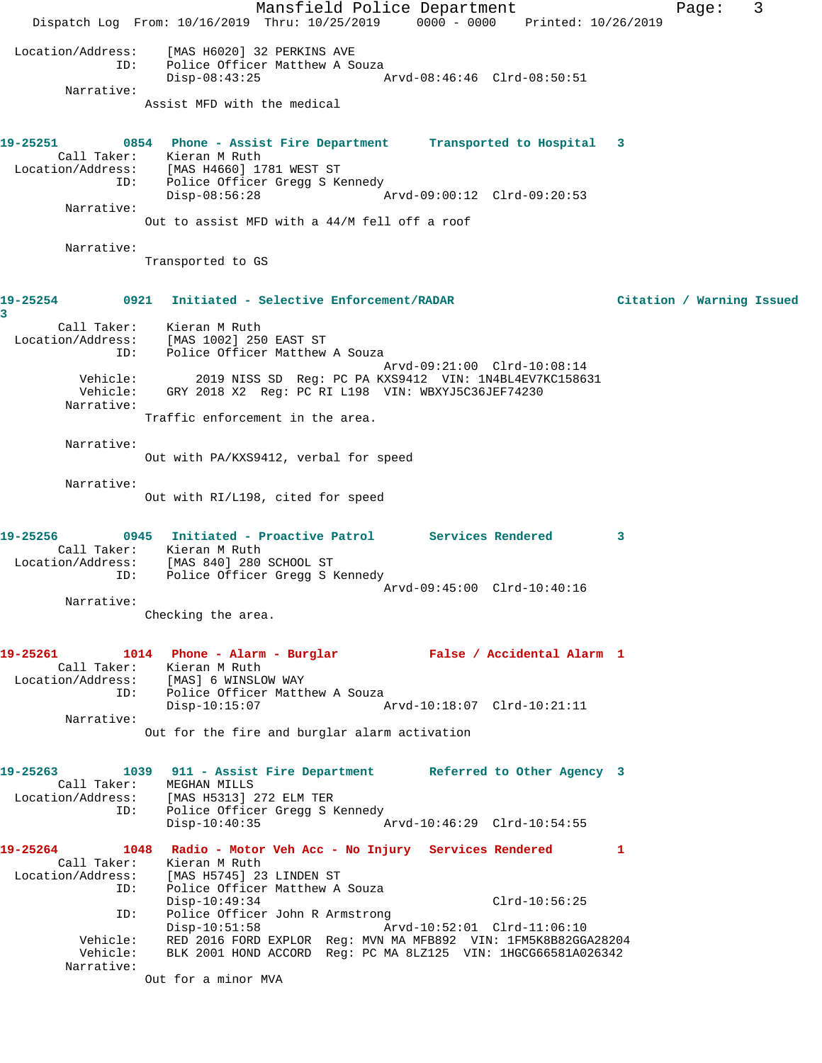Location/Address: [MAS H6020] 32 PERKINS AVE
ID: Police Officer Matthew A Souza
Disp-08:43:25 Arvd-08:46:46 Clrd-08:50:51
Narrative:
Assist MFD with the medical

**19-25251 0854 Phone - Assist Fire Department Transported to Hospital 3**
Call Taker: Kieran M Ruth
Location/Address: [MAS H4660] 1781 WEST ST
ID: Police Officer Gregg S Kennedy
Disp-08:56:28 Arvd-09:00:12 Clrd-09:20:53
Narrative:
Out to assist MFD with a 44/M fell off a roof

Narrative:
Transported to GS

**19-25254 0921 Initiated - Selective Enforcement/RADAR Citation / Warning Issued 3**
Call Taker: Kieran M Ruth
Location/Address: [MAS 1002] 250 EAST ST
ID: Police Officer Matthew A Souza
Arvd-09:21:00 Clrd-10:08:14
Vehicle: 2019 NISS SD Reg: PC PA KXS9412 VIN: 1N4BL4EV7KC158631
Vehicle: GRY 2018 X2 Reg: PC RI L198 VIN: WBXYJ5C36JEF74230
Narrative:
Traffic enforcement in the area.

Narrative:
Out with PA/KXS9412, verbal for speed

Narrative:
Out with RI/L198, cited for speed

**19-25256 0945 Initiated - Proactive Patrol Services Rendered 3**
Call Taker: Kieran M Ruth
Location/Address: [MAS 840] 280 SCHOOL ST
ID: Police Officer Gregg S Kennedy
Arvd-09:45:00 Clrd-10:40:16
Narrative:
Checking the area.

**19-25261 1014 Phone - Alarm - Burglar False / Accidental Alarm 1**
Call Taker: Kieran M Ruth
Location/Address: [MAS] 6 WINSLOW WAY
ID: Police Officer Matthew A Souza
Disp-10:15:07 Arvd-10:18:07 Clrd-10:21:11
Narrative:
Out for the fire and burglar alarm activation

**19-25263 1039 911 - Assist Fire Department Referred to Other Agency 3**
Call Taker: MEGHAN MILLS
Location/Address: [MAS H5313] 272 ELM TER
ID: Police Officer Gregg S Kennedy
Disp-10:40:35 Arvd-10:46:29 Clrd-10:54:55

**19-25264 1048 Radio - Motor Veh Acc - No Injury Services Rendered 1**
Call Taker: Kieran M Ruth
Location/Address: [MAS H5745] 23 LINDEN ST
ID: Police Officer Matthew A Souza
Disp-10:49:34 Clrd-10:56:25
ID: Police Officer John R Armstrong
Disp-10:51:58 Arvd-10:52:01 Clrd-11:06:10
Vehicle: RED 2016 FORD EXPLOR Reg: MVN MA MFB892 VIN: 1FM5K8B82GGA28204
Vehicle: BLK 2001 HOND ACCORD Reg: PC MA 8LZ125 VIN: 1HGCG66581A026342
Narrative:
Out for a minor MVA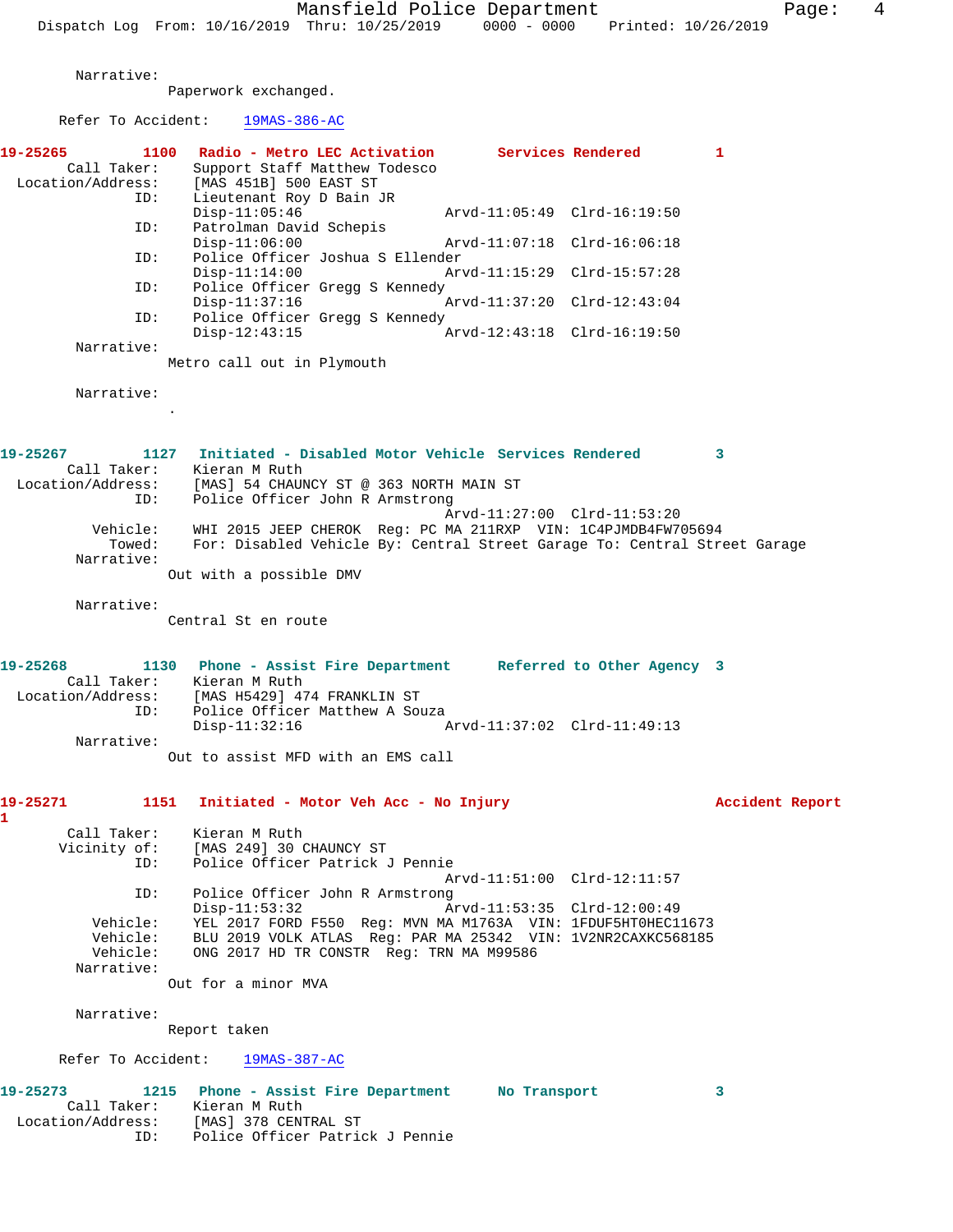Narrative:
Paperwork exchanged.

Refer To Accident: 19MAS-386-AC

**19-25265 1100 Radio - Metro LEC Activation Services Rendered 1**

Call Taker: Support Staff Matthew Todesco
Location/Address: [MAS 451B] 500 EAST ST
ID: Lieutenant Roy D Bain JR
Disp-11:05:46 Arvd-11:05:49 Clrd-16:19:50
ID: Patrolman David Schepis
Disp-11:06:00 Arvd-11:07:18 Clrd-16:06:18
ID: Police Officer Joshua S Ellender
Disp-11:14:00 Arvd-11:15:29 Clrd-15:57:28
ID: Police Officer Gregg S Kennedy
Disp-11:37:16 Arvd-11:37:20 Clrd-12:43:04
ID: Police Officer Gregg S Kennedy
Disp-12:43:15 Arvd-12:43:18 Clrd-16:19:50
Narrative:
Metro call out in Plymouth

Narrative:
.

**19-25267 1127 Initiated - Disabled Motor Vehicle Services Rendered 3**

Call Taker: Kieran M Ruth
Location/Address: [MAS] 54 CHAUNCY ST @ 363 NORTH MAIN ST
ID: Police Officer John R Armstrong
Arvd-11:27:00 Clrd-11:53:20
Vehicle: WHI 2015 JEEP CHEROK Reg: PC MA 211RXP VIN: 1C4PJMDB4FW705694
Towed: For: Disabled Vehicle By: Central Street Garage To: Central Street Garage
Narrative:
Out with a possible DMV

Narrative:
Central St en route

**19-25268 1130 Phone - Assist Fire Department Referred to Other Agency 3**

Call Taker: Kieran M Ruth
Location/Address: [MAS H5429] 474 FRANKLIN ST
ID: Police Officer Matthew A Souza
Disp-11:32:16 Arvd-11:37:02 Clrd-11:49:13
Narrative:
Out to assist MFD with an EMS call

**19-25271 1151 Initiated - Motor Veh Acc - No Injury Accident Report 1**

Call Taker: Kieran M Ruth
Vicinity of: [MAS 249] 30 CHAUNCY ST
ID: Police Officer Patrick J Pennie
Arvd-11:51:00 Clrd-12:11:57
ID: Police Officer John R Armstrong
Disp-11:53:32 Arvd-11:53:35 Clrd-12:00:49
Vehicle: YEL 2017 FORD F550 Reg: MVN MA M1763A VIN: 1FDUF5HT0HEC11673
Vehicle: BLU 2019 VOLK ATLAS Reg: PAR MA 25342 VIN: 1V2NR2CAXKC568185
Vehicle: ONG 2017 HD TR CONSTR Reg: TRN MA M99586
Narrative:
Out for a minor MVA

Narrative:
Report taken

Refer To Accident: 19MAS-387-AC

**19-25273 1215 Phone - Assist Fire Department No Transport 3**

Call Taker: Kieran M Ruth
Location/Address: [MAS] 378 CENTRAL ST
ID: Police Officer Patrick J Pennie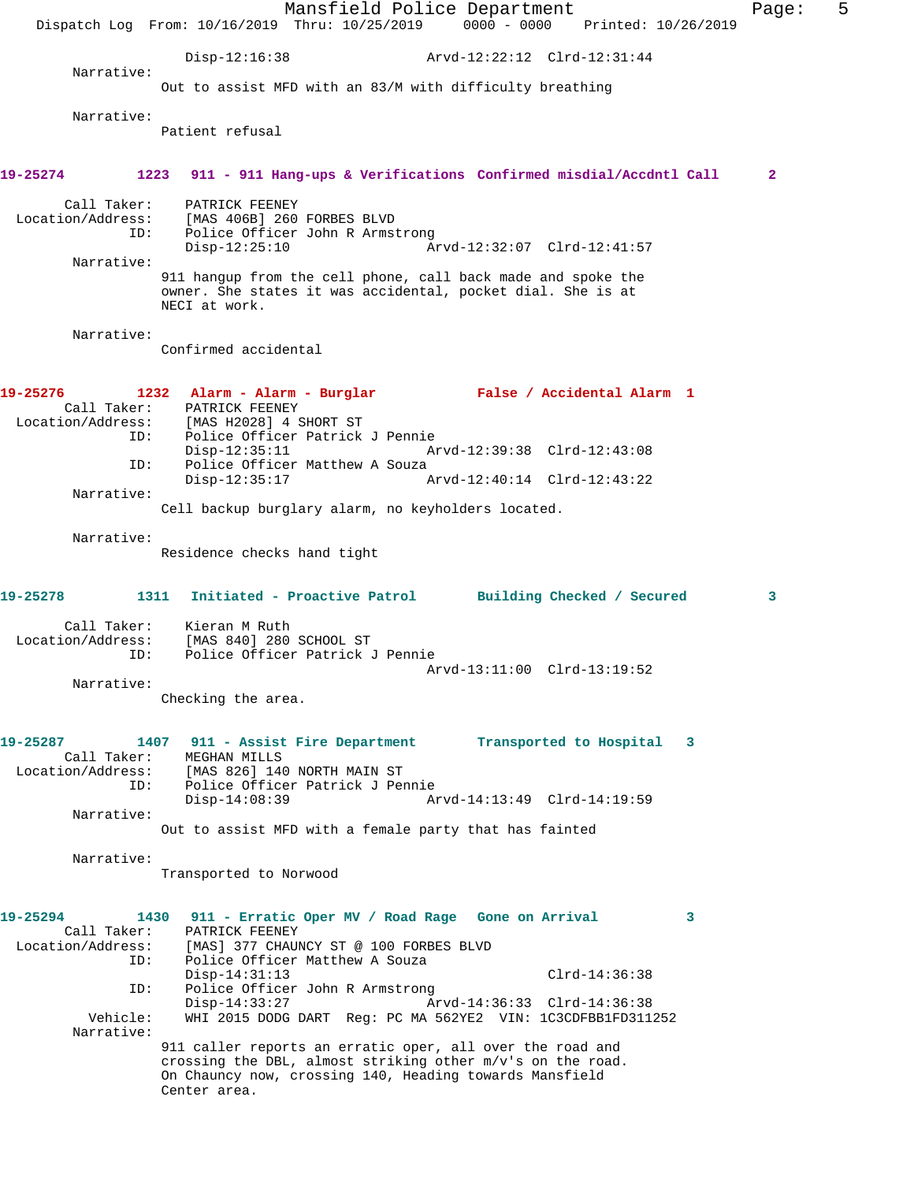Disp-12:16:38 Arvd-12:22:12 Clrd-12:31:44

Narrative:
Out to assist MFD with an 83/M with difficulty breathing

Narrative:
Patient refusal

**19-25274 1223 911 - 911 Hang-ups & Verifications Confirmed misdial/Accdntl Call 2**

Call Taker: PATRICK FEENEY
Location/Address: [MAS 406B] 260 FORBES BLVD
ID: Police Officer John R Armstrong
Disp-12:25:10 Arvd-12:32:07 Clrd-12:41:57

Narrative:
911 hangup from the cell phone, call back made and spoke the owner. She states it was accidental, pocket dial. She is at NECI at work.

Narrative:
Confirmed accidental

**19-25276 1232 Alarm - Alarm - Burglar False / Accidental Alarm 1**

Call Taker: PATRICK FEENEY
Location/Address: [MAS H2028] 4 SHORT ST
ID: Police Officer Patrick J Pennie
Disp-12:35:11 Arvd-12:39:38 Clrd-12:43:08
ID: Police Officer Matthew A Souza
Disp-12:35:17 Arvd-12:40:14 Clrd-12:43:22

Narrative:
Cell backup burglary alarm, no keyholders located.

Narrative:
Residence checks hand tight

**19-25278 1311 Initiated - Proactive Patrol Building Checked / Secured 3**

Call Taker: Kieran M Ruth
Location/Address: [MAS 840] 280 SCHOOL ST
ID: Police Officer Patrick J Pennie
Arvd-13:11:00 Clrd-13:19:52

Narrative:
Checking the area.

**19-25287 1407 911 - Assist Fire Department Transported to Hospital 3**

Call Taker: MEGHAN MILLS
Location/Address: [MAS 826] 140 NORTH MAIN ST
ID: Police Officer Patrick J Pennie
Disp-14:08:39 Arvd-14:13:49 Clrd-14:19:59

Narrative:
Out to assist MFD with a female party that has fainted

Narrative:
Transported to Norwood

**19-25294 1430 911 - Erratic Oper MV / Road Rage Gone on Arrival 3**

Call Taker: PATRICK FEENEY
Location/Address: [MAS] 377 CHAUNCY ST @ 100 FORBES BLVD
ID: Police Officer Matthew A Souza
Disp-14:31:13 Clrd-14:36:38
ID: Police Officer John R Armstrong
Disp-14:33:27 Arvd-14:36:33 Clrd-14:36:38
Vehicle: WHI 2015 DODG DART Reg: PC MA 562YE2 VIN: 1C3CDFBB1FD311252

Narrative:
911 caller reports an erratic oper, all over the road and crossing the DBL, almost striking other m/v's on the road. On Chauncy now, crossing 140, Heading towards Mansfield Center area.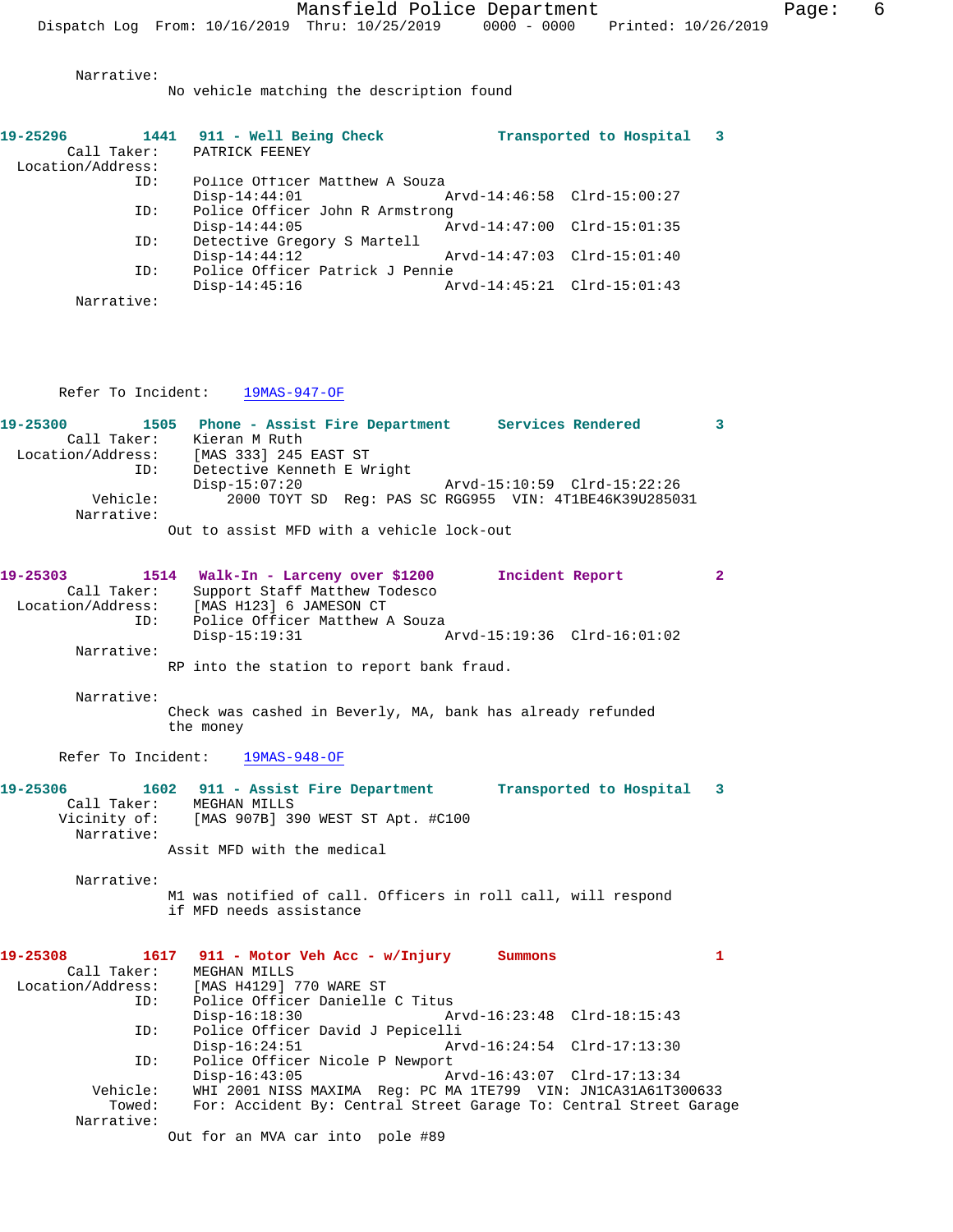Narrative:
No vehicle matching the description found

**19-25296 1441 911 - Well Being Check Transported to Hospital 3**

Call Taker: PATRICK FEENEY
Location/Address:
ID: Police Officer Matthew A Souza
Disp-14:44:01 Arvd-14:46:58 Clrd-15:00:27
ID: Police Officer John R Armstrong
Disp-14:44:05 Arvd-14:47:00 Clrd-15:01:35
ID: Detective Gregory S Martell
Disp-14:44:12 Arvd-14:47:03 Clrd-15:01:40
ID: Police Officer Patrick J Pennie
Disp-14:45:16 Arvd-14:45:21 Clrd-15:01:43
Narrative:

Refer To Incident: 19MAS-947-OF

**19-25300 1505 Phone - Assist Fire Department Services Rendered 3**

Call Taker: Kieran M Ruth
Location/Address: [MAS 333] 245 EAST ST
ID: Detective Kenneth E Wright
Disp-15:07:20 Arvd-15:10:59 Clrd-15:22:26
Vehicle: 2000 TOYT SD Reg: PAS SC RGG955 VIN: 4T1BE46K39U285031
Narrative:
Out to assist MFD with a vehicle lock-out

**19-25303 1514 Walk-In - Larceny over $1200 Incident Report 2**

Call Taker: Support Staff Matthew Todesco
Location/Address: [MAS H123] 6 JAMESON CT
ID: Police Officer Matthew A Souza
Disp-15:19:31 Arvd-15:19:36 Clrd-16:01:02
Narrative:
RP into the station to report bank fraud.

Narrative:
Check was cashed in Beverly, MA, bank has already refunded the money

Refer To Incident: 19MAS-948-OF

**19-25306 1602 911 - Assist Fire Department Transported to Hospital 3**

Call Taker: MEGHAN MILLS
Vicinity of: [MAS 907B] 390 WEST ST Apt. #C100
Narrative:
Assit MFD with the medical

Narrative:
M1 was notified of call. Officers in roll call, will respond if MFD needs assistance

**19-25308 1617 911 - Motor Veh Acc - w/Injury Summons 1**

Call Taker: MEGHAN MILLS
Location/Address: [MAS H4129] 770 WARE ST
ID: Police Officer Danielle C Titus
Disp-16:18:30 Arvd-16:23:48 Clrd-18:15:43
ID: Police Officer David J Pepicelli
Disp-16:24:51 Arvd-16:24:54 Clrd-17:13:30
ID: Police Officer Nicole P Newport
Disp-16:43:05 Arvd-16:43:07 Clrd-17:13:34
Vehicle: WHI 2001 NISS MAXIMA Reg: PC MA 1TE799 VIN: JN1CA31A61T300633
Towed: For: Accident By: Central Street Garage To: Central Street Garage
Narrative:
Out for an MVA car into pole #89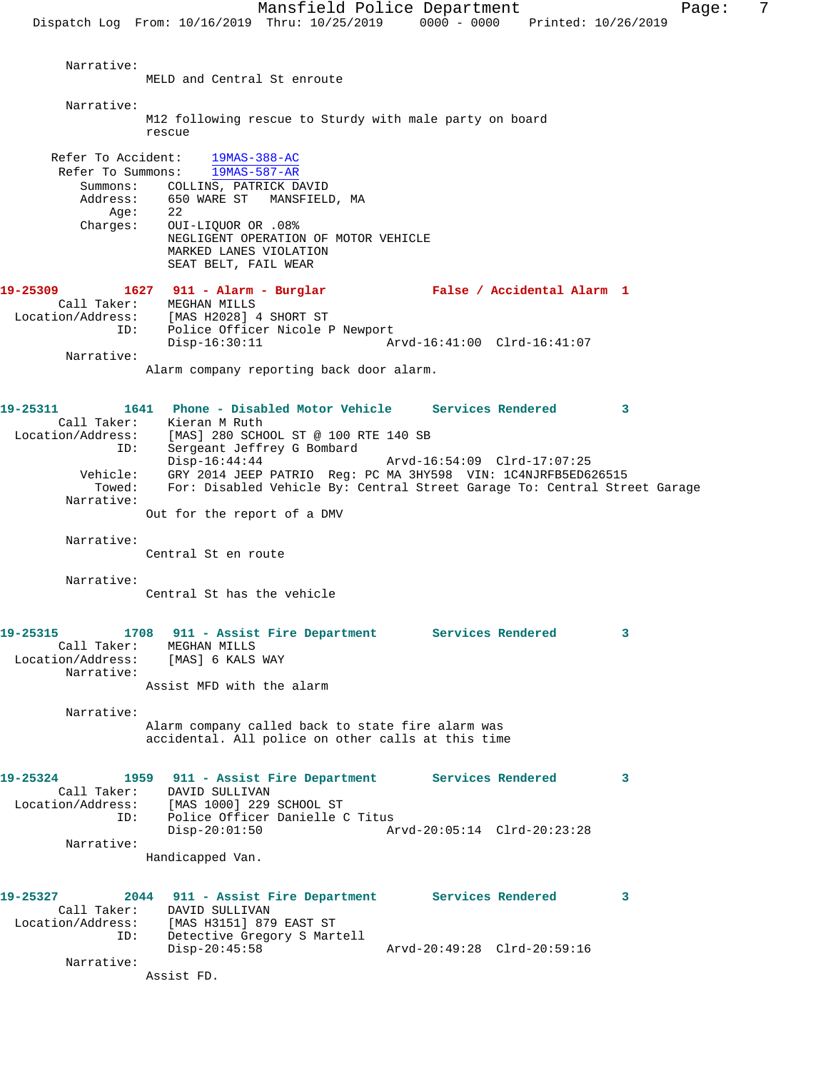Narrative:
MELD and Central St enroute

Narrative:
M12 following rescue to Sturdy with male party on board rescue

Refer To Accident: 19MAS-388-AC
Refer To Summons: 19MAS-587-AR
Summons: COLLINS, PATRICK DAVID
Address: 650 WARE ST MANSFIELD, MA
Age: 22
Charges: OUI-LIQUOR OR .08%
NEGLIGENT OPERATION OF MOTOR VEHICLE
MARKED LANES VIOLATION
SEAT BELT, FAIL WEAR

**19-25309 1627 911 - Alarm - Burglar False / Accidental Alarm 1**
Call Taker: MEGHAN MILLS
Location/Address: [MAS H2028] 4 SHORT ST
ID: Police Officer Nicole P Newport
Disp-16:30:11 Arvd-16:41:00 Clrd-16:41:07
Narrative:
Alarm company reporting back door alarm.

**19-25311 1641 Phone - Disabled Motor Vehicle Services Rendered 3**
Call Taker: Kieran M Ruth
Location/Address: [MAS] 280 SCHOOL ST @ 100 RTE 140 SB
ID: Sergeant Jeffrey G Bombard
Disp-16:44:44 Arvd-16:54:09 Clrd-17:07:25
Vehicle: GRY 2014 JEEP PATRIO Reg: PC MA 3HY598 VIN: 1C4NJRFB5ED626515
Towed: For: Disabled Vehicle By: Central Street Garage To: Central Street Garage
Narrative:
Out for the report of a DMV

Narrative:
Central St en route

Narrative:
Central St has the vehicle

**19-25315 1708 911 - Assist Fire Department Services Rendered 3**
Call Taker: MEGHAN MILLS
Location/Address: [MAS] 6 KALS WAY
Narrative:
Assist MFD with the alarm

Narrative:
Alarm company called back to state fire alarm was accidental. All police on other calls at this time

**19-25324 1959 911 - Assist Fire Department Services Rendered 3**
Call Taker: DAVID SULLIVAN
Location/Address: [MAS 1000] 229 SCHOOL ST
ID: Police Officer Danielle C Titus
Disp-20:01:50 Arvd-20:05:14 Clrd-20:23:28
Narrative:
Handicapped Van.

**19-25327 2044 911 - Assist Fire Department Services Rendered 3**
Call Taker: DAVID SULLIVAN
Location/Address: [MAS H3151] 879 EAST ST
ID: Detective Gregory S Martell
Disp-20:45:58 Arvd-20:49:28 Clrd-20:59:16
Narrative:
Assist FD.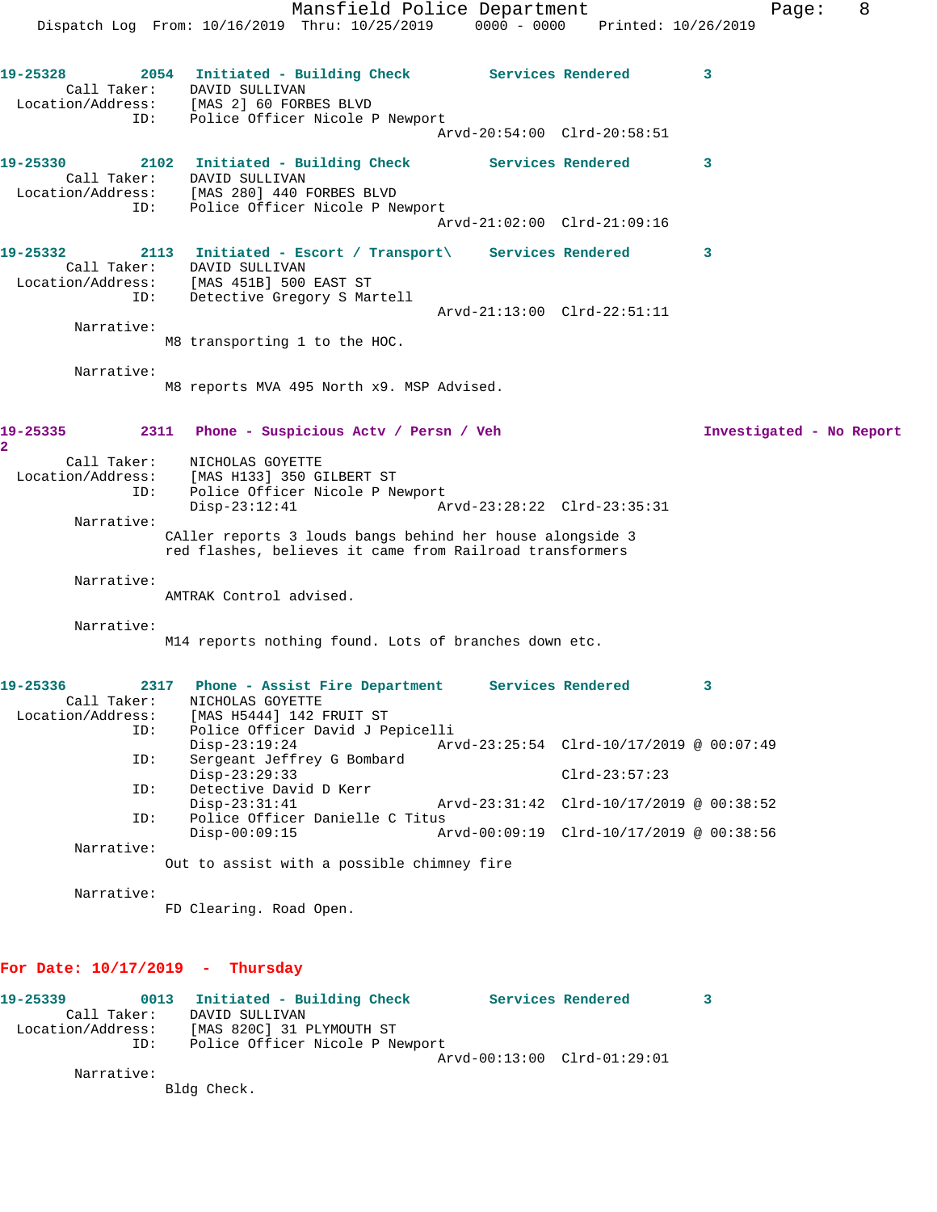19-25328 2054 Initiated - Building Check Services Rendered 3
Call Taker: DAVID SULLIVAN
Location/Address: [MAS 2] 60 FORBES BLVD
ID: Police Officer Nicole P Newport
Arvd-20:54:00 Clrd-20:58:51

19-25330 2102 Initiated - Building Check Services Rendered 3
Call Taker: DAVID SULLIVAN
Location/Address: [MAS 280] 440 FORBES BLVD
ID: Police Officer Nicole P Newport
Arvd-21:02:00 Clrd-21:09:16

19-25332 2113 Initiated - Escort / Transport\ Services Rendered 3
Call Taker: DAVID SULLIVAN
Location/Address: [MAS 451B] 500 EAST ST
ID: Detective Gregory S Martell
Arvd-21:13:00 Clrd-22:51:11
Narrative:
M8 transporting 1 to the HOC.

Narrative:
M8 reports MVA 495 North x9. MSP Advised.

19-25335 2311 Phone - Suspicious Actv / Persn / Veh Investigated - No Report 2
Call Taker: NICHOLAS GOYETTE
Location/Address: [MAS H133] 350 GILBERT ST
ID: Police Officer Nicole P Newport
Disp-23:12:41 Arvd-23:28:22 Clrd-23:35:31
Narrative:
CAller reports 3 louds bangs behind her house alongside 3 red flashes, believes it came from Railroad transformers

Narrative:
AMTRAK Control advised.

Narrative:
M14 reports nothing found. Lots of branches down etc.

19-25336 2317 Phone - Assist Fire Department Services Rendered 3
Call Taker: NICHOLAS GOYETTE
Location/Address: [MAS H5444] 142 FRUIT ST
ID: Police Officer David J Pepicelli
Disp-23:19:24 Arvd-23:25:54 Clrd-10/17/2019 @ 00:07:49
ID: Sergeant Jeffrey G Bombard
Disp-23:29:33 Clrd-23:57:23
ID: Detective David D Kerr
Disp-23:31:41 Arvd-23:31:42 Clrd-10/17/2019 @ 00:38:52
ID: Police Officer Danielle C Titus
Disp-00:09:15 Arvd-00:09:19 Clrd-10/17/2019 @ 00:38:56
Narrative:
Out to assist with a possible chimney fire

Narrative:
FD Clearing. Road Open.

## For Date: 10/17/2019 - Thursday

19-25339 0013 Initiated - Building Check Services Rendered 3
Call Taker: DAVID SULLIVAN
Location/Address: [MAS 820C] 31 PLYMOUTH ST
ID: Police Officer Nicole P Newport
Arvd-00:13:00 Clrd-01:29:01
Narrative:
Bldg Check.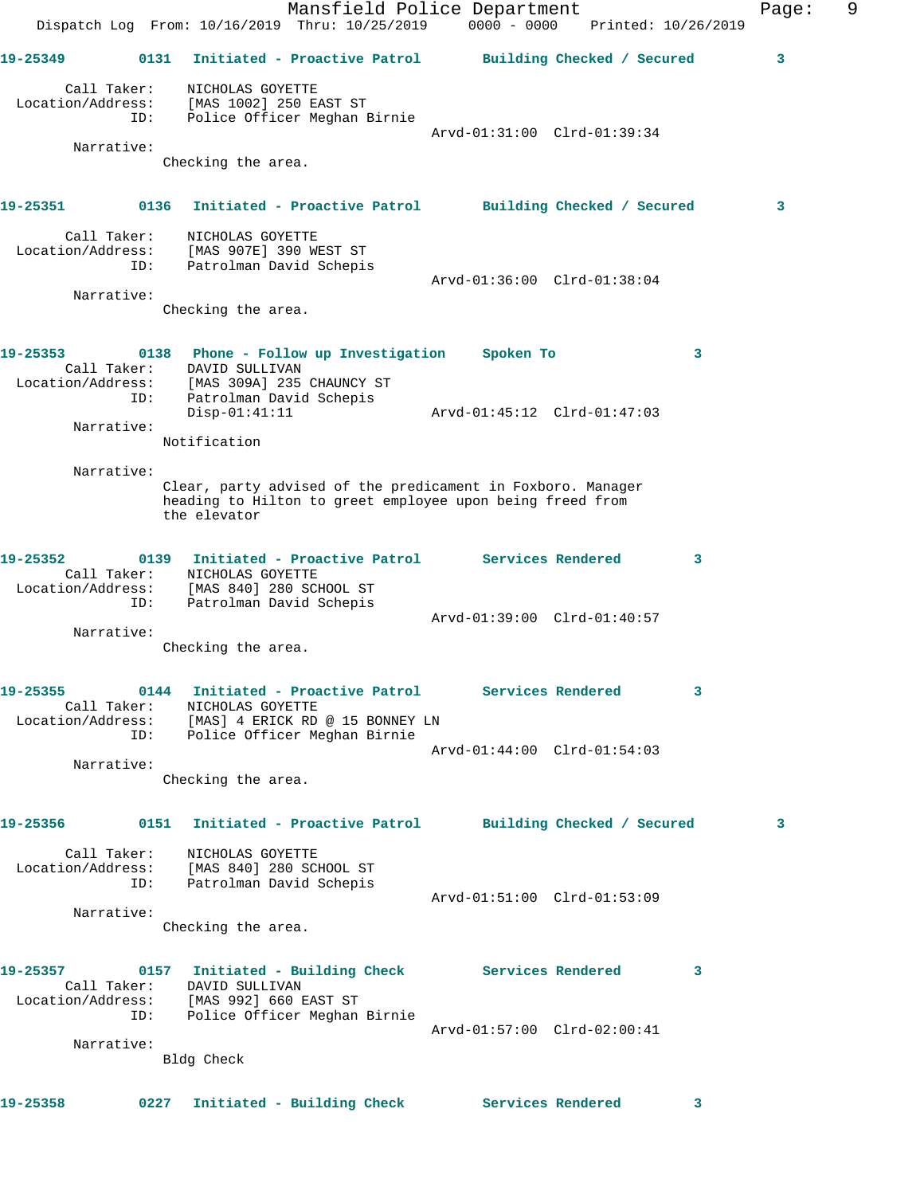**19-25349** 0131 **Initiated - Proactive Patrol** **Building Checked / Secured** 3

Call Taker: NICHOLAS GOYETTE
Location/Address: [MAS 1002] 250 EAST ST
ID: Police Officer Meghan Birnie
Arvd-01:31:00 Clrd-01:39:34

Narrative:
Checking the area.

**19-25351** 0136 **Initiated - Proactive Patrol** **Building Checked / Secured** 3

Call Taker: NICHOLAS GOYETTE
Location/Address: [MAS 907E] 390 WEST ST
ID: Patrolman David Schepis
Arvd-01:36:00 Clrd-01:38:04

Narrative:
Checking the area.

**19-25353** 0138 **Phone - Follow up Investigation** **Spoken To** 3

Call Taker: DAVID SULLIVAN
Location/Address: [MAS 309A] 235 CHAUNCY ST
ID: Patrolman David Schepis
Disp-01:41:11 Arvd-01:45:12 Clrd-01:47:03

Narrative:
Notification

Narrative:
Clear, party advised of the predicament in Foxboro. Manager heading to Hilton to greet employee upon being freed from the elevator

**19-25352** 0139 **Initiated - Proactive Patrol** **Services Rendered** 3

Call Taker: NICHOLAS GOYETTE
Location/Address: [MAS 840] 280 SCHOOL ST
ID: Patrolman David Schepis
Arvd-01:39:00 Clrd-01:40:57

Narrative:
Checking the area.

**19-25355** 0144 **Initiated - Proactive Patrol** **Services Rendered** 3

Call Taker: NICHOLAS GOYETTE
Location/Address: [MAS] 4 ERICK RD @ 15 BONNEY LN
ID: Police Officer Meghan Birnie
Arvd-01:44:00 Clrd-01:54:03

Narrative:
Checking the area.

**19-25356** 0151 **Initiated - Proactive Patrol** **Building Checked / Secured** 3

Call Taker: NICHOLAS GOYETTE
Location/Address: [MAS 840] 280 SCHOOL ST
ID: Patrolman David Schepis
Arvd-01:51:00 Clrd-01:53:09

Narrative:
Checking the area.

**19-25357** 0157 **Initiated - Building Check** **Services Rendered** 3

Call Taker: DAVID SULLIVAN
Location/Address: [MAS 992] 660 EAST ST
ID: Police Officer Meghan Birnie
Arvd-01:57:00 Clrd-02:00:41

Narrative:
Bldg Check

**19-25358** 0227 **Initiated - Building Check** **Services Rendered** 3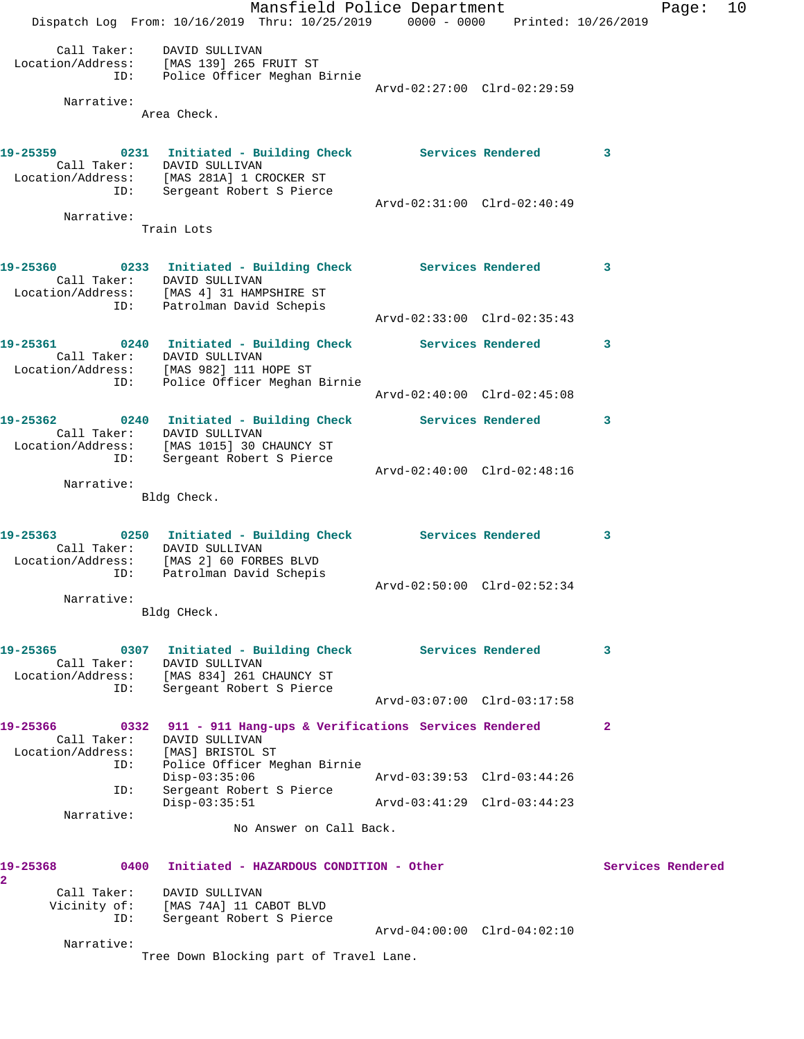Call Taker: DAVID SULLIVAN
Location/Address: [MAS 139] 265 FRUIT ST
ID: Police Officer Meghan Birnie
Arvd-02:27:00 Clrd-02:29:59

Narrative:
Area Check.

**19-25359** 0231 Initiated - Building Check Services Rendered 3
Call Taker: DAVID SULLIVAN
Location/Address: [MAS 281A] 1 CROCKER ST
ID: Sergeant Robert S Pierce
Arvd-02:31:00 Clrd-02:40:49

Narrative:
Train Lots

**19-25360** 0233 Initiated - Building Check Services Rendered 3
Call Taker: DAVID SULLIVAN
Location/Address: [MAS 4] 31 HAMPSHIRE ST
ID: Patrolman David Schepis
Arvd-02:33:00 Clrd-02:35:43

**19-25361** 0240 Initiated - Building Check Services Rendered 3
Call Taker: DAVID SULLIVAN
Location/Address: [MAS 982] 111 HOPE ST
ID: Police Officer Meghan Birnie
Arvd-02:40:00 Clrd-02:45:08

**19-25362** 0240 Initiated - Building Check Services Rendered 3
Call Taker: DAVID SULLIVAN
Location/Address: [MAS 1015] 30 CHAUNCY ST
ID: Sergeant Robert S Pierce
Arvd-02:40:00 Clrd-02:48:16

Narrative:
Bldg Check.

**19-25363** 0250 Initiated - Building Check Services Rendered 3
Call Taker: DAVID SULLIVAN
Location/Address: [MAS 2] 60 FORBES BLVD
ID: Patrolman David Schepis
Arvd-02:50:00 Clrd-02:52:34

Narrative:
Bldg CHeck.

**19-25365** 0307 Initiated - Building Check Services Rendered 3
Call Taker: DAVID SULLIVAN
Location/Address: [MAS 834] 261 CHAUNCY ST
ID: Sergeant Robert S Pierce
Arvd-03:07:00 Clrd-03:17:58

**19-25366** 0332 911 - 911 Hang-ups & Verifications Services Rendered 2
Call Taker: DAVID SULLIVAN
Location/Address: [MAS] BRISTOL ST
ID: Police Officer Meghan Birnie
Disp-03:35:06 Arvd-03:39:53 Clrd-03:44:26
ID: Sergeant Robert S Pierce
Disp-03:35:51 Arvd-03:41:29 Clrd-03:44:23

Narrative:
No Answer on Call Back.

**19-25368** 0400 Initiated - HAZARDOUS CONDITION - Other Services Rendered 2
Call Taker: DAVID SULLIVAN
Vicinity of: [MAS 74A] 11 CABOT BLVD
ID: Sergeant Robert S Pierce
Arvd-04:00:00 Clrd-04:02:10

Narrative:
Tree Down Blocking part of Travel Lane.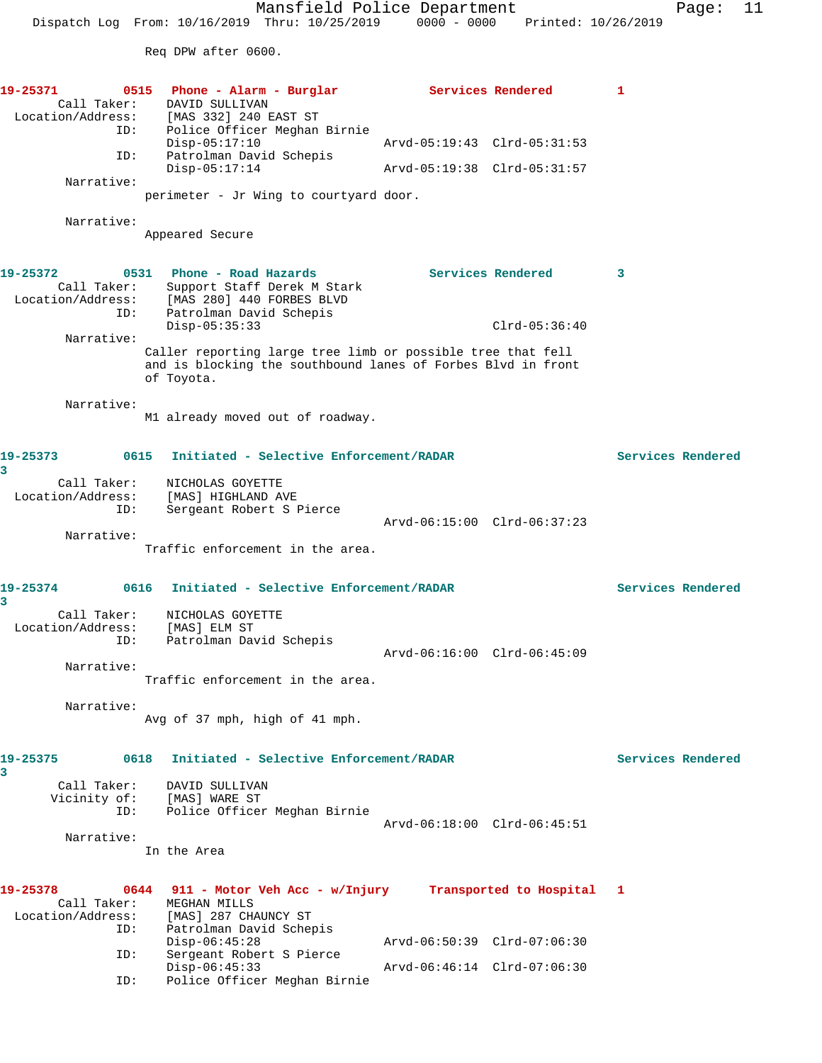Req DPW after 0600.

**19-25371 0515 Phone - Alarm - Burglar Services Rendered 1**

Call Taker: DAVID SULLIVAN
Location/Address: [MAS 332] 240 EAST ST
ID: Police Officer Meghan Birnie
Disp-05:17:10 Arvd-05:19:43 Clrd-05:31:53
ID: Patrolman David Schepis
Disp-05:17:14 Arvd-05:19:38 Clrd-05:31:57
Narrative:
perimeter - Jr Wing to courtyard door.

Narrative:
Appeared Secure

**19-25372 0531 Phone - Road Hazards Services Rendered 3**

Call Taker: Support Staff Derek M Stark
Location/Address: [MAS 280] 440 FORBES BLVD
ID: Patrolman David Schepis
Disp-05:35:33 Clrd-05:36:40
Narrative:
Caller reporting large tree limb or possible tree that fell and is blocking the southbound lanes of Forbes Blvd in front of Toyota.

Narrative:
M1 already moved out of roadway.

**19-25373 0615 Initiated - Selective Enforcement/RADAR Services Rendered 3**

Call Taker: NICHOLAS GOYETTE
Location/Address: [MAS] HIGHLAND AVE
ID: Sergeant Robert S Pierce
Arvd-06:15:00 Clrd-06:37:23
Narrative:
Traffic enforcement in the area.

**19-25374 0616 Initiated - Selective Enforcement/RADAR Services Rendered 3**

Call Taker: NICHOLAS GOYETTE
Location/Address: [MAS] ELM ST
ID: Patrolman David Schepis
Arvd-06:16:00 Clrd-06:45:09
Narrative:
Traffic enforcement in the area.

Narrative:
Avg of 37 mph, high of 41 mph.

**19-25375 0618 Initiated - Selective Enforcement/RADAR Services Rendered 3**

Call Taker: DAVID SULLIVAN
Vicinity of: [MAS] WARE ST
ID: Police Officer Meghan Birnie
Arvd-06:18:00 Clrd-06:45:51
Narrative:
In the Area

**19-25378 0644 911 - Motor Veh Acc - w/Injury Transported to Hospital 1**

Call Taker: MEGHAN MILLS
Location/Address: [MAS] 287 CHAUNCY ST
ID: Patrolman David Schepis
Disp-06:45:28 Arvd-06:50:39 Clrd-07:06:30
ID: Sergeant Robert S Pierce
Disp-06:45:33 Arvd-06:46:14 Clrd-07:06:30
ID: Police Officer Meghan Birnie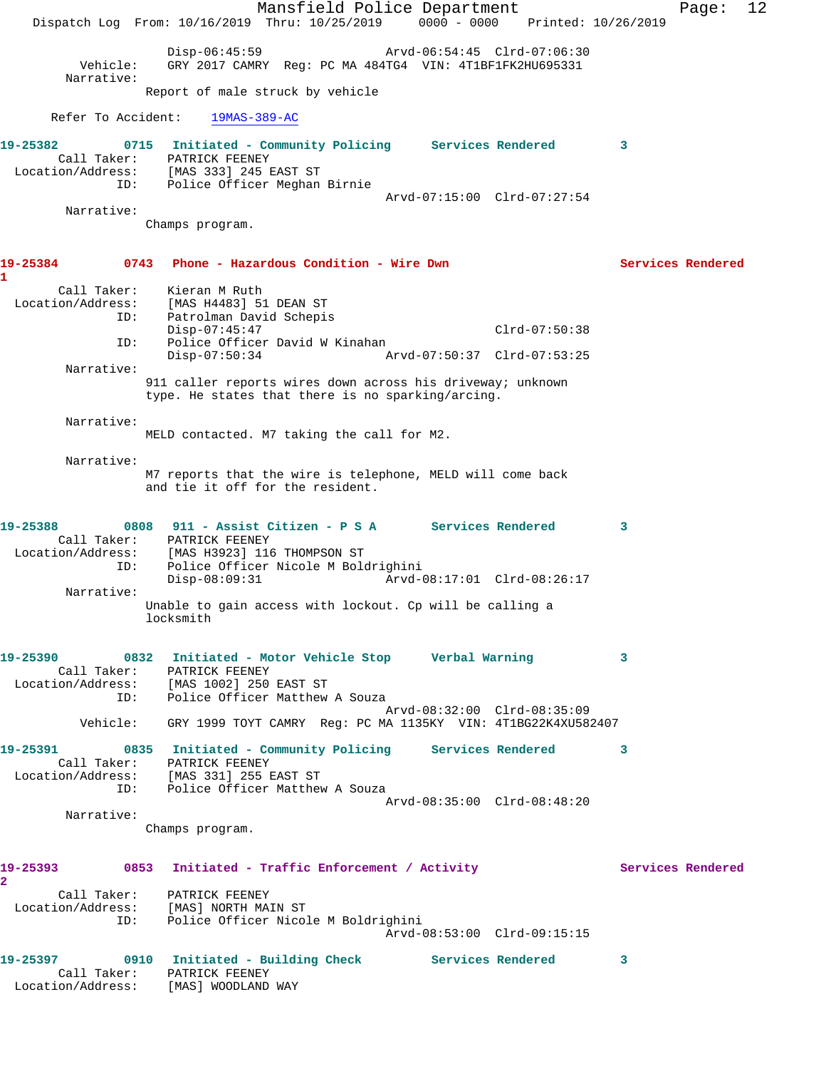Disp-06:45:59 Arvd-06:54:45 Clrd-07:06:30
Vehicle: GRY 2017 CAMRY Reg: PC MA 484TG4 VIN: 4T1BF1FK2HU695331
Narrative:
Report of male struck by vehicle

Refer To Accident: 19MAS-389-AC

**19-25382** 0715 Initiated - Community Policing Services Rendered 3
Call Taker: PATRICK FEENEY
Location/Address: [MAS 333] 245 EAST ST
ID: Police Officer Meghan Birnie
Arvd-07:15:00 Clrd-07:27:54
Narrative:
Champs program.

**19-25384** 0743 Phone - Hazardous Condition - Wire Dwn Services Rendered 1
Call Taker: Kieran M Ruth
Location/Address: [MAS H4483] 51 DEAN ST
ID: Patrolman David Schepis
Disp-07:45:47 Clrd-07:50:38
ID: Police Officer David W Kinahan
Disp-07:50:34 Arvd-07:50:37 Clrd-07:53:25
Narrative:
911 caller reports wires down across his driveway; unknown type. He states that there is no sparking/arcing.

Narrative:
MELD contacted. M7 taking the call for M2.

Narrative:
M7 reports that the wire is telephone, MELD will come back and tie it off for the resident.

**19-25388** 0808 911 - Assist Citizen - P S A Services Rendered 3
Call Taker: PATRICK FEENEY
Location/Address: [MAS H3923] 116 THOMPSON ST
ID: Police Officer Nicole M Boldrighini
Disp-08:09:31 Arvd-08:17:01 Clrd-08:26:17
Narrative:
Unable to gain access with lockout. Cp will be calling a locksmith

**19-25390** 0832 Initiated - Motor Vehicle Stop Verbal Warning 3
Call Taker: PATRICK FEENEY
Location/Address: [MAS 1002] 250 EAST ST
ID: Police Officer Matthew A Souza
Arvd-08:32:00 Clrd-08:35:09
Vehicle: GRY 1999 TOYT CAMRY Reg: PC MA 1135KY VIN: 4T1BG22K4XU582407

**19-25391** 0835 Initiated - Community Policing Services Rendered 3
Call Taker: PATRICK FEENEY
Location/Address: [MAS 331] 255 EAST ST
ID: Police Officer Matthew A Souza
Arvd-08:35:00 Clrd-08:48:20
Narrative:
Champs program.

**19-25393** 0853 Initiated - Traffic Enforcement / Activity Services Rendered 2
Call Taker: PATRICK FEENEY
Location/Address: [MAS] NORTH MAIN ST
ID: Police Officer Nicole M Boldrighini
Arvd-08:53:00 Clrd-09:15:15

**19-25397** 0910 Initiated - Building Check Services Rendered 3
Call Taker: PATRICK FEENEY
Location/Address: [MAS] WOODLAND WAY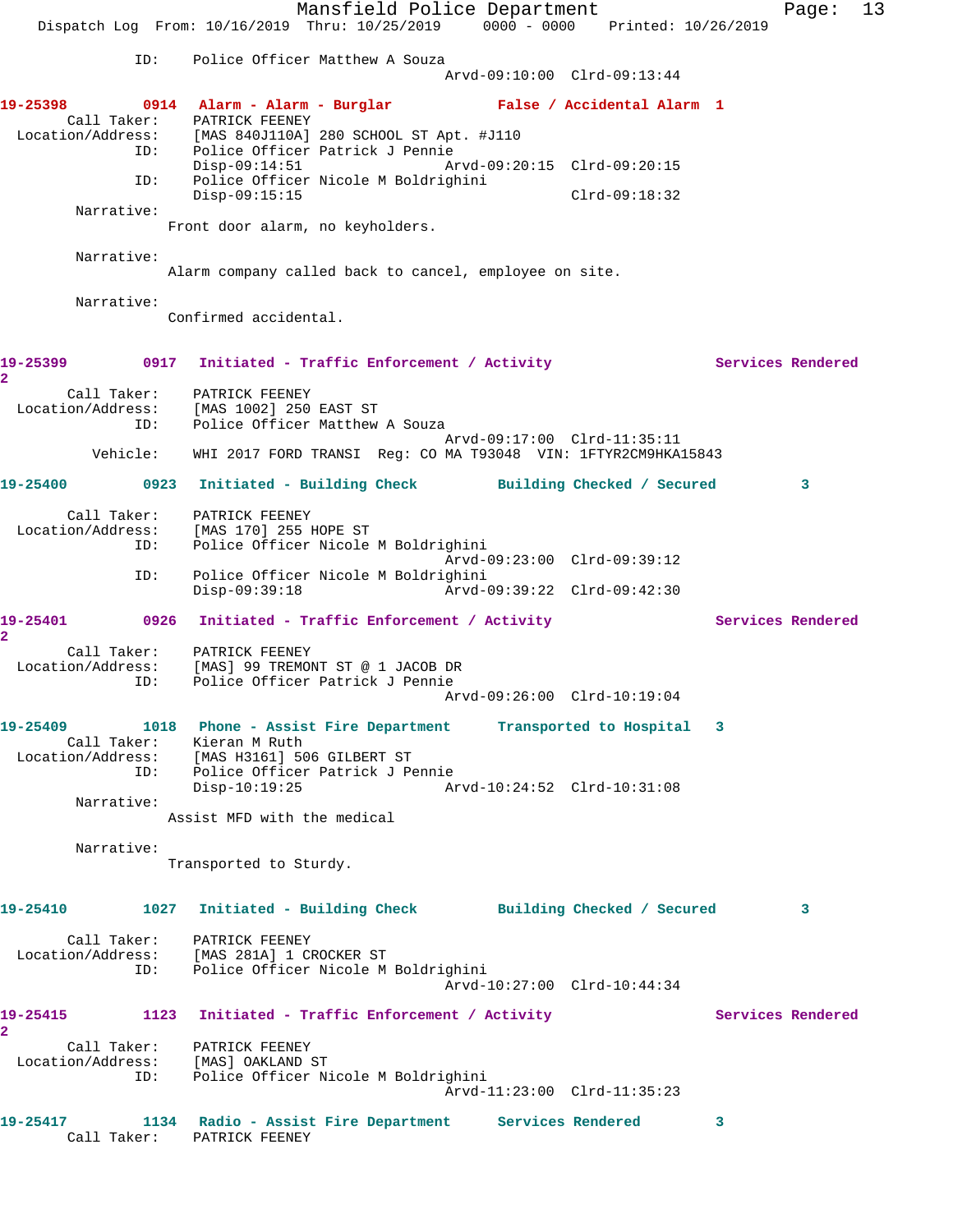ID: Police Officer Matthew A Souza
Arvd-09:10:00 Clrd-09:13:44

**19-25398 0914 Alarm - Alarm - Burglar False / Accidental Alarm 1**

Call Taker: PATRICK FEENEY
Location/Address: [MAS 840J110A] 280 SCHOOL ST Apt. #J110
ID: Police Officer Patrick J Pennie
Disp-09:14:51 Arvd-09:20:15 Clrd-09:20:15
ID: Police Officer Nicole M Boldrighini
Disp-09:15:15 Clrd-09:18:32

Narrative:
Front door alarm, no keyholders.

Narrative:
Alarm company called back to cancel, employee on site.

Narrative:
Confirmed accidental.

**19-25399 0917 Initiated - Traffic Enforcement / Activity Services Rendered 2**

Call Taker: PATRICK FEENEY
Location/Address: [MAS 1002] 250 EAST ST
ID: Police Officer Matthew A Souza
Arvd-09:17:00 Clrd-11:35:11
Vehicle: WHI 2017 FORD TRANSI Reg: CO MA T93048 VIN: 1FTYR2CM9HKA15843

**19-25400 0923 Initiated - Building Check Building Checked / Secured 3**

Call Taker: PATRICK FEENEY
Location/Address: [MAS 170] 255 HOPE ST
ID: Police Officer Nicole M Boldrighini
Arvd-09:23:00 Clrd-09:39:12
ID: Police Officer Nicole M Boldrighini
Disp-09:39:18 Arvd-09:39:22 Clrd-09:42:30

**19-25401 0926 Initiated - Traffic Enforcement / Activity Services Rendered 2**

Call Taker: PATRICK FEENEY
Location/Address: [MAS] 99 TREMONT ST @ 1 JACOB DR
ID: Police Officer Patrick J Pennie
Arvd-09:26:00 Clrd-10:19:04

**19-25409 1018 Phone - Assist Fire Department Transported to Hospital 3**

Call Taker: Kieran M Ruth
Location/Address: [MAS H3161] 506 GILBERT ST
ID: Police Officer Patrick J Pennie
Disp-10:19:25 Arvd-10:24:52 Clrd-10:31:08

Narrative:
Assist MFD with the medical

Narrative:
Transported to Sturdy.

**19-25410 1027 Initiated - Building Check Building Checked / Secured 3**

Call Taker: PATRICK FEENEY
Location/Address: [MAS 281A] 1 CROCKER ST
ID: Police Officer Nicole M Boldrighini
Arvd-10:27:00 Clrd-10:44:34

**19-25415 1123 Initiated - Traffic Enforcement / Activity Services Rendered 2**

Call Taker: PATRICK FEENEY
Location/Address: [MAS] OAKLAND ST
ID: Police Officer Nicole M Boldrighini
Arvd-11:23:00 Clrd-11:35:23

**19-25417 1134 Radio - Assist Fire Department Services Rendered 3**

Call Taker: PATRICK FEENEY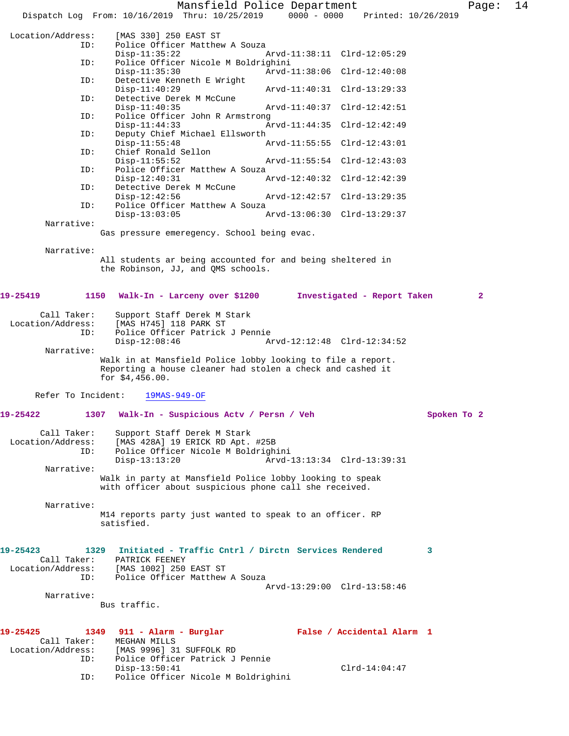Location/Address: [MAS 330] 250 EAST ST
ID: Police Officer Matthew A Souza
Disp-11:35:22 Arvd-11:38:11 Clrd-12:05:29
ID: Police Officer Nicole M Boldrighini
Disp-11:35:30 Arvd-11:38:06 Clrd-12:40:08
ID: Detective Kenneth E Wright
Disp-11:40:29 Arvd-11:40:31 Clrd-13:29:33
ID: Detective Derek M McCune
Disp-11:40:35 Arvd-11:40:37 Clrd-12:42:51
ID: Police Officer John R Armstrong
Disp-11:44:33 Arvd-11:44:35 Clrd-12:42:49
ID: Deputy Chief Michael Ellsworth
Disp-11:55:48 Arvd-11:55:55 Clrd-12:43:01
ID: Chief Ronald Sellon
Disp-11:55:52 Arvd-11:55:54 Clrd-12:43:03
ID: Police Officer Matthew A Souza
Disp-12:40:31 Arvd-12:40:32 Clrd-12:42:39
ID: Detective Derek M McCune
Disp-12:42:56 Arvd-12:42:57 Clrd-13:29:35
ID: Police Officer Matthew A Souza
Disp-13:03:05 Arvd-13:06:30 Clrd-13:29:37

Narrative:
Gas pressure emeregency. School being evac.

Narrative:
All students ar being accounted for and being sheltered in the Robinson, JJ, and QMS schools.

**19-25419 1150 Walk-In - Larceny over $1200 Investigated - Report Taken 2**

Call Taker: Support Staff Derek M Stark
Location/Address: [MAS H745] 118 PARK ST
ID: Police Officer Patrick J Pennie
Disp-12:08:46 Arvd-12:12:48 Clrd-12:34:52

Narrative:
Walk in at Mansfield Police lobby looking to file a report. Reporting a house cleaner had stolen a check and cashed it for $4,456.00.

Refer To Incident: 19MAS-949-OF

**19-25422 1307 Walk-In - Suspicious Actv / Persn / Veh Spoken To 2**

Call Taker: Support Staff Derek M Stark
Location/Address: [MAS 428A] 19 ERICK RD Apt. #25B
ID: Police Officer Nicole M Boldrighini
Disp-13:13:20 Arvd-13:13:34 Clrd-13:39:31

Narrative:
Walk in party at Mansfield Police lobby looking to speak with officer about suspicious phone call she received.

Narrative:
M14 reports party just wanted to speak to an officer. RP satisfied.

**19-25423 1329 Initiated - Traffic Cntrl / Dirctn Services Rendered 3**

Call Taker: PATRICK FEENEY
Location/Address: [MAS 1002] 250 EAST ST
ID: Police Officer Matthew A Souza
Arvd-13:29:00 Clrd-13:58:46

Narrative:
Bus traffic.

**19-25425 1349 911 - Alarm - Burglar False / Accidental Alarm 1**

Call Taker: MEGHAN MILLS
Location/Address: [MAS 9996] 31 SUFFOLK RD
ID: Police Officer Patrick J Pennie
Disp-13:50:41 Clrd-14:04:47
ID: Police Officer Nicole M Boldrighini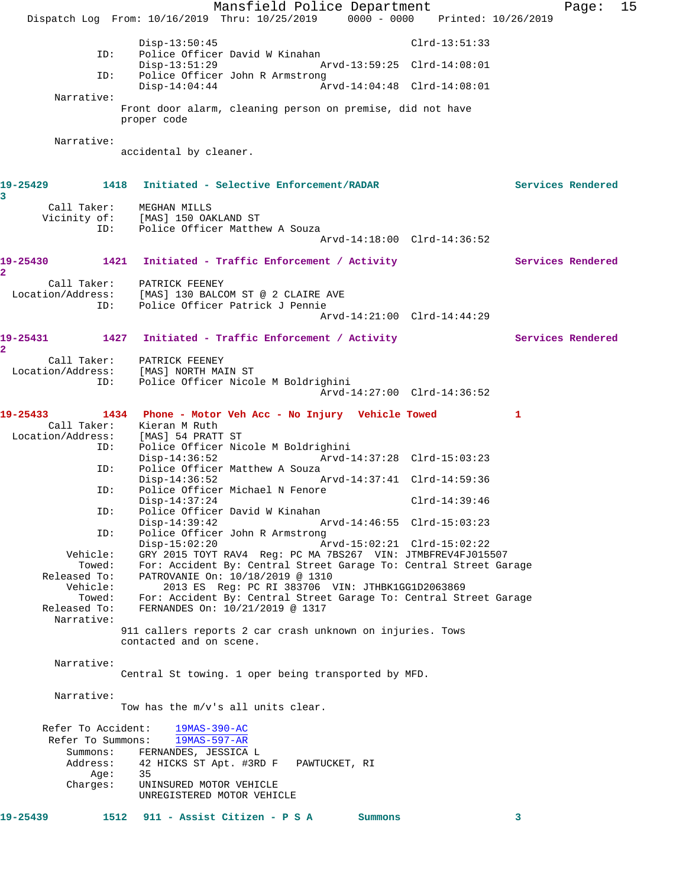```
                Disp-13:50:45                              Clrd-13:51:33
         ID:    Police Officer David W Kinahan
                Disp-13:51:29                 Arvd-13:59:25  Clrd-14:08:01
         ID:    Police Officer John R Armstrong
                Disp-14:04:44                 Arvd-14:04:48  Clrd-14:08:01
  Narrative:
               Front door alarm, cleaning person on premise, did not have
               proper code

  Narrative:
               accidental by cleaner.
```

**19-25429** 1418 **Initiated - Selective Enforcement/RADAR** **Services Rendered**
**3**

```
     Call Taker:    MEGHAN MILLS
    Vicinity of:    [MAS] 150 OAKLAND ST
             ID:    Police Officer Matthew A Souza
                                              Arvd-14:18:00  Clrd-14:36:52
```

**19-25430** 1421 **Initiated - Traffic Enforcement / Activity** **Services Rendered**
**2**

```
     Call Taker:    PATRICK FEENEY
Location/Address:   [MAS] 130 BALCOM ST @ 2 CLAIRE AVE
             ID:    Police Officer Patrick J Pennie
                                              Arvd-14:21:00  Clrd-14:44:29
```

**19-25431** 1427 **Initiated - Traffic Enforcement / Activity** **Services Rendered**
**2**

```
     Call Taker:    PATRICK FEENEY
Location/Address:   [MAS] NORTH MAIN ST
             ID:    Police Officer Nicole M Boldrighini
                                              Arvd-14:27:00  Clrd-14:36:52
```

**19-25433** 1434 **Phone - Motor Veh Acc - No Injury** **Vehicle Towed** **1**

```
     Call Taker:    Kieran M Ruth
Location/Address:   [MAS] 54 PRATT ST
             ID:    Police Officer Nicole M Boldrighini
                    Disp-14:36:52             Arvd-14:37:28  Clrd-15:03:23
             ID:    Police Officer Matthew A Souza
                    Disp-14:36:52             Arvd-14:37:41  Clrd-14:59:36
             ID:    Police Officer Michael N Fenore
                    Disp-14:37:24                            Clrd-14:39:46
             ID:    Police Officer David W Kinahan
                    Disp-14:39:42             Arvd-14:46:55  Clrd-15:03:23
             ID:    Police Officer John R Armstrong
                    Disp-15:02:20             Arvd-15:02:21  Clrd-15:02:22
        Vehicle:    GRY 2015 TOYT RAV4  Reg: PC MA 7BS267  VIN: JTMBFREV4FJ015507
          Towed:    For: Accident By: Central Street Garage To: Central Street Garage
    Released To:    PATROVANIE On: 10/18/2019 @ 1310
        Vehicle:       2013 ES  Reg: PC RI 383706  VIN: JTHBK1GG1D2063869
          Towed:    For: Accident By: Central Street Garage To: Central Street Garage
    Released To:    FERNANDES On: 10/21/2019 @ 1317
      Narrative:
                   911 callers reports 2 car crash unknown on injuries. Tows
                   contacted and on scene.

      Narrative:
                   Central St towing. 1 oper being transported by MFD.

      Narrative:
                   Tow has the m/v's all units clear.

   Refer To Accident:    19MAS-390-AC
    Refer To Summons:    19MAS-597-AR
        Summons:    FERNANDES, JESSICA L
        Address:    42 HICKS ST Apt. #3RD F   PAWTUCKET, RI
            Age:    35
        Charges:    UNINSURED MOTOR VEHICLE
                    UNREGISTERED MOTOR VEHICLE
```

**19-25439** 1512 **911 - Assist Citizen - P S A** **Summons** **3**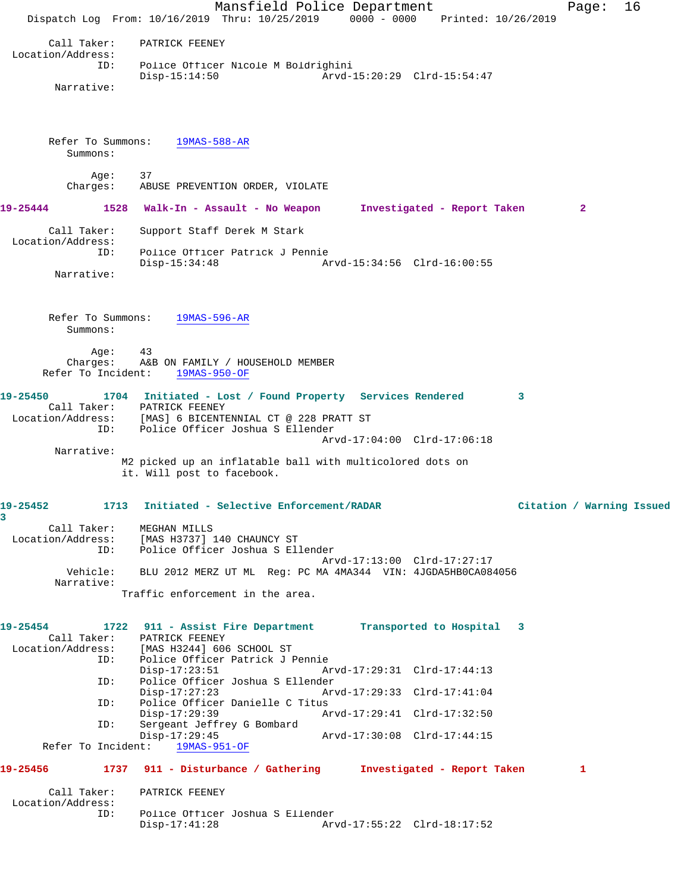Call Taker: PATRICK FEENEY
Location/Address:
ID: Police Officer Nicole M Boldrighini
Disp-15:14:50 Arvd-15:20:29 Clrd-15:54:47
Narrative:

Refer To Summons: 19MAS-588-AR
Summons:

Age: 37
Charges: ABUSE PREVENTION ORDER, VIOLATE

**19-25444 1528 Walk-In - Assault - No Weapon Investigated - Report Taken 2**

Call Taker: Support Staff Derek M Stark
Location/Address:
ID: Police Officer Patrick J Pennie
Disp-15:34:48 Arvd-15:34:56 Clrd-16:00:55
Narrative:

Refer To Summons: 19MAS-596-AR
Summons:

Age: 43
Charges: A&B ON FAMILY / HOUSEHOLD MEMBER
Refer To Incident: 19MAS-950-OF

**19-25450 1704 Initiated - Lost / Found Property Services Rendered 3**

Call Taker: PATRICK FEENEY
Location/Address: [MAS] 6 BICENTENNIAL CT @ 228 PRATT ST
ID: Police Officer Joshua S Ellender
Arvd-17:04:00 Clrd-17:06:18
Narrative:
M2 picked up an inflatable ball with multicolored dots on it. Will post to facebook.

**19-25452 1713 Initiated - Selective Enforcement/RADAR Citation / Warning Issued 3**

Call Taker: MEGHAN MILLS
Location/Address: [MAS H3737] 140 CHAUNCY ST
ID: Police Officer Joshua S Ellender
Arvd-17:13:00 Clrd-17:27:17
Vehicle: BLU 2012 MERZ UT ML Reg: PC MA 4MA344 VIN: 4JGDA5HB0CA084056
Narrative:
Traffic enforcement in the area.

**19-25454 1722 911 - Assist Fire Department Transported to Hospital 3**

Call Taker: PATRICK FEENEY
Location/Address: [MAS H3244] 606 SCHOOL ST
ID: Police Officer Patrick J Pennie
Disp-17:23:51 Arvd-17:29:31 Clrd-17:44:13
ID: Police Officer Joshua S Ellender
Disp-17:27:23 Arvd-17:29:33 Clrd-17:41:04
ID: Police Officer Danielle C Titus
Disp-17:29:39 Arvd-17:29:41 Clrd-17:32:50
ID: Sergeant Jeffrey G Bombard
Disp-17:29:45 Arvd-17:30:08 Clrd-17:44:15
Refer To Incident: 19MAS-951-OF

**19-25456 1737 911 - Disturbance / Gathering Investigated - Report Taken 1**

Call Taker: PATRICK FEENEY
Location/Address:
ID: Police Officer Joshua S Ellender
Disp-17:41:28 Arvd-17:55:22 Clrd-18:17:52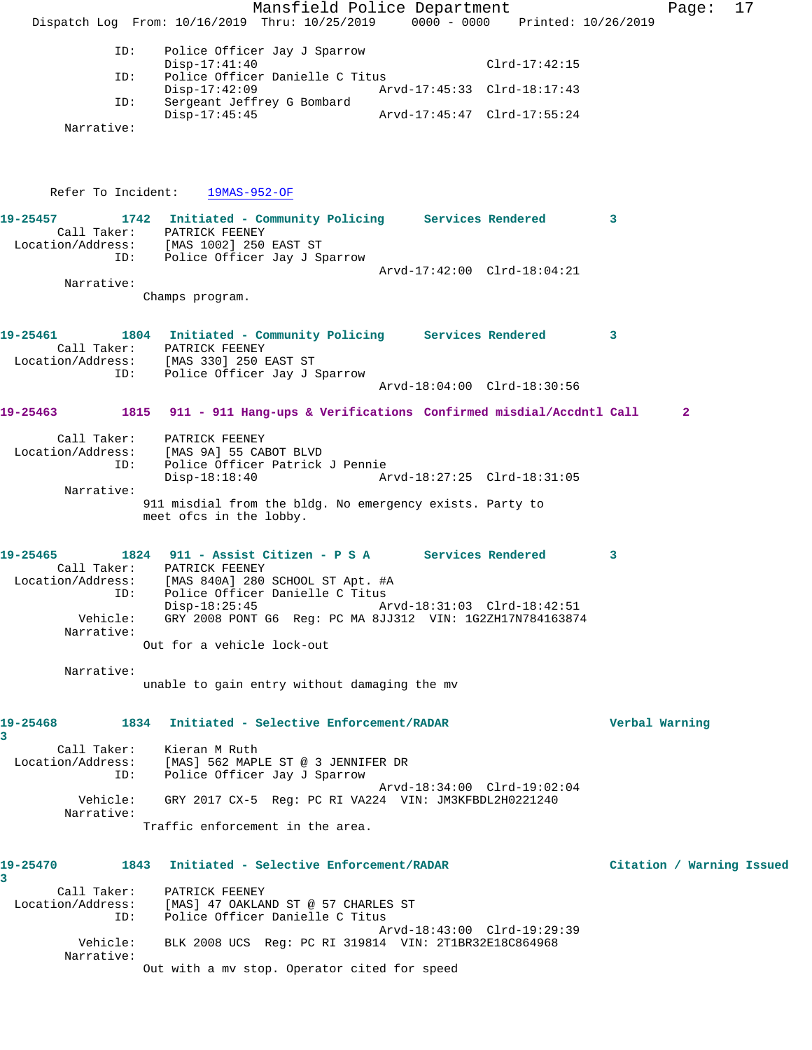```
            ID:    Police Officer Jay J Sparrow
                   Disp-17:41:40                        Clrd-17:42:15
            ID:    Police Officer Danielle C Titus
                   Disp-17:42:09             Arvd-17:45:33  Clrd-18:17:43
            ID:    Sergeant Jeffrey G Bombard
                   Disp-17:45:45             Arvd-17:45:47  Clrd-17:55:24
       Narrative:

      Refer To Incident:    19MAS-952-OF

19-25457        1742   Initiated - Community Policing     Services Rendered        3
        Call Taker:    PATRICK FEENEY
  Location/Address:    [MAS 1002] 250 EAST ST
                ID:    Police Officer Jay J Sparrow
                                             Arvd-17:42:00  Clrd-18:04:21
         Narrative:
                     Champs program.

19-25461        1804   Initiated - Community Policing     Services Rendered        3
        Call Taker:    PATRICK FEENEY
  Location/Address:    [MAS 330] 250 EAST ST
                ID:    Police Officer Jay J Sparrow
                                             Arvd-18:04:00  Clrd-18:30:56

19-25463        1815   911 - 911 Hang-ups & Verifications  Confirmed misdial/Accdntl Call      2

        Call Taker:    PATRICK FEENEY
  Location/Address:    [MAS 9A] 55 CABOT BLVD
                ID:    Police Officer Patrick J Pennie
                       Disp-18:18:40         Arvd-18:27:25  Clrd-18:31:05
         Narrative:
                     911 misdial from the bldg. No emergency exists. Party to
                     meet ofcs in the lobby.

19-25465        1824   911 - Assist Citizen - P S A       Services Rendered        3
        Call Taker:    PATRICK FEENEY
  Location/Address:    [MAS 840A] 280 SCHOOL ST Apt. #A
                ID:    Police Officer Danielle C Titus
                       Disp-18:25:45         Arvd-18:31:03  Clrd-18:42:51
           Vehicle:    GRY 2008 PONT G6  Reg: PC MA 8JJ312  VIN: 1G2ZH17N784163874
         Narrative:
                     Out for a vehicle lock-out

         Narrative:
                     unable to gain entry without damaging the mv

19-25468        1834   Initiated - Selective Enforcement/RADAR                Verbal Warning
3
        Call Taker:    Kieran M Ruth
  Location/Address:    [MAS] 562 MAPLE ST @ 3 JENNIFER DR
                ID:    Police Officer Jay J Sparrow
                                             Arvd-18:34:00  Clrd-19:02:04
           Vehicle:    GRY 2017 CX-5  Reg: PC RI VA224  VIN: JM3KFBDL2H0221240
         Narrative:
                     Traffic enforcement in the area.

19-25470        1843   Initiated - Selective Enforcement/RADAR                Citation / Warning Issued
3
        Call Taker:    PATRICK FEENEY
  Location/Address:    [MAS] 47 OAKLAND ST @ 57 CHARLES ST
                ID:    Police Officer Danielle C Titus
                                             Arvd-18:43:00  Clrd-19:29:39
           Vehicle:    BLK 2008 UCS  Reg: PC RI 319814  VIN: 2T1BR32E18C864968
         Narrative:
                     Out with a mv stop. Operator cited for speed
```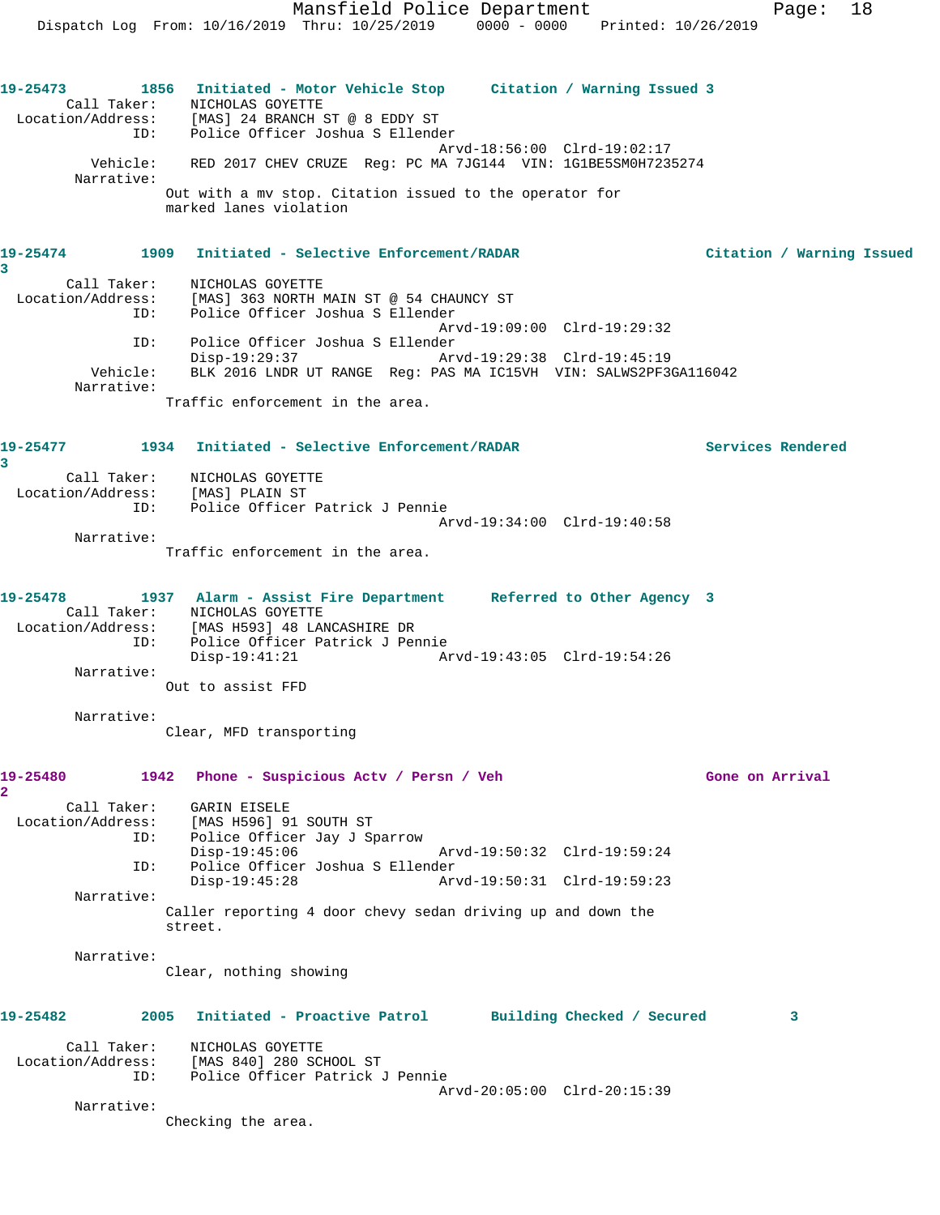19-25473 1856 Initiated - Motor Vehicle Stop Citation / Warning Issued 3
Call Taker: NICHOLAS GOYETTE
Location/Address: [MAS] 24 BRANCH ST @ 8 EDDY ST
ID: Police Officer Joshua S Ellender
Arvd-18:56:00 Clrd-19:02:17
Vehicle: RED 2017 CHEV CRUZE Reg: PC MA 7JG144 VIN: 1G1BE5SM0H7235274
Narrative:
Out with a mv stop. Citation issued to the operator for marked lanes violation

19-25474 1909 Initiated - Selective Enforcement/RADAR Citation / Warning Issued 3
Call Taker: NICHOLAS GOYETTE
Location/Address: [MAS] 363 NORTH MAIN ST @ 54 CHAUNCY ST
ID: Police Officer Joshua S Ellender
Arvd-19:09:00 Clrd-19:29:32
ID: Police Officer Joshua S Ellender
Disp-19:29:37 Arvd-19:29:38 Clrd-19:45:19
Vehicle: BLK 2016 LNDR UT RANGE Reg: PAS MA IC15VH VIN: SALWS2PF3GA116042
Narrative:
Traffic enforcement in the area.

19-25477 1934 Initiated - Selective Enforcement/RADAR Services Rendered 3
Call Taker: NICHOLAS GOYETTE
Location/Address: [MAS] PLAIN ST
ID: Police Officer Patrick J Pennie
Arvd-19:34:00 Clrd-19:40:58
Narrative:
Traffic enforcement in the area.

19-25478 1937 Alarm - Assist Fire Department Referred to Other Agency 3
Call Taker: NICHOLAS GOYETTE
Location/Address: [MAS H593] 48 LANCASHIRE DR
ID: Police Officer Patrick J Pennie
Disp-19:41:21 Arvd-19:43:05 Clrd-19:54:26
Narrative:
Out to assist FFD

Narrative:
Clear, MFD transporting

19-25480 1942 Phone - Suspicious Actv / Persn / Veh Gone on Arrival 2
Call Taker: GARIN EISELE
Location/Address: [MAS H596] 91 SOUTH ST
ID: Police Officer Jay J Sparrow
Disp-19:45:06 Arvd-19:50:32 Clrd-19:59:24
ID: Police Officer Joshua S Ellender
Disp-19:45:28 Arvd-19:50:31 Clrd-19:59:23
Narrative:
Caller reporting 4 door chevy sedan driving up and down the street.

Narrative:
Clear, nothing showing

19-25482 2005 Initiated - Proactive Patrol Building Checked / Secured 3
Call Taker: NICHOLAS GOYETTE
Location/Address: [MAS 840] 280 SCHOOL ST
ID: Police Officer Patrick J Pennie
Arvd-20:05:00 Clrd-20:15:39
Narrative:
Checking the area.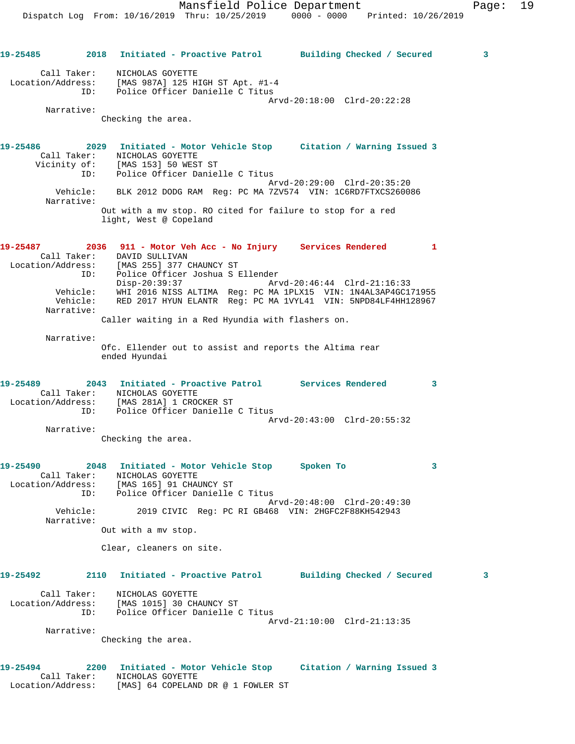19-25485 2018 Initiated - Proactive Patrol Building Checked / Secured 3

Call Taker: NICHOLAS GOYETTE
Location/Address: [MAS 987A] 125 HIGH ST Apt. #1-4
ID: Police Officer Danielle C Titus
Arvd-20:18:00 Clrd-20:22:28
Narrative:
Checking the area.

19-25486 2029 Initiated - Motor Vehicle Stop Citation / Warning Issued 3
Call Taker: NICHOLAS GOYETTE
Vicinity of: [MAS 153] 50 WEST ST
ID: Police Officer Danielle C Titus
Arvd-20:29:00 Clrd-20:35:20
Vehicle: BLK 2012 DODG RAM Reg: PC MA 7ZV574 VIN: 1C6RD7FTXCS260086
Narrative:
Out with a mv stop. RO cited for failure to stop for a red light, West @ Copeland

19-25487 2036 911 - Motor Veh Acc - No Injury Services Rendered 1
Call Taker: DAVID SULLIVAN
Location/Address: [MAS 255] 377 CHAUNCY ST
ID: Police Officer Joshua S Ellender
Disp-20:39:37 Arvd-20:46:44 Clrd-21:16:33
Vehicle: WHI 2016 NISS ALTIMA Reg: PC MA 1PLX15 VIN: 1N4AL3AP4GC171955
Vehicle: RED 2017 HYUN ELANTR Reg: PC MA 1VYL41 VIN: 5NPD84LF4HH128967
Narrative:
Caller waiting in a Red Hyundia with flashers on.

Narrative:
Ofc. Ellender out to assist and reports the Altima rear ended Hyundai

19-25489 2043 Initiated - Proactive Patrol Services Rendered 3
Call Taker: NICHOLAS GOYETTE
Location/Address: [MAS 281A] 1 CROCKER ST
ID: Police Officer Danielle C Titus
Arvd-20:43:00 Clrd-20:55:32
Narrative:
Checking the area.

19-25490 2048 Initiated - Motor Vehicle Stop Spoken To 3
Call Taker: NICHOLAS GOYETTE
Location/Address: [MAS 165] 91 CHAUNCY ST
ID: Police Officer Danielle C Titus
Arvd-20:48:00 Clrd-20:49:30
Vehicle: 2019 CIVIC Reg: PC RI GB468 VIN: 2HGFC2F88KH542943
Narrative:
Out with a mv stop.

Clear, cleaners on site.

19-25492 2110 Initiated - Proactive Patrol Building Checked / Secured 3

Call Taker: NICHOLAS GOYETTE
Location/Address: [MAS 1015] 30 CHAUNCY ST
ID: Police Officer Danielle C Titus
Arvd-21:10:00 Clrd-21:13:35
Narrative:
Checking the area.

19-25494 2200 Initiated - Motor Vehicle Stop Citation / Warning Issued 3
Call Taker: NICHOLAS GOYETTE
Location/Address: [MAS] 64 COPELAND DR @ 1 FOWLER ST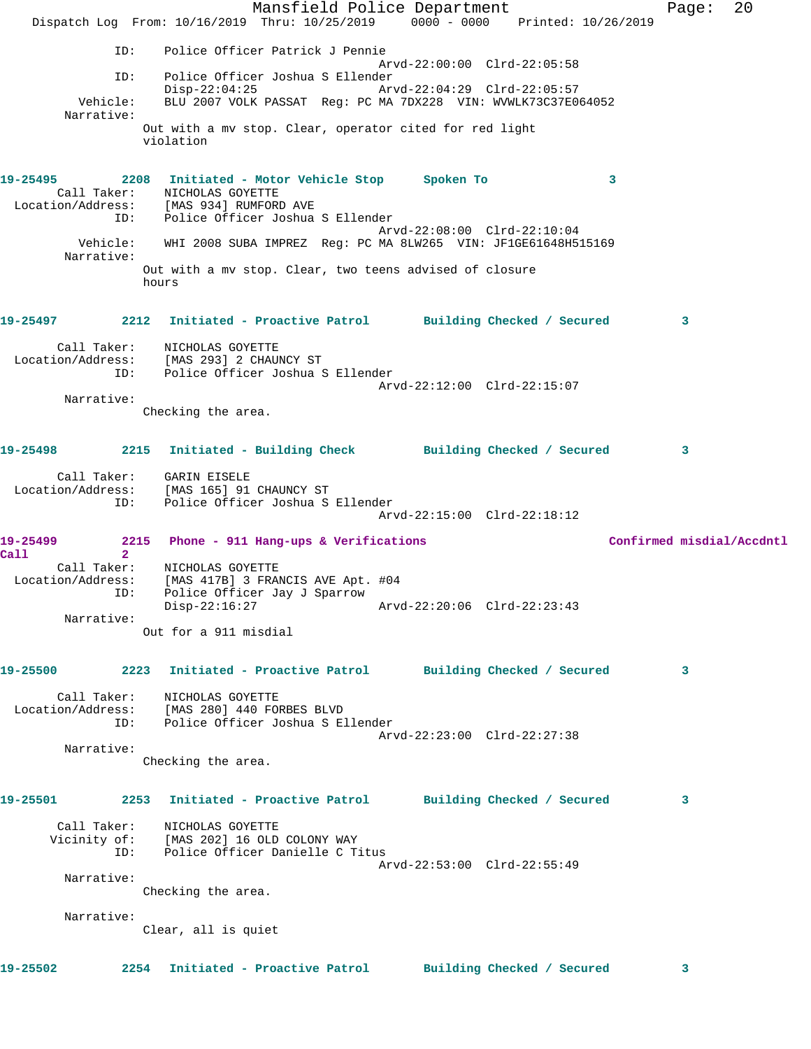```
            ID:    Police Officer Patrick J Pennie
                                              Arvd-22:00:00  Clrd-22:05:58
            ID:    Police Officer Joshua S Ellender
                   Disp-22:04:25              Arvd-22:04:29  Clrd-22:05:57
       Vehicle:    BLU 2007 VOLK PASSAT  Reg: PC MA 7DX228  VIN: WVWLK73C37E064052
     Narrative:
                 Out with a mv stop. Clear, operator cited for red light
                 violation


19-25495         2208  Initiated - Motor Vehicle Stop     Spoken To                3
    Call Taker:    NICHOLAS GOYETTE
 Location/Address:    [MAS 934] RUMFORD AVE
            ID:    Police Officer Joshua S Ellender
                                              Arvd-22:08:00  Clrd-22:10:04
       Vehicle:    WHI 2008 SUBA IMPREZ  Reg: PC MA 8LW265  VIN: JF1GE61648H515169
     Narrative:
                 Out with a mv stop. Clear, two teens advised of closure
                 hours


19-25497         2212  Initiated - Proactive Patrol       Building Checked / Secured         3

    Call Taker:    NICHOLAS GOYETTE
 Location/Address:    [MAS 293] 2 CHAUNCY ST
            ID:    Police Officer Joshua S Ellender
                                              Arvd-22:12:00  Clrd-22:15:07
     Narrative:
                 Checking the area.


19-25498         2215  Initiated - Building Check         Building Checked / Secured         3

    Call Taker:    GARIN EISELE
 Location/Address:    [MAS 165] 91 CHAUNCY ST
            ID:    Police Officer Joshua S Ellender
                                              Arvd-22:15:00  Clrd-22:18:12

19-25499         2215  Phone - 911 Hang-ups & Verifications                    Confirmed misdial/Accdntl
Call             2
    Call Taker:    NICHOLAS GOYETTE
 Location/Address:    [MAS 417B] 3 FRANCIS AVE Apt. #04
            ID:    Police Officer Jay J Sparrow
                   Disp-22:16:27              Arvd-22:20:06  Clrd-22:23:43
     Narrative:
                 Out for a 911 misdial


19-25500         2223  Initiated - Proactive Patrol       Building Checked / Secured         3

    Call Taker:    NICHOLAS GOYETTE
 Location/Address:    [MAS 280] 440 FORBES BLVD
            ID:    Police Officer Joshua S Ellender
                                              Arvd-22:23:00  Clrd-22:27:38
     Narrative:
                 Checking the area.


19-25501         2253  Initiated - Proactive Patrol       Building Checked / Secured         3

    Call Taker:    NICHOLAS GOYETTE
   Vicinity of:    [MAS 202] 16 OLD COLONY WAY
            ID:    Police Officer Danielle C Titus
                                              Arvd-22:53:00  Clrd-22:55:49
     Narrative:
                 Checking the area.

     Narrative:
                 Clear, all is quiet


19-25502         2254  Initiated - Proactive Patrol       Building Checked / Secured         3
```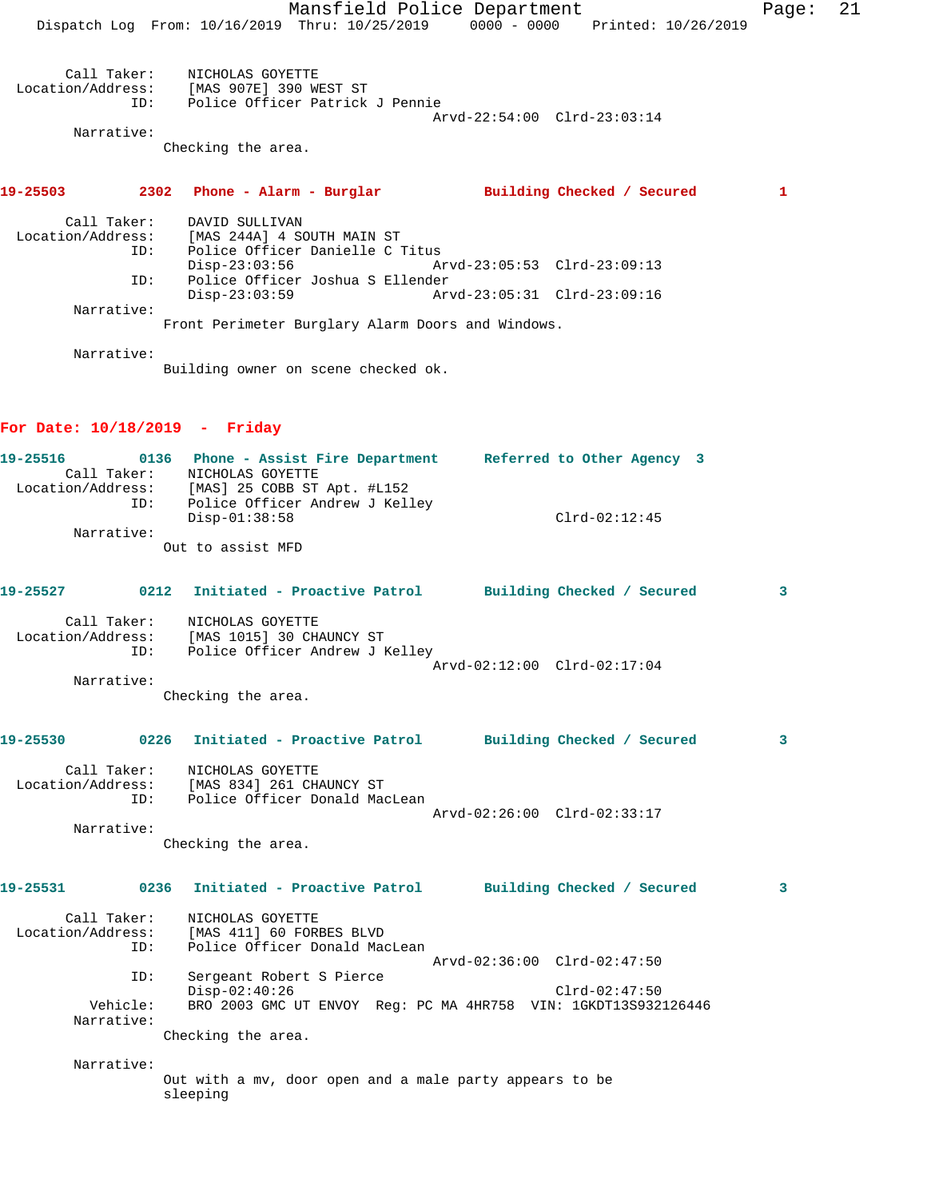```
        Call Taker:    NICHOLAS GOYETTE
  Location/Address:    [MAS 907E] 390 WEST ST
                ID:    Police Officer Patrick J Pennie
                                              Arvd-22:54:00  Clrd-23:03:14
         Narrative:
                      Checking the area.
```

**19-25503 2302 Phone - Alarm - Burglar Building Checked / Secured 1**

```
        Call Taker:    DAVID SULLIVAN
  Location/Address:    [MAS 244A] 4 SOUTH MAIN ST
                ID:    Police Officer Danielle C Titus
                       Disp-23:03:56             Arvd-23:05:53  Clrd-23:09:13
                ID:    Police Officer Joshua S Ellender
                       Disp-23:03:59             Arvd-23:05:31  Clrd-23:09:16
         Narrative:
                      Front Perimeter Burglary Alarm Doors and Windows.

         Narrative:
                      Building owner on scene checked ok.
```

## For Date: 10/18/2019 - Friday

**19-25516 0136 Phone - Assist Fire Department Referred to Other Agency 3**

```
        Call Taker:    NICHOLAS GOYETTE
  Location/Address:    [MAS] 25 COBB ST Apt. #L152
                ID:    Police Officer Andrew J Kelley
                       Disp-01:38:58                            Clrd-02:12:45
         Narrative:
                      Out to assist MFD
```

**19-25527 0212 Initiated - Proactive Patrol Building Checked / Secured 3**

```
        Call Taker:    NICHOLAS GOYETTE
  Location/Address:    [MAS 1015] 30 CHAUNCY ST
                ID:    Police Officer Andrew J Kelley
                                              Arvd-02:12:00  Clrd-02:17:04
         Narrative:
                      Checking the area.
```

**19-25530 0226 Initiated - Proactive Patrol Building Checked / Secured 3**

```
        Call Taker:    NICHOLAS GOYETTE
  Location/Address:    [MAS 834] 261 CHAUNCY ST
                ID:    Police Officer Donald MacLean
                                              Arvd-02:26:00  Clrd-02:33:17
         Narrative:
                      Checking the area.
```

**19-25531 0236 Initiated - Proactive Patrol Building Checked / Secured 3**

```
        Call Taker:    NICHOLAS GOYETTE
  Location/Address:    [MAS 411] 60 FORBES BLVD
                ID:    Police Officer Donald MacLean
                                              Arvd-02:36:00  Clrd-02:47:50
                ID:    Sergeant Robert S Pierce
                       Disp-02:40:26                            Clrd-02:47:50
           Vehicle:    BRO 2003 GMC UT ENVOY  Reg: PC MA 4HR758  VIN: 1GKDT13S932126446
         Narrative:
                      Checking the area.

         Narrative:
                      Out with a mv, door open and a male party appears to be
                      sleeping
```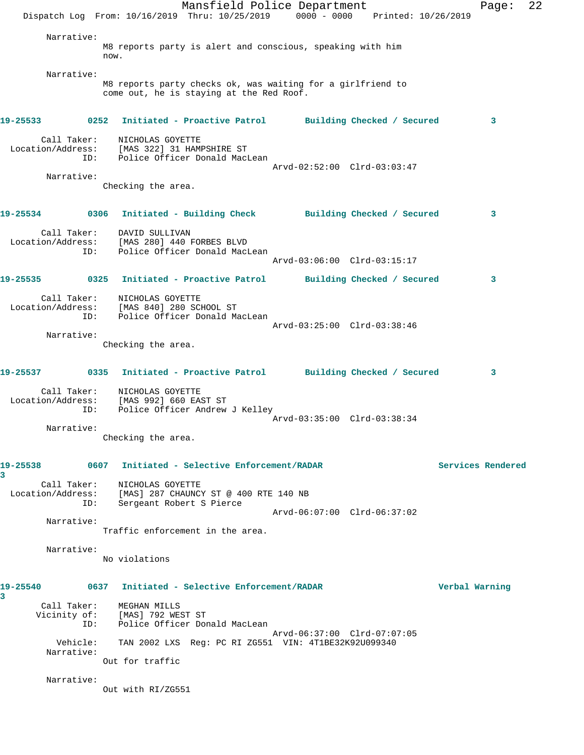Narrative:
M8 reports party is alert and conscious, speaking with him now.

Narrative:
M8 reports party checks ok, was waiting for a girlfriend to come out, he is staying at the Red Roof.

**19-25533 0252 Initiated - Proactive Patrol Building Checked / Secured 3**

Call Taker: NICHOLAS GOYETTE
Location/Address: [MAS 322] 31 HAMPSHIRE ST
ID: Police Officer Donald MacLean
Arvd-02:52:00 Clrd-03:03:47

Narrative:
Checking the area.

**19-25534 0306 Initiated - Building Check Building Checked / Secured 3**

Call Taker: DAVID SULLIVAN
Location/Address: [MAS 280] 440 FORBES BLVD
ID: Police Officer Donald MacLean
Arvd-03:06:00 Clrd-03:15:17

**19-25535 0325 Initiated - Proactive Patrol Building Checked / Secured 3**

Call Taker: NICHOLAS GOYETTE
Location/Address: [MAS 840] 280 SCHOOL ST
ID: Police Officer Donald MacLean
Arvd-03:25:00 Clrd-03:38:46

Narrative:
Checking the area.

**19-25537 0335 Initiated - Proactive Patrol Building Checked / Secured 3**

Call Taker: NICHOLAS GOYETTE
Location/Address: [MAS 992] 660 EAST ST
ID: Police Officer Andrew J Kelley
Arvd-03:35:00 Clrd-03:38:34

Narrative:
Checking the area.

**19-25538 0607 Initiated - Selective Enforcement/RADAR Services Rendered 3**

Call Taker: NICHOLAS GOYETTE
Location/Address: [MAS] 287 CHAUNCY ST @ 400 RTE 140 NB
ID: Sergeant Robert S Pierce
Arvd-06:07:00 Clrd-06:37:02

Narrative:
Traffic enforcement in the area.

Narrative:
No violations

**19-25540 0637 Initiated - Selective Enforcement/RADAR Verbal Warning 3**

Call Taker: MEGHAN MILLS
Vicinity of: [MAS] 792 WEST ST
ID: Police Officer Donald MacLean
Arvd-06:37:00 Clrd-07:07:05
Vehicle: TAN 2002 LXS Reg: PC RI ZG551 VIN: 4T1BE32K92U099340

Narrative:
Out for traffic

Narrative:
Out with RI/ZG551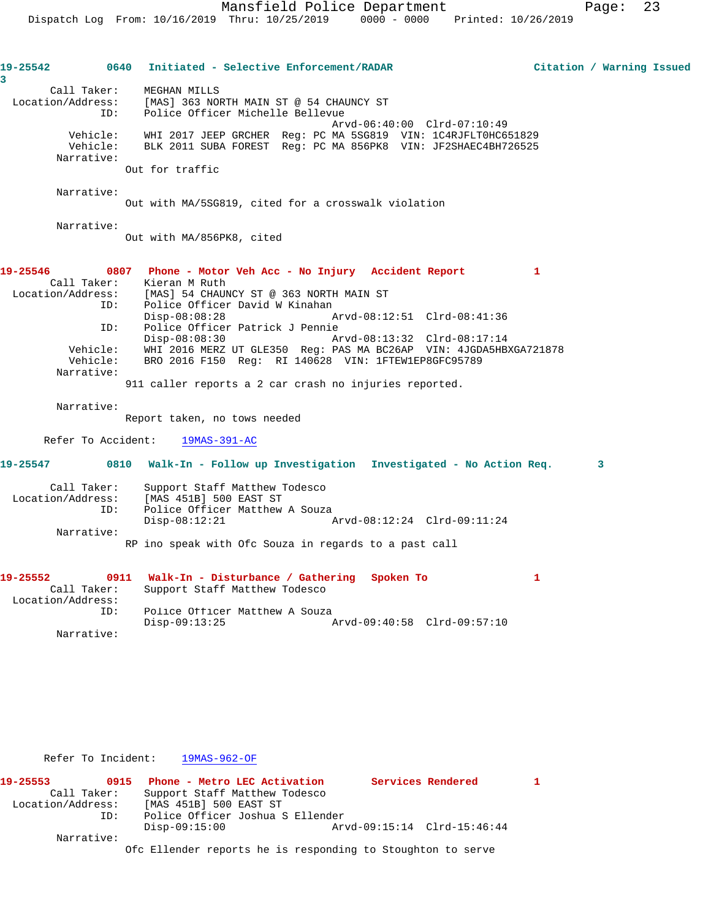**19-25542** 0640 **Initiated - Selective Enforcement/RADAR** **Citation / Warning Issued** 3

Call Taker: MEGHAN MILLS
Location/Address: [MAS] 363 NORTH MAIN ST @ 54 CHAUNCY ST
ID: Police Officer Michelle Bellevue
Arvd-06:40:00 Clrd-07:10:49
Vehicle: WHI 2017 JEEP GRCHER Reg: PC MA 5SG819 VIN: 1C4RJFLT0HC651829
Vehicle: BLK 2011 SUBA FOREST Reg: PC MA 856PK8 VIN: JF2SHAEC4BH726525
Narrative:
Out for traffic

Narrative:
Out with MA/5SG819, cited for a crosswalk violation

Narrative:
Out with MA/856PK8, cited

**19-25546** 0807 **Phone - Motor Veh Acc - No Injury** **Accident Report** 1

Call Taker: Kieran M Ruth
Location/Address: [MAS] 54 CHAUNCY ST @ 363 NORTH MAIN ST
ID: Police Officer David W Kinahan
Disp-08:08:28 Arvd-08:12:51 Clrd-08:41:36
ID: Police Officer Patrick J Pennie
Disp-08:08:30 Arvd-08:13:32 Clrd-08:17:14
Vehicle: WHI 2016 MERZ UT GLE350 Reg: PAS MA BC26AP VIN: 4JGDA5HBXGA721878
Vehicle: BRO 2016 F150 Reg: RI 140628 VIN: 1FTEW1EP8GFC95789
Narrative:
911 caller reports a 2 car crash no injuries reported.

Narrative:
Report taken, no tows needed

Refer To Accident: 19MAS-391-AC

**19-25547** 0810 **Walk-In - Follow up Investigation** **Investigated - No Action Req.** 3

Call Taker: Support Staff Matthew Todesco
Location/Address: [MAS 451B] 500 EAST ST
ID: Police Officer Matthew A Souza
Disp-08:12:21 Arvd-08:12:24 Clrd-09:11:24
Narrative:
RP ino speak with Ofc Souza in regards to a past call

**19-25552** 0911 **Walk-In - Disturbance / Gathering** **Spoken To** 1

Call Taker: Support Staff Matthew Todesco
Location/Address:
ID: Police Officer Matthew A Souza
Disp-09:13:25 Arvd-09:40:58 Clrd-09:57:10
Narrative:

Refer To Incident: 19MAS-962-OF

**19-25553** 0915 **Phone - Metro LEC Activation** **Services Rendered** 1

Call Taker: Support Staff Matthew Todesco
Location/Address: [MAS 451B] 500 EAST ST
ID: Police Officer Joshua S Ellender
Disp-09:15:00 Arvd-09:15:14 Clrd-15:46:44
Narrative:
Ofc Ellender reports he is responding to Stoughton to serve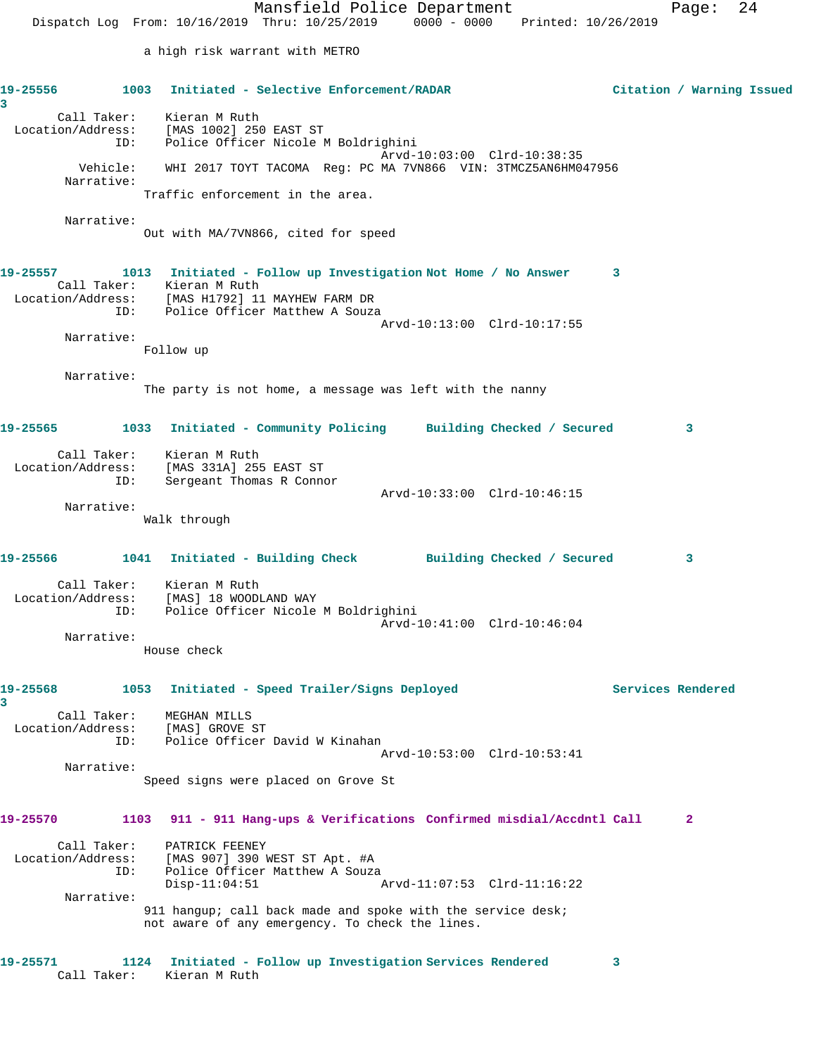a high risk warrant with METRO

**19-25556** 1003 **Initiated - Selective Enforcement/RADAR** **Citation / Warning Issued** 3

Call Taker: Kieran M Ruth
Location/Address: [MAS 1002] 250 EAST ST
ID: Police Officer Nicole M Boldrighini
Arvd-10:03:00 Clrd-10:38:35
Vehicle: WHI 2017 TOYT TACOMA Reg: PC MA 7VN866 VIN: 3TMCZ5AN6HM047956
Narrative:
Traffic enforcement in the area.

Narrative:
Out with MA/7VN866, cited for speed

**19-25557** 1013 **Initiated - Follow up Investigation** **Not Home / No Answer** 3

Call Taker: Kieran M Ruth
Location/Address: [MAS H1792] 11 MAYHEW FARM DR
ID: Police Officer Matthew A Souza
Arvd-10:13:00 Clrd-10:17:55
Narrative:
Follow up

Narrative:
The party is not home, a message was left with the nanny

**19-25565** 1033 **Initiated - Community Policing** **Building Checked / Secured** 3

Call Taker: Kieran M Ruth
Location/Address: [MAS 331A] 255 EAST ST
ID: Sergeant Thomas R Connor
Arvd-10:33:00 Clrd-10:46:15
Narrative:
Walk through

**19-25566** 1041 **Initiated - Building Check** **Building Checked / Secured** 3

Call Taker: Kieran M Ruth
Location/Address: [MAS] 18 WOODLAND WAY
ID: Police Officer Nicole M Boldrighini
Arvd-10:41:00 Clrd-10:46:04
Narrative:
House check

**19-25568** 1053 **Initiated - Speed Trailer/Signs Deployed** **Services Rendered** 3

Call Taker: MEGHAN MILLS
Location/Address: [MAS] GROVE ST
ID: Police Officer David W Kinahan
Arvd-10:53:00 Clrd-10:53:41
Narrative:
Speed signs were placed on Grove St

**19-25570** 1103 **911 - 911 Hang-ups & Verifications** **Confirmed misdial/Accdntl Call** 2

Call Taker: PATRICK FEENEY
Location/Address: [MAS 907] 390 WEST ST Apt. #A
ID: Police Officer Matthew A Souza
Disp-11:04:51 Arvd-11:07:53 Clrd-11:16:22
Narrative:
911 hangup; call back made and spoke with the service desk; not aware of any emergency. To check the lines.

**19-25571** 1124 **Initiated - Follow up Investigation** **Services Rendered** 3
Call Taker: Kieran M Ruth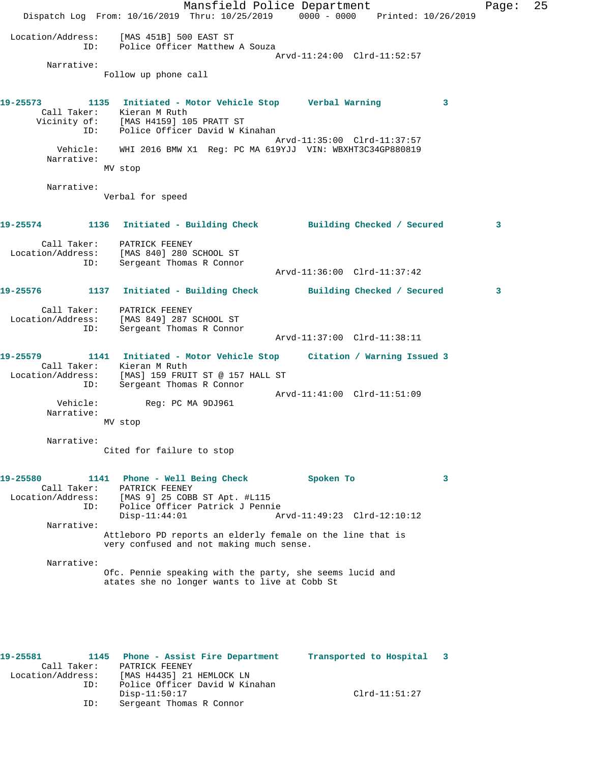Location/Address: [MAS 451B] 500 EAST ST
ID: Police Officer Matthew A Souza
Arvd-11:24:00 Clrd-11:52:57

Narrative:
Follow up phone call

**19-25573 1135 Initiated - Motor Vehicle Stop Verbal Warning 3**

Call Taker: Kieran M Ruth
Vicinity of: [MAS H4159] 105 PRATT ST
ID: Police Officer David W Kinahan
Arvd-11:35:00 Clrd-11:37:57
Vehicle: WHI 2016 BMW X1 Reg: PC MA 619YJJ VIN: WBXHT3C34GP880819

Narrative:
MV stop

Narrative:
Verbal for speed

**19-25574 1136 Initiated - Building Check Building Checked / Secured 3**

Call Taker: PATRICK FEENEY
Location/Address: [MAS 840] 280 SCHOOL ST
ID: Sergeant Thomas R Connor
Arvd-11:36:00 Clrd-11:37:42

**19-25576 1137 Initiated - Building Check Building Checked / Secured 3**

Call Taker: PATRICK FEENEY
Location/Address: [MAS 849] 287 SCHOOL ST
ID: Sergeant Thomas R Connor
Arvd-11:37:00 Clrd-11:38:11

**19-25579 1141 Initiated - Motor Vehicle Stop Citation / Warning Issued 3**

Call Taker: Kieran M Ruth
Location/Address: [MAS] 159 FRUIT ST @ 157 HALL ST
ID: Sergeant Thomas R Connor
Arvd-11:41:00 Clrd-11:51:09
Vehicle: Reg: PC MA 9DJ961

Narrative:
MV stop

Narrative:
Cited for failure to stop

**19-25580 1141 Phone - Well Being Check Spoken To 3**

Call Taker: PATRICK FEENEY
Location/Address: [MAS 9] 25 COBB ST Apt. #L115
ID: Police Officer Patrick J Pennie
Disp-11:44:01 Arvd-11:49:23 Clrd-12:10:12

Narrative:
Attleboro PD reports an elderly female on the line that is very confused and not making much sense.

Narrative:
Ofc. Pennie speaking with the party, she seems lucid and atates she no longer wants to live at Cobb St

**19-25581 1145 Phone - Assist Fire Department Transported to Hospital 3**

Call Taker: PATRICK FEENEY
Location/Address: [MAS H4435] 21 HEMLOCK LN
ID: Police Officer David W Kinahan
Disp-11:50:17 Clrd-11:51:27
ID: Sergeant Thomas R Connor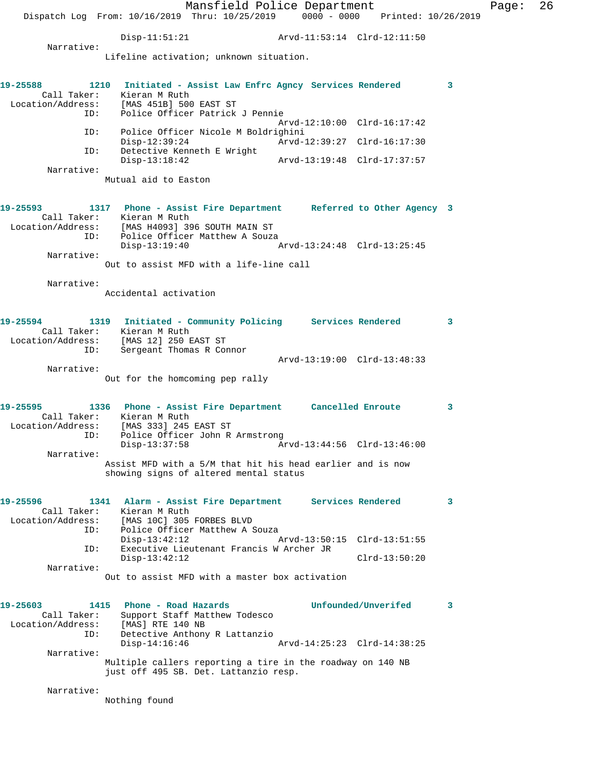Disp-11:51:21 Arvd-11:53:14 Clrd-12:11:50

Narrative:

Lifeline activation; unknown situation.

**19-25588 1210 Initiated - Assist Law Enfrc Agncy Services Rendered 3**

Call Taker: Kieran M Ruth
Location/Address: [MAS 451B] 500 EAST ST
ID: Police Officer Patrick J Pennie
Arvd-12:10:00 Clrd-16:17:42
ID: Police Officer Nicole M Boldrighini
Disp-12:39:24 Arvd-12:39:27 Clrd-16:17:30
ID: Detective Kenneth E Wright
Disp-13:18:42 Arvd-13:19:48 Clrd-17:37:57

Narrative:

Mutual aid to Easton

**19-25593 1317 Phone - Assist Fire Department Referred to Other Agency 3**

Call Taker: Kieran M Ruth
Location/Address: [MAS H4093] 396 SOUTH MAIN ST
ID: Police Officer Matthew A Souza
Disp-13:19:40 Arvd-13:24:48 Clrd-13:25:45

Narrative:

Out to assist MFD with a life-line call

Narrative:

Accidental activation

**19-25594 1319 Initiated - Community Policing Services Rendered 3**

Call Taker: Kieran M Ruth
Location/Address: [MAS 12] 250 EAST ST
ID: Sergeant Thomas R Connor
Arvd-13:19:00 Clrd-13:48:33

Narrative:

Out for the homcoming pep rally

**19-25595 1336 Phone - Assist Fire Department Cancelled Enroute 3**

Call Taker: Kieran M Ruth
Location/Address: [MAS 333] 245 EAST ST
ID: Police Officer John R Armstrong
Disp-13:37:58 Arvd-13:44:56 Clrd-13:46:00

Narrative:

Assist MFD with a 5/M that hit his head earlier and is now showing signs of altered mental status

**19-25596 1341 Alarm - Assist Fire Department Services Rendered 3**

Call Taker: Kieran M Ruth
Location/Address: [MAS 10C] 305 FORBES BLVD
ID: Police Officer Matthew A Souza
Disp-13:42:12 Arvd-13:50:15 Clrd-13:51:55
ID: Executive Lieutenant Francis W Archer JR
Disp-13:42:12 Clrd-13:50:20

Narrative:

Out to assist MFD with a master box activation

**19-25603 1415 Phone - Road Hazards Unfounded/Unverifed 3**

Call Taker: Support Staff Matthew Todesco
Location/Address: [MAS] RTE 140 NB
ID: Detective Anthony R Lattanzio
Disp-14:16:46 Arvd-14:25:23 Clrd-14:38:25

Narrative:

Multiple callers reporting a tire in the roadway on 140 NB just off 495 SB. Det. Lattanzio resp.

Narrative:

Nothing found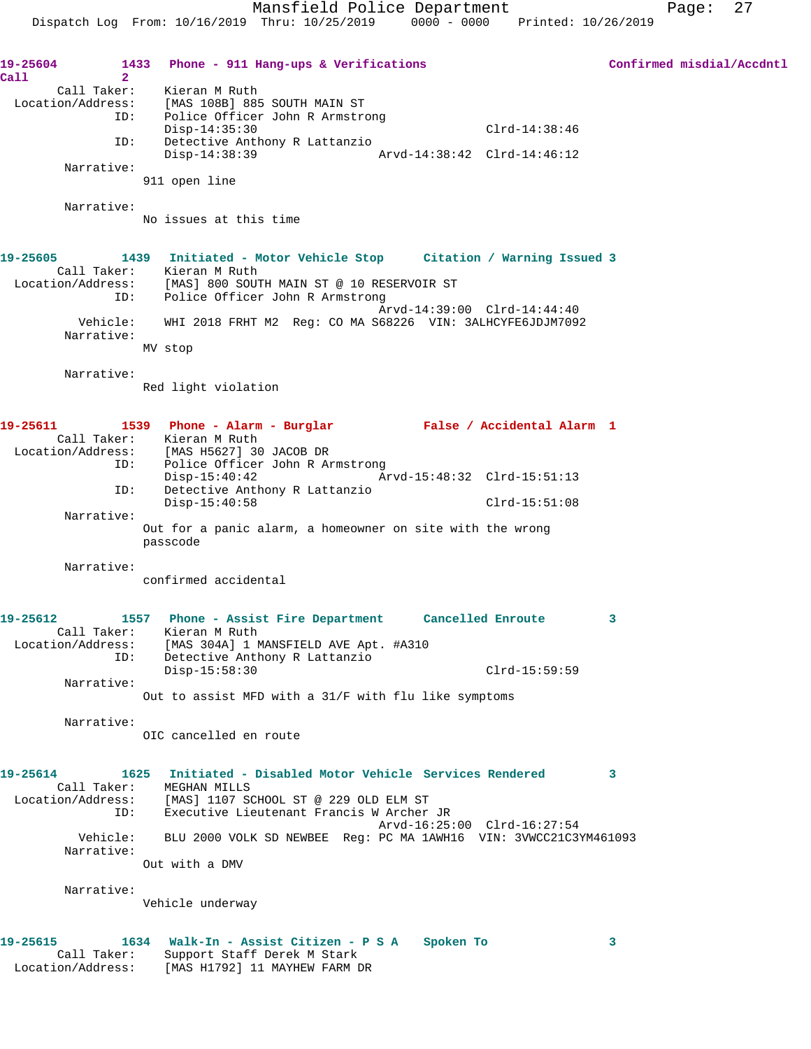**19-25604** 1433 **Phone - 911 Hang-ups & Verifications** **Confirmed misdial/Accdntl Call 2**

Call Taker: Kieran M Ruth
Location/Address: [MAS 108B] 885 SOUTH MAIN ST
ID: Police Officer John R Armstrong
Disp-14:35:30 Clrd-14:38:46
ID: Detective Anthony R Lattanzio
Disp-14:38:39 Arvd-14:38:42 Clrd-14:46:12
Narrative:
911 open line

Narrative:
No issues at this time

**19-25605** 1439 **Initiated - Motor Vehicle Stop** **Citation / Warning Issued 3**

Call Taker: Kieran M Ruth
Location/Address: [MAS] 800 SOUTH MAIN ST @ 10 RESERVOIR ST
ID: Police Officer John R Armstrong
Arvd-14:39:00 Clrd-14:44:40
Vehicle: WHI 2018 FRHT M2 Reg: CO MA S68226 VIN: 3ALHCYFE6JDJM7092
Narrative:
MV stop

Narrative:
Red light violation

**19-25611** 1539 **Phone - Alarm - Burglar** **False / Accidental Alarm 1**

Call Taker: Kieran M Ruth
Location/Address: [MAS H5627] 30 JACOB DR
ID: Police Officer John R Armstrong
Disp-15:40:42 Arvd-15:48:32 Clrd-15:51:13
ID: Detective Anthony R Lattanzio
Disp-15:40:58 Clrd-15:51:08
Narrative:
Out for a panic alarm, a homeowner on site with the wrong passcode

Narrative:
confirmed accidental

**19-25612** 1557 **Phone - Assist Fire Department** **Cancelled Enroute 3**

Call Taker: Kieran M Ruth
Location/Address: [MAS 304A] 1 MANSFIELD AVE Apt. #A310
ID: Detective Anthony R Lattanzio
Disp-15:58:30 Clrd-15:59:59
Narrative:
Out to assist MFD with a 31/F with flu like symptoms

Narrative:
OIC cancelled en route

**19-25614** 1625 **Initiated - Disabled Motor Vehicle** **Services Rendered 3**

Call Taker: MEGHAN MILLS
Location/Address: [MAS] 1107 SCHOOL ST @ 229 OLD ELM ST
ID: Executive Lieutenant Francis W Archer JR
Arvd-16:25:00 Clrd-16:27:54
Vehicle: BLU 2000 VOLK SD NEWBEE Reg: PC MA 1AWH16 VIN: 3VWCC21C3YM461093
Narrative:
Out with a DMV

Narrative:
Vehicle underway

**19-25615** 1634 **Walk-In - Assist Citizen - P S A** **Spoken To 3**

Call Taker: Support Staff Derek M Stark
Location/Address: [MAS H1792] 11 MAYHEW FARM DR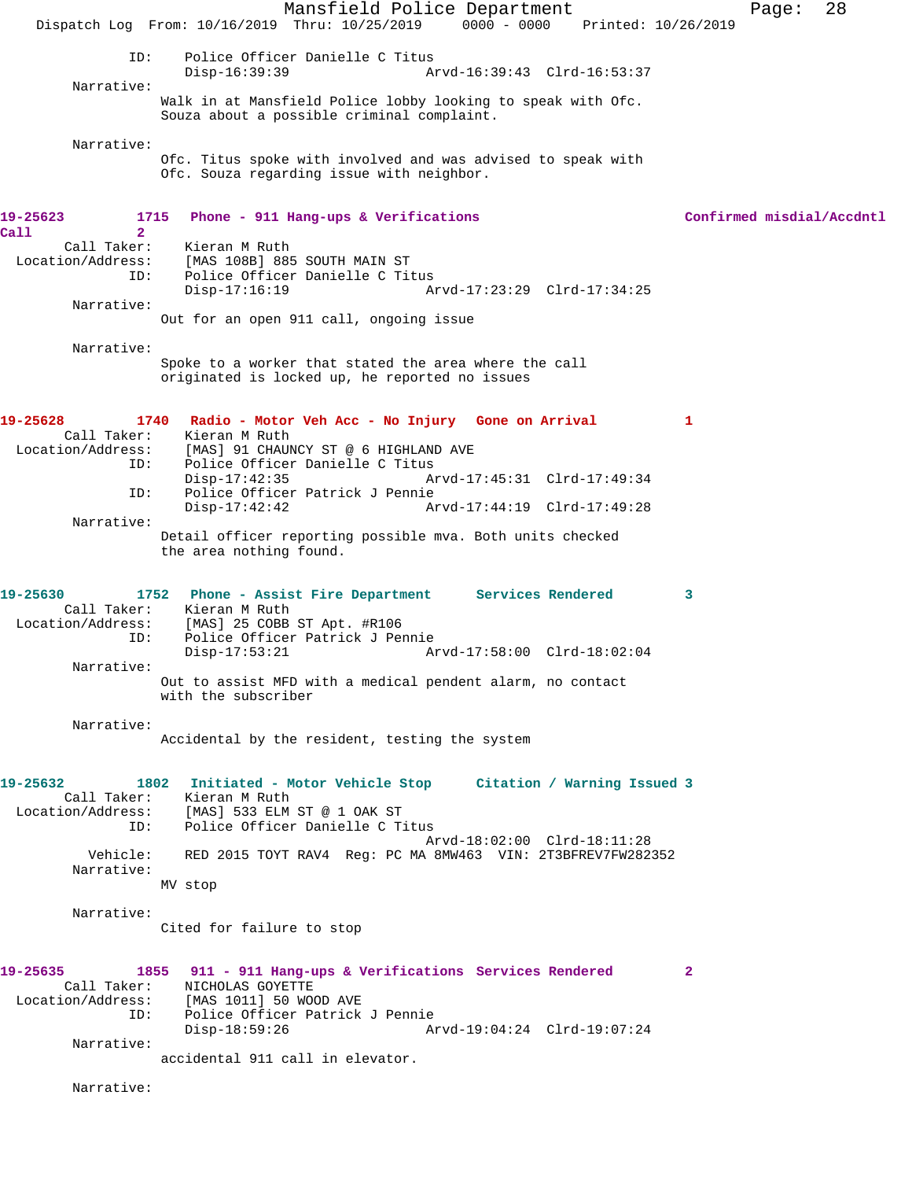```
            ID:    Police Officer Danielle C Titus
                   Disp-16:39:39                  Arvd-16:39:43  Clrd-16:53:37
       Narrative:
                   Walk in at Mansfield Police lobby looking to speak with Ofc.
                   Souza about a possible criminal complaint.

       Narrative:
                   Ofc. Titus spoke with involved and was advised to speak with
                   Ofc. Souza regarding issue with neighbor.
```

**19-25623 1715 Phone - 911 Hang-ups & Verifications Confirmed misdial/Accdntl Call 2**

```
     Call Taker:   Kieran M Ruth
Location/Address:  [MAS 108B] 885 SOUTH MAIN ST
            ID:    Police Officer Danielle C Titus
                   Disp-17:16:19                  Arvd-17:23:29  Clrd-17:34:25
       Narrative:
                   Out for an open 911 call, ongoing issue

       Narrative:
                   Spoke to a worker that stated the area where the call
                   originated is locked up, he reported no issues
```

**19-25628 1740 Radio - Motor Veh Acc - No Injury Gone on Arrival 1**

```
     Call Taker:   Kieran M Ruth
Location/Address:  [MAS] 91 CHAUNCY ST @ 6 HIGHLAND AVE
            ID:    Police Officer Danielle C Titus
                   Disp-17:42:35                  Arvd-17:45:31  Clrd-17:49:34
            ID:    Police Officer Patrick J Pennie
                   Disp-17:42:42                  Arvd-17:44:19  Clrd-17:49:28
       Narrative:
                   Detail officer reporting possible mva. Both units checked
                   the area nothing found.
```

**19-25630 1752 Phone - Assist Fire Department Services Rendered 3**

```
     Call Taker:   Kieran M Ruth
Location/Address:  [MAS] 25 COBB ST Apt. #R106
            ID:    Police Officer Patrick J Pennie
                   Disp-17:53:21                  Arvd-17:58:00  Clrd-18:02:04
       Narrative:
                   Out to assist MFD with a medical pendent alarm, no contact
                   with the subscriber

       Narrative:
                   Accidental by the resident, testing the system
```

**19-25632 1802 Initiated - Motor Vehicle Stop Citation / Warning Issued 3**

```
     Call Taker:   Kieran M Ruth
Location/Address:  [MAS] 533 ELM ST @ 1 OAK ST
            ID:    Police Officer Danielle C Titus
                                                  Arvd-18:02:00  Clrd-18:11:28
        Vehicle:   RED 2015 TOYT RAV4  Reg: PC MA 8MW463  VIN: 2T3BFREV7FW282352
       Narrative:
                   MV stop

       Narrative:
                   Cited for failure to stop
```

**19-25635 1855 911 - 911 Hang-ups & Verifications Services Rendered 2**

```
     Call Taker:   NICHOLAS GOYETTE
Location/Address:  [MAS 1011] 50 WOOD AVE
            ID:    Police Officer Patrick J Pennie
                   Disp-18:59:26                  Arvd-19:04:24  Clrd-19:07:24
       Narrative:
                   accidental 911 call in elevator.

       Narrative:
```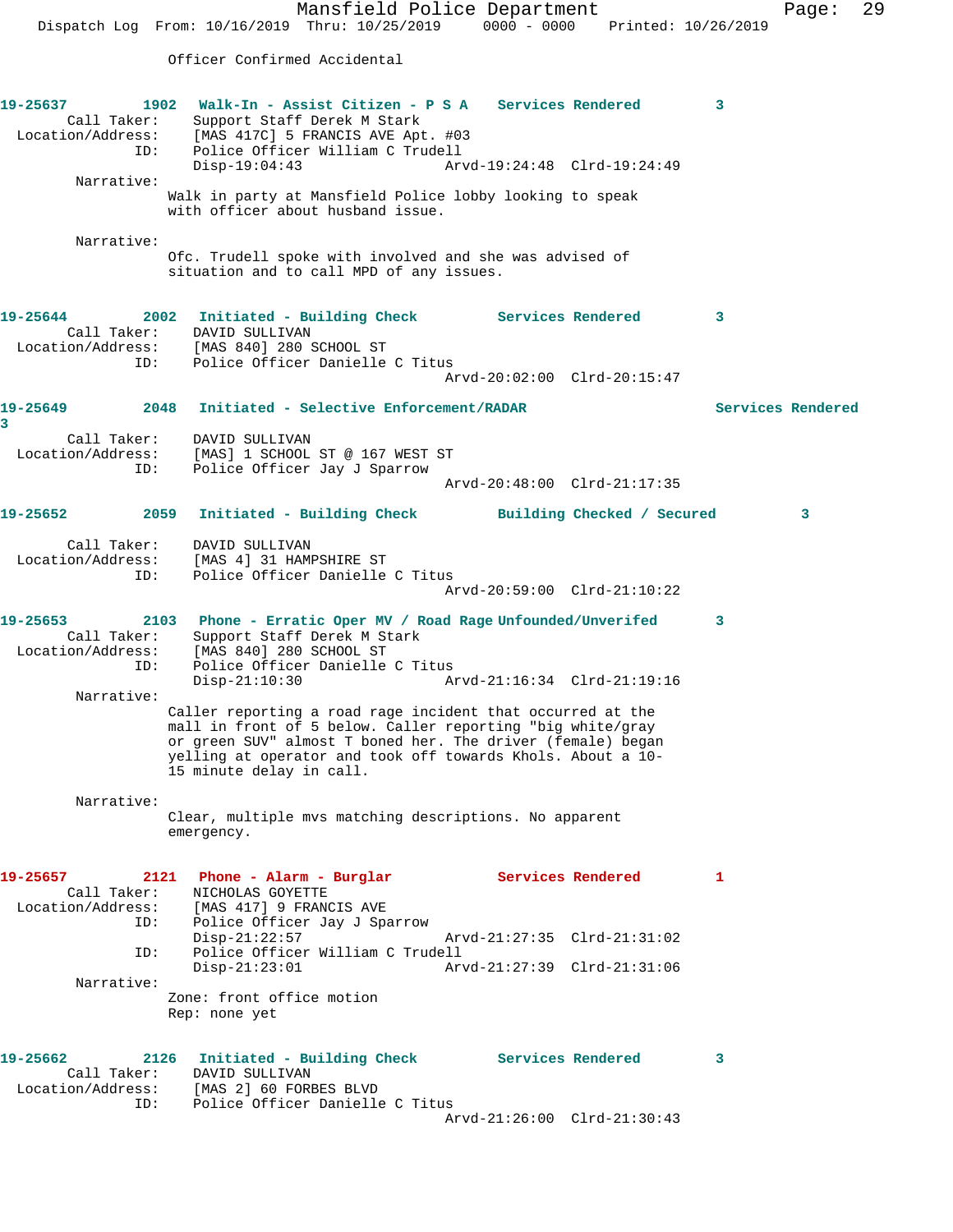Officer Confirmed Accidental

**19-25637** 1902 Walk-In - Assist Citizen - P S A Services Rendered 3

Call Taker: Support Staff Derek M Stark
Location/Address: [MAS 417C] 5 FRANCIS AVE Apt. #03
ID: Police Officer William C Trudell
Disp-19:04:43 Arvd-19:24:48 Clrd-19:24:49

Narrative:
Walk in party at Mansfield Police lobby looking to speak with officer about husband issue.

Narrative:
Ofc. Trudell spoke with involved and she was advised of situation and to call MPD of any issues.

**19-25644** 2002 Initiated - Building Check Services Rendered 3

Call Taker: DAVID SULLIVAN
Location/Address: [MAS 840] 280 SCHOOL ST
ID: Police Officer Danielle C Titus
Arvd-20:02:00 Clrd-20:15:47

**19-25649** 2048 Initiated - Selective Enforcement/RADAR Services Rendered 3

Call Taker: DAVID SULLIVAN
Location/Address: [MAS] 1 SCHOOL ST @ 167 WEST ST
ID: Police Officer Jay J Sparrow
Arvd-20:48:00 Clrd-21:17:35

**19-25652** 2059 Initiated - Building Check Building Checked / Secured 3

Call Taker: DAVID SULLIVAN
Location/Address: [MAS 4] 31 HAMPSHIRE ST
ID: Police Officer Danielle C Titus
Arvd-20:59:00 Clrd-21:10:22

**19-25653** 2103 Phone - Erratic Oper MV / Road Rage Unfounded/Unverifed 3

Call Taker: Support Staff Derek M Stark
Location/Address: [MAS 840] 280 SCHOOL ST
ID: Police Officer Danielle C Titus
Disp-21:10:30 Arvd-21:16:34 Clrd-21:19:16

Narrative:
Caller reporting a road rage incident that occurred at the mall in front of 5 below. Caller reporting "big white/gray or green SUV" almost T boned her. The driver (female) began yelling at operator and took off towards Khols. About a 10-15 minute delay in call.

Narrative:
Clear, multiple mvs matching descriptions. No apparent emergency.

**19-25657** 2121 Phone - Alarm - Burglar Services Rendered 1

Call Taker: NICHOLAS GOYETTE
Location/Address: [MAS 417] 9 FRANCIS AVE
ID: Police Officer Jay J Sparrow
Disp-21:22:57 Arvd-21:27:35 Clrd-21:31:02
ID: Police Officer William C Trudell
Disp-21:23:01 Arvd-21:27:39 Clrd-21:31:06

Narrative:
Zone: front office motion
Rep: none yet

**19-25662** 2126 Initiated - Building Check Services Rendered 3

Call Taker: DAVID SULLIVAN
Location/Address: [MAS 2] 60 FORBES BLVD
ID: Police Officer Danielle C Titus
Arvd-21:26:00 Clrd-21:30:43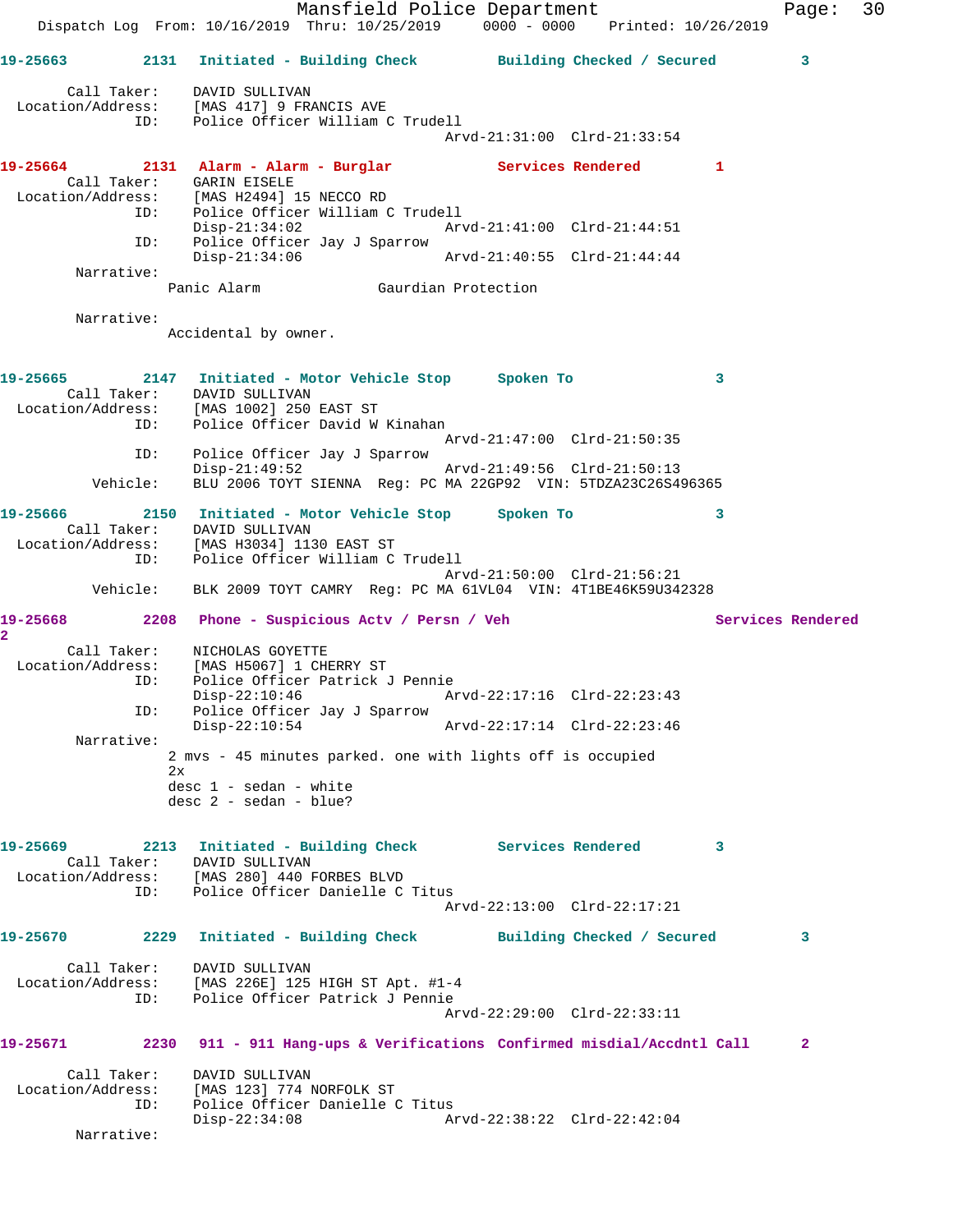**19-25663** 2131 Initiated - Building Check Building Checked / Secured 3

Call Taker: DAVID SULLIVAN
Location/Address: [MAS 417] 9 FRANCIS AVE
ID: Police Officer William C Trudell
Arvd-21:31:00 Clrd-21:33:54

**19-25664** 2131 Alarm - Alarm - Burglar Services Rendered 1

Call Taker: GARIN EISELE
Location/Address: [MAS H2494] 15 NECCO RD
ID: Police Officer William C Trudell
Disp-21:34:02 Arvd-21:41:00 Clrd-21:44:51
ID: Police Officer Jay J Sparrow
Disp-21:34:06 Arvd-21:40:55 Clrd-21:44:44
Narrative:
Panic Alarm Gaurdian Protection

Narrative:
Accidental by owner.

**19-25665** 2147 Initiated - Motor Vehicle Stop Spoken To 3

Call Taker: DAVID SULLIVAN
Location/Address: [MAS 1002] 250 EAST ST
ID: Police Officer David W Kinahan
Arvd-21:47:00 Clrd-21:50:35
ID: Police Officer Jay J Sparrow
Disp-21:49:52 Arvd-21:49:56 Clrd-21:50:13
Vehicle: BLU 2006 TOYT SIENNA Reg: PC MA 22GP92 VIN: 5TDZA23C26S496365

**19-25666** 2150 Initiated - Motor Vehicle Stop Spoken To 3

Call Taker: DAVID SULLIVAN
Location/Address: [MAS H3034] 1130 EAST ST
ID: Police Officer William C Trudell
Arvd-21:50:00 Clrd-21:56:21
Vehicle: BLK 2009 TOYT CAMRY Reg: PC MA 61VL04 VIN: 4T1BE46K59U342328

**19-25668** 2208 Phone - Suspicious Actv / Persn / Veh Services Rendered 2

Call Taker: NICHOLAS GOYETTE
Location/Address: [MAS H5067] 1 CHERRY ST
ID: Police Officer Patrick J Pennie
Disp-22:10:46 Arvd-22:17:16 Clrd-22:23:43
ID: Police Officer Jay J Sparrow
Disp-22:10:54 Arvd-22:17:14 Clrd-22:23:46
Narrative:
2 mvs - 45 minutes parked. one with lights off is occupied
2x
desc 1 - sedan - white
desc 2 - sedan - blue?

**19-25669** 2213 Initiated - Building Check Services Rendered 3

Call Taker: DAVID SULLIVAN
Location/Address: [MAS 280] 440 FORBES BLVD
ID: Police Officer Danielle C Titus
Arvd-22:13:00 Clrd-22:17:21

**19-25670** 2229 Initiated - Building Check Building Checked / Secured 3

Call Taker: DAVID SULLIVAN
Location/Address: [MAS 226E] 125 HIGH ST Apt. #1-4
ID: Police Officer Patrick J Pennie
Arvd-22:29:00 Clrd-22:33:11

**19-25671** 2230 911 - 911 Hang-ups & Verifications Confirmed misdial/Accdntl Call 2

Call Taker: DAVID SULLIVAN
Location/Address: [MAS 123] 774 NORFOLK ST
ID: Police Officer Danielle C Titus
Disp-22:34:08 Arvd-22:38:22 Clrd-22:42:04
Narrative: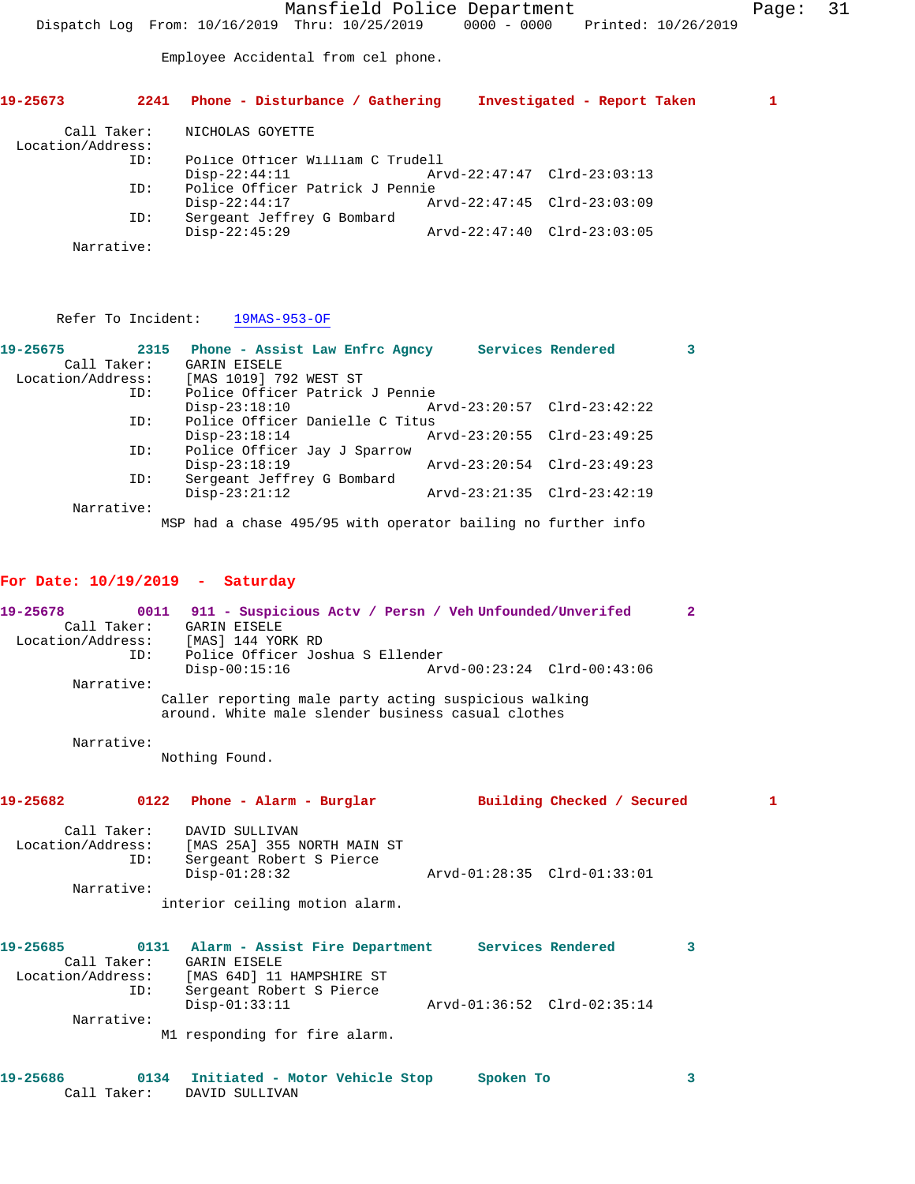Employee Accidental from cel phone.

**19-25673 2241 Phone - Disturbance / Gathering Investigated - Report Taken 1**

Call Taker: NICHOLAS GOYETTE
Location/Address:
ID: Police Officer William C Trudell
Disp-22:44:11 Arvd-22:47:47 Clrd-23:03:13
ID: Police Officer Patrick J Pennie
Disp-22:44:17 Arvd-22:47:45 Clrd-23:03:09
ID: Sergeant Jeffrey G Bombard
Disp-22:45:29 Arvd-22:47:40 Clrd-23:03:05
Narrative:

Refer To Incident: 19MAS-953-OF

**19-25675 2315 Phone - Assist Law Enfrc Agncy Services Rendered 3**

Call Taker: GARIN EISELE
Location/Address: [MAS 1019] 792 WEST ST
ID: Police Officer Patrick J Pennie
Disp-23:18:10 Arvd-23:20:57 Clrd-23:42:22
ID: Police Officer Danielle C Titus
Disp-23:18:14 Arvd-23:20:55 Clrd-23:49:25
ID: Police Officer Jay J Sparrow
Disp-23:18:19 Arvd-23:20:54 Clrd-23:49:23
ID: Sergeant Jeffrey G Bombard
Disp-23:21:12 Arvd-23:21:35 Clrd-23:42:19
Narrative:
MSP had a chase 495/95 with operator bailing no further info

## For Date: 10/19/2019 - Saturday

**19-25678 0011 911 - Suspicious Actv / Persn / Veh Unfounded/Unverifed 2**

Call Taker: GARIN EISELE
Location/Address: [MAS] 144 YORK RD
ID: Police Officer Joshua S Ellender
Disp-00:15:16 Arvd-00:23:24 Clrd-00:43:06
Narrative:
Caller reporting male party acting suspicious walking around. White male slender business casual clothes

Narrative:
Nothing Found.

**19-25682 0122 Phone - Alarm - Burglar Building Checked / Secured 1**

Call Taker: DAVID SULLIVAN
Location/Address: [MAS 25A] 355 NORTH MAIN ST
ID: Sergeant Robert S Pierce
Disp-01:28:32 Arvd-01:28:35 Clrd-01:33:01
Narrative:
interior ceiling motion alarm.

**19-25685 0131 Alarm - Assist Fire Department Services Rendered 3**

Call Taker: GARIN EISELE
Location/Address: [MAS 64D] 11 HAMPSHIRE ST
ID: Sergeant Robert S Pierce
Disp-01:33:11 Arvd-01:36:52 Clrd-02:35:14
Narrative:
M1 responding for fire alarm.

**19-25686 0134 Initiated - Motor Vehicle Stop Spoken To 3**

Call Taker: DAVID SULLIVAN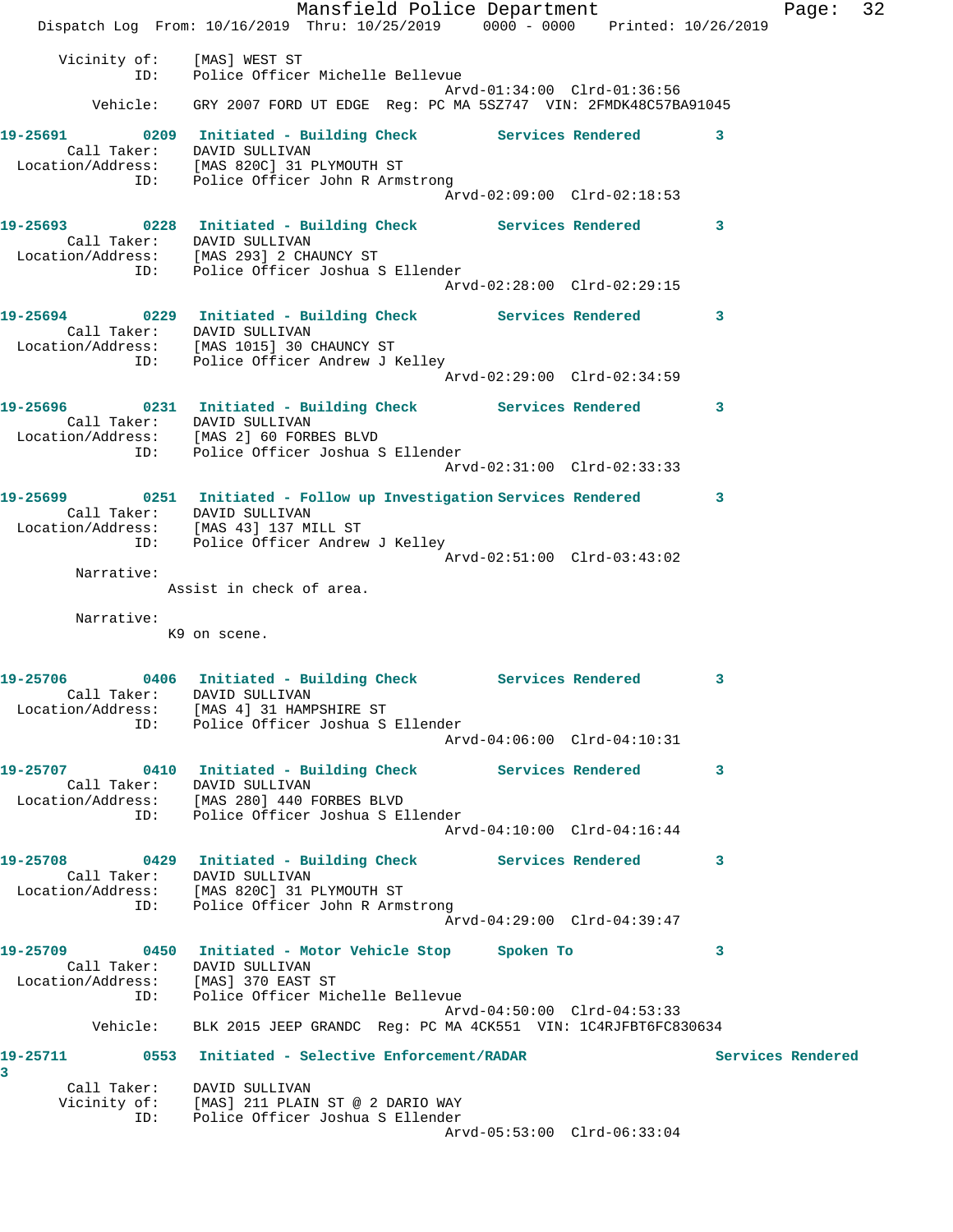```
      Vicinity of:    [MAS] WEST ST
               ID:    Police Officer Michelle Bellevue
                                                    Arvd-01:34:00  Clrd-01:36:56
          Vehicle:    GRY 2007 FORD UT EDGE  Reg: PC MA 5SZ747  VIN: 2FMDK48C57BA91045

19-25691        0209   Initiated - Building Check         Services Rendered        3
       Call Taker:    DAVID SULLIVAN
 Location/Address:    [MAS 820C] 31 PLYMOUTH ST
               ID:    Police Officer John R Armstrong
                                                    Arvd-02:09:00  Clrd-02:18:53

19-25693        0228   Initiated - Building Check         Services Rendered        3
       Call Taker:    DAVID SULLIVAN
 Location/Address:    [MAS 293] 2 CHAUNCY ST
               ID:    Police Officer Joshua S Ellender
                                                    Arvd-02:28:00  Clrd-02:29:15

19-25694        0229   Initiated - Building Check         Services Rendered        3
       Call Taker:    DAVID SULLIVAN
 Location/Address:    [MAS 1015] 30 CHAUNCY ST
               ID:    Police Officer Andrew J Kelley
                                                    Arvd-02:29:00  Clrd-02:34:59

19-25696        0231   Initiated - Building Check         Services Rendered        3
       Call Taker:    DAVID SULLIVAN
 Location/Address:    [MAS 2] 60 FORBES BLVD
               ID:    Police Officer Joshua S Ellender
                                                    Arvd-02:31:00  Clrd-02:33:33

19-25699        0251   Initiated - Follow up Investigation Services Rendered       3
       Call Taker:    DAVID SULLIVAN
 Location/Address:    [MAS 43] 137 MILL ST
               ID:    Police Officer Andrew J Kelley
                                                    Arvd-02:51:00  Clrd-03:43:02
        Narrative:    
                    Assist in check of area.

        Narrative:    
                    K9 on scene.


19-25706        0406   Initiated - Building Check         Services Rendered        3
       Call Taker:    DAVID SULLIVAN
 Location/Address:    [MAS 4] 31 HAMPSHIRE ST
               ID:    Police Officer Joshua S Ellender
                                                    Arvd-04:06:00  Clrd-04:10:31

19-25707        0410   Initiated - Building Check         Services Rendered        3
       Call Taker:    DAVID SULLIVAN
 Location/Address:    [MAS 280] 440 FORBES BLVD
               ID:    Police Officer Joshua S Ellender
                                                    Arvd-04:10:00  Clrd-04:16:44

19-25708        0429   Initiated - Building Check         Services Rendered        3
       Call Taker:    DAVID SULLIVAN
 Location/Address:    [MAS 820C] 31 PLYMOUTH ST
               ID:    Police Officer John R Armstrong
                                                    Arvd-04:29:00  Clrd-04:39:47

19-25709        0450   Initiated - Motor Vehicle Stop     Spoken To                3
       Call Taker:    DAVID SULLIVAN
 Location/Address:    [MAS] 370 EAST ST
               ID:    Police Officer Michelle Bellevue
                                                    Arvd-04:50:00  Clrd-04:53:33
          Vehicle:    BLK 2015 JEEP GRANDC  Reg: PC MA 4CK551  VIN: 1C4RJFBT6FC830634

19-25711        0553   Initiated - Selective Enforcement/RADAR                    Services Rendered
3
       Call Taker:    DAVID SULLIVAN
      Vicinity of:    [MAS] 211 PLAIN ST @ 2 DARIO WAY
               ID:    Police Officer Joshua S Ellender
                                                    Arvd-05:53:00  Clrd-06:33:04
```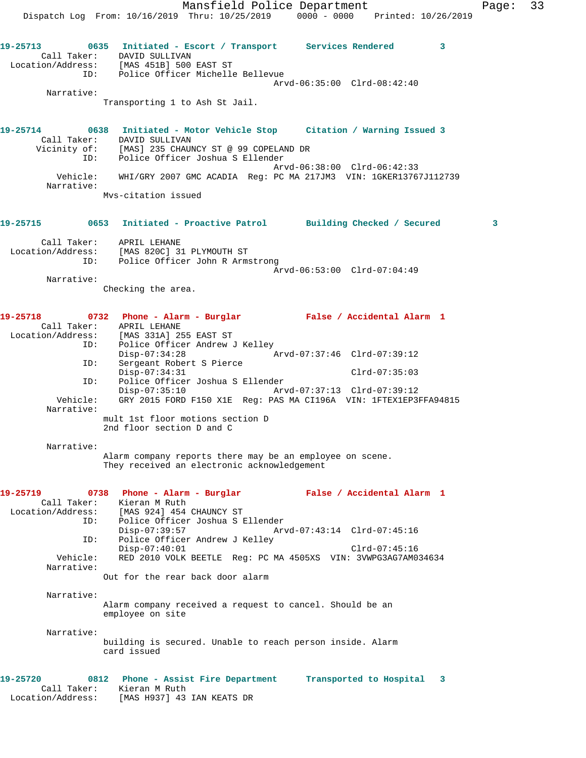**19-25713** 0635 Initiated - Escort / Transport Services Rendered 3

Call Taker: DAVID SULLIVAN
Location/Address: [MAS 451B] 500 EAST ST
ID: Police Officer Michelle Bellevue
Arvd-06:35:00 Clrd-08:42:40
Narrative:
Transporting 1 to Ash St Jail.

**19-25714** 0638 Initiated - Motor Vehicle Stop Citation / Warning Issued 3

Call Taker: DAVID SULLIVAN
Vicinity of: [MAS] 235 CHAUNCY ST @ 99 COPELAND DR
ID: Police Officer Joshua S Ellender
Arvd-06:38:00 Clrd-06:42:33
Vehicle: WHI/GRY 2007 GMC ACADIA Reg: PC MA 217JM3 VIN: 1GKER13767J112739
Narrative:
Mvs-citation issued

**19-25715** 0653 Initiated - Proactive Patrol Building Checked / Secured 3

Call Taker: APRIL LEHANE
Location/Address: [MAS 820C] 31 PLYMOUTH ST
ID: Police Officer John R Armstrong
Arvd-06:53:00 Clrd-07:04:49
Narrative:
Checking the area.

**19-25718** 0732 Phone - Alarm - Burglar False / Accidental Alarm 1

Call Taker: APRIL LEHANE
Location/Address: [MAS 331A] 255 EAST ST
ID: Police Officer Andrew J Kelley
Disp-07:34:28 Arvd-07:37:46 Clrd-07:39:12
ID: Sergeant Robert S Pierce
Disp-07:34:31 Clrd-07:35:03
ID: Police Officer Joshua S Ellender
Disp-07:35:10 Arvd-07:37:13 Clrd-07:39:12
Vehicle: GRY 2015 FORD F150 X1E Reg: PAS MA CI196A VIN: 1FTEX1EP3FFA94815
Narrative:
mult 1st floor motions section D
2nd floor section D and C

Narrative:
Alarm company reports there may be an employee on scene.
They received an electronic acknowledgement

**19-25719** 0738 Phone - Alarm - Burglar False / Accidental Alarm 1

Call Taker: Kieran M Ruth
Location/Address: [MAS 924] 454 CHAUNCY ST
ID: Police Officer Joshua S Ellender
Disp-07:39:57 Arvd-07:43:14 Clrd-07:45:16
ID: Police Officer Andrew J Kelley
Disp-07:40:01 Clrd-07:45:16
Vehicle: RED 2010 VOLK BEETLE Reg: PC MA 4505XS VIN: 3VWPG3AG7AM034634
Narrative:
Out for the rear back door alarm

Narrative:
Alarm company received a request to cancel. Should be an
employee on site

Narrative:
building is secured. Unable to reach person inside. Alarm
card issued

**19-25720** 0812 Phone - Assist Fire Department Transported to Hospital 3

Call Taker: Kieran M Ruth
Location/Address: [MAS H937] 43 IAN KEATS DR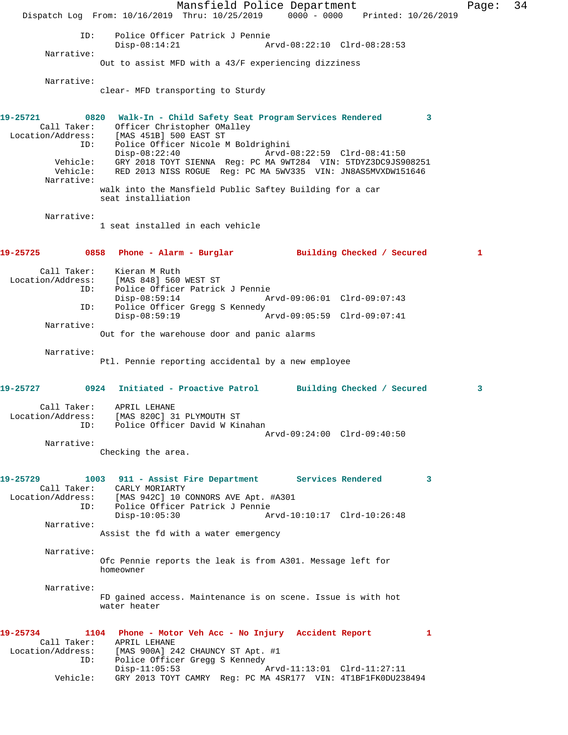ID: Police Officer Patrick J Pennie
Disp-08:14:21 Arvd-08:22:10 Clrd-08:28:53

Narrative:
Out to assist MFD with a 43/F experiencing dizziness

Narrative:
clear- MFD transporting to Sturdy

**19-25721 0820 Walk-In - Child Safety Seat Program Services Rendered 3**

Call Taker: Officer Christopher OMalley
Location/Address: [MAS 451B] 500 EAST ST
ID: Police Officer Nicole M Boldrighini
Disp-08:22:40 Arvd-08:22:59 Clrd-08:41:50
Vehicle: GRY 2018 TOYT SIENNA Reg: PC MA 9WT284 VIN: 5TDYZ3DC9JS908251
Vehicle: RED 2013 NISS ROGUE Reg: PC MA 5WV335 VIN: JN8AS5MVXDW151646

Narrative:
walk into the Mansfield Public Saftey Building for a car seat installiation

Narrative:
1 seat installed in each vehicle

**19-25725 0858 Phone - Alarm - Burglar Building Checked / Secured 1**

Call Taker: Kieran M Ruth
Location/Address: [MAS 848] 560 WEST ST
ID: Police Officer Patrick J Pennie
Disp-08:59:14 Arvd-09:06:01 Clrd-09:07:43
ID: Police Officer Gregg S Kennedy
Disp-08:59:19 Arvd-09:05:59 Clrd-09:07:41

Narrative:
Out for the warehouse door and panic alarms

Narrative:
Ptl. Pennie reporting accidental by a new employee

**19-25727 0924 Initiated - Proactive Patrol Building Checked / Secured 3**

Call Taker: APRIL LEHANE
Location/Address: [MAS 820C] 31 PLYMOUTH ST
ID: Police Officer David W Kinahan
Arvd-09:24:00 Clrd-09:40:50

Narrative:
Checking the area.

**19-25729 1003 911 - Assist Fire Department Services Rendered 3**

Call Taker: CARLY MORIARTY
Location/Address: [MAS 942C] 10 CONNORS AVE Apt. #A301
ID: Police Officer Patrick J Pennie
Disp-10:05:30 Arvd-10:10:17 Clrd-10:26:48

Narrative:
Assist the fd with a water emergency

Narrative:
Ofc Pennie reports the leak is from A301. Message left for homeowner

Narrative:
FD gained access. Maintenance is on scene. Issue is with hot water heater

**19-25734 1104 Phone - Motor Veh Acc - No Injury Accident Report 1**

Call Taker: APRIL LEHANE
Location/Address: [MAS 900A] 242 CHAUNCY ST Apt. #1
ID: Police Officer Gregg S Kennedy
Disp-11:05:53 Arvd-11:13:01 Clrd-11:27:11
Vehicle: GRY 2013 TOYT CAMRY Reg: PC MA 4SR177 VIN: 4T1BF1FK0DU238494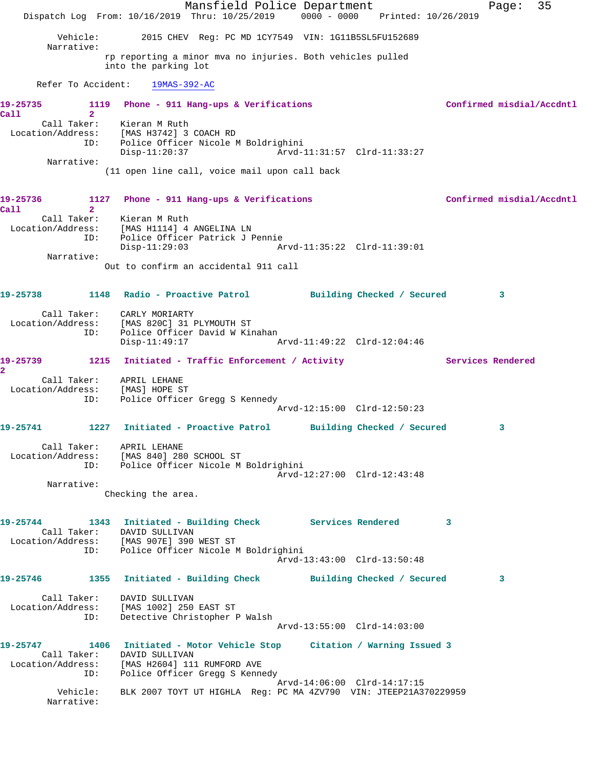Vehicle: 2015 CHEV Reg: PC MD 1CY7549 VIN: 1G11B5SL5FU152689

Narrative:

rp reporting a minor mva no injuries. Both vehicles pulled into the parking lot

Refer To Accident: 19MAS-392-AC

**19-25735** 1119 Phone - 911 Hang-ups & Verifications — Confirmed misdial/Accdntl Call 2

Call Taker: Kieran M Ruth
Location/Address: [MAS H3742] 3 COACH RD
ID: Police Officer Nicole M Boldrighini
Disp-11:20:37 Arvd-11:31:57 Clrd-11:33:27

Narrative:

(11 open line call, voice mail upon call back

**19-25736** 1127 Phone - 911 Hang-ups & Verifications — Confirmed misdial/Accdntl Call 2

Call Taker: Kieran M Ruth
Location/Address: [MAS H1114] 4 ANGELINA LN
ID: Police Officer Patrick J Pennie
Disp-11:29:03 Arvd-11:35:22 Clrd-11:39:01

Narrative:

Out to confirm an accidental 911 call

**19-25738** 1148 Radio - Proactive Patrol — Building Checked / Secured 3

Call Taker: CARLY MORIARTY
Location/Address: [MAS 820C] 31 PLYMOUTH ST
ID: Police Officer David W Kinahan
Disp-11:49:17 Arvd-11:49:22 Clrd-12:04:46

**19-25739** 1215 Initiated - Traffic Enforcement / Activity — Services Rendered 2

Call Taker: APRIL LEHANE
Location/Address: [MAS] HOPE ST
ID: Police Officer Gregg S Kennedy
Arvd-12:15:00 Clrd-12:50:23

**19-25741** 1227 Initiated - Proactive Patrol — Building Checked / Secured 3

Call Taker: APRIL LEHANE
Location/Address: [MAS 840] 280 SCHOOL ST
ID: Police Officer Nicole M Boldrighini
Arvd-12:27:00 Clrd-12:43:48

Narrative:

Checking the area.

**19-25744** 1343 Initiated - Building Check — Services Rendered 3

Call Taker: DAVID SULLIVAN
Location/Address: [MAS 907E] 390 WEST ST
ID: Police Officer Nicole M Boldrighini
Arvd-13:43:00 Clrd-13:50:48

**19-25746** 1355 Initiated - Building Check — Building Checked / Secured 3

Call Taker: DAVID SULLIVAN
Location/Address: [MAS 1002] 250 EAST ST
ID: Detective Christopher P Walsh
Arvd-13:55:00 Clrd-14:03:00

**19-25747** 1406 Initiated - Motor Vehicle Stop — Citation / Warning Issued 3

Call Taker: DAVID SULLIVAN
Location/Address: [MAS H2604] 111 RUMFORD AVE
ID: Police Officer Gregg S Kennedy
Arvd-14:06:00 Clrd-14:17:15

Vehicle: BLK 2007 TOYT UT HIGHLA Reg: PC MA 4ZV790 VIN: JTEEP21A370229959

Narrative: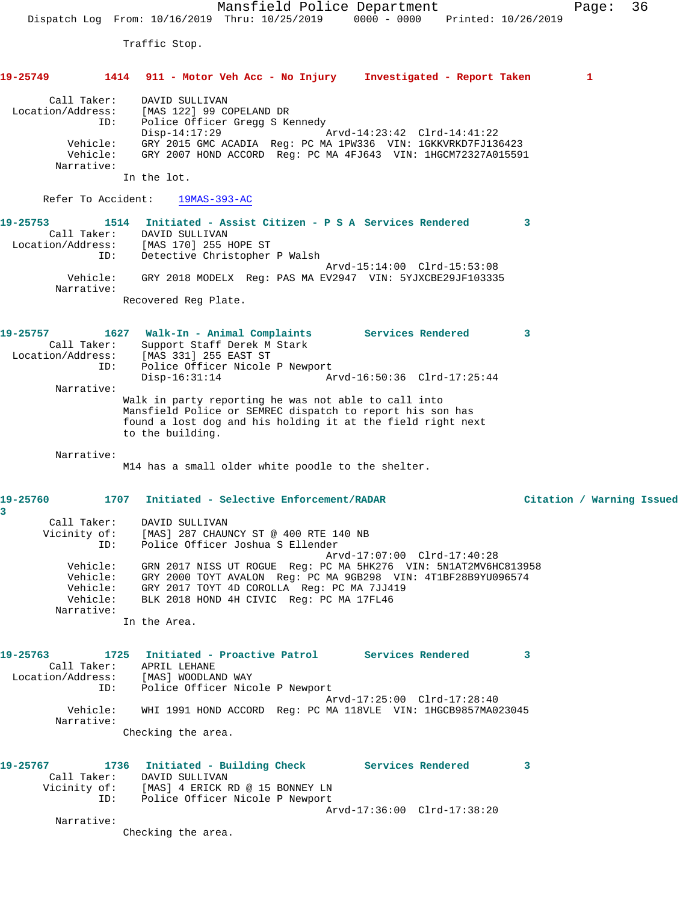Traffic Stop.

**19-25749 1414 911 - Motor Veh Acc - No Injury Investigated - Report Taken 1**

Call Taker: DAVID SULLIVAN
Location/Address: [MAS 122] 99 COPELAND DR
ID: Police Officer Gregg S Kennedy
Disp-14:17:29 Arvd-14:23:42 Clrd-14:41:22
Vehicle: GRY 2015 GMC ACADIA Reg: PC MA 1PW336 VIN: 1GKKVRKD7FJ136423
Vehicle: GRY 2007 HOND ACCORD Reg: PC MA 4FJ643 VIN: 1HGCM72327A015591
Narrative:
In the lot.

Refer To Accident: 19MAS-393-AC

**19-25753 1514 Initiated - Assist Citizen - P S A Services Rendered 3**

Call Taker: DAVID SULLIVAN
Location/Address: [MAS 170] 255 HOPE ST
ID: Detective Christopher P Walsh
Arvd-15:14:00 Clrd-15:53:08
Vehicle: GRY 2018 MODELX Reg: PAS MA EV2947 VIN: 5YJXCBE29JF103335
Narrative:
Recovered Reg Plate.

**19-25757 1627 Walk-In - Animal Complaints Services Rendered 3**

Call Taker: Support Staff Derek M Stark
Location/Address: [MAS 331] 255 EAST ST
ID: Police Officer Nicole P Newport
Disp-16:31:14 Arvd-16:50:36 Clrd-17:25:44
Narrative:
Walk in party reporting he was not able to call into Mansfield Police or SEMREC dispatch to report his son has found a lost dog and his holding it at the field right next to the building.

Narrative:
M14 has a small older white poodle to the shelter.

**19-25760 1707 Initiated - Selective Enforcement/RADAR Citation / Warning Issued 3**

Call Taker: DAVID SULLIVAN
Vicinity of: [MAS] 287 CHAUNCY ST @ 400 RTE 140 NB
ID: Police Officer Joshua S Ellender
Arvd-17:07:00 Clrd-17:40:28
Vehicle: GRN 2017 NISS UT ROGUE Reg: PC MA 5HK276 VIN: 5N1AT2MV6HC813958
Vehicle: GRY 2000 TOYT AVALON Reg: PC MA 9GB298 VIN: 4T1BF28B9YU096574
Vehicle: GRY 2017 TOYT 4D COROLLA Reg: PC MA 7JJ419
Vehicle: BLK 2018 HOND 4H CIVIC Reg: PC MA 17FL46
Narrative:
In the Area.

**19-25763 1725 Initiated - Proactive Patrol Services Rendered 3**

Call Taker: APRIL LEHANE
Location/Address: [MAS] WOODLAND WAY
ID: Police Officer Nicole P Newport
Arvd-17:25:00 Clrd-17:28:40
Vehicle: WHI 1991 HOND ACCORD Reg: PC MA 118VLE VIN: 1HGCB9857MA023045
Narrative:
Checking the area.

**19-25767 1736 Initiated - Building Check Services Rendered 3**

Call Taker: DAVID SULLIVAN
Vicinity of: [MAS] 4 ERICK RD @ 15 BONNEY LN
ID: Police Officer Nicole P Newport
Arvd-17:36:00 Clrd-17:38:20
Narrative:
Checking the area.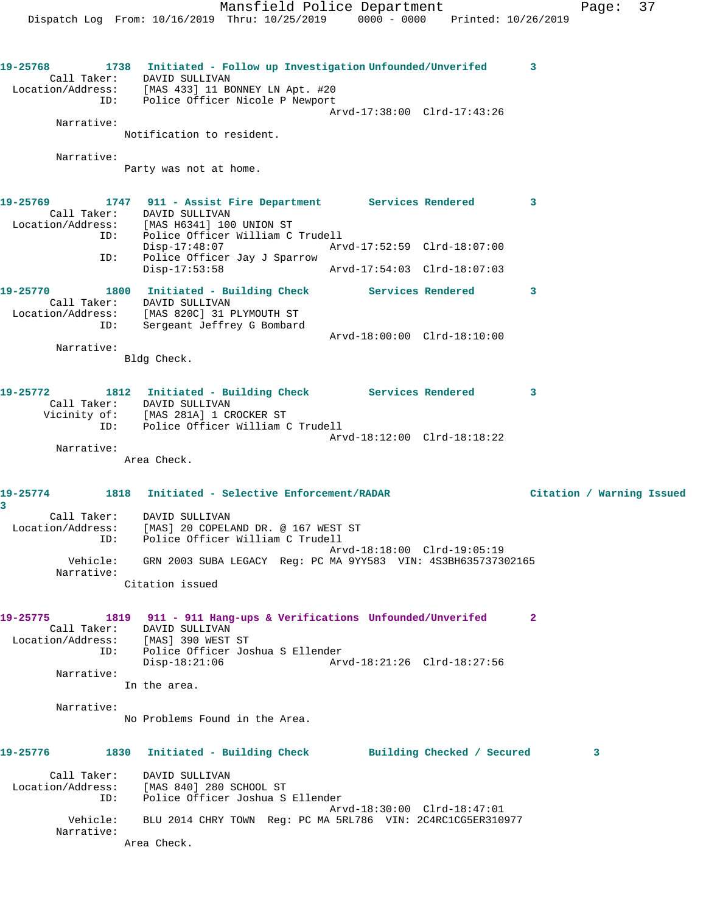**19-25768** 1738 **Initiated - Follow up Investigation** **Unfounded/Unverifed** 3

Call Taker: DAVID SULLIVAN
Location/Address: [MAS 433] 11 BONNEY LN Apt. #20
ID: Police Officer Nicole P Newport
Arvd-17:38:00 Clrd-17:43:26

Narrative:
Notification to resident.

Narrative:
Party was not at home.

**19-25769** 1747 **911 - Assist Fire Department** **Services Rendered** 3

Call Taker: DAVID SULLIVAN
Location/Address: [MAS H6341] 100 UNION ST
ID: Police Officer William C Trudell
Disp-17:48:07 Arvd-17:52:59 Clrd-18:07:00
ID: Police Officer Jay J Sparrow
Disp-17:53:58 Arvd-17:54:03 Clrd-18:07:03

**19-25770** 1800 **Initiated - Building Check** **Services Rendered** 3

Call Taker: DAVID SULLIVAN
Location/Address: [MAS 820C] 31 PLYMOUTH ST
ID: Sergeant Jeffrey G Bombard
Arvd-18:00:00 Clrd-18:10:00

Narrative:
Bldg Check.

**19-25772** 1812 **Initiated - Building Check** **Services Rendered** 3

Call Taker: DAVID SULLIVAN
Vicinity of: [MAS 281A] 1 CROCKER ST
ID: Police Officer William C Trudell
Arvd-18:12:00 Clrd-18:18:22

Narrative:
Area Check.

**19-25774** 1818 **Initiated - Selective Enforcement/RADAR** **Citation / Warning Issued** 3

Call Taker: DAVID SULLIVAN
Location/Address: [MAS] 20 COPELAND DR. @ 167 WEST ST
ID: Police Officer William C Trudell
Arvd-18:18:00 Clrd-19:05:19
Vehicle: GRN 2003 SUBA LEGACY Reg: PC MA 9YY583 VIN: 4S3BH635737302165

Narrative:
Citation issued

**19-25775** 1819 **911 - 911 Hang-ups & Verifications** **Unfounded/Unverifed** 2

Call Taker: DAVID SULLIVAN
Location/Address: [MAS] 390 WEST ST
ID: Police Officer Joshua S Ellender
Disp-18:21:06 Arvd-18:21:26 Clrd-18:27:56

Narrative:
In the area.

Narrative:
No Problems Found in the Area.

**19-25776** 1830 **Initiated - Building Check** **Building Checked / Secured** 3

Call Taker: DAVID SULLIVAN
Location/Address: [MAS 840] 280 SCHOOL ST
ID: Police Officer Joshua S Ellender
Arvd-18:30:00 Clrd-18:47:01
Vehicle: BLU 2014 CHRY TOWN Reg: PC MA 5RL786 VIN: 2C4RC1CG5ER310977

Narrative:
Area Check.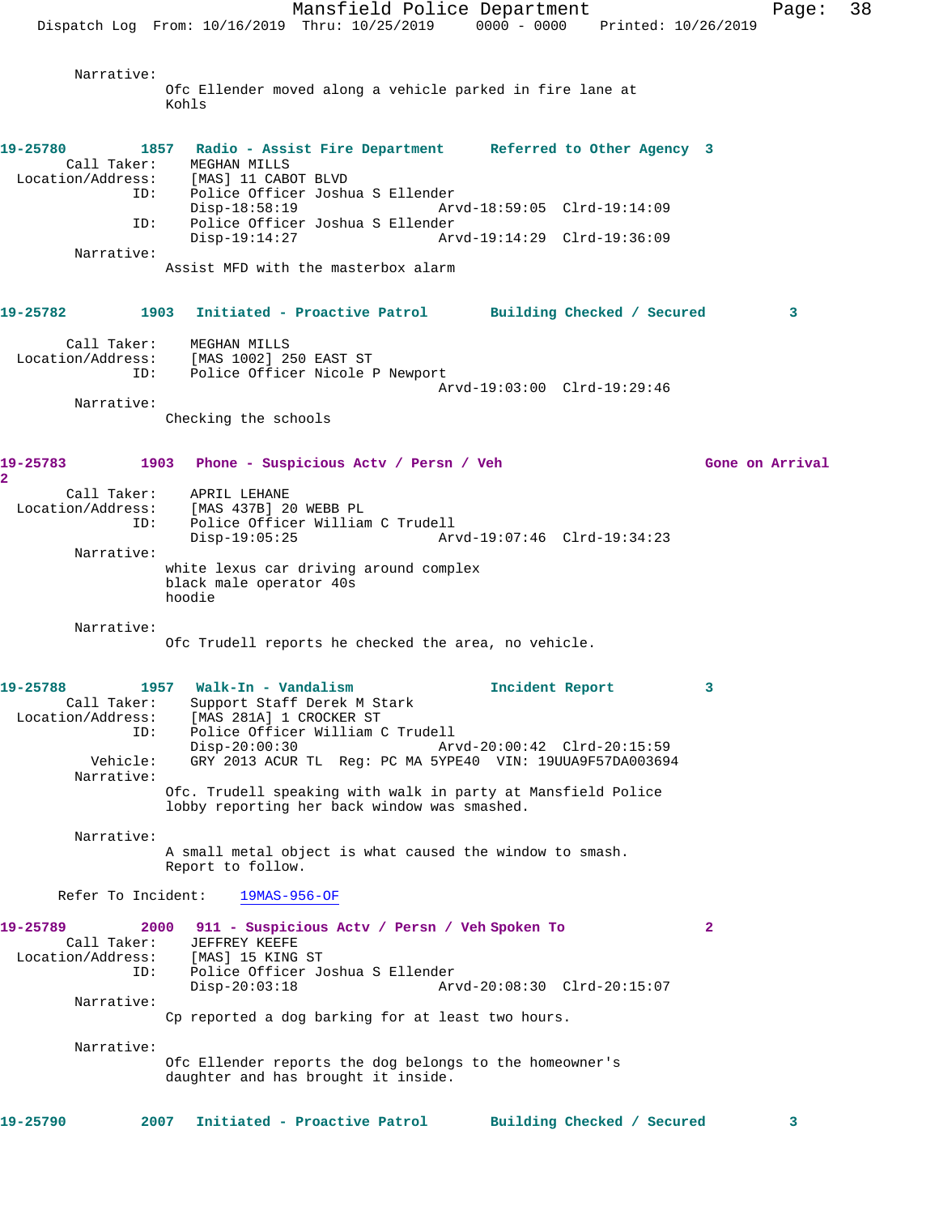Narrative:
    Ofc Ellender moved along a vehicle parked in fire lane at Kohls

**19-25780** 1857 **Radio - Assist Fire Department** **Referred to Other Agency** 3
Call Taker: MEGHAN MILLS
Location/Address: [MAS] 11 CABOT BLVD
ID: Police Officer Joshua S Ellender
    Disp-18:58:19 Arvd-18:59:05 Clrd-19:14:09
ID: Police Officer Joshua S Ellender
    Disp-19:14:27 Arvd-19:14:29 Clrd-19:36:09
Narrative:
    Assist MFD with the masterbox alarm

**19-25782** 1903 **Initiated - Proactive Patrol** **Building Checked / Secured** 3
Call Taker: MEGHAN MILLS
Location/Address: [MAS 1002] 250 EAST ST
ID: Police Officer Nicole P Newport
    Arvd-19:03:00 Clrd-19:29:46
Narrative:
    Checking the schools

**19-25783** 1903 **Phone - Suspicious Actv / Persn / Veh** **Gone on Arrival** 2
Call Taker: APRIL LEHANE
Location/Address: [MAS 437B] 20 WEBB PL
ID: Police Officer William C Trudell
    Disp-19:05:25 Arvd-19:07:46 Clrd-19:34:23
Narrative:
    white lexus car driving around complex
    black male operator 40s
    hoodie

Narrative:
    Ofc Trudell reports he checked the area, no vehicle.

**19-25788** 1957 **Walk-In - Vandalism** **Incident Report** 3
Call Taker: Support Staff Derek M Stark
Location/Address: [MAS 281A] 1 CROCKER ST
ID: Police Officer William C Trudell
    Disp-20:00:30 Arvd-20:00:42 Clrd-20:15:59
Vehicle: GRY 2013 ACUR TL Reg: PC MA 5YPE40 VIN: 19UUA9F57DA003694
Narrative:
    Ofc. Trudell speaking with walk in party at Mansfield Police lobby reporting her back window was smashed.

Narrative:
    A small metal object is what caused the window to smash.
    Report to follow.

Refer To Incident: 19MAS-956-OF

**19-25789** 2000 **911 - Suspicious Actv / Persn / Veh** **Spoken To** 2
Call Taker: JEFFREY KEEFE
Location/Address: [MAS] 15 KING ST
ID: Police Officer Joshua S Ellender
    Disp-20:03:18 Arvd-20:08:30 Clrd-20:15:07
Narrative:
    Cp reported a dog barking for at least two hours.

Narrative:
    Ofc Ellender reports the dog belongs to the homeowner's daughter and has brought it inside.

**19-25790** 2007 **Initiated - Proactive Patrol** **Building Checked / Secured** 3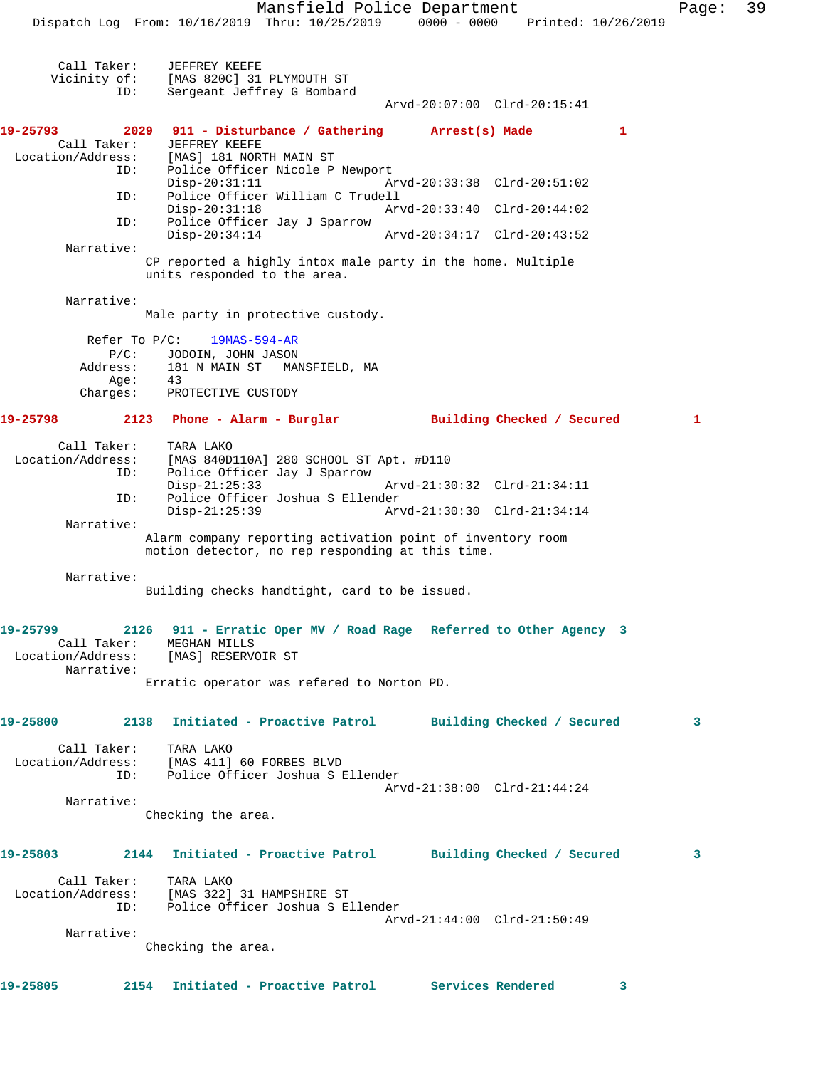Call Taker: JEFFREY KEEFE
Vicinity of: [MAS 820C] 31 PLYMOUTH ST
ID: Sergeant Jeffrey G Bombard
Arvd-20:07:00 Clrd-20:15:41

**19-25793 2029 911 - Disturbance / Gathering Arrest(s) Made 1**

Call Taker: JEFFREY KEEFE
Location/Address: [MAS] 181 NORTH MAIN ST
ID: Police Officer Nicole P Newport
Disp-20:31:11 Arvd-20:33:38 Clrd-20:51:02
ID: Police Officer William C Trudell
Disp-20:31:18 Arvd-20:33:40 Clrd-20:44:02
ID: Police Officer Jay J Sparrow
Disp-20:34:14 Arvd-20:34:17 Clrd-20:43:52

Narrative:
CP reported a highly intox male party in the home. Multiple units responded to the area.

Narrative:
Male party in protective custody.

Refer To P/C: 19MAS-594-AR
P/C: JODOIN, JOHN JASON
Address: 181 N MAIN ST MANSFIELD, MA
Age: 43
Charges: PROTECTIVE CUSTODY

**19-25798 2123 Phone - Alarm - Burglar Building Checked / Secured 1**

Call Taker: TARA LAKO
Location/Address: [MAS 840D110A] 280 SCHOOL ST Apt. #D110
ID: Police Officer Jay J Sparrow
Disp-21:25:33 Arvd-21:30:32 Clrd-21:34:11
ID: Police Officer Joshua S Ellender
Disp-21:25:39 Arvd-21:30:30 Clrd-21:34:14

Narrative:
Alarm company reporting activation point of inventory room motion detector, no rep responding at this time.

Narrative:
Building checks handtight, card to be issued.

**19-25799 2126 911 - Erratic Oper MV / Road Rage Referred to Other Agency 3**

Call Taker: MEGHAN MILLS
Location/Address: [MAS] RESERVOIR ST

Narrative:
Erratic operator was refered to Norton PD.

**19-25800 2138 Initiated - Proactive Patrol Building Checked / Secured 3**

Call Taker: TARA LAKO
Location/Address: [MAS 411] 60 FORBES BLVD
ID: Police Officer Joshua S Ellender
Arvd-21:38:00 Clrd-21:44:24

Narrative:
Checking the area.

**19-25803 2144 Initiated - Proactive Patrol Building Checked / Secured 3**

Call Taker: TARA LAKO
Location/Address: [MAS 322] 31 HAMPSHIRE ST
ID: Police Officer Joshua S Ellender
Arvd-21:44:00 Clrd-21:50:49

Narrative:
Checking the area.

**19-25805 2154 Initiated - Proactive Patrol Services Rendered 3**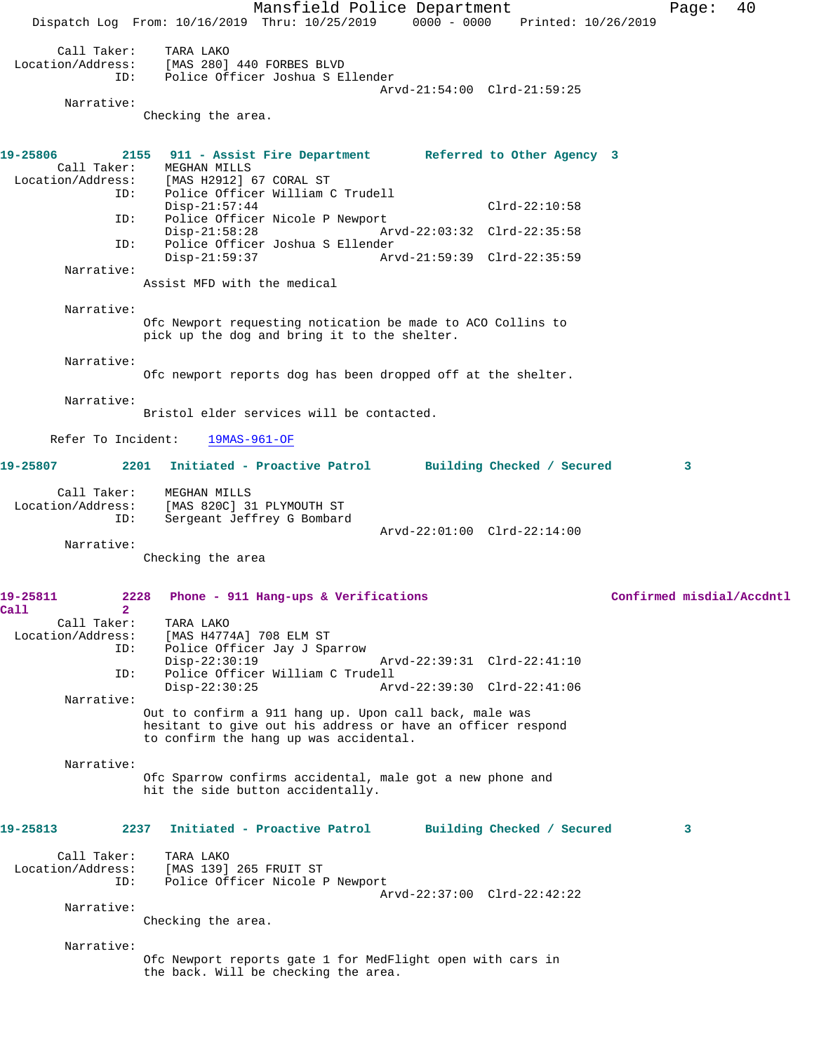Call Taker: TARA LAKO
Location/Address: [MAS 280] 440 FORBES BLVD
ID: Police Officer Joshua S Ellender
Arvd-21:54:00 Clrd-21:59:25
Narrative:
Checking the area.

**19-25806 2155 911 - Assist Fire Department Referred to Other Agency 3**
Call Taker: MEGHAN MILLS
Location/Address: [MAS H2912] 67 CORAL ST
ID: Police Officer William C Trudell
Disp-21:57:44 Clrd-22:10:58
ID: Police Officer Nicole P Newport
Disp-21:58:28 Arvd-22:03:32 Clrd-22:35:58
ID: Police Officer Joshua S Ellender
Disp-21:59:37 Arvd-21:59:39 Clrd-22:35:59
Narrative:
Assist MFD with the medical

Narrative:
Ofc Newport requesting notication be made to ACO Collins to pick up the dog and bring it to the shelter.

Narrative:
Ofc newport reports dog has been dropped off at the shelter.

Narrative:
Bristol elder services will be contacted.

Refer To Incident: 19MAS-961-OF

**19-25807 2201 Initiated - Proactive Patrol Building Checked / Secured 3**
Call Taker: MEGHAN MILLS
Location/Address: [MAS 820C] 31 PLYMOUTH ST
ID: Sergeant Jeffrey G Bombard
Arvd-22:01:00 Clrd-22:14:00
Narrative:
Checking the area

**19-25811 2228 Phone - 911 Hang-ups & Verifications Confirmed misdial/Accdntl Call 2**
Call Taker: TARA LAKO
Location/Address: [MAS H4774A] 708 ELM ST
ID: Police Officer Jay J Sparrow
Disp-22:30:19 Arvd-22:39:31 Clrd-22:41:10
ID: Police Officer William C Trudell
Disp-22:30:25 Arvd-22:39:30 Clrd-22:41:06
Narrative:
Out to confirm a 911 hang up. Upon call back, male was hesitant to give out his address or have an officer respond to confirm the hang up was accidental.

Narrative:
Ofc Sparrow confirms accidental, male got a new phone and hit the side button accidentally.

**19-25813 2237 Initiated - Proactive Patrol Building Checked / Secured 3**
Call Taker: TARA LAKO
Location/Address: [MAS 139] 265 FRUIT ST
ID: Police Officer Nicole P Newport
Arvd-22:37:00 Clrd-22:42:22
Narrative:
Checking the area.

Narrative:
Ofc Newport reports gate 1 for MedFlight open with cars in the back. Will be checking the area.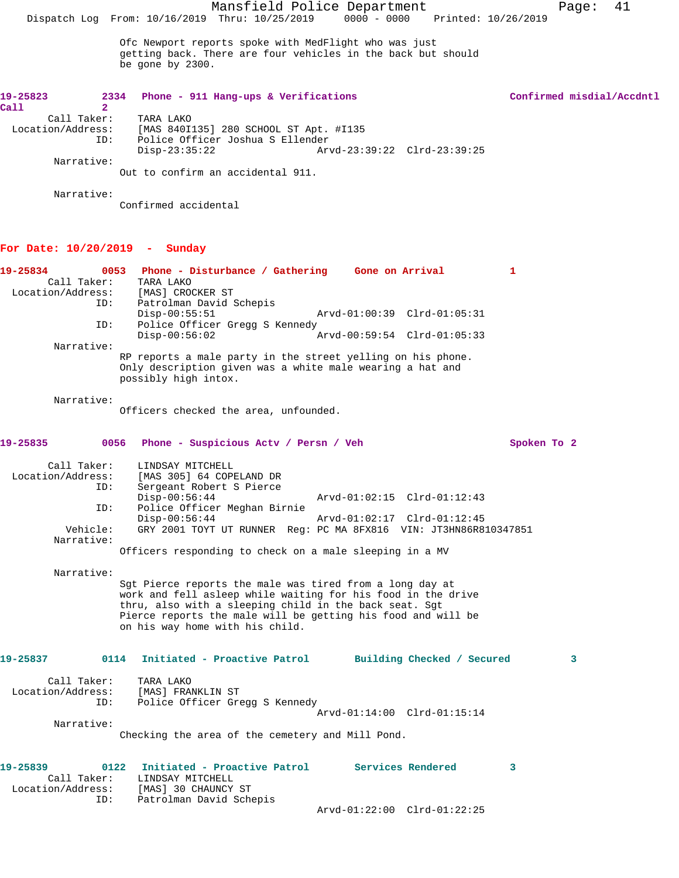Ofc Newport reports spoke with MedFlight who was just getting back. There are four vehicles in the back but should be gone by 2300.

**19-25823** 2334 **Phone - 911 Hang-ups & Verifications** **Confirmed misdial/Accdntl Call** 2

Call Taker: TARA LAKO
Location/Address: [MAS 840I135] 280 SCHOOL ST Apt. #I135
ID: Police Officer Joshua S Ellender
Disp-23:35:22 Arvd-23:39:22 Clrd-23:39:25

Narrative:
Out to confirm an accidental 911.

Narrative:
Confirmed accidental

## For Date: 10/20/2019 - Sunday

**19-25834** 0053 **Phone - Disturbance / Gathering** **Gone on Arrival** 1

Call Taker: TARA LAKO
Location/Address: [MAS] CROCKER ST
ID: Patrolman David Schepis
Disp-00:55:51 Arvd-01:00:39 Clrd-01:05:31
ID: Police Officer Gregg S Kennedy
Disp-00:56:02 Arvd-00:59:54 Clrd-01:05:33

Narrative:
RP reports a male party in the street yelling on his phone. Only description given was a white male wearing a hat and possibly high intox.

Narrative:
Officers checked the area, unfounded.

**19-25835** 0056 **Phone - Suspicious Actv / Persn / Veh** **Spoken To** 2

Call Taker: LINDSAY MITCHELL
Location/Address: [MAS 305] 64 COPELAND DR
ID: Sergeant Robert S Pierce
Disp-00:56:44 Arvd-01:02:15 Clrd-01:12:43
ID: Police Officer Meghan Birnie
Disp-00:56:44 Arvd-01:02:17 Clrd-01:12:45
Vehicle: GRY 2001 TOYT UT RUNNER Reg: PC MA 8FX816 VIN: JT3HN86R810347851

Narrative:
Officers responding to check on a male sleeping in a MV

Narrative:
Sgt Pierce reports the male was tired from a long day at work and fell asleep while waiting for his food in the drive thru, also with a sleeping child in the back seat. Sgt Pierce reports the male will be getting his food and will be on his way home with his child.

**19-25837** 0114 **Initiated - Proactive Patrol** **Building Checked / Secured** 3

Call Taker: TARA LAKO
Location/Address: [MAS] FRANKLIN ST
ID: Police Officer Gregg S Kennedy
Arvd-01:14:00 Clrd-01:15:14

Narrative:
Checking the area of the cemetery and Mill Pond.

**19-25839** 0122 **Initiated - Proactive Patrol** **Services Rendered** 3

Call Taker: LINDSAY MITCHELL
Location/Address: [MAS] 30 CHAUNCY ST
ID: Patrolman David Schepis
Arvd-01:22:00 Clrd-01:22:25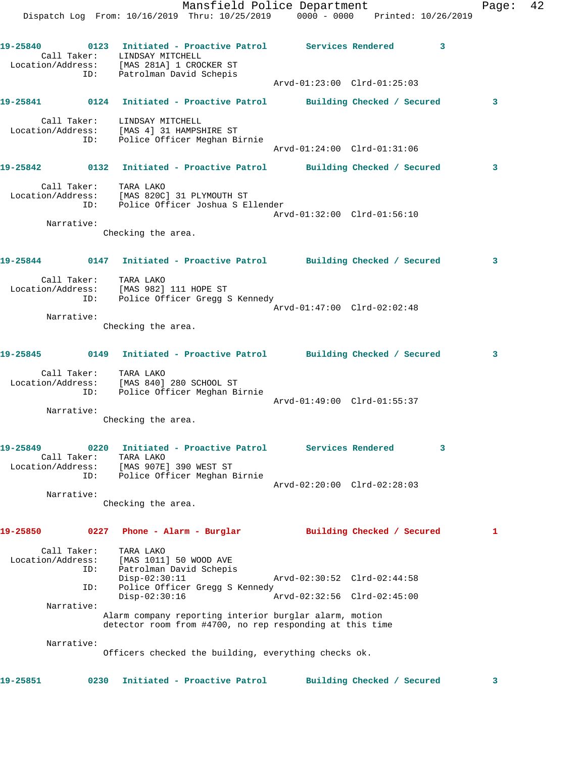**19-25840** 0123 **Initiated - Proactive Patrol** **Services Rendered** 3

Call Taker: LINDSAY MITCHELL
Location/Address: [MAS 281A] 1 CROCKER ST
ID: Patrolman David Schepis
Arvd-01:23:00 Clrd-01:25:03

**19-25841** 0124 **Initiated - Proactive Patrol** **Building Checked / Secured** 3

Call Taker: LINDSAY MITCHELL
Location/Address: [MAS 4] 31 HAMPSHIRE ST
ID: Police Officer Meghan Birnie
Arvd-01:24:00 Clrd-01:31:06

**19-25842** 0132 **Initiated - Proactive Patrol** **Building Checked / Secured** 3

Call Taker: TARA LAKO
Location/Address: [MAS 820C] 31 PLYMOUTH ST
ID: Police Officer Joshua S Ellender
Arvd-01:32:00 Clrd-01:56:10

Narrative:
Checking the area.

**19-25844** 0147 **Initiated - Proactive Patrol** **Building Checked / Secured** 3

Call Taker: TARA LAKO
Location/Address: [MAS 982] 111 HOPE ST
ID: Police Officer Gregg S Kennedy
Arvd-01:47:00 Clrd-02:02:48

Narrative:
Checking the area.

**19-25845** 0149 **Initiated - Proactive Patrol** **Building Checked / Secured** 3

Call Taker: TARA LAKO
Location/Address: [MAS 840] 280 SCHOOL ST
ID: Police Officer Meghan Birnie
Arvd-01:49:00 Clrd-01:55:37

Narrative:
Checking the area.

**19-25849** 0220 **Initiated - Proactive Patrol** **Services Rendered** 3

Call Taker: TARA LAKO
Location/Address: [MAS 907E] 390 WEST ST
ID: Police Officer Meghan Birnie
Arvd-02:20:00 Clrd-02:28:03

Narrative:
Checking the area.

**19-25850** 0227 **Phone - Alarm - Burglar** **Building Checked / Secured** 1

Call Taker: TARA LAKO
Location/Address: [MAS 1011] 50 WOOD AVE
ID: Patrolman David Schepis
Disp-02:30:11 Arvd-02:30:52 Clrd-02:44:58
ID: Police Officer Gregg S Kennedy
Disp-02:30:16 Arvd-02:32:56 Clrd-02:45:00

Narrative:
Alarm company reporting interior burglar alarm, motion detector room from #4700, no rep responding at this time

Narrative:
Officers checked the building, everything checks ok.

**19-25851** 0230 **Initiated - Proactive Patrol** **Building Checked / Secured** 3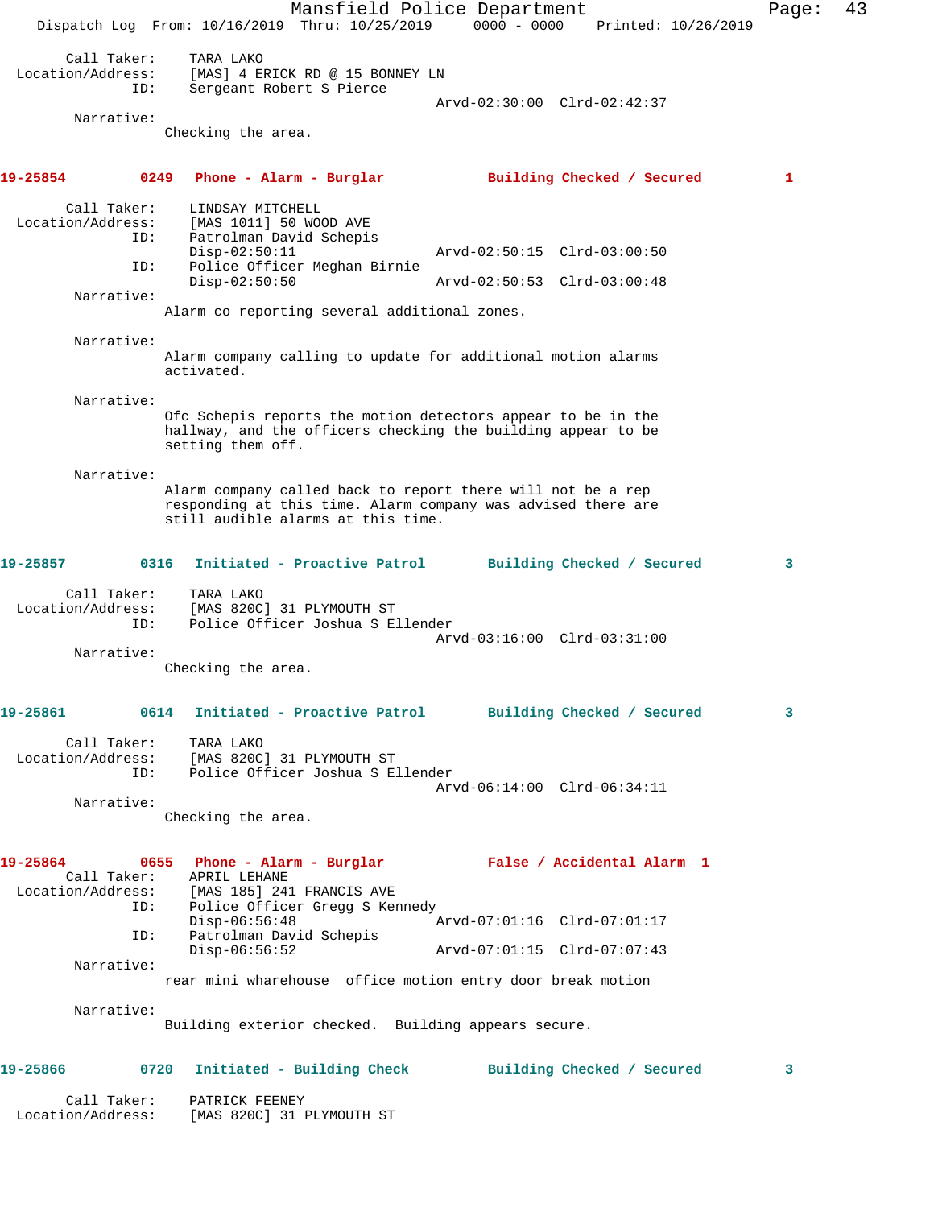Call Taker: TARA LAKO
Location/Address: [MAS] 4 ERICK RD @ 15 BONNEY LN
ID: Sergeant Robert S Pierce
Arvd-02:30:00 Clrd-02:42:37

Narrative:
Checking the area.

**19-25854 0249 Phone - Alarm - Burglar Building Checked / Secured 1**

Call Taker: LINDSAY MITCHELL
Location/Address: [MAS 1011] 50 WOOD AVE
ID: Patrolman David Schepis
Disp-02:50:11 Arvd-02:50:15 Clrd-03:00:50
ID: Police Officer Meghan Birnie
Disp-02:50:50 Arvd-02:50:53 Clrd-03:00:48

Narrative:
Alarm co reporting several additional zones.

Narrative:
Alarm company calling to update for additional motion alarms activated.

Narrative:
Ofc Schepis reports the motion detectors appear to be in the hallway, and the officers checking the building appear to be setting them off.

Narrative:
Alarm company called back to report there will not be a rep responding at this time. Alarm company was advised there are still audible alarms at this time.

**19-25857 0316 Initiated - Proactive Patrol Building Checked / Secured 3**

Call Taker: TARA LAKO
Location/Address: [MAS 820C] 31 PLYMOUTH ST
ID: Police Officer Joshua S Ellender
Arvd-03:16:00 Clrd-03:31:00

Narrative:
Checking the area.

**19-25861 0614 Initiated - Proactive Patrol Building Checked / Secured 3**

Call Taker: TARA LAKO
Location/Address: [MAS 820C] 31 PLYMOUTH ST
ID: Police Officer Joshua S Ellender
Arvd-06:14:00 Clrd-06:34:11

Narrative:
Checking the area.

**19-25864 0655 Phone - Alarm - Burglar False / Accidental Alarm 1**

Call Taker: APRIL LEHANE
Location/Address: [MAS 185] 241 FRANCIS AVE
ID: Police Officer Gregg S Kennedy
Disp-06:56:48 Arvd-07:01:16 Clrd-07:01:17
ID: Patrolman David Schepis
Disp-06:56:52 Arvd-07:01:15 Clrd-07:07:43

Narrative:
rear mini wharehouse office motion entry door break motion

Narrative:
Building exterior checked. Building appears secure.

**19-25866 0720 Initiated - Building Check Building Checked / Secured 3**

Call Taker: PATRICK FEENEY
Location/Address: [MAS 820C] 31 PLYMOUTH ST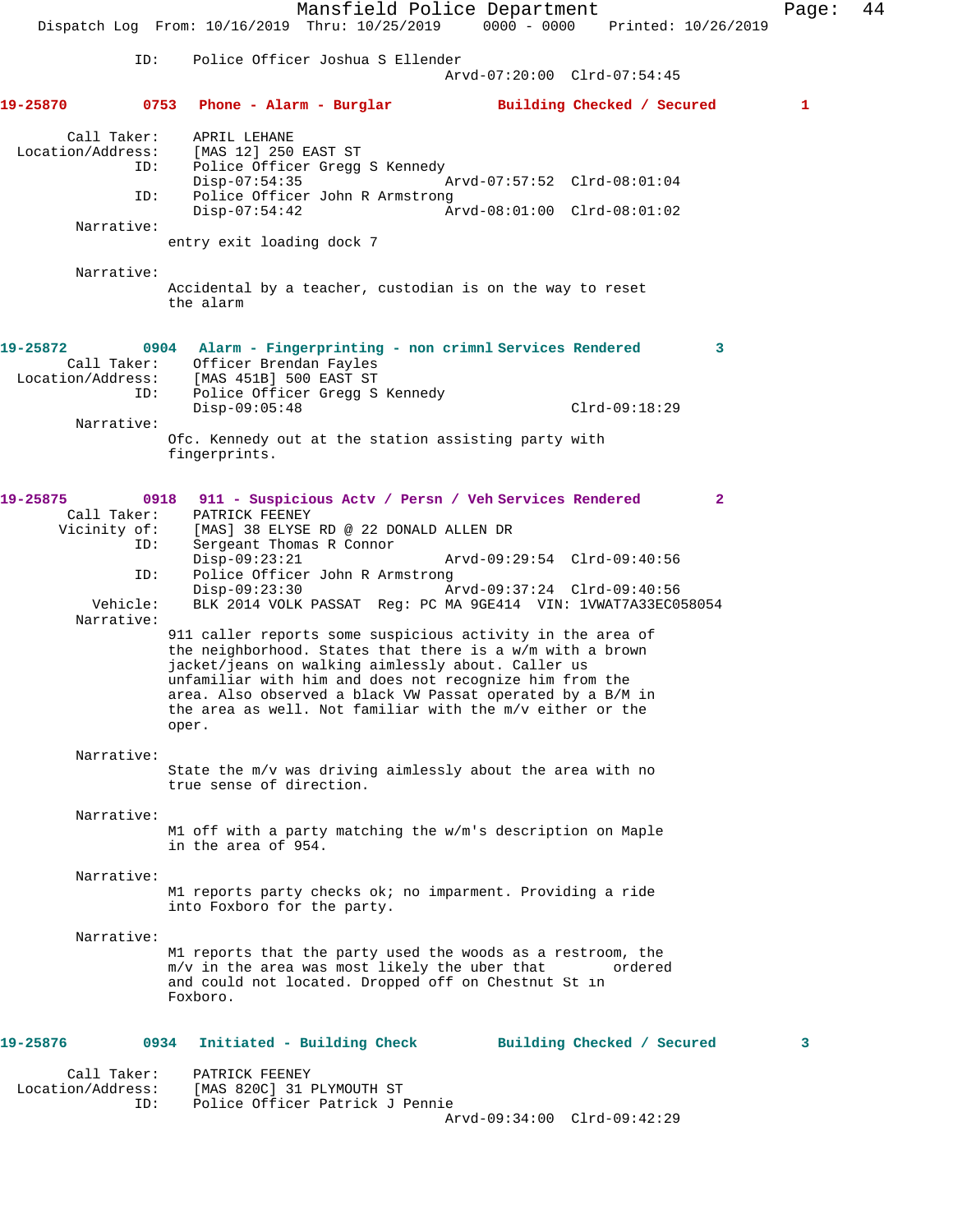ID: Police Officer Joshua S Ellender
Arvd-07:20:00 Clrd-07:54:45

**19-25870 0753 Phone - Alarm - Burglar Building Checked / Secured 1**

Call Taker: APRIL LEHANE
Location/Address: [MAS 12] 250 EAST ST
ID: Police Officer Gregg S Kennedy
Disp-07:54:35 Arvd-07:57:52 Clrd-08:01:04
ID: Police Officer John R Armstrong
Disp-07:54:42 Arvd-08:01:00 Clrd-08:01:02

Narrative:
entry exit loading dock 7

Narrative:
Accidental by a teacher, custodian is on the way to reset the alarm

**19-25872 0904 Alarm - Fingerprinting - non crimnl Services Rendered 3**

Call Taker: Officer Brendan Fayles
Location/Address: [MAS 451B] 500 EAST ST
ID: Police Officer Gregg S Kennedy
Disp-09:05:48 Clrd-09:18:29

Narrative:
Ofc. Kennedy out at the station assisting party with fingerprints.

**19-25875 0918 911 - Suspicious Actv / Persn / Veh Services Rendered 2**

Call Taker: PATRICK FEENEY
Vicinity of: [MAS] 38 ELYSE RD @ 22 DONALD ALLEN DR
ID: Sergeant Thomas R Connor
Disp-09:23:21 Arvd-09:29:54 Clrd-09:40:56
ID: Police Officer John R Armstrong
Disp-09:23:30 Arvd-09:37:24 Clrd-09:40:56
Vehicle: BLK 2014 VOLK PASSAT Reg: PC MA 9GE414 VIN: 1VWAT7A33EC058054

Narrative:
911 caller reports some suspicious activity in the area of the neighborhood. States that there is a w/m with a brown jacket/jeans on walking aimlessly about. Caller us unfamiliar with him and does not recognize him from the area. Also observed a black VW Passat operated by a B/M in the area as well. Not familiar with the m/v either or the oper.

Narrative:
State the m/v was driving aimlessly about the area with no true sense of direction.

Narrative:
M1 off with a party matching the w/m's description on Maple in the area of 954.

Narrative:
M1 reports party checks ok; no imparment. Providing a ride into Foxboro for the party.

Narrative:
M1 reports that the party used the woods as a restroom, the m/v in the area was most likely the uber that ordered and could not located. Dropped off on Chestnut St in Foxboro.

**19-25876 0934 Initiated - Building Check Building Checked / Secured 3**

Call Taker: PATRICK FEENEY
Location/Address: [MAS 820C] 31 PLYMOUTH ST
ID: Police Officer Patrick J Pennie
Arvd-09:34:00 Clrd-09:42:29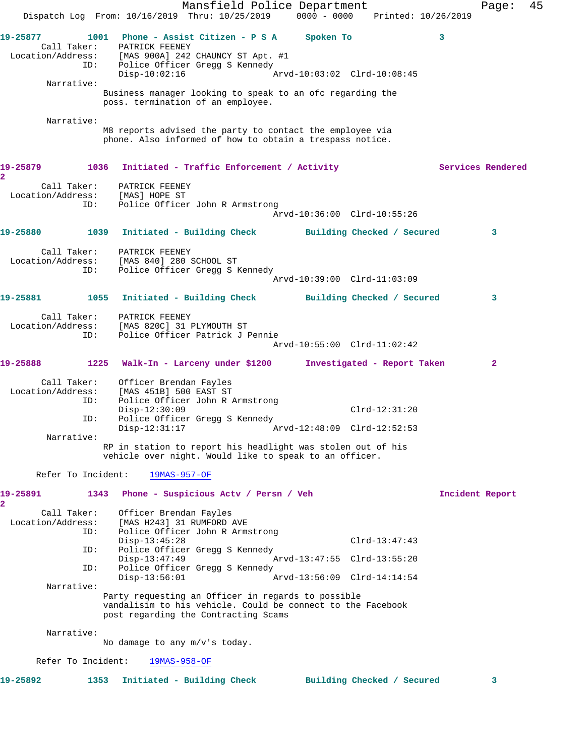**19-25877** 1001 Phone - Assist Citizen - P S A Spoken To 3

Call Taker: PATRICK FEENEY
Location/Address: [MAS 900A] 242 CHAUNCY ST Apt. #1
ID: Police Officer Gregg S Kennedy
Disp-10:02:16 Arvd-10:03:02 Clrd-10:08:45

Narrative:
Business manager looking to speak to an ofc regarding the poss. termination of an employee.

Narrative:
M8 reports advised the party to contact the employee via phone. Also informed of how to obtain a trespass notice.

**19-25879** 1036 Initiated - Traffic Enforcement / Activity Services Rendered 2

Call Taker: PATRICK FEENEY
Location/Address: [MAS] HOPE ST
ID: Police Officer John R Armstrong
Arvd-10:36:00 Clrd-10:55:26

**19-25880** 1039 Initiated - Building Check Building Checked / Secured 3

Call Taker: PATRICK FEENEY
Location/Address: [MAS 840] 280 SCHOOL ST
ID: Police Officer Gregg S Kennedy
Arvd-10:39:00 Clrd-11:03:09

**19-25881** 1055 Initiated - Building Check Building Checked / Secured 3

Call Taker: PATRICK FEENEY
Location/Address: [MAS 820C] 31 PLYMOUTH ST
ID: Police Officer Patrick J Pennie
Arvd-10:55:00 Clrd-11:02:42

**19-25888** 1225 Walk-In - Larceny under $1200 Investigated - Report Taken 2

Call Taker: Officer Brendan Fayles
Location/Address: [MAS 451B] 500 EAST ST
ID: Police Officer John R Armstrong
Disp-12:30:09 Clrd-12:31:20
ID: Police Officer Gregg S Kennedy
Disp-12:31:17 Arvd-12:48:09 Clrd-12:52:53

Narrative:
RP in station to report his headlight was stolen out of his vehicle over night. Would like to speak to an officer.

Refer To Incident: 19MAS-957-OF

**19-25891** 1343 Phone - Suspicious Actv / Persn / Veh Incident Report 2

Call Taker: Officer Brendan Fayles
Location/Address: [MAS H243] 31 RUMFORD AVE
ID: Police Officer John R Armstrong
Disp-13:45:28 Clrd-13:47:43
ID: Police Officer Gregg S Kennedy
Disp-13:47:49 Arvd-13:47:55 Clrd-13:55:20
ID: Police Officer Gregg S Kennedy
Disp-13:56:01 Arvd-13:56:09 Clrd-14:14:54

Narrative:
Party requesting an Officer in regards to possible vandalisim to his vehicle. Could be connect to the Facebook post regarding the Contracting Scams

Narrative:
No damage to any m/v's today.

Refer To Incident: 19MAS-958-OF

**19-25892** 1353 Initiated - Building Check Building Checked / Secured 3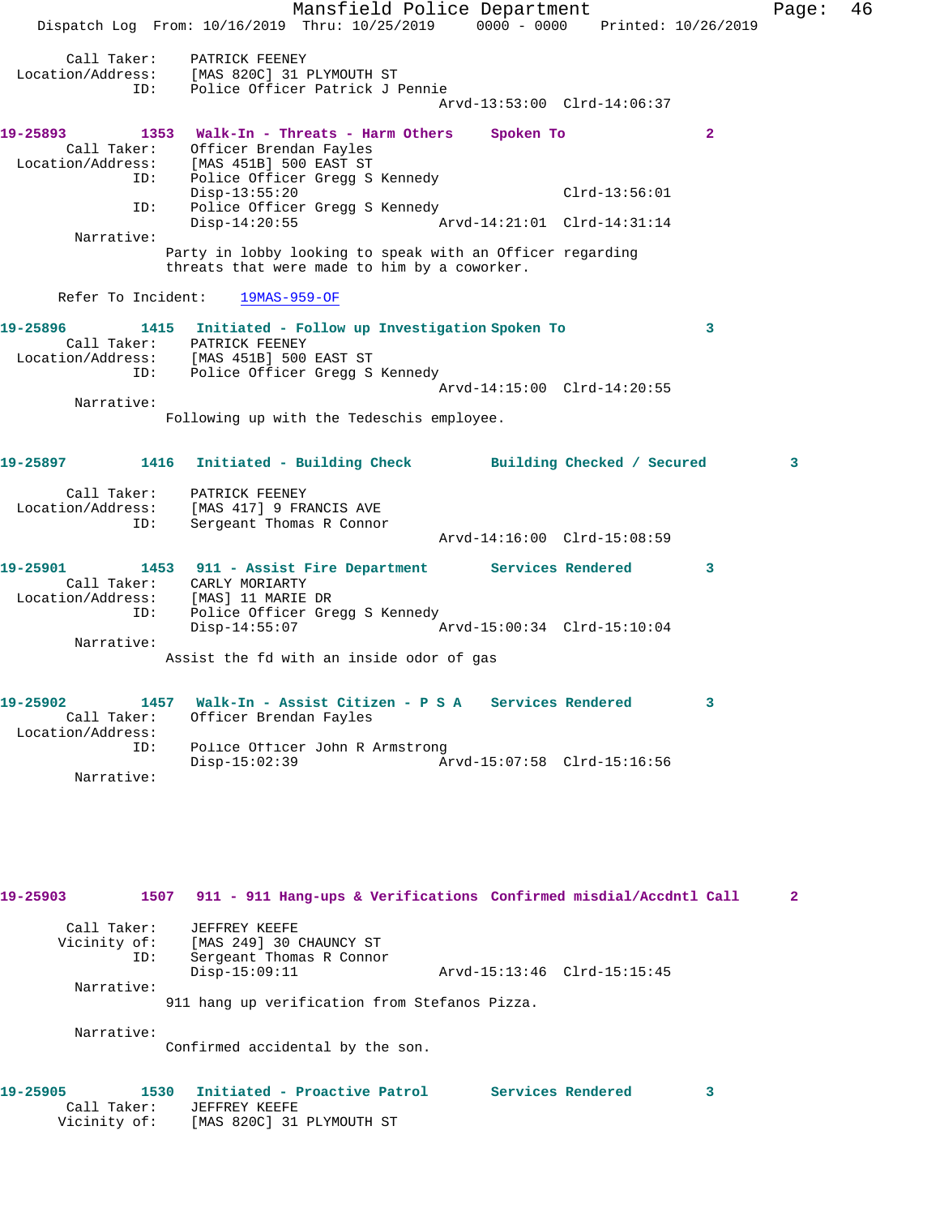Call Taker: PATRICK FEENEY
Location/Address: [MAS 820C] 31 PLYMOUTH ST
ID: Police Officer Patrick J Pennie
Arvd-13:53:00 Clrd-14:06:37

**19-25893 1353 Walk-In - Threats - Harm Others Spoken To 2**

Call Taker: Officer Brendan Fayles
Location/Address: [MAS 451B] 500 EAST ST
ID: Police Officer Gregg S Kennedy
Disp-13:55:20 Clrd-13:56:01
ID: Police Officer Gregg S Kennedy
Disp-14:20:55 Arvd-14:21:01 Clrd-14:31:14
Narrative:
Party in lobby looking to speak with an Officer regarding threats that were made to him by a coworker.

Refer To Incident: 19MAS-959-OF

**19-25896 1415 Initiated - Follow up Investigation Spoken To 3**

Call Taker: PATRICK FEENEY
Location/Address: [MAS 451B] 500 EAST ST
ID: Police Officer Gregg S Kennedy
Arvd-14:15:00 Clrd-14:20:55
Narrative:
Following up with the Tedeschis employee.

**19-25897 1416 Initiated - Building Check Building Checked / Secured 3**

Call Taker: PATRICK FEENEY
Location/Address: [MAS 417] 9 FRANCIS AVE
ID: Sergeant Thomas R Connor
Arvd-14:16:00 Clrd-15:08:59

**19-25901 1453 911 - Assist Fire Department Services Rendered 3**

Call Taker: CARLY MORIARTY
Location/Address: [MAS] 11 MARIE DR
ID: Police Officer Gregg S Kennedy
Disp-14:55:07 Arvd-15:00:34 Clrd-15:10:04
Narrative:
Assist the fd with an inside odor of gas

**19-25902 1457 Walk-In - Assist Citizen - P S A Services Rendered 3**

Call Taker: Officer Brendan Fayles
Location/Address:
ID: Police Officer John R Armstrong
Disp-15:02:39 Arvd-15:07:58 Clrd-15:16:56
Narrative:

**19-25903 1507 911 - 911 Hang-ups & Verifications Confirmed misdial/Accdntl Call 2**

Call Taker: JEFFREY KEEFE
Vicinity of: [MAS 249] 30 CHAUNCY ST
ID: Sergeant Thomas R Connor
Disp-15:09:11 Arvd-15:13:46 Clrd-15:15:45
Narrative:
911 hang up verification from Stefanos Pizza.

Narrative:
Confirmed accidental by the son.

**19-25905 1530 Initiated - Proactive Patrol Services Rendered 3**

Call Taker: JEFFREY KEEFE
Vicinity of: [MAS 820C] 31 PLYMOUTH ST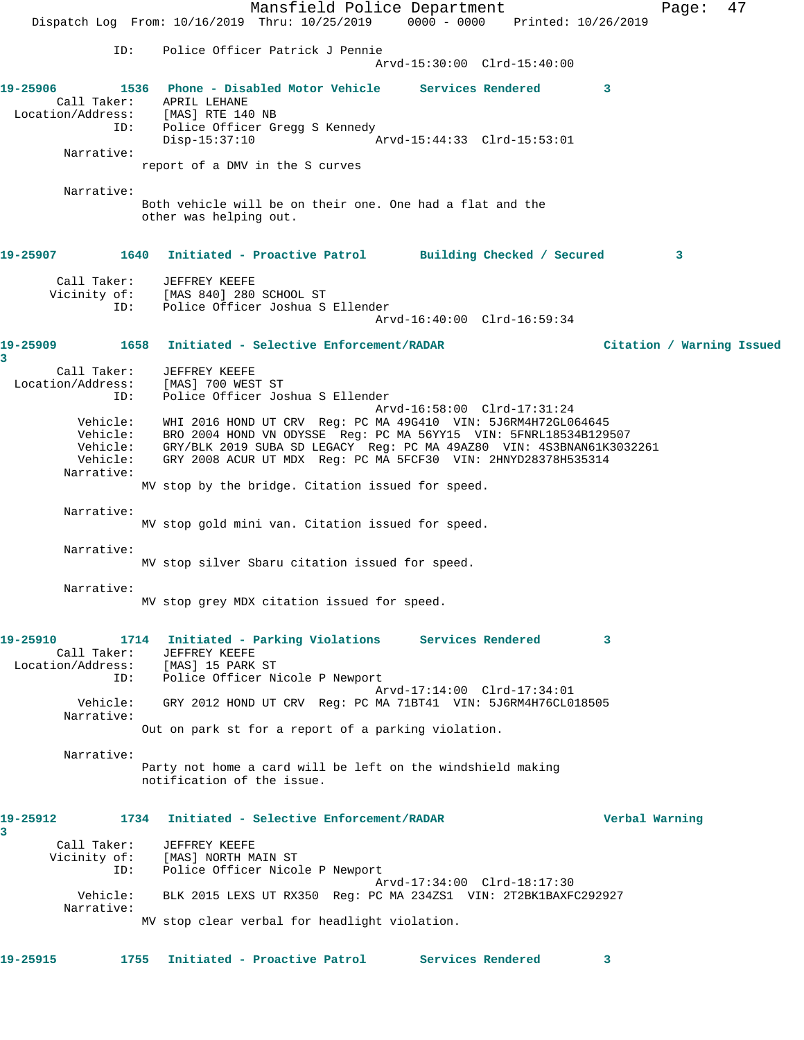ID: Police Officer Patrick J Pennie
Arvd-15:30:00 Clrd-15:40:00

**19-25906 1536 Phone - Disabled Motor Vehicle Services Rendered 3**

Call Taker: APRIL LEHANE
Location/Address: [MAS] RTE 140 NB
ID: Police Officer Gregg S Kennedy
Disp-15:37:10 Arvd-15:44:33 Clrd-15:53:01

Narrative:
report of a DMV in the S curves

Narrative:
Both vehicle will be on their one. One had a flat and the other was helping out.

**19-25907 1640 Initiated - Proactive Patrol Building Checked / Secured 3**

Call Taker: JEFFREY KEEFE
Vicinity of: [MAS 840] 280 SCHOOL ST
ID: Police Officer Joshua S Ellender
Arvd-16:40:00 Clrd-16:59:34

**19-25909 1658 Initiated - Selective Enforcement/RADAR Citation / Warning Issued 3**

Call Taker: JEFFREY KEEFE
Location/Address: [MAS] 700 WEST ST
ID: Police Officer Joshua S Ellender
Arvd-16:58:00 Clrd-17:31:24
Vehicle: WHI 2016 HOND UT CRV Reg: PC MA 49G410 VIN: 5J6RM4H72GL064645
Vehicle: BRO 2004 HOND VN ODYSSE Reg: PC MA 56YY15 VIN: 5FNRL18534B129507
Vehicle: GRY/BLK 2019 SUBA SD LEGACY Reg: PC MA 49AZ80 VIN: 4S3BNAN61K3032261
Vehicle: GRY 2008 ACUR UT MDX Reg: PC MA 5FCF30 VIN: 2HNYD28378H535314

Narrative:
MV stop by the bridge. Citation issued for speed.

Narrative:
MV stop gold mini van. Citation issued for speed.

Narrative:
MV stop silver Sbaru citation issued for speed.

Narrative:
MV stop grey MDX citation issued for speed.

**19-25910 1714 Initiated - Parking Violations Services Rendered 3**

Call Taker: JEFFREY KEEFE
Location/Address: [MAS] 15 PARK ST
ID: Police Officer Nicole P Newport
Arvd-17:14:00 Clrd-17:34:01
Vehicle: GRY 2012 HOND UT CRV Reg: PC MA 71BT41 VIN: 5J6RM4H76CL018505

Narrative:
Out on park st for a report of a parking violation.

Narrative:
Party not home a card will be left on the windshield making notification of the issue.

**19-25912 1734 Initiated - Selective Enforcement/RADAR Verbal Warning 3**

Call Taker: JEFFREY KEEFE
Vicinity of: [MAS] NORTH MAIN ST
ID: Police Officer Nicole P Newport
Arvd-17:34:00 Clrd-18:17:30
Vehicle: BLK 2015 LEXS UT RX350 Reg: PC MA 234ZS1 VIN: 2T2BK1BAXFC292927

Narrative:
MV stop clear verbal for headlight violation.

**19-25915 1755 Initiated - Proactive Patrol Services Rendered 3**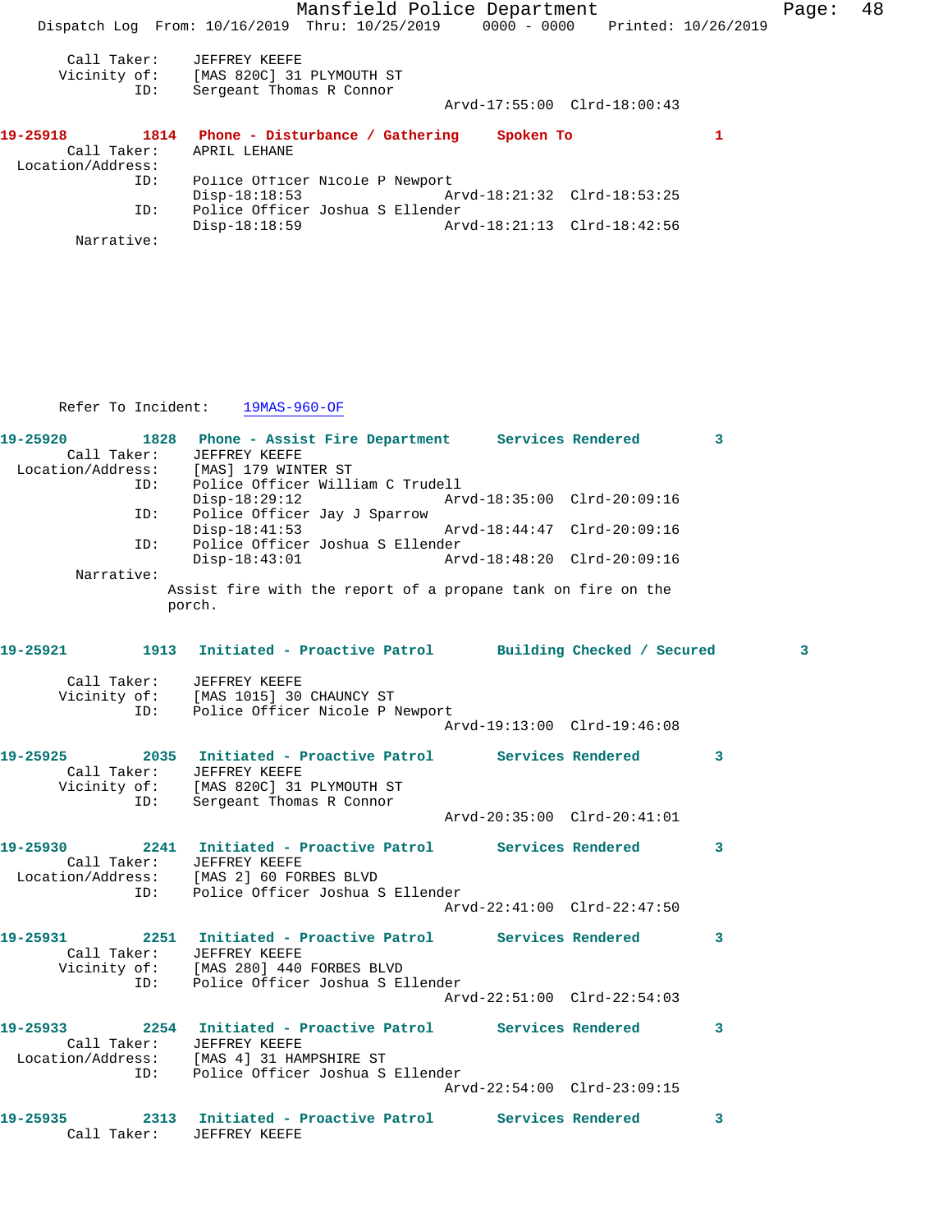Call Taker: JEFFREY KEEFE
Vicinity of: [MAS 820C] 31 PLYMOUTH ST
ID: Sergeant Thomas R Connor
Arvd-17:55:00 Clrd-18:00:43

**19-25918 1814 Phone - Disturbance / Gathering Spoken To 1**
Call Taker: APRIL LEHANE
Location/Address:
ID: Police Officer Nicole P Newport
Disp-18:18:53 Arvd-18:21:32 Clrd-18:53:25
ID: Police Officer Joshua S Ellender
Disp-18:18:59 Arvd-18:21:13 Clrd-18:42:56
Narrative:

Refer To Incident: 19MAS-960-OF

**19-25920 1828 Phone - Assist Fire Department Services Rendered 3**
Call Taker: JEFFREY KEEFE
Location/Address: [MAS] 179 WINTER ST
ID: Police Officer William C Trudell
Disp-18:29:12 Arvd-18:35:00 Clrd-20:09:16
ID: Police Officer Jay J Sparrow
Disp-18:41:53 Arvd-18:44:47 Clrd-20:09:16
ID: Police Officer Joshua S Ellender
Disp-18:43:01 Arvd-18:48:20 Clrd-20:09:16
Narrative:
Assist fire with the report of a propane tank on fire on the porch.

**19-25921 1913 Initiated - Proactive Patrol Building Checked / Secured 3**
Call Taker: JEFFREY KEEFE
Vicinity of: [MAS 1015] 30 CHAUNCY ST
ID: Police Officer Nicole P Newport
Arvd-19:13:00 Clrd-19:46:08

**19-25925 2035 Initiated - Proactive Patrol Services Rendered 3**
Call Taker: JEFFREY KEEFE
Vicinity of: [MAS 820C] 31 PLYMOUTH ST
ID: Sergeant Thomas R Connor
Arvd-20:35:00 Clrd-20:41:01

**19-25930 2241 Initiated - Proactive Patrol Services Rendered 3**
Call Taker: JEFFREY KEEFE
Location/Address: [MAS 2] 60 FORBES BLVD
ID: Police Officer Joshua S Ellender
Arvd-22:41:00 Clrd-22:47:50

**19-25931 2251 Initiated - Proactive Patrol Services Rendered 3**
Call Taker: JEFFREY KEEFE
Vicinity of: [MAS 280] 440 FORBES BLVD
ID: Police Officer Joshua S Ellender
Arvd-22:51:00 Clrd-22:54:03

**19-25933 2254 Initiated - Proactive Patrol Services Rendered 3**
Call Taker: JEFFREY KEEFE
Location/Address: [MAS 4] 31 HAMPSHIRE ST
ID: Police Officer Joshua S Ellender
Arvd-22:54:00 Clrd-23:09:15

**19-25935 2313 Initiated - Proactive Patrol Services Rendered 3**
Call Taker: JEFFREY KEEFE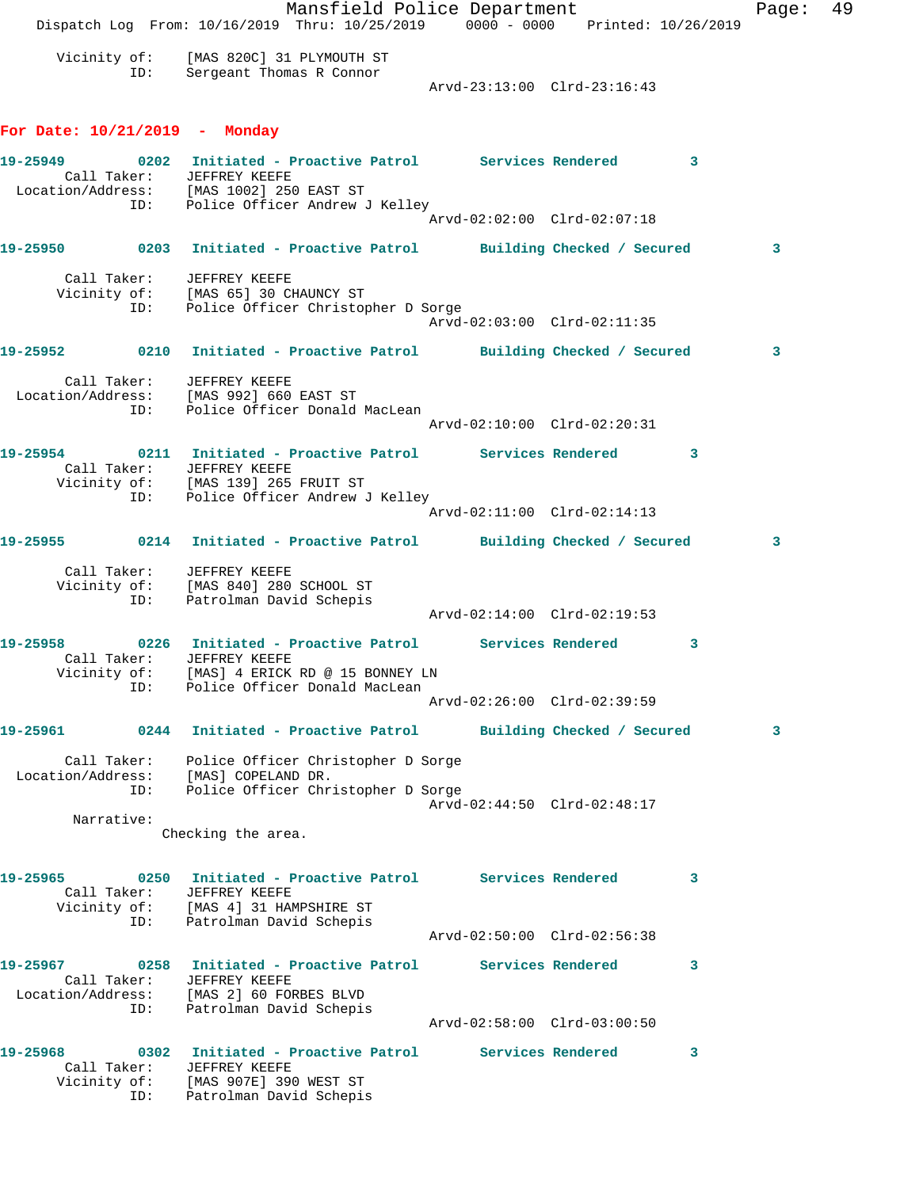Vicinity of: [MAS 820C] 31 PLYMOUTH ST
ID: Sergeant Thomas R Connor
Arvd-23:13:00 Clrd-23:16:43

## For Date: 10/21/2019 - Monday

**19-25949** 0202 Initiated - Proactive Patrol Services Rendered 3
Call Taker: JEFFREY KEEFE
Location/Address: [MAS 1002] 250 EAST ST
ID: Police Officer Andrew J Kelley
Arvd-02:02:00 Clrd-02:07:18

**19-25950** 0203 Initiated - Proactive Patrol Building Checked / Secured 3
Call Taker: JEFFREY KEEFE
Vicinity of: [MAS 65] 30 CHAUNCY ST
ID: Police Officer Christopher D Sorge
Arvd-02:03:00 Clrd-02:11:35

**19-25952** 0210 Initiated - Proactive Patrol Building Checked / Secured 3
Call Taker: JEFFREY KEEFE
Location/Address: [MAS 992] 660 EAST ST
ID: Police Officer Donald MacLean
Arvd-02:10:00 Clrd-02:20:31

**19-25954** 0211 Initiated - Proactive Patrol Services Rendered 3
Call Taker: JEFFREY KEEFE
Vicinity of: [MAS 139] 265 FRUIT ST
ID: Police Officer Andrew J Kelley
Arvd-02:11:00 Clrd-02:14:13

**19-25955** 0214 Initiated - Proactive Patrol Building Checked / Secured 3
Call Taker: JEFFREY KEEFE
Vicinity of: [MAS 840] 280 SCHOOL ST
ID: Patrolman David Schepis
Arvd-02:14:00 Clrd-02:19:53

**19-25958** 0226 Initiated - Proactive Patrol Services Rendered 3
Call Taker: JEFFREY KEEFE
Vicinity of: [MAS] 4 ERICK RD @ 15 BONNEY LN
ID: Police Officer Donald MacLean
Arvd-02:26:00 Clrd-02:39:59

**19-25961** 0244 Initiated - Proactive Patrol Building Checked / Secured 3
Call Taker: Police Officer Christopher D Sorge
Location/Address: [MAS] COPELAND DR.
ID: Police Officer Christopher D Sorge
Arvd-02:44:50 Clrd-02:48:17
Narrative:
Checking the area.

**19-25965** 0250 Initiated - Proactive Patrol Services Rendered 3
Call Taker: JEFFREY KEEFE
Vicinity of: [MAS 4] 31 HAMPSHIRE ST
ID: Patrolman David Schepis
Arvd-02:50:00 Clrd-02:56:38

**19-25967** 0258 Initiated - Proactive Patrol Services Rendered 3
Call Taker: JEFFREY KEEFE
Location/Address: [MAS 2] 60 FORBES BLVD
ID: Patrolman David Schepis
Arvd-02:58:00 Clrd-03:00:50

**19-25968** 0302 Initiated - Proactive Patrol Services Rendered 3
Call Taker: JEFFREY KEEFE
Vicinity of: [MAS 907E] 390 WEST ST
ID: Patrolman David Schepis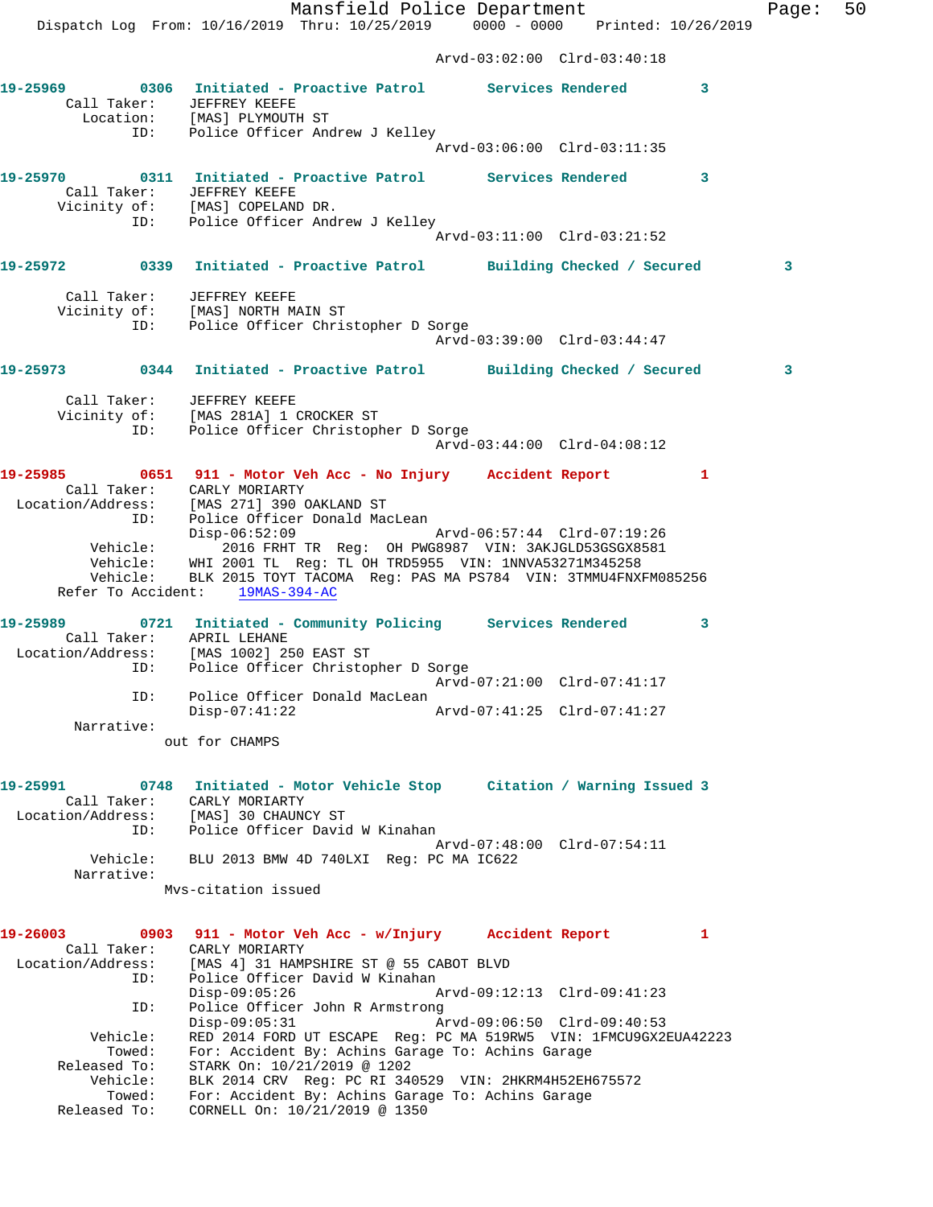Arvd-03:02:00 Clrd-03:40:18

**19-25969** 0306 Initiated - Proactive Patrol Services Rendered 3
Call Taker: JEFFREY KEEFE
Location: [MAS] PLYMOUTH ST
ID: Police Officer Andrew J Kelley
Arvd-03:06:00 Clrd-03:11:35

**19-25970** 0311 Initiated - Proactive Patrol Services Rendered 3
Call Taker: JEFFREY KEEFE
Vicinity of: [MAS] COPELAND DR.
ID: Police Officer Andrew J Kelley
Arvd-03:11:00 Clrd-03:21:52

**19-25972** 0339 Initiated - Proactive Patrol Building Checked / Secured 3
Call Taker: JEFFREY KEEFE
Vicinity of: [MAS] NORTH MAIN ST
ID: Police Officer Christopher D Sorge
Arvd-03:39:00 Clrd-03:44:47

**19-25973** 0344 Initiated - Proactive Patrol Building Checked / Secured 3
Call Taker: JEFFREY KEEFE
Vicinity of: [MAS 281A] 1 CROCKER ST
ID: Police Officer Christopher D Sorge
Arvd-03:44:00 Clrd-04:08:12

**19-25985** 0651 911 - Motor Veh Acc - No Injury Accident Report 1
Call Taker: CARLY MORIARTY
Location/Address: [MAS 271] 390 OAKLAND ST
ID: Police Officer Donald MacLean
Disp-06:52:09 Arvd-06:57:44 Clrd-07:19:26
Vehicle: 2016 FRHT TR Reg: OH PWG8987 VIN: 3AKJGLD53GSGX8581
Vehicle: WHI 2001 TL Reg: TL OH TRD5955 VIN: 1NNVA53271M345258
Vehicle: BLK 2015 TOYT TACOMA Reg: PAS MA PS784 VIN: 3TMMU4FNXFM085256
Refer To Accident: 19MAS-394-AC

**19-25989** 0721 Initiated - Community Policing Services Rendered 3
Call Taker: APRIL LEHANE
Location/Address: [MAS 1002] 250 EAST ST
ID: Police Officer Christopher D Sorge
Arvd-07:21:00 Clrd-07:41:17
ID: Police Officer Donald MacLean
Disp-07:41:22 Arvd-07:41:25 Clrd-07:41:27
Narrative:
out for CHAMPS

**19-25991** 0748 Initiated - Motor Vehicle Stop Citation / Warning Issued 3
Call Taker: CARLY MORIARTY
Location/Address: [MAS] 30 CHAUNCY ST
ID: Police Officer David W Kinahan
Arvd-07:48:00 Clrd-07:54:11
Vehicle: BLU 2013 BMW 4D 740LXI Reg: PC MA IC622
Narrative:
Mvs-citation issued

**19-26003** 0903 911 - Motor Veh Acc - w/Injury Accident Report 1
Call Taker: CARLY MORIARTY
Location/Address: [MAS 4] 31 HAMPSHIRE ST @ 55 CABOT BLVD
ID: Police Officer David W Kinahan
Disp-09:05:26 Arvd-09:12:13 Clrd-09:41:23
ID: Police Officer John R Armstrong
Disp-09:05:31 Arvd-09:06:50 Clrd-09:40:53
Vehicle: RED 2014 FORD UT ESCAPE Reg: PC MA 519RW5 VIN: 1FMCU9GX2EUA42223
Towed: For: Accident By: Achins Garage To: Achins Garage
Released To: STARK On: 10/21/2019 @ 1202
Vehicle: BLK 2014 CRV Reg: PC RI 340529 VIN: 2HKRM4H52EH675572
Towed: For: Accident By: Achins Garage To: Achins Garage
Released To: CORNELL On: 10/21/2019 @ 1350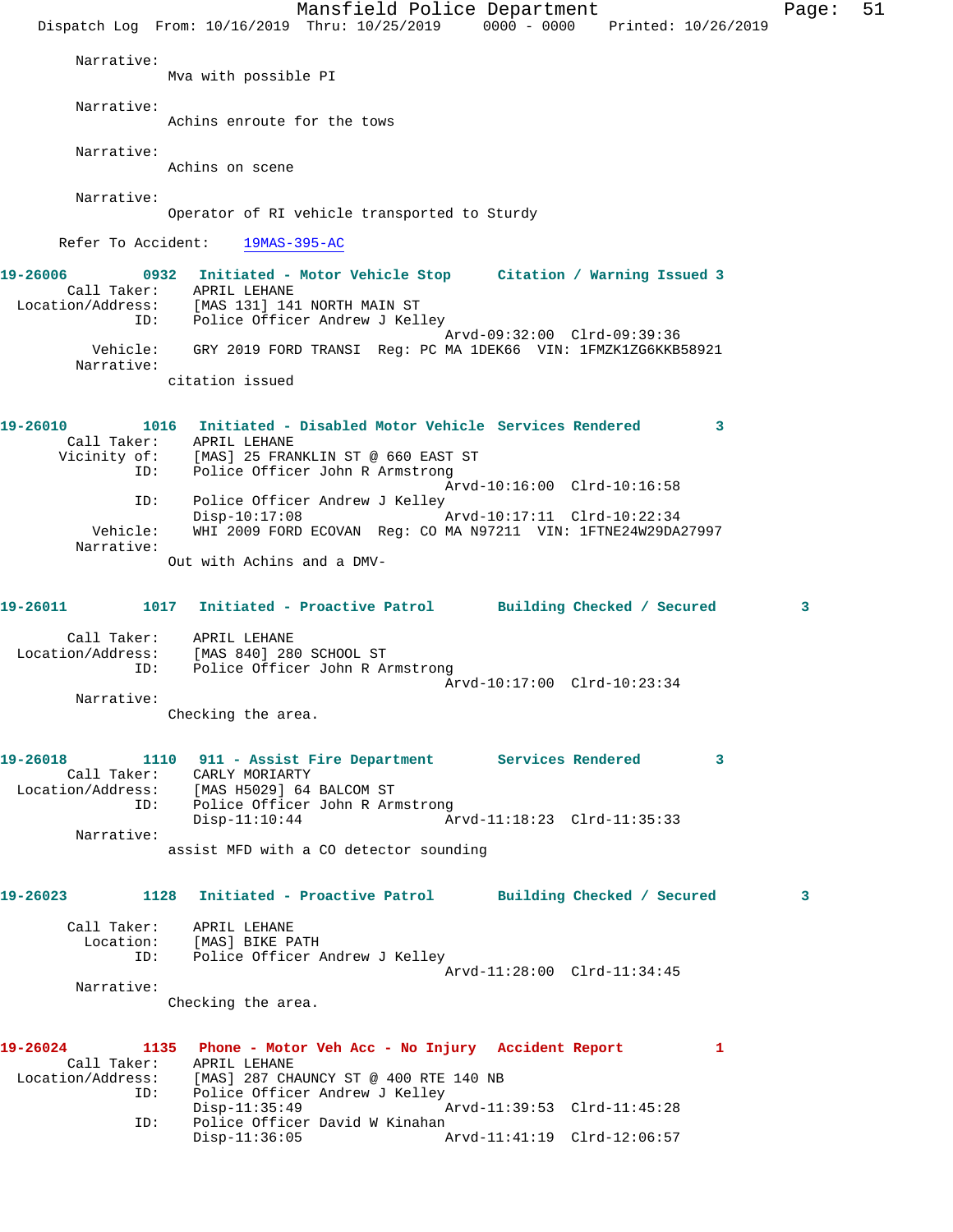Narrative:
Mva with possible PI

Narrative:
Achins enroute for the tows

Narrative:
Achins on scene

Narrative:
Operator of RI vehicle transported to Sturdy

Refer To Accident: 19MAS-395-AC

**19-26006 0932 Initiated - Motor Vehicle Stop Citation / Warning Issued 3**

Call Taker: APRIL LEHANE
Location/Address: [MAS 131] 141 NORTH MAIN ST
ID: Police Officer Andrew J Kelley
Arvd-09:32:00 Clrd-09:39:36
Vehicle: GRY 2019 FORD TRANSI Reg: PC MA 1DEK66 VIN: 1FMZK1ZG6KKB58921
Narrative:
citation issued

**19-26010 1016 Initiated - Disabled Motor Vehicle Services Rendered 3**

Call Taker: APRIL LEHANE
Vicinity of: [MAS] 25 FRANKLIN ST @ 660 EAST ST
ID: Police Officer John R Armstrong
Arvd-10:16:00 Clrd-10:16:58
ID: Police Officer Andrew J Kelley
Disp-10:17:08 Arvd-10:17:11 Clrd-10:22:34
Vehicle: WHI 2009 FORD ECOVAN Reg: CO MA N97211 VIN: 1FTNE24W29DA27997
Narrative:
Out with Achins and a DMV-

**19-26011 1017 Initiated - Proactive Patrol Building Checked / Secured 3**

Call Taker: APRIL LEHANE
Location/Address: [MAS 840] 280 SCHOOL ST
ID: Police Officer John R Armstrong
Arvd-10:17:00 Clrd-10:23:34
Narrative:
Checking the area.

**19-26018 1110 911 - Assist Fire Department Services Rendered 3**

Call Taker: CARLY MORIARTY
Location/Address: [MAS H5029] 64 BALCOM ST
ID: Police Officer John R Armstrong
Disp-11:10:44 Arvd-11:18:23 Clrd-11:35:33
Narrative:
assist MFD with a CO detector sounding

**19-26023 1128 Initiated - Proactive Patrol Building Checked / Secured 3**

Call Taker: APRIL LEHANE
Location: [MAS] BIKE PATH
ID: Police Officer Andrew J Kelley
Arvd-11:28:00 Clrd-11:34:45
Narrative:
Checking the area.

**19-26024 1135 Phone - Motor Veh Acc - No Injury Accident Report 1**

Call Taker: APRIL LEHANE
Location/Address: [MAS] 287 CHAUNCY ST @ 400 RTE 140 NB
ID: Police Officer Andrew J Kelley
Disp-11:35:49 Arvd-11:39:53 Clrd-11:45:28
ID: Police Officer David W Kinahan
Disp-11:36:05 Arvd-11:41:19 Clrd-12:06:57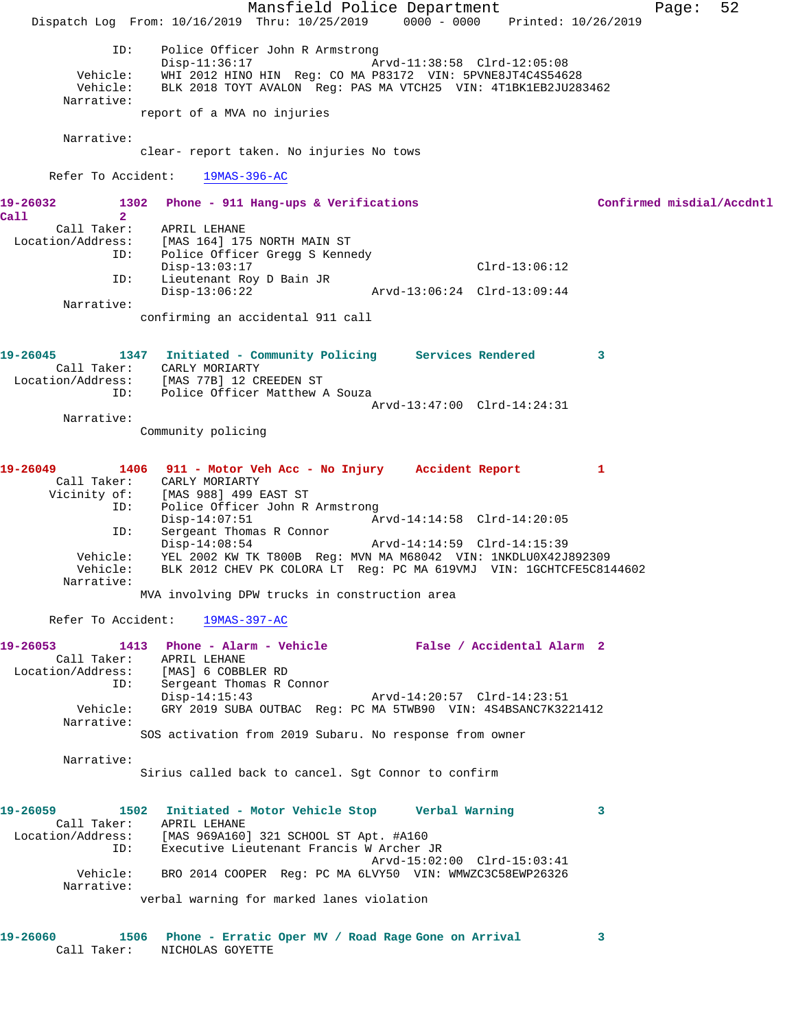```
            ID:    Police Officer John R Armstrong
                   Disp-11:36:17                Arvd-11:38:58  Clrd-12:05:08
       Vehicle:    WHI 2012 HINO HIN  Reg: CO MA P83172  VIN: 5PVNE8JT4C4S54628
       Vehicle:    BLK 2018 TOYT AVALON  Reg: PAS MA VTCH25  VIN: 4T1BK1EB2JU283462
     Narrative:
                  report of a MVA no injuries

     Narrative:
                  clear- report taken. No injuries No tows

     Refer To Accident:    19MAS-396-AC
```

**19-26032** 1302 **Phone - 911 Hang-ups & Verifications** **Confirmed misdial/Accdntl Call** **2**

```
    Call Taker:    APRIL LEHANE
  Location/Address:    [MAS 164] 175 NORTH MAIN ST
            ID:    Police Officer Gregg S Kennedy
                   Disp-13:03:17                               Clrd-13:06:12
            ID:    Lieutenant Roy D Bain JR
                   Disp-13:06:22                Arvd-13:06:24  Clrd-13:09:44
     Narrative:
                  confirming an accidental 911 call
```

**19-26045** 1347 **Initiated - Community Policing** **Services Rendered** **3**

```
    Call Taker:    CARLY MORIARTY
  Location/Address:    [MAS 77B] 12 CREEDEN ST
            ID:    Police Officer Matthew A Souza
                                                Arvd-13:47:00  Clrd-14:24:31
     Narrative:
                  Community policing
```

**19-26049** 1406 **911 - Motor Veh Acc - No Injury** **Accident Report** **1**

```
    Call Taker:    CARLY MORIARTY
   Vicinity of:    [MAS 988] 499 EAST ST
            ID:    Police Officer John R Armstrong
                   Disp-14:07:51                Arvd-14:14:58  Clrd-14:20:05
            ID:    Sergeant Thomas R Connor
                   Disp-14:08:54                Arvd-14:14:59  Clrd-14:15:39
       Vehicle:    YEL 2002 KW TK T800B  Reg: MVN MA M68042  VIN: 1NKDLU0X42J892309
       Vehicle:    BLK 2012 CHEV PK COLORA LT  Reg: PC MA 619VMJ  VIN: 1GCHTCFE5C8144602
     Narrative:
                  MVA involving DPW trucks in construction area

     Refer To Accident:    19MAS-397-AC
```

**19-26053** 1413 **Phone - Alarm - Vehicle** **False / Accidental Alarm** **2**

```
    Call Taker:    APRIL LEHANE
  Location/Address:    [MAS] 6 COBBLER RD
            ID:    Sergeant Thomas R Connor
                   Disp-14:15:43                Arvd-14:20:57  Clrd-14:23:51
       Vehicle:    GRY 2019 SUBA OUTBAC  Reg: PC MA 5TWB90  VIN: 4S4BSANC7K3221412
     Narrative:
                  SOS activation from 2019 Subaru. No response from owner

     Narrative:
                  Sirius called back to cancel. Sgt Connor to confirm
```

**19-26059** 1502 **Initiated - Motor Vehicle Stop** **Verbal Warning** **3**

```
    Call Taker:    APRIL LEHANE
  Location/Address:    [MAS 969A160] 321 SCHOOL ST Apt. #A160
            ID:    Executive Lieutenant Francis W Archer JR
                                                Arvd-15:02:00  Clrd-15:03:41
       Vehicle:    BRO 2014 COOPER  Reg: PC MA 6LVY50  VIN: WMWZC3C58EWP26326
     Narrative:
                  verbal warning for marked lanes violation
```

**19-26060** 1506 **Phone - Erratic Oper MV / Road Rage** **Gone on Arrival** **3**

```
    Call Taker:    NICHOLAS GOYETTE
```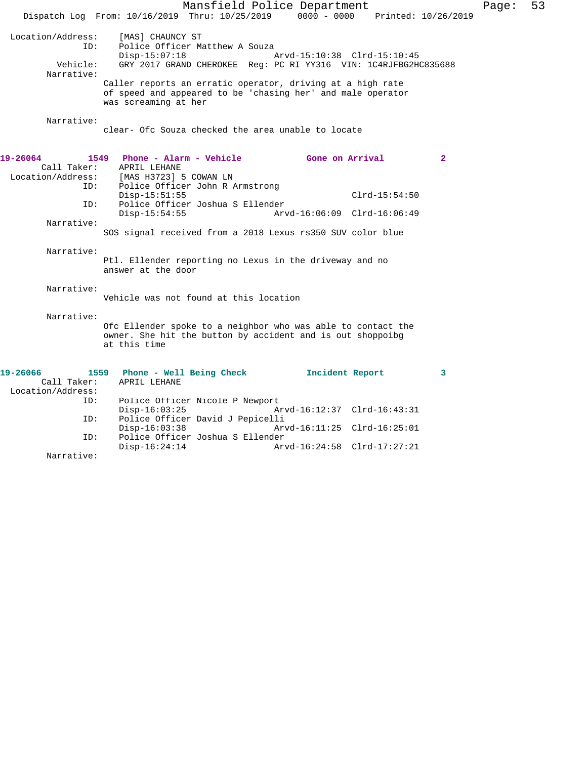Location/Address: [MAS] CHAUNCY ST
ID: Police Officer Matthew A Souza
Disp-15:07:18 Arvd-15:10:38 Clrd-15:10:45
Vehicle: GRY 2017 GRAND CHEROKEE Reg: PC RI YY316 VIN: 1C4RJFBG2HC835688
Narrative:
Caller reports an erratic operator, driving at a high rate of speed and appeared to be 'chasing her' and male operator was screaming at her

Narrative:
clear- Ofc Souza checked the area unable to locate

**19-26064** 1549 **Phone - Alarm - Vehicle** **Gone on Arrival** 2
Call Taker: APRIL LEHANE
Location/Address: [MAS H3723] 5 COWAN LN
ID: Police Officer John R Armstrong
Disp-15:51:55 Clrd-15:54:50
ID: Police Officer Joshua S Ellender
Disp-15:54:55 Arvd-16:06:09 Clrd-16:06:49
Narrative:
SOS signal received from a 2018 Lexus rs350 SUV color blue

Narrative:
Ptl. Ellender reporting no Lexus in the driveway and no answer at the door

Narrative:
Vehicle was not found at this location

Narrative:
Ofc Ellender spoke to a neighbor who was able to contact the owner. She hit the button by accident and is out shoppoibg at this time

**19-26066** 1559 **Phone - Well Being Check** **Incident Report** 3
Call Taker: APRIL LEHANE
Location/Address:
ID: Police Officer Nicole P Newport
Disp-16:03:25 Arvd-16:12:37 Clrd-16:43:31
ID: Police Officer David J Pepicelli
Disp-16:03:38 Arvd-16:11:25 Clrd-16:25:01
ID: Police Officer Joshua S Ellender
Disp-16:24:14 Arvd-16:24:58 Clrd-17:27:21
Narrative: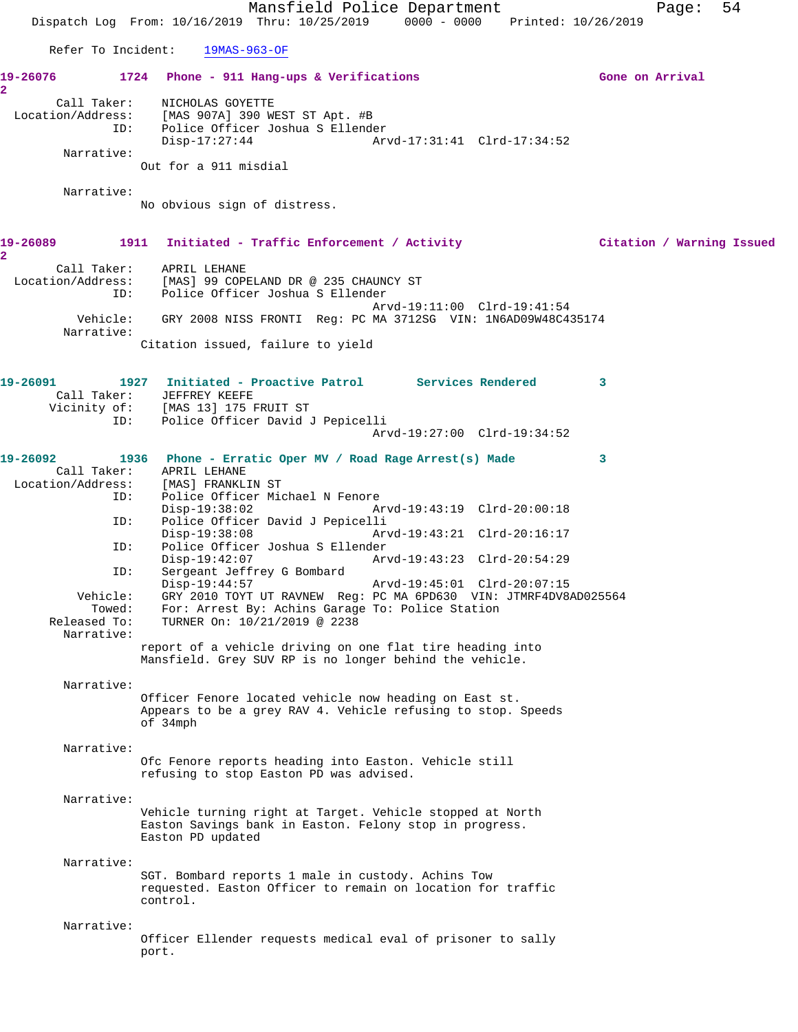Refer To Incident: 19MAS-963-OF

**19-26076** 1724 Phone - 911 Hang-ups & Verifications **Gone on Arrival**
2

Call Taker: NICHOLAS GOYETTE
Location/Address: [MAS 907A] 390 WEST ST Apt. #B
ID: Police Officer Joshua S Ellender
Disp-17:27:44 Arvd-17:31:41 Clrd-17:34:52

Narrative:
Out for a 911 misdial

Narrative:
No obvious sign of distress.

**19-26089** 1911 Initiated - Traffic Enforcement / Activity **Citation / Warning Issued**
2

Call Taker: APRIL LEHANE
Location/Address: [MAS] 99 COPELAND DR @ 235 CHAUNCY ST
ID: Police Officer Joshua S Ellender
Arvd-19:11:00 Clrd-19:41:54
Vehicle: GRY 2008 NISS FRONTI Reg: PC MA 3712SG VIN: 1N6AD09W48C435174

Narrative:
Citation issued, failure to yield

**19-26091** 1927 Initiated - Proactive Patrol **Services Rendered** 3

Call Taker: JEFFREY KEEFE
Vicinity of: [MAS 13] 175 FRUIT ST
ID: Police Officer David J Pepicelli
Arvd-19:27:00 Clrd-19:34:52

**19-26092** 1936 Phone - Erratic Oper MV / Road Rage **Arrest(s) Made** 3

Call Taker: APRIL LEHANE
Location/Address: [MAS] FRANKLIN ST
ID: Police Officer Michael N Fenore
Disp-19:38:02 Arvd-19:43:19 Clrd-20:00:18
ID: Police Officer David J Pepicelli
Disp-19:38:08 Arvd-19:43:21 Clrd-20:16:17
ID: Police Officer Joshua S Ellender
Disp-19:42:07 Arvd-19:43:23 Clrd-20:54:29
ID: Sergeant Jeffrey G Bombard
Disp-19:44:57 Arvd-19:45:01 Clrd-20:07:15
Vehicle: GRY 2010 TOYT UT RAVNEW Reg: PC MA 6PD630 VIN: JTMRF4DV8AD025564
Towed: For: Arrest By: Achins Garage To: Police Station
Released To: TURNER On: 10/21/2019 @ 2238

Narrative:
report of a vehicle driving on one flat tire heading into Mansfield. Grey SUV RP is no longer behind the vehicle.

Narrative:
Officer Fenore located vehicle now heading on East st. Appears to be a grey RAV 4. Vehicle refusing to stop. Speeds of 34mph

Narrative:
Ofc Fenore reports heading into Easton. Vehicle still refusing to stop Easton PD was advised.

Narrative:
Vehicle turning right at Target. Vehicle stopped at North Easton Savings bank in Easton. Felony stop in progress. Easton PD updated

Narrative:
SGT. Bombard reports 1 male in custody. Achins Tow requested. Easton Officer to remain on location for traffic control.

Narrative:
Officer Ellender requests medical eval of prisoner to sally port.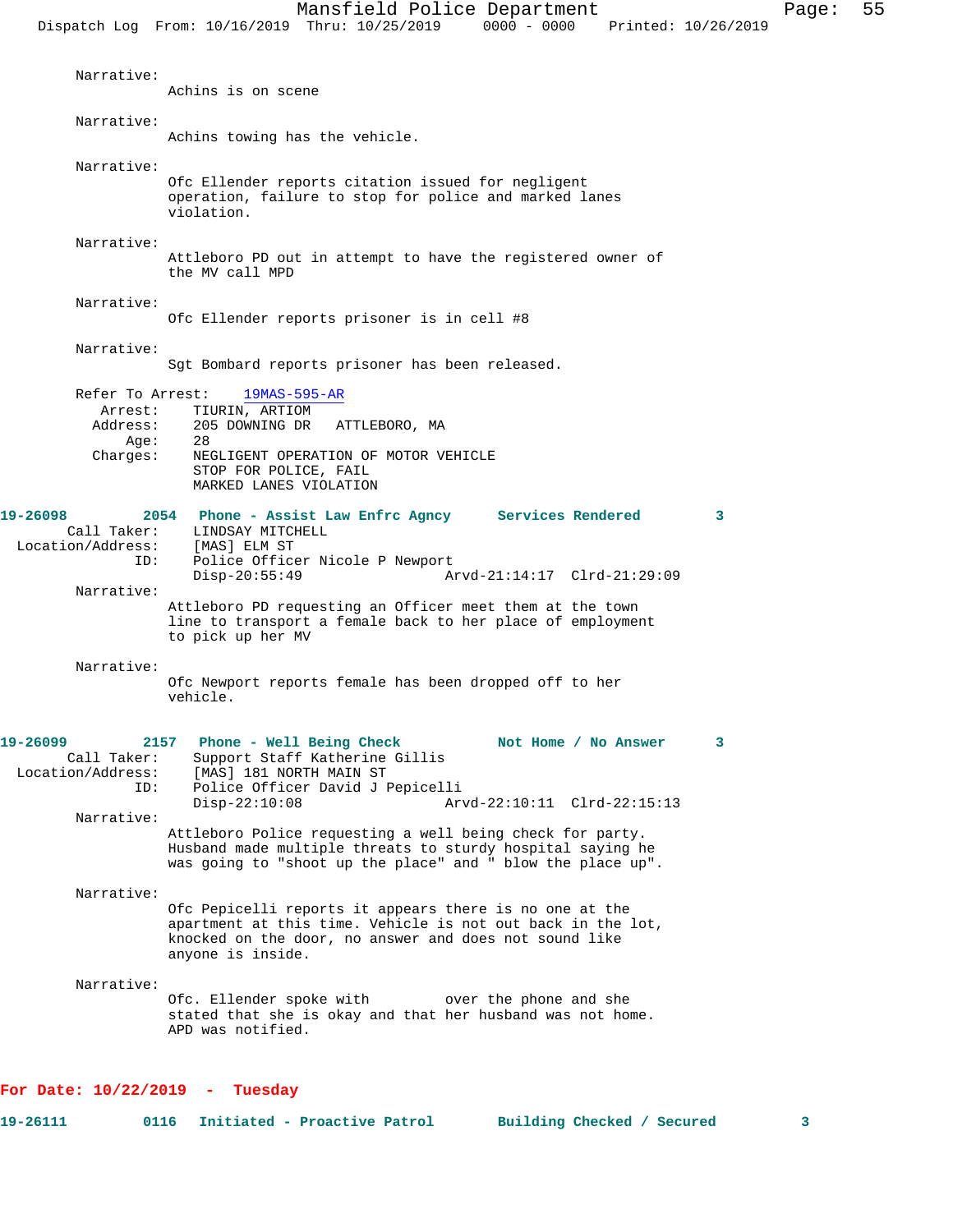Narrative:
Achins is on scene

Narrative:
Achins towing has the vehicle.

Narrative:
Ofc Ellender reports citation issued for negligent operation, failure to stop for police and marked lanes violation.

Narrative:
Attleboro PD out in attempt to have the registered owner of the MV call MPD

Narrative:
Ofc Ellender reports prisoner is in cell #8

Narrative:
Sgt Bombard reports prisoner has been released.

Refer To Arrest: 19MAS-595-AR
Arrest: TIURIN, ARTIOM
Address: 205 DOWNING DR ATTLEBORO, MA
Age: 28
Charges: NEGLIGENT OPERATION OF MOTOR VEHICLE
STOP FOR POLICE, FAIL
MARKED LANES VIOLATION

**19-26098 2054 Phone - Assist Law Enfrc Agncy Services Rendered 3**
Call Taker: LINDSAY MITCHELL
Location/Address: [MAS] ELM ST
ID: Police Officer Nicole P Newport
Disp-20:55:49 Arvd-21:14:17 Clrd-21:29:09

Narrative:
Attleboro PD requesting an Officer meet them at the town line to transport a female back to her place of employment to pick up her MV

Narrative:
Ofc Newport reports female has been dropped off to her vehicle.

**19-26099 2157 Phone - Well Being Check Not Home / No Answer 3**
Call Taker: Support Staff Katherine Gillis
Location/Address: [MAS] 181 NORTH MAIN ST
ID: Police Officer David J Pepicelli
Disp-22:10:08 Arvd-22:10:11 Clrd-22:15:13

Narrative:
Attleboro Police requesting a well being check for party. Husband made multiple threats to sturdy hospital saying he was going to "shoot up the place" and " blow the place up".

Narrative:
Ofc Pepicelli reports it appears there is no one at the apartment at this time. Vehicle is not out back in the lot, knocked on the door, no answer and does not sound like anyone is inside.

Narrative:
Ofc. Ellender spoke with over the phone and she stated that she is okay and that her husband was not home. APD was notified.

## For Date: 10/22/2019 - Tuesday

**19-26111 0116 Initiated - Proactive Patrol Building Checked / Secured 3**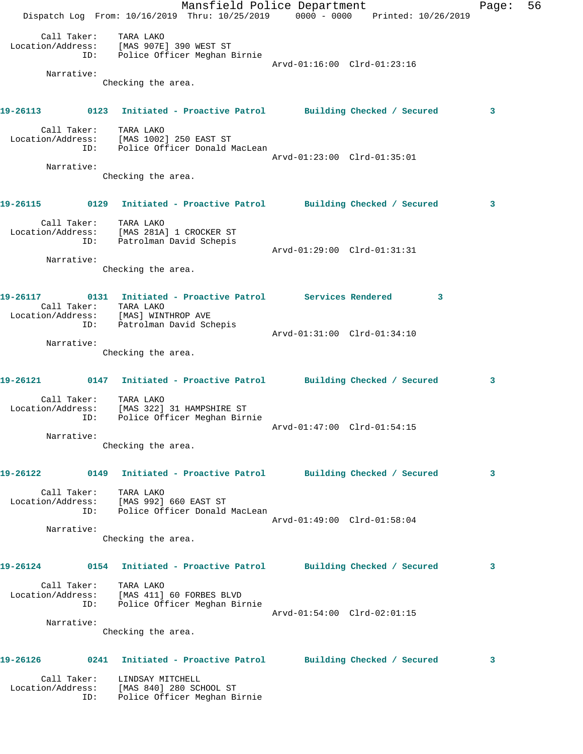Call Taker: TARA LAKO
Location/Address: [MAS 907E] 390 WEST ST
ID: Police Officer Meghan Birnie
Arvd-01:16:00 Clrd-01:23:16
Narrative:
Checking the area.

**19-26113** 0123 **Initiated - Proactive Patrol** **Building Checked / Secured** 3

Call Taker: TARA LAKO
Location/Address: [MAS 1002] 250 EAST ST
ID: Police Officer Donald MacLean
Arvd-01:23:00 Clrd-01:35:01
Narrative:
Checking the area.

**19-26115** 0129 **Initiated - Proactive Patrol** **Building Checked / Secured** 3

Call Taker: TARA LAKO
Location/Address: [MAS 281A] 1 CROCKER ST
ID: Patrolman David Schepis
Arvd-01:29:00 Clrd-01:31:31
Narrative:
Checking the area.

**19-26117** 0131 **Initiated - Proactive Patrol** **Services Rendered** 3

Call Taker: TARA LAKO
Location/Address: [MAS] WINTHROP AVE
ID: Patrolman David Schepis
Arvd-01:31:00 Clrd-01:34:10
Narrative:
Checking the area.

**19-26121** 0147 **Initiated - Proactive Patrol** **Building Checked / Secured** 3

Call Taker: TARA LAKO
Location/Address: [MAS 322] 31 HAMPSHIRE ST
ID: Police Officer Meghan Birnie
Arvd-01:47:00 Clrd-01:54:15
Narrative:
Checking the area.

**19-26122** 0149 **Initiated - Proactive Patrol** **Building Checked / Secured** 3

Call Taker: TARA LAKO
Location/Address: [MAS 992] 660 EAST ST
ID: Police Officer Donald MacLean
Arvd-01:49:00 Clrd-01:58:04
Narrative:
Checking the area.

**19-26124** 0154 **Initiated - Proactive Patrol** **Building Checked / Secured** 3

Call Taker: TARA LAKO
Location/Address: [MAS 411] 60 FORBES BLVD
ID: Police Officer Meghan Birnie
Arvd-01:54:00 Clrd-02:01:15
Narrative:
Checking the area.

**19-26126** 0241 **Initiated - Proactive Patrol** **Building Checked / Secured** 3

Call Taker: LINDSAY MITCHELL
Location/Address: [MAS 840] 280 SCHOOL ST
ID: Police Officer Meghan Birnie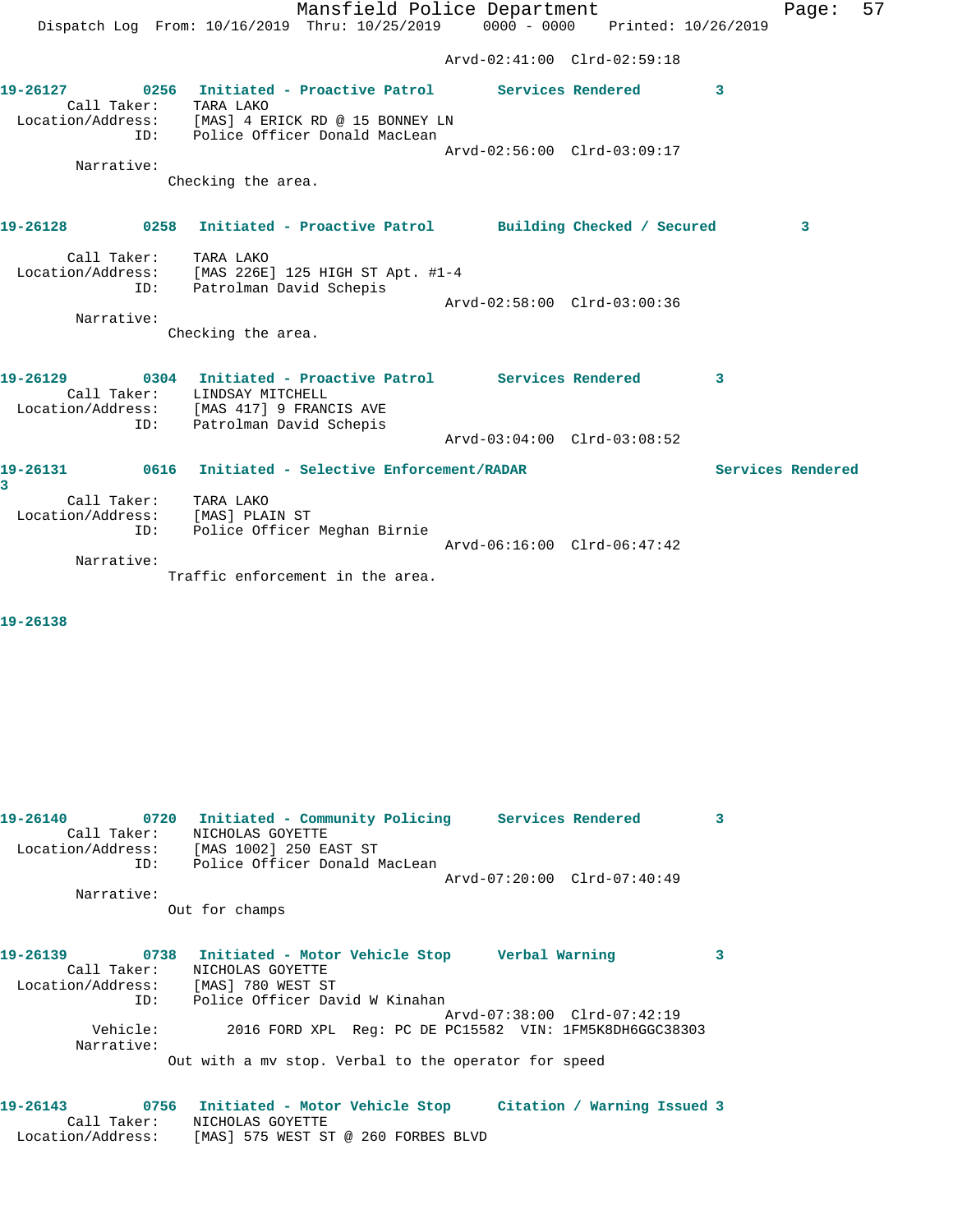Arvd-02:41:00 Clrd-02:59:18

**19-26127** 0256 **Initiated - Proactive Patrol** **Services Rendered** **3**

Call Taker: TARA LAKO
Location/Address: [MAS] 4 ERICK RD @ 15 BONNEY LN
ID: Police Officer Donald MacLean
Arvd-02:56:00 Clrd-03:09:17

Narrative:
Checking the area.

**19-26128** 0258 **Initiated - Proactive Patrol** **Building Checked / Secured** **3**

Call Taker: TARA LAKO
Location/Address: [MAS 226E] 125 HIGH ST Apt. #1-4
ID: Patrolman David Schepis
Arvd-02:58:00 Clrd-03:00:36

Narrative:
Checking the area.

**19-26129** 0304 **Initiated - Proactive Patrol** **Services Rendered** **3**

Call Taker: LINDSAY MITCHELL
Location/Address: [MAS 417] 9 FRANCIS AVE
ID: Patrolman David Schepis
Arvd-03:04:00 Clrd-03:08:52

**19-26131** 0616 **Initiated - Selective Enforcement/RADAR** **Services Rendered** **3**

Call Taker: TARA LAKO
Location/Address: [MAS] PLAIN ST
ID: Police Officer Meghan Birnie
Arvd-06:16:00 Clrd-06:47:42

Narrative:
Traffic enforcement in the area.

**19-26138**

**19-26140** 0720 **Initiated - Community Policing** **Services Rendered** **3**

Call Taker: NICHOLAS GOYETTE
Location/Address: [MAS 1002] 250 EAST ST
ID: Police Officer Donald MacLean
Arvd-07:20:00 Clrd-07:40:49

Narrative:
Out for champs

**19-26139** 0738 **Initiated - Motor Vehicle Stop** **Verbal Warning** **3**

Call Taker: NICHOLAS GOYETTE
Location/Address: [MAS] 780 WEST ST
ID: Police Officer David W Kinahan
Arvd-07:38:00 Clrd-07:42:19

Vehicle: 2016 FORD XPL Reg: PC DE PC15582 VIN: 1FM5K8DH6GGC38303

Narrative:
Out with a mv stop. Verbal to the operator for speed

**19-26143** 0756 **Initiated - Motor Vehicle Stop** **Citation / Warning Issued** **3**

Call Taker: NICHOLAS GOYETTE
Location/Address: [MAS] 575 WEST ST @ 260 FORBES BLVD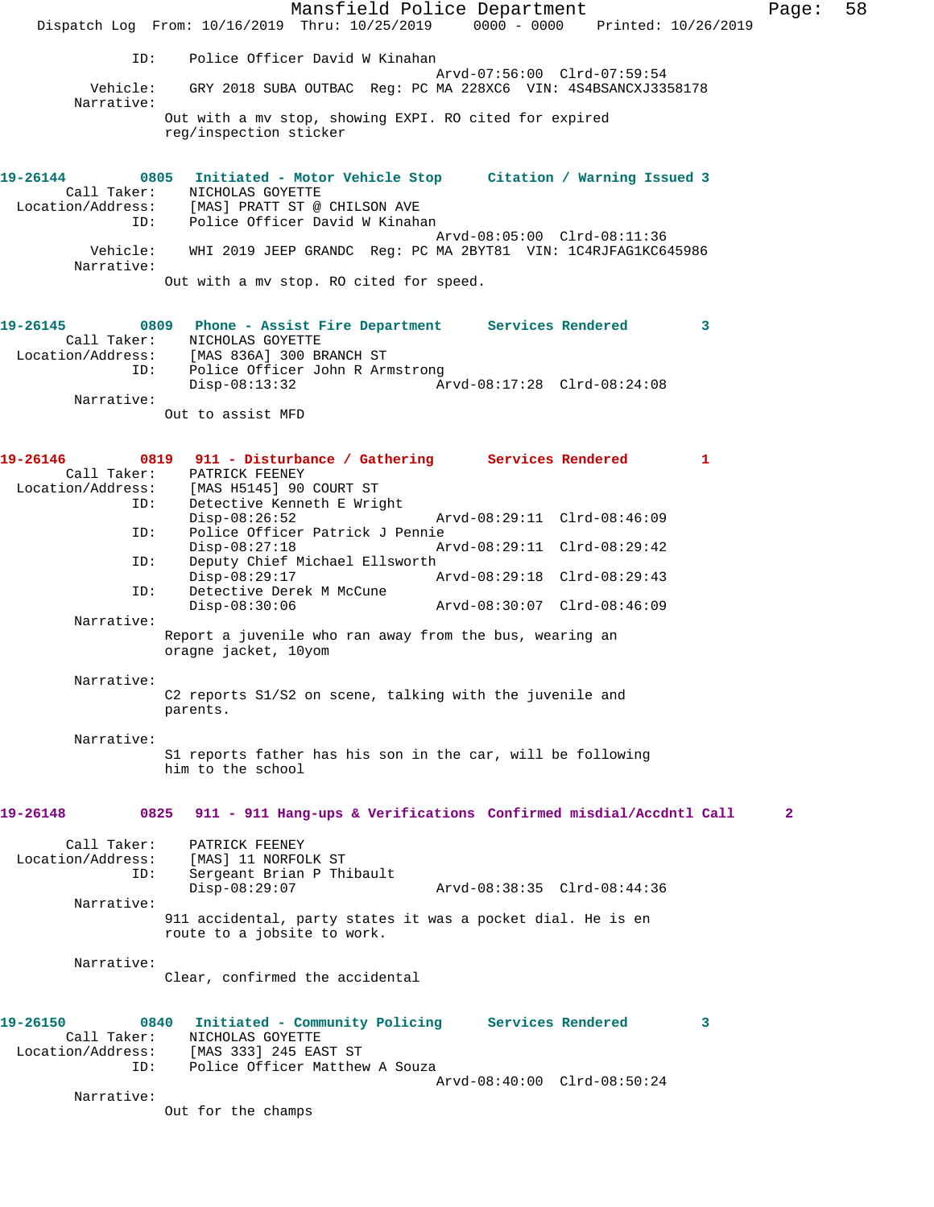ID: Police Officer David W Kinahan
Arvd-07:56:00 Clrd-07:59:54
Vehicle: GRY 2018 SUBA OUTBAC Reg: PC MA 228XC6 VIN: 4S4BSANCXJ3358178
Narrative:
Out with a mv stop, showing EXPI. RO cited for expired reg/inspection sticker

**19-26144** 0805 **Initiated - Motor Vehicle Stop** **Citation / Warning Issued 3**
Call Taker: NICHOLAS GOYETTE
Location/Address: [MAS] PRATT ST @ CHILSON AVE
ID: Police Officer David W Kinahan
Arvd-08:05:00 Clrd-08:11:36
Vehicle: WHI 2019 JEEP GRANDC Reg: PC MA 2BYT81 VIN: 1C4RJFAG1KC645986
Narrative:
Out with a mv stop. RO cited for speed.

**19-26145** 0809 **Phone - Assist Fire Department** **Services Rendered 3**
Call Taker: NICHOLAS GOYETTE
Location/Address: [MAS 836A] 300 BRANCH ST
ID: Police Officer John R Armstrong
Disp-08:13:32 Arvd-08:17:28 Clrd-08:24:08
Narrative:
Out to assist MFD

**19-26146** 0819 **911 - Disturbance / Gathering** **Services Rendered 1**
Call Taker: PATRICK FEENEY
Location/Address: [MAS H5145] 90 COURT ST
ID: Detective Kenneth E Wright
Disp-08:26:52 Arvd-08:29:11 Clrd-08:46:09
ID: Police Officer Patrick J Pennie
Disp-08:27:18 Arvd-08:29:11 Clrd-08:29:42
ID: Deputy Chief Michael Ellsworth
Disp-08:29:17 Arvd-08:29:18 Clrd-08:29:43
ID: Detective Derek M McCune
Disp-08:30:06 Arvd-08:30:07 Clrd-08:46:09
Narrative:
Report a juvenile who ran away from the bus, wearing an oragne jacket, 10yom

Narrative:
C2 reports S1/S2 on scene, talking with the juvenile and parents.

Narrative:
S1 reports father has his son in the car, will be following him to the school

**19-26148** 0825 **911 - 911 Hang-ups & Verifications** **Confirmed misdial/Accdntl Call 2**
Call Taker: PATRICK FEENEY
Location/Address: [MAS] 11 NORFOLK ST
ID: Sergeant Brian P Thibault
Disp-08:29:07 Arvd-08:38:35 Clrd-08:44:36
Narrative:
911 accidental, party states it was a pocket dial. He is en route to a jobsite to work.

Narrative:
Clear, confirmed the accidental

**19-26150** 0840 **Initiated - Community Policing** **Services Rendered 3**
Call Taker: NICHOLAS GOYETTE
Location/Address: [MAS 333] 245 EAST ST
ID: Police Officer Matthew A Souza
Arvd-08:40:00 Clrd-08:50:24
Narrative:
Out for the champs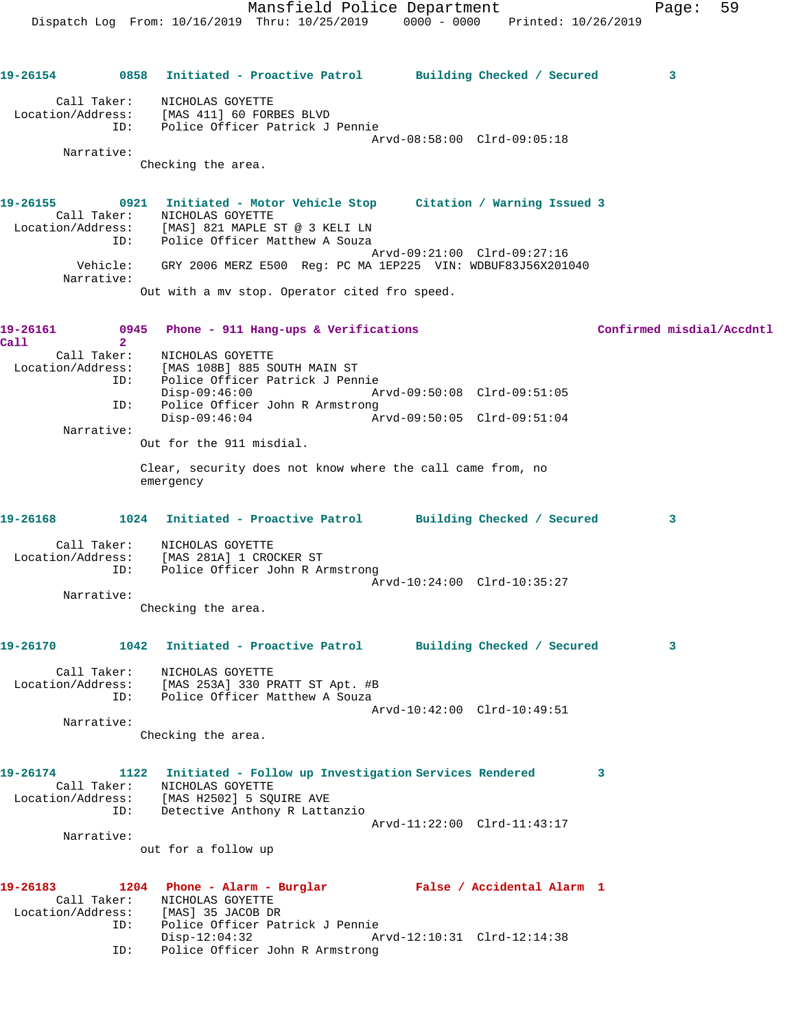**19-26154** 0858 **Initiated - Proactive Patrol** **Building Checked / Secured** 3

Call Taker: NICHOLAS GOYETTE
Location/Address: [MAS 411] 60 FORBES BLVD
ID: Police Officer Patrick J Pennie
Arvd-08:58:00 Clrd-09:05:18
Narrative:
Checking the area.

**19-26155** 0921 **Initiated - Motor Vehicle Stop** **Citation / Warning Issued** 3

Call Taker: NICHOLAS GOYETTE
Location/Address: [MAS] 821 MAPLE ST @ 3 KELI LN
ID: Police Officer Matthew A Souza
Arvd-09:21:00 Clrd-09:27:16
Vehicle: GRY 2006 MERZ E500 Reg: PC MA 1EP225 VIN: WDBUF83J56X201040
Narrative:
Out with a mv stop. Operator cited fro speed.

**19-26161** 0945 **Phone - 911 Hang-ups & Verifications** **Confirmed misdial/Accdntl Call** 2

Call Taker: NICHOLAS GOYETTE
Location/Address: [MAS 108B] 885 SOUTH MAIN ST
ID: Police Officer Patrick J Pennie
Disp-09:46:00 Arvd-09:50:08 Clrd-09:51:05
ID: Police Officer John R Armstrong
Disp-09:46:04 Arvd-09:50:05 Clrd-09:51:04
Narrative:
Out for the 911 misdial.

Clear, security does not know where the call came from, no emergency

**19-26168** 1024 **Initiated - Proactive Patrol** **Building Checked / Secured** 3

Call Taker: NICHOLAS GOYETTE
Location/Address: [MAS 281A] 1 CROCKER ST
ID: Police Officer John R Armstrong
Arvd-10:24:00 Clrd-10:35:27
Narrative:
Checking the area.

**19-26170** 1042 **Initiated - Proactive Patrol** **Building Checked / Secured** 3

Call Taker: NICHOLAS GOYETTE
Location/Address: [MAS 253A] 330 PRATT ST Apt. #B
ID: Police Officer Matthew A Souza
Arvd-10:42:00 Clrd-10:49:51
Narrative:
Checking the area.

**19-26174** 1122 **Initiated - Follow up Investigation** **Services Rendered** 3

Call Taker: NICHOLAS GOYETTE
Location/Address: [MAS H2502] 5 SQUIRE AVE
ID: Detective Anthony R Lattanzio
Arvd-11:22:00 Clrd-11:43:17
Narrative:
out for a follow up

**19-26183** 1204 **Phone - Alarm - Burglar** **False / Accidental Alarm** 1

Call Taker: NICHOLAS GOYETTE
Location/Address: [MAS] 35 JACOB DR
ID: Police Officer Patrick J Pennie
Disp-12:04:32 Arvd-12:10:31 Clrd-12:14:38
ID: Police Officer John R Armstrong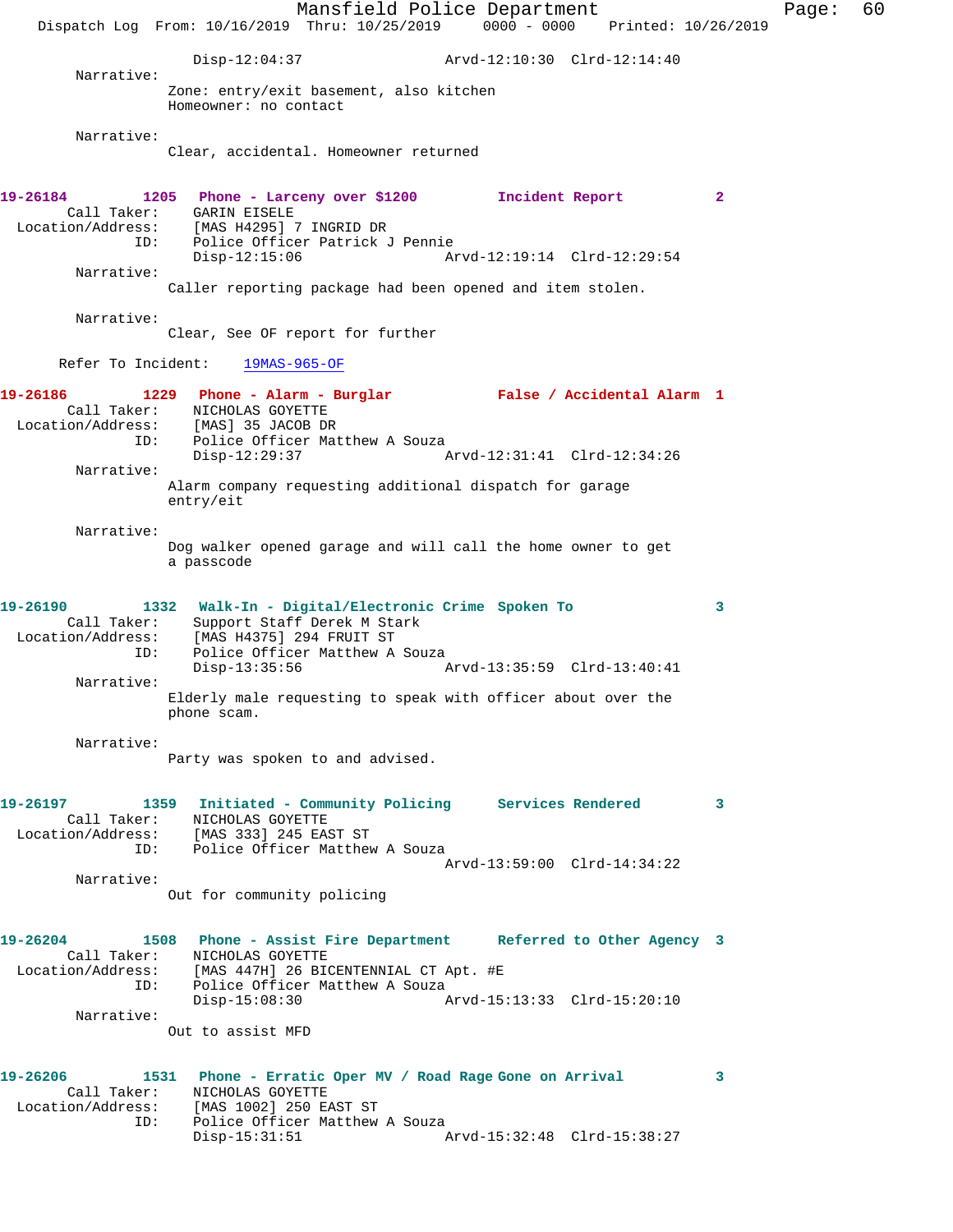Disp-12:04:37 Arvd-12:10:30 Clrd-12:14:40

Narrative:
Zone: entry/exit basement, also kitchen
Homeowner: no contact

Narrative:
Clear, accidental. Homeowner returned

**19-26184** 1205 **Phone - Larceny over $1200** **Incident Report** 2
Call Taker: GARIN EISELE
Location/Address: [MAS H4295] 7 INGRID DR
ID: Police Officer Patrick J Pennie
Disp-12:15:06 Arvd-12:19:14 Clrd-12:29:54

Narrative:
Caller reporting package had been opened and item stolen.

Narrative:
Clear, See OF report for further

Refer To Incident: 19MAS-965-OF

**19-26186** 1229 **Phone - Alarm - Burglar** **False / Accidental Alarm** 1
Call Taker: NICHOLAS GOYETTE
Location/Address: [MAS] 35 JACOB DR
ID: Police Officer Matthew A Souza
Disp-12:29:37 Arvd-12:31:41 Clrd-12:34:26

Narrative:
Alarm company requesting additional dispatch for garage entry/eit

Narrative:
Dog walker opened garage and will call the home owner to get a passcode

**19-26190** 1332 **Walk-In - Digital/Electronic Crime** **Spoken To** 3
Call Taker: Support Staff Derek M Stark
Location/Address: [MAS H4375] 294 FRUIT ST
ID: Police Officer Matthew A Souza
Disp-13:35:56 Arvd-13:35:59 Clrd-13:40:41

Narrative:
Elderly male requesting to speak with officer about over the phone scam.

Narrative:
Party was spoken to and advised.

**19-26197** 1359 **Initiated - Community Policing** **Services Rendered** 3
Call Taker: NICHOLAS GOYETTE
Location/Address: [MAS 333] 245 EAST ST
ID: Police Officer Matthew A Souza
Arvd-13:59:00 Clrd-14:34:22

Narrative:
Out for community policing

**19-26204** 1508 **Phone - Assist Fire Department** **Referred to Other Agency** 3
Call Taker: NICHOLAS GOYETTE
Location/Address: [MAS 447H] 26 BICENTENNIAL CT Apt. #E
ID: Police Officer Matthew A Souza
Disp-15:08:30 Arvd-15:13:33 Clrd-15:20:10

Narrative:
Out to assist MFD

**19-26206** 1531 **Phone - Erratic Oper MV / Road Rage** **Gone on Arrival** 3
Call Taker: NICHOLAS GOYETTE
Location/Address: [MAS 1002] 250 EAST ST
ID: Police Officer Matthew A Souza
Disp-15:31:51 Arvd-15:32:48 Clrd-15:38:27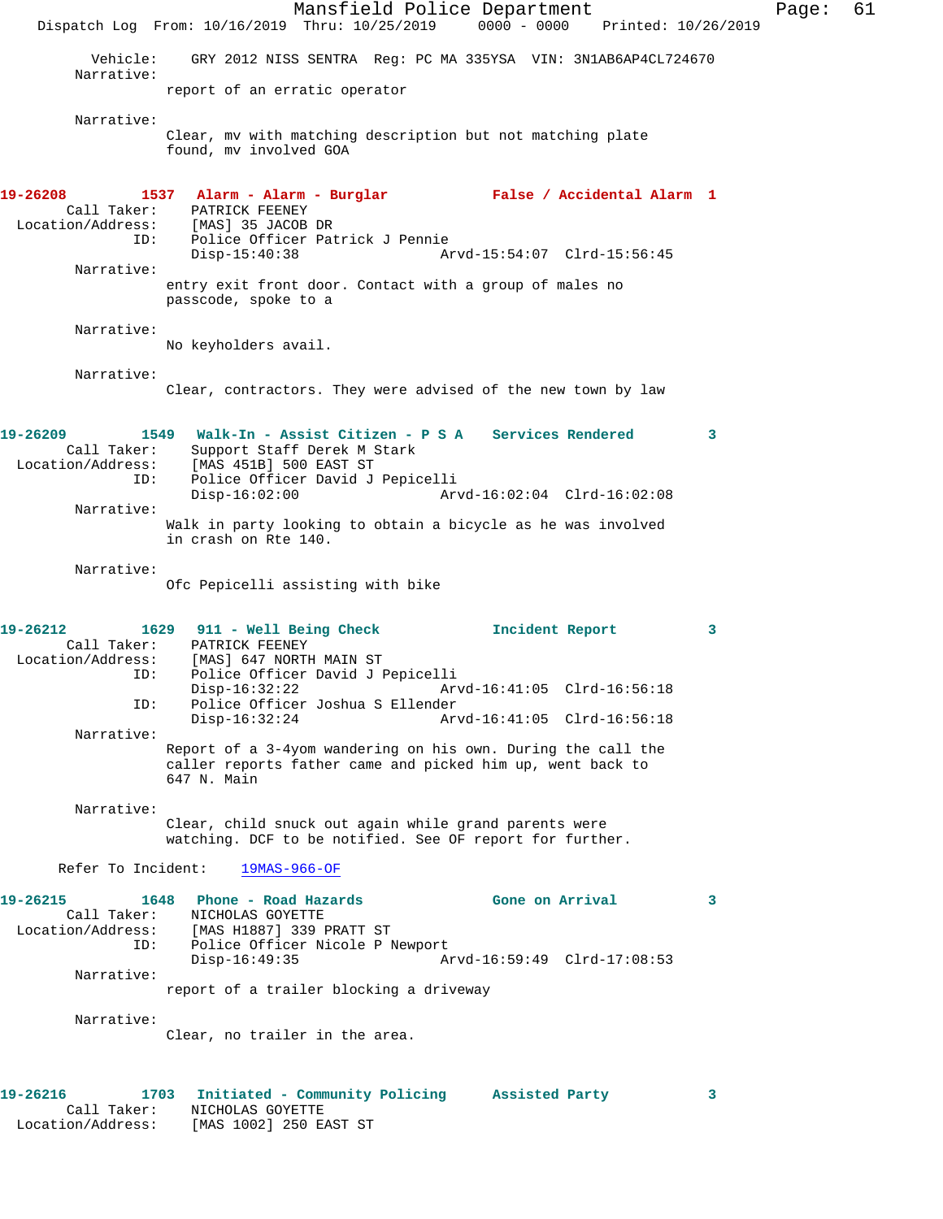Vehicle: GRY 2012 NISS SENTRA Reg: PC MA 335YSA VIN: 3N1AB6AP4CL724670

Narrative:
report of an erratic operator

Narrative:
Clear, mv with matching description but not matching plate found, mv involved GOA

**19-26208 1537 Alarm - Alarm - Burglar False / Accidental Alarm 1**

Call Taker: PATRICK FEENEY
Location/Address: [MAS] 35 JACOB DR
ID: Police Officer Patrick J Pennie
Disp-15:40:38 Arvd-15:54:07 Clrd-15:56:45

Narrative:
entry exit front door. Contact with a group of males no passcode, spoke to a

Narrative:
No keyholders avail.

Narrative:
Clear, contractors. They were advised of the new town by law

**19-26209 1549 Walk-In - Assist Citizen - P S A Services Rendered 3**

Call Taker: Support Staff Derek M Stark
Location/Address: [MAS 451B] 500 EAST ST
ID: Police Officer David J Pepicelli
Disp-16:02:00 Arvd-16:02:04 Clrd-16:02:08

Narrative:
Walk in party looking to obtain a bicycle as he was involved in crash on Rte 140.

Narrative:
Ofc Pepicelli assisting with bike

**19-26212 1629 911 - Well Being Check Incident Report 3**

Call Taker: PATRICK FEENEY
Location/Address: [MAS] 647 NORTH MAIN ST
ID: Police Officer David J Pepicelli
Disp-16:32:22 Arvd-16:41:05 Clrd-16:56:18
ID: Police Officer Joshua S Ellender
Disp-16:32:24 Arvd-16:41:05 Clrd-16:56:18

Narrative:
Report of a 3-4yom wandering on his own. During the call the caller reports father came and picked him up, went back to 647 N. Main

Narrative:
Clear, child snuck out again while grand parents were watching. DCF to be notified. See OF report for further.

Refer To Incident: 19MAS-966-OF

**19-26215 1648 Phone - Road Hazards Gone on Arrival 3**

Call Taker: NICHOLAS GOYETTE
Location/Address: [MAS H1887] 339 PRATT ST
ID: Police Officer Nicole P Newport
Disp-16:49:35 Arvd-16:59:49 Clrd-17:08:53

Narrative:
report of a trailer blocking a driveway

Narrative:
Clear, no trailer in the area.

**19-26216 1703 Initiated - Community Policing Assisted Party 3**

Call Taker: NICHOLAS GOYETTE
Location/Address: [MAS 1002] 250 EAST ST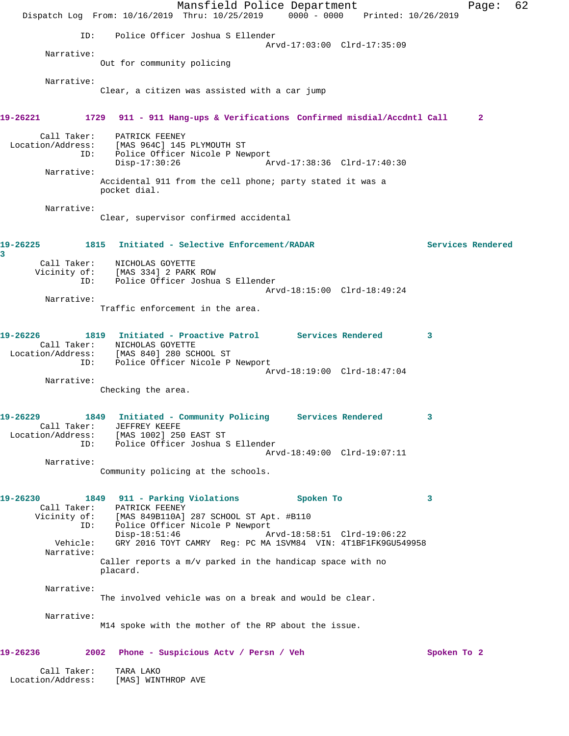ID: Police Officer Joshua S Ellender
Arvd-17:03:00 Clrd-17:35:09

Narrative:
Out for community policing

Narrative:
Clear, a citizen was assisted with a car jump

**19-26221 1729 911 - 911 Hang-ups & Verifications Confirmed misdial/Accdntl Call 2**

Call Taker: PATRICK FEENEY
Location/Address: [MAS 964C] 145 PLYMOUTH ST
ID: Police Officer Nicole P Newport
Disp-17:30:26 Arvd-17:38:36 Clrd-17:40:30

Narrative:
Accidental 911 from the cell phone; party stated it was a pocket dial.

Narrative:
Clear, supervisor confirmed accidental

**19-26225 1815 Initiated - Selective Enforcement/RADAR Services Rendered 3**

Call Taker: NICHOLAS GOYETTE
Vicinity of: [MAS 334] 2 PARK ROW
ID: Police Officer Joshua S Ellender
Arvd-18:15:00 Clrd-18:49:24

Narrative:
Traffic enforcement in the area.

**19-26226 1819 Initiated - Proactive Patrol Services Rendered 3**

Call Taker: NICHOLAS GOYETTE
Location/Address: [MAS 840] 280 SCHOOL ST
ID: Police Officer Nicole P Newport
Arvd-18:19:00 Clrd-18:47:04

Narrative:
Checking the area.

**19-26229 1849 Initiated - Community Policing Services Rendered 3**

Call Taker: JEFFREY KEEFE
Location/Address: [MAS 1002] 250 EAST ST
ID: Police Officer Joshua S Ellender
Arvd-18:49:00 Clrd-19:07:11

Narrative:
Community policing at the schools.

**19-26230 1849 911 - Parking Violations Spoken To 3**

Call Taker: PATRICK FEENEY
Vicinity of: [MAS 849B110A] 287 SCHOOL ST Apt. #B110
ID: Police Officer Nicole P Newport
Disp-18:51:46 Arvd-18:58:51 Clrd-19:06:22
Vehicle: GRY 2016 TOYT CAMRY Reg: PC MA 1SVM84 VIN: 4T1BF1FK9GU549958

Narrative:
Caller reports a m/v parked in the handicap space with no placard.

Narrative:
The involved vehicle was on a break and would be clear.

Narrative:
M14 spoke with the mother of the RP about the issue.

**19-26236 2002 Phone - Suspicious Actv / Persn / Veh Spoken To 2**

Call Taker: TARA LAKO
Location/Address: [MAS] WINTHROP AVE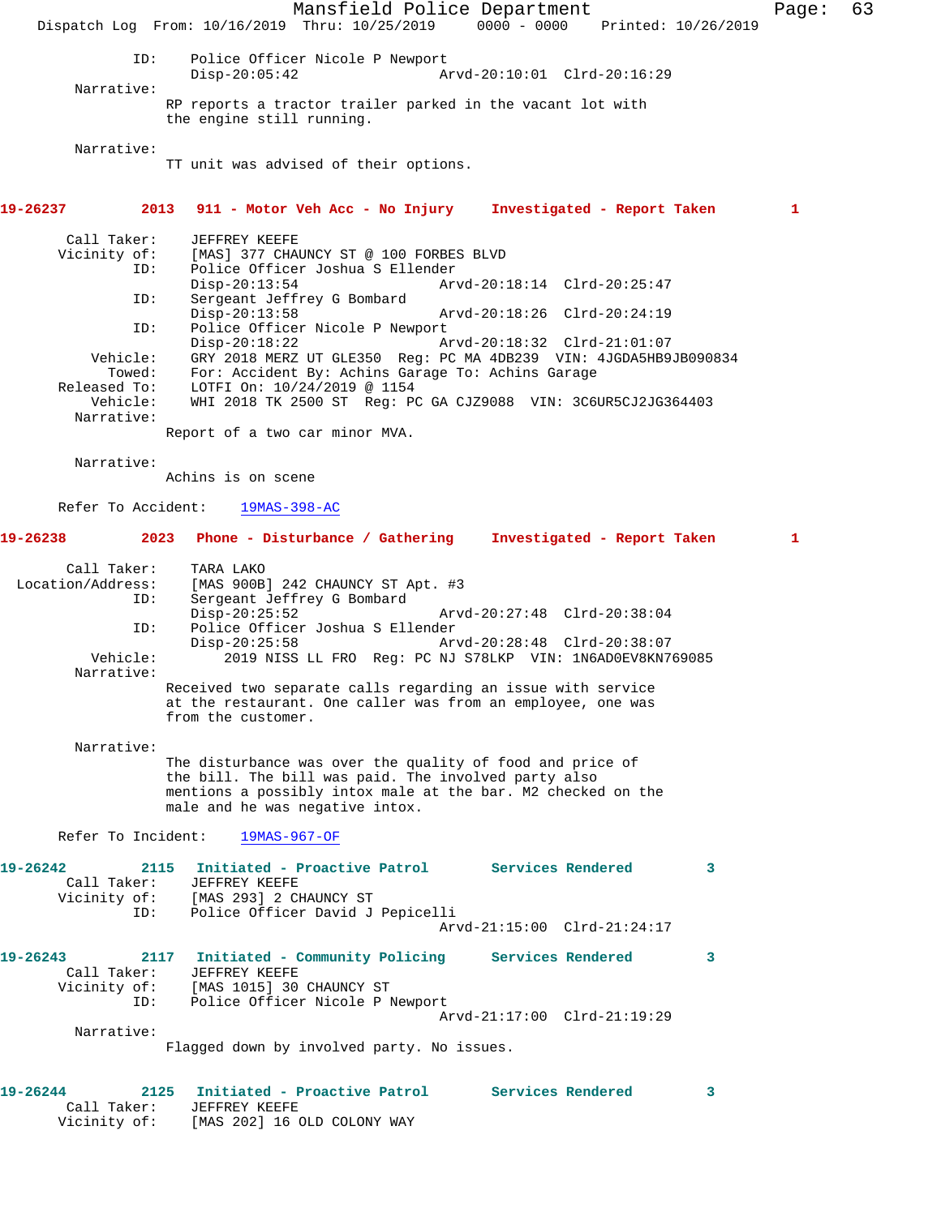ID: Police Officer Nicole P Newport
Disp-20:05:42 Arvd-20:10:01 Clrd-20:16:29

Narrative:
RP reports a tractor trailer parked in the vacant lot with the engine still running.

Narrative:
TT unit was advised of their options.

**19-26237 2013 911 - Motor Veh Acc - No Injury Investigated - Report Taken 1**

Call Taker: JEFFREY KEEFE
Vicinity of: [MAS] 377 CHAUNCY ST @ 100 FORBES BLVD
ID: Police Officer Joshua S Ellender
Disp-20:13:54 Arvd-20:18:14 Clrd-20:25:47
ID: Sergeant Jeffrey G Bombard
Disp-20:13:58 Arvd-20:18:26 Clrd-20:24:19
ID: Police Officer Nicole P Newport
Disp-20:18:22 Arvd-20:18:32 Clrd-21:01:07
Vehicle: GRY 2018 MERZ UT GLE350 Reg: PC MA 4DB239 VIN: 4JGDA5HB9JB090834
Towed: For: Accident By: Achins Garage To: Achins Garage
Released To: LOTFI On: 10/24/2019 @ 1154
Vehicle: WHI 2018 TK 2500 ST Reg: PC GA CJZ9088 VIN: 3C6UR5CJ2JG364403
Narrative:
Report of a two car minor MVA.

Narrative:
Achins is on scene

Refer To Accident: 19MAS-398-AC

**19-26238 2023 Phone - Disturbance / Gathering Investigated - Report Taken 1**

Call Taker: TARA LAKO
Location/Address: [MAS 900B] 242 CHAUNCY ST Apt. #3
ID: Sergeant Jeffrey G Bombard
Disp-20:25:52 Arvd-20:27:48 Clrd-20:38:04
ID: Police Officer Joshua S Ellender
Disp-20:25:58 Arvd-20:28:48 Clrd-20:38:07
Vehicle: 2019 NISS LL FRO Reg: PC NJ S78LKP VIN: 1N6AD0EV8KN769085
Narrative:
Received two separate calls regarding an issue with service at the restaurant. One caller was from an employee, one was from the customer.

Narrative:
The disturbance was over the quality of food and price of the bill. The bill was paid. The involved party also mentions a possibly intox male at the bar. M2 checked on the male and he was negative intox.

Refer To Incident: 19MAS-967-OF

**19-26242 2115 Initiated - Proactive Patrol Services Rendered 3**
Call Taker: JEFFREY KEEFE
Vicinity of: [MAS 293] 2 CHAUNCY ST
ID: Police Officer David J Pepicelli
Arvd-21:15:00 Clrd-21:24:17

**19-26243 2117 Initiated - Community Policing Services Rendered 3**
Call Taker: JEFFREY KEEFE
Vicinity of: [MAS 1015] 30 CHAUNCY ST
ID: Police Officer Nicole P Newport
Arvd-21:17:00 Clrd-21:19:29
Narrative:
Flagged down by involved party. No issues.

**19-26244 2125 Initiated - Proactive Patrol Services Rendered 3**
Call Taker: JEFFREY KEEFE
Vicinity of: [MAS 202] 16 OLD COLONY WAY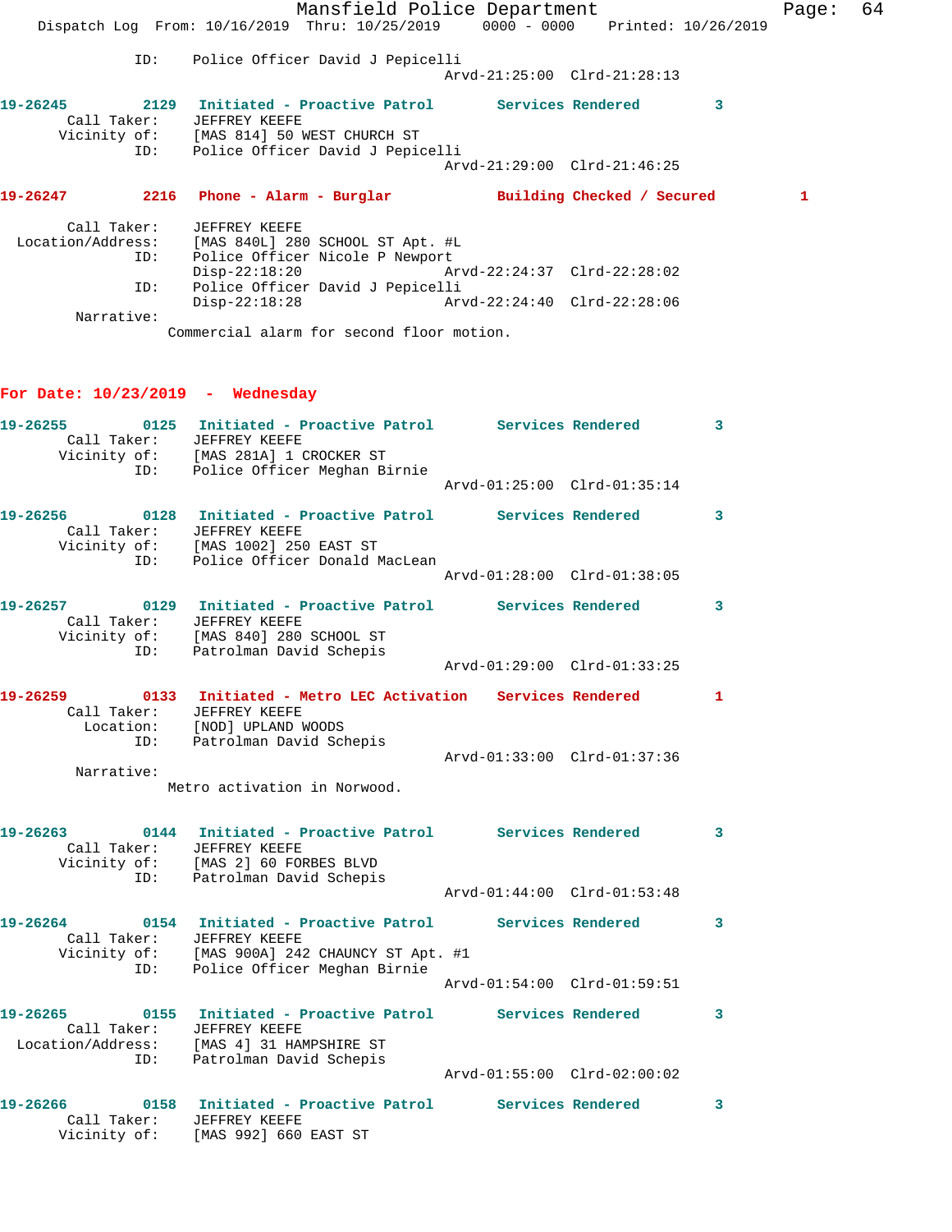ID: Police Officer David J Pepicelli
Arvd-21:25:00 Clrd-21:28:13

**19-26245** 2129 **Initiated - Proactive Patrol** **Services Rendered** 3
Call Taker: JEFFREY KEEFE
Vicinity of: [MAS 814] 50 WEST CHURCH ST
ID: Police Officer David J Pepicelli
Arvd-21:29:00 Clrd-21:46:25

**19-26247** 2216 **Phone - Alarm - Burglar** **Building Checked / Secured** 1

Call Taker: JEFFREY KEEFE
Location/Address: [MAS 840L] 280 SCHOOL ST Apt. #L
ID: Police Officer Nicole P Newport
Disp-22:18:20 Arvd-22:24:37 Clrd-22:28:02
ID: Police Officer David J Pepicelli
Disp-22:18:28 Arvd-22:24:40 Clrd-22:28:06
Narrative:
Commercial alarm for second floor motion.

## For Date: 10/23/2019 - Wednesday

**19-26255** 0125 **Initiated - Proactive Patrol** **Services Rendered** 3
Call Taker: JEFFREY KEEFE
Vicinity of: [MAS 281A] 1 CROCKER ST
ID: Police Officer Meghan Birnie
Arvd-01:25:00 Clrd-01:35:14

**19-26256** 0128 **Initiated - Proactive Patrol** **Services Rendered** 3
Call Taker: JEFFREY KEEFE
Vicinity of: [MAS 1002] 250 EAST ST
ID: Police Officer Donald MacLean
Arvd-01:28:00 Clrd-01:38:05

**19-26257** 0129 **Initiated - Proactive Patrol** **Services Rendered** 3
Call Taker: JEFFREY KEEFE
Vicinity of: [MAS 840] 280 SCHOOL ST
ID: Patrolman David Schepis
Arvd-01:29:00 Clrd-01:33:25

**19-26259** 0133 **Initiated - Metro LEC Activation** **Services Rendered** 1
Call Taker: JEFFREY KEEFE
Location: [NOD] UPLAND WOODS
ID: Patrolman David Schepis
Arvd-01:33:00 Clrd-01:37:36
Narrative:
Metro activation in Norwood.

**19-26263** 0144 **Initiated - Proactive Patrol** **Services Rendered** 3
Call Taker: JEFFREY KEEFE
Vicinity of: [MAS 2] 60 FORBES BLVD
ID: Patrolman David Schepis
Arvd-01:44:00 Clrd-01:53:48

**19-26264** 0154 **Initiated - Proactive Patrol** **Services Rendered** 3
Call Taker: JEFFREY KEEFE
Vicinity of: [MAS 900A] 242 CHAUNCY ST Apt. #1
ID: Police Officer Meghan Birnie
Arvd-01:54:00 Clrd-01:59:51

**19-26265** 0155 **Initiated - Proactive Patrol** **Services Rendered** 3
Call Taker: JEFFREY KEEFE
Location/Address: [MAS 4] 31 HAMPSHIRE ST
ID: Patrolman David Schepis
Arvd-01:55:00 Clrd-02:00:02

**19-26266** 0158 **Initiated - Proactive Patrol** **Services Rendered** 3
Call Taker: JEFFREY KEEFE
Vicinity of: [MAS 992] 660 EAST ST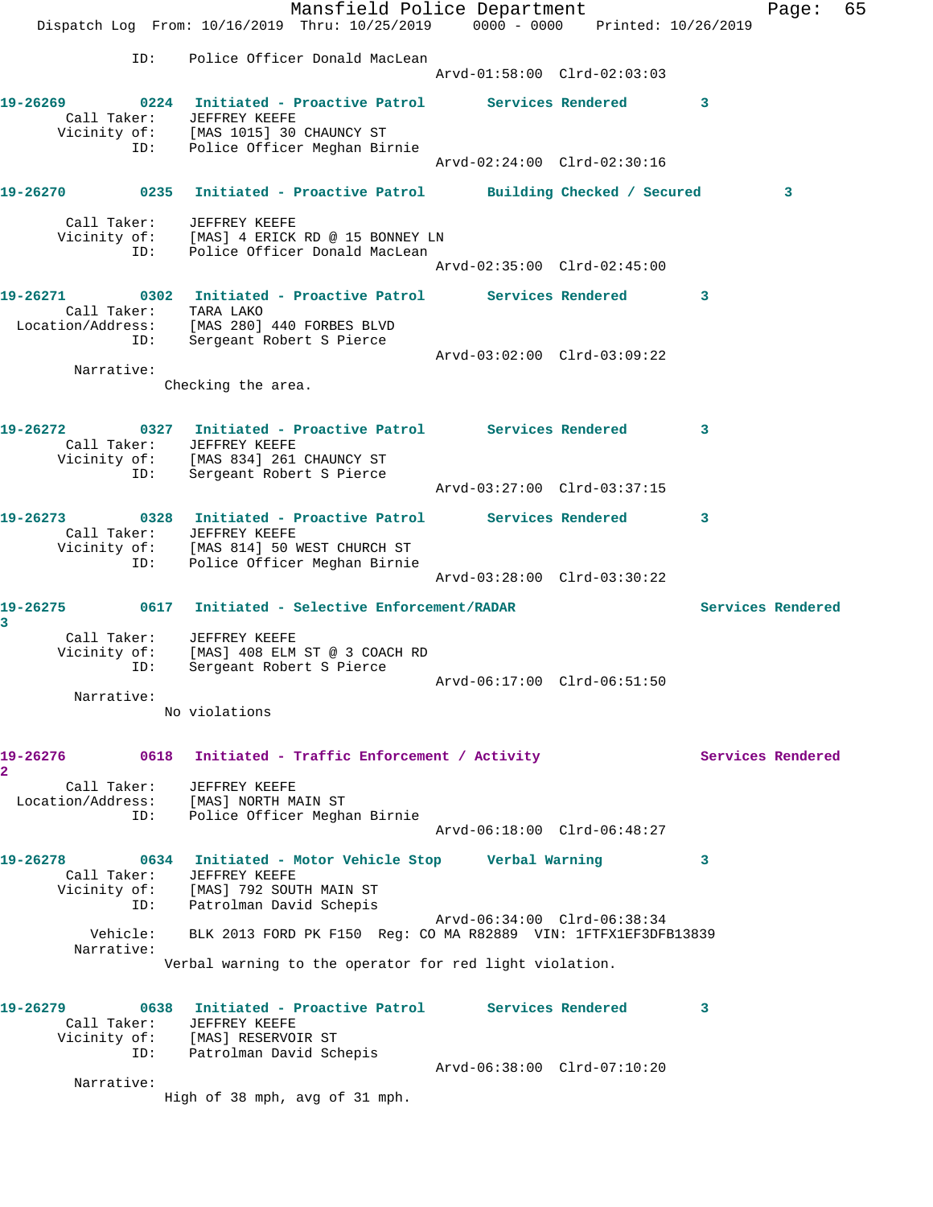ID: Police Officer Donald MacLean
Arvd-01:58:00 Clrd-02:03:03

**19-26269** 0224 **Initiated - Proactive Patrol** **Services Rendered** 3
Call Taker: JEFFREY KEEFE
Vicinity of: [MAS 1015] 30 CHAUNCY ST
ID: Police Officer Meghan Birnie
Arvd-02:24:00 Clrd-02:30:16

**19-26270** 0235 **Initiated - Proactive Patrol** **Building Checked / Secured** 3
Call Taker: JEFFREY KEEFE
Vicinity of: [MAS] 4 ERICK RD @ 15 BONNEY LN
ID: Police Officer Donald MacLean
Arvd-02:35:00 Clrd-02:45:00

**19-26271** 0302 **Initiated - Proactive Patrol** **Services Rendered** 3
Call Taker: TARA LAKO
Location/Address: [MAS 280] 440 FORBES BLVD
ID: Sergeant Robert S Pierce
Arvd-03:02:00 Clrd-03:09:22
Narrative:
Checking the area.

**19-26272** 0327 **Initiated - Proactive Patrol** **Services Rendered** 3
Call Taker: JEFFREY KEEFE
Vicinity of: [MAS 834] 261 CHAUNCY ST
ID: Sergeant Robert S Pierce
Arvd-03:27:00 Clrd-03:37:15

**19-26273** 0328 **Initiated - Proactive Patrol** **Services Rendered** 3
Call Taker: JEFFREY KEEFE
Vicinity of: [MAS 814] 50 WEST CHURCH ST
ID: Police Officer Meghan Birnie
Arvd-03:28:00 Clrd-03:30:22

**19-26275** 0617 **Initiated - Selective Enforcement/RADAR** **Services Rendered** 3
Call Taker: JEFFREY KEEFE
Vicinity of: [MAS] 408 ELM ST @ 3 COACH RD
ID: Sergeant Robert S Pierce
Arvd-06:17:00 Clrd-06:51:50
Narrative:
No violations

**19-26276** 0618 **Initiated - Traffic Enforcement / Activity** **Services Rendered** 2
Call Taker: JEFFREY KEEFE
Location/Address: [MAS] NORTH MAIN ST
ID: Police Officer Meghan Birnie
Arvd-06:18:00 Clrd-06:48:27

**19-26278** 0634 **Initiated - Motor Vehicle Stop** **Verbal Warning** 3
Call Taker: JEFFREY KEEFE
Vicinity of: [MAS] 792 SOUTH MAIN ST
ID: Patrolman David Schepis
Arvd-06:34:00 Clrd-06:38:34
Vehicle: BLK 2013 FORD PK F150 Reg: CO MA R82889 VIN: 1FTFX1EF3DFB13839
Narrative:
Verbal warning to the operator for red light violation.

**19-26279** 0638 **Initiated - Proactive Patrol** **Services Rendered** 3
Call Taker: JEFFREY KEEFE
Vicinity of: [MAS] RESERVOIR ST
ID: Patrolman David Schepis
Arvd-06:38:00 Clrd-07:10:20
Narrative:
High of 38 mph, avg of 31 mph.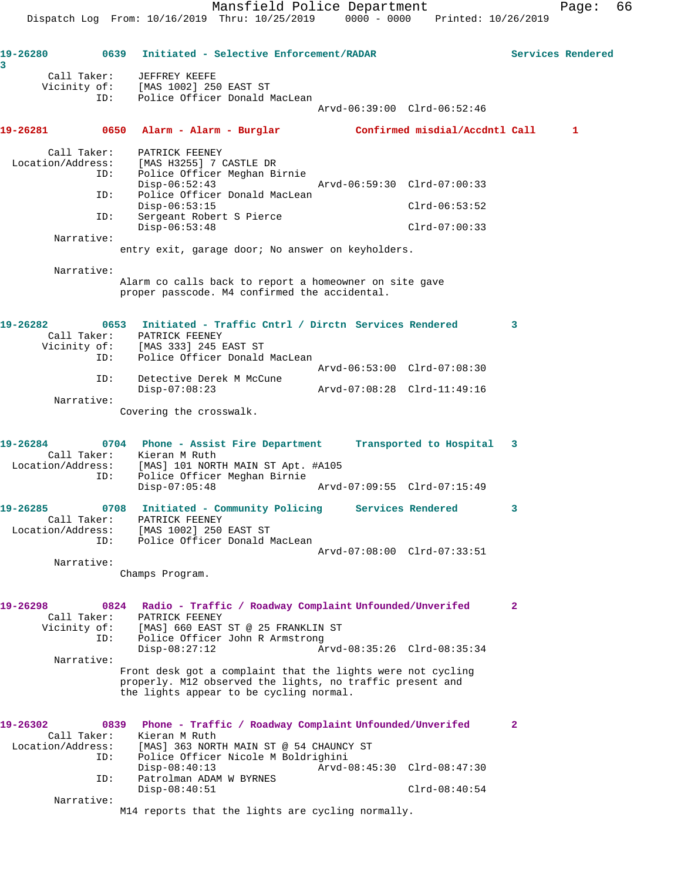19-26280 0639 Initiated - Selective Enforcement/RADAR Services Rendered 3

Call Taker: JEFFREY KEEFE
Vicinity of: [MAS 1002] 250 EAST ST
ID: Police Officer Donald MacLean
Arvd-06:39:00 Clrd-06:52:46

19-26281 0650 Alarm - Alarm - Burglar Confirmed misdial/Accdntl Call 1

Call Taker: PATRICK FEENEY
Location/Address: [MAS H3255] 7 CASTLE DR
ID: Police Officer Meghan Birnie
Disp-06:52:43 Arvd-06:59:30 Clrd-07:00:33
ID: Police Officer Donald MacLean
Disp-06:53:15 Clrd-06:53:52
ID: Sergeant Robert S Pierce
Disp-06:53:48 Clrd-07:00:33

Narrative:
entry exit, garage door; No answer on keyholders.

Narrative:
Alarm co calls back to report a homeowner on site gave proper passcode. M4 confirmed the accidental.

19-26282 0653 Initiated - Traffic Cntrl / Dirctn Services Rendered 3

Call Taker: PATRICK FEENEY
Vicinity of: [MAS 333] 245 EAST ST
ID: Police Officer Donald MacLean
Arvd-06:53:00 Clrd-07:08:30
ID: Detective Derek M McCune
Disp-07:08:23 Arvd-07:08:28 Clrd-11:49:16

Narrative:
Covering the crosswalk.

19-26284 0704 Phone - Assist Fire Department Transported to Hospital 3

Call Taker: Kieran M Ruth
Location/Address: [MAS] 101 NORTH MAIN ST Apt. #A105
ID: Police Officer Meghan Birnie
Disp-07:05:48 Arvd-07:09:55 Clrd-07:15:49

19-26285 0708 Initiated - Community Policing Services Rendered 3

Call Taker: PATRICK FEENEY
Location/Address: [MAS 1002] 250 EAST ST
ID: Police Officer Donald MacLean
Arvd-07:08:00 Clrd-07:33:51

Narrative:
Champs Program.

19-26298 0824 Radio - Traffic / Roadway Complaint Unfounded/Unverifed 2

Call Taker: PATRICK FEENEY
Vicinity of: [MAS] 660 EAST ST @ 25 FRANKLIN ST
ID: Police Officer John R Armstrong
Disp-08:27:12 Arvd-08:35:26 Clrd-08:35:34

Narrative:
Front desk got a complaint that the lights were not cycling properly. M12 observed the lights, no traffic present and the lights appear to be cycling normal.

19-26302 0839 Phone - Traffic / Roadway Complaint Unfounded/Unverifed 2

Call Taker: Kieran M Ruth
Location/Address: [MAS] 363 NORTH MAIN ST @ 54 CHAUNCY ST
ID: Police Officer Nicole M Boldrighini
Disp-08:40:13 Arvd-08:45:30 Clrd-08:47:30
ID: Patrolman ADAM W BYRNES
Disp-08:40:51 Clrd-08:40:54

Narrative:
M14 reports that the lights are cycling normally.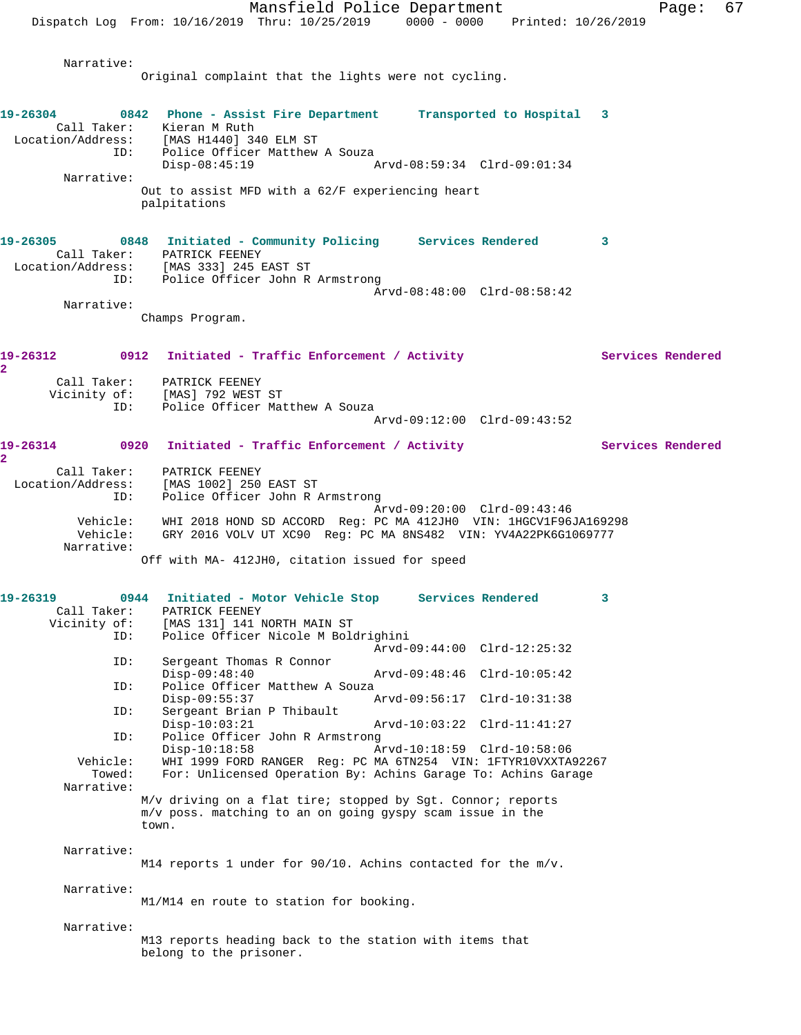Narrative:
Original complaint that the lights were not cycling.

**19-26304 0842 Phone - Assist Fire Department Transported to Hospital 3**

Call Taker: Kieran M Ruth
Location/Address: [MAS H1440] 340 ELM ST
ID: Police Officer Matthew A Souza
Disp-08:45:19 Arvd-08:59:34 Clrd-09:01:34

Narrative:
Out to assist MFD with a 62/F experiencing heart palpitations

**19-26305 0848 Initiated - Community Policing Services Rendered 3**

Call Taker: PATRICK FEENEY
Location/Address: [MAS 333] 245 EAST ST
ID: Police Officer John R Armstrong
Arvd-08:48:00 Clrd-08:58:42

Narrative:
Champs Program.

**19-26312 0912 Initiated - Traffic Enforcement / Activity Services Rendered 2**

Call Taker: PATRICK FEENEY
Vicinity of: [MAS] 792 WEST ST
ID: Police Officer Matthew A Souza
Arvd-09:12:00 Clrd-09:43:52

**19-26314 0920 Initiated - Traffic Enforcement / Activity Services Rendered 2**

Call Taker: PATRICK FEENEY
Location/Address: [MAS 1002] 250 EAST ST
ID: Police Officer John R Armstrong
Arvd-09:20:00 Clrd-09:43:46
Vehicle: WHI 2018 HOND SD ACCORD Reg: PC MA 412JH0 VIN: 1HGCV1F96JA169298
Vehicle: GRY 2016 VOLV UT XC90 Reg: PC MA 8NS482 VIN: YV4A22PK6G1069777

Narrative:
Off with MA- 412JH0, citation issued for speed

**19-26319 0944 Initiated - Motor Vehicle Stop Services Rendered 3**

Call Taker: PATRICK FEENEY
Vicinity of: [MAS 131] 141 NORTH MAIN ST
ID: Police Officer Nicole M Boldrighini
Arvd-09:44:00 Clrd-12:25:32
ID: Sergeant Thomas R Connor
Disp-09:48:40 Arvd-09:48:46 Clrd-10:05:42
ID: Police Officer Matthew A Souza
Disp-09:55:37 Arvd-09:56:17 Clrd-10:31:38
ID: Sergeant Brian P Thibault
Disp-10:03:21 Arvd-10:03:22 Clrd-11:41:27
ID: Police Officer John R Armstrong
Disp-10:18:58 Arvd-10:18:59 Clrd-10:58:06
Vehicle: WHI 1999 FORD RANGER Reg: PC MA 6TN254 VIN: 1FTYR10VXXTA92267
Towed: For: Unlicensed Operation By: Achins Garage To: Achins Garage

Narrative:
M/v driving on a flat tire; stopped by Sgt. Connor; reports m/v poss. matching to an on going gyspy scam issue in the town.

Narrative:
M14 reports 1 under for 90/10. Achins contacted for the m/v.

Narrative:
M1/M14 en route to station for booking.

Narrative:
M13 reports heading back to the station with items that belong to the prisoner.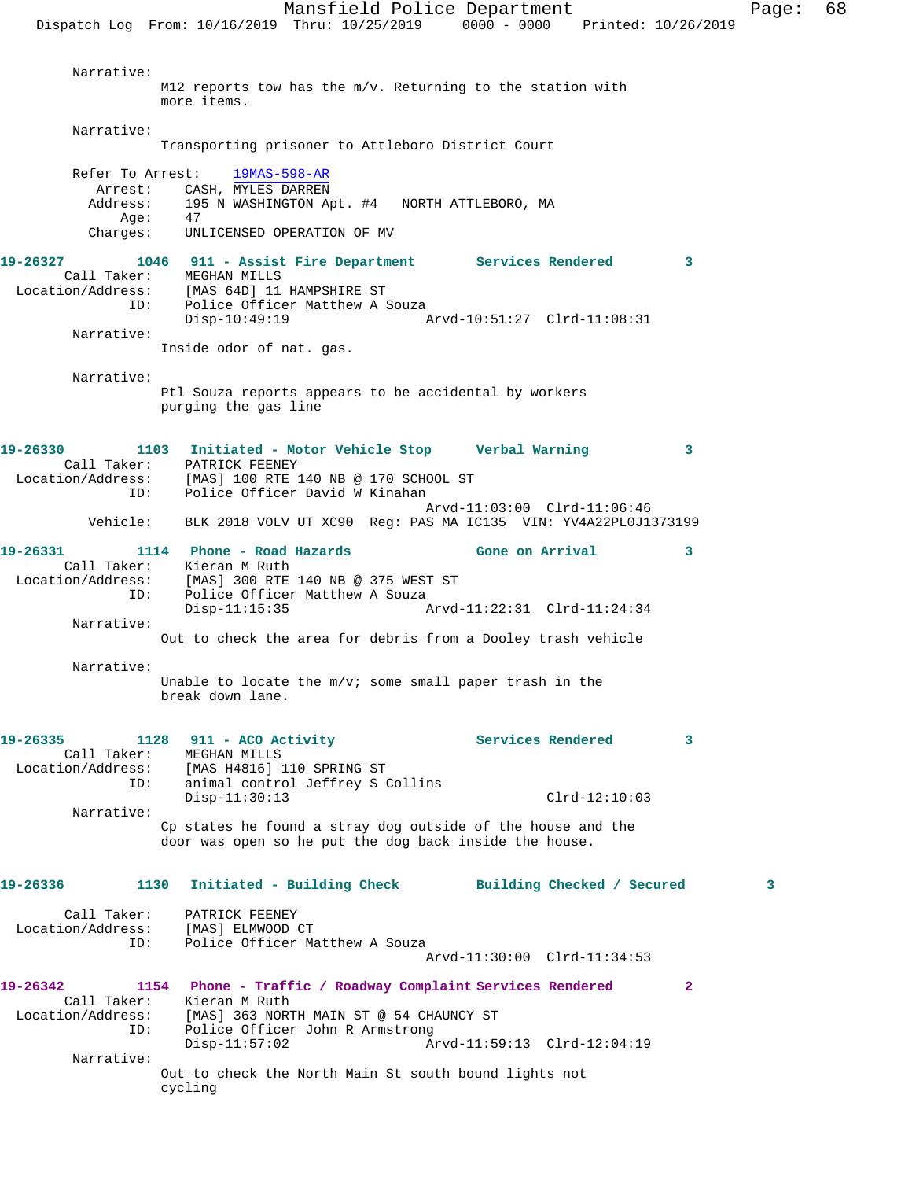Narrative:
M12 reports tow has the m/v. Returning to the station with more items.

Narrative:
Transporting prisoner to Attleboro District Court

Refer To Arrest: 19MAS-598-AR
Arrest: CASH, MYLES DARREN
Address: 195 N WASHINGTON Apt. #4 NORTH ATTLEBORO, MA
Age: 47
Charges: UNLICENSED OPERATION OF MV

**19-26327 1046 911 - Assist Fire Department Services Rendered 3**
Call Taker: MEGHAN MILLS
Location/Address: [MAS 64D] 11 HAMPSHIRE ST
ID: Police Officer Matthew A Souza
Disp-10:49:19 Arvd-10:51:27 Clrd-11:08:31

Narrative:
Inside odor of nat. gas.

Narrative:
Ptl Souza reports appears to be accidental by workers purging the gas line

**19-26330 1103 Initiated - Motor Vehicle Stop Verbal Warning 3**
Call Taker: PATRICK FEENEY
Location/Address: [MAS] 100 RTE 140 NB @ 170 SCHOOL ST
ID: Police Officer David W Kinahan
Arvd-11:03:00 Clrd-11:06:46
Vehicle: BLK 2018 VOLV UT XC90 Reg: PAS MA IC135 VIN: YV4A22PL0J1373199

**19-26331 1114 Phone - Road Hazards Gone on Arrival 3**
Call Taker: Kieran M Ruth
Location/Address: [MAS] 300 RTE 140 NB @ 375 WEST ST
ID: Police Officer Matthew A Souza
Disp-11:15:35 Arvd-11:22:31 Clrd-11:24:34

Narrative:
Out to check the area for debris from a Dooley trash vehicle

Narrative:
Unable to locate the m/v; some small paper trash in the break down lane.

**19-26335 1128 911 - ACO Activity Services Rendered 3**
Call Taker: MEGHAN MILLS
Location/Address: [MAS H4816] 110 SPRING ST
ID: animal control Jeffrey S Collins
Disp-11:30:13 Clrd-12:10:03

Narrative:
Cp states he found a stray dog outside of the house and the door was open so he put the dog back inside the house.

**19-26336 1130 Initiated - Building Check Building Checked / Secured 3**
Call Taker: PATRICK FEENEY
Location/Address: [MAS] ELMWOOD CT
ID: Police Officer Matthew A Souza
Arvd-11:30:00 Clrd-11:34:53

**19-26342 1154 Phone - Traffic / Roadway Complaint Services Rendered 2**
Call Taker: Kieran M Ruth
Location/Address: [MAS] 363 NORTH MAIN ST @ 54 CHAUNCY ST
ID: Police Officer John R Armstrong
Disp-11:57:02 Arvd-11:59:13 Clrd-12:04:19

Narrative:
Out to check the North Main St south bound lights not cycling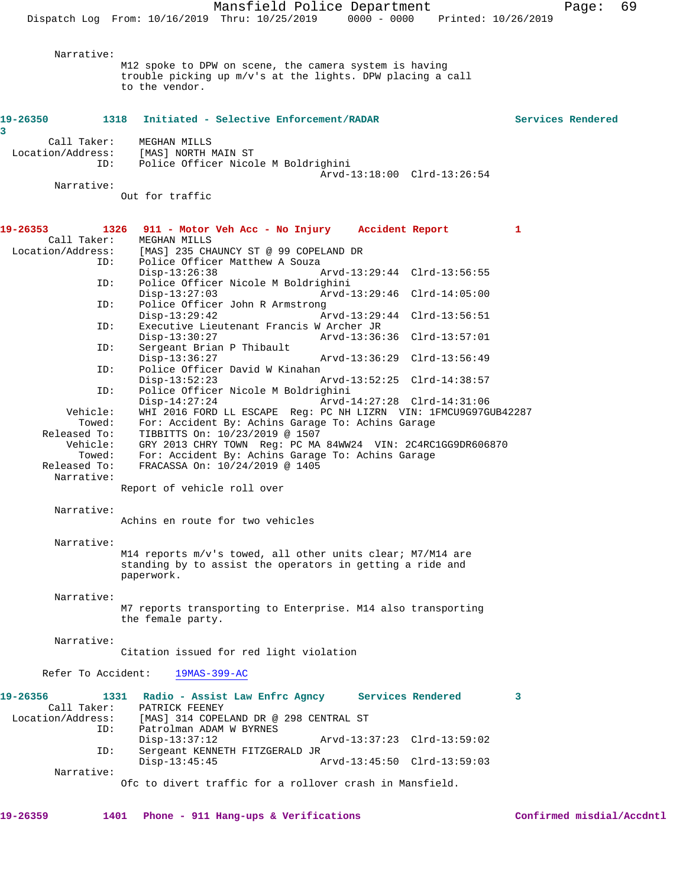Narrative:
M12 spoke to DPW on scene, the camera system is having trouble picking up m/v's at the lights. DPW placing a call to the vendor.

**19-26350 1318 Initiated - Selective Enforcement/RADAR Services Rendered 3**

Call Taker: MEGHAN MILLS
Location/Address: [MAS] NORTH MAIN ST
ID: Police Officer Nicole M Boldrighini
Arvd-13:18:00 Clrd-13:26:54

Narrative:
Out for traffic

**19-26353 1326 911 - Motor Veh Acc - No Injury Accident Report 1**

Call Taker: MEGHAN MILLS
Location/Address: [MAS] 235 CHAUNCY ST @ 99 COPELAND DR
ID: Police Officer Matthew A Souza
Disp-13:26:38 Arvd-13:29:44 Clrd-13:56:55
ID: Police Officer Nicole M Boldrighini
Disp-13:27:03 Arvd-13:29:46 Clrd-14:05:00
ID: Police Officer John R Armstrong
Disp-13:29:42 Arvd-13:29:44 Clrd-13:56:51
ID: Executive Lieutenant Francis W Archer JR
Disp-13:30:27 Arvd-13:36:36 Clrd-13:57:01
ID: Sergeant Brian P Thibault
Disp-13:36:27 Arvd-13:36:29 Clrd-13:56:49
ID: Police Officer David W Kinahan
Disp-13:52:23 Arvd-13:52:25 Clrd-14:38:57
ID: Police Officer Nicole M Boldrighini
Disp-14:27:24 Arvd-14:27:28 Clrd-14:31:06
Vehicle: WHI 2016 FORD LL ESCAPE Reg: PC NH LIZRN VIN: 1FMCU9G97GUB42287
Towed: For: Accident By: Achins Garage To: Achins Garage
Released To: TIBBITTS On: 10/23/2019 @ 1507
Vehicle: GRY 2013 CHRY TOWN Reg: PC MA 84WW24 VIN: 2C4RC1GG9DR606870
Towed: For: Accident By: Achins Garage To: Achins Garage
Released To: FRACASSA On: 10/24/2019 @ 1405

Narrative:
Report of vehicle roll over

Narrative:
Achins en route for two vehicles

Narrative:
M14 reports m/v's towed, all other units clear; M7/M14 are standing by to assist the operators in getting a ride and paperwork.

Narrative:
M7 reports transporting to Enterprise. M14 also transporting the female party.

Narrative:
Citation issued for red light violation

Refer To Accident: 19MAS-399-AC

**19-26356 1331 Radio - Assist Law Enfrc Agncy Services Rendered 3**

Call Taker: PATRICK FEENEY
Location/Address: [MAS] 314 COPELAND DR @ 298 CENTRAL ST
ID: Patrolman ADAM W BYRNES
Disp-13:37:12 Arvd-13:37:23 Clrd-13:59:02
ID: Sergeant KENNETH FITZGERALD JR
Disp-13:45:45 Arvd-13:45:50 Clrd-13:59:03

Narrative:
Ofc to divert traffic for a rollover crash in Mansfield.

**19-26359 1401 Phone - 911 Hang-ups & Verifications Confirmed misdial/Accdntl**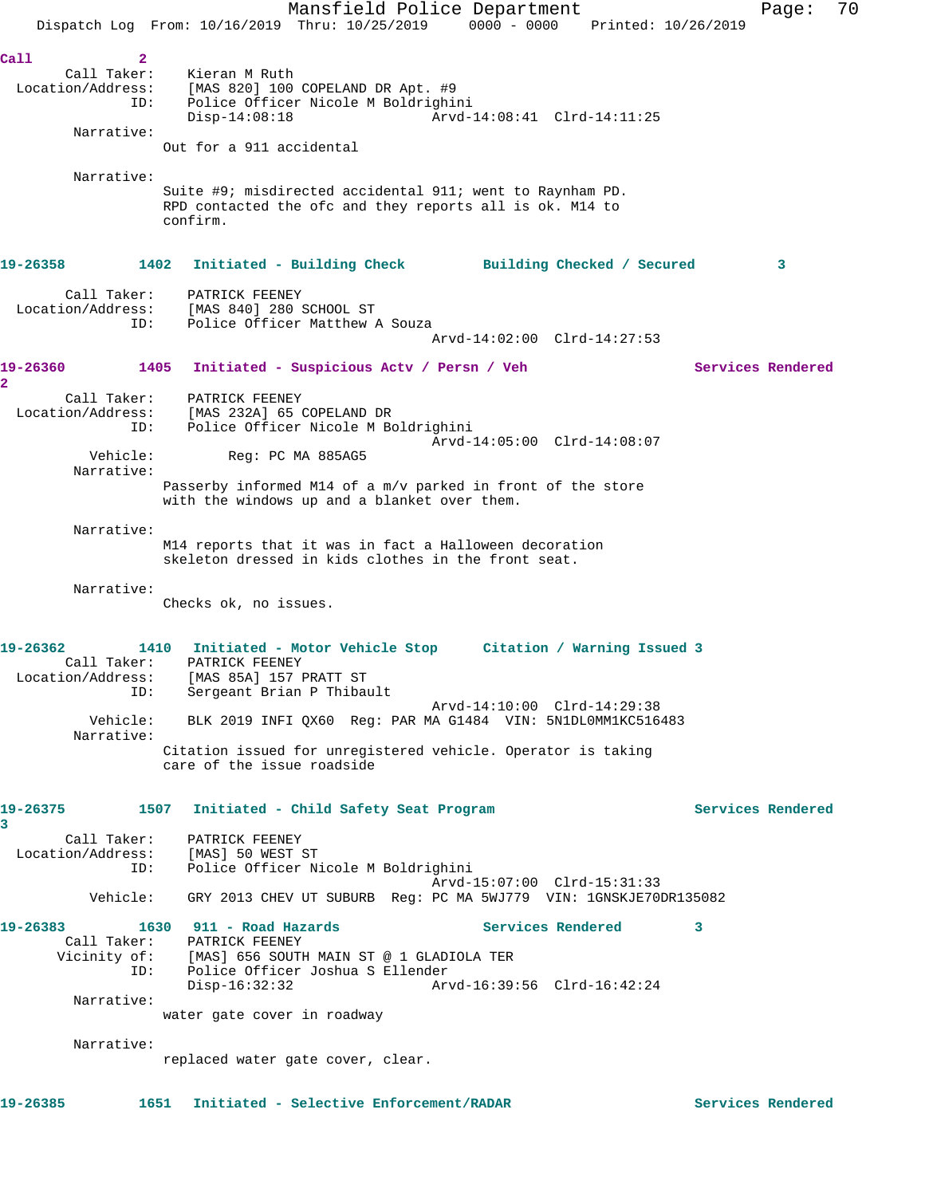Call 2
Call Taker: Kieran M Ruth
Location/Address: [MAS 820] 100 COPELAND DR Apt. #9
ID: Police Officer Nicole M Boldrighini
Disp-14:08:18 Arvd-14:08:41 Clrd-14:11:25
Narrative:
Out for a 911 accidental

Narrative:
Suite #9; misdirected accidental 911; went to Raynham PD. RPD contacted the ofc and they reports all is ok. M14 to confirm.

**19-26358 1402 Initiated - Building Check Building Checked / Secured 3**

Call Taker: PATRICK FEENEY
Location/Address: [MAS 840] 280 SCHOOL ST
ID: Police Officer Matthew A Souza
Arvd-14:02:00 Clrd-14:27:53

**19-26360 1405 Initiated - Suspicious Actv / Persn / Veh Services Rendered 2**

Call Taker: PATRICK FEENEY
Location/Address: [MAS 232A] 65 COPELAND DR
ID: Police Officer Nicole M Boldrighini
Arvd-14:05:00 Clrd-14:08:07
Vehicle: Reg: PC MA 885AG5
Narrative:
Passerby informed M14 of a m/v parked in front of the store with the windows up and a blanket over them.

Narrative:
M14 reports that it was in fact a Halloween decoration skeleton dressed in kids clothes in the front seat.

Narrative:
Checks ok, no issues.

**19-26362 1410 Initiated - Motor Vehicle Stop Citation / Warning Issued 3**

Call Taker: PATRICK FEENEY
Location/Address: [MAS 85A] 157 PRATT ST
ID: Sergeant Brian P Thibault
Arvd-14:10:00 Clrd-14:29:38
Vehicle: BLK 2019 INFI QX60 Reg: PAR MA G1484 VIN: 5N1DL0MM1KC516483
Narrative:
Citation issued for unregistered vehicle. Operator is taking care of the issue roadside

**19-26375 1507 Initiated - Child Safety Seat Program Services Rendered 3**

Call Taker: PATRICK FEENEY
Location/Address: [MAS] 50 WEST ST
ID: Police Officer Nicole M Boldrighini
Arvd-15:07:00 Clrd-15:31:33
Vehicle: GRY 2013 CHEV UT SUBURB Reg: PC MA 5WJ779 VIN: 1GNSKJE70DR135082

**19-26383 1630 911 - Road Hazards Services Rendered 3**

Call Taker: PATRICK FEENEY
Vicinity of: [MAS] 656 SOUTH MAIN ST @ 1 GLADIOLA TER
ID: Police Officer Joshua S Ellender
Disp-16:32:32 Arvd-16:39:56 Clrd-16:42:24
Narrative:
water gate cover in roadway

Narrative:
replaced water gate cover, clear.

**19-26385 1651 Initiated - Selective Enforcement/RADAR Services Rendered**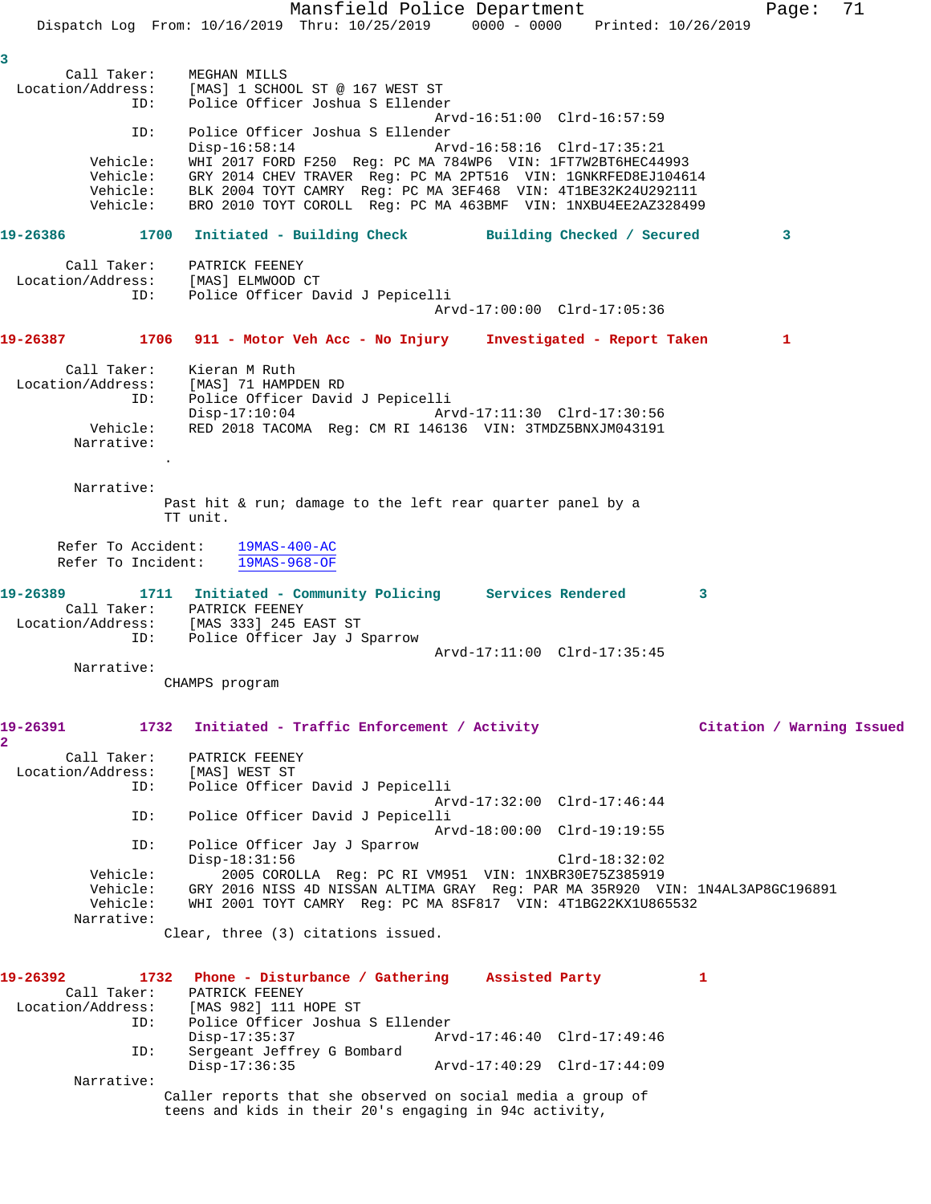3

Call Taker: MEGHAN MILLS
Location/Address: [MAS] 1 SCHOOL ST @ 167 WEST ST
ID: Police Officer Joshua S Ellender
Arvd-16:51:00 Clrd-16:57:59
ID: Police Officer Joshua S Ellender
Disp-16:58:14 Arvd-16:58:16 Clrd-17:35:21
Vehicle: WHI 2017 FORD F250 Reg: PC MA 784WP6 VIN: 1FT7W2BT6HEC44993
Vehicle: GRY 2014 CHEV TRAVER Reg: PC MA 2PT516 VIN: 1GNKRFED8EJ104614
Vehicle: BLK 2004 TOYT CAMRY Reg: PC MA 3EF468 VIN: 4T1BE32K24U292111
Vehicle: BRO 2010 TOYT COROLL Reg: PC MA 463BMF VIN: 1NXBU4EE2AZ328499

**19-26386 1700 Initiated - Building Check Building Checked / Secured 3**

Call Taker: PATRICK FEENEY
Location/Address: [MAS] ELMWOOD CT
ID: Police Officer David J Pepicelli
Arvd-17:00:00 Clrd-17:05:36

**19-26387 1706 911 - Motor Veh Acc - No Injury Investigated - Report Taken 1**

Call Taker: Kieran M Ruth
Location/Address: [MAS] 71 HAMPDEN RD
ID: Police Officer David J Pepicelli
Disp-17:10:04 Arvd-17:11:30 Clrd-17:30:56
Vehicle: RED 2018 TACOMA Reg: CM RI 146136 VIN: 3TMDZ5BNXJM043191
Narrative:
.

Narrative:
Past hit & run; damage to the left rear quarter panel by a TT unit.

Refer To Accident: 19MAS-400-AC
Refer To Incident: 19MAS-968-OF

**19-26389 1711 Initiated - Community Policing Services Rendered 3**

Call Taker: PATRICK FEENEY
Location/Address: [MAS 333] 245 EAST ST
ID: Police Officer Jay J Sparrow
Arvd-17:11:00 Clrd-17:35:45
Narrative:
CHAMPS program

**19-26391 1732 Initiated - Traffic Enforcement / Activity Citation / Warning Issued 2**

Call Taker: PATRICK FEENEY
Location/Address: [MAS] WEST ST
ID: Police Officer David J Pepicelli
Arvd-17:32:00 Clrd-17:46:44
ID: Police Officer David J Pepicelli
Arvd-18:00:00 Clrd-19:19:55
ID: Police Officer Jay J Sparrow
Disp-18:31:56 Clrd-18:32:02
Vehicle: 2005 COROLLA Reg: PC RI VM951 VIN: 1NXBR30E75Z385919
Vehicle: GRY 2016 NISS 4D NISSAN ALTIMA GRAY Reg: PAR MA 35R920 VIN: 1N4AL3AP8GC196891
Vehicle: WHI 2001 TOYT CAMRY Reg: PC MA 8SF817 VIN: 4T1BG22KX1U865532
Narrative:
Clear, three (3) citations issued.

**19-26392 1732 Phone - Disturbance / Gathering Assisted Party 1**

Call Taker: PATRICK FEENEY
Location/Address: [MAS 982] 111 HOPE ST
ID: Police Officer Joshua S Ellender
Disp-17:35:37 Arvd-17:46:40 Clrd-17:49:46
ID: Sergeant Jeffrey G Bombard
Disp-17:36:35 Arvd-17:40:29 Clrd-17:44:09
Narrative:
Caller reports that she observed on social media a group of teens and kids in their 20's engaging in 94c activity,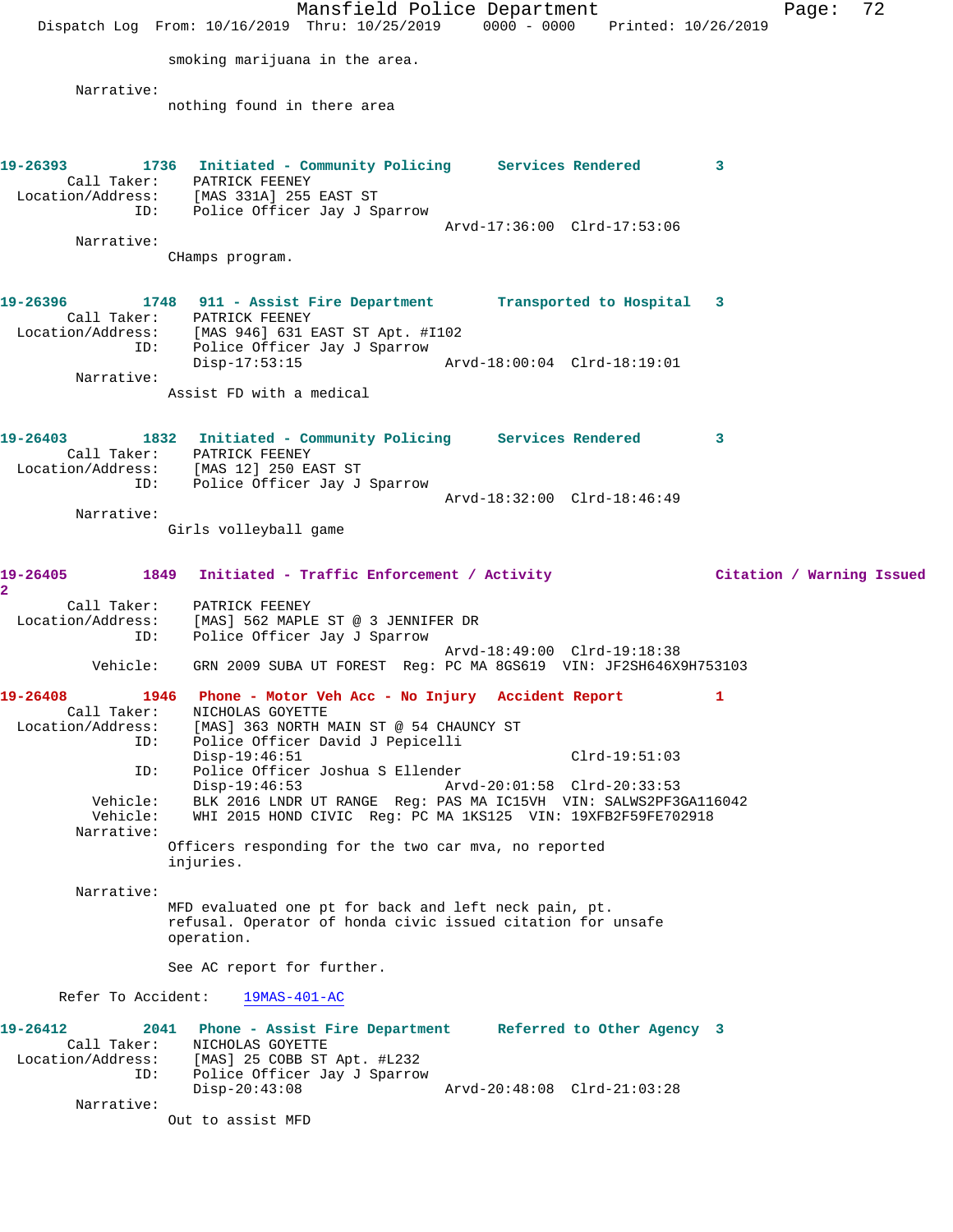smoking marijuana in the area.

Narrative:
nothing found in there area

**19-26393** 1736 Initiated - Community Policing Services Rendered 3
Call Taker: PATRICK FEENEY
Location/Address: [MAS 331A] 255 EAST ST
ID: Police Officer Jay J Sparrow
Arvd-17:36:00 Clrd-17:53:06
Narrative:
CHamps program.

**19-26396** 1748 911 - Assist Fire Department Transported to Hospital 3
Call Taker: PATRICK FEENEY
Location/Address: [MAS 946] 631 EAST ST Apt. #I102
ID: Police Officer Jay J Sparrow
Disp-17:53:15 Arvd-18:00:04 Clrd-18:19:01
Narrative:
Assist FD with a medical

**19-26403** 1832 Initiated - Community Policing Services Rendered 3
Call Taker: PATRICK FEENEY
Location/Address: [MAS 12] 250 EAST ST
ID: Police Officer Jay J Sparrow
Arvd-18:32:00 Clrd-18:46:49
Narrative:
Girls volleyball game

**19-26405** 1849 Initiated - Traffic Enforcement / Activity Citation / Warning Issued 2
Call Taker: PATRICK FEENEY
Location/Address: [MAS] 562 MAPLE ST @ 3 JENNIFER DR
ID: Police Officer Jay J Sparrow
Arvd-18:49:00 Clrd-19:18:38
Vehicle: GRN 2009 SUBA UT FOREST Reg: PC MA 8GS619 VIN: JF2SH646X9H753103

**19-26408** 1946 Phone - Motor Veh Acc - No Injury Accident Report 1
Call Taker: NICHOLAS GOYETTE
Location/Address: [MAS] 363 NORTH MAIN ST @ 54 CHAUNCY ST
ID: Police Officer David J Pepicelli
Disp-19:46:51 Clrd-19:51:03
ID: Police Officer Joshua S Ellender
Disp-19:46:53 Arvd-20:01:58 Clrd-20:33:53
Vehicle: BLK 2016 LNDR UT RANGE Reg: PAS MA IC15VH VIN: SALWS2PF3GA116042
Vehicle: WHI 2015 HOND CIVIC Reg: PC MA 1KS125 VIN: 19XFB2F59FE702918
Narrative:
Officers responding for the two car mva, no reported injuries.

Narrative:
MFD evaluated one pt for back and left neck pain, pt. refusal. Operator of honda civic issued citation for unsafe operation.

See AC report for further.

Refer To Accident: 19MAS-401-AC

**19-26412** 2041 Phone - Assist Fire Department Referred to Other Agency 3
Call Taker: NICHOLAS GOYETTE
Location/Address: [MAS] 25 COBB ST Apt. #L232
ID: Police Officer Jay J Sparrow
Disp-20:43:08 Arvd-20:48:08 Clrd-21:03:28
Narrative:
Out to assist MFD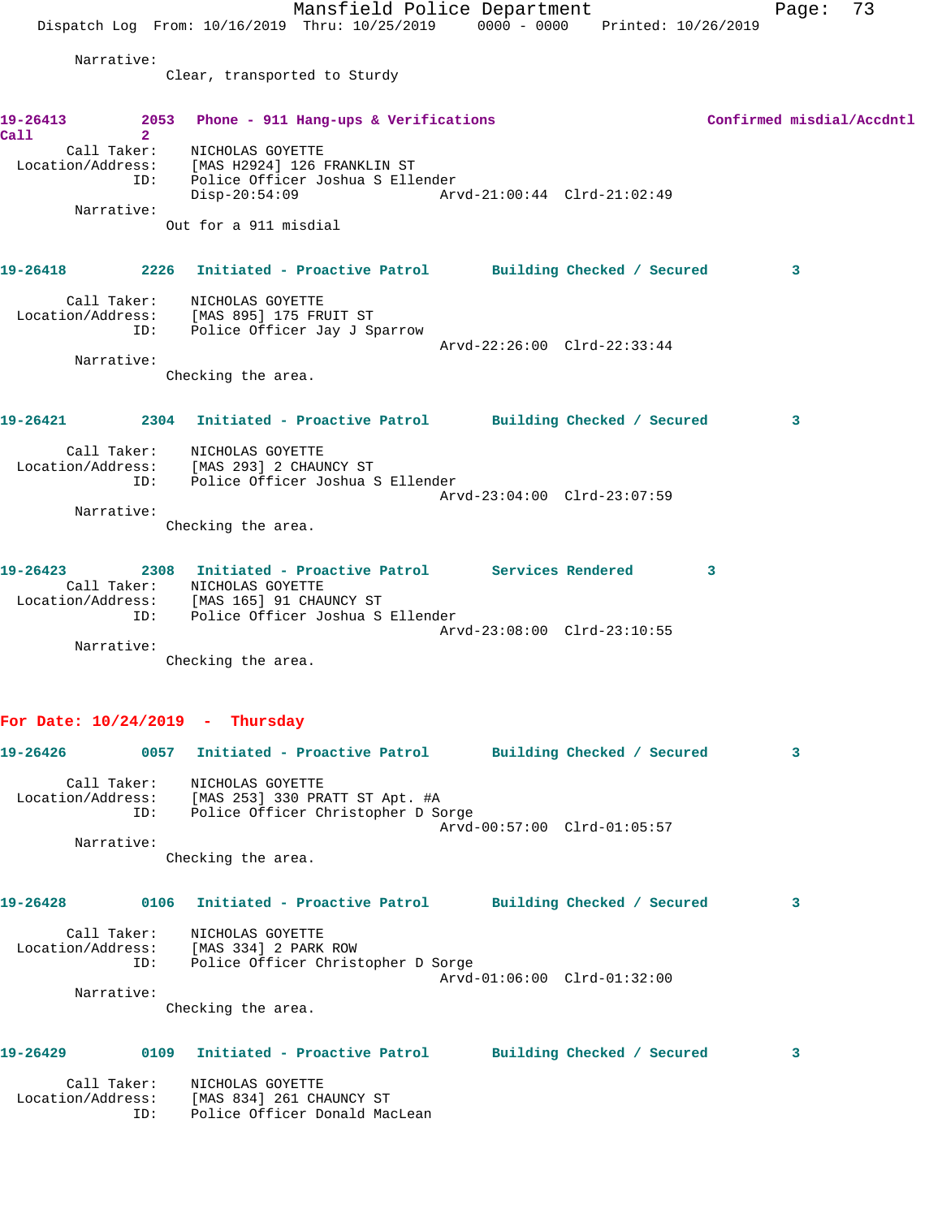Narrative:
Clear, transported to Sturdy

**19-26413 2053 Phone - 911 Hang-ups & Verifications Confirmed misdial/Accdntl Call 2**

Call Taker: NICHOLAS GOYETTE
Location/Address: [MAS H2924] 126 FRANKLIN ST
ID: Police Officer Joshua S Ellender
Disp-20:54:09 Arvd-21:00:44 Clrd-21:02:49

Narrative:
Out for a 911 misdial

**19-26418 2226 Initiated - Proactive Patrol Building Checked / Secured 3**

Call Taker: NICHOLAS GOYETTE
Location/Address: [MAS 895] 175 FRUIT ST
ID: Police Officer Jay J Sparrow
Arvd-22:26:00 Clrd-22:33:44

Narrative:
Checking the area.

**19-26421 2304 Initiated - Proactive Patrol Building Checked / Secured 3**

Call Taker: NICHOLAS GOYETTE
Location/Address: [MAS 293] 2 CHAUNCY ST
ID: Police Officer Joshua S Ellender
Arvd-23:04:00 Clrd-23:07:59

Narrative:
Checking the area.

**19-26423 2308 Initiated - Proactive Patrol Services Rendered 3**

Call Taker: NICHOLAS GOYETTE
Location/Address: [MAS 165] 91 CHAUNCY ST
ID: Police Officer Joshua S Ellender
Arvd-23:08:00 Clrd-23:10:55

Narrative:
Checking the area.

## For Date: 10/24/2019 - Thursday

**19-26426 0057 Initiated - Proactive Patrol Building Checked / Secured 3**

Call Taker: NICHOLAS GOYETTE
Location/Address: [MAS 253] 330 PRATT ST Apt. #A
ID: Police Officer Christopher D Sorge
Arvd-00:57:00 Clrd-01:05:57

Narrative:
Checking the area.

**19-26428 0106 Initiated - Proactive Patrol Building Checked / Secured 3**

Call Taker: NICHOLAS GOYETTE
Location/Address: [MAS 334] 2 PARK ROW
ID: Police Officer Christopher D Sorge
Arvd-01:06:00 Clrd-01:32:00

Narrative:
Checking the area.

**19-26429 0109 Initiated - Proactive Patrol Building Checked / Secured 3**

Call Taker: NICHOLAS GOYETTE
Location/Address: [MAS 834] 261 CHAUNCY ST
ID: Police Officer Donald MacLean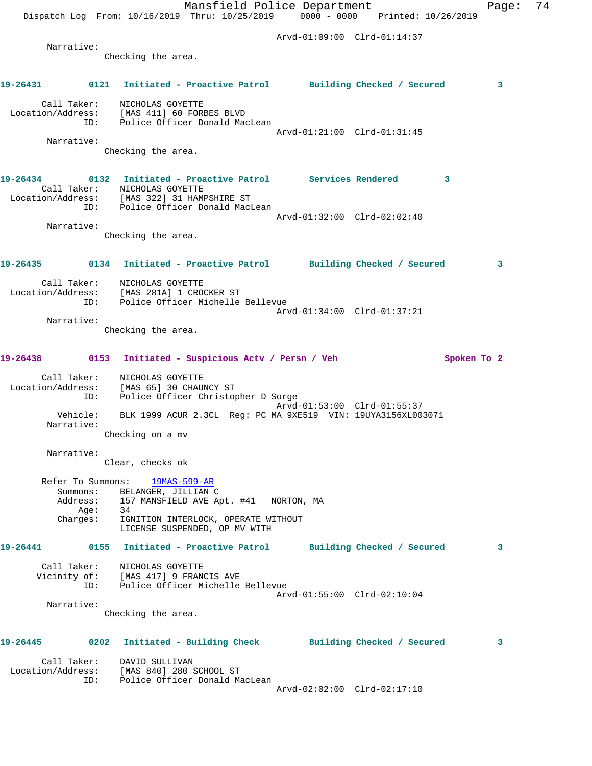Arvd-01:09:00 Clrd-01:14:37

Narrative:
Checking the area.

**19-26431 0121 Initiated - Proactive Patrol Building Checked / Secured 3**

Call Taker: NICHOLAS GOYETTE
Location/Address: [MAS 411] 60 FORBES BLVD
ID: Police Officer Donald MacLean
Arvd-01:21:00 Clrd-01:31:45

Narrative:
Checking the area.

**19-26434 0132 Initiated - Proactive Patrol Services Rendered 3**

Call Taker: NICHOLAS GOYETTE
Location/Address: [MAS 322] 31 HAMPSHIRE ST
ID: Police Officer Donald MacLean
Arvd-01:32:00 Clrd-02:02:40

Narrative:
Checking the area.

**19-26435 0134 Initiated - Proactive Patrol Building Checked / Secured 3**

Call Taker: NICHOLAS GOYETTE
Location/Address: [MAS 281A] 1 CROCKER ST
ID: Police Officer Michelle Bellevue
Arvd-01:34:00 Clrd-01:37:21

Narrative:
Checking the area.

**19-26438 0153 Initiated - Suspicious Actv / Persn / Veh Spoken To 2**

Call Taker: NICHOLAS GOYETTE
Location/Address: [MAS 65] 30 CHAUNCY ST
ID: Police Officer Christopher D Sorge
Arvd-01:53:00 Clrd-01:55:37
Vehicle: BLK 1999 ACUR 2.3CL Reg: PC MA 9XE519 VIN: 19UYA3156XL003071

Narrative:
Checking on a mv

Narrative:
Clear, checks ok

Refer To Summons: 19MAS-599-AR
Summons: BELANGER, JILLIAN C
Address: 157 MANSFIELD AVE Apt. #41 NORTON, MA
Age: 34
Charges: IGNITION INTERLOCK, OPERATE WITHOUT
LICENSE SUSPENDED, OP MV WITH

**19-26441 0155 Initiated - Proactive Patrol Building Checked / Secured 3**

Call Taker: NICHOLAS GOYETTE
Vicinity of: [MAS 417] 9 FRANCIS AVE
ID: Police Officer Michelle Bellevue
Arvd-01:55:00 Clrd-02:10:04

Narrative:
Checking the area.

**19-26445 0202 Initiated - Building Check Building Checked / Secured 3**

Call Taker: DAVID SULLIVAN
Location/Address: [MAS 840] 280 SCHOOL ST
ID: Police Officer Donald MacLean
Arvd-02:02:00 Clrd-02:17:10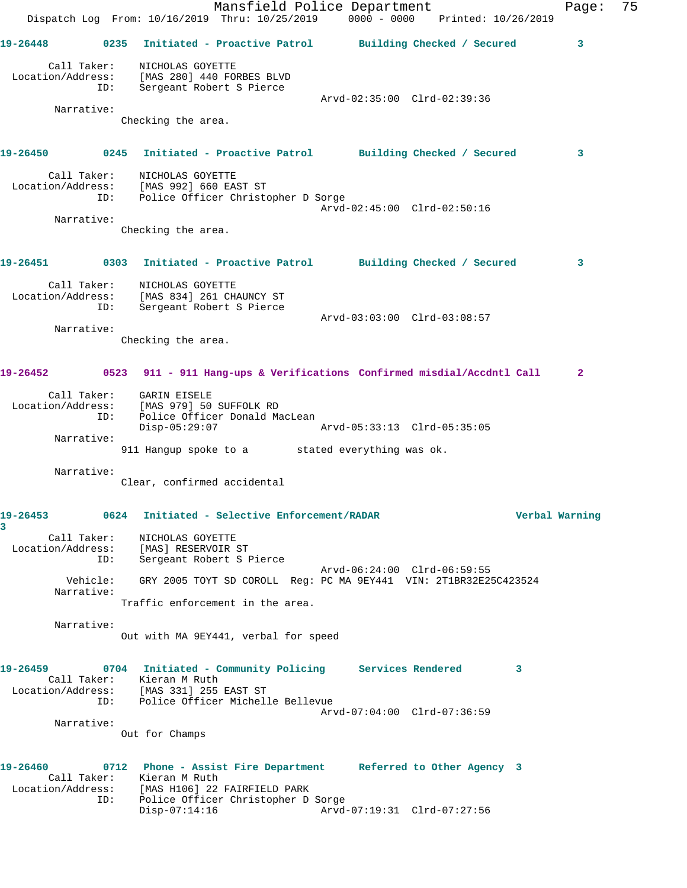**19-26448** 0235 Initiated - Proactive Patrol Building Checked / Secured 3

Call Taker: NICHOLAS GOYETTE
Location/Address: [MAS 280] 440 FORBES BLVD
ID: Sergeant Robert S Pierce
Arvd-02:35:00 Clrd-02:39:36

Narrative:
Checking the area.

**19-26450** 0245 Initiated - Proactive Patrol Building Checked / Secured 3

Call Taker: NICHOLAS GOYETTE
Location/Address: [MAS 992] 660 EAST ST
ID: Police Officer Christopher D Sorge
Arvd-02:45:00 Clrd-02:50:16

Narrative:
Checking the area.

**19-26451** 0303 Initiated - Proactive Patrol Building Checked / Secured 3

Call Taker: NICHOLAS GOYETTE
Location/Address: [MAS 834] 261 CHAUNCY ST
ID: Sergeant Robert S Pierce
Arvd-03:03:00 Clrd-03:08:57

Narrative:
Checking the area.

**19-26452** 0523 911 - 911 Hang-ups & Verifications Confirmed misdial/Accdntl Call 2

Call Taker: GARIN EISELE
Location/Address: [MAS 979] 50 SUFFOLK RD
ID: Police Officer Donald MacLean
Disp-05:29:07 Arvd-05:33:13 Clrd-05:35:05

Narrative:
911 Hangup spoke to a stated everything was ok.

Narrative:
Clear, confirmed accidental

**19-26453** 0624 Initiated - Selective Enforcement/RADAR Verbal Warning 3

Call Taker: NICHOLAS GOYETTE
Location/Address: [MAS] RESERVOIR ST
ID: Sergeant Robert S Pierce
Arvd-06:24:00 Clrd-06:59:55
Vehicle: GRY 2005 TOYT SD COROLL Reg: PC MA 9EY441 VIN: 2T1BR32E25C423524

Narrative:
Traffic enforcement in the area.

Narrative:
Out with MA 9EY441, verbal for speed

**19-26459** 0704 Initiated - Community Policing Services Rendered 3

Call Taker: Kieran M Ruth
Location/Address: [MAS 331] 255 EAST ST
ID: Police Officer Michelle Bellevue
Arvd-07:04:00 Clrd-07:36:59

Narrative:
Out for Champs

**19-26460** 0712 Phone - Assist Fire Department Referred to Other Agency 3

Call Taker: Kieran M Ruth
Location/Address: [MAS H106] 22 FAIRFIELD PARK
ID: Police Officer Christopher D Sorge
Disp-07:14:16 Arvd-07:19:31 Clrd-07:27:56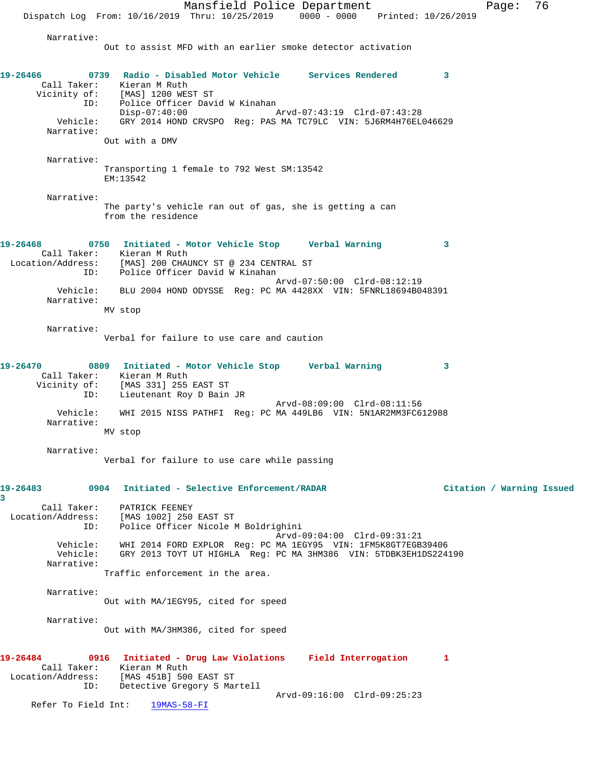Narrative:
Out to assist MFD with an earlier smoke detector activation

**19-26466 0739 Radio - Disabled Motor Vehicle Services Rendered 3**

Call Taker: Kieran M Ruth
Vicinity of: [MAS] 1200 WEST ST
ID: Police Officer David W Kinahan
Disp-07:40:00 Arvd-07:43:19 Clrd-07:43:28
Vehicle: GRY 2014 HOND CRVSPO Reg: PAS MA TC79LC VIN: 5J6RM4H76EL046629
Narrative:
Out with a DMV

Narrative:
Transporting 1 female to 792 West SM:13542
EM:13542

Narrative:
The party's vehicle ran out of gas, she is getting a can from the residence

**19-26468 0750 Initiated - Motor Vehicle Stop Verbal Warning 3**

Call Taker: Kieran M Ruth
Location/Address: [MAS] 200 CHAUNCY ST @ 234 CENTRAL ST
ID: Police Officer David W Kinahan
Arvd-07:50:00 Clrd-08:12:19
Vehicle: BLU 2004 HOND ODYSSE Reg: PC MA 4428XX VIN: 5FNRL18694B048391
Narrative:
MV stop

Narrative:
Verbal for failure to use care and caution

**19-26470 0809 Initiated - Motor Vehicle Stop Verbal Warning 3**

Call Taker: Kieran M Ruth
Vicinity of: [MAS 331] 255 EAST ST
ID: Lieutenant Roy D Bain JR
Arvd-08:09:00 Clrd-08:11:56
Vehicle: WHI 2015 NISS PATHFI Reg: PC MA 449LB6 VIN: 5N1AR2MM3FC612988
Narrative:
MV stop

Narrative:
Verbal for failure to use care while passing

**19-26483 0904 Initiated - Selective Enforcement/RADAR Citation / Warning Issued 3**

Call Taker: PATRICK FEENEY
Location/Address: [MAS 1002] 250 EAST ST
ID: Police Officer Nicole M Boldrighini
Arvd-09:04:00 Clrd-09:31:21
Vehicle: WHI 2014 FORD EXPLOR Reg: PC MA 1EGY95 VIN: 1FM5K8GT7EGB39406
Vehicle: GRY 2013 TOYT UT HIGHLA Reg: PC MA 3HM386 VIN: 5TDBK3EH1DS224190
Narrative:
Traffic enforcement in the area.

Narrative:
Out with MA/1EGY95, cited for speed

Narrative:
Out with MA/3HM386, cited for speed

**19-26484 0916 Initiated - Drug Law Violations Field Interrogation 1**

Call Taker: Kieran M Ruth
Location/Address: [MAS 451B] 500 EAST ST
ID: Detective Gregory S Martell
Arvd-09:16:00 Clrd-09:25:23
Refer To Field Int: 19MAS-58-FI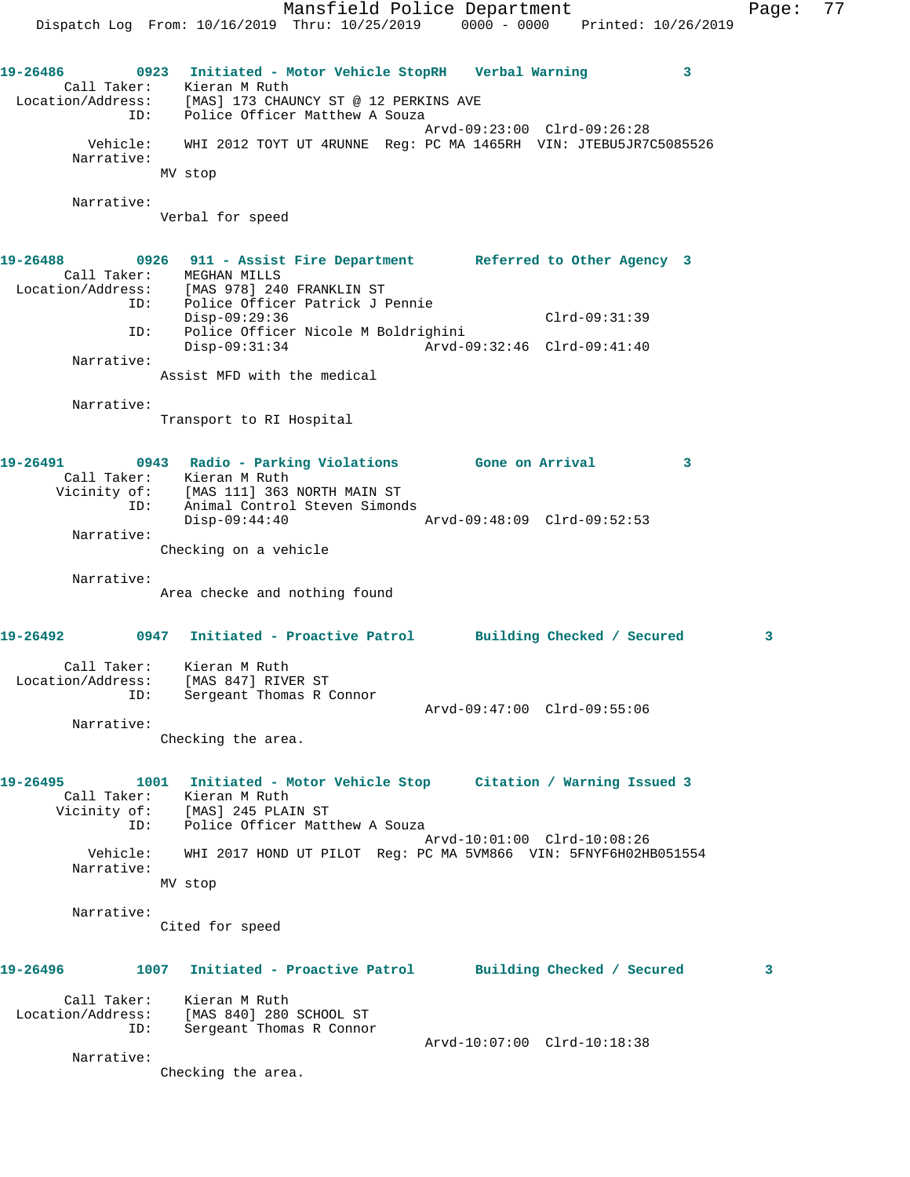**19-26486** 0923 **Initiated - Motor Vehicle StopRH** **Verbal Warning** 3

Call Taker: Kieran M Ruth
Location/Address: [MAS] 173 CHAUNCY ST @ 12 PERKINS AVE
ID: Police Officer Matthew A Souza
Arvd-09:23:00 Clrd-09:26:28
Vehicle: WHI 2012 TOYT UT 4RUNNE Reg: PC MA 1465RH VIN: JTEBU5JR7C5085526
Narrative:
MV stop

Narrative:
Verbal for speed

**19-26488** 0926 **911 - Assist Fire Department** **Referred to Other Agency** 3

Call Taker: MEGHAN MILLS
Location/Address: [MAS 978] 240 FRANKLIN ST
ID: Police Officer Patrick J Pennie
Disp-09:29:36 Clrd-09:31:39
ID: Police Officer Nicole M Boldrighini
Disp-09:31:34 Arvd-09:32:46 Clrd-09:41:40
Narrative:
Assist MFD with the medical

Narrative:
Transport to RI Hospital

**19-26491** 0943 **Radio - Parking Violations** **Gone on Arrival** 3

Call Taker: Kieran M Ruth
Vicinity of: [MAS 111] 363 NORTH MAIN ST
ID: Animal Control Steven Simonds
Disp-09:44:40 Arvd-09:48:09 Clrd-09:52:53
Narrative:
Checking on a vehicle

Narrative:
Area checke and nothing found

**19-26492** 0947 **Initiated - Proactive Patrol** **Building Checked / Secured** 3

Call Taker: Kieran M Ruth
Location/Address: [MAS 847] RIVER ST
ID: Sergeant Thomas R Connor
Arvd-09:47:00 Clrd-09:55:06
Narrative:
Checking the area.

**19-26495** 1001 **Initiated - Motor Vehicle Stop** **Citation / Warning Issued** 3

Call Taker: Kieran M Ruth
Vicinity of: [MAS] 245 PLAIN ST
ID: Police Officer Matthew A Souza
Arvd-10:01:00 Clrd-10:08:26
Vehicle: WHI 2017 HOND UT PILOT Reg: PC MA 5VM866 VIN: 5FNYF6H02HB051554
Narrative:
MV stop

Narrative:
Cited for speed

**19-26496** 1007 **Initiated - Proactive Patrol** **Building Checked / Secured** 3

Call Taker: Kieran M Ruth
Location/Address: [MAS 840] 280 SCHOOL ST
ID: Sergeant Thomas R Connor
Arvd-10:07:00 Clrd-10:18:38
Narrative:
Checking the area.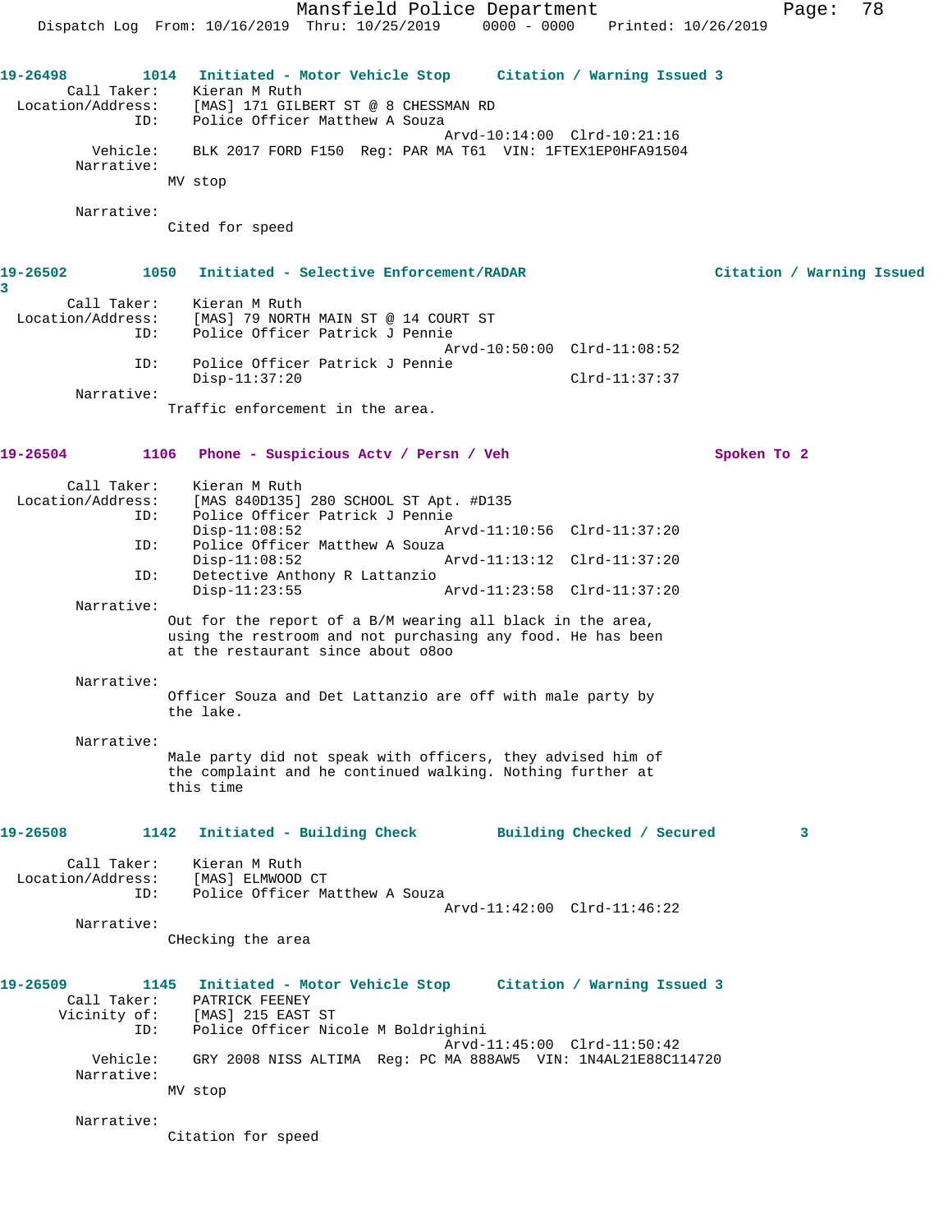**19-26498** 1014 **Initiated - Motor Vehicle Stop** **Citation / Warning Issued 3**

```
        Call Taker:    Kieran M Ruth
  Location/Address:    [MAS] 171 GILBERT ST @ 8 CHESSMAN RD
                ID:    Police Officer Matthew A Souza
                                           Arvd-10:14:00  Clrd-10:21:16
           Vehicle:    BLK 2017 FORD F150  Reg: PAR MA T61  VIN: 1FTEX1EP0HFA91504
         Narrative:
                    MV stop

         Narrative:
                    Cited for speed
```

**19-26502** 1050 **Initiated - Selective Enforcement/RADAR** **Citation / Warning Issued 3**

```
        Call Taker:    Kieran M Ruth
  Location/Address:    [MAS] 79 NORTH MAIN ST @ 14 COURT ST
                ID:    Police Officer Patrick J Pennie
                                           Arvd-10:50:00  Clrd-11:08:52
                ID:    Police Officer Patrick J Pennie
                       Disp-11:37:20                      Clrd-11:37:37
         Narrative:
                    Traffic enforcement in the area.
```

**19-26504** 1106 **Phone - Suspicious Actv / Persn / Veh** **Spoken To 2**

```
        Call Taker:    Kieran M Ruth
  Location/Address:    [MAS 840D135] 280 SCHOOL ST Apt. #D135
                ID:    Police Officer Patrick J Pennie
                       Disp-11:08:52       Arvd-11:10:56  Clrd-11:37:20
                ID:    Police Officer Matthew A Souza
                       Disp-11:08:52       Arvd-11:13:12  Clrd-11:37:20
                ID:    Detective Anthony R Lattanzio
                       Disp-11:23:55       Arvd-11:23:58  Clrd-11:37:20
         Narrative:
                    Out for the report of a B/M wearing all black in the area,
                    using the restroom and not purchasing any food. He has been
                    at the restaurant since about o8oo

         Narrative:
                    Officer Souza and Det Lattanzio are off with male party by
                    the lake.

         Narrative:
                    Male party did not speak with officers, they advised him of
                    the complaint and he continued walking. Nothing further at
                    this time
```

**19-26508** 1142 **Initiated - Building Check** **Building Checked / Secured 3**

```
        Call Taker:    Kieran M Ruth
  Location/Address:    [MAS] ELMWOOD CT
                ID:    Police Officer Matthew A Souza
                                           Arvd-11:42:00  Clrd-11:46:22
         Narrative:
                    CHecking the area
```

**19-26509** 1145 **Initiated - Motor Vehicle Stop** **Citation / Warning Issued 3**

```
        Call Taker:    PATRICK FEENEY
       Vicinity of:    [MAS] 215 EAST ST
                ID:    Police Officer Nicole M Boldrighini
                                           Arvd-11:45:00  Clrd-11:50:42
           Vehicle:    GRY 2008 NISS ALTIMA  Reg: PC MA 888AW5  VIN: 1N4AL21E88C114720
         Narrative:
                    MV stop

         Narrative:
                    Citation for speed
```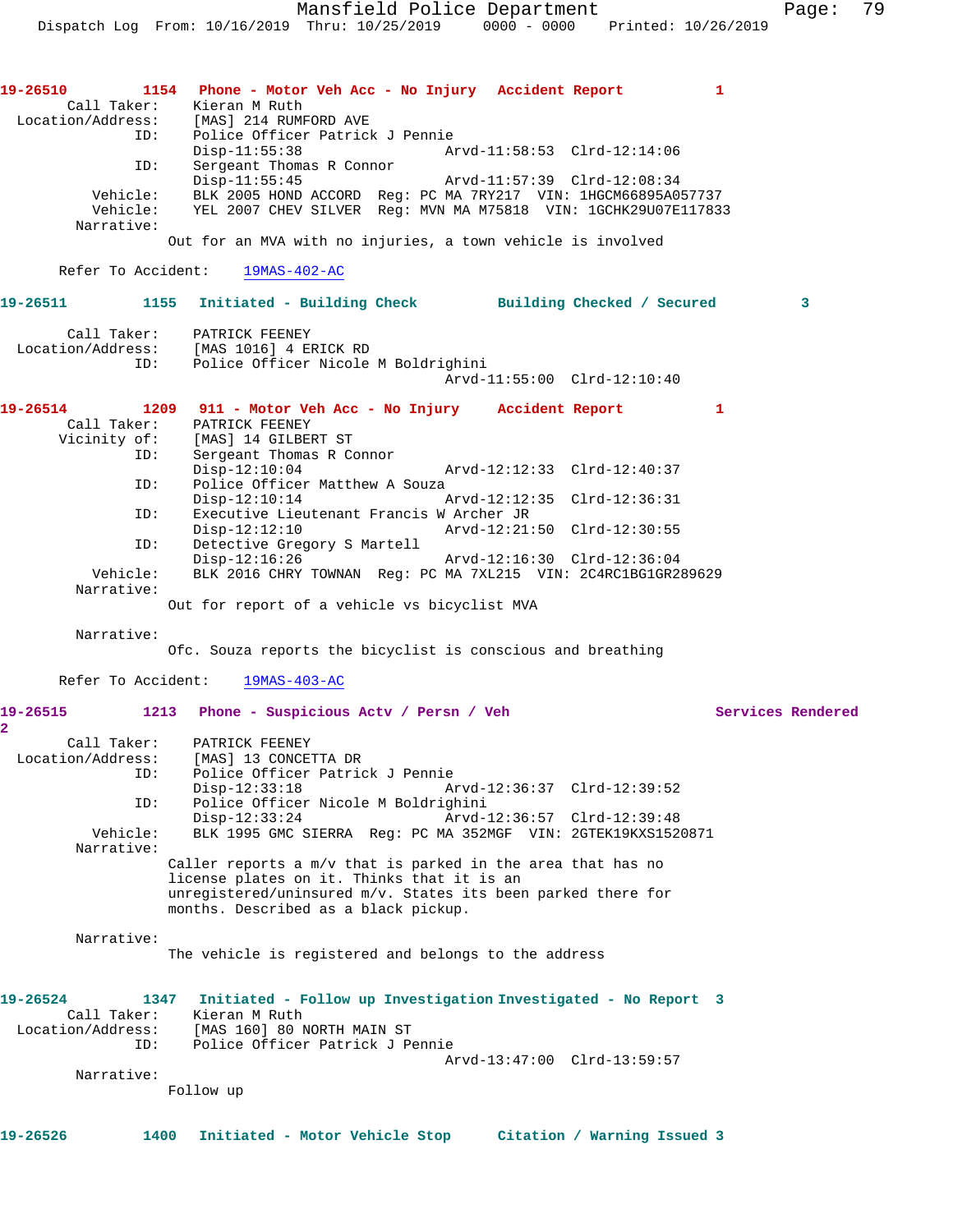**19-26510 1154 Phone - Motor Veh Acc - No Injury Accident Report 1**

Call Taker: Kieran M Ruth
Location/Address: [MAS] 214 RUMFORD AVE
ID: Police Officer Patrick J Pennie
Disp-11:55:38 Arvd-11:58:53 Clrd-12:14:06
ID: Sergeant Thomas R Connor
Disp-11:55:45 Arvd-11:57:39 Clrd-12:08:34
Vehicle: BLK 2005 HOND ACCORD Reg: PC MA 7RY217 VIN: 1HGCM66895A057737
Vehicle: YEL 2007 CHEV SILVER Reg: MVN MA M75818 VIN: 1GCHK29U07E117833
Narrative:
Out for an MVA with no injuries, a town vehicle is involved

Refer To Accident: 19MAS-402-AC

**19-26511 1155 Initiated - Building Check Building Checked / Secured 3**

Call Taker: PATRICK FEENEY
Location/Address: [MAS 1016] 4 ERICK RD
ID: Police Officer Nicole M Boldrighini
Arvd-11:55:00 Clrd-12:10:40

**19-26514 1209 911 - Motor Veh Acc - No Injury Accident Report 1**

Call Taker: PATRICK FEENEY
Vicinity of: [MAS] 14 GILBERT ST
ID: Sergeant Thomas R Connor
Disp-12:10:04 Arvd-12:12:33 Clrd-12:40:37
ID: Police Officer Matthew A Souza
Disp-12:10:14 Arvd-12:12:35 Clrd-12:36:31
ID: Executive Lieutenant Francis W Archer JR
Disp-12:12:10 Arvd-12:21:50 Clrd-12:30:55
ID: Detective Gregory S Martell
Disp-12:16:26 Arvd-12:16:30 Clrd-12:36:04
Vehicle: BLK 2016 CHRY TOWNAN Reg: PC MA 7XL215 VIN: 2C4RC1BG1GR289629
Narrative:
Out for report of a vehicle vs bicyclist MVA

Narrative:
Ofc. Souza reports the bicyclist is conscious and breathing

Refer To Accident: 19MAS-403-AC

**19-26515 1213 Phone - Suspicious Actv / Persn / Veh Services Rendered 2**

Call Taker: PATRICK FEENEY
Location/Address: [MAS] 13 CONCETTA DR
ID: Police Officer Patrick J Pennie
Disp-12:33:18 Arvd-12:36:37 Clrd-12:39:52
ID: Police Officer Nicole M Boldrighini
Disp-12:33:24 Arvd-12:36:57 Clrd-12:39:48
Vehicle: BLK 1995 GMC SIERRA Reg: PC MA 352MGF VIN: 2GTEK19KXS1520871
Narrative:
Caller reports a m/v that is parked in the area that has no license plates on it. Thinks that it is an unregistered/uninsured m/v. States its been parked there for months. Described as a black pickup.

Narrative:
The vehicle is registered and belongs to the address

**19-26524 1347 Initiated - Follow up Investigation Investigated - No Report 3**

Call Taker: Kieran M Ruth
Location/Address: [MAS 160] 80 NORTH MAIN ST
ID: Police Officer Patrick J Pennie
Arvd-13:47:00 Clrd-13:59:57
Narrative:
Follow up

**19-26526 1400 Initiated - Motor Vehicle Stop Citation / Warning Issued 3**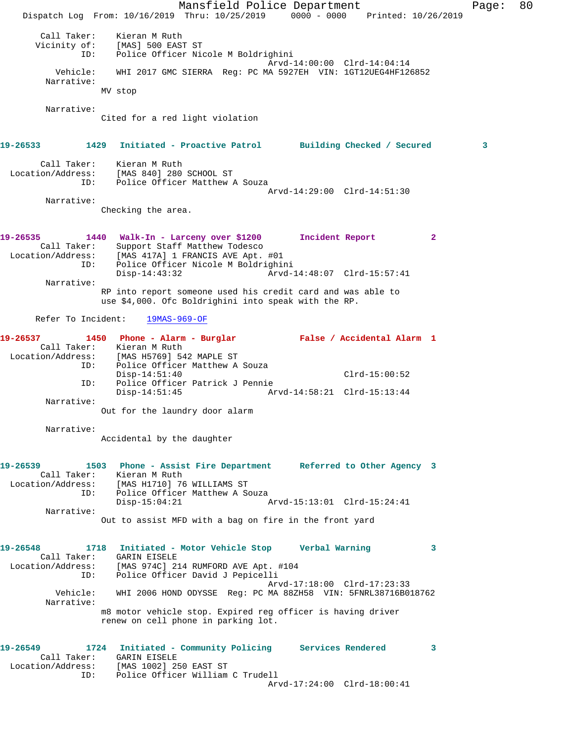Call Taker: Kieran M Ruth
Vicinity of: [MAS] 500 EAST ST
ID: Police Officer Nicole M Boldrighini
Arvd-14:00:00 Clrd-14:04:14
Vehicle: WHI 2017 GMC SIERRA Reg: PC MA 5927EH VIN: 1GT12UEG4HF126852
Narrative:
MV stop

Narrative:
Cited for a red light violation

**19-26533 1429 Initiated - Proactive Patrol Building Checked / Secured 3**

Call Taker: Kieran M Ruth
Location/Address: [MAS 840] 280 SCHOOL ST
ID: Police Officer Matthew A Souza
Arvd-14:29:00 Clrd-14:51:30
Narrative:
Checking the area.

**19-26535 1440 Walk-In - Larceny over $1200 Incident Report 2**

Call Taker: Support Staff Matthew Todesco
Location/Address: [MAS 417A] 1 FRANCIS AVE Apt. #01
ID: Police Officer Nicole M Boldrighini
Disp-14:43:32 Arvd-14:48:07 Clrd-15:57:41
Narrative:
RP into report someone used his credit card and was able to use $4,000. Ofc Boldrighini into speak with the RP.

Refer To Incident: 19MAS-969-OF

**19-26537 1450 Phone - Alarm - Burglar False / Accidental Alarm 1**

Call Taker: Kieran M Ruth
Location/Address: [MAS H5769] 542 MAPLE ST
ID: Police Officer Matthew A Souza
Disp-14:51:40 Clrd-15:00:52
ID: Police Officer Patrick J Pennie
Disp-14:51:45 Arvd-14:58:21 Clrd-15:13:44
Narrative:
Out for the laundry door alarm

Narrative:
Accidental by the daughter

**19-26539 1503 Phone - Assist Fire Department Referred to Other Agency 3**

Call Taker: Kieran M Ruth
Location/Address: [MAS H1710] 76 WILLIAMS ST
ID: Police Officer Matthew A Souza
Disp-15:04:21 Arvd-15:13:01 Clrd-15:24:41
Narrative:
Out to assist MFD with a bag on fire in the front yard

**19-26548 1718 Initiated - Motor Vehicle Stop Verbal Warning 3**

Call Taker: GARIN EISELE
Location/Address: [MAS 974C] 214 RUMFORD AVE Apt. #104
ID: Police Officer David J Pepicelli
Arvd-17:18:00 Clrd-17:23:33
Vehicle: WHI 2006 HOND ODYSSE Reg: PC MA 88ZH58 VIN: 5FNRL38716B018762
Narrative:
m8 motor vehicle stop. Expired reg officer is having driver renew on cell phone in parking lot.

**19-26549 1724 Initiated - Community Policing Services Rendered 3**

Call Taker: GARIN EISELE
Location/Address: [MAS 1002] 250 EAST ST
ID: Police Officer William C Trudell
Arvd-17:24:00 Clrd-18:00:41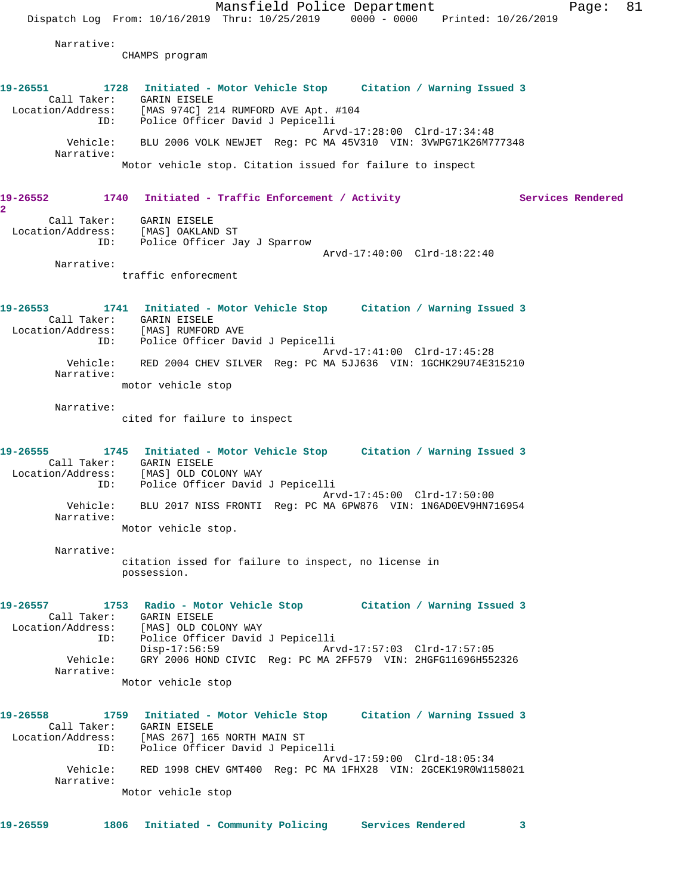Narrative:
CHAMPS program

**19-26551 1728 Initiated - Motor Vehicle Stop Citation / Warning Issued 3**
Call Taker: GARIN EISELE
Location/Address: [MAS 974C] 214 RUMFORD AVE Apt. #104
ID: Police Officer David J Pepicelli
Arvd-17:28:00 Clrd-17:34:48
Vehicle: BLU 2006 VOLK NEWJET Reg: PC MA 45V310 VIN: 3VWPG71K26M777348
Narrative:
Motor vehicle stop. Citation issued for failure to inspect

**19-26552 1740 Initiated - Traffic Enforcement / Activity Services Rendered 2**
Call Taker: GARIN EISELE
Location/Address: [MAS] OAKLAND ST
ID: Police Officer Jay J Sparrow
Arvd-17:40:00 Clrd-18:22:40
Narrative:
traffic enforecment

**19-26553 1741 Initiated - Motor Vehicle Stop Citation / Warning Issued 3**
Call Taker: GARIN EISELE
Location/Address: [MAS] RUMFORD AVE
ID: Police Officer David J Pepicelli
Arvd-17:41:00 Clrd-17:45:28
Vehicle: RED 2004 CHEV SILVER Reg: PC MA 5JJ636 VIN: 1GCHK29U74E315210
Narrative:
motor vehicle stop

Narrative:
cited for failure to inspect

**19-26555 1745 Initiated - Motor Vehicle Stop Citation / Warning Issued 3**
Call Taker: GARIN EISELE
Location/Address: [MAS] OLD COLONY WAY
ID: Police Officer David J Pepicelli
Arvd-17:45:00 Clrd-17:50:00
Vehicle: BLU 2017 NISS FRONTI Reg: PC MA 6PW876 VIN: 1N6AD0EV9HN716954
Narrative:
Motor vehicle stop.

Narrative:
citation issed for failure to inspect, no license in possession.

**19-26557 1753 Radio - Motor Vehicle Stop Citation / Warning Issued 3**
Call Taker: GARIN EISELE
Location/Address: [MAS] OLD COLONY WAY
ID: Police Officer David J Pepicelli
Disp-17:56:59 Arvd-17:57:03 Clrd-17:57:05
Vehicle: GRY 2006 HOND CIVIC Reg: PC MA 2FF579 VIN: 2HGFG11696H552326
Narrative:
Motor vehicle stop

**19-26558 1759 Initiated - Motor Vehicle Stop Citation / Warning Issued 3**
Call Taker: GARIN EISELE
Location/Address: [MAS 267] 165 NORTH MAIN ST
ID: Police Officer David J Pepicelli
Arvd-17:59:00 Clrd-18:05:34
Vehicle: RED 1998 CHEV GMT400 Reg: PC MA 1FHX28 VIN: 2GCEK19R0W1158021
Narrative:
Motor vehicle stop

**19-26559 1806 Initiated - Community Policing Services Rendered 3**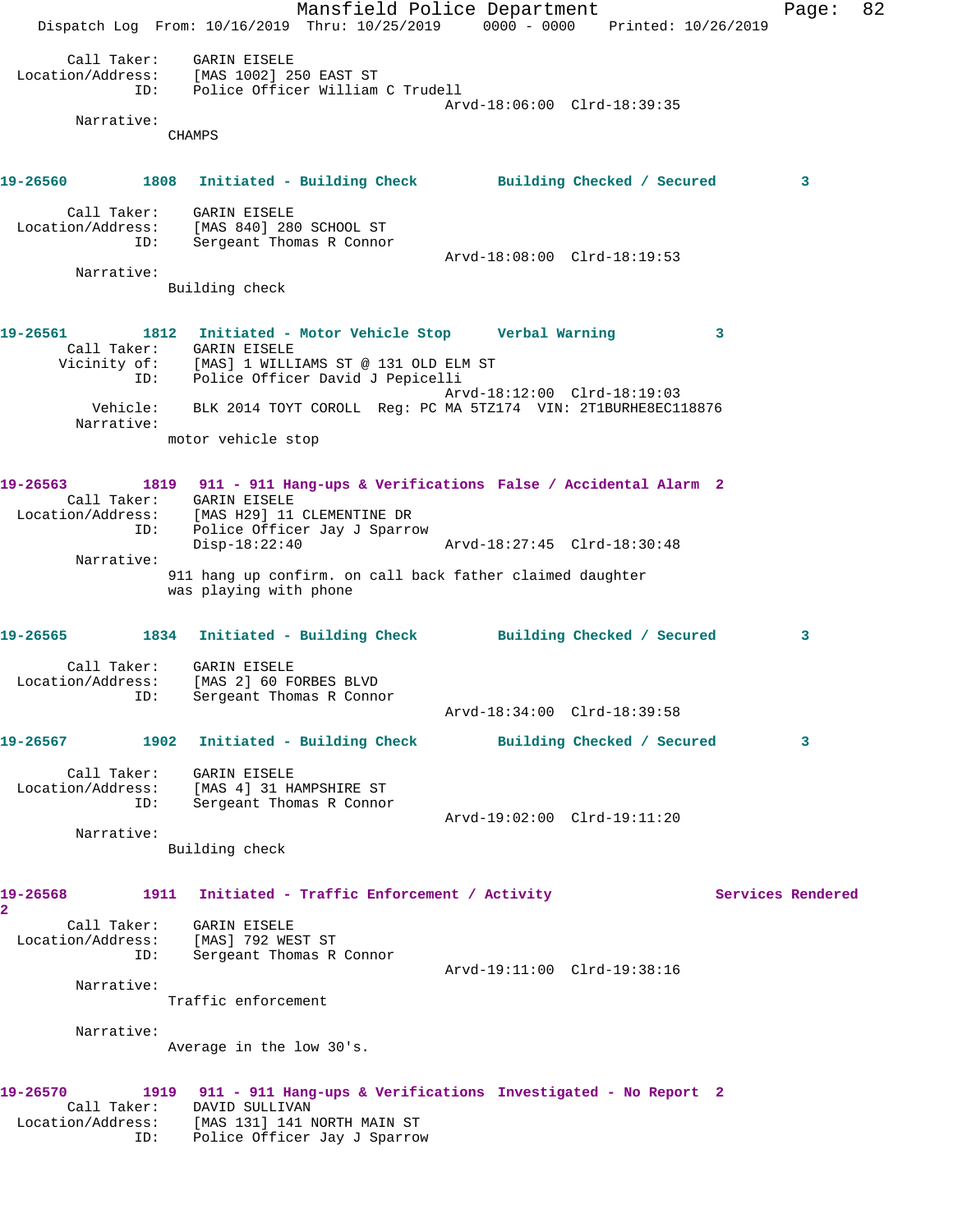Call Taker: GARIN EISELE
Location/Address: [MAS 1002] 250 EAST ST
ID: Police Officer William C Trudell
Arvd-18:06:00 Clrd-18:39:35
Narrative:
CHAMPS

**19-26560** 1808 **Initiated - Building Check** **Building Checked / Secured** 3

Call Taker: GARIN EISELE
Location/Address: [MAS 840] 280 SCHOOL ST
ID: Sergeant Thomas R Connor
Arvd-18:08:00 Clrd-18:19:53
Narrative:
Building check

**19-26561** 1812 **Initiated - Motor Vehicle Stop** **Verbal Warning** 3

Call Taker: GARIN EISELE
Vicinity of: [MAS] 1 WILLIAMS ST @ 131 OLD ELM ST
ID: Police Officer David J Pepicelli
Arvd-18:12:00 Clrd-18:19:03
Vehicle: BLK 2014 TOYT COROLL Reg: PC MA 5TZ174 VIN: 2T1BURHE8EC118876
Narrative:
motor vehicle stop

**19-26563** 1819 **911 - 911 Hang-ups & Verifications** **False / Accidental Alarm** 2

Call Taker: GARIN EISELE
Location/Address: [MAS H29] 11 CLEMENTINE DR
ID: Police Officer Jay J Sparrow
Disp-18:22:40 Arvd-18:27:45 Clrd-18:30:48
Narrative:
911 hang up confirm. on call back father claimed daughter was playing with phone

**19-26565** 1834 **Initiated - Building Check** **Building Checked / Secured** 3

Call Taker: GARIN EISELE
Location/Address: [MAS 2] 60 FORBES BLVD
ID: Sergeant Thomas R Connor
Arvd-18:34:00 Clrd-18:39:58

**19-26567** 1902 **Initiated - Building Check** **Building Checked / Secured** 3

Call Taker: GARIN EISELE
Location/Address: [MAS 4] 31 HAMPSHIRE ST
ID: Sergeant Thomas R Connor
Arvd-19:02:00 Clrd-19:11:20
Narrative:
Building check

**19-26568** 1911 **Initiated - Traffic Enforcement / Activity** **Services Rendered** 2

Call Taker: GARIN EISELE
Location/Address: [MAS] 792 WEST ST
ID: Sergeant Thomas R Connor
Arvd-19:11:00 Clrd-19:38:16
Narrative:
Traffic enforcement
Narrative:
Average in the low 30's.

**19-26570** 1919 **911 - 911 Hang-ups & Verifications** **Investigated - No Report** 2

Call Taker: DAVID SULLIVAN
Location/Address: [MAS 131] 141 NORTH MAIN ST
ID: Police Officer Jay J Sparrow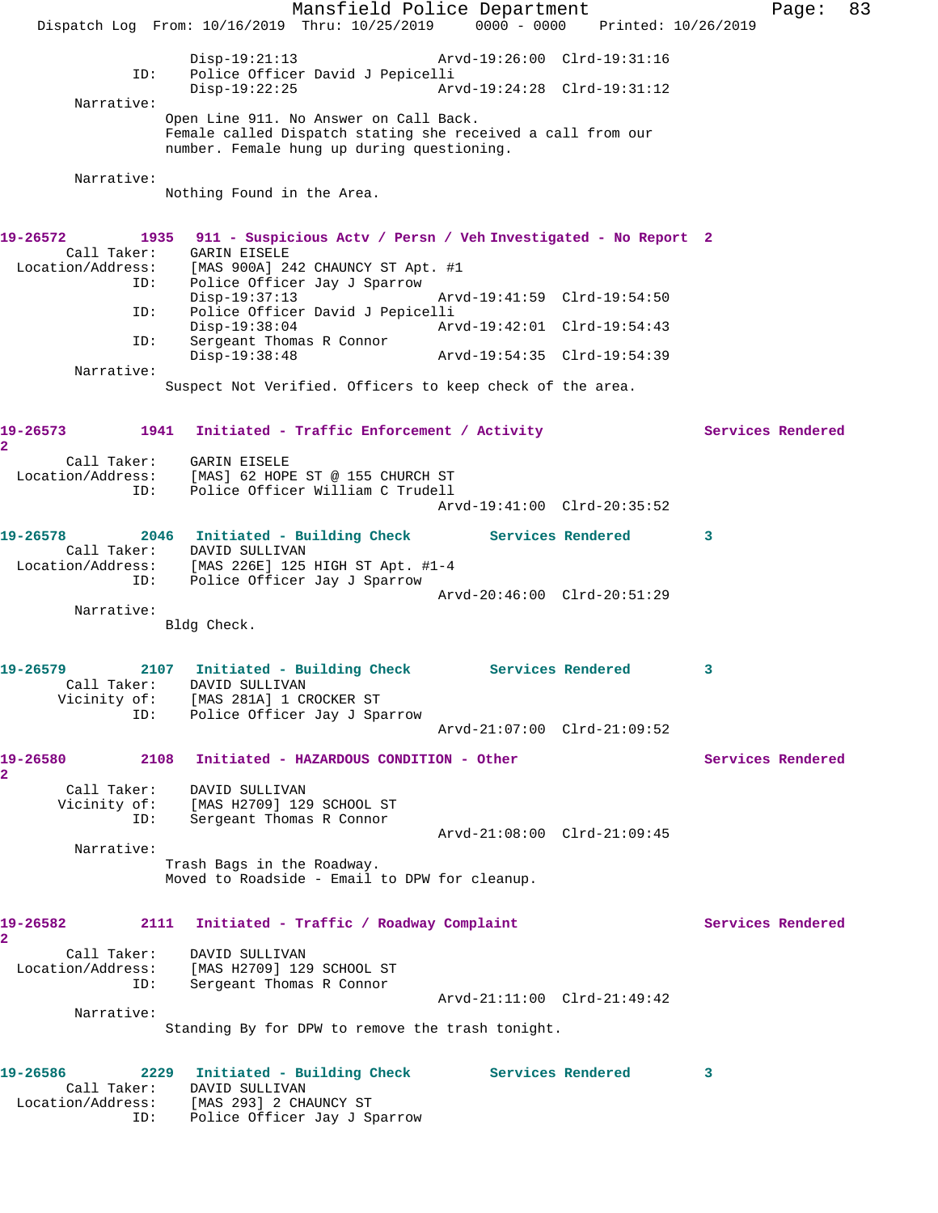```
                Disp-19:21:13                 Arvd-19:26:00  Clrd-19:31:16
          ID:   Police Officer David J Pepicelli
                Disp-19:22:25                 Arvd-19:24:28  Clrd-19:31:12
   Narrative:
               Open Line 911. No Answer on Call Back.
               Female called Dispatch stating she received a call from our
               number. Female hung up during questioning.

   Narrative:
               Nothing Found in the Area.


19-26572        1935   911 - Suspicious Actv / Persn / Veh Investigated - No Report  2
     Call Taker:    GARIN EISELE
  Location/Address:   [MAS 900A] 242 CHAUNCY ST Apt. #1
          ID:   Police Officer Jay J Sparrow
                Disp-19:37:13                 Arvd-19:41:59  Clrd-19:54:50
          ID:   Police Officer David J Pepicelli
                Disp-19:38:04                 Arvd-19:42:01  Clrd-19:54:43
          ID:   Sergeant Thomas R Connor
                Disp-19:38:48                 Arvd-19:54:35  Clrd-19:54:39
   Narrative:
               Suspect Not Verified. Officers to keep check of the area.


19-26573        1941   Initiated - Traffic Enforcement / Activity          Services Rendered
2
     Call Taker:    GARIN EISELE
  Location/Address:   [MAS] 62 HOPE ST @ 155 CHURCH ST
          ID:   Police Officer William C Trudell
                                              Arvd-19:41:00  Clrd-20:35:52

19-26578        2046   Initiated - Building Check          Services Rendered        3
     Call Taker:    DAVID SULLIVAN
  Location/Address:   [MAS 226E] 125 HIGH ST Apt. #1-4
          ID:   Police Officer Jay J Sparrow
                                              Arvd-20:46:00  Clrd-20:51:29
   Narrative:
               Bldg Check.


19-26579        2107   Initiated - Building Check          Services Rendered        3
     Call Taker:    DAVID SULLIVAN
     Vicinity of:   [MAS 281A] 1 CROCKER ST
          ID:   Police Officer Jay J Sparrow
                                              Arvd-21:07:00  Clrd-21:09:52

19-26580        2108   Initiated - HAZARDOUS CONDITION - Other              Services Rendered
2
     Call Taker:    DAVID SULLIVAN
     Vicinity of:   [MAS H2709] 129 SCHOOL ST
          ID:   Sergeant Thomas R Connor
                                              Arvd-21:08:00  Clrd-21:09:45
   Narrative:
               Trash Bags in the Roadway.
               Moved to Roadside - Email to DPW for cleanup.


19-26582        2111   Initiated - Traffic / Roadway Complaint             Services Rendered
2
     Call Taker:    DAVID SULLIVAN
  Location/Address:   [MAS H2709] 129 SCHOOL ST
          ID:   Sergeant Thomas R Connor
                                              Arvd-21:11:00  Clrd-21:49:42
   Narrative:
               Standing By for DPW to remove the trash tonight.


19-26586        2229   Initiated - Building Check          Services Rendered        3
     Call Taker:    DAVID SULLIVAN
  Location/Address:   [MAS 293] 2 CHAUNCY ST
          ID:   Police Officer Jay J Sparrow
```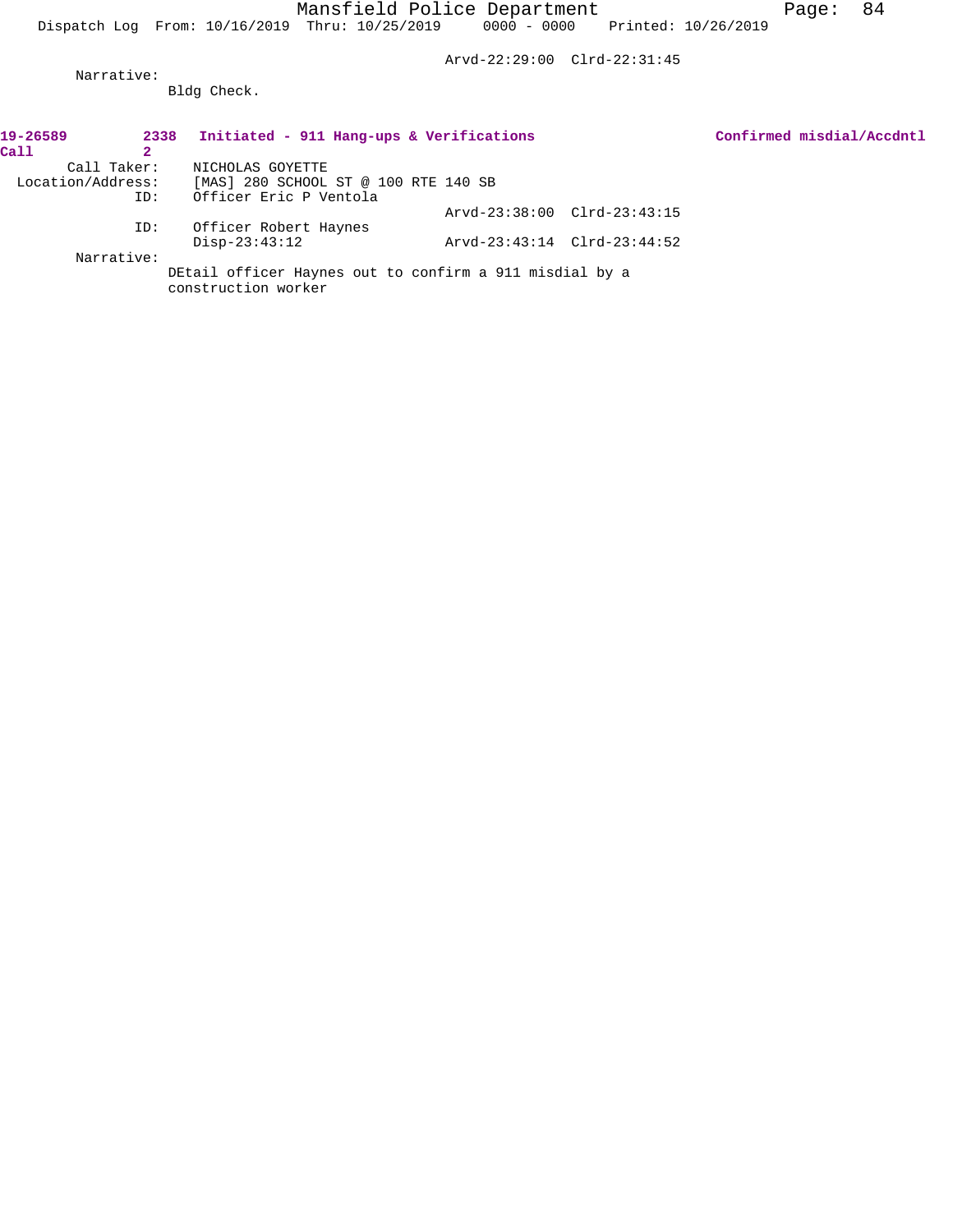Arvd-22:29:00 Clrd-22:31:45

Narrative:
Bldg Check.

**19-26589 2338 Initiated - 911 Hang-ups & Verifications** **Confirmed misdial/Accdntl**
**Call 2**

Call Taker: NICHOLAS GOYETTE
Location/Address: [MAS] 280 SCHOOL ST @ 100 RTE 140 SB
ID: Officer Eric P Ventola
Arvd-23:38:00 Clrd-23:43:15
ID: Officer Robert Haynes
Disp-23:43:12 Arvd-23:43:14 Clrd-23:44:52

Narrative:
DEtail officer Haynes out to confirm a 911 misdial by a construction worker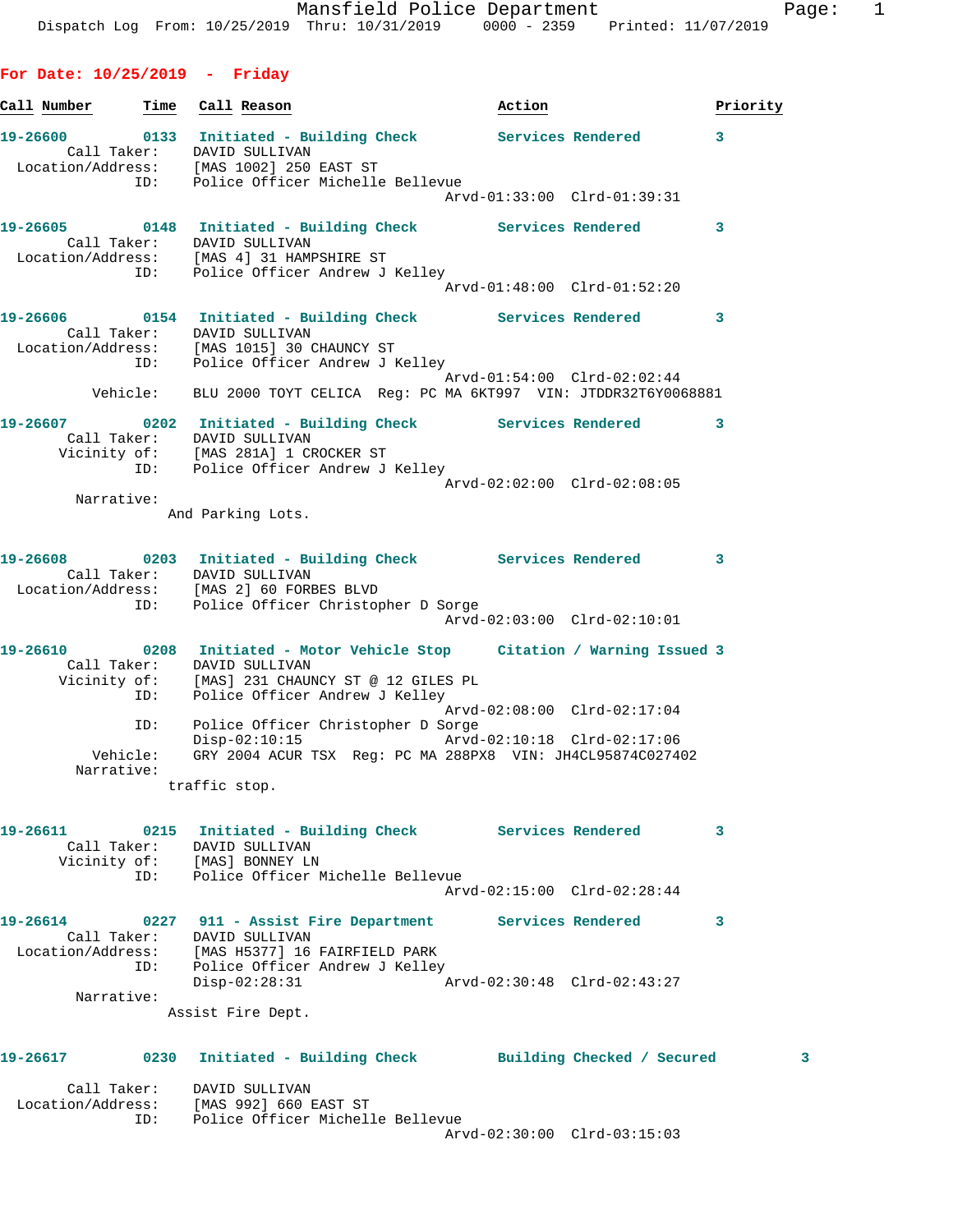Mansfield Police Department
Dispatch Log From: 10/25/2019 Thru: 10/31/2019 0000 - 2359 Printed: 11/07/2019

## For Date: 10/25/2019 - Friday

| Call Number | Time | Call Reason | Action | Priority |
|---|---|---|---|---|

**19-26600** 0133 Initiated - Building Check — Services Rendered — 3
Call Taker: DAVID SULLIVAN
Location/Address: [MAS 1002] 250 EAST ST
ID: Police Officer Michelle Bellevue
Arvd-01:33:00 Clrd-01:39:31

**19-26605** 0148 Initiated - Building Check — Services Rendered — 3
Call Taker: DAVID SULLIVAN
Location/Address: [MAS 4] 31 HAMPSHIRE ST
ID: Police Officer Andrew J Kelley
Arvd-01:48:00 Clrd-01:52:20

**19-26606** 0154 Initiated - Building Check — Services Rendered — 3
Call Taker: DAVID SULLIVAN
Location/Address: [MAS 1015] 30 CHAUNCY ST
ID: Police Officer Andrew J Kelley
Arvd-01:54:00 Clrd-02:02:44
Vehicle: BLU 2000 TOYT CELICA Reg: PC MA 6KT997 VIN: JTDDR32T6Y0068881

**19-26607** 0202 Initiated - Building Check — Services Rendered — 3
Call Taker: DAVID SULLIVAN
Vicinity of: [MAS 281A] 1 CROCKER ST
ID: Police Officer Andrew J Kelley
Arvd-02:02:00 Clrd-02:08:05
Narrative:
And Parking Lots.

**19-26608** 0203 Initiated - Building Check — Services Rendered — 3
Call Taker: DAVID SULLIVAN
Location/Address: [MAS 2] 60 FORBES BLVD
ID: Police Officer Christopher D Sorge
Arvd-02:03:00 Clrd-02:10:01

**19-26610** 0208 Initiated - Motor Vehicle Stop — Citation / Warning Issued — 3
Call Taker: DAVID SULLIVAN
Vicinity of: [MAS] 231 CHAUNCY ST @ 12 GILES PL
ID: Police Officer Andrew J Kelley
Arvd-02:08:00 Clrd-02:17:04
ID: Police Officer Christopher D Sorge
Disp-02:10:15 Arvd-02:10:18 Clrd-02:17:06
Vehicle: GRY 2004 ACUR TSX Reg: PC MA 288PX8 VIN: JH4CL95874C027402
Narrative:
traffic stop.

**19-26611** 0215 Initiated - Building Check — Services Rendered — 3
Call Taker: DAVID SULLIVAN
Vicinity of: [MAS] BONNEY LN
ID: Police Officer Michelle Bellevue
Arvd-02:15:00 Clrd-02:28:44

**19-26614** 0227 911 - Assist Fire Department — Services Rendered — 3
Call Taker: DAVID SULLIVAN
Location/Address: [MAS H5377] 16 FAIRFIELD PARK
ID: Police Officer Andrew J Kelley
Disp-02:28:31 Arvd-02:30:48 Clrd-02:43:27
Narrative:
Assist Fire Dept.

**19-26617** 0230 Initiated - Building Check — Building Checked / Secured — 3
Call Taker: DAVID SULLIVAN
Location/Address: [MAS 992] 660 EAST ST
ID: Police Officer Michelle Bellevue
Arvd-02:30:00 Clrd-03:15:03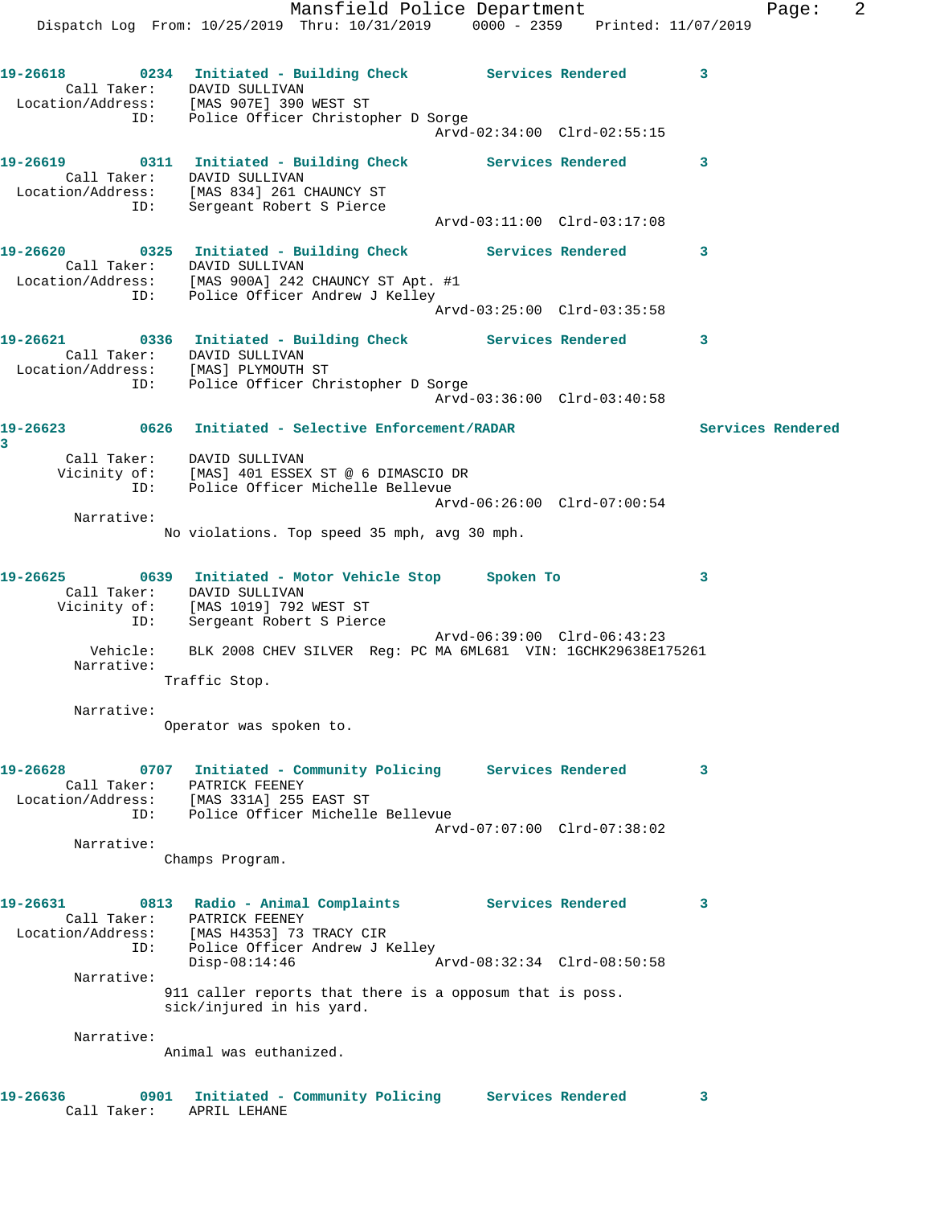19-26618 0234 Initiated - Building Check Services Rendered 3
Call Taker: DAVID SULLIVAN
Location/Address: [MAS 907E] 390 WEST ST
ID: Police Officer Christopher D Sorge
Arvd-02:34:00 Clrd-02:55:15

19-26619 0311 Initiated - Building Check Services Rendered 3
Call Taker: DAVID SULLIVAN
Location/Address: [MAS 834] 261 CHAUNCY ST
ID: Sergeant Robert S Pierce
Arvd-03:11:00 Clrd-03:17:08

19-26620 0325 Initiated - Building Check Services Rendered 3
Call Taker: DAVID SULLIVAN
Location/Address: [MAS 900A] 242 CHAUNCY ST Apt. #1
ID: Police Officer Andrew J Kelley
Arvd-03:25:00 Clrd-03:35:58

19-26621 0336 Initiated - Building Check Services Rendered 3
Call Taker: DAVID SULLIVAN
Location/Address: [MAS] PLYMOUTH ST
ID: Police Officer Christopher D Sorge
Arvd-03:36:00 Clrd-03:40:58

19-26623 0626 Initiated - Selective Enforcement/RADAR Services Rendered 3
Call Taker: DAVID SULLIVAN
Vicinity of: [MAS] 401 ESSEX ST @ 6 DIMASCIO DR
ID: Police Officer Michelle Bellevue
Arvd-06:26:00 Clrd-07:00:54
Narrative:
No violations. Top speed 35 mph, avg 30 mph.

19-26625 0639 Initiated - Motor Vehicle Stop Spoken To 3
Call Taker: DAVID SULLIVAN
Vicinity of: [MAS 1019] 792 WEST ST
ID: Sergeant Robert S Pierce
Arvd-06:39:00 Clrd-06:43:23
Vehicle: BLK 2008 CHEV SILVER Reg: PC MA 6ML681 VIN: 1GCHK29638E175261
Narrative:
Traffic Stop.

Narrative:
Operator was spoken to.

19-26628 0707 Initiated - Community Policing Services Rendered 3
Call Taker: PATRICK FEENEY
Location/Address: [MAS 331A] 255 EAST ST
ID: Police Officer Michelle Bellevue
Arvd-07:07:00 Clrd-07:38:02
Narrative:
Champs Program.

19-26631 0813 Radio - Animal Complaints Services Rendered 3
Call Taker: PATRICK FEENEY
Location/Address: [MAS H4353] 73 TRACY CIR
ID: Police Officer Andrew J Kelley
Disp-08:14:46 Arvd-08:32:34 Clrd-08:50:58
Narrative:
911 caller reports that there is a opposum that is poss. sick/injured in his yard.

Narrative:
Animal was euthanized.

19-26636 0901 Initiated - Community Policing Services Rendered 3
Call Taker: APRIL LEHANE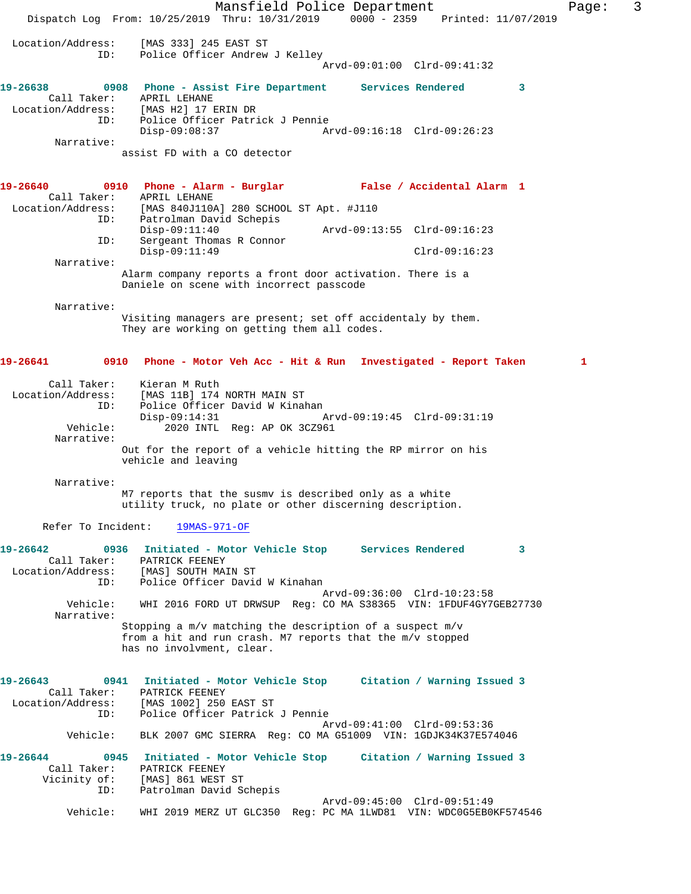Location/Address: [MAS 333] 245 EAST ST
ID: Police Officer Andrew J Kelley
Arvd-09:01:00 Clrd-09:41:32

**19-26638 0908 Phone - Assist Fire Department Services Rendered 3**

Call Taker: APRIL LEHANE
Location/Address: [MAS H2] 17 ERIN DR
ID: Police Officer Patrick J Pennie
Disp-09:08:37 Arvd-09:16:18 Clrd-09:26:23

Narrative:
assist FD with a CO detector

**19-26640 0910 Phone - Alarm - Burglar False / Accidental Alarm 1**

Call Taker: APRIL LEHANE
Location/Address: [MAS 840J110A] 280 SCHOOL ST Apt. #J110
ID: Patrolman David Schepis
Disp-09:11:40 Arvd-09:13:55 Clrd-09:16:23
ID: Sergeant Thomas R Connor
Disp-09:11:49 Clrd-09:16:23

Narrative:
Alarm company reports a front door activation. There is a Daniele on scene with incorrect passcode

Narrative:
Visiting managers are present; set off accidentaly by them. They are working on getting them all codes.

**19-26641 0910 Phone - Motor Veh Acc - Hit & Run Investigated - Report Taken 1**

Call Taker: Kieran M Ruth
Location/Address: [MAS 11B] 174 NORTH MAIN ST
ID: Police Officer David W Kinahan
Disp-09:14:31 Arvd-09:19:45 Clrd-09:31:19
Vehicle: 2020 INTL Reg: AP OK 3CZ961

Narrative:
Out for the report of a vehicle hitting the RP mirror on his vehicle and leaving

Narrative:
M7 reports that the susmv is described only as a white utility truck, no plate or other discerning description.

Refer To Incident: 19MAS-971-OF

**19-26642 0936 Initiated - Motor Vehicle Stop Services Rendered 3**

Call Taker: PATRICK FEENEY
Location/Address: [MAS] SOUTH MAIN ST
ID: Police Officer David W Kinahan
Arvd-09:36:00 Clrd-10:23:58
Vehicle: WHI 2016 FORD UT DRWSUP Reg: CO MA S38365 VIN: 1FDUF4GY7GEB27730

Narrative:
Stopping a m/v matching the description of a suspect m/v from a hit and run crash. M7 reports that the m/v stopped has no involvment, clear.

**19-26643 0941 Initiated - Motor Vehicle Stop Citation / Warning Issued 3**

Call Taker: PATRICK FEENEY
Location/Address: [MAS 1002] 250 EAST ST
ID: Police Officer Patrick J Pennie
Arvd-09:41:00 Clrd-09:53:36
Vehicle: BLK 2007 GMC SIERRA Reg: CO MA G51009 VIN: 1GDJK34K37E574046

**19-26644 0945 Initiated - Motor Vehicle Stop Citation / Warning Issued 3**

Call Taker: PATRICK FEENEY
Vicinity of: [MAS] 861 WEST ST
ID: Patrolman David Schepis
Arvd-09:45:00 Clrd-09:51:49
Vehicle: WHI 2019 MERZ UT GLC350 Reg: PC MA 1LWD81 VIN: WDC0G5EB0KF574546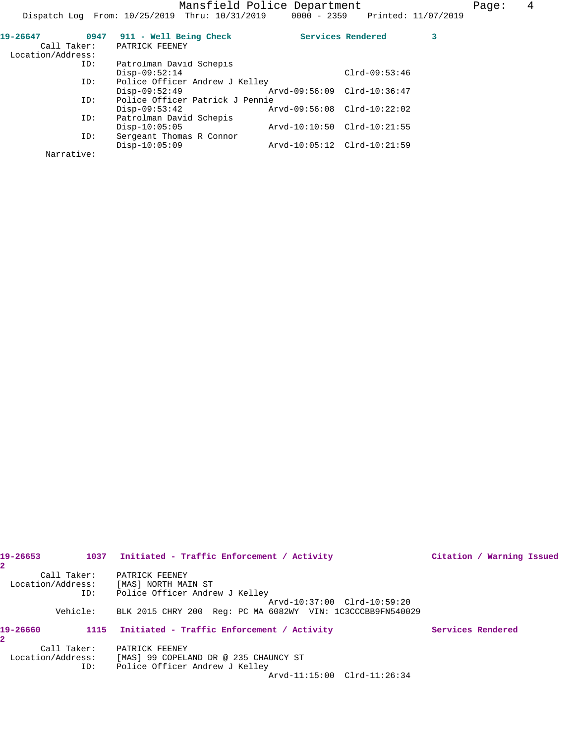**19-26647** 0947 911 - Well Being Check Services Rendered 3

```
       Call Taker:    PATRICK FEENEY
 Location/Address:
               ID:    Patrolman David Schepis
                      Disp-09:52:14                         Clrd-09:53:46
               ID:    Police Officer Andrew J Kelley
                      Disp-09:52:49             Arvd-09:56:09  Clrd-10:36:47
               ID:    Police Officer Patrick J Pennie
                      Disp-09:53:42             Arvd-09:56:08  Clrd-10:22:02
               ID:    Patrolman David Schepis
                      Disp-10:05:05             Arvd-10:10:50  Clrd-10:21:55
               ID:    Sergeant Thomas R Connor
                      Disp-10:05:09             Arvd-10:05:12  Clrd-10:21:59
        Narrative:
```

**19-26653** 1037 Initiated - Traffic Enforcement / Activity Citation / Warning Issued 2

```
       Call Taker:    PATRICK FEENEY
 Location/Address:    [MAS] NORTH MAIN ST
               ID:    Police Officer Andrew J Kelley
                                                Arvd-10:37:00  Clrd-10:59:20
          Vehicle:    BLK 2015 CHRY 200  Reg: PC MA 6082WY  VIN: 1C3CCCBB9FN540029
```

**19-26660** 1115 Initiated - Traffic Enforcement / Activity Services Rendered 2

```
       Call Taker:    PATRICK FEENEY
 Location/Address:    [MAS] 99 COPELAND DR @ 235 CHAUNCY ST
               ID:    Police Officer Andrew J Kelley
                                                Arvd-11:15:00  Clrd-11:26:34
```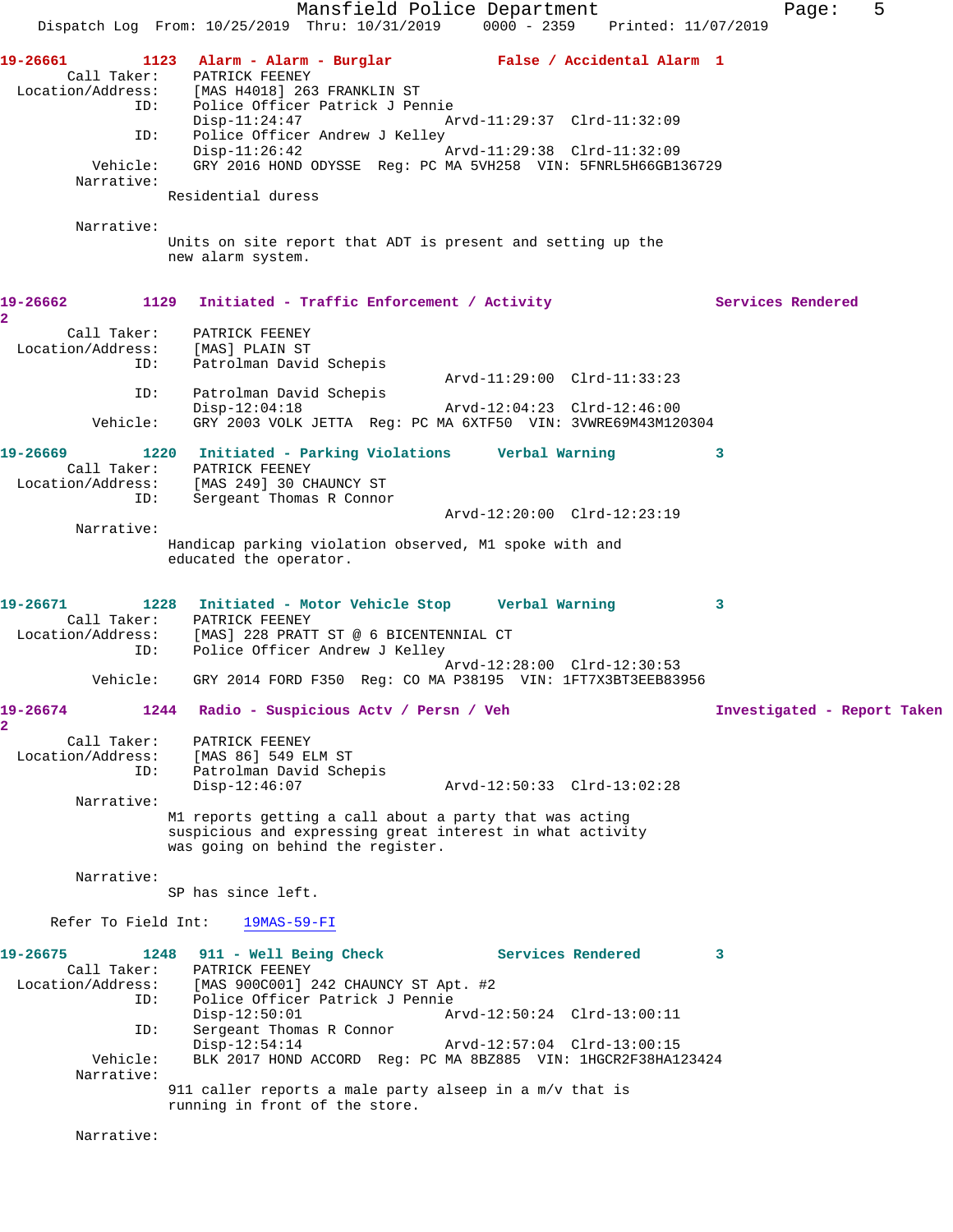**19-26661** 1123 **Alarm - Alarm - Burglar** **False / Accidental Alarm** 1

Call Taker: PATRICK FEENEY
Location/Address: [MAS H4018] 263 FRANKLIN ST
ID: Police Officer Patrick J Pennie
Disp-11:24:47 Arvd-11:29:37 Clrd-11:32:09
ID: Police Officer Andrew J Kelley
Disp-11:26:42 Arvd-11:29:38 Clrd-11:32:09
Vehicle: GRY 2016 HOND ODYSSE Reg: PC MA 5VH258 VIN: 5FNRL5H66GB136729
Narrative:
Residential duress

Narrative:
Units on site report that ADT is present and setting up the new alarm system.

**19-26662** 1129 **Initiated - Traffic Enforcement / Activity** **Services Rendered** 2

Call Taker: PATRICK FEENEY
Location/Address: [MAS] PLAIN ST
ID: Patrolman David Schepis
Arvd-11:29:00 Clrd-11:33:23
ID: Patrolman David Schepis
Disp-12:04:18 Arvd-12:04:23 Clrd-12:46:00
Vehicle: GRY 2003 VOLK JETTA Reg: PC MA 6XTF50 VIN: 3VWRE69M43M120304

**19-26669** 1220 **Initiated - Parking Violations** **Verbal Warning** 3

Call Taker: PATRICK FEENEY
Location/Address: [MAS 249] 30 CHAUNCY ST
ID: Sergeant Thomas R Connor
Arvd-12:20:00 Clrd-12:23:19
Narrative:
Handicap parking violation observed, M1 spoke with and educated the operator.

**19-26671** 1228 **Initiated - Motor Vehicle Stop** **Verbal Warning** 3

Call Taker: PATRICK FEENEY
Location/Address: [MAS] 228 PRATT ST @ 6 BICENTENNIAL CT
ID: Police Officer Andrew J Kelley
Arvd-12:28:00 Clrd-12:30:53
Vehicle: GRY 2014 FORD F350 Reg: CO MA P38195 VIN: 1FT7X3BT3EEB83956

**19-26674** 1244 **Radio - Suspicious Actv / Persn / Veh** **Investigated - Report Taken** 2

Call Taker: PATRICK FEENEY
Location/Address: [MAS 86] 549 ELM ST
ID: Patrolman David Schepis
Disp-12:46:07 Arvd-12:50:33 Clrd-13:02:28
Narrative:
M1 reports getting a call about a party that was acting suspicious and expressing great interest in what activity was going on behind the register.

Narrative:
SP has since left.

Refer To Field Int: 19MAS-59-FI

**19-26675** 1248 **911 - Well Being Check** **Services Rendered** 3

Call Taker: PATRICK FEENEY
Location/Address: [MAS 900C001] 242 CHAUNCY ST Apt. #2
ID: Police Officer Patrick J Pennie
Disp-12:50:01 Arvd-12:50:24 Clrd-13:00:11
ID: Sergeant Thomas R Connor
Disp-12:54:14 Arvd-12:57:04 Clrd-13:00:15
Vehicle: BLK 2017 HOND ACCORD Reg: PC MA 8BZ885 VIN: 1HGCR2F38HA123424
Narrative:
911 caller reports a male party alseep in a m/v that is running in front of the store.

Narrative: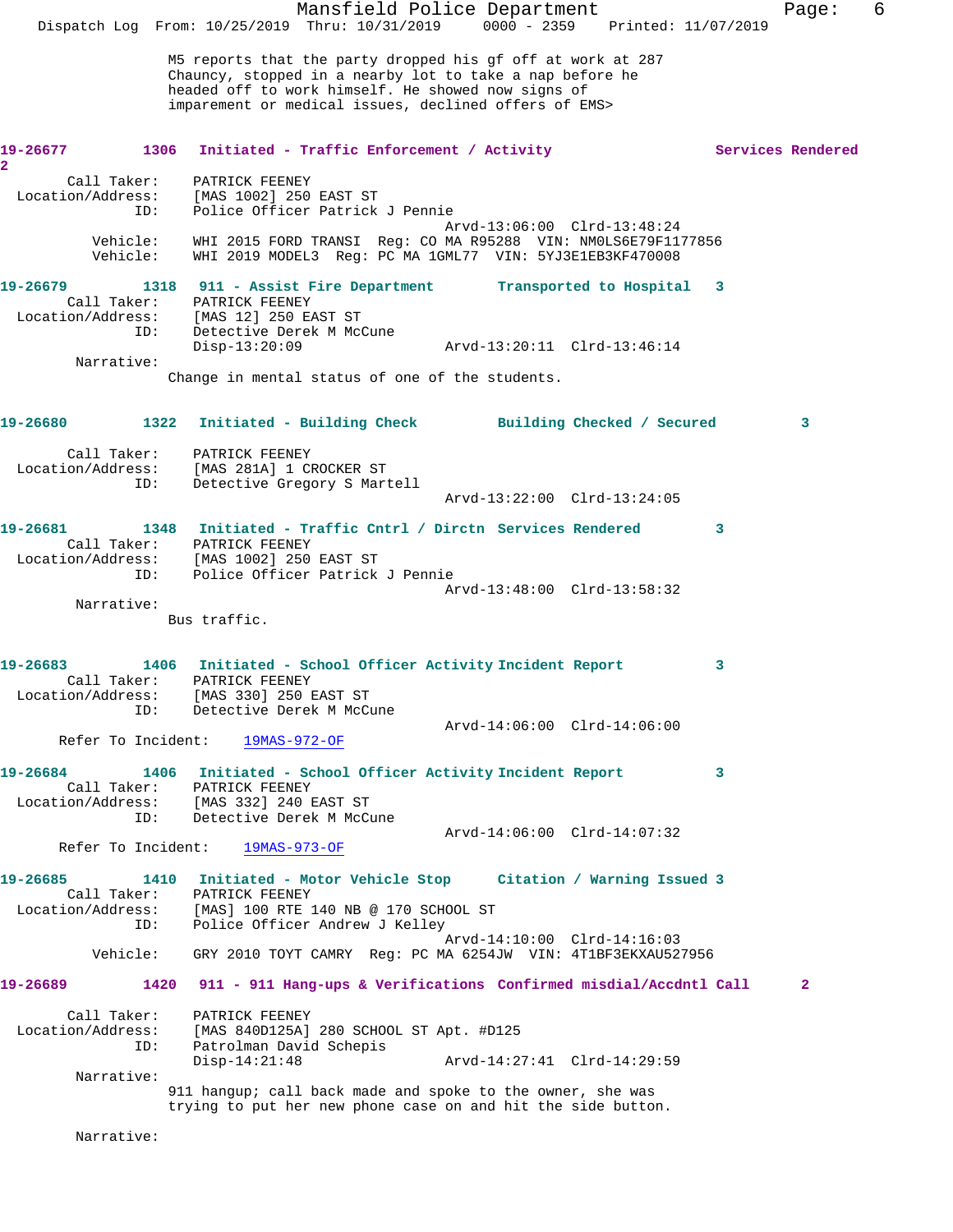M5 reports that the party dropped his gf off at work at 287 Chauncy, stopped in a nearby lot to take a nap before he headed off to work himself. He showed now signs of imparement or medical issues, declined offers of EMS>

**19-26677 1306 Initiated - Traffic Enforcement / Activity Services Rendered 2**

Call Taker: PATRICK FEENEY
Location/Address: [MAS 1002] 250 EAST ST
ID: Police Officer Patrick J Pennie
Arvd-13:06:00 Clrd-13:48:24
Vehicle: WHI 2015 FORD TRANSI Reg: CO MA R95288 VIN: NM0LS6E79F1177856
Vehicle: WHI 2019 MODEL3 Reg: PC MA 1GML77 VIN: 5YJ3E1EB3KF470008

**19-26679 1318 911 - Assist Fire Department Transported to Hospital 3**

Call Taker: PATRICK FEENEY
Location/Address: [MAS 12] 250 EAST ST
ID: Detective Derek M McCune
Disp-13:20:09 Arvd-13:20:11 Clrd-13:46:14
Narrative:
Change in mental status of one of the students.

**19-26680 1322 Initiated - Building Check Building Checked / Secured 3**

Call Taker: PATRICK FEENEY
Location/Address: [MAS 281A] 1 CROCKER ST
ID: Detective Gregory S Martell
Arvd-13:22:00 Clrd-13:24:05

**19-26681 1348 Initiated - Traffic Cntrl / Dirctn Services Rendered 3**

Call Taker: PATRICK FEENEY
Location/Address: [MAS 1002] 250 EAST ST
ID: Police Officer Patrick J Pennie
Arvd-13:48:00 Clrd-13:58:32
Narrative:
Bus traffic.

**19-26683 1406 Initiated - School Officer Activity Incident Report 3**

Call Taker: PATRICK FEENEY
Location/Address: [MAS 330] 250 EAST ST
ID: Detective Derek M McCune
Arvd-14:06:00 Clrd-14:06:00
Refer To Incident: 19MAS-972-OF

**19-26684 1406 Initiated - School Officer Activity Incident Report 3**

Call Taker: PATRICK FEENEY
Location/Address: [MAS 332] 240 EAST ST
ID: Detective Derek M McCune
Arvd-14:06:00 Clrd-14:07:32
Refer To Incident: 19MAS-973-OF

**19-26685 1410 Initiated - Motor Vehicle Stop Citation / Warning Issued 3**

Call Taker: PATRICK FEENEY
Location/Address: [MAS] 100 RTE 140 NB @ 170 SCHOOL ST
ID: Police Officer Andrew J Kelley
Arvd-14:10:00 Clrd-14:16:03
Vehicle: GRY 2010 TOYT CAMRY Reg: PC MA 6254JW VIN: 4T1BF3EKXAU527956

**19-26689 1420 911 - 911 Hang-ups & Verifications Confirmed misdial/Accdntl Call 2**

Call Taker: PATRICK FEENEY
Location/Address: [MAS 840D125A] 280 SCHOOL ST Apt. #D125
ID: Patrolman David Schepis
Disp-14:21:48 Arvd-14:27:41 Clrd-14:29:59
Narrative:
911 hangup; call back made and spoke to the owner, she was trying to put her new phone case on and hit the side button.

Narrative: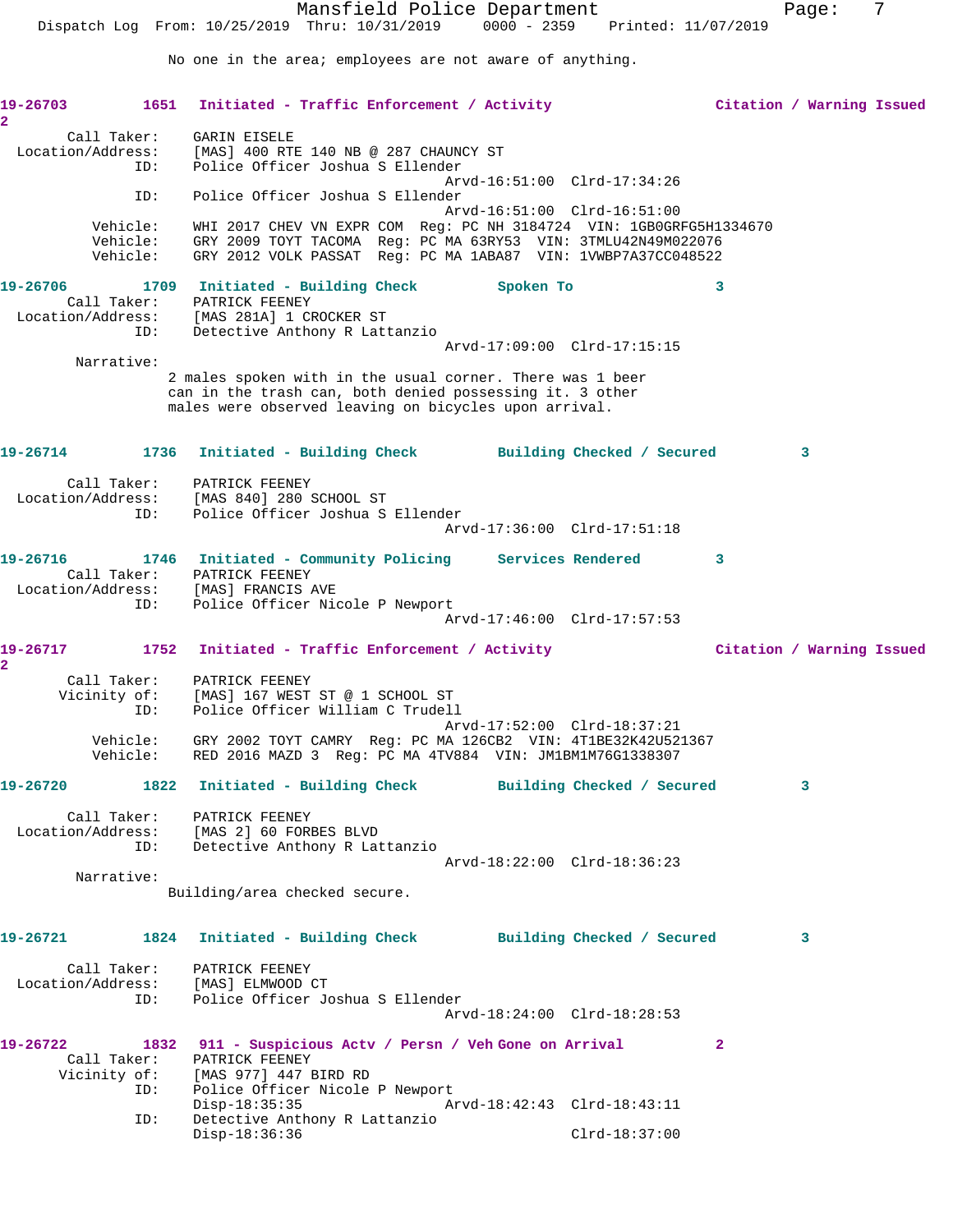No one in the area; employees are not aware of anything.

**19-26703** 1651 Initiated - Traffic Enforcement / Activity **Citation / Warning Issued** 2

Call Taker: GARIN EISELE
Location/Address: [MAS] 400 RTE 140 NB @ 287 CHAUNCY ST
ID: Police Officer Joshua S Ellender
Arvd-16:51:00 Clrd-17:34:26
ID: Police Officer Joshua S Ellender
Arvd-16:51:00 Clrd-16:51:00
Vehicle: WHI 2017 CHEV VN EXPR COM Reg: PC NH 3184724 VIN: 1GB0GRFG5H1334670
Vehicle: GRY 2009 TOYT TACOMA Reg: PC MA 63RY53 VIN: 3TMLU42N49M022076
Vehicle: GRY 2012 VOLK PASSAT Reg: PC MA 1ABA87 VIN: 1VWBP7A37CC048522

**19-26706** 1709 Initiated - Building Check **Spoken To** 3

Call Taker: PATRICK FEENEY
Location/Address: [MAS 281A] 1 CROCKER ST
ID: Detective Anthony R Lattanzio
Arvd-17:09:00 Clrd-17:15:15
Narrative:
2 males spoken with in the usual corner. There was 1 beer can in the trash can, both denied possessing it. 3 other males were observed leaving on bicycles upon arrival.

**19-26714** 1736 Initiated - Building Check **Building Checked / Secured** 3

Call Taker: PATRICK FEENEY
Location/Address: [MAS 840] 280 SCHOOL ST
ID: Police Officer Joshua S Ellender
Arvd-17:36:00 Clrd-17:51:18

**19-26716** 1746 Initiated - Community Policing **Services Rendered** 3

Call Taker: PATRICK FEENEY
Location/Address: [MAS] FRANCIS AVE
ID: Police Officer Nicole P Newport
Arvd-17:46:00 Clrd-17:57:53

**19-26717** 1752 Initiated - Traffic Enforcement / Activity **Citation / Warning Issued** 2

Call Taker: PATRICK FEENEY
Vicinity of: [MAS] 167 WEST ST @ 1 SCHOOL ST
ID: Police Officer William C Trudell
Arvd-17:52:00 Clrd-18:37:21
Vehicle: GRY 2002 TOYT CAMRY Reg: PC MA 126CB2 VIN: 4T1BE32K42U521367
Vehicle: RED 2016 MAZD 3 Reg: PC MA 4TV884 VIN: JM1BM1M76G1338307

**19-26720** 1822 Initiated - Building Check **Building Checked / Secured** 3

Call Taker: PATRICK FEENEY
Location/Address: [MAS 2] 60 FORBES BLVD
ID: Detective Anthony R Lattanzio
Arvd-18:22:00 Clrd-18:36:23
Narrative:
Building/area checked secure.

**19-26721** 1824 Initiated - Building Check **Building Checked / Secured** 3

Call Taker: PATRICK FEENEY
Location/Address: [MAS] ELMWOOD CT
ID: Police Officer Joshua S Ellender
Arvd-18:24:00 Clrd-18:28:53

**19-26722** 1832 911 - Suspicious Actv / Persn / Veh **Gone on Arrival** 2

Call Taker: PATRICK FEENEY
Vicinity of: [MAS 977] 447 BIRD RD
ID: Police Officer Nicole P Newport
Disp-18:35:35 Arvd-18:42:43 Clrd-18:43:11
ID: Detective Anthony R Lattanzio
Disp-18:36:36 Clrd-18:37:00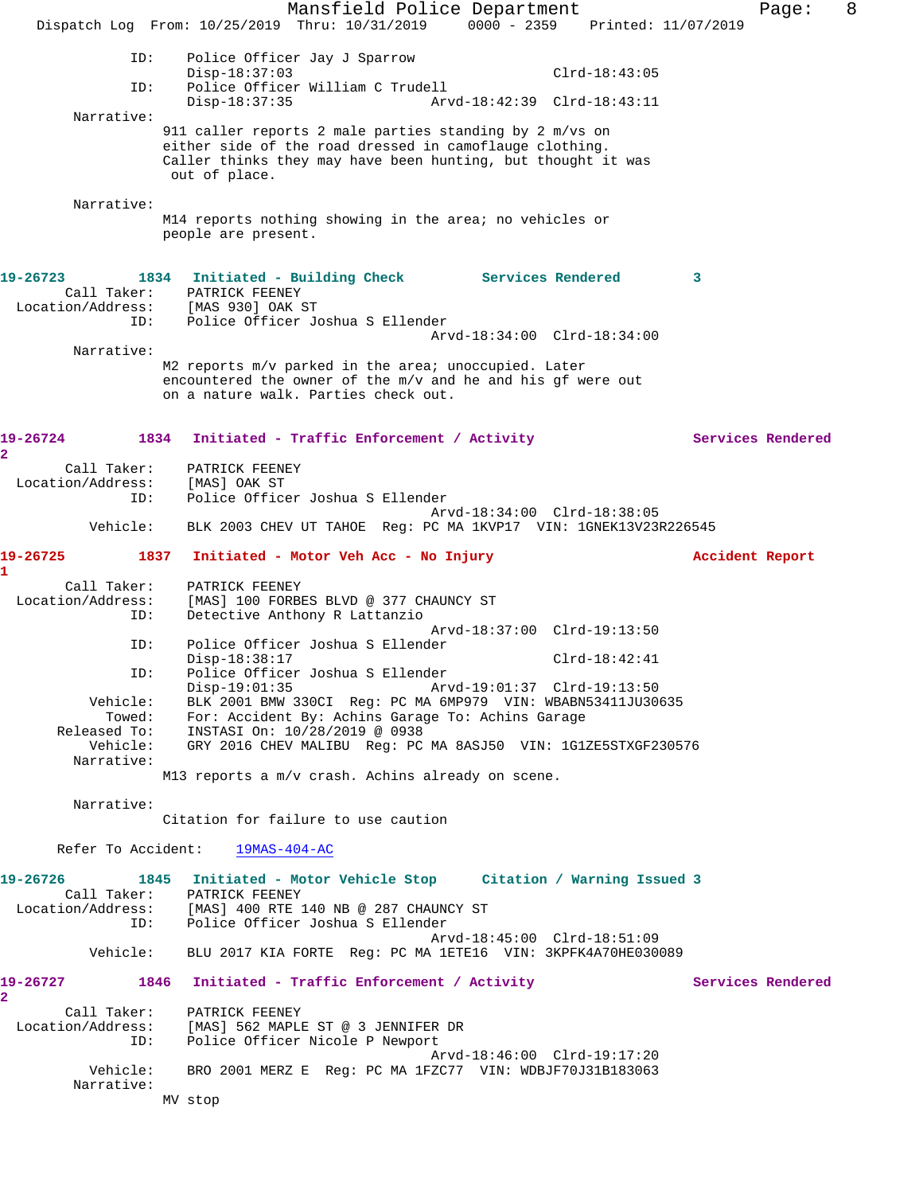```
            ID:    Police Officer Jay J Sparrow
                   Disp-18:37:03                            Clrd-18:43:05
            ID:    Police Officer William C Trudell
                   Disp-18:37:35              Arvd-18:42:39  Clrd-18:43:11
        Narrative:
                   911 caller reports 2 male parties standing by 2 m/vs on
                   either side of the road dressed in camoflauge clothing.
                   Caller thinks they may have been hunting, but thought it was
                    out of place.

        Narrative:
                   M14 reports nothing showing in the area; no vehicles or
                   people are present.
```

**19-26723** 1834 **Initiated - Building Check** **Services Rendered** 3

```
       Call Taker:    PATRICK FEENEY
  Location/Address:   [MAS 930] OAK ST
            ID:    Police Officer Joshua S Ellender
                                              Arvd-18:34:00  Clrd-18:34:00
        Narrative:
                   M2 reports m/v parked in the area; unoccupied. Later
                   encountered the owner of the m/v and he and his gf were out
                   on a nature walk. Parties check out.
```

**19-26724** 1834 **Initiated - Traffic Enforcement / Activity** **Services Rendered** 2

```
       Call Taker:    PATRICK FEENEY
  Location/Address:   [MAS] OAK ST
            ID:    Police Officer Joshua S Ellender
                                              Arvd-18:34:00  Clrd-18:38:05
          Vehicle:    BLK 2003 CHEV UT TAHOE  Reg: PC MA 1KVP17  VIN: 1GNEK13V23R226545
```

**19-26725** 1837 **Initiated - Motor Veh Acc - No Injury** **Accident Report** 1

```
       Call Taker:    PATRICK FEENEY
  Location/Address:   [MAS] 100 FORBES BLVD @ 377 CHAUNCY ST
            ID:    Detective Anthony R Lattanzio
                                              Arvd-18:37:00  Clrd-19:13:50
            ID:    Police Officer Joshua S Ellender
                   Disp-18:38:17                            Clrd-18:42:41
            ID:    Police Officer Joshua S Ellender
                   Disp-19:01:35              Arvd-19:01:37  Clrd-19:13:50
          Vehicle:    BLK 2001 BMW 330CI  Reg: PC MA 6MP979  VIN: WBABN53411JU30635
            Towed:    For: Accident By: Achins Garage To: Achins Garage
      Released To:    INSTASI On: 10/28/2019 @ 0938
          Vehicle:    GRY 2016 CHEV MALIBU  Reg: PC MA 8ASJ50  VIN: 1G1ZE5STXGF230576
        Narrative:
                   M13 reports a m/v crash. Achins already on scene.

        Narrative:
                   Citation for failure to use caution

      Refer To Accident:    19MAS-404-AC
```

**19-26726** 1845 **Initiated - Motor Vehicle Stop** **Citation / Warning Issued** 3

```
       Call Taker:    PATRICK FEENEY
  Location/Address:   [MAS] 400 RTE 140 NB @ 287 CHAUNCY ST
            ID:    Police Officer Joshua S Ellender
                                              Arvd-18:45:00  Clrd-18:51:09
          Vehicle:    BLU 2017 KIA FORTE  Reg: PC MA 1ETE16  VIN: 3KPFK4A70HE030089
```

**19-26727** 1846 **Initiated - Traffic Enforcement / Activity** **Services Rendered** 2

```
       Call Taker:    PATRICK FEENEY
  Location/Address:   [MAS] 562 MAPLE ST @ 3 JENNIFER DR
            ID:    Police Officer Nicole P Newport
                                              Arvd-18:46:00  Clrd-19:17:20
          Vehicle:    BRO 2001 MERZ E  Reg: PC MA 1FZC77  VIN: WDBJF70J31B183063
        Narrative:
                   MV stop
```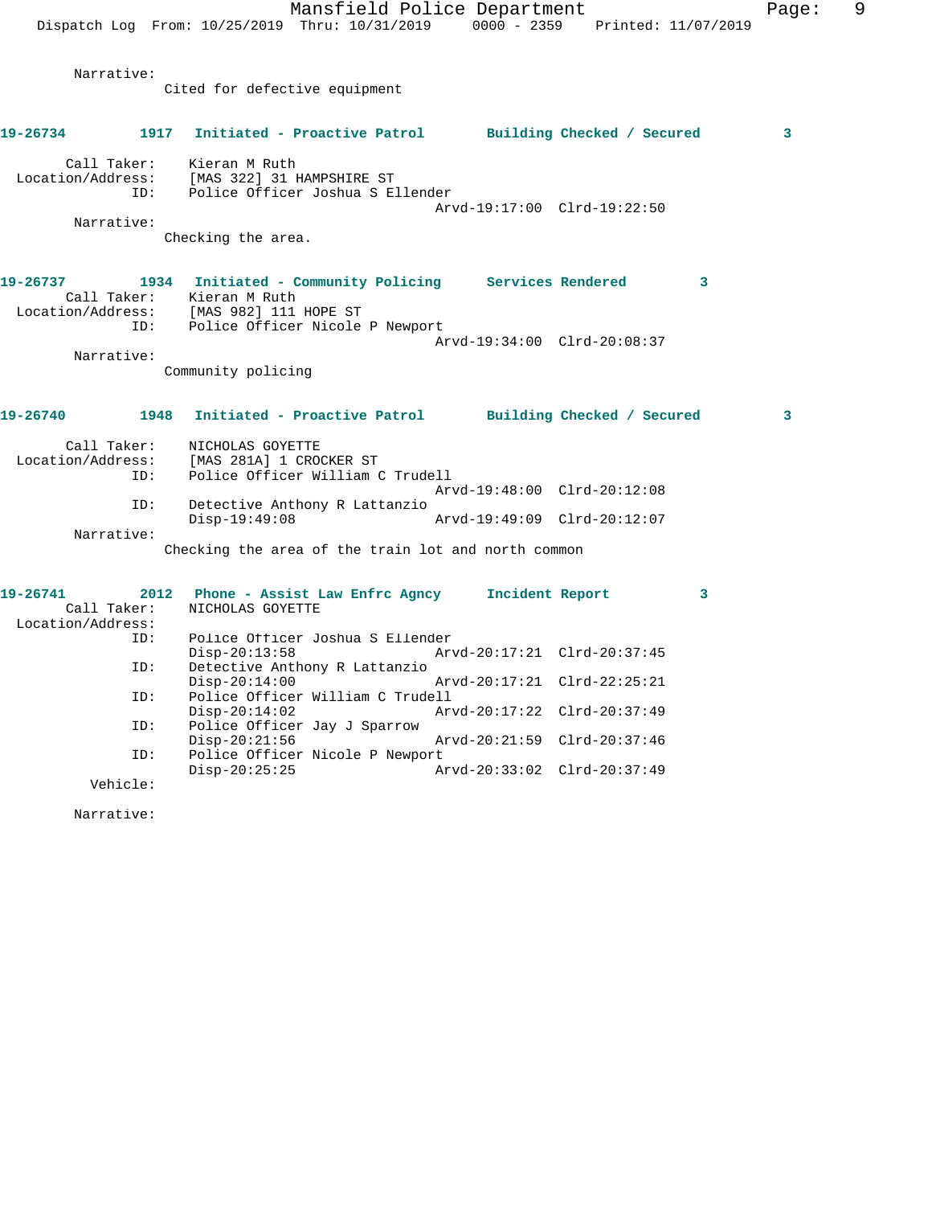Narrative:
Cited for defective equipment

**19-26734 1917 Initiated - Proactive Patrol Building Checked / Secured 3**

Call Taker: Kieran M Ruth
Location/Address: [MAS 322] 31 HAMPSHIRE ST
ID: Police Officer Joshua S Ellender
Arvd-19:17:00 Clrd-19:22:50
Narrative:
Checking the area.

**19-26737 1934 Initiated - Community Policing Services Rendered 3**

Call Taker: Kieran M Ruth
Location/Address: [MAS 982] 111 HOPE ST
ID: Police Officer Nicole P Newport
Arvd-19:34:00 Clrd-20:08:37
Narrative:
Community policing

**19-26740 1948 Initiated - Proactive Patrol Building Checked / Secured 3**

Call Taker: NICHOLAS GOYETTE
Location/Address: [MAS 281A] 1 CROCKER ST
ID: Police Officer William C Trudell
Arvd-19:48:00 Clrd-20:12:08
ID: Detective Anthony R Lattanzio
Disp-19:49:08 Arvd-19:49:09 Clrd-20:12:07
Narrative:
Checking the area of the train lot and north common

**19-26741 2012 Phone - Assist Law Enfrc Agncy Incident Report 3**

Call Taker: NICHOLAS GOYETTE
Location/Address:
ID: Police Officer Joshua S Ellender
Disp-20:13:58 Arvd-20:17:21 Clrd-20:37:45
ID: Detective Anthony R Lattanzio
Disp-20:14:00 Arvd-20:17:21 Clrd-22:25:21
ID: Police Officer William C Trudell
Disp-20:14:02 Arvd-20:17:22 Clrd-20:37:49
ID: Police Officer Jay J Sparrow
Disp-20:21:56 Arvd-20:21:59 Clrd-20:37:46
ID: Police Officer Nicole P Newport
Disp-20:25:25 Arvd-20:33:02 Clrd-20:37:49
Vehicle:

Narrative: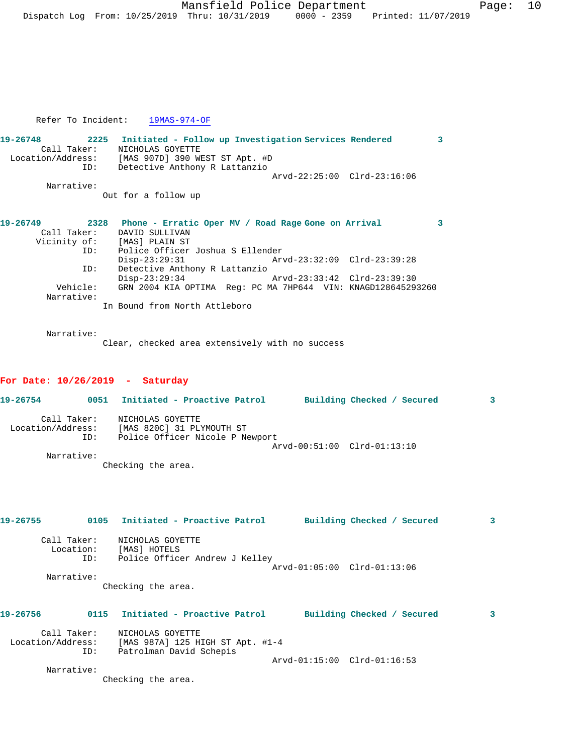Refer To Incident: 19MAS-974-OF

**19-26748** 2225 Initiated - Follow up Investigation Services Rendered 3

Call Taker: NICHOLAS GOYETTE
Location/Address: [MAS 907D] 390 WEST ST Apt. #D
ID: Detective Anthony R Lattanzio
Arvd-22:25:00 Clrd-23:16:06

Narrative:
Out for a follow up

**19-26749** 2328 Phone - Erratic Oper MV / Road Rage Gone on Arrival 3

Call Taker: DAVID SULLIVAN
Vicinity of: [MAS] PLAIN ST
ID: Police Officer Joshua S Ellender
Disp-23:29:31 Arvd-23:32:09 Clrd-23:39:28
ID: Detective Anthony R Lattanzio
Disp-23:29:34 Arvd-23:33:42 Clrd-23:39:30
Vehicle: GRN 2004 KIA OPTIMA Reg: PC MA 7HP644 VIN: KNAGD128645293260

Narrative:
In Bound from North Attleboro

Narrative:
Clear, checked area extensively with no success

## For Date: 10/26/2019 - Saturday

**19-26754** 0051 Initiated - Proactive Patrol Building Checked / Secured 3

Call Taker: NICHOLAS GOYETTE
Location/Address: [MAS 820C] 31 PLYMOUTH ST
ID: Police Officer Nicole P Newport
Arvd-00:51:00 Clrd-01:13:10

Narrative:
Checking the area.

**19-26755** 0105 Initiated - Proactive Patrol Building Checked / Secured 3

Call Taker: NICHOLAS GOYETTE
Location: [MAS] HOTELS
ID: Police Officer Andrew J Kelley
Arvd-01:05:00 Clrd-01:13:06

Narrative:
Checking the area.

**19-26756** 0115 Initiated - Proactive Patrol Building Checked / Secured 3

Call Taker: NICHOLAS GOYETTE
Location/Address: [MAS 987A] 125 HIGH ST Apt. #1-4
ID: Patrolman David Schepis
Arvd-01:15:00 Clrd-01:16:53

Narrative:
Checking the area.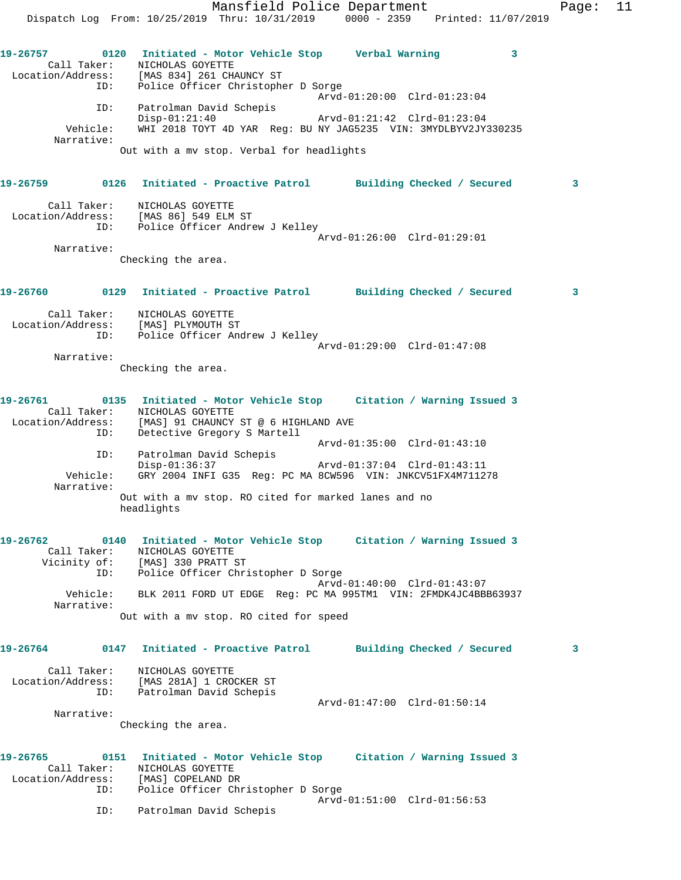**19-26757** 0120 **Initiated - Motor Vehicle Stop** **Verbal Warning** 3

Call Taker: NICHOLAS GOYETTE
Location/Address: [MAS 834] 261 CHAUNCY ST
ID: Police Officer Christopher D Sorge
Arvd-01:20:00 Clrd-01:23:04
ID: Patrolman David Schepis
Disp-01:21:40 Arvd-01:21:42 Clrd-01:23:04
Vehicle: WHI 2018 TOYT 4D YAR Reg: BU NY JAG5235 VIN: 3MYDLBYV2JY330235
Narrative:
Out with a mv stop. Verbal for headlights

**19-26759** 0126 **Initiated - Proactive Patrol** **Building Checked / Secured** 3

Call Taker: NICHOLAS GOYETTE
Location/Address: [MAS 86] 549 ELM ST
ID: Police Officer Andrew J Kelley
Arvd-01:26:00 Clrd-01:29:01
Narrative:
Checking the area.

**19-26760** 0129 **Initiated - Proactive Patrol** **Building Checked / Secured** 3

Call Taker: NICHOLAS GOYETTE
Location/Address: [MAS] PLYMOUTH ST
ID: Police Officer Andrew J Kelley
Arvd-01:29:00 Clrd-01:47:08
Narrative:
Checking the area.

**19-26761** 0135 **Initiated - Motor Vehicle Stop** **Citation / Warning Issued** 3

Call Taker: NICHOLAS GOYETTE
Location/Address: [MAS] 91 CHAUNCY ST @ 6 HIGHLAND AVE
ID: Detective Gregory S Martell
Arvd-01:35:00 Clrd-01:43:10
ID: Patrolman David Schepis
Disp-01:36:37 Arvd-01:37:04 Clrd-01:43:11
Vehicle: GRY 2004 INFI G35 Reg: PC MA 8CW596 VIN: JNKCV51FX4M711278
Narrative:
Out with a mv stop. RO cited for marked lanes and no headlights

**19-26762** 0140 **Initiated - Motor Vehicle Stop** **Citation / Warning Issued** 3

Call Taker: NICHOLAS GOYETTE
Vicinity of: [MAS] 330 PRATT ST
ID: Police Officer Christopher D Sorge
Arvd-01:40:00 Clrd-01:43:07
Vehicle: BLK 2011 FORD UT EDGE Reg: PC MA 995TM1 VIN: 2FMDK4JC4BBB63937
Narrative:
Out with a mv stop. RO cited for speed

**19-26764** 0147 **Initiated - Proactive Patrol** **Building Checked / Secured** 3

Call Taker: NICHOLAS GOYETTE
Location/Address: [MAS 281A] 1 CROCKER ST
ID: Patrolman David Schepis
Arvd-01:47:00 Clrd-01:50:14
Narrative:
Checking the area.

**19-26765** 0151 **Initiated - Motor Vehicle Stop** **Citation / Warning Issued** 3

Call Taker: NICHOLAS GOYETTE
Location/Address: [MAS] COPELAND DR
ID: Police Officer Christopher D Sorge
Arvd-01:51:00 Clrd-01:56:53
ID: Patrolman David Schepis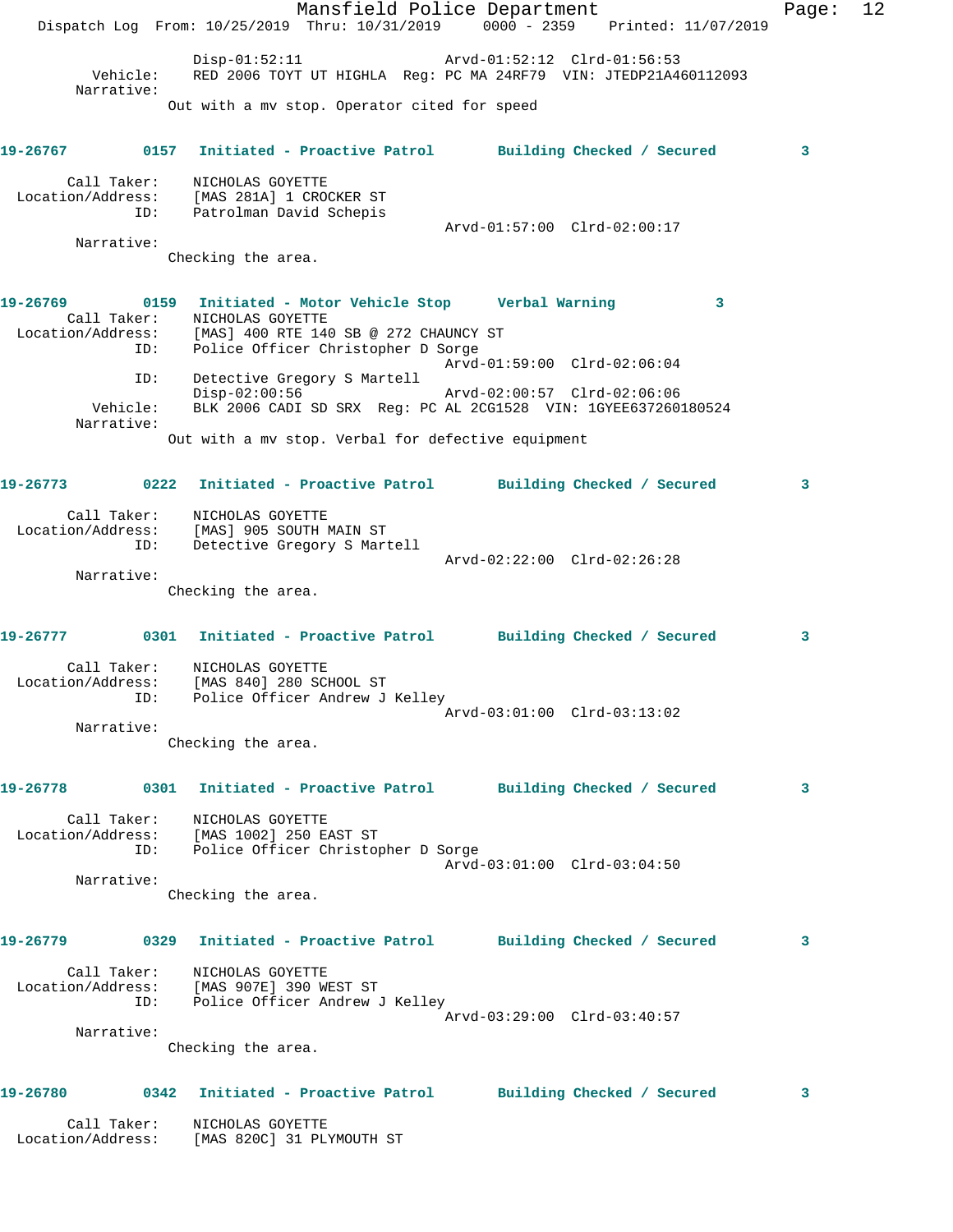Disp-01:52:11 Arvd-01:52:12 Clrd-01:56:53
Vehicle: RED 2006 TOYT UT HIGHLA Reg: PC MA 24RF79 VIN: JTEDP21A460112093
Narrative:
Out with a mv stop. Operator cited for speed

**19-26767 0157 Initiated - Proactive Patrol Building Checked / Secured 3**

Call Taker: NICHOLAS GOYETTE
Location/Address: [MAS 281A] 1 CROCKER ST
ID: Patrolman David Schepis
Arvd-01:57:00 Clrd-02:00:17
Narrative:
Checking the area.

**19-26769 0159 Initiated - Motor Vehicle Stop Verbal Warning 3**

Call Taker: NICHOLAS GOYETTE
Location/Address: [MAS] 400 RTE 140 SB @ 272 CHAUNCY ST
ID: Police Officer Christopher D Sorge
Arvd-01:59:00 Clrd-02:06:04
ID: Detective Gregory S Martell
Disp-02:00:56 Arvd-02:00:57 Clrd-02:06:06
Vehicle: BLK 2006 CADI SD SRX Reg: PC AL 2CG1528 VIN: 1GYEE637260180524
Narrative:
Out with a mv stop. Verbal for defective equipment

**19-26773 0222 Initiated - Proactive Patrol Building Checked / Secured 3**

Call Taker: NICHOLAS GOYETTE
Location/Address: [MAS] 905 SOUTH MAIN ST
ID: Detective Gregory S Martell
Arvd-02:22:00 Clrd-02:26:28
Narrative:
Checking the area.

**19-26777 0301 Initiated - Proactive Patrol Building Checked / Secured 3**

Call Taker: NICHOLAS GOYETTE
Location/Address: [MAS 840] 280 SCHOOL ST
ID: Police Officer Andrew J Kelley
Arvd-03:01:00 Clrd-03:13:02
Narrative:
Checking the area.

**19-26778 0301 Initiated - Proactive Patrol Building Checked / Secured 3**

Call Taker: NICHOLAS GOYETTE
Location/Address: [MAS 1002] 250 EAST ST
ID: Police Officer Christopher D Sorge
Arvd-03:01:00 Clrd-03:04:50
Narrative:
Checking the area.

**19-26779 0329 Initiated - Proactive Patrol Building Checked / Secured 3**

Call Taker: NICHOLAS GOYETTE
Location/Address: [MAS 907E] 390 WEST ST
ID: Police Officer Andrew J Kelley
Arvd-03:29:00 Clrd-03:40:57
Narrative:
Checking the area.

**19-26780 0342 Initiated - Proactive Patrol Building Checked / Secured 3**

Call Taker: NICHOLAS GOYETTE
Location/Address: [MAS 820C] 31 PLYMOUTH ST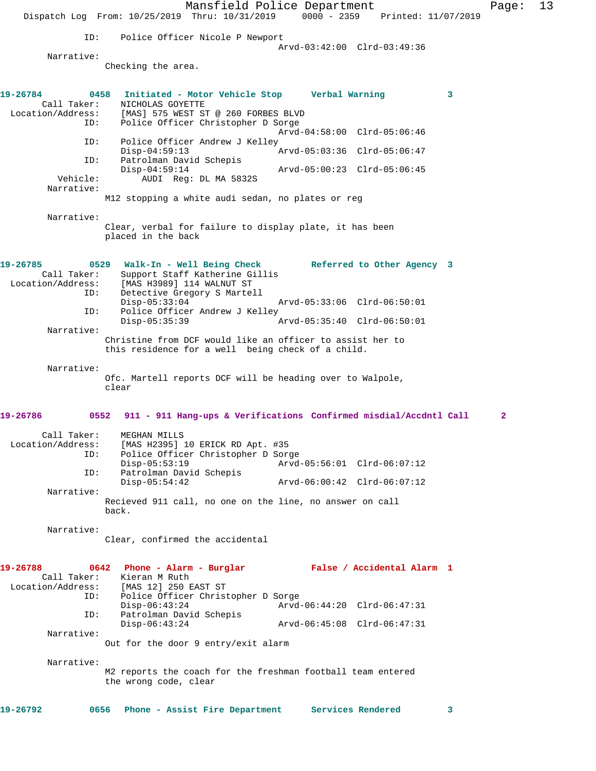ID: Police Officer Nicole P Newport
Arvd-03:42:00 Clrd-03:49:36

Narrative:
Checking the area.

**19-26784 0458 Initiated - Motor Vehicle Stop Verbal Warning 3**

Call Taker: NICHOLAS GOYETTE
Location/Address: [MAS] 575 WEST ST @ 260 FORBES BLVD
ID: Police Officer Christopher D Sorge
Arvd-04:58:00 Clrd-05:06:46
ID: Police Officer Andrew J Kelley
Disp-04:59:13 Arvd-05:03:36 Clrd-05:06:47
ID: Patrolman David Schepis
Disp-04:59:14 Arvd-05:00:23 Clrd-05:06:45
Vehicle: AUDI Reg: DL MA 5832S

Narrative:
M12 stopping a white audi sedan, no plates or reg

Narrative:
Clear, verbal for failure to display plate, it has been placed in the back

**19-26785 0529 Walk-In - Well Being Check Referred to Other Agency 3**

Call Taker: Support Staff Katherine Gillis
Location/Address: [MAS H3989] 114 WALNUT ST
ID: Detective Gregory S Martell
Disp-05:33:04 Arvd-05:33:06 Clrd-06:50:01
ID: Police Officer Andrew J Kelley
Disp-05:35:39 Arvd-05:35:40 Clrd-06:50:01

Narrative:
Christine from DCF would like an officer to assist her to this residence for a well being check of a child.

Narrative:
Ofc. Martell reports DCF will be heading over to Walpole, clear

**19-26786 0552 911 - 911 Hang-ups & Verifications Confirmed misdial/Accdntl Call 2**

Call Taker: MEGHAN MILLS
Location/Address: [MAS H2395] 10 ERICK RD Apt. #35
ID: Police Officer Christopher D Sorge
Disp-05:53:19 Arvd-05:56:01 Clrd-06:07:12
ID: Patrolman David Schepis
Disp-05:54:42 Arvd-06:00:42 Clrd-06:07:12

Narrative:
Recieved 911 call, no one on the line, no answer on call back.

Narrative:
Clear, confirmed the accidental

**19-26788 0642 Phone - Alarm - Burglar False / Accidental Alarm 1**

Call Taker: Kieran M Ruth
Location/Address: [MAS 12] 250 EAST ST
ID: Police Officer Christopher D Sorge
Disp-06:43:24 Arvd-06:44:20 Clrd-06:47:31
ID: Patrolman David Schepis
Disp-06:43:24 Arvd-06:45:08 Clrd-06:47:31

Narrative:
Out for the door 9 entry/exit alarm

Narrative:
M2 reports the coach for the freshman football team entered the wrong code, clear

**19-26792 0656 Phone - Assist Fire Department Services Rendered 3**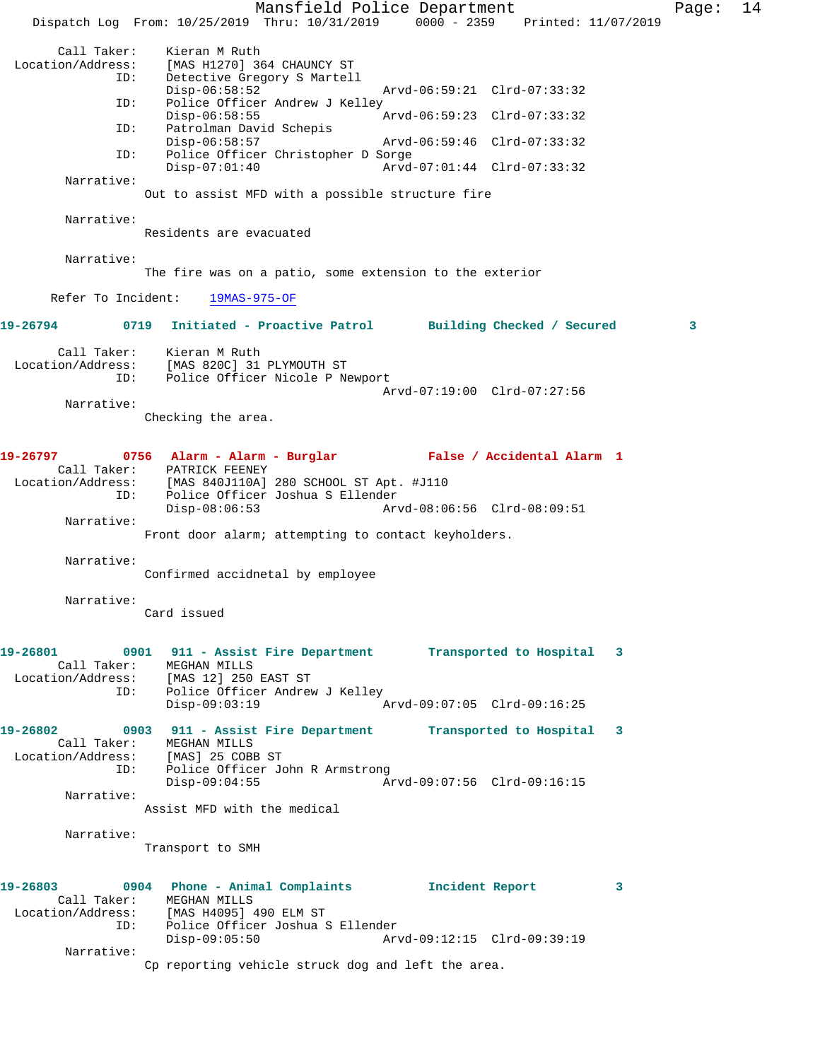Call Taker: Kieran M Ruth
Location/Address: [MAS H1270] 364 CHAUNCY ST
ID: Detective Gregory S Martell
Disp-06:58:52 Arvd-06:59:21 Clrd-07:33:32
ID: Police Officer Andrew J Kelley
Disp-06:58:55 Arvd-06:59:23 Clrd-07:33:32
ID: Patrolman David Schepis
Disp-06:58:57 Arvd-06:59:46 Clrd-07:33:32
ID: Police Officer Christopher D Sorge
Disp-07:01:40 Arvd-07:01:44 Clrd-07:33:32

Narrative:
Out to assist MFD with a possible structure fire

Narrative:
Residents are evacuated

Narrative:
The fire was on a patio, some extension to the exterior

Refer To Incident: 19MAS-975-OF

**19-26794 0719 Initiated - Proactive Patrol Building Checked / Secured 3**

Call Taker: Kieran M Ruth
Location/Address: [MAS 820C] 31 PLYMOUTH ST
ID: Police Officer Nicole P Newport
Arvd-07:19:00 Clrd-07:27:56

Narrative:
Checking the area.

**19-26797 0756 Alarm - Alarm - Burglar False / Accidental Alarm 1**

Call Taker: PATRICK FEENEY
Location/Address: [MAS 840J110A] 280 SCHOOL ST Apt. #J110
ID: Police Officer Joshua S Ellender
Disp-08:06:53 Arvd-08:06:56 Clrd-08:09:51

Narrative:
Front door alarm; attempting to contact keyholders.

Narrative:
Confirmed accidnetal by employee

Narrative:
Card issued

**19-26801 0901 911 - Assist Fire Department Transported to Hospital 3**

Call Taker: MEGHAN MILLS
Location/Address: [MAS 12] 250 EAST ST
ID: Police Officer Andrew J Kelley
Disp-09:03:19 Arvd-09:07:05 Clrd-09:16:25

**19-26802 0903 911 - Assist Fire Department Transported to Hospital 3**

Call Taker: MEGHAN MILLS
Location/Address: [MAS] 25 COBB ST
ID: Police Officer John R Armstrong
Disp-09:04:55 Arvd-09:07:56 Clrd-09:16:15

Narrative:
Assist MFD with the medical

Narrative:
Transport to SMH

**19-26803 0904 Phone - Animal Complaints Incident Report 3**

Call Taker: MEGHAN MILLS
Location/Address: [MAS H4095] 490 ELM ST
ID: Police Officer Joshua S Ellender
Disp-09:05:50 Arvd-09:12:15 Clrd-09:39:19

Narrative:
Cp reporting vehicle struck dog and left the area.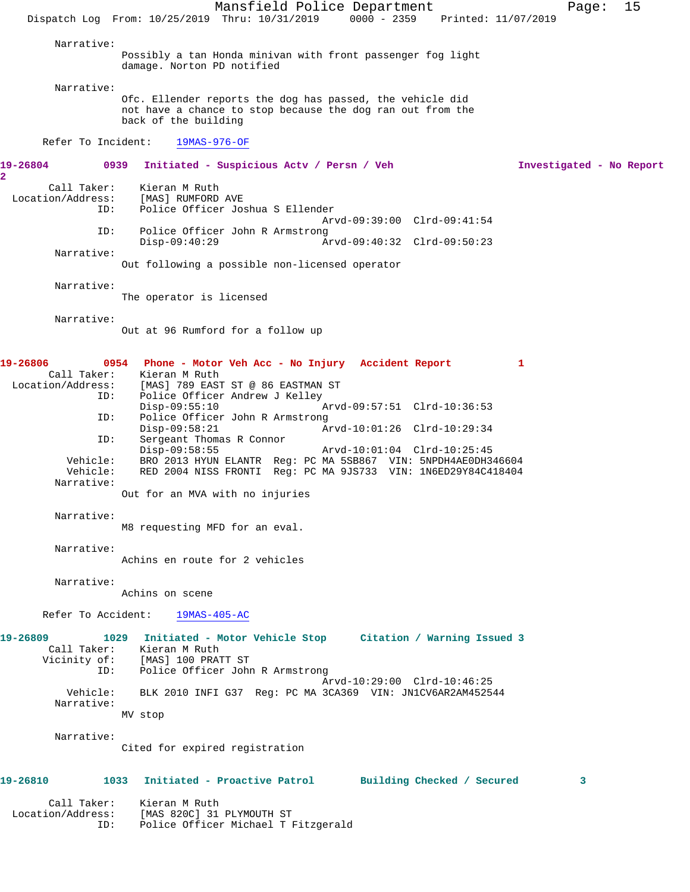Narrative:
Possibly a tan Honda minivan with front passenger fog light damage. Norton PD notified

Narrative:
Ofc. Ellender reports the dog has passed, the vehicle did not have a chance to stop because the dog ran out from the back of the building

Refer To Incident: 19MAS-976-OF

**19-26804 0939 Initiated - Suspicious Actv / Persn / Veh Investigated - No Report 2**

```
       Call Taker:    Kieran M Ruth
 Location/Address:    [MAS] RUMFORD AVE
               ID:    Police Officer Joshua S Ellender
                                        Arvd-09:39:00  Clrd-09:41:54
               ID:    Police Officer John R Armstrong
                      Disp-09:40:29     Arvd-09:40:32  Clrd-09:50:23
```

Narrative:
Out following a possible non-licensed operator

Narrative:
The operator is licensed

Narrative:
Out at 96 Rumford for a follow up

**19-26806 0954 Phone - Motor Veh Acc - No Injury Accident Report 1**

```
       Call Taker:    Kieran M Ruth
 Location/Address:    [MAS] 789 EAST ST @ 86 EASTMAN ST
               ID:    Police Officer Andrew J Kelley
                      Disp-09:55:10     Arvd-09:57:51  Clrd-10:36:53
               ID:    Police Officer John R Armstrong
                      Disp-09:58:21     Arvd-10:01:26  Clrd-10:29:34
               ID:    Sergeant Thomas R Connor
                      Disp-09:58:55     Arvd-10:01:04  Clrd-10:25:45
          Vehicle:    BRO 2013 HYUN ELANTR  Reg: PC MA 5SB867  VIN: 5NPDH4AE0DH346604
          Vehicle:    RED 2004 NISS FRONTI  Reg: PC MA 9JS733  VIN: 1N6ED29Y84C418404
```

Narrative:
Out for an MVA with no injuries

Narrative:
M8 requesting MFD for an eval.

Narrative:
Achins en route for 2 vehicles

Narrative:
Achins on scene

Refer To Accident: 19MAS-405-AC

**19-26809 1029 Initiated - Motor Vehicle Stop Citation / Warning Issued 3**

```
       Call Taker:    Kieran M Ruth
      Vicinity of:    [MAS] 100 PRATT ST
               ID:    Police Officer John R Armstrong
                                        Arvd-10:29:00  Clrd-10:46:25
          Vehicle:    BLK 2010 INFI G37  Reg: PC MA 3CA369  VIN: JN1CV6AR2AM452544
```

Narrative:
MV stop

Narrative:
Cited for expired registration

**19-26810 1033 Initiated - Proactive Patrol Building Checked / Secured 3**

```
       Call Taker:    Kieran M Ruth
 Location/Address:    [MAS 820C] 31 PLYMOUTH ST
               ID:    Police Officer Michael T Fitzgerald
```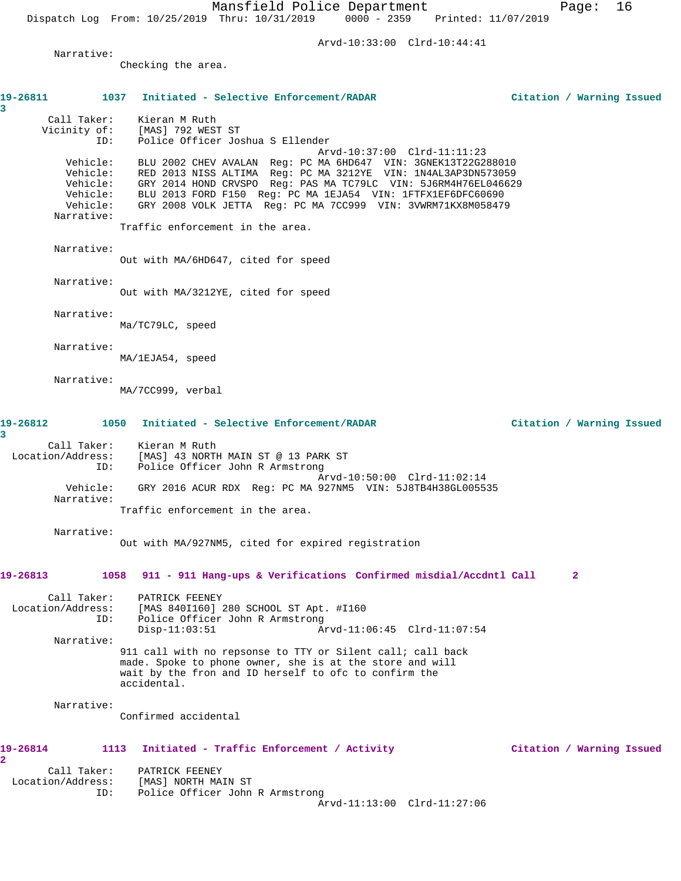Arvd-10:33:00 Clrd-10:44:41

Narrative:
Checking the area.

**19-26811 1037 Initiated - Selective Enforcement/RADAR Citation / Warning Issued 3**

Call Taker: Kieran M Ruth
Vicinity of: [MAS] 792 WEST ST
ID: Police Officer Joshua S Ellender
Arvd-10:37:00 Clrd-11:11:23
Vehicle: BLU 2002 CHEV AVALAN Reg: PC MA 6HD647 VIN: 3GNEK13T22G288010
Vehicle: RED 2013 NISS ALTIMA Reg: PC MA 3212YE VIN: 1N4AL3AP3DN573059
Vehicle: GRY 2014 HOND CRVSPO Reg: PAS MA TC79LC VIN: 5J6RM4H76EL046629
Vehicle: BLU 2013 FORD F150 Reg: PC MA 1EJA54 VIN: 1FTFX1EF6DFC60690
Vehicle: GRY 2008 VOLK JETTA Reg: PC MA 7CC999 VIN: 3VWRM71KX8M058479

Narrative:
Traffic enforcement in the area.

Narrative:
Out with MA/6HD647, cited for speed

Narrative:
Out with MA/3212YE, cited for speed

Narrative:
Ma/TC79LC, speed

Narrative:
MA/1EJA54, speed

Narrative:
MA/7CC999, verbal

**19-26812 1050 Initiated - Selective Enforcement/RADAR Citation / Warning Issued 3**

Call Taker: Kieran M Ruth
Location/Address: [MAS] 43 NORTH MAIN ST @ 13 PARK ST
ID: Police Officer John R Armstrong
Arvd-10:50:00 Clrd-11:02:14
Vehicle: GRY 2016 ACUR RDX Reg: PC MA 927NM5 VIN: 5J8TB4H38GL005535

Narrative:
Traffic enforcement in the area.

Narrative:
Out with MA/927NM5, cited for expired registration

**19-26813 1058 911 - 911 Hang-ups & Verifications Confirmed misdial/Accdntl Call 2**

Call Taker: PATRICK FEENEY
Location/Address: [MAS 840I160] 280 SCHOOL ST Apt. #I160
ID: Police Officer John R Armstrong
Disp-11:03:51 Arvd-11:06:45 Clrd-11:07:54

Narrative:
911 call with no repsonse to TTY or Silent call; call back made. Spoke to phone owner, she is at the store and will wait by the fron and ID herself to ofc to confirm the accidental.

Narrative:
Confirmed accidental

**19-26814 1113 Initiated - Traffic Enforcement / Activity Citation / Warning Issued 2**

Call Taker: PATRICK FEENEY
Location/Address: [MAS] NORTH MAIN ST
ID: Police Officer John R Armstrong
Arvd-11:13:00 Clrd-11:27:06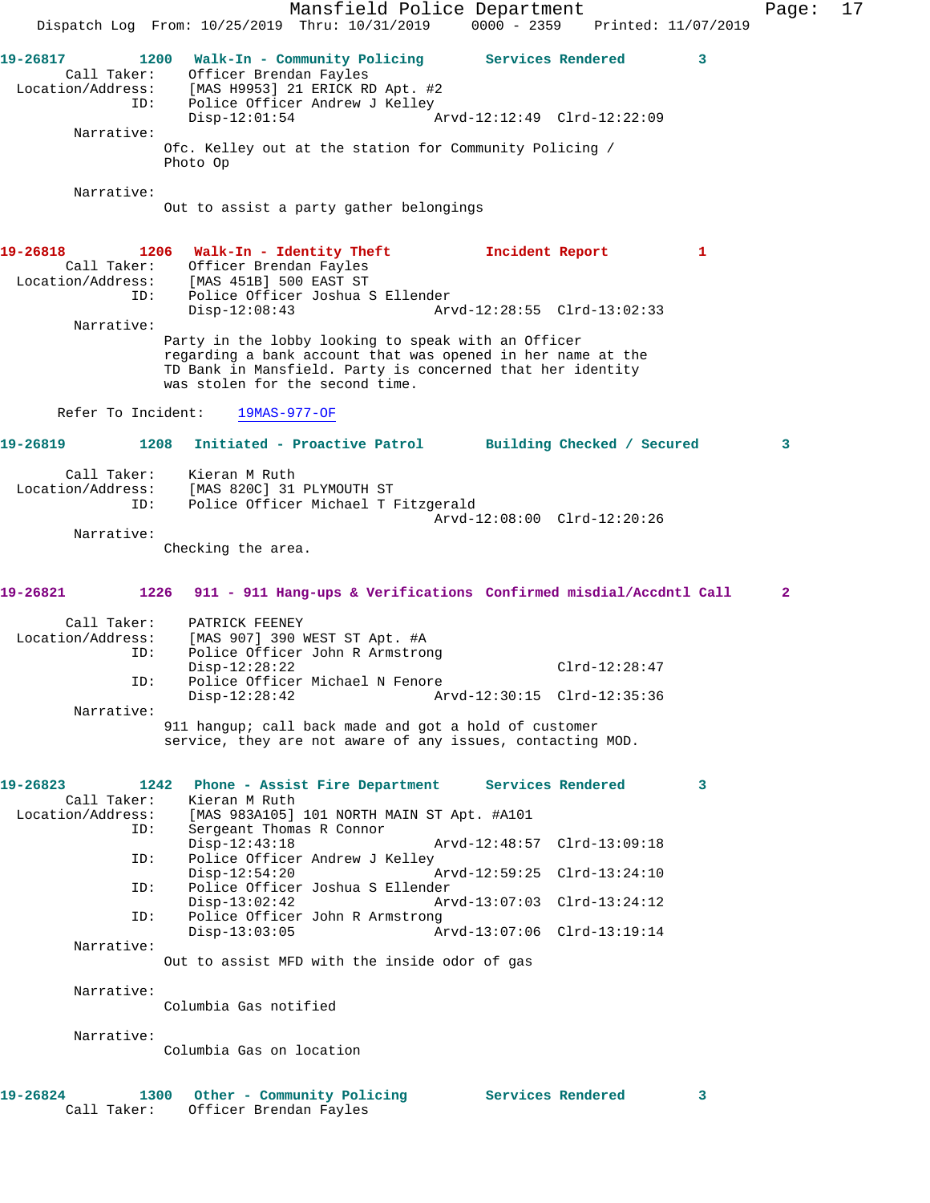**19-26817** 1200 **Walk-In - Community Policing** **Services Rendered** 3

Call Taker: Officer Brendan Fayles
Location/Address: [MAS H9953] 21 ERICK RD Apt. #2
ID: Police Officer Andrew J Kelley
Disp-12:01:54 Arvd-12:12:49 Clrd-12:22:09

Narrative:
Ofc. Kelley out at the station for Community Policing / Photo Op

Narrative:
Out to assist a party gather belongings

**19-26818** 1206 **Walk-In - Identity Theft** **Incident Report** 1

Call Taker: Officer Brendan Fayles
Location/Address: [MAS 451B] 500 EAST ST
ID: Police Officer Joshua S Ellender
Disp-12:08:43 Arvd-12:28:55 Clrd-13:02:33

Narrative:
Party in the lobby looking to speak with an Officer regarding a bank account that was opened in her name at the TD Bank in Mansfield. Party is concerned that her identity was stolen for the second time.

Refer To Incident: 19MAS-977-OF

**19-26819** 1208 **Initiated - Proactive Patrol** **Building Checked / Secured** 3

Call Taker: Kieran M Ruth
Location/Address: [MAS 820C] 31 PLYMOUTH ST
ID: Police Officer Michael T Fitzgerald
Arvd-12:08:00 Clrd-12:20:26

Narrative:
Checking the area.

**19-26821** 1226 **911 - 911 Hang-ups & Verifications** **Confirmed misdial/Accdntl Call** 2

Call Taker: PATRICK FEENEY
Location/Address: [MAS 907] 390 WEST ST Apt. #A
ID: Police Officer John R Armstrong
Disp-12:28:22 Clrd-12:28:47
ID: Police Officer Michael N Fenore
Disp-12:28:42 Arvd-12:30:15 Clrd-12:35:36

Narrative:
911 hangup; call back made and got a hold of customer service, they are not aware of any issues, contacting MOD.

**19-26823** 1242 **Phone - Assist Fire Department** **Services Rendered** 3

Call Taker: Kieran M Ruth
Location/Address: [MAS 983A105] 101 NORTH MAIN ST Apt. #A101
ID: Sergeant Thomas R Connor
Disp-12:43:18 Arvd-12:48:57 Clrd-13:09:18
ID: Police Officer Andrew J Kelley
Disp-12:54:20 Arvd-12:59:25 Clrd-13:24:10
ID: Police Officer Joshua S Ellender
Disp-13:02:42 Arvd-13:07:03 Clrd-13:24:12
ID: Police Officer John R Armstrong
Disp-13:03:05 Arvd-13:07:06 Clrd-13:19:14

Narrative:
Out to assist MFD with the inside odor of gas

Narrative:
Columbia Gas notified

Narrative:
Columbia Gas on location

**19-26824** 1300 **Other - Community Policing** **Services Rendered** 3

Call Taker: Officer Brendan Fayles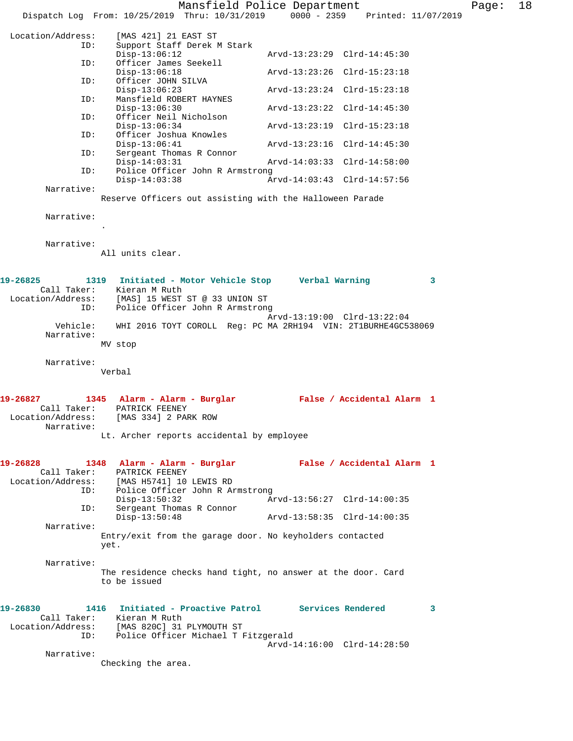Location/Address: [MAS 421] 21 EAST ST

ID: Support Staff Derek M Stark
Disp-13:06:12 Arvd-13:23:29 Clrd-14:45:30

ID: Officer James Seekell
Disp-13:06:18 Arvd-13:23:26 Clrd-15:23:18

ID: Officer JOHN SILVA
Disp-13:06:23 Arvd-13:23:24 Clrd-15:23:18

ID: Mansfield ROBERT HAYNES
Disp-13:06:30 Arvd-13:23:22 Clrd-14:45:30

ID: Officer Neil Nicholson
Disp-13:06:34 Arvd-13:23:19 Clrd-15:23:18

ID: Officer Joshua Knowles
Disp-13:06:41 Arvd-13:23:16 Clrd-14:45:30

ID: Sergeant Thomas R Connor
Disp-14:03:31 Arvd-14:03:33 Clrd-14:58:00

ID: Police Officer John R Armstrong
Disp-14:03:38 Arvd-14:03:43 Clrd-14:57:56

Narrative:
Reserve Officers out assisting with the Halloween Parade

Narrative:
.

Narrative:
All units clear.

**19-26825 1319 Initiated - Motor Vehicle Stop Verbal Warning 3**

Call Taker: Kieran M Ruth
Location/Address: [MAS] 15 WEST ST @ 33 UNION ST
ID: Police Officer John R Armstrong
Arvd-13:19:00 Clrd-13:22:04
Vehicle: WHI 2016 TOYT COROLL Reg: PC MA 2RH194 VIN: 2T1BURHE4GC538069

Narrative:
MV stop

Narrative:
Verbal

**19-26827 1345 Alarm - Alarm - Burglar False / Accidental Alarm 1**

Call Taker: PATRICK FEENEY
Location/Address: [MAS 334] 2 PARK ROW

Narrative:
Lt. Archer reports accidental by employee

**19-26828 1348 Alarm - Alarm - Burglar False / Accidental Alarm 1**

Call Taker: PATRICK FEENEY
Location/Address: [MAS H5741] 10 LEWIS RD

ID: Police Officer John R Armstrong
Disp-13:50:32 Arvd-13:56:27 Clrd-14:00:35

ID: Sergeant Thomas R Connor
Disp-13:50:48 Arvd-13:58:35 Clrd-14:00:35

Narrative:
Entry/exit from the garage door. No keyholders contacted yet.

Narrative:
The residence checks hand tight, no answer at the door. Card to be issued

**19-26830 1416 Initiated - Proactive Patrol Services Rendered 3**

Call Taker: Kieran M Ruth
Location/Address: [MAS 820C] 31 PLYMOUTH ST
ID: Police Officer Michael T Fitzgerald
Arvd-14:16:00 Clrd-14:28:50

Narrative:
Checking the area.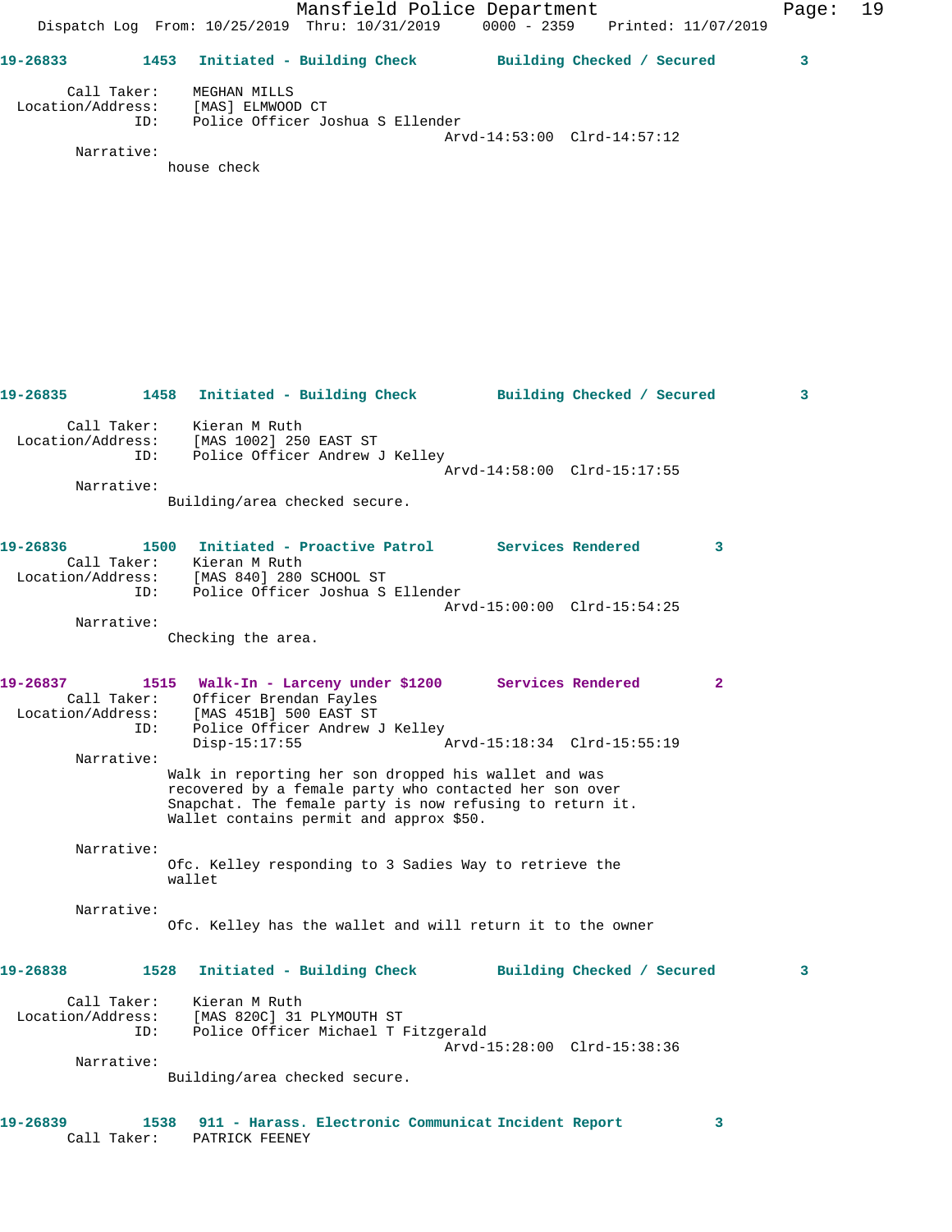19-26833 1453 Initiated - Building Check Building Checked / Secured 3

Call Taker: MEGHAN MILLS
Location/Address: [MAS] ELMWOOD CT
ID: Police Officer Joshua S Ellender
Arvd-14:53:00 Clrd-14:57:12

Narrative:
house check

19-26835 1458 Initiated - Building Check Building Checked / Secured 3

Call Taker: Kieran M Ruth
Location/Address: [MAS 1002] 250 EAST ST
ID: Police Officer Andrew J Kelley
Arvd-14:58:00 Clrd-15:17:55

Narrative:
Building/area checked secure.

19-26836 1500 Initiated - Proactive Patrol Services Rendered 3

Call Taker: Kieran M Ruth
Location/Address: [MAS 840] 280 SCHOOL ST
ID: Police Officer Joshua S Ellender
Arvd-15:00:00 Clrd-15:54:25

Narrative:
Checking the area.

19-26837 1515 Walk-In - Larceny under $1200 Services Rendered 2

Call Taker: Officer Brendan Fayles
Location/Address: [MAS 451B] 500 EAST ST
ID: Police Officer Andrew J Kelley
Disp-15:17:55 Arvd-15:18:34 Clrd-15:55:19

Narrative:
Walk in reporting her son dropped his wallet and was recovered by a female party who contacted her son over Snapchat. The female party is now refusing to return it. Wallet contains permit and approx $50.

Narrative:
Ofc. Kelley responding to 3 Sadies Way to retrieve the wallet

Narrative:
Ofc. Kelley has the wallet and will return it to the owner

19-26838 1528 Initiated - Building Check Building Checked / Secured 3

Call Taker: Kieran M Ruth
Location/Address: [MAS 820C] 31 PLYMOUTH ST
ID: Police Officer Michael T Fitzgerald
Arvd-15:28:00 Clrd-15:38:36

Narrative:
Building/area checked secure.

19-26839 1538 911 - Harass. Electronic Communicat Incident Report 3

Call Taker: PATRICK FEENEY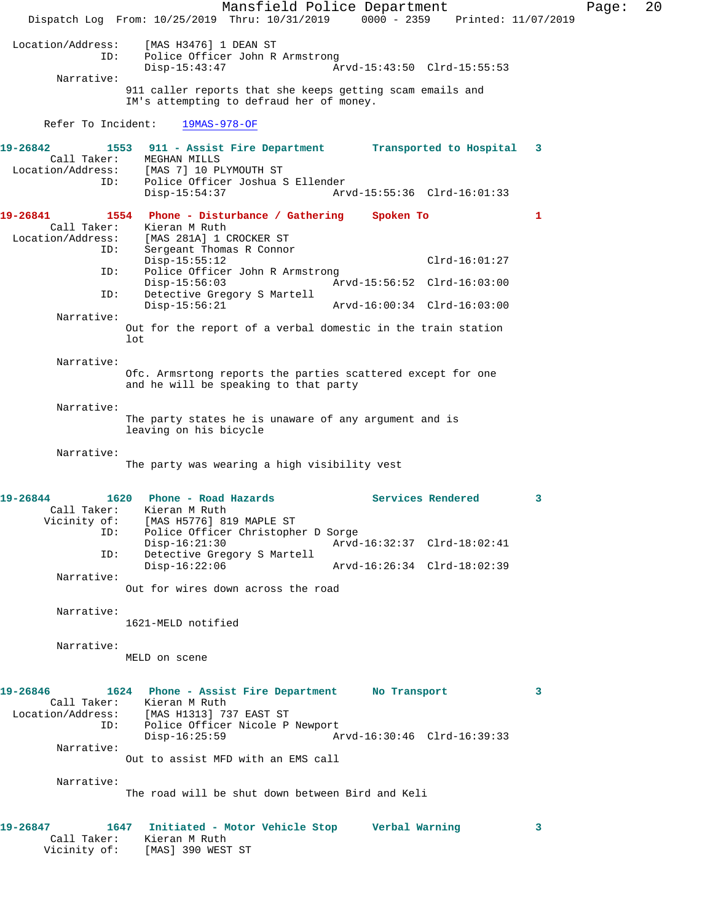Location/Address: [MAS H3476] 1 DEAN ST
ID: Police Officer John R Armstrong
Disp-15:43:47 Arvd-15:43:50 Clrd-15:55:53

Narrative:
911 caller reports that she keeps getting scam emails and IM's attempting to defraud her of money.

Refer To Incident: 19MAS-978-OF

**19-26842 1553 911 - Assist Fire Department Transported to Hospital 3**
Call Taker: MEGHAN MILLS
Location/Address: [MAS 7] 10 PLYMOUTH ST
ID: Police Officer Joshua S Ellender
Disp-15:54:37 Arvd-15:55:36 Clrd-16:01:33

**19-26841 1554 Phone - Disturbance / Gathering Spoken To 1**
Call Taker: Kieran M Ruth
Location/Address: [MAS 281A] 1 CROCKER ST
ID: Sergeant Thomas R Connor
Disp-15:55:12 Clrd-16:01:27
ID: Police Officer John R Armstrong
Disp-15:56:03 Arvd-15:56:52 Clrd-16:03:00
ID: Detective Gregory S Martell
Disp-15:56:21 Arvd-16:00:34 Clrd-16:03:00

Narrative:
Out for the report of a verbal domestic in the train station lot

Narrative:
Ofc. Armsrtong reports the parties scattered except for one and he will be speaking to that party

Narrative:
The party states he is unaware of any argument and is leaving on his bicycle

Narrative:
The party was wearing a high visibility vest

**19-26844 1620 Phone - Road Hazards Services Rendered 3**
Call Taker: Kieran M Ruth
Vicinity of: [MAS H5776] 819 MAPLE ST
ID: Police Officer Christopher D Sorge
Disp-16:21:30 Arvd-16:32:37 Clrd-18:02:41
ID: Detective Gregory S Martell
Disp-16:22:06 Arvd-16:26:34 Clrd-18:02:39

Narrative:
Out for wires down across the road

Narrative:
1621-MELD notified

Narrative:
MELD on scene

**19-26846 1624 Phone - Assist Fire Department No Transport 3**
Call Taker: Kieran M Ruth
Location/Address: [MAS H1313] 737 EAST ST
ID: Police Officer Nicole P Newport
Disp-16:25:59 Arvd-16:30:46 Clrd-16:39:33

Narrative:
Out to assist MFD with an EMS call

Narrative:
The road will be shut down between Bird and Keli

**19-26847 1647 Initiated - Motor Vehicle Stop Verbal Warning 3**
Call Taker: Kieran M Ruth
Vicinity of: [MAS] 390 WEST ST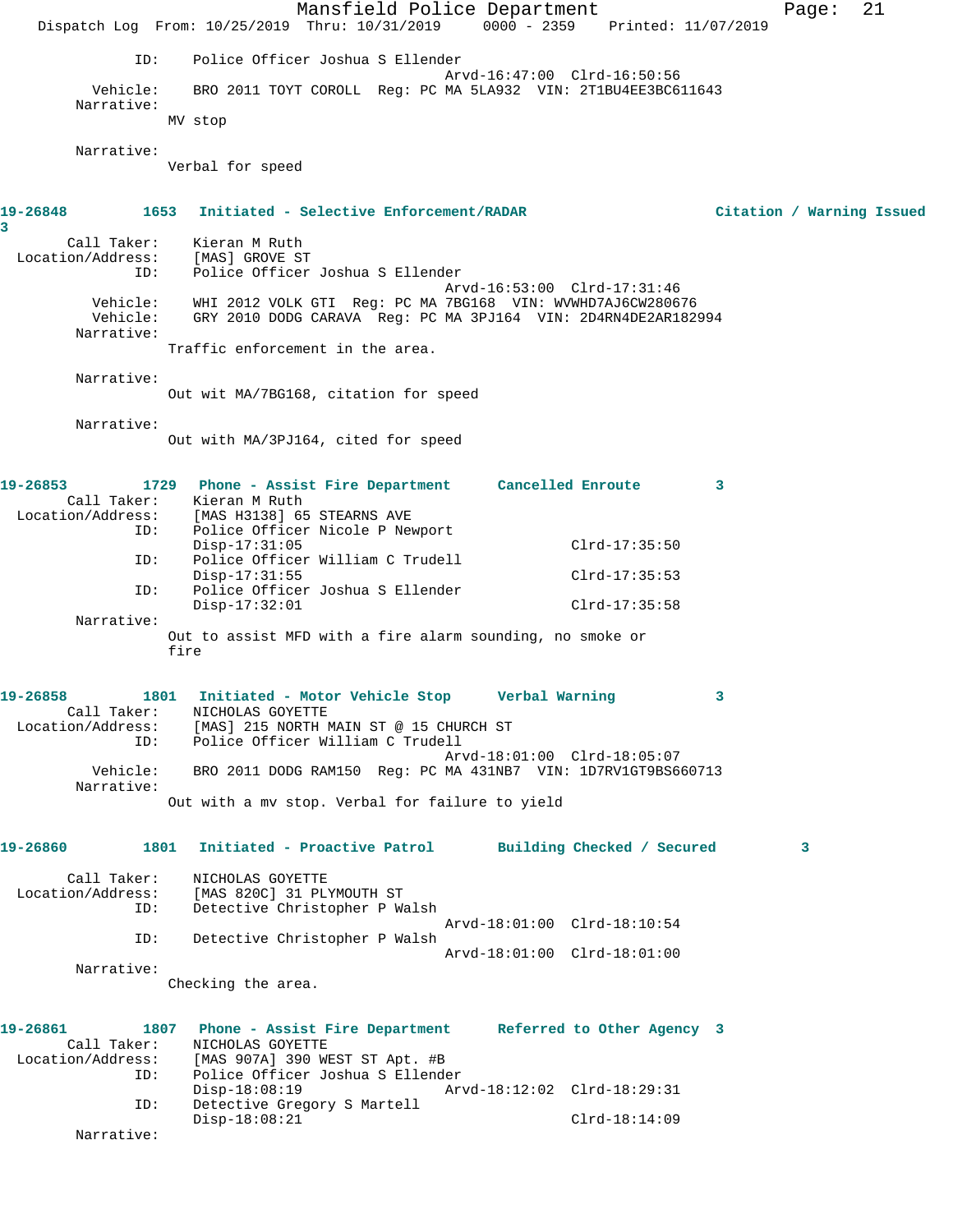ID: Police Officer Joshua S Ellender
Arvd-16:47:00 Clrd-16:50:56
Vehicle: BRO 2011 TOYT COROLL Reg: PC MA 5LA932 VIN: 2T1BU4EE3BC611643
Narrative:
MV stop

Narrative:
Verbal for speed

**19-26848 1653 Initiated - Selective Enforcement/RADAR Citation / Warning Issued 3**

Call Taker: Kieran M Ruth
Location/Address: [MAS] GROVE ST
ID: Police Officer Joshua S Ellender
Arvd-16:53:00 Clrd-17:31:46
Vehicle: WHI 2012 VOLK GTI Reg: PC MA 7BG168 VIN: WVWHD7AJ6CW280676
Vehicle: GRY 2010 DODG CARAVA Reg: PC MA 3PJ164 VIN: 2D4RN4DE2AR182994
Narrative:
Traffic enforcement in the area.

Narrative:
Out wit MA/7BG168, citation for speed

Narrative:
Out with MA/3PJ164, cited for speed

**19-26853 1729 Phone - Assist Fire Department Cancelled Enroute 3**

Call Taker: Kieran M Ruth
Location/Address: [MAS H3138] 65 STEARNS AVE
ID: Police Officer Nicole P Newport
Disp-17:31:05 Clrd-17:35:50
ID: Police Officer William C Trudell
Disp-17:31:55 Clrd-17:35:53
ID: Police Officer Joshua S Ellender
Disp-17:32:01 Clrd-17:35:58
Narrative:
Out to assist MFD with a fire alarm sounding, no smoke or fire

**19-26858 1801 Initiated - Motor Vehicle Stop Verbal Warning 3**

Call Taker: NICHOLAS GOYETTE
Location/Address: [MAS] 215 NORTH MAIN ST @ 15 CHURCH ST
ID: Police Officer William C Trudell
Arvd-18:01:00 Clrd-18:05:07
Vehicle: BRO 2011 DODG RAM150 Reg: PC MA 431NB7 VIN: 1D7RV1GT9BS660713
Narrative:
Out with a mv stop. Verbal for failure to yield

**19-26860 1801 Initiated - Proactive Patrol Building Checked / Secured 3**

Call Taker: NICHOLAS GOYETTE
Location/Address: [MAS 820C] 31 PLYMOUTH ST
ID: Detective Christopher P Walsh
Arvd-18:01:00 Clrd-18:10:54
ID: Detective Christopher P Walsh
Arvd-18:01:00 Clrd-18:01:00
Narrative:
Checking the area.

**19-26861 1807 Phone - Assist Fire Department Referred to Other Agency 3**

Call Taker: NICHOLAS GOYETTE
Location/Address: [MAS 907A] 390 WEST ST Apt. #B
ID: Police Officer Joshua S Ellender
Disp-18:08:19 Arvd-18:12:02 Clrd-18:29:31
ID: Detective Gregory S Martell
Disp-18:08:21 Clrd-18:14:09
Narrative: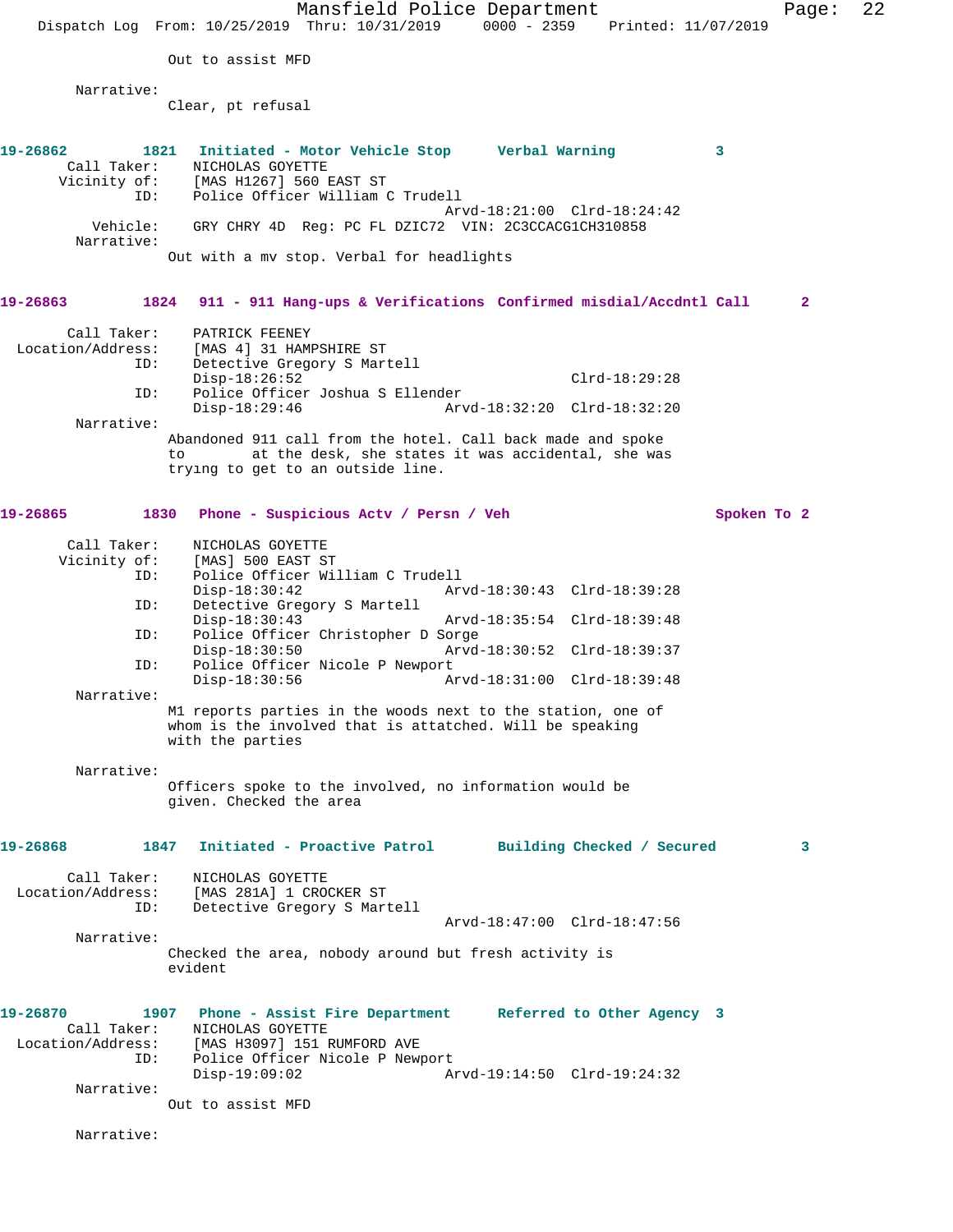Out to assist MFD

Narrative:
Clear, pt refusal

**19-26862 1821 Initiated - Motor Vehicle Stop Verbal Warning 3**

Call Taker: NICHOLAS GOYETTE
Vicinity of: [MAS H1267] 560 EAST ST
ID: Police Officer William C Trudell
Arvd-18:21:00 Clrd-18:24:42
Vehicle: GRY CHRY 4D Reg: PC FL DZIC72 VIN: 2C3CCACG1CH310858
Narrative:
Out with a mv stop. Verbal for headlights

**19-26863 1824 911 - 911 Hang-ups & Verifications Confirmed misdial/Accdntl Call 2**

Call Taker: PATRICK FEENEY
Location/Address: [MAS 4] 31 HAMPSHIRE ST
ID: Detective Gregory S Martell
Disp-18:26:52 Clrd-18:29:28
ID: Police Officer Joshua S Ellender
Disp-18:29:46 Arvd-18:32:20 Clrd-18:32:20
Narrative:
Abandoned 911 call from the hotel. Call back made and spoke to at the desk, she states it was accidental, she was trying to get to an outside line.

**19-26865 1830 Phone - Suspicious Actv / Persn / Veh Spoken To 2**

Call Taker: NICHOLAS GOYETTE
Vicinity of: [MAS] 500 EAST ST
ID: Police Officer William C Trudell
Disp-18:30:42 Arvd-18:30:43 Clrd-18:39:28
ID: Detective Gregory S Martell
Disp-18:30:43 Arvd-18:35:54 Clrd-18:39:48
ID: Police Officer Christopher D Sorge
Disp-18:30:50 Arvd-18:30:52 Clrd-18:39:37
ID: Police Officer Nicole P Newport
Disp-18:30:56 Arvd-18:31:00 Clrd-18:39:48
Narrative:
M1 reports parties in the woods next to the station, one of whom is the involved that is attatched. Will be speaking with the parties

Narrative:
Officers spoke to the involved, no information would be given. Checked the area

**19-26868 1847 Initiated - Proactive Patrol Building Checked / Secured 3**

Call Taker: NICHOLAS GOYETTE
Location/Address: [MAS 281A] 1 CROCKER ST
ID: Detective Gregory S Martell
Arvd-18:47:00 Clrd-18:47:56
Narrative:
Checked the area, nobody around but fresh activity is evident

**19-26870 1907 Phone - Assist Fire Department Referred to Other Agency 3**

Call Taker: NICHOLAS GOYETTE
Location/Address: [MAS H3097] 151 RUMFORD AVE
ID: Police Officer Nicole P Newport
Disp-19:09:02 Arvd-19:14:50 Clrd-19:24:32
Narrative:
Out to assist MFD

Narrative: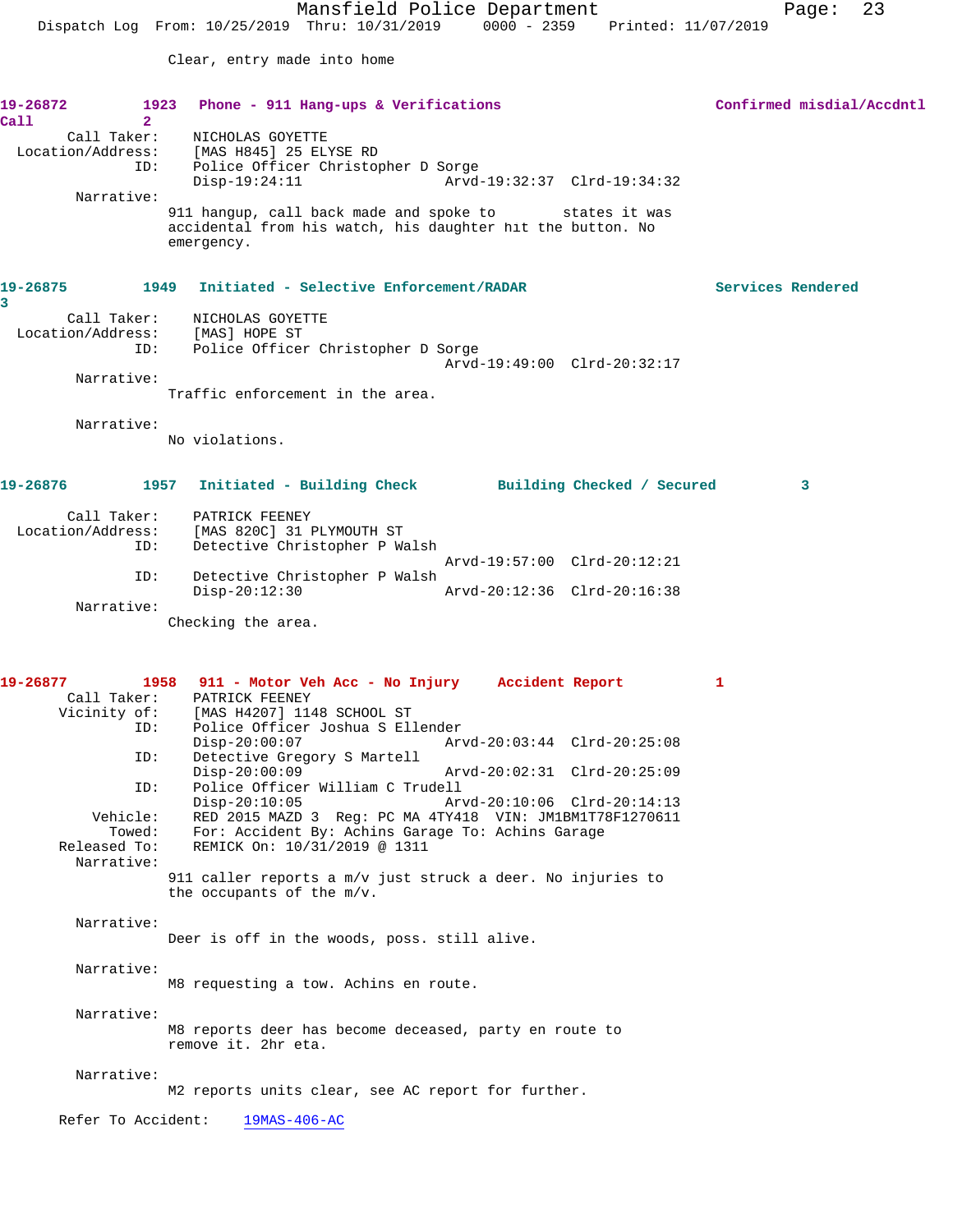Clear, entry made into home

**19-26872** 1923 **Phone - 911 Hang-ups & Verifications** **Confirmed misdial/Accdntl Call** 2

Call Taker: NICHOLAS GOYETTE
Location/Address: [MAS H845] 25 ELYSE RD
ID: Police Officer Christopher D Sorge
Disp-19:24:11 Arvd-19:32:37 Clrd-19:34:32

Narrative:
911 hangup, call back made and spoke to states it was accidental from his watch, his daughter hit the button. No emergency.

**19-26875** 1949 **Initiated - Selective Enforcement/RADAR** **Services Rendered** 3

Call Taker: NICHOLAS GOYETTE
Location/Address: [MAS] HOPE ST
ID: Police Officer Christopher D Sorge
Arvd-19:49:00 Clrd-20:32:17

Narrative:
Traffic enforcement in the area.

Narrative:
No violations.

**19-26876** 1957 **Initiated - Building Check** **Building Checked / Secured** 3

Call Taker: PATRICK FEENEY
Location/Address: [MAS 820C] 31 PLYMOUTH ST
ID: Detective Christopher P Walsh
Arvd-19:57:00 Clrd-20:12:21
ID: Detective Christopher P Walsh
Disp-20:12:30 Arvd-20:12:36 Clrd-20:16:38

Narrative:
Checking the area.

**19-26877** 1958 **911 - Motor Veh Acc - No Injury** **Accident Report** 1

Call Taker: PATRICK FEENEY
Vicinity of: [MAS H4207] 1148 SCHOOL ST
ID: Police Officer Joshua S Ellender
Disp-20:00:07 Arvd-20:03:44 Clrd-20:25:08
ID: Detective Gregory S Martell
Disp-20:00:09 Arvd-20:02:31 Clrd-20:25:09
ID: Police Officer William C Trudell
Disp-20:10:05 Arvd-20:10:06 Clrd-20:14:13
Vehicle: RED 2015 MAZD 3 Reg: PC MA 4TY418 VIN: JM1BM1T78F1270611
Towed: For: Accident By: Achins Garage To: Achins Garage
Released To: REMICK On: 10/31/2019 @ 1311

Narrative:
911 caller reports a m/v just struck a deer. No injuries to the occupants of the m/v.

Narrative:
Deer is off in the woods, poss. still alive.

Narrative:
M8 requesting a tow. Achins en route.

Narrative:
M8 reports deer has become deceased, party en route to remove it. 2hr eta.

Narrative:
M2 reports units clear, see AC report for further.

Refer To Accident: 19MAS-406-AC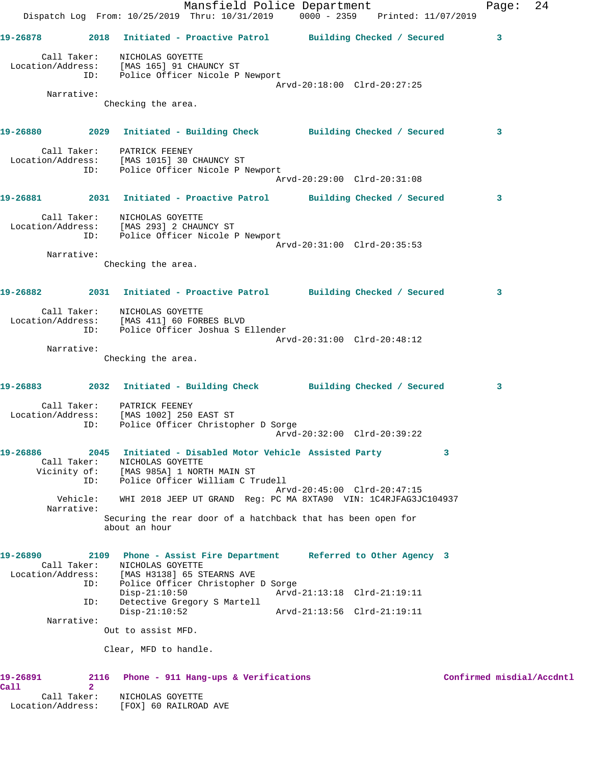19-26878 2018 Initiated - Proactive Patrol Building Checked / Secured 3

Call Taker: NICHOLAS GOYETTE
Location/Address: [MAS 165] 91 CHAUNCY ST
ID: Police Officer Nicole P Newport
Arvd-20:18:00 Clrd-20:27:25
Narrative:
Checking the area.

19-26880 2029 Initiated - Building Check Building Checked / Secured 3

Call Taker: PATRICK FEENEY
Location/Address: [MAS 1015] 30 CHAUNCY ST
ID: Police Officer Nicole P Newport
Arvd-20:29:00 Clrd-20:31:08

19-26881 2031 Initiated - Proactive Patrol Building Checked / Secured 3

Call Taker: NICHOLAS GOYETTE
Location/Address: [MAS 293] 2 CHAUNCY ST
ID: Police Officer Nicole P Newport
Arvd-20:31:00 Clrd-20:35:53
Narrative:
Checking the area.

19-26882 2031 Initiated - Proactive Patrol Building Checked / Secured 3

Call Taker: NICHOLAS GOYETTE
Location/Address: [MAS 411] 60 FORBES BLVD
ID: Police Officer Joshua S Ellender
Arvd-20:31:00 Clrd-20:48:12
Narrative:
Checking the area.

19-26883 2032 Initiated - Building Check Building Checked / Secured 3

Call Taker: PATRICK FEENEY
Location/Address: [MAS 1002] 250 EAST ST
ID: Police Officer Christopher D Sorge
Arvd-20:32:00 Clrd-20:39:22

19-26886 2045 Initiated - Disabled Motor Vehicle Assisted Party 3
Call Taker: NICHOLAS GOYETTE
Vicinity of: [MAS 985A] 1 NORTH MAIN ST
ID: Police Officer William C Trudell
Arvd-20:45:00 Clrd-20:47:15
Vehicle: WHI 2018 JEEP UT GRAND Reg: PC MA 8XTA90 VIN: 1C4RJFAG3JC104937
Narrative:
Securing the rear door of a hatchback that has been open for about an hour

19-26890 2109 Phone - Assist Fire Department Referred to Other Agency 3
Call Taker: NICHOLAS GOYETTE
Location/Address: [MAS H3138] 65 STEARNS AVE
ID: Police Officer Christopher D Sorge
Disp-21:10:50 Arvd-21:13:18 Clrd-21:19:11
ID: Detective Gregory S Martell
Disp-21:10:52 Arvd-21:13:56 Clrd-21:19:11
Narrative:
Out to assist MFD.

Clear, MFD to handle.

19-26891 2116 Phone - 911 Hang-ups & Verifications Confirmed misdial/Accdntl Call 2
Call Taker: NICHOLAS GOYETTE
Location/Address: [FOX] 60 RAILROAD AVE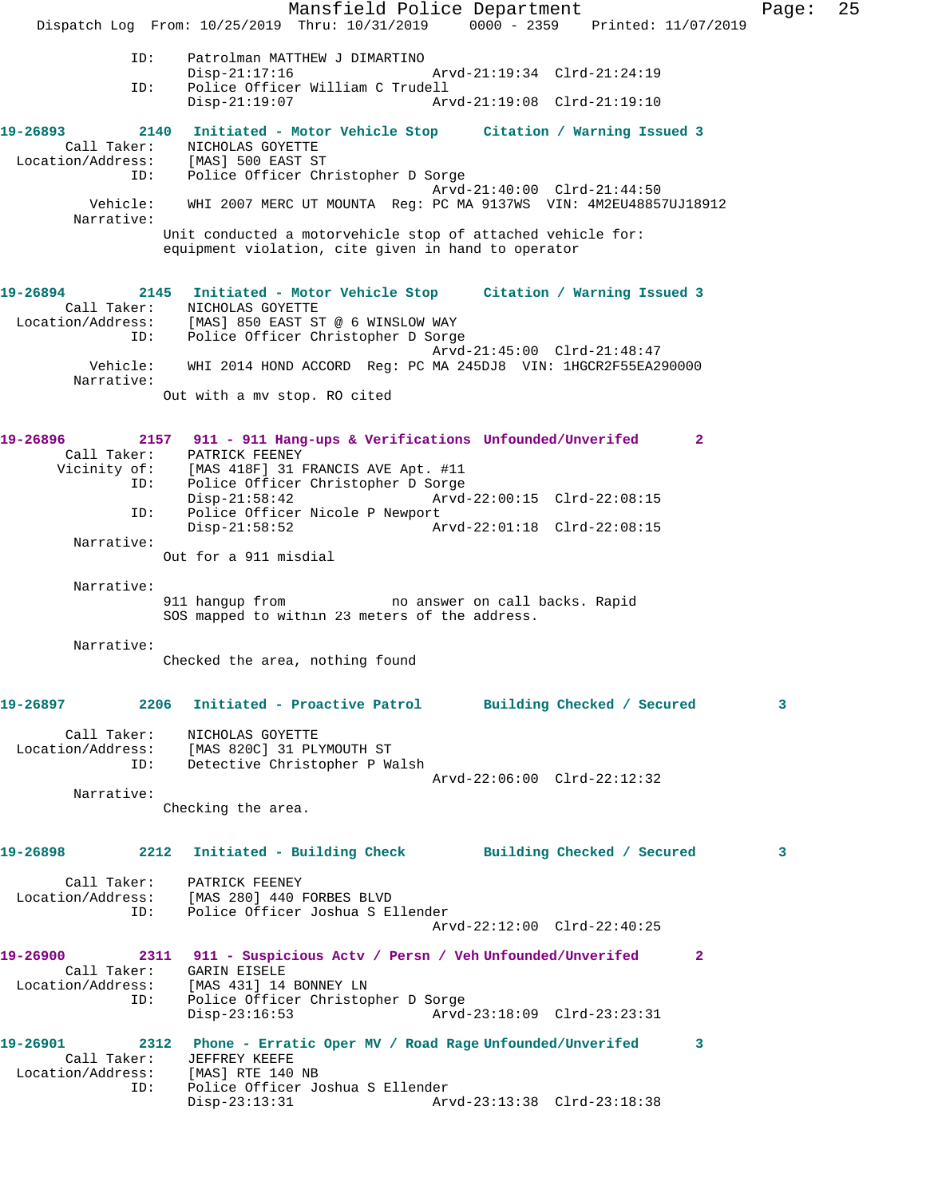ID: Patrolman MATTHEW J DIMARTINO
Disp-21:17:16 Arvd-21:19:34 Clrd-21:24:19
ID: Police Officer William C Trudell
Disp-21:19:07 Arvd-21:19:08 Clrd-21:19:10

**19-26893 2140 Initiated - Motor Vehicle Stop Citation / Warning Issued 3**

Call Taker: NICHOLAS GOYETTE
Location/Address: [MAS] 500 EAST ST
ID: Police Officer Christopher D Sorge
Arvd-21:40:00 Clrd-21:44:50
Vehicle: WHI 2007 MERC UT MOUNTA Reg: PC MA 9137WS VIN: 4M2EU48857UJ18912
Narrative:
Unit conducted a motorvehicle stop of attached vehicle for: equipment violation, cite given in hand to operator

**19-26894 2145 Initiated - Motor Vehicle Stop Citation / Warning Issued 3**

Call Taker: NICHOLAS GOYETTE
Location/Address: [MAS] 850 EAST ST @ 6 WINSLOW WAY
ID: Police Officer Christopher D Sorge
Arvd-21:45:00 Clrd-21:48:47
Vehicle: WHI 2014 HOND ACCORD Reg: PC MA 245DJ8 VIN: 1HGCR2F55EA290000
Narrative:
Out with a mv stop. RO cited

**19-26896 2157 911 - 911 Hang-ups & Verifications Unfounded/Unverifed 2**

Call Taker: PATRICK FEENEY
Vicinity of: [MAS 418F] 31 FRANCIS AVE Apt. #11
ID: Police Officer Christopher D Sorge
Disp-21:58:42 Arvd-22:00:15 Clrd-22:08:15
ID: Police Officer Nicole P Newport
Disp-21:58:52 Arvd-22:01:18 Clrd-22:08:15
Narrative:
Out for a 911 misdial

Narrative:
911 hangup from no answer on call backs. Rapid SOS mapped to within 23 meters of the address.

Narrative:
Checked the area, nothing found

**19-26897 2206 Initiated - Proactive Patrol Building Checked / Secured 3**

Call Taker: NICHOLAS GOYETTE
Location/Address: [MAS 820C] 31 PLYMOUTH ST
ID: Detective Christopher P Walsh
Arvd-22:06:00 Clrd-22:12:32
Narrative:
Checking the area.

**19-26898 2212 Initiated - Building Check Building Checked / Secured 3**

Call Taker: PATRICK FEENEY
Location/Address: [MAS 280] 440 FORBES BLVD
ID: Police Officer Joshua S Ellender
Arvd-22:12:00 Clrd-22:40:25

**19-26900 2311 911 - Suspicious Actv / Persn / Veh Unfounded/Unverifed 2**

Call Taker: GARIN EISELE
Location/Address: [MAS 431] 14 BONNEY LN
ID: Police Officer Christopher D Sorge
Disp-23:16:53 Arvd-23:18:09 Clrd-23:23:31

**19-26901 2312 Phone - Erratic Oper MV / Road Rage Unfounded/Unverifed 3**

Call Taker: JEFFREY KEEFE
Location/Address: [MAS] RTE 140 NB
ID: Police Officer Joshua S Ellender
Disp-23:13:31 Arvd-23:13:38 Clrd-23:18:38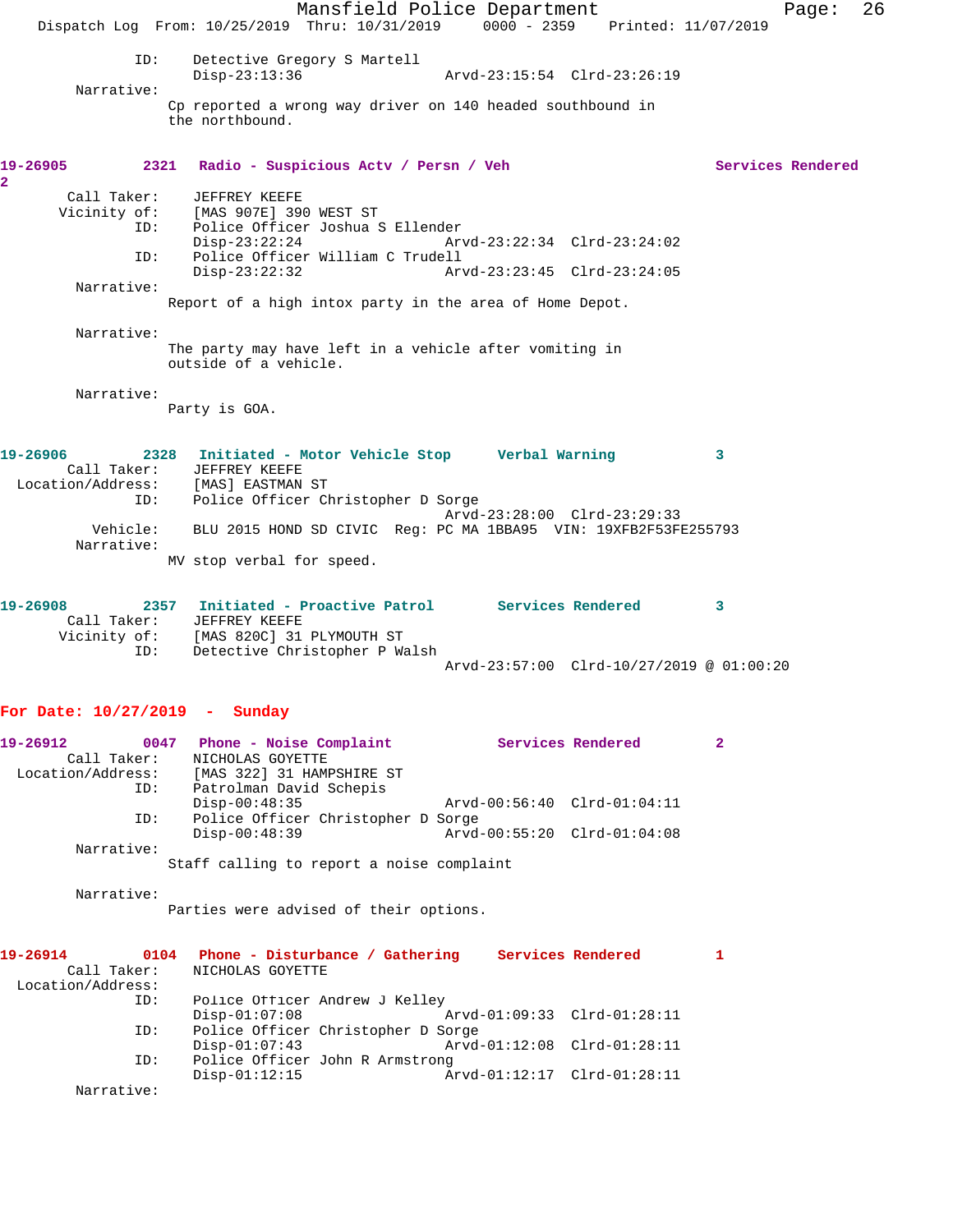ID: Detective Gregory S Martell
Disp-23:13:36 Arvd-23:15:54 Clrd-23:26:19

Narrative:
Cp reported a wrong way driver on 140 headed southbound in the northbound.

**19-26905 2321 Radio - Suspicious Actv / Persn / Veh Services Rendered 2**

Call Taker: JEFFREY KEEFE
Vicinity of: [MAS 907E] 390 WEST ST
ID: Police Officer Joshua S Ellender
Disp-23:22:24 Arvd-23:22:34 Clrd-23:24:02
ID: Police Officer William C Trudell
Disp-23:22:32 Arvd-23:23:45 Clrd-23:24:05

Narrative:
Report of a high intox party in the area of Home Depot.

Narrative:
The party may have left in a vehicle after vomiting in outside of a vehicle.

Narrative:
Party is GOA.

**19-26906 2328 Initiated - Motor Vehicle Stop Verbal Warning 3**

Call Taker: JEFFREY KEEFE
Location/Address: [MAS] EASTMAN ST
ID: Police Officer Christopher D Sorge
Arvd-23:28:00 Clrd-23:29:33
Vehicle: BLU 2015 HOND SD CIVIC Reg: PC MA 1BBA95 VIN: 19XFB2F53FE255793

Narrative:
MV stop verbal for speed.

**19-26908 2357 Initiated - Proactive Patrol Services Rendered 3**

Call Taker: JEFFREY KEEFE
Vicinity of: [MAS 820C] 31 PLYMOUTH ST
ID: Detective Christopher P Walsh
Arvd-23:57:00 Clrd-10/27/2019 @ 01:00:20

## For Date: 10/27/2019 - Sunday

**19-26912 0047 Phone - Noise Complaint Services Rendered 2**

Call Taker: NICHOLAS GOYETTE
Location/Address: [MAS 322] 31 HAMPSHIRE ST
ID: Patrolman David Schepis
Disp-00:48:35 Arvd-00:56:40 Clrd-01:04:11
ID: Police Officer Christopher D Sorge
Disp-00:48:39 Arvd-00:55:20 Clrd-01:04:08

Narrative:
Staff calling to report a noise complaint

Narrative:
Parties were advised of their options.

**19-26914 0104 Phone - Disturbance / Gathering Services Rendered 1**

Call Taker: NICHOLAS GOYETTE
Location/Address:
ID: Police Officer Andrew J Kelley
Disp-01:07:08 Arvd-01:09:33 Clrd-01:28:11
ID: Police Officer Christopher D Sorge
Disp-01:07:43 Arvd-01:12:08 Clrd-01:28:11
ID: Police Officer John R Armstrong
Disp-01:12:15 Arvd-01:12:17 Clrd-01:28:11

Narrative: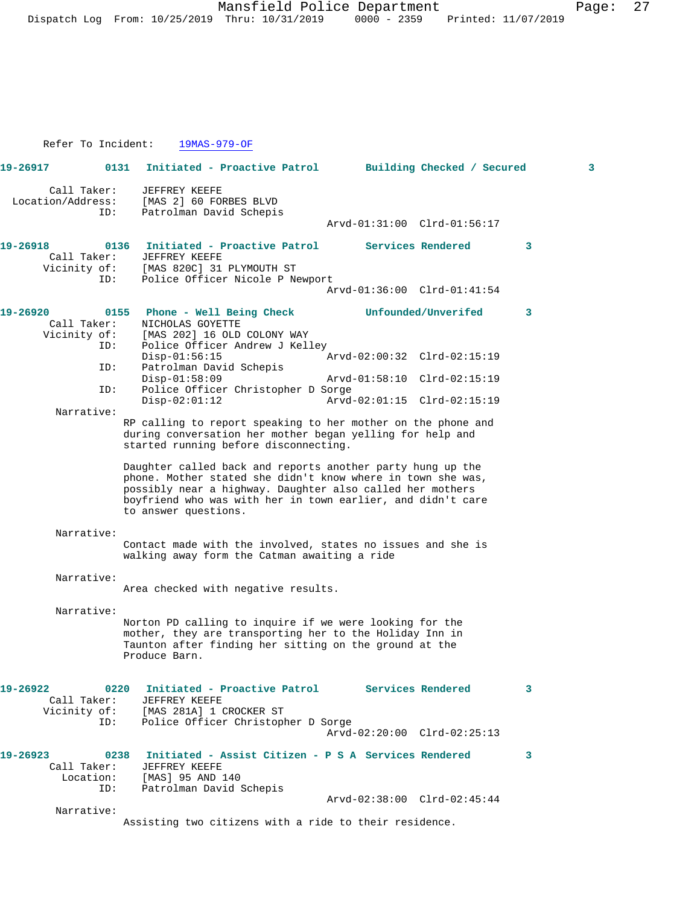Refer To Incident: 19MAS-979-OF

**19-26917 0131 Initiated - Proactive Patrol Building Checked / Secured 3**

Call Taker: JEFFREY KEEFE
Location/Address: [MAS 2] 60 FORBES BLVD
ID: Patrolman David Schepis
Arvd-01:31:00 Clrd-01:56:17

**19-26918 0136 Initiated - Proactive Patrol Services Rendered 3**

Call Taker: JEFFREY KEEFE
Vicinity of: [MAS 820C] 31 PLYMOUTH ST
ID: Police Officer Nicole P Newport
Arvd-01:36:00 Clrd-01:41:54

**19-26920 0155 Phone - Well Being Check Unfounded/Unverifed 3**

Call Taker: NICHOLAS GOYETTE
Vicinity of: [MAS 202] 16 OLD COLONY WAY
ID: Police Officer Andrew J Kelley
Disp-01:56:15 Arvd-02:00:32 Clrd-02:15:19
ID: Patrolman David Schepis
Disp-01:58:09 Arvd-01:58:10 Clrd-02:15:19
ID: Police Officer Christopher D Sorge
Disp-02:01:12 Arvd-02:01:15 Clrd-02:15:19

Narrative:
RP calling to report speaking to her mother on the phone and during conversation her mother began yelling for help and started running before disconnecting.

Daughter called back and reports another party hung up the phone. Mother stated she didn't know where in town she was, possibly near a highway. Daughter also called her mothers boyfriend who was with her in town earlier, and didn't care to answer questions.

Narrative:
Contact made with the involved, states no issues and she is walking away form the Catman awaiting a ride

Narrative:
Area checked with negative results.

Narrative:
Norton PD calling to inquire if we were looking for the mother, they are transporting her to the Holiday Inn in Taunton after finding her sitting on the ground at the Produce Barn.

**19-26922 0220 Initiated - Proactive Patrol Services Rendered 3**

Call Taker: JEFFREY KEEFE
Vicinity of: [MAS 281A] 1 CROCKER ST
ID: Police Officer Christopher D Sorge
Arvd-02:20:00 Clrd-02:25:13

**19-26923 0238 Initiated - Assist Citizen - P S A Services Rendered 3**

Call Taker: JEFFREY KEEFE
Location: [MAS] 95 AND 140
ID: Patrolman David Schepis
Arvd-02:38:00 Clrd-02:45:44

Narrative:
Assisting two citizens with a ride to their residence.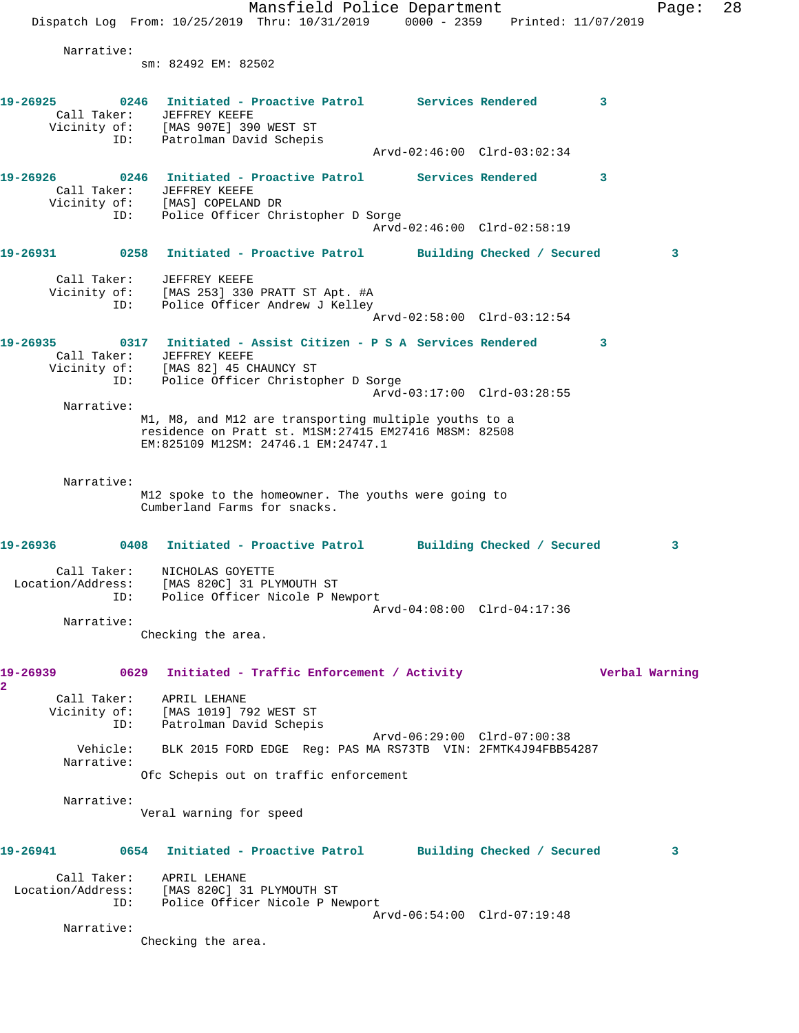Narrative:
sm: 82492 EM: 82502

**19-26925** 0246 Initiated - Proactive Patrol Services Rendered 3
Call Taker: JEFFREY KEEFE
Vicinity of: [MAS 907E] 390 WEST ST
ID: Patrolman David Schepis
Arvd-02:46:00 Clrd-03:02:34

**19-26926** 0246 Initiated - Proactive Patrol Services Rendered 3
Call Taker: JEFFREY KEEFE
Vicinity of: [MAS] COPELAND DR
ID: Police Officer Christopher D Sorge
Arvd-02:46:00 Clrd-02:58:19

**19-26931** 0258 Initiated - Proactive Patrol Building Checked / Secured 3
Call Taker: JEFFREY KEEFE
Vicinity of: [MAS 253] 330 PRATT ST Apt. #A
ID: Police Officer Andrew J Kelley
Arvd-02:58:00 Clrd-03:12:54

**19-26935** 0317 Initiated - Assist Citizen - P S A Services Rendered 3
Call Taker: JEFFREY KEEFE
Vicinity of: [MAS 82] 45 CHAUNCY ST
ID: Police Officer Christopher D Sorge
Arvd-03:17:00 Clrd-03:28:55
Narrative:
M1, M8, and M12 are transporting multiple youths to a residence on Pratt st. M1SM:27415 EM27416 M8SM: 82508 EM:825109 M12SM: 24746.1 EM:24747.1

Narrative:
M12 spoke to the homeowner. The youths were going to Cumberland Farms for snacks.

**19-26936** 0408 Initiated - Proactive Patrol Building Checked / Secured 3
Call Taker: NICHOLAS GOYETTE
Location/Address: [MAS 820C] 31 PLYMOUTH ST
ID: Police Officer Nicole P Newport
Arvd-04:08:00 Clrd-04:17:36
Narrative:
Checking the area.

**19-26939** 0629 Initiated - Traffic Enforcement / Activity Verbal Warning 2
Call Taker: APRIL LEHANE
Vicinity of: [MAS 1019] 792 WEST ST
ID: Patrolman David Schepis
Arvd-06:29:00 Clrd-07:00:38
Vehicle: BLK 2015 FORD EDGE Reg: PAS MA RS73TB VIN: 2FMTK4J94FBB54287
Narrative:
Ofc Schepis out on traffic enforcement

Narrative:
Veral warning for speed

**19-26941** 0654 Initiated - Proactive Patrol Building Checked / Secured 3
Call Taker: APRIL LEHANE
Location/Address: [MAS 820C] 31 PLYMOUTH ST
ID: Police Officer Nicole P Newport
Arvd-06:54:00 Clrd-07:19:48
Narrative:
Checking the area.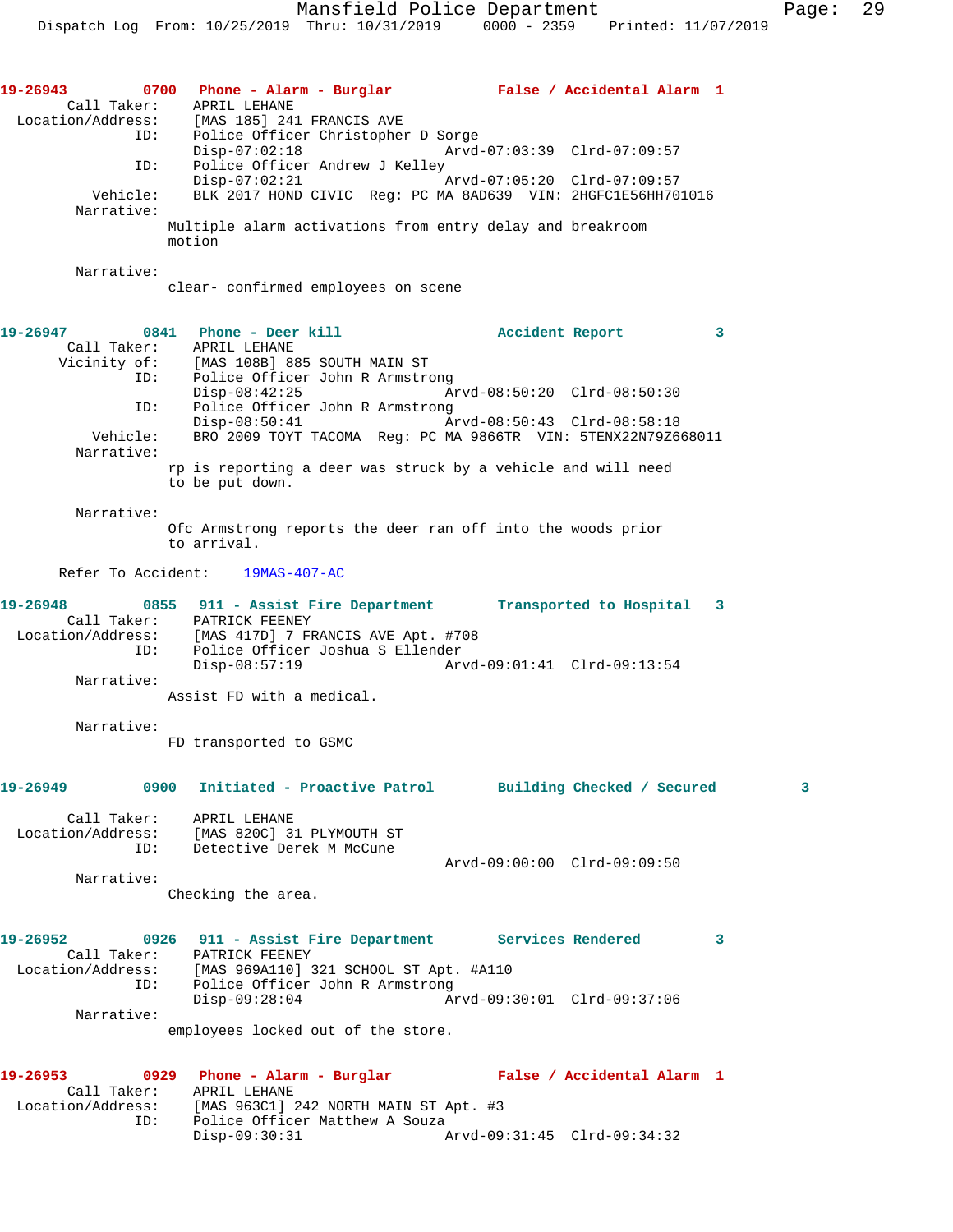**19-26943** 0700 **Phone - Alarm - Burglar** **False / Accidental Alarm 1**

Call Taker: APRIL LEHANE
Location/Address: [MAS 185] 241 FRANCIS AVE
ID: Police Officer Christopher D Sorge
Disp-07:02:18 Arvd-07:03:39 Clrd-07:09:57
ID: Police Officer Andrew J Kelley
Disp-07:02:21 Arvd-07:05:20 Clrd-07:09:57
Vehicle: BLK 2017 HOND CIVIC Reg: PC MA 8AD639 VIN: 2HGFC1E56HH701016
Narrative:
Multiple alarm activations from entry delay and breakroom motion

Narrative:
clear- confirmed employees on scene

**19-26947** 0841 **Phone - Deer kill** **Accident Report 3**

Call Taker: APRIL LEHANE
Vicinity of: [MAS 108B] 885 SOUTH MAIN ST
ID: Police Officer John R Armstrong
Disp-08:42:25 Arvd-08:50:20 Clrd-08:50:30
ID: Police Officer John R Armstrong
Disp-08:50:41 Arvd-08:50:43 Clrd-08:58:18
Vehicle: BRO 2009 TOYT TACOMA Reg: PC MA 9866TR VIN: 5TENX22N79Z668011
Narrative:
rp is reporting a deer was struck by a vehicle and will need to be put down.

Narrative:
Ofc Armstrong reports the deer ran off into the woods prior to arrival.

Refer To Accident: 19MAS-407-AC

**19-26948** 0855 **911 - Assist Fire Department** **Transported to Hospital 3**

Call Taker: PATRICK FEENEY
Location/Address: [MAS 417D] 7 FRANCIS AVE Apt. #708
ID: Police Officer Joshua S Ellender
Disp-08:57:19 Arvd-09:01:41 Clrd-09:13:54
Narrative:
Assist FD with a medical.

Narrative:
FD transported to GSMC

**19-26949** 0900 **Initiated - Proactive Patrol** **Building Checked / Secured 3**

Call Taker: APRIL LEHANE
Location/Address: [MAS 820C] 31 PLYMOUTH ST
ID: Detective Derek M McCune
Arvd-09:00:00 Clrd-09:09:50
Narrative:
Checking the area.

**19-26952** 0926 **911 - Assist Fire Department** **Services Rendered 3**

Call Taker: PATRICK FEENEY
Location/Address: [MAS 969A110] 321 SCHOOL ST Apt. #A110
ID: Police Officer John R Armstrong
Disp-09:28:04 Arvd-09:30:01 Clrd-09:37:06
Narrative:
employees locked out of the store.

**19-26953** 0929 **Phone - Alarm - Burglar** **False / Accidental Alarm 1**

Call Taker: APRIL LEHANE
Location/Address: [MAS 963C1] 242 NORTH MAIN ST Apt. #3
ID: Police Officer Matthew A Souza
Disp-09:30:31 Arvd-09:31:45 Clrd-09:34:32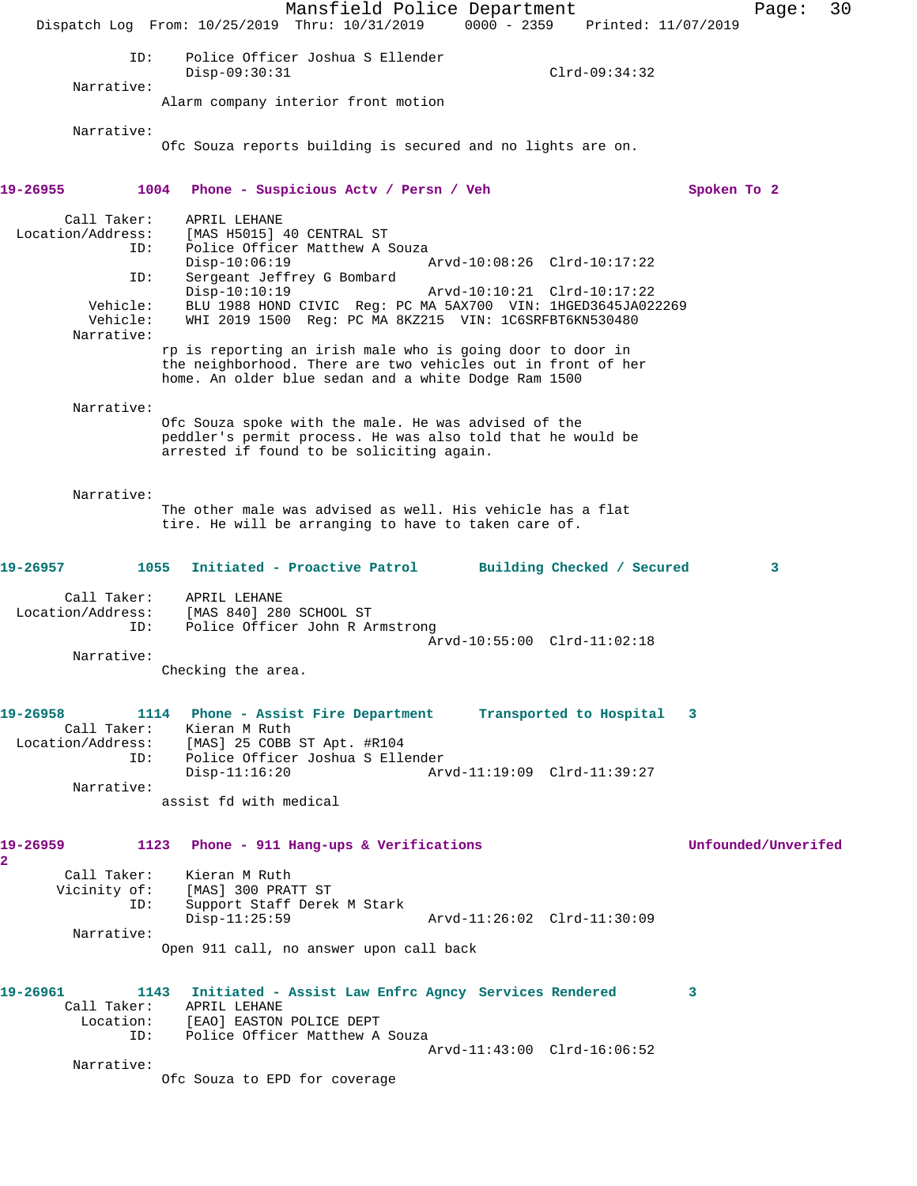ID: Police Officer Joshua S Ellender
Disp-09:30:31 Clrd-09:34:32

Narrative:
Alarm company interior front motion

Narrative:
Ofc Souza reports building is secured and no lights are on.

**19-26955 1004 Phone - Suspicious Actv / Persn / Veh Spoken To 2**

Call Taker: APRIL LEHANE
Location/Address: [MAS H5015] 40 CENTRAL ST
ID: Police Officer Matthew A Souza
Disp-10:06:19 Arvd-10:08:26 Clrd-10:17:22
ID: Sergeant Jeffrey G Bombard
Disp-10:10:19 Arvd-10:10:21 Clrd-10:17:22
Vehicle: BLU 1988 HOND CIVIC Reg: PC MA 5AX700 VIN: 1HGED3645JA022269
Vehicle: WHI 2019 1500 Reg: PC MA 8KZ215 VIN: 1C6SRFBT6KN530480

Narrative:
rp is reporting an irish male who is going door to door in the neighborhood. There are two vehicles out in front of her home. An older blue sedan and a white Dodge Ram 1500

Narrative:
Ofc Souza spoke with the male. He was advised of the peddler's permit process. He was also told that he would be arrested if found to be soliciting again.

Narrative:
The other male was advised as well. His vehicle has a flat tire. He will be arranging to have to taken care of.

**19-26957 1055 Initiated - Proactive Patrol Building Checked / Secured 3**

Call Taker: APRIL LEHANE
Location/Address: [MAS 840] 280 SCHOOL ST
ID: Police Officer John R Armstrong
Arvd-10:55:00 Clrd-11:02:18

Narrative:
Checking the area.

**19-26958 1114 Phone - Assist Fire Department Transported to Hospital 3**

Call Taker: Kieran M Ruth
Location/Address: [MAS] 25 COBB ST Apt. #R104
ID: Police Officer Joshua S Ellender
Disp-11:16:20 Arvd-11:19:09 Clrd-11:39:27

Narrative:
assist fd with medical

**19-26959 1123 Phone - 911 Hang-ups & Verifications Unfounded/Unverifed 2**

Call Taker: Kieran M Ruth
Vicinity of: [MAS] 300 PRATT ST
ID: Support Staff Derek M Stark
Disp-11:25:59 Arvd-11:26:02 Clrd-11:30:09

Narrative:
Open 911 call, no answer upon call back

**19-26961 1143 Initiated - Assist Law Enfrc Agncy Services Rendered 3**

Call Taker: APRIL LEHANE
Location: [EAO] EASTON POLICE DEPT
ID: Police Officer Matthew A Souza
Arvd-11:43:00 Clrd-16:06:52

Narrative:
Ofc Souza to EPD for coverage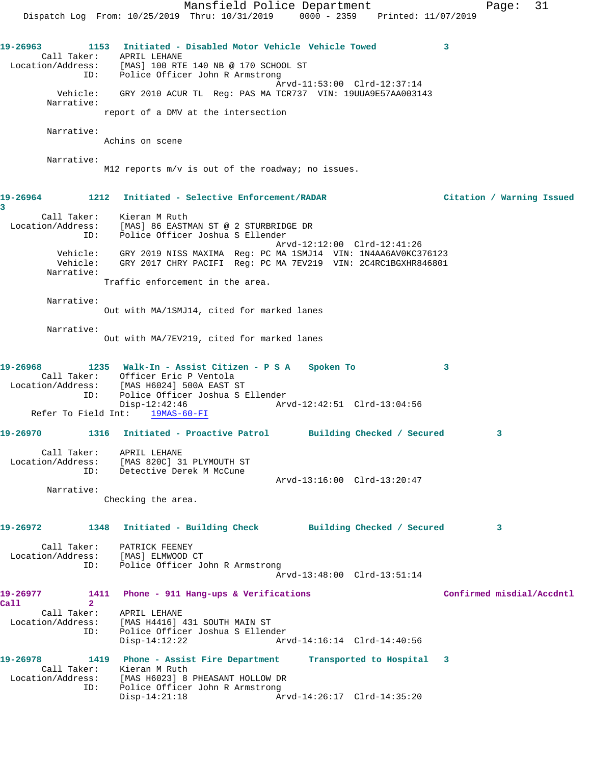**19-26963** 1153 **Initiated - Disabled Motor Vehicle** **Vehicle Towed** 3

Call Taker: APRIL LEHANE
Location/Address: [MAS] 100 RTE 140 NB @ 170 SCHOOL ST
ID: Police Officer John R Armstrong
Arvd-11:53:00 Clrd-12:37:14
Vehicle: GRY 2010 ACUR TL Reg: PAS MA TCR737 VIN: 19UUA9E57AA003143
Narrative:
report of a DMV at the intersection

Narrative:
Achins on scene

Narrative:
M12 reports m/v is out of the roadway; no issues.

**19-26964** 1212 **Initiated - Selective Enforcement/RADAR** **Citation / Warning Issued** 3

Call Taker: Kieran M Ruth
Location/Address: [MAS] 86 EASTMAN ST @ 2 STURBRIDGE DR
ID: Police Officer Joshua S Ellender
Arvd-12:12:00 Clrd-12:41:26
Vehicle: GRY 2019 NISS MAXIMA Reg: PC MA 1SMJ14 VIN: 1N4AA6AV0KC376123
Vehicle: GRY 2017 CHRY PACIFI Reg: PC MA 7EV219 VIN: 2C4RC1BGXHR846801
Narrative:
Traffic enforcement in the area.

Narrative:
Out with MA/1SMJ14, cited for marked lanes

Narrative:
Out with MA/7EV219, cited for marked lanes

**19-26968** 1235 **Walk-In - Assist Citizen - P S A** **Spoken To** 3

Call Taker: Officer Eric P Ventola
Location/Address: [MAS H6024] 500A EAST ST
ID: Police Officer Joshua S Ellender
Disp-12:42:46 Arvd-12:42:51 Clrd-13:04:56
Refer To Field Int: 19MAS-60-FI

**19-26970** 1316 **Initiated - Proactive Patrol** **Building Checked / Secured** 3

Call Taker: APRIL LEHANE
Location/Address: [MAS 820C] 31 PLYMOUTH ST
ID: Detective Derek M McCune
Arvd-13:16:00 Clrd-13:20:47
Narrative:
Checking the area.

**19-26972** 1348 **Initiated - Building Check** **Building Checked / Secured** 3

Call Taker: PATRICK FEENEY
Location/Address: [MAS] ELMWOOD CT
ID: Police Officer John R Armstrong
Arvd-13:48:00 Clrd-13:51:14

**19-26977** 1411 **Phone - 911 Hang-ups & Verifications** **Confirmed misdial/Accdntl Call** 2

Call Taker: APRIL LEHANE
Location/Address: [MAS H4416] 431 SOUTH MAIN ST
ID: Police Officer Joshua S Ellender
Disp-14:12:22 Arvd-14:16:14 Clrd-14:40:56

**19-26978** 1419 **Phone - Assist Fire Department** **Transported to Hospital** 3

Call Taker: Kieran M Ruth
Location/Address: [MAS H6023] 8 PHEASANT HOLLOW DR
ID: Police Officer John R Armstrong
Disp-14:21:18 Arvd-14:26:17 Clrd-14:35:20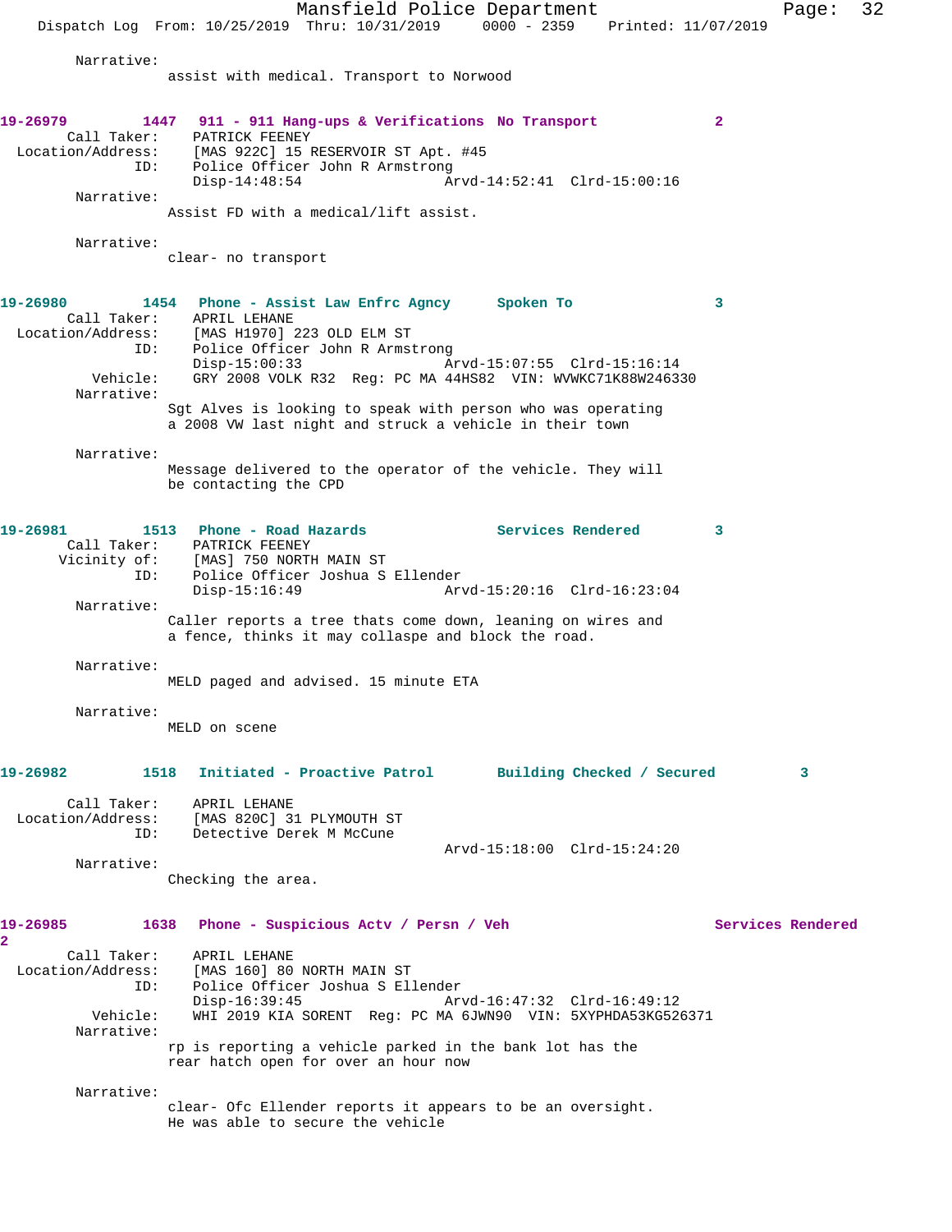Narrative:
assist with medical. Transport to Norwood

**19-26979 1447 911 - 911 Hang-ups & Verifications No Transport 2**

Call Taker: PATRICK FEENEY
Location/Address: [MAS 922C] 15 RESERVOIR ST Apt. #45
ID: Police Officer John R Armstrong
Disp-14:48:54 Arvd-14:52:41 Clrd-15:00:16

Narrative:
Assist FD with a medical/lift assist.

Narrative:
clear- no transport

**19-26980 1454 Phone - Assist Law Enfrc Agncy Spoken To 3**

Call Taker: APRIL LEHANE
Location/Address: [MAS H1970] 223 OLD ELM ST
ID: Police Officer John R Armstrong
Disp-15:00:33 Arvd-15:07:55 Clrd-15:16:14
Vehicle: GRY 2008 VOLK R32 Reg: PC MA 44HS82 VIN: WVWKC71K88W246330

Narrative:
Sgt Alves is looking to speak with person who was operating a 2008 VW last night and struck a vehicle in their town

Narrative:
Message delivered to the operator of the vehicle. They will be contacting the CPD

**19-26981 1513 Phone - Road Hazards Services Rendered 3**

Call Taker: PATRICK FEENEY
Vicinity of: [MAS] 750 NORTH MAIN ST
ID: Police Officer Joshua S Ellender
Disp-15:16:49 Arvd-15:20:16 Clrd-16:23:04

Narrative:
Caller reports a tree thats come down, leaning on wires and a fence, thinks it may collaspe and block the road.

Narrative:
MELD paged and advised. 15 minute ETA

Narrative:
MELD on scene

**19-26982 1518 Initiated - Proactive Patrol Building Checked / Secured 3**

Call Taker: APRIL LEHANE
Location/Address: [MAS 820C] 31 PLYMOUTH ST
ID: Detective Derek M McCune
Arvd-15:18:00 Clrd-15:24:20

Narrative:
Checking the area.

**19-26985 1638 Phone - Suspicious Actv / Persn / Veh Services Rendered 2**

Call Taker: APRIL LEHANE
Location/Address: [MAS 160] 80 NORTH MAIN ST
ID: Police Officer Joshua S Ellender
Disp-16:39:45 Arvd-16:47:32 Clrd-16:49:12
Vehicle: WHI 2019 KIA SORENT Reg: PC MA 6JWN90 VIN: 5XYPHDA53KG526371

Narrative:
rp is reporting a vehicle parked in the bank lot has the rear hatch open for over an hour now

Narrative:
clear- Ofc Ellender reports it appears to be an oversight. He was able to secure the vehicle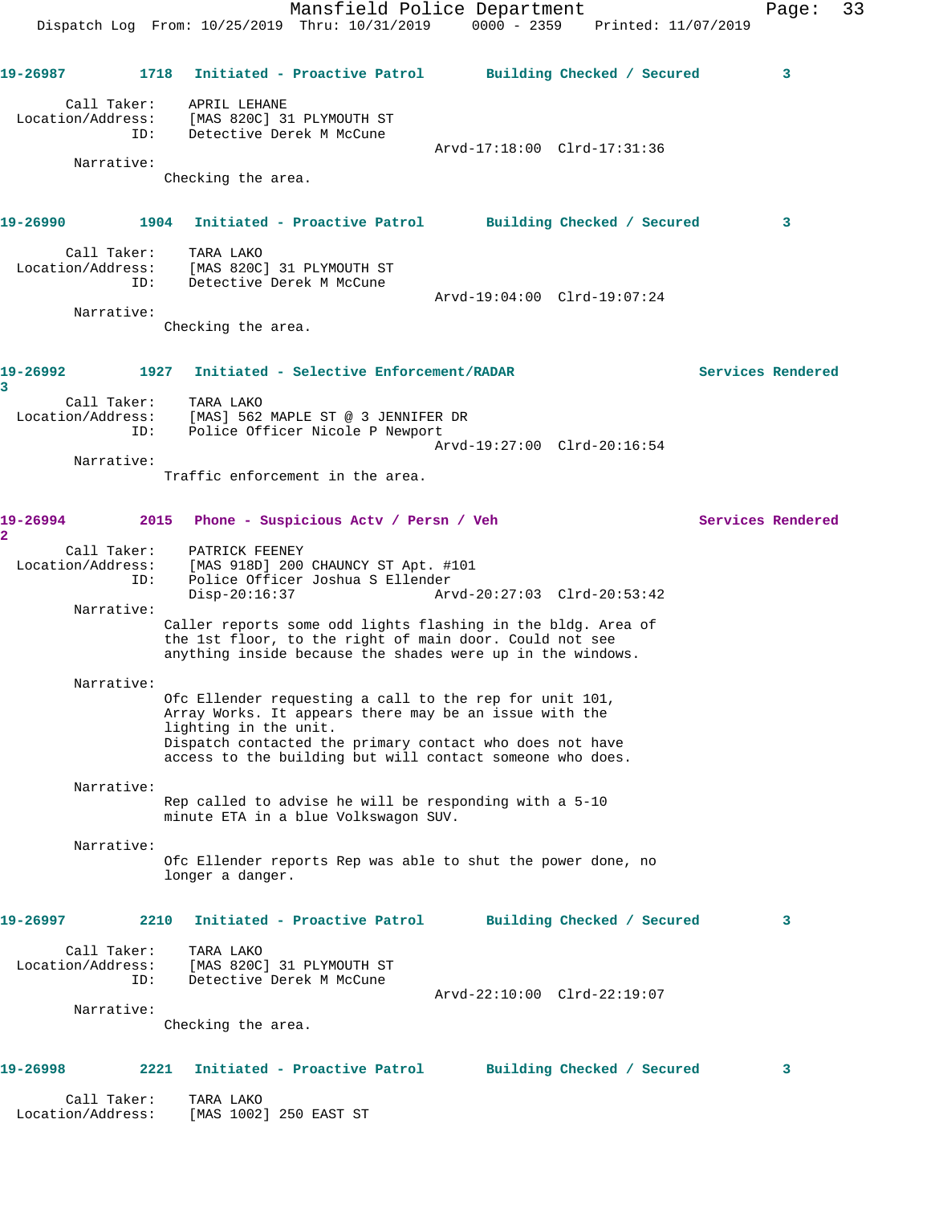**19-26987** 1718 Initiated - Proactive Patrol Building Checked / Secured 3

Call Taker: APRIL LEHANE
Location/Address: [MAS 820C] 31 PLYMOUTH ST
ID: Detective Derek M McCune
Arvd-17:18:00 Clrd-17:31:36

Narrative:
Checking the area.

**19-26990** 1904 Initiated - Proactive Patrol Building Checked / Secured 3

Call Taker: TARA LAKO
Location/Address: [MAS 820C] 31 PLYMOUTH ST
ID: Detective Derek M McCune
Arvd-19:04:00 Clrd-19:07:24

Narrative:
Checking the area.

**19-26992** 1927 Initiated - Selective Enforcement/RADAR Services Rendered 3

Call Taker: TARA LAKO
Location/Address: [MAS] 562 MAPLE ST @ 3 JENNIFER DR
ID: Police Officer Nicole P Newport
Arvd-19:27:00 Clrd-20:16:54

Narrative:
Traffic enforcement in the area.

**19-26994** 2015 Phone - Suspicious Actv / Persn / Veh Services Rendered 2

Call Taker: PATRICK FEENEY
Location/Address: [MAS 918D] 200 CHAUNCY ST Apt. #101
ID: Police Officer Joshua S Ellender
Disp-20:16:37 Arvd-20:27:03 Clrd-20:53:42

Narrative:
Caller reports some odd lights flashing in the bldg. Area of the 1st floor, to the right of main door. Could not see anything inside because the shades were up in the windows.

Narrative:
Ofc Ellender requesting a call to the rep for unit 101, Array Works. It appears there may be an issue with the lighting in the unit.
Dispatch contacted the primary contact who does not have access to the building but will contact someone who does.

Narrative:
Rep called to advise he will be responding with a 5-10 minute ETA in a blue Volkswagon SUV.

Narrative:
Ofc Ellender reports Rep was able to shut the power done, no longer a danger.

**19-26997** 2210 Initiated - Proactive Patrol Building Checked / Secured 3

Call Taker: TARA LAKO
Location/Address: [MAS 820C] 31 PLYMOUTH ST
ID: Detective Derek M McCune
Arvd-22:10:00 Clrd-22:19:07

Narrative:
Checking the area.

**19-26998** 2221 Initiated - Proactive Patrol Building Checked / Secured 3

Call Taker: TARA LAKO
Location/Address: [MAS 1002] 250 EAST ST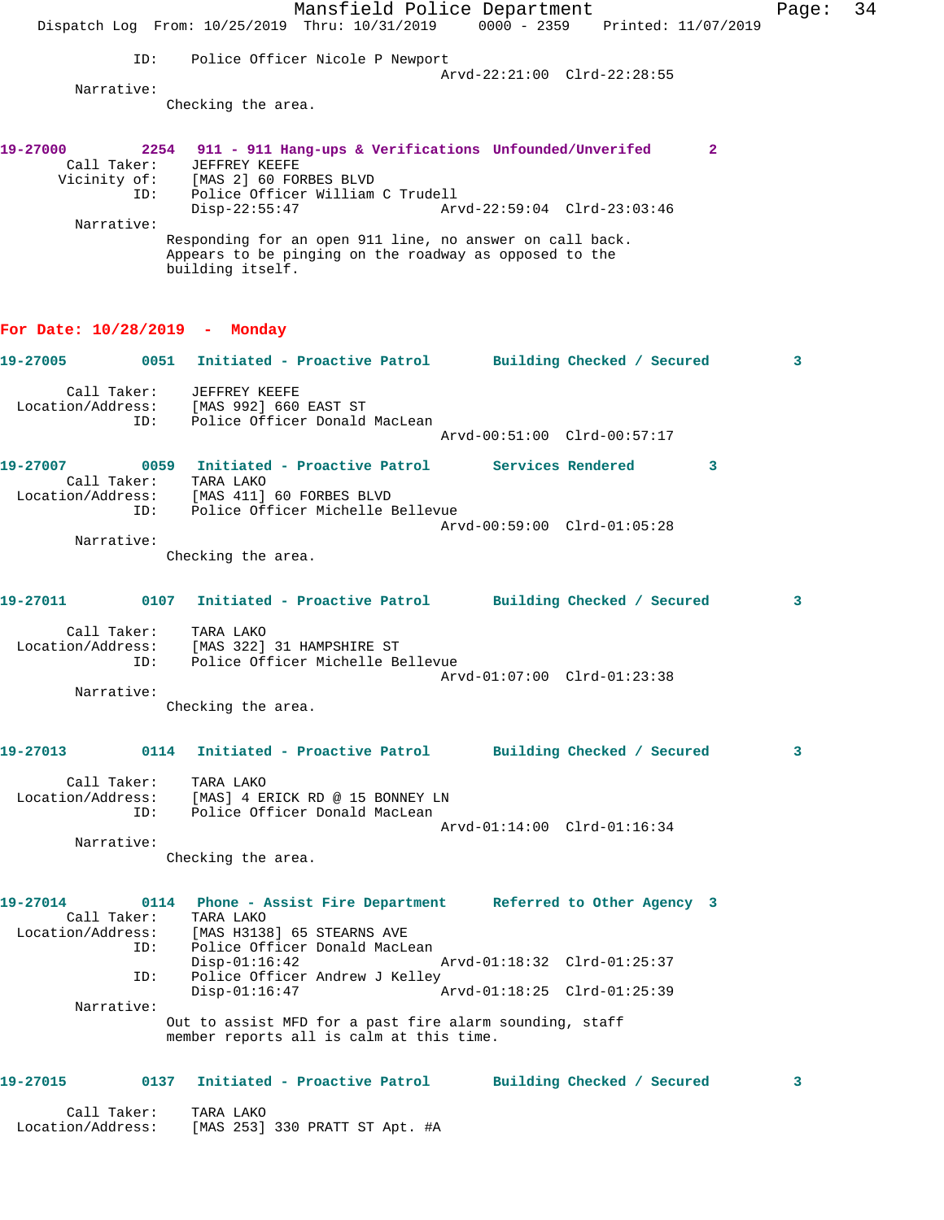ID: Police Officer Nicole P Newport
Arvd-22:21:00 Clrd-22:28:55

Narrative:
Checking the area.

**19-27000 2254 911 - 911 Hang-ups & Verifications Unfounded/Unverifed 2**

Call Taker: JEFFREY KEEFE
Vicinity of: [MAS 2] 60 FORBES BLVD
ID: Police Officer William C Trudell
Disp-22:55:47 Arvd-22:59:04 Clrd-23:03:46

Narrative:
Responding for an open 911 line, no answer on call back. Appears to be pinging on the roadway as opposed to the building itself.

## For Date: 10/28/2019 - Monday

**19-27005 0051 Initiated - Proactive Patrol Building Checked / Secured 3**

Call Taker: JEFFREY KEEFE
Location/Address: [MAS 992] 660 EAST ST
ID: Police Officer Donald MacLean
Arvd-00:51:00 Clrd-00:57:17

**19-27007 0059 Initiated - Proactive Patrol Services Rendered 3**

Call Taker: TARA LAKO
Location/Address: [MAS 411] 60 FORBES BLVD
ID: Police Officer Michelle Bellevue
Arvd-00:59:00 Clrd-01:05:28

Narrative:
Checking the area.

**19-27011 0107 Initiated - Proactive Patrol Building Checked / Secured 3**

Call Taker: TARA LAKO
Location/Address: [MAS 322] 31 HAMPSHIRE ST
ID: Police Officer Michelle Bellevue
Arvd-01:07:00 Clrd-01:23:38

Narrative:
Checking the area.

**19-27013 0114 Initiated - Proactive Patrol Building Checked / Secured 3**

Call Taker: TARA LAKO
Location/Address: [MAS] 4 ERICK RD @ 15 BONNEY LN
ID: Police Officer Donald MacLean
Arvd-01:14:00 Clrd-01:16:34

Narrative:
Checking the area.

**19-27014 0114 Phone - Assist Fire Department Referred to Other Agency 3**

Call Taker: TARA LAKO
Location/Address: [MAS H3138] 65 STEARNS AVE
ID: Police Officer Donald MacLean
Disp-01:16:42 Arvd-01:18:32 Clrd-01:25:37
ID: Police Officer Andrew J Kelley
Disp-01:16:47 Arvd-01:18:25 Clrd-01:25:39

Narrative:
Out to assist MFD for a past fire alarm sounding, staff member reports all is calm at this time.

**19-27015 0137 Initiated - Proactive Patrol Building Checked / Secured 3**

Call Taker: TARA LAKO
Location/Address: [MAS 253] 330 PRATT ST Apt. #A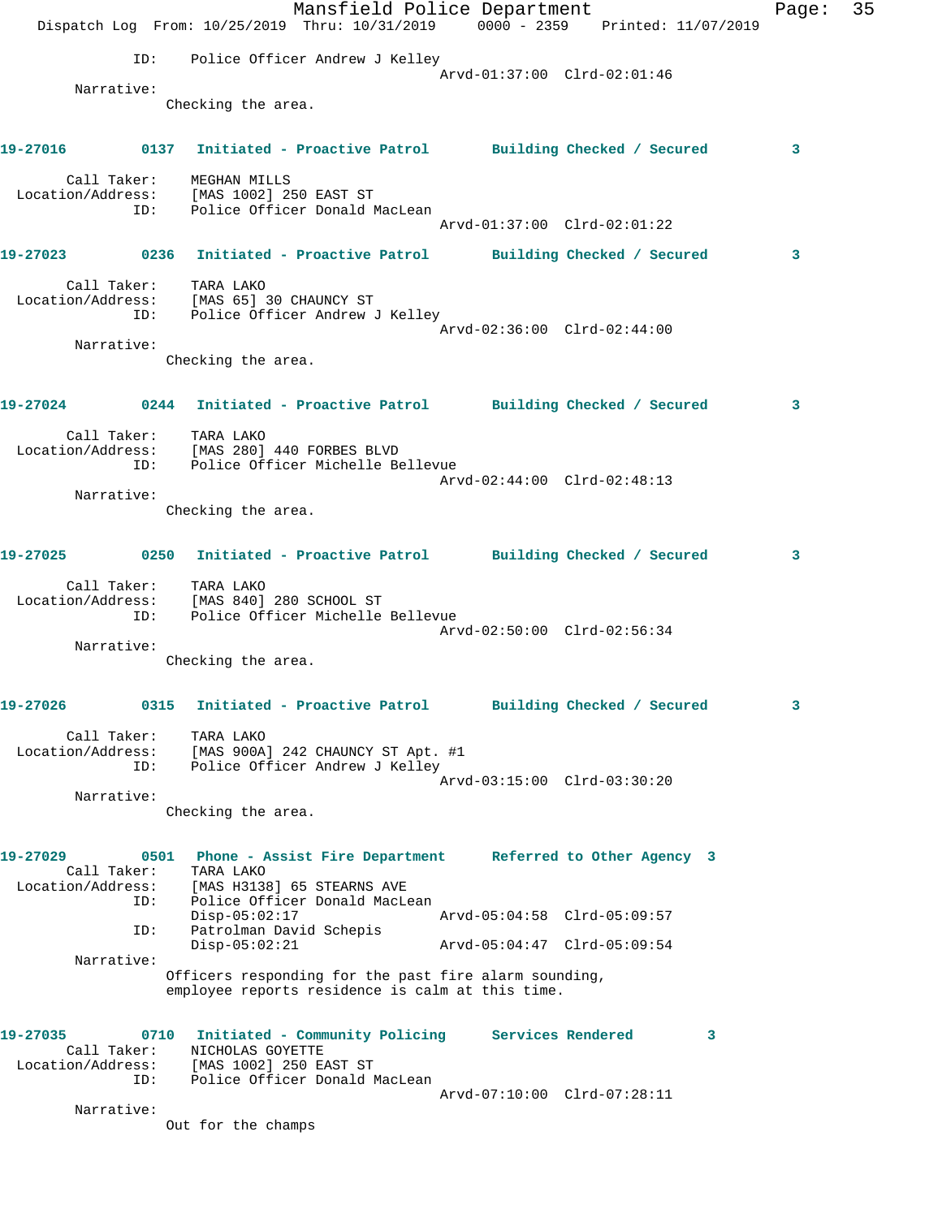ID: Police Officer Andrew J Kelley
Arvd-01:37:00 Clrd-02:01:46

Narrative:
Checking the area.

**19-27016 0137 Initiated - Proactive Patrol Building Checked / Secured 3**

Call Taker: MEGHAN MILLS
Location/Address: [MAS 1002] 250 EAST ST
ID: Police Officer Donald MacLean
Arvd-01:37:00 Clrd-02:01:22

**19-27023 0236 Initiated - Proactive Patrol Building Checked / Secured 3**

Call Taker: TARA LAKO
Location/Address: [MAS 65] 30 CHAUNCY ST
ID: Police Officer Andrew J Kelley
Arvd-02:36:00 Clrd-02:44:00

Narrative:
Checking the area.

**19-27024 0244 Initiated - Proactive Patrol Building Checked / Secured 3**

Call Taker: TARA LAKO
Location/Address: [MAS 280] 440 FORBES BLVD
ID: Police Officer Michelle Bellevue
Arvd-02:44:00 Clrd-02:48:13

Narrative:
Checking the area.

**19-27025 0250 Initiated - Proactive Patrol Building Checked / Secured 3**

Call Taker: TARA LAKO
Location/Address: [MAS 840] 280 SCHOOL ST
ID: Police Officer Michelle Bellevue
Arvd-02:50:00 Clrd-02:56:34

Narrative:
Checking the area.

**19-27026 0315 Initiated - Proactive Patrol Building Checked / Secured 3**

Call Taker: TARA LAKO
Location/Address: [MAS 900A] 242 CHAUNCY ST Apt. #1
ID: Police Officer Andrew J Kelley
Arvd-03:15:00 Clrd-03:30:20

Narrative:
Checking the area.

**19-27029 0501 Phone - Assist Fire Department Referred to Other Agency 3**

Call Taker: TARA LAKO
Location/Address: [MAS H3138] 65 STEARNS AVE
ID: Police Officer Donald MacLean
Disp-05:02:17 Arvd-05:04:58 Clrd-05:09:57
ID: Patrolman David Schepis
Disp-05:02:21 Arvd-05:04:47 Clrd-05:09:54

Narrative:
Officers responding for the past fire alarm sounding, employee reports residence is calm at this time.

**19-27035 0710 Initiated - Community Policing Services Rendered 3**

Call Taker: NICHOLAS GOYETTE
Location/Address: [MAS 1002] 250 EAST ST
ID: Police Officer Donald MacLean
Arvd-07:10:00 Clrd-07:28:11

Narrative:
Out for the champs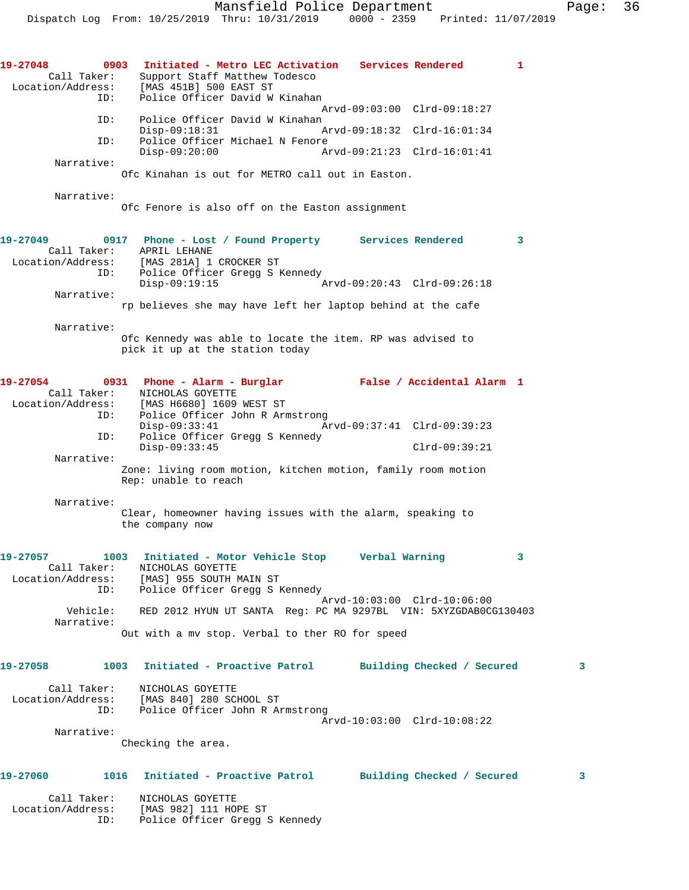**19-27048 0903 Initiated - Metro LEC Activation Services Rendered 1**

Call Taker: Support Staff Matthew Todesco
Location/Address: [MAS 451B] 500 EAST ST
ID: Police Officer David W Kinahan
Arvd-09:03:00 Clrd-09:18:27
ID: Police Officer David W Kinahan
Disp-09:18:31 Arvd-09:18:32 Clrd-16:01:34
ID: Police Officer Michael N Fenore
Disp-09:20:00 Arvd-09:21:23 Clrd-16:01:41
Narrative:
Ofc Kinahan is out for METRO call out in Easton.

Narrative:
Ofc Fenore is also off on the Easton assignment

**19-27049 0917 Phone - Lost / Found Property Services Rendered 3**

Call Taker: APRIL LEHANE
Location/Address: [MAS 281A] 1 CROCKER ST
ID: Police Officer Gregg S Kennedy
Disp-09:19:15 Arvd-09:20:43 Clrd-09:26:18
Narrative:
rp believes she may have left her laptop behind at the cafe

Narrative:
Ofc Kennedy was able to locate the item. RP was advised to pick it up at the station today

**19-27054 0931 Phone - Alarm - Burglar False / Accidental Alarm 1**

Call Taker: NICHOLAS GOYETTE
Location/Address: [MAS H6680] 1609 WEST ST
ID: Police Officer John R Armstrong
Disp-09:33:41 Arvd-09:37:41 Clrd-09:39:23
ID: Police Officer Gregg S Kennedy
Disp-09:33:45 Clrd-09:39:21
Narrative:
Zone: living room motion, kitchen motion, family room motion
Rep: unable to reach

Narrative:
Clear, homeowner having issues with the alarm, speaking to the company now

**19-27057 1003 Initiated - Motor Vehicle Stop Verbal Warning 3**

Call Taker: NICHOLAS GOYETTE
Location/Address: [MAS] 955 SOUTH MAIN ST
ID: Police Officer Gregg S Kennedy
Arvd-10:03:00 Clrd-10:06:00
Vehicle: RED 2012 HYUN UT SANTA Reg: PC MA 9297BL VIN: 5XYZGDAB0CG130403
Narrative:
Out with a mv stop. Verbal to ther RO for speed

**19-27058 1003 Initiated - Proactive Patrol Building Checked / Secured 3**

Call Taker: NICHOLAS GOYETTE
Location/Address: [MAS 840] 280 SCHOOL ST
ID: Police Officer John R Armstrong
Arvd-10:03:00 Clrd-10:08:22
Narrative:
Checking the area.

**19-27060 1016 Initiated - Proactive Patrol Building Checked / Secured 3**

Call Taker: NICHOLAS GOYETTE
Location/Address: [MAS 982] 111 HOPE ST
ID: Police Officer Gregg S Kennedy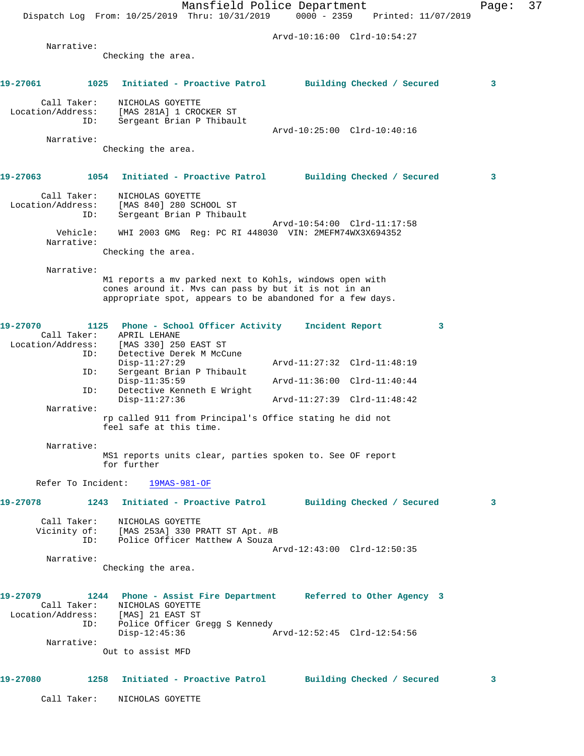Arvd-10:16:00 Clrd-10:54:27

Narrative:
Checking the area.

**19-27061 1025 Initiated - Proactive Patrol Building Checked / Secured 3**

Call Taker: NICHOLAS GOYETTE
Location/Address: [MAS 281A] 1 CROCKER ST
ID: Sergeant Brian P Thibault
Arvd-10:25:00 Clrd-10:40:16

Narrative:
Checking the area.

**19-27063 1054 Initiated - Proactive Patrol Building Checked / Secured 3**

Call Taker: NICHOLAS GOYETTE
Location/Address: [MAS 840] 280 SCHOOL ST
ID: Sergeant Brian P Thibault
Arvd-10:54:00 Clrd-11:17:58
Vehicle: WHI 2003 GMG Reg: PC RI 448030 VIN: 2MEFM74WX3X694352

Narrative:
Checking the area.

Narrative:
M1 reports a mv parked next to Kohls, windows open with cones around it. Mvs can pass by but it is not in an appropriate spot, appears to be abandoned for a few days.

**19-27070 1125 Phone - School Officer Activity Incident Report 3**

Call Taker: APRIL LEHANE
Location/Address: [MAS 330] 250 EAST ST
ID: Detective Derek M McCune
Disp-11:27:29 Arvd-11:27:32 Clrd-11:48:19
ID: Sergeant Brian P Thibault
Disp-11:35:59 Arvd-11:36:00 Clrd-11:40:44
ID: Detective Kenneth E Wright
Disp-11:27:36 Arvd-11:27:39 Clrd-11:48:42

Narrative:
rp called 911 from Principal's Office stating he did not feel safe at this time.

Narrative:
MS1 reports units clear, parties spoken to. See OF report for further

Refer To Incident: 19MAS-981-OF

**19-27078 1243 Initiated - Proactive Patrol Building Checked / Secured 3**

Call Taker: NICHOLAS GOYETTE
Vicinity of: [MAS 253A] 330 PRATT ST Apt. #B
ID: Police Officer Matthew A Souza
Arvd-12:43:00 Clrd-12:50:35

Narrative:
Checking the area.

**19-27079 1244 Phone - Assist Fire Department Referred to Other Agency 3**

Call Taker: NICHOLAS GOYETTE
Location/Address: [MAS] 21 EAST ST
ID: Police Officer Gregg S Kennedy
Disp-12:45:36 Arvd-12:52:45 Clrd-12:54:56

Narrative:
Out to assist MFD

**19-27080 1258 Initiated - Proactive Patrol Building Checked / Secured 3**

Call Taker: NICHOLAS GOYETTE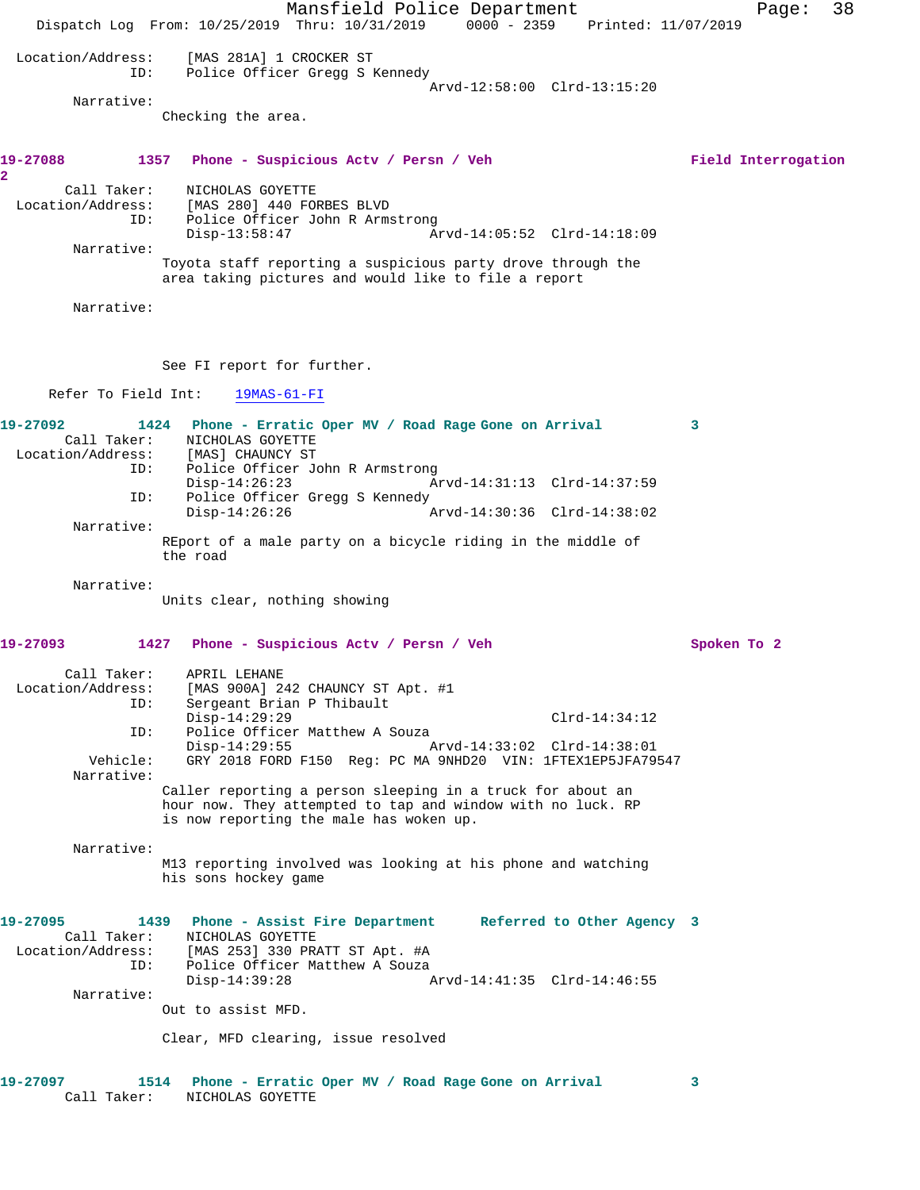Location/Address: [MAS 281A] 1 CROCKER ST
ID: Police Officer Gregg S Kennedy
Arvd-12:58:00 Clrd-13:15:20

Narrative:
Checking the area.

**19-27088 1357 Phone - Suspicious Actv / Persn / Veh Field Interrogation 2**

Call Taker: NICHOLAS GOYETTE
Location/Address: [MAS 280] 440 FORBES BLVD
ID: Police Officer John R Armstrong
Disp-13:58:47 Arvd-14:05:52 Clrd-14:18:09

Narrative:
Toyota staff reporting a suspicious party drove through the area taking pictures and would like to file a report

Narrative:

See FI report for further.

Refer To Field Int: 19MAS-61-FI

**19-27092 1424 Phone - Erratic Oper MV / Road Rage Gone on Arrival 3**

Call Taker: NICHOLAS GOYETTE
Location/Address: [MAS] CHAUNCY ST
ID: Police Officer John R Armstrong
Disp-14:26:23 Arvd-14:31:13 Clrd-14:37:59
ID: Police Officer Gregg S Kennedy
Disp-14:26:26 Arvd-14:30:36 Clrd-14:38:02

Narrative:
REport of a male party on a bicycle riding in the middle of the road

Narrative:
Units clear, nothing showing

**19-27093 1427 Phone - Suspicious Actv / Persn / Veh Spoken To 2**

Call Taker: APRIL LEHANE
Location/Address: [MAS 900A] 242 CHAUNCY ST Apt. #1
ID: Sergeant Brian P Thibault
Disp-14:29:29 Clrd-14:34:12
ID: Police Officer Matthew A Souza
Disp-14:29:55 Arvd-14:33:02 Clrd-14:38:01
Vehicle: GRY 2018 FORD F150 Reg: PC MA 9NHD20 VIN: 1FTEX1EP5JFA79547

Narrative:
Caller reporting a person sleeping in a truck for about an hour now. They attempted to tap and window with no luck. RP is now reporting the male has woken up.

Narrative:
M13 reporting involved was looking at his phone and watching his sons hockey game

**19-27095 1439 Phone - Assist Fire Department Referred to Other Agency 3**

Call Taker: NICHOLAS GOYETTE
Location/Address: [MAS 253] 330 PRATT ST Apt. #A
ID: Police Officer Matthew A Souza
Disp-14:39:28 Arvd-14:41:35 Clrd-14:46:55

Narrative:
Out to assist MFD.

Clear, MFD clearing, issue resolved

**19-27097 1514 Phone - Erratic Oper MV / Road Rage Gone on Arrival 3**

Call Taker: NICHOLAS GOYETTE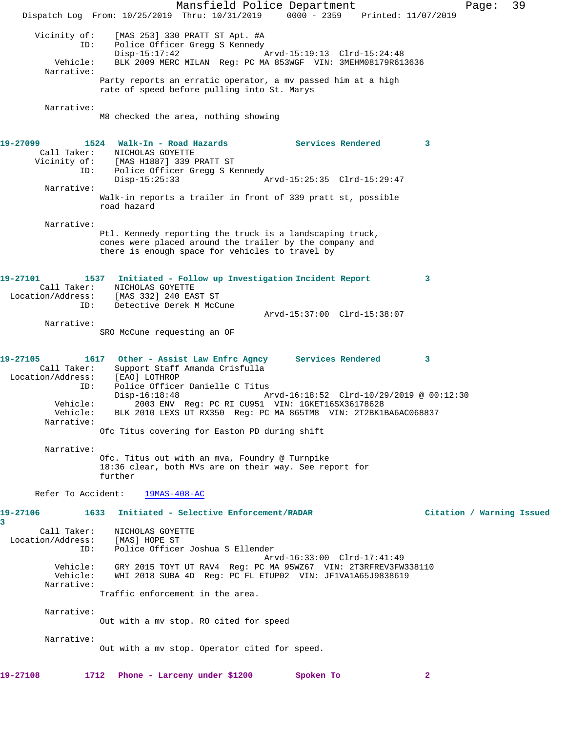```
      Vicinity of:     [MAS 253] 330 PRATT ST Apt. #A
               ID:     Police Officer Gregg S Kennedy
                       Disp-15:17:42                  Arvd-15:19:13  Clrd-15:24:48
          Vehicle:     BLK 2009 MERC MILAN  Reg: PC MA 853WGF  VIN: 3MEHM08179R613636
        Narrative:
                       Party reports an erratic operator, a mv passed him at a high
                       rate of speed before pulling into St. Marys

        Narrative:
                       M8 checked the area, nothing showing


19-27099         1524   Walk-In - Road Hazards            Services Rendered         3
       Call Taker:     NICHOLAS GOYETTE
      Vicinity of:     [MAS H1887] 339 PRATT ST
               ID:     Police Officer Gregg S Kennedy
                       Disp-15:25:33                  Arvd-15:25:35  Clrd-15:29:47
        Narrative:
                       Walk-in reports a trailer in front of 339 pratt st, possible
                       road hazard

        Narrative:
                       Ptl. Kennedy reporting the truck is a landscaping truck,
                       cones were placed around the trailer by the company and
                       there is enough space for vehicles to travel by


19-27101         1537   Initiated - Follow up Investigation Incident Report         3
       Call Taker:     NICHOLAS GOYETTE
 Location/Address:     [MAS 332] 240 EAST ST
               ID:     Detective Derek M McCune
                                                      Arvd-15:37:00  Clrd-15:38:07
        Narrative:
                       SRO McCune requesting an OF


19-27105         1617   Other - Assist Law Enfrc Agncy    Services Rendered         3
       Call Taker:     Support Staff Amanda Crisfulla
 Location/Address:     [EAO] LOTHROP
               ID:     Police Officer Danielle C Titus
                       Disp-16:18:48                  Arvd-16:18:52  Clrd-10/29/2019 @ 00:12:30
          Vehicle:        2003 ENV  Reg: PC RI CU951  VIN: 1GKET16SX36178628
          Vehicle:     BLK 2010 LEXS UT RX350  Reg: PC MA 865TM8  VIN: 2T2BK1BA6AC068837
        Narrative:
                       Ofc Titus covering for Easton PD during shift

        Narrative:
                       Ofc. Titus out with an mva, Foundry @ Turnpike
                       18:36 clear, both MVs are on their way. See report for
                       further

      Refer To Accident:     19MAS-408-AC

19-27106         1633   Initiated - Selective Enforcement/RADAR              Citation / Warning Issued
3
       Call Taker:     NICHOLAS GOYETTE
 Location/Address:     [MAS] HOPE ST
               ID:     Police Officer Joshua S Ellender
                                                      Arvd-16:33:00  Clrd-17:41:49
          Vehicle:     GRY 2015 TOYT UT RAV4  Reg: PC MA 95WZ67  VIN: 2T3RFREV3FW338110
          Vehicle:     WHI 2018 SUBA 4D  Reg: PC FL ETUP02  VIN: JF1VA1A65J9838619
        Narrative:
                       Traffic enforcement in the area.

        Narrative:
                       Out with a mv stop. RO cited for speed

        Narrative:
                       Out with a mv stop. Operator cited for speed.


19-27108         1712   Phone - Larceny under $1200       Spoken To                 2
```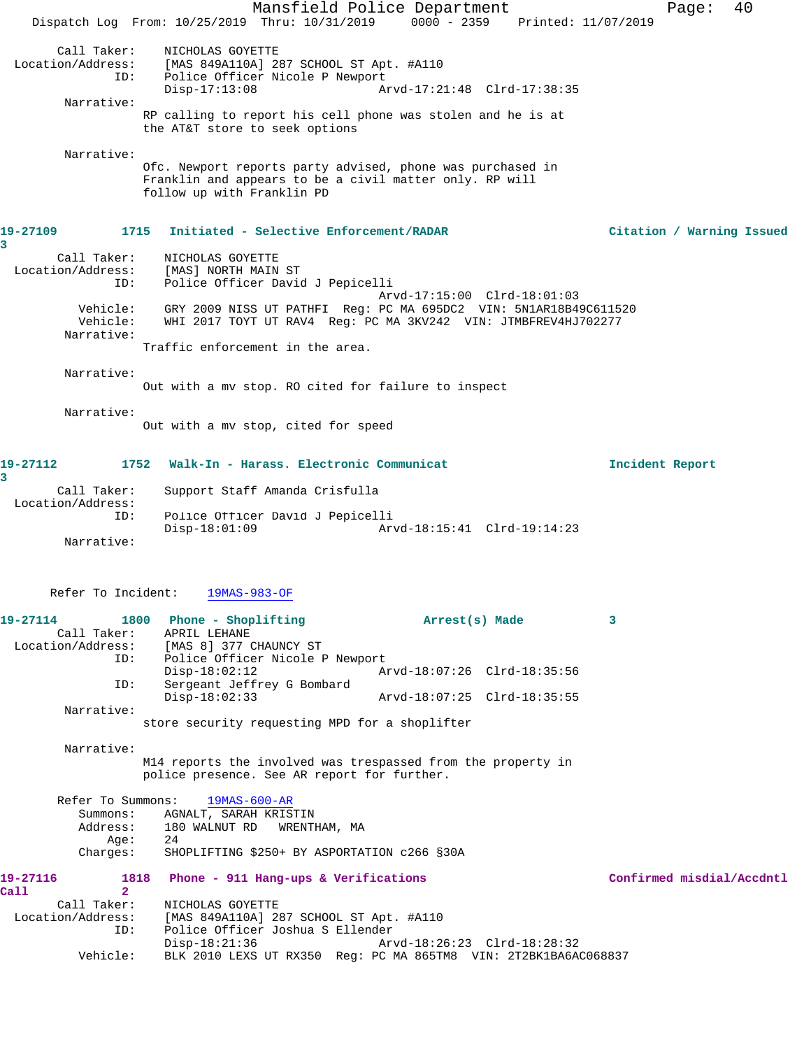Call Taker: NICHOLAS GOYETTE
Location/Address: [MAS 849A110A] 287 SCHOOL ST Apt. #A110
ID: Police Officer Nicole P Newport
Disp-17:13:08 Arvd-17:21:48 Clrd-17:38:35

Narrative:
RP calling to report his cell phone was stolen and he is at the AT&T store to seek options

Narrative:
Ofc. Newport reports party advised, phone was purchased in Franklin and appears to be a civil matter only. RP will follow up with Franklin PD

**19-27109 1715 Initiated - Selective Enforcement/RADAR — Citation / Warning Issued 3**

Call Taker: NICHOLAS GOYETTE
Location/Address: [MAS] NORTH MAIN ST
ID: Police Officer David J Pepicelli
Arvd-17:15:00 Clrd-18:01:03
Vehicle: GRY 2009 NISS UT PATHFI Reg: PC MA 695DC2 VIN: 5N1AR18B49C611520
Vehicle: WHI 2017 TOYT UT RAV4 Reg: PC MA 3KV242 VIN: JTMBFREV4HJ702277

Narrative:
Traffic enforcement in the area.

Narrative:
Out with a mv stop. RO cited for failure to inspect

Narrative:
Out with a mv stop, cited for speed

**19-27112 1752 Walk-In - Harass. Electronic Communicat — Incident Report 3**

Call Taker: Support Staff Amanda Crisfulla
Location/Address:
ID: Police Officer David J Pepicelli
Disp-18:01:09 Arvd-18:15:41 Clrd-19:14:23

Narrative:

Refer To Incident: 19MAS-983-OF

**19-27114 1800 Phone - Shoplifting — Arrest(s) Made 3**

Call Taker: APRIL LEHANE
Location/Address: [MAS 8] 377 CHAUNCY ST
ID: Police Officer Nicole P Newport
Disp-18:02:12 Arvd-18:07:26 Clrd-18:35:56
ID: Sergeant Jeffrey G Bombard
Disp-18:02:33 Arvd-18:07:25 Clrd-18:35:55

Narrative:
store security requesting MPD for a shoplifter

Narrative:
M14 reports the involved was trespassed from the property in police presence. See AR report for further.

Refer To Summons: 19MAS-600-AR
Summons: AGNALT, SARAH KRISTIN
Address: 180 WALNUT RD WRENTHAM, MA
Age: 24
Charges: SHOPLIFTING $250+ BY ASPORTATION c266 §30A

**19-27116 1818 Phone - 911 Hang-ups & Verifications — Confirmed misdial/Accdntl Call 2**

Call Taker: NICHOLAS GOYETTE
Location/Address: [MAS 849A110A] 287 SCHOOL ST Apt. #A110
ID: Police Officer Joshua S Ellender
Disp-18:21:36 Arvd-18:26:23 Clrd-18:28:32
Vehicle: BLK 2010 LEXS UT RX350 Reg: PC MA 865TM8 VIN: 2T2BK1BA6AC068837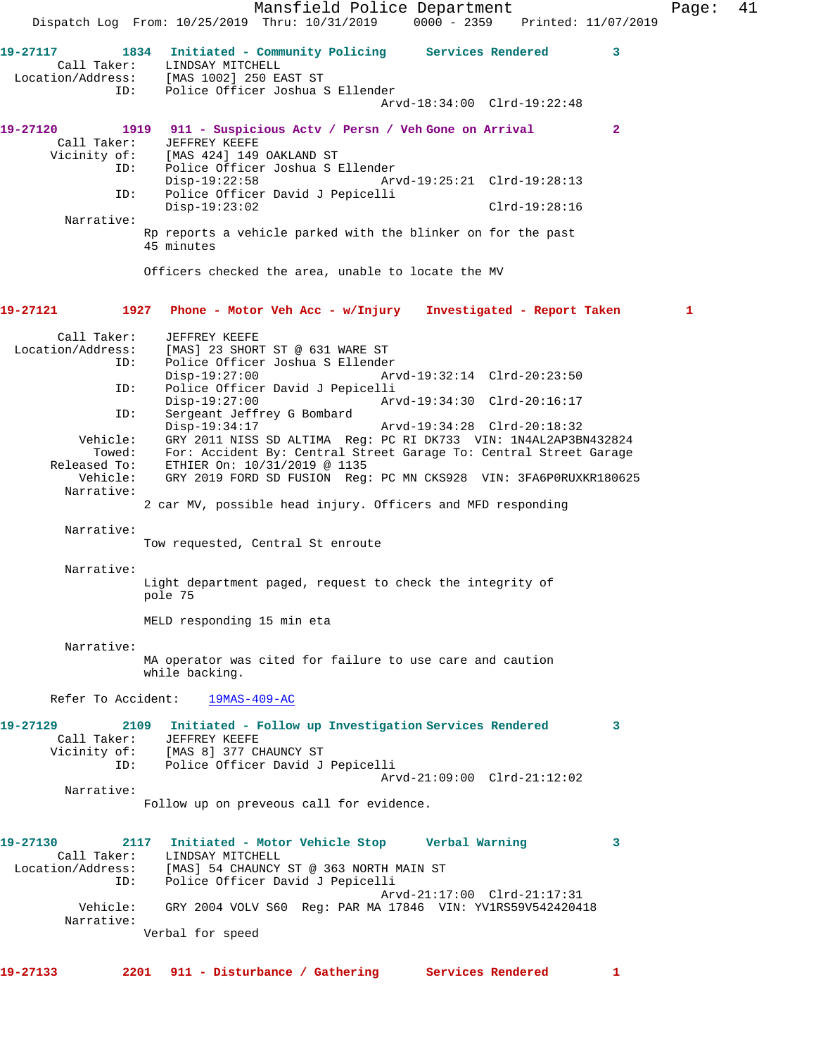19-27117 1834 Initiated - Community Policing Services Rendered 3
Call Taker: LINDSAY MITCHELL
Location/Address: [MAS 1002] 250 EAST ST
ID: Police Officer Joshua S Ellender
Arvd-18:34:00 Clrd-19:22:48

19-27120 1919 911 - Suspicious Actv / Persn / Veh Gone on Arrival 2
Call Taker: JEFFREY KEEFE
Vicinity of: [MAS 424] 149 OAKLAND ST
ID: Police Officer Joshua S Ellender
Disp-19:22:58 Arvd-19:25:21 Clrd-19:28:13
ID: Police Officer David J Pepicelli
Disp-19:23:02 Clrd-19:28:16
Narrative:
Rp reports a vehicle parked with the blinker on for the past 45 minutes

Officers checked the area, unable to locate the MV

19-27121 1927 Phone - Motor Veh Acc - w/Injury Investigated - Report Taken 1

Call Taker: JEFFREY KEEFE
Location/Address: [MAS] 23 SHORT ST @ 631 WARE ST
ID: Police Officer Joshua S Ellender
Disp-19:27:00 Arvd-19:32:14 Clrd-20:23:50
ID: Police Officer David J Pepicelli
Disp-19:27:00 Arvd-19:34:30 Clrd-20:16:17
ID: Sergeant Jeffrey G Bombard
Disp-19:34:17 Arvd-19:34:28 Clrd-20:18:32
Vehicle: GRY 2011 NISS SD ALTIMA Reg: PC RI DK733 VIN: 1N4AL2AP3BN432824
Towed: For: Accident By: Central Street Garage To: Central Street Garage
Released To: ETHIER On: 10/31/2019 @ 1135
Vehicle: GRY 2019 FORD SD FUSION Reg: PC MN CKS928 VIN: 3FA6P0RUXKR180625
Narrative:
2 car MV, possible head injury. Officers and MFD responding

Narrative:
Tow requested, Central St enroute

Narrative:
Light department paged, request to check the integrity of pole 75

MELD responding 15 min eta

Narrative:
MA operator was cited for failure to use care and caution while backing.

Refer To Accident: 19MAS-409-AC

19-27129 2109 Initiated - Follow up Investigation Services Rendered 3
Call Taker: JEFFREY KEEFE
Vicinity of: [MAS 8] 377 CHAUNCY ST
ID: Police Officer David J Pepicelli
Arvd-21:09:00 Clrd-21:12:02
Narrative:
Follow up on preveous call for evidence.

19-27130 2117 Initiated - Motor Vehicle Stop Verbal Warning 3
Call Taker: LINDSAY MITCHELL
Location/Address: [MAS] 54 CHAUNCY ST @ 363 NORTH MAIN ST
ID: Police Officer David J Pepicelli
Arvd-21:17:00 Clrd-21:17:31
Vehicle: GRY 2004 VOLV S60 Reg: PAR MA 17846 VIN: YV1RS59V542420418
Narrative:
Verbal for speed

19-27133 2201 911 - Disturbance / Gathering Services Rendered 1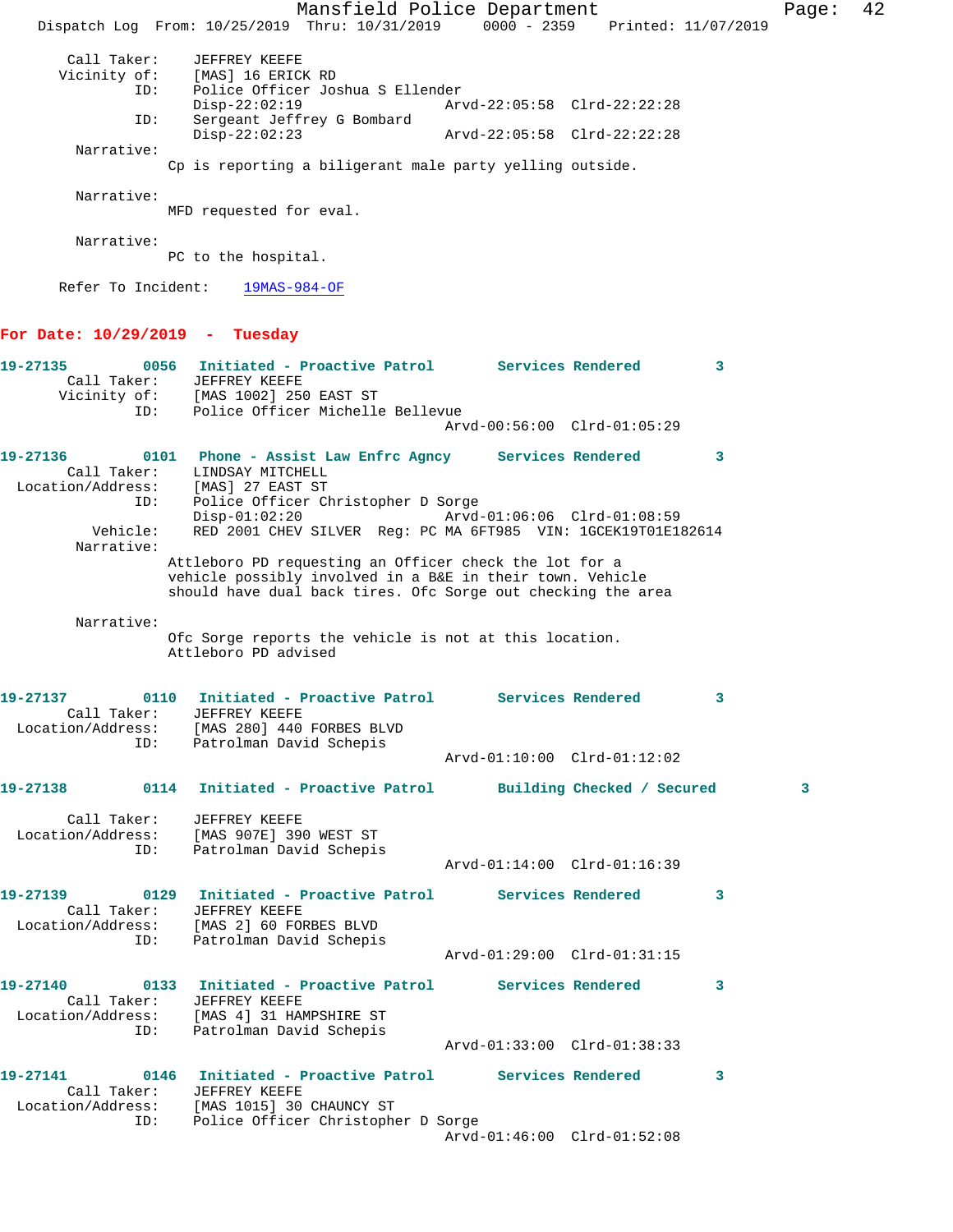Call Taker: JEFFREY KEEFE
Vicinity of: [MAS] 16 ERICK RD
ID: Police Officer Joshua S Ellender
Disp-22:02:19 Arvd-22:05:58 Clrd-22:22:28
ID: Sergeant Jeffrey G Bombard
Disp-22:02:23 Arvd-22:05:58 Clrd-22:22:28

Narrative:
Cp is reporting a biligerant male party yelling outside.

Narrative:
MFD requested for eval.

Narrative:
PC to the hospital.

Refer To Incident: 19MAS-984-OF

## For Date: 10/29/2019 - Tuesday

**19-27135 0056 Initiated - Proactive Patrol Services Rendered 3**
Call Taker: JEFFREY KEEFE
Vicinity of: [MAS 1002] 250 EAST ST
ID: Police Officer Michelle Bellevue
Arvd-00:56:00 Clrd-01:05:29

**19-27136 0101 Phone - Assist Law Enfrc Agncy Services Rendered 3**
Call Taker: LINDSAY MITCHELL
Location/Address: [MAS] 27 EAST ST
ID: Police Officer Christopher D Sorge
Disp-01:02:20 Arvd-01:06:06 Clrd-01:08:59
Vehicle: RED 2001 CHEV SILVER Reg: PC MA 6FT985 VIN: 1GCEK19T01E182614

Narrative:
Attleboro PD requesting an Officer check the lot for a vehicle possibly involved in a B&E in their town. Vehicle should have dual back tires. Ofc Sorge out checking the area

Narrative:
Ofc Sorge reports the vehicle is not at this location. Attleboro PD advised

**19-27137 0110 Initiated - Proactive Patrol Services Rendered 3**
Call Taker: JEFFREY KEEFE
Location/Address: [MAS 280] 440 FORBES BLVD
ID: Patrolman David Schepis
Arvd-01:10:00 Clrd-01:12:02

**19-27138 0114 Initiated - Proactive Patrol Building Checked / Secured 3**
Call Taker: JEFFREY KEEFE
Location/Address: [MAS 907E] 390 WEST ST
ID: Patrolman David Schepis
Arvd-01:14:00 Clrd-01:16:39

**19-27139 0129 Initiated - Proactive Patrol Services Rendered 3**
Call Taker: JEFFREY KEEFE
Location/Address: [MAS 2] 60 FORBES BLVD
ID: Patrolman David Schepis
Arvd-01:29:00 Clrd-01:31:15

**19-27140 0133 Initiated - Proactive Patrol Services Rendered 3**
Call Taker: JEFFREY KEEFE
Location/Address: [MAS 4] 31 HAMPSHIRE ST
ID: Patrolman David Schepis
Arvd-01:33:00 Clrd-01:38:33

**19-27141 0146 Initiated - Proactive Patrol Services Rendered 3**
Call Taker: JEFFREY KEEFE
Location/Address: [MAS 1015] 30 CHAUNCY ST
ID: Police Officer Christopher D Sorge
Arvd-01:46:00 Clrd-01:52:08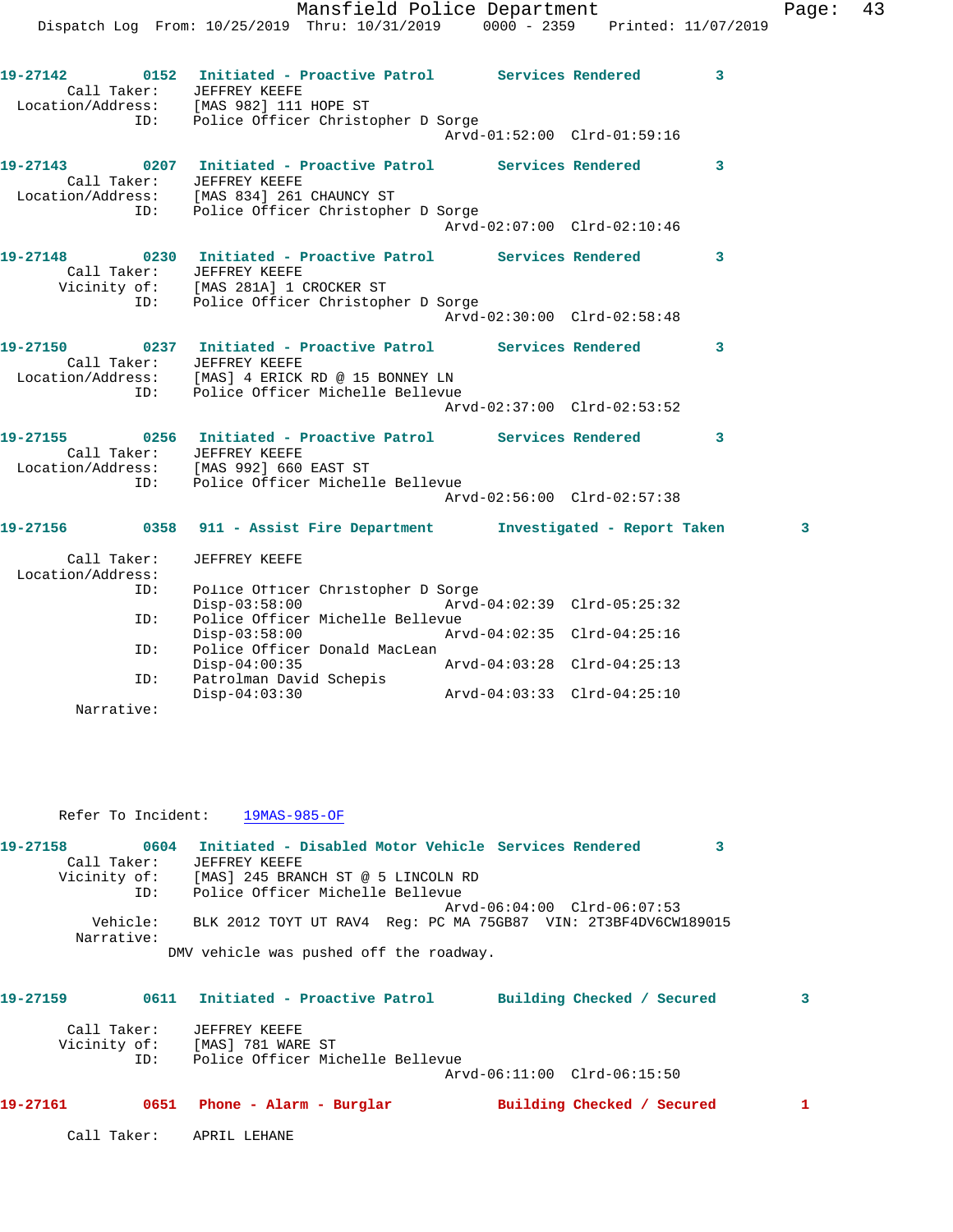**19-27142 0152 Initiated - Proactive Patrol Services Rendered 3**

```
     Call Taker:    JEFFREY KEEFE
  Location/Address:    [MAS 982] 111 HOPE ST
              ID:    Police Officer Christopher D Sorge
                                          Arvd-01:52:00  Clrd-01:59:16
```

**19-27143 0207 Initiated - Proactive Patrol Services Rendered 3**

```
     Call Taker:    JEFFREY KEEFE
  Location/Address:    [MAS 834] 261 CHAUNCY ST
              ID:    Police Officer Christopher D Sorge
                                          Arvd-02:07:00  Clrd-02:10:46
```

**19-27148 0230 Initiated - Proactive Patrol Services Rendered 3**

```
     Call Taker:    JEFFREY KEEFE
      Vicinity of:    [MAS 281A] 1 CROCKER ST
              ID:    Police Officer Christopher D Sorge
                                          Arvd-02:30:00  Clrd-02:58:48
```

**19-27150 0237 Initiated - Proactive Patrol Services Rendered 3**

```
     Call Taker:    JEFFREY KEEFE
  Location/Address:    [MAS] 4 ERICK RD @ 15 BONNEY LN
              ID:    Police Officer Michelle Bellevue
                                          Arvd-02:37:00  Clrd-02:53:52
```

**19-27155 0256 Initiated - Proactive Patrol Services Rendered 3**

```
     Call Taker:    JEFFREY KEEFE
  Location/Address:    [MAS 992] 660 EAST ST
              ID:    Police Officer Michelle Bellevue
                                          Arvd-02:56:00  Clrd-02:57:38
```

**19-27156 0358 911 - Assist Fire Department Investigated - Report Taken 3**

```
     Call Taker:    JEFFREY KEEFE
  Location/Address:
              ID:    Police Officer Christopher D Sorge
                     Disp-03:58:00          Arvd-04:02:39  Clrd-05:25:32
              ID:    Police Officer Michelle Bellevue
                     Disp-03:58:00          Arvd-04:02:35  Clrd-04:25:16
              ID:    Police Officer Donald MacLean
                     Disp-04:00:35          Arvd-04:03:28  Clrd-04:25:13
              ID:    Patrolman David Schepis
                     Disp-04:03:30          Arvd-04:03:33  Clrd-04:25:10
       Narrative:
```

Refer To Incident: 19MAS-985-OF

**19-27158 0604 Initiated - Disabled Motor Vehicle Services Rendered 3**

```
     Call Taker:    JEFFREY KEEFE
      Vicinity of:    [MAS] 245 BRANCH ST @ 5 LINCOLN RD
              ID:    Police Officer Michelle Bellevue
                                          Arvd-06:04:00  Clrd-06:07:53
         Vehicle:    BLK 2012 TOYT UT RAV4  Reg: PC MA 75GB87  VIN: 2T3BF4DV6CW189015
       Narrative:
                  DMV vehicle was pushed off the roadway.
```

**19-27159 0611 Initiated - Proactive Patrol Building Checked / Secured 3**

```
     Call Taker:    JEFFREY KEEFE
      Vicinity of:    [MAS] 781 WARE ST
              ID:    Police Officer Michelle Bellevue
                                          Arvd-06:11:00  Clrd-06:15:50
```

**19-27161 0651 Phone - Alarm - Burglar Building Checked / Secured 1**

```
     Call Taker:    APRIL LEHANE
```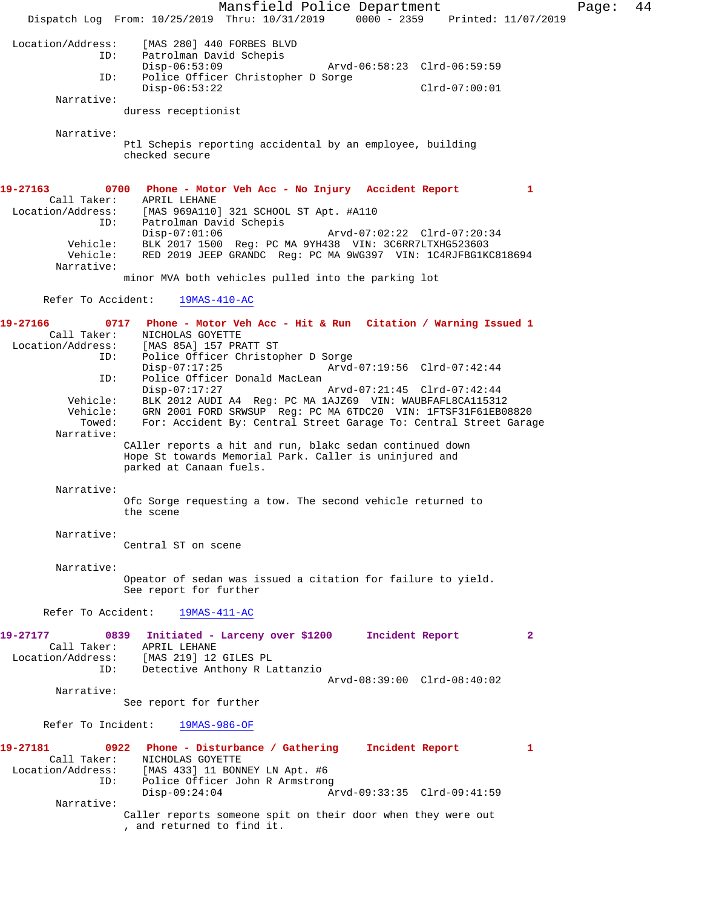Location/Address: [MAS 280] 440 FORBES BLVD
ID: Patrolman David Schepis
Disp-06:53:09 Arvd-06:58:23 Clrd-06:59:59
ID: Police Officer Christopher D Sorge
Disp-06:53:22 Clrd-07:00:01
Narrative:
duress receptionist

Narrative:
Ptl Schepis reporting accidental by an employee, building checked secure

**19-27163 0700 Phone - Motor Veh Acc - No Injury Accident Report 1**
Call Taker: APRIL LEHANE
Location/Address: [MAS 969A110] 321 SCHOOL ST Apt. #A110
ID: Patrolman David Schepis
Disp-07:01:06 Arvd-07:02:22 Clrd-07:20:34
Vehicle: BLK 2017 1500 Reg: PC MA 9YH438 VIN: 3C6RR7LTXHG523603
Vehicle: RED 2019 JEEP GRANDC Reg: PC MA 9WG397 VIN: 1C4RJFBG1KC818694
Narrative:
minor MVA both vehicles pulled into the parking lot

Refer To Accident: 19MAS-410-AC

**19-27166 0717 Phone - Motor Veh Acc - Hit & Run Citation / Warning Issued 1**
Call Taker: NICHOLAS GOYETTE
Location/Address: [MAS 85A] 157 PRATT ST
ID: Police Officer Christopher D Sorge
Disp-07:17:25 Arvd-07:19:56 Clrd-07:42:44
ID: Police Officer Donald MacLean
Disp-07:17:27 Arvd-07:21:45 Clrd-07:42:44
Vehicle: BLK 2012 AUDI A4 Reg: PC MA 1AJZ69 VIN: WAUBFAFL8CA115312
Vehicle: GRN 2001 FORD SRWSUP Reg: PC MA 6TDC20 VIN: 1FTSF31F61EB08820
Towed: For: Accident By: Central Street Garage To: Central Street Garage
Narrative:
CAller reports a hit and run, blakc sedan continued down Hope St towards Memorial Park. Caller is uninjured and parked at Canaan fuels.

Narrative:
Ofc Sorge requesting a tow. The second vehicle returned to the scene

Narrative:
Central ST on scene

Narrative:
Opeator of sedan was issued a citation for failure to yield. See report for further

Refer To Accident: 19MAS-411-AC

**19-27177 0839 Initiated - Larceny over $1200 Incident Report 2**
Call Taker: APRIL LEHANE
Location/Address: [MAS 219] 12 GILES PL
ID: Detective Anthony R Lattanzio
Arvd-08:39:00 Clrd-08:40:02
Narrative:
See report for further

Refer To Incident: 19MAS-986-OF

**19-27181 0922 Phone - Disturbance / Gathering Incident Report 1**
Call Taker: NICHOLAS GOYETTE
Location/Address: [MAS 433] 11 BONNEY LN Apt. #6
ID: Police Officer John R Armstrong
Disp-09:24:04 Arvd-09:33:35 Clrd-09:41:59
Narrative:
Caller reports someone spit on their door when they were out , and returned to find it.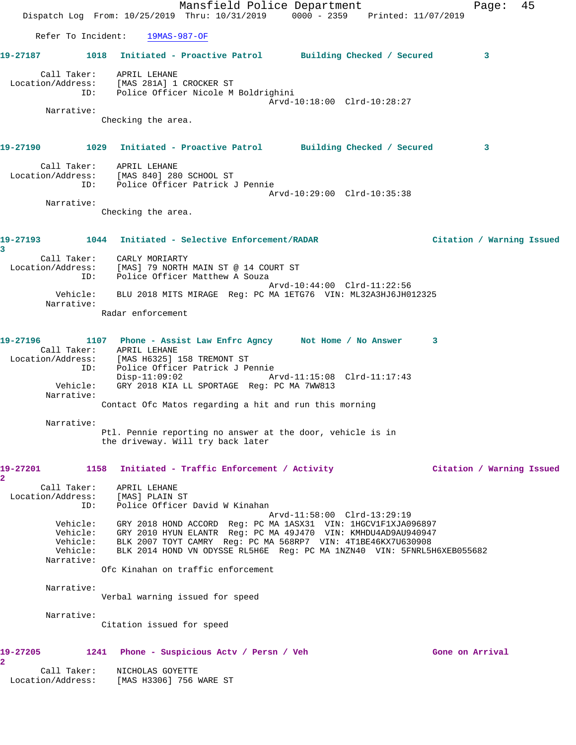Refer To Incident: 19MAS-987-OF

**19-27187** 1018 Initiated - Proactive Patrol Building Checked / Secured 3

Call Taker: APRIL LEHANE
Location/Address: [MAS 281A] 1 CROCKER ST
ID: Police Officer Nicole M Boldrighini
Arvd-10:18:00 Clrd-10:28:27
Narrative:
Checking the area.

**19-27190** 1029 Initiated - Proactive Patrol Building Checked / Secured 3

Call Taker: APRIL LEHANE
Location/Address: [MAS 840] 280 SCHOOL ST
ID: Police Officer Patrick J Pennie
Arvd-10:29:00 Clrd-10:35:38
Narrative:
Checking the area.

**19-27193** 1044 Initiated - Selective Enforcement/RADAR Citation / Warning Issued 3

Call Taker: CARLY MORIARTY
Location/Address: [MAS] 79 NORTH MAIN ST @ 14 COURT ST
ID: Police Officer Matthew A Souza
Arvd-10:44:00 Clrd-11:22:56
Vehicle: BLU 2018 MITS MIRAGE Reg: PC MA 1ETG76 VIN: ML32A3HJ6JH012325
Narrative:
Radar enforcement

**19-27196** 1107 Phone - Assist Law Enfrc Agncy Not Home / No Answer 3

Call Taker: APRIL LEHANE
Location/Address: [MAS H6325] 158 TREMONT ST
ID: Police Officer Patrick J Pennie
Disp-11:09:02 Arvd-11:15:08 Clrd-11:17:43
Vehicle: GRY 2018 KIA LL SPORTAGE Reg: PC MA 7WW813
Narrative:
Contact Ofc Matos regarding a hit and run this morning

Narrative:
Ptl. Pennie reporting no answer at the door, vehicle is in the driveway. Will try back later

**19-27201** 1158 Initiated - Traffic Enforcement / Activity Citation / Warning Issued 2

Call Taker: APRIL LEHANE
Location/Address: [MAS] PLAIN ST
ID: Police Officer David W Kinahan
Arvd-11:58:00 Clrd-13:29:19
Vehicle: GRY 2018 HOND ACCORD Reg: PC MA 1ASX31 VIN: 1HGCV1F1XJA096897
Vehicle: GRY 2010 HYUN ELANTR Reg: PC MA 49J470 VIN: KMHDU4AD9AU940947
Vehicle: BLK 2007 TOYT CAMRY Reg: PC MA 568RP7 VIN: 4T1BE46KX7U630908
Vehicle: BLK 2014 HOND VN ODYSSE RL5H6E Reg: PC MA 1NZN40 VIN: 5FNRL5H6XEB055682
Narrative:
Ofc Kinahan on traffic enforcement

Narrative:
Verbal warning issued for speed

Narrative:
Citation issued for speed

**19-27205** 1241 Phone - Suspicious Actv / Persn / Veh Gone on Arrival 2

Call Taker: NICHOLAS GOYETTE
Location/Address: [MAS H3306] 756 WARE ST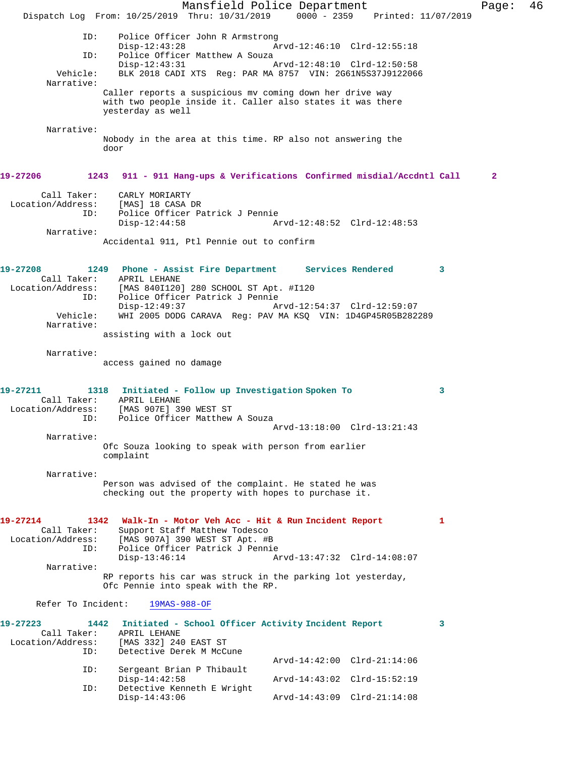```
            ID:    Police Officer John R Armstrong
                   Disp-12:43:28                Arvd-12:46:10  Clrd-12:55:18
            ID:    Police Officer Matthew A Souza
                   Disp-12:43:31                Arvd-12:48:10  Clrd-12:50:58
       Vehicle:    BLK 2018 CADI XTS  Reg: PAR MA 8757  VIN: 2G61N5S37J9122066
     Narrative:
                  Caller reports a suspicious mv coming down her drive way
                  with two people inside it. Caller also states it was there
                  yesterday as well

     Narrative:
                  Nobody in the area at this time. RP also not answering the
                  door
```

**19-27206   1243   911 - 911 Hang-ups & Verifications   Confirmed misdial/Accdntl Call   2**

```
    Call Taker:    CARLY MORIARTY
Location/Address:  [MAS] 18 CASA DR
            ID:    Police Officer Patrick J Pennie
                   Disp-12:44:58                Arvd-12:48:52  Clrd-12:48:53
     Narrative:
                  Accidental 911, Ptl Pennie out to confirm
```

**19-27208   1249   Phone - Assist Fire Department   Services Rendered   3**

```
    Call Taker:    APRIL LEHANE
Location/Address:  [MAS 840I120] 280 SCHOOL ST Apt. #I120
            ID:    Police Officer Patrick J Pennie
                   Disp-12:49:37                Arvd-12:54:37  Clrd-12:59:07
       Vehicle:    WHI 2005 DODG CARAVA  Reg: PAV MA KSQ  VIN: 1D4GP45R05B282289
     Narrative:
                  assisting with a lock out

     Narrative:
                  access gained no damage
```

**19-27211   1318   Initiated - Follow up Investigation   Spoken To   3**

```
    Call Taker:    APRIL LEHANE
Location/Address:  [MAS 907E] 390 WEST ST
            ID:    Police Officer Matthew A Souza
                                                Arvd-13:18:00  Clrd-13:21:43
     Narrative:
                  Ofc Souza looking to speak with person from earlier
                  complaint

     Narrative:
                  Person was advised of the complaint. He stated he was
                  checking out the property with hopes to purchase it.
```

**19-27214   1342   Walk-In - Motor Veh Acc - Hit & Run   Incident Report   1**

```
    Call Taker:    Support Staff Matthew Todesco
Location/Address:  [MAS 907A] 390 WEST ST Apt. #B
            ID:    Police Officer Patrick J Pennie
                   Disp-13:46:14                Arvd-13:47:32  Clrd-14:08:07
     Narrative:
                  RP reports his car was struck in the parking lot yesterday,
                  Ofc Pennie into speak with the RP.

   Refer To Incident:   19MAS-988-OF
```

**19-27223   1442   Initiated - School Officer Activity   Incident Report   3**

```
    Call Taker:    APRIL LEHANE
Location/Address:  [MAS 332] 240 EAST ST
            ID:    Detective Derek M McCune
                                                Arvd-14:42:00  Clrd-21:14:06
            ID:    Sergeant Brian P Thibault
                   Disp-14:42:58                Arvd-14:43:02  Clrd-15:52:19
            ID:    Detective Kenneth E Wright
                   Disp-14:43:06                Arvd-14:43:09  Clrd-21:14:08
```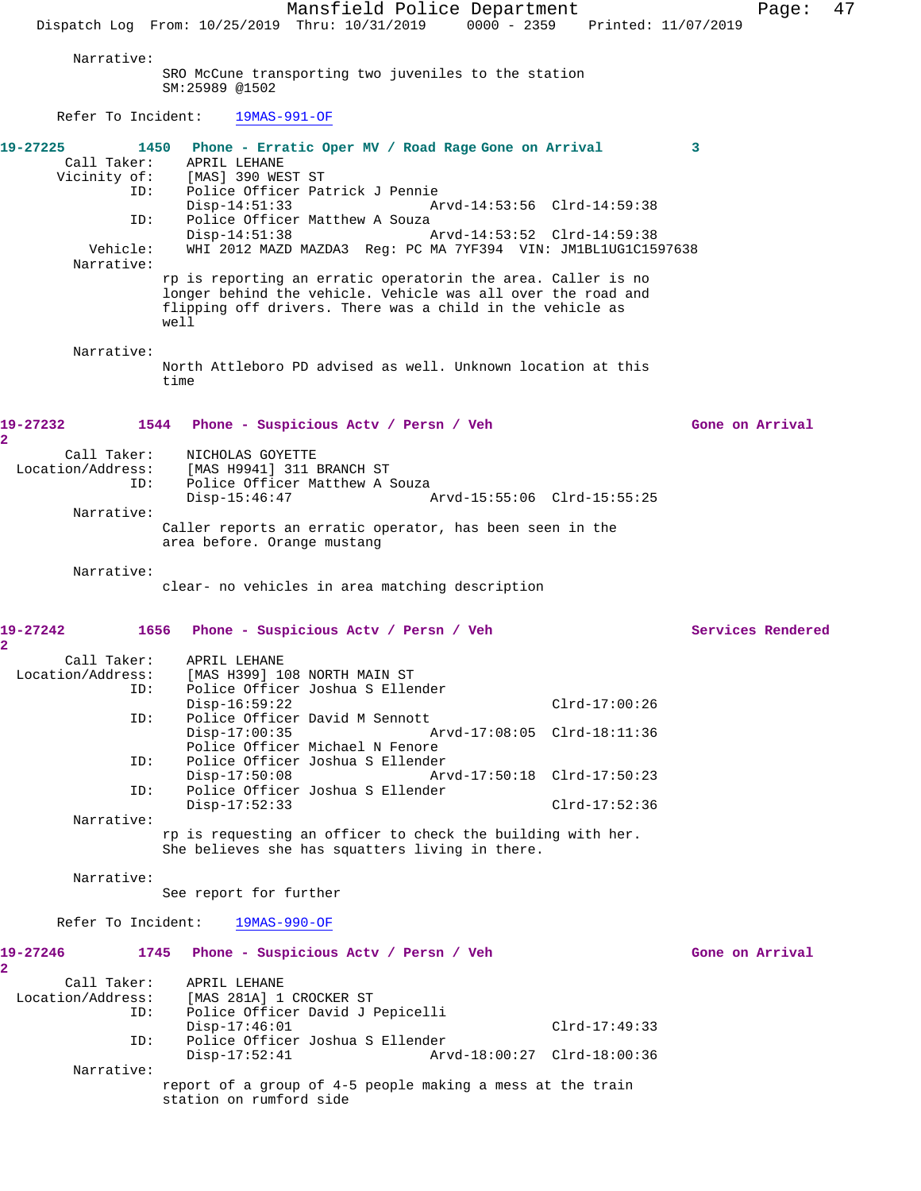Narrative:
SRO McCune transporting two juveniles to the station
SM:25989 @1502

Refer To Incident: 19MAS-991-OF

**19-27225 1450 Phone - Erratic Oper MV / Road Rage Gone on Arrival 3**

Call Taker: APRIL LEHANE
Vicinity of: [MAS] 390 WEST ST
ID: Police Officer Patrick J Pennie
Disp-14:51:33 Arvd-14:53:56 Clrd-14:59:38
ID: Police Officer Matthew A Souza
Disp-14:51:38 Arvd-14:53:52 Clrd-14:59:38
Vehicle: WHI 2012 MAZD MAZDA3 Reg: PC MA 7YF394 VIN: JM1BL1UG1C1597638
Narrative:
rp is reporting an erratic operatorin the area. Caller is no longer behind the vehicle. Vehicle was all over the road and flipping off drivers. There was a child in the vehicle as well

Narrative:
North Attleboro PD advised as well. Unknown location at this time

**19-27232 1544 Phone - Suspicious Actv / Persn / Veh Gone on Arrival 2**

Call Taker: NICHOLAS GOYETTE
Location/Address: [MAS H9941] 311 BRANCH ST
ID: Police Officer Matthew A Souza
Disp-15:46:47 Arvd-15:55:06 Clrd-15:55:25
Narrative:
Caller reports an erratic operator, has been seen in the area before. Orange mustang

Narrative:
clear- no vehicles in area matching description

**19-27242 1656 Phone - Suspicious Actv / Persn / Veh Services Rendered 2**

Call Taker: APRIL LEHANE
Location/Address: [MAS H399] 108 NORTH MAIN ST
ID: Police Officer Joshua S Ellender
Disp-16:59:22 Clrd-17:00:26
ID: Police Officer David M Sennott
Disp-17:00:35 Arvd-17:08:05 Clrd-18:11:36
Police Officer Michael N Fenore
ID: Police Officer Joshua S Ellender
Disp-17:50:08 Arvd-17:50:18 Clrd-17:50:23
ID: Police Officer Joshua S Ellender
Disp-17:52:33 Clrd-17:52:36
Narrative:
rp is requesting an officer to check the building with her. She believes she has squatters living in there.

Narrative:
See report for further

Refer To Incident: 19MAS-990-OF

**19-27246 1745 Phone - Suspicious Actv / Persn / Veh Gone on Arrival 2**

Call Taker: APRIL LEHANE
Location/Address: [MAS 281A] 1 CROCKER ST
ID: Police Officer David J Pepicelli
Disp-17:46:01 Clrd-17:49:33
ID: Police Officer Joshua S Ellender
Disp-17:52:41 Arvd-18:00:27 Clrd-18:00:36
Narrative:
report of a group of 4-5 people making a mess at the train station on rumford side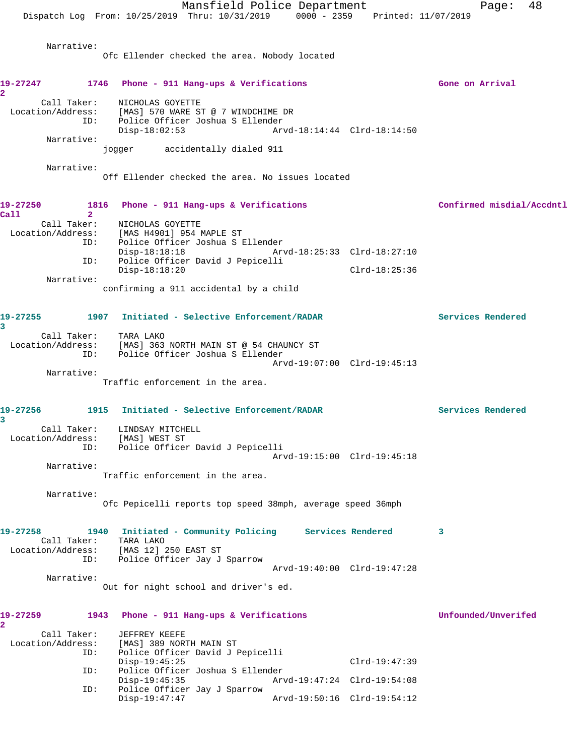Narrative:
Ofc Ellender checked the area. Nobody located

**19-27247 1746 Phone - 911 Hang-ups & Verifications — Gone on Arrival 2**

Call Taker: NICHOLAS GOYETTE
Location/Address: [MAS] 570 WARE ST @ 7 WINDCHIME DR
ID: Police Officer Joshua S Ellender
Disp-18:02:53 Arvd-18:14:44 Clrd-18:14:50

Narrative:
jogger accidentally dialed 911

Narrative:
Off Ellender checked the area. No issues located

**19-27250 1816 Phone - 911 Hang-ups & Verifications — Confirmed misdial/Accdntl Call 2**

Call Taker: NICHOLAS GOYETTE
Location/Address: [MAS H4901] 954 MAPLE ST
ID: Police Officer Joshua S Ellender
Disp-18:18:18 Arvd-18:25:33 Clrd-18:27:10
ID: Police Officer David J Pepicelli
Disp-18:18:20 Clrd-18:25:36

Narrative:
confirming a 911 accidental by a child

**19-27255 1907 Initiated - Selective Enforcement/RADAR — Services Rendered 3**

Call Taker: TARA LAKO
Location/Address: [MAS] 363 NORTH MAIN ST @ 54 CHAUNCY ST
ID: Police Officer Joshua S Ellender
Arvd-19:07:00 Clrd-19:45:13

Narrative:
Traffic enforcement in the area.

**19-27256 1915 Initiated - Selective Enforcement/RADAR — Services Rendered 3**

Call Taker: LINDSAY MITCHELL
Location/Address: [MAS] WEST ST
ID: Police Officer David J Pepicelli
Arvd-19:15:00 Clrd-19:45:18

Narrative:
Traffic enforcement in the area.

Narrative:
Ofc Pepicelli reports top speed 38mph, average speed 36mph

**19-27258 1940 Initiated - Community Policing — Services Rendered 3**

Call Taker: TARA LAKO
Location/Address: [MAS 12] 250 EAST ST
ID: Police Officer Jay J Sparrow
Arvd-19:40:00 Clrd-19:47:28

Narrative:
Out for night school and driver's ed.

**19-27259 1943 Phone - 911 Hang-ups & Verifications — Unfounded/Unverifed 2**

Call Taker: JEFFREY KEEFE
Location/Address: [MAS] 389 NORTH MAIN ST
ID: Police Officer David J Pepicelli
Disp-19:45:25 Clrd-19:47:39
ID: Police Officer Joshua S Ellender
Disp-19:45:35 Arvd-19:47:24 Clrd-19:54:08
ID: Police Officer Jay J Sparrow
Disp-19:47:47 Arvd-19:50:16 Clrd-19:54:12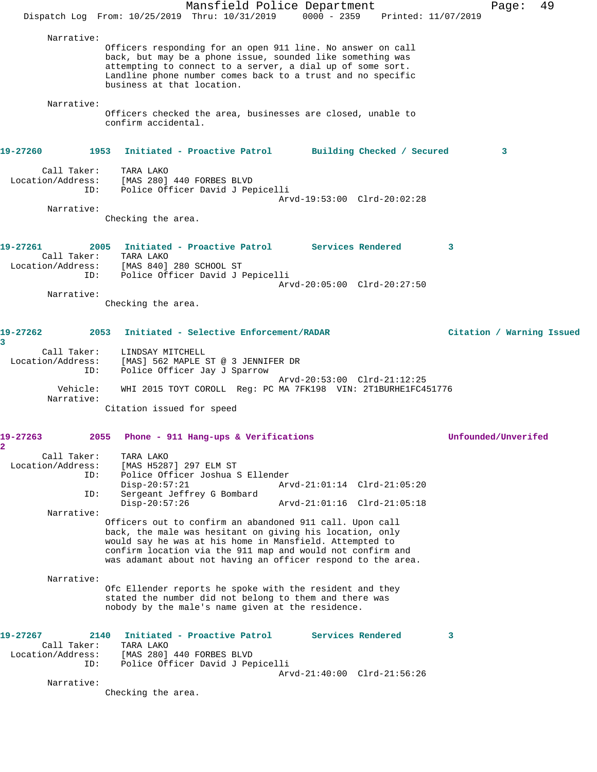Narrative:

Officers responding for an open 911 line. No answer on call back, but may be a phone issue, sounded like something was attempting to connect to a server, a dial up of some sort. Landline phone number comes back to a trust and no specific business at that location.

Narrative:

Officers checked the area, businesses are closed, unable to confirm accidental.

**19-27260 1953 Initiated - Proactive Patrol Building Checked / Secured 3**

Call Taker: TARA LAKO
Location/Address: [MAS 280] 440 FORBES BLVD
ID: Police Officer David J Pepicelli
Arvd-19:53:00 Clrd-20:02:28

Narrative:

Checking the area.

**19-27261 2005 Initiated - Proactive Patrol Services Rendered 3**

Call Taker: TARA LAKO
Location/Address: [MAS 840] 280 SCHOOL ST
ID: Police Officer David J Pepicelli
Arvd-20:05:00 Clrd-20:27:50

Narrative:

Checking the area.

**19-27262 2053 Initiated - Selective Enforcement/RADAR Citation / Warning Issued 3**

Call Taker: LINDSAY MITCHELL
Location/Address: [MAS] 562 MAPLE ST @ 3 JENNIFER DR
ID: Police Officer Jay J Sparrow
Arvd-20:53:00 Clrd-21:12:25
Vehicle: WHI 2015 TOYT COROLL Reg: PC MA 7FK198 VIN: 2T1BURHE1FC451776

Narrative:

Citation issued for speed

**19-27263 2055 Phone - 911 Hang-ups & Verifications Unfounded/Unverifed 2**

Call Taker: TARA LAKO
Location/Address: [MAS H5287] 297 ELM ST
ID: Police Officer Joshua S Ellender
Disp-20:57:21 Arvd-21:01:14 Clrd-21:05:20
ID: Sergeant Jeffrey G Bombard
Disp-20:57:26 Arvd-21:01:16 Clrd-21:05:18

Narrative:

Officers out to confirm an abandoned 911 call. Upon call back, the male was hesitant on giving his location, only would say he was at his home in Mansfield. Attempted to confirm location via the 911 map and would not confirm and was adamant about not having an officer respond to the area.

Narrative:

Ofc Ellender reports he spoke with the resident and they stated the number did not belong to them and there was nobody by the male's name given at the residence.

**19-27267 2140 Initiated - Proactive Patrol Services Rendered 3**

Call Taker: TARA LAKO
Location/Address: [MAS 280] 440 FORBES BLVD
ID: Police Officer David J Pepicelli
Arvd-21:40:00 Clrd-21:56:26

Narrative:

Checking the area.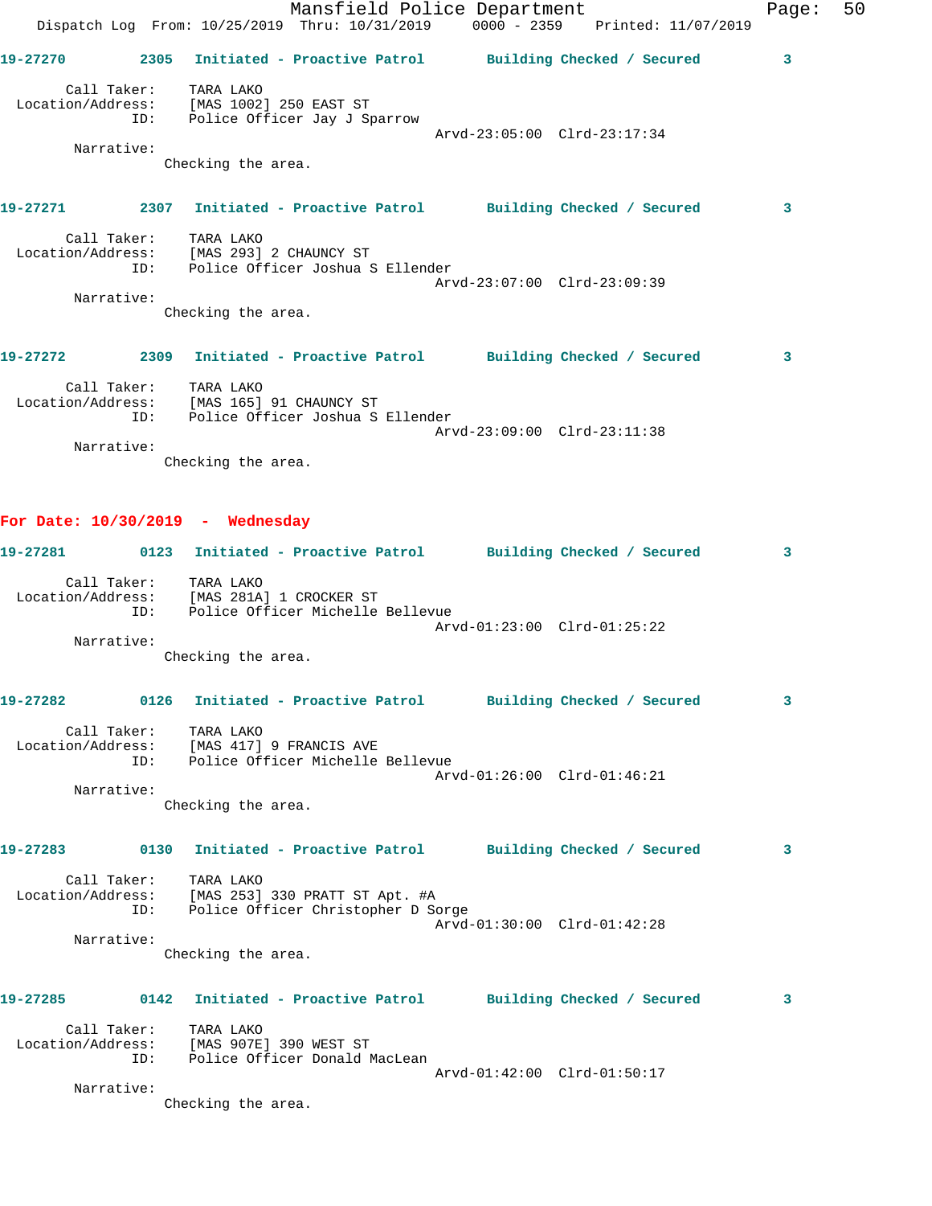19-27270 2305 Initiated - Proactive Patrol Building Checked / Secured 3

Call Taker: TARA LAKO
Location/Address: [MAS 1002] 250 EAST ST
ID: Police Officer Jay J Sparrow
Arvd-23:05:00 Clrd-23:17:34
Narrative:
Checking the area.

19-27271 2307 Initiated - Proactive Patrol Building Checked / Secured 3

Call Taker: TARA LAKO
Location/Address: [MAS 293] 2 CHAUNCY ST
ID: Police Officer Joshua S Ellender
Arvd-23:07:00 Clrd-23:09:39
Narrative:
Checking the area.

19-27272 2309 Initiated - Proactive Patrol Building Checked / Secured 3

Call Taker: TARA LAKO
Location/Address: [MAS 165] 91 CHAUNCY ST
ID: Police Officer Joshua S Ellender
Arvd-23:09:00 Clrd-23:11:38
Narrative:
Checking the area.

**For Date: 10/30/2019 - Wednesday**

19-27281 0123 Initiated - Proactive Patrol Building Checked / Secured 3

Call Taker: TARA LAKO
Location/Address: [MAS 281A] 1 CROCKER ST
ID: Police Officer Michelle Bellevue
Arvd-01:23:00 Clrd-01:25:22
Narrative:
Checking the area.

19-27282 0126 Initiated - Proactive Patrol Building Checked / Secured 3

Call Taker: TARA LAKO
Location/Address: [MAS 417] 9 FRANCIS AVE
ID: Police Officer Michelle Bellevue
Arvd-01:26:00 Clrd-01:46:21
Narrative:
Checking the area.

19-27283 0130 Initiated - Proactive Patrol Building Checked / Secured 3

Call Taker: TARA LAKO
Location/Address: [MAS 253] 330 PRATT ST Apt. #A
ID: Police Officer Christopher D Sorge
Arvd-01:30:00 Clrd-01:42:28
Narrative:
Checking the area.

19-27285 0142 Initiated - Proactive Patrol Building Checked / Secured 3

Call Taker: TARA LAKO
Location/Address: [MAS 907E] 390 WEST ST
ID: Police Officer Donald MacLean
Arvd-01:42:00 Clrd-01:50:17
Narrative:
Checking the area.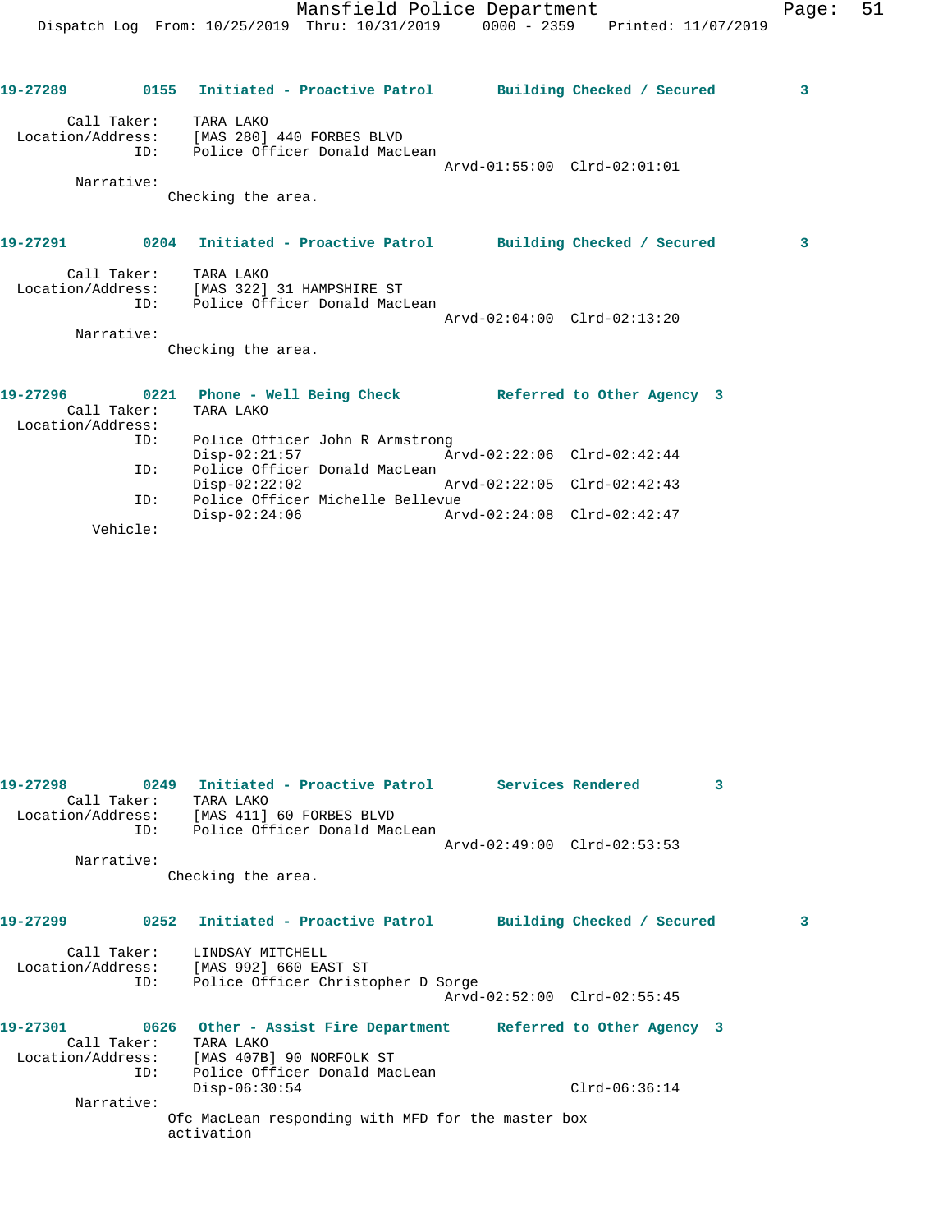19-27289 0155 **Initiated - Proactive Patrol** **Building Checked / Secured** 3

Call Taker: TARA LAKO
Location/Address: [MAS 280] 440 FORBES BLVD
ID: Police Officer Donald MacLean
Arvd-01:55:00 Clrd-02:01:01
Narrative:
Checking the area.

19-27291 0204 **Initiated - Proactive Patrol** **Building Checked / Secured** 3

Call Taker: TARA LAKO
Location/Address: [MAS 322] 31 HAMPSHIRE ST
ID: Police Officer Donald MacLean
Arvd-02:04:00 Clrd-02:13:20
Narrative:
Checking the area.

19-27296 0221 **Phone - Well Being Check** **Referred to Other Agency** 3
Call Taker: TARA LAKO
Location/Address:
ID: Police Officer John R Armstrong
Disp-02:21:57 Arvd-02:22:06 Clrd-02:42:44
ID: Police Officer Donald MacLean
Disp-02:22:02 Arvd-02:22:05 Clrd-02:42:43
ID: Police Officer Michelle Bellevue
Disp-02:24:06 Arvd-02:24:08 Clrd-02:42:47
Vehicle:

19-27298 0249 **Initiated - Proactive Patrol** **Services Rendered** 3
Call Taker: TARA LAKO
Location/Address: [MAS 411] 60 FORBES BLVD
ID: Police Officer Donald MacLean
Arvd-02:49:00 Clrd-02:53:53
Narrative:
Checking the area.

19-27299 0252 **Initiated - Proactive Patrol** **Building Checked / Secured** 3

Call Taker: LINDSAY MITCHELL
Location/Address: [MAS 992] 660 EAST ST
ID: Police Officer Christopher D Sorge
Arvd-02:52:00 Clrd-02:55:45

19-27301 0626 **Other - Assist Fire Department** **Referred to Other Agency** 3
Call Taker: TARA LAKO
Location/Address: [MAS 407B] 90 NORFOLK ST
ID: Police Officer Donald MacLean
Disp-06:30:54 Clrd-06:36:14
Narrative:
Ofc MacLean responding with MFD for the master box activation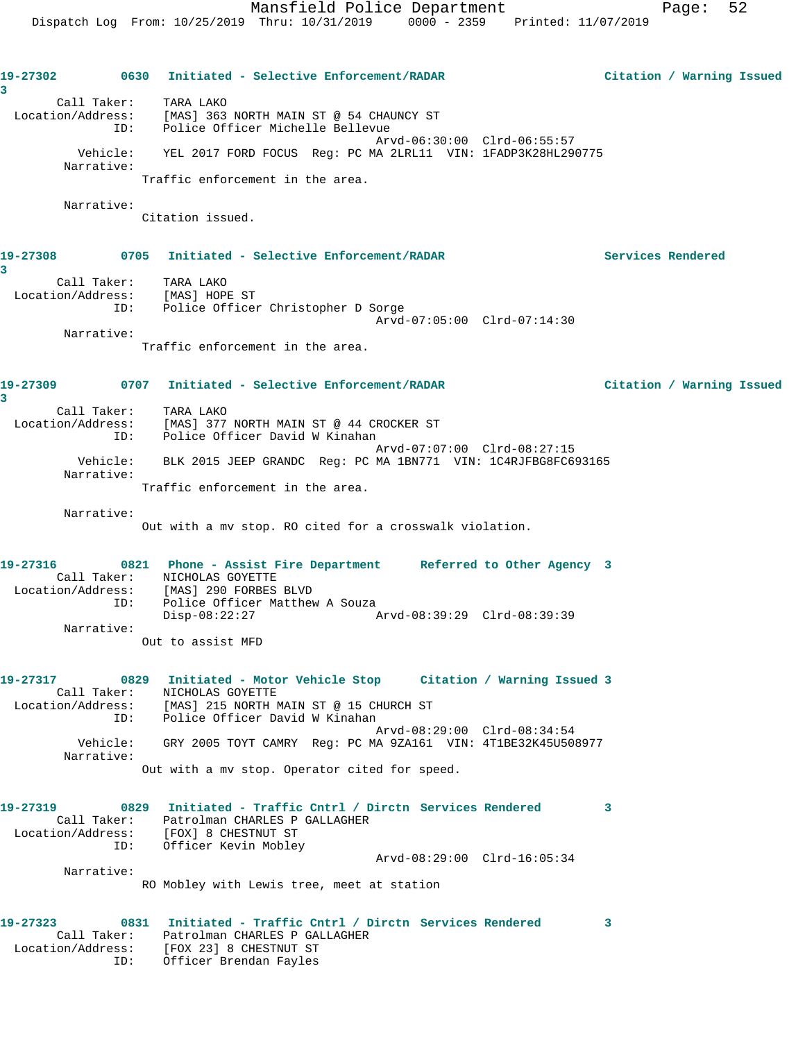**19-27302** 0630 Initiated - Selective Enforcement/RADAR — Citation / Warning Issued 3

Call Taker: TARA LAKO
Location/Address: [MAS] 363 NORTH MAIN ST @ 54 CHAUNCY ST
ID: Police Officer Michelle Bellevue
Arvd-06:30:00 Clrd-06:55:57
Vehicle: YEL 2017 FORD FOCUS Reg: PC MA 2LRL11 VIN: 1FADP3K28HL290775
Narrative:
Traffic enforcement in the area.

Narrative:
Citation issued.

**19-27308** 0705 Initiated - Selective Enforcement/RADAR — Services Rendered 3

Call Taker: TARA LAKO
Location/Address: [MAS] HOPE ST
ID: Police Officer Christopher D Sorge
Arvd-07:05:00 Clrd-07:14:30
Narrative:
Traffic enforcement in the area.

**19-27309** 0707 Initiated - Selective Enforcement/RADAR — Citation / Warning Issued 3

Call Taker: TARA LAKO
Location/Address: [MAS] 377 NORTH MAIN ST @ 44 CROCKER ST
ID: Police Officer David W Kinahan
Arvd-07:07:00 Clrd-08:27:15
Vehicle: BLK 2015 JEEP GRANDC Reg: PC MA 1BN771 VIN: 1C4RJFBG8FC693165
Narrative:
Traffic enforcement in the area.

Narrative:
Out with a mv stop. RO cited for a crosswalk violation.

**19-27316** 0821 Phone - Assist Fire Department — Referred to Other Agency 3

Call Taker: NICHOLAS GOYETTE
Location/Address: [MAS] 290 FORBES BLVD
ID: Police Officer Matthew A Souza
Disp-08:22:27 Arvd-08:39:29 Clrd-08:39:39
Narrative:
Out to assist MFD

**19-27317** 0829 Initiated - Motor Vehicle Stop — Citation / Warning Issued 3

Call Taker: NICHOLAS GOYETTE
Location/Address: [MAS] 215 NORTH MAIN ST @ 15 CHURCH ST
ID: Police Officer David W Kinahan
Arvd-08:29:00 Clrd-08:34:54
Vehicle: GRY 2005 TOYT CAMRY Reg: PC MA 9ZA161 VIN: 4T1BE32K45U508977
Narrative:
Out with a mv stop. Operator cited for speed.

**19-27319** 0829 Initiated - Traffic Cntrl / Dirctn — Services Rendered 3

Call Taker: Patrolman CHARLES P GALLAGHER
Location/Address: [FOX] 8 CHESTNUT ST
ID: Officer Kevin Mobley
Arvd-08:29:00 Clrd-16:05:34
Narrative:
RO Mobley with Lewis tree, meet at station

**19-27323** 0831 Initiated - Traffic Cntrl / Dirctn — Services Rendered 3

Call Taker: Patrolman CHARLES P GALLAGHER
Location/Address: [FOX 23] 8 CHESTNUT ST
ID: Officer Brendan Fayles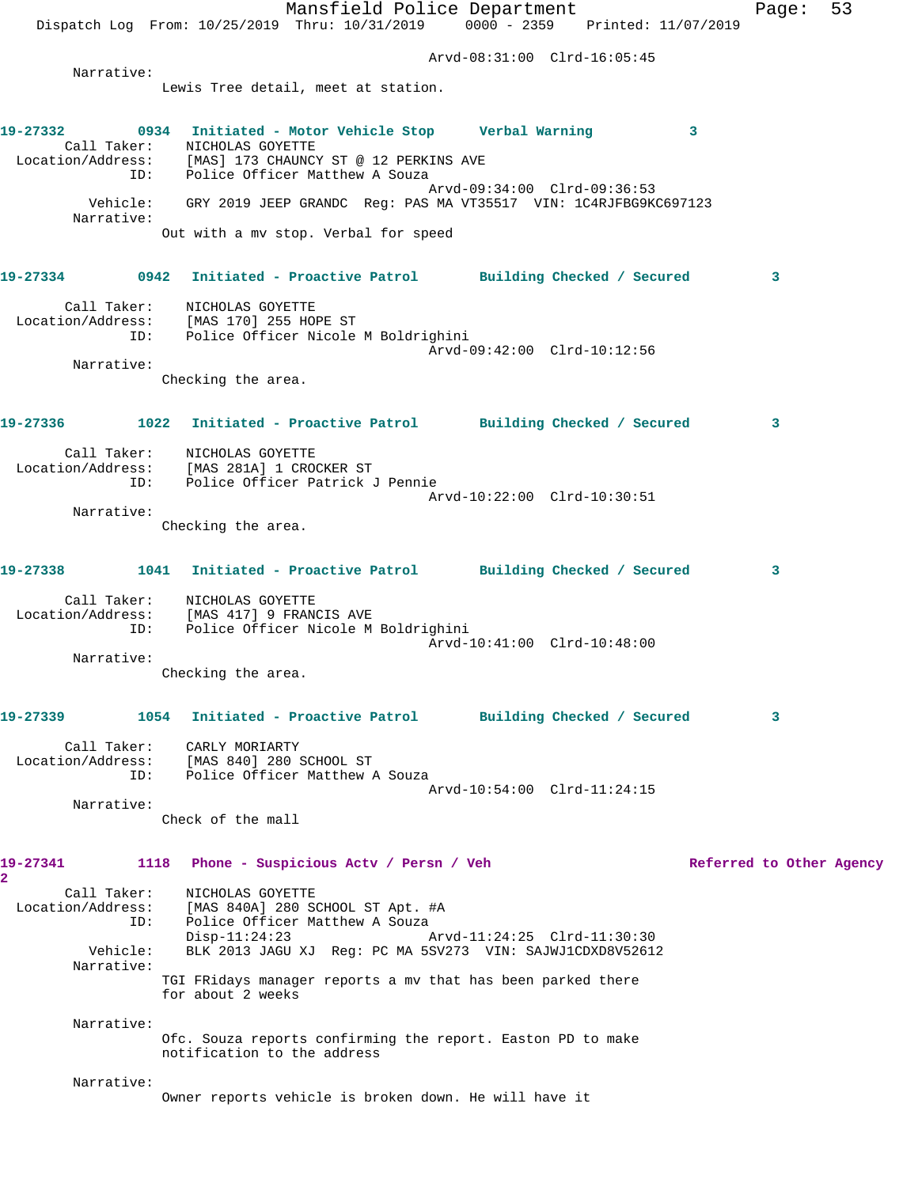Arvd-08:31:00 Clrd-16:05:45

Narrative:
Lewis Tree detail, meet at station.

**19-27332 0934 Initiated - Motor Vehicle Stop Verbal Warning 3**

Call Taker: NICHOLAS GOYETTE
Location/Address: [MAS] 173 CHAUNCY ST @ 12 PERKINS AVE
ID: Police Officer Matthew A Souza
Arvd-09:34:00 Clrd-09:36:53
Vehicle: GRY 2019 JEEP GRANDC Reg: PAS MA VT35517 VIN: 1C4RJFBG9KC697123
Narrative:
Out with a mv stop. Verbal for speed

**19-27334 0942 Initiated - Proactive Patrol Building Checked / Secured 3**

Call Taker: NICHOLAS GOYETTE
Location/Address: [MAS 170] 255 HOPE ST
ID: Police Officer Nicole M Boldrighini
Arvd-09:42:00 Clrd-10:12:56
Narrative:
Checking the area.

**19-27336 1022 Initiated - Proactive Patrol Building Checked / Secured 3**

Call Taker: NICHOLAS GOYETTE
Location/Address: [MAS 281A] 1 CROCKER ST
ID: Police Officer Patrick J Pennie
Arvd-10:22:00 Clrd-10:30:51
Narrative:
Checking the area.

**19-27338 1041 Initiated - Proactive Patrol Building Checked / Secured 3**

Call Taker: NICHOLAS GOYETTE
Location/Address: [MAS 417] 9 FRANCIS AVE
ID: Police Officer Nicole M Boldrighini
Arvd-10:41:00 Clrd-10:48:00
Narrative:
Checking the area.

**19-27339 1054 Initiated - Proactive Patrol Building Checked / Secured 3**

Call Taker: CARLY MORIARTY
Location/Address: [MAS 840] 280 SCHOOL ST
ID: Police Officer Matthew A Souza
Arvd-10:54:00 Clrd-11:24:15
Narrative:
Check of the mall

**19-27341 1118 Phone - Suspicious Actv / Persn / Veh Referred to Other Agency 2**

Call Taker: NICHOLAS GOYETTE
Location/Address: [MAS 840A] 280 SCHOOL ST Apt. #A
ID: Police Officer Matthew A Souza
Disp-11:24:23 Arvd-11:24:25 Clrd-11:30:30
Vehicle: BLK 2013 JAGU XJ Reg: PC MA 5SV273 VIN: SAJWJ1CDXD8V52612
Narrative:
TGI FRidays manager reports a mv that has been parked there for about 2 weeks

Narrative:
Ofc. Souza reports confirming the report. Easton PD to make notification to the address

Narrative:
Owner reports vehicle is broken down. He will have it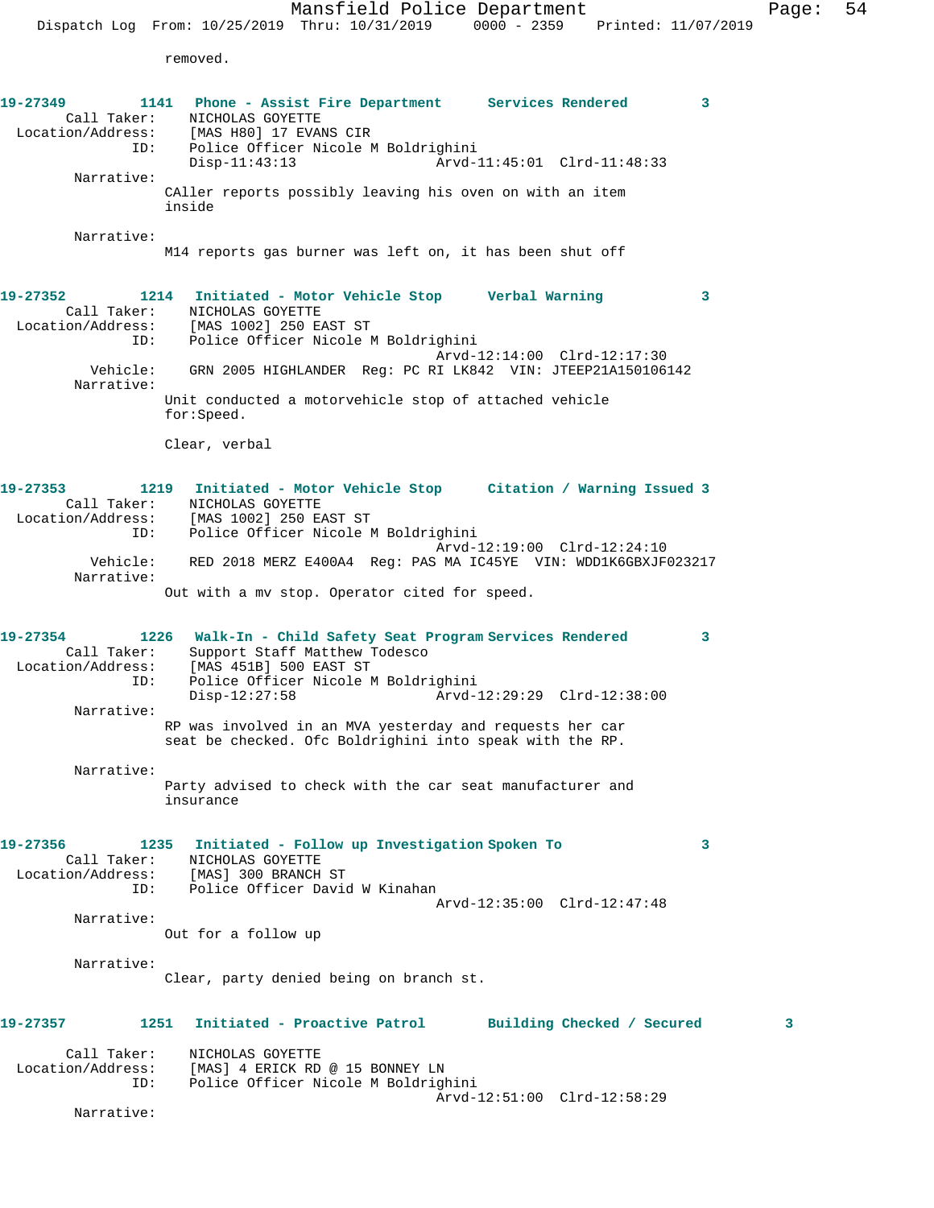removed.

**19-27349** 1141 Phone - Assist Fire Department Services Rendered 3

Call Taker: NICHOLAS GOYETTE
Location/Address: [MAS H80] 17 EVANS CIR
ID: Police Officer Nicole M Boldrighini
Disp-11:43:13 Arvd-11:45:01 Clrd-11:48:33

Narrative:
CAller reports possibly leaving his oven on with an item inside

Narrative:
M14 reports gas burner was left on, it has been shut off

**19-27352** 1214 Initiated - Motor Vehicle Stop Verbal Warning 3

Call Taker: NICHOLAS GOYETTE
Location/Address: [MAS 1002] 250 EAST ST
ID: Police Officer Nicole M Boldrighini
Arvd-12:14:00 Clrd-12:17:30
Vehicle: GRN 2005 HIGHLANDER Reg: PC RI LK842 VIN: JTEEP21A150106142

Narrative:
Unit conducted a motorvehicle stop of attached vehicle for:Speed.

Clear, verbal

**19-27353** 1219 Initiated - Motor Vehicle Stop Citation / Warning Issued 3

Call Taker: NICHOLAS GOYETTE
Location/Address: [MAS 1002] 250 EAST ST
ID: Police Officer Nicole M Boldrighini
Arvd-12:19:00 Clrd-12:24:10
Vehicle: RED 2018 MERZ E400A4 Reg: PAS MA IC45YE VIN: WDD1K6GBXJF023217

Narrative:
Out with a mv stop. Operator cited for speed.

**19-27354** 1226 Walk-In - Child Safety Seat Program Services Rendered 3

Call Taker: Support Staff Matthew Todesco
Location/Address: [MAS 451B] 500 EAST ST
ID: Police Officer Nicole M Boldrighini
Disp-12:27:58 Arvd-12:29:29 Clrd-12:38:00

Narrative:
RP was involved in an MVA yesterday and requests her car seat be checked. Ofc Boldrighini into speak with the RP.

Narrative:
Party advised to check with the car seat manufacturer and insurance

**19-27356** 1235 Initiated - Follow up Investigation Spoken To 3

Call Taker: NICHOLAS GOYETTE
Location/Address: [MAS] 300 BRANCH ST
ID: Police Officer David W Kinahan
Arvd-12:35:00 Clrd-12:47:48

Narrative:
Out for a follow up

Narrative:
Clear, party denied being on branch st.

**19-27357** 1251 Initiated - Proactive Patrol Building Checked / Secured 3

Call Taker: NICHOLAS GOYETTE
Location/Address: [MAS] 4 ERICK RD @ 15 BONNEY LN
ID: Police Officer Nicole M Boldrighini
Arvd-12:51:00 Clrd-12:58:29

Narrative: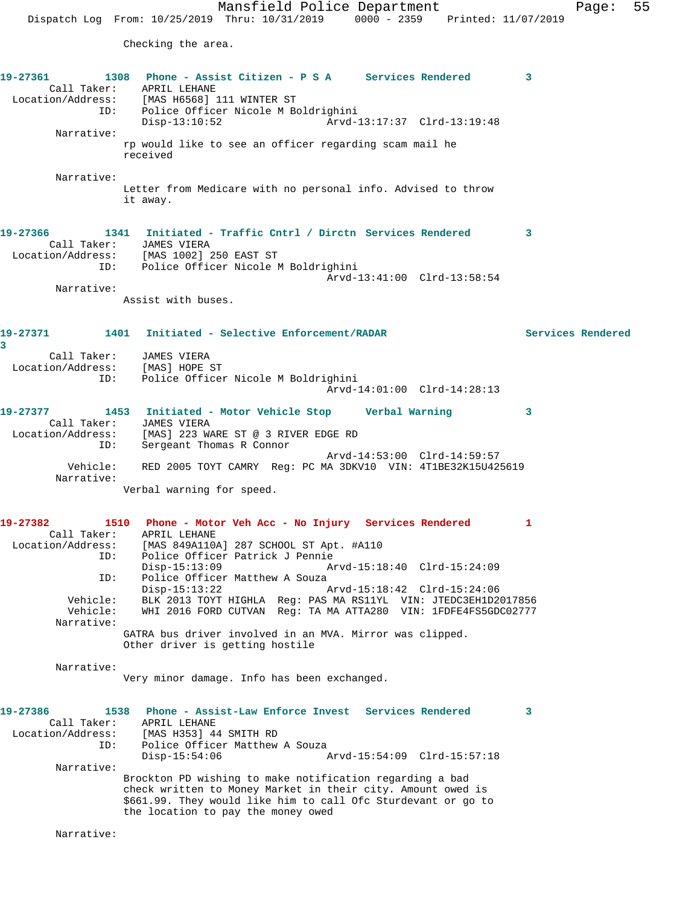Checking the area.

**19-27361 1308 Phone - Assist Citizen - P S A Services Rendered 3**

Call Taker: APRIL LEHANE
Location/Address: [MAS H6568] 111 WINTER ST
ID: Police Officer Nicole M Boldrighini
Disp-13:10:52 Arvd-13:17:37 Clrd-13:19:48

Narrative:
rp would like to see an officer regarding scam mail he received

Narrative:
Letter from Medicare with no personal info. Advised to throw it away.

**19-27366 1341 Initiated - Traffic Cntrl / Dirctn Services Rendered 3**

Call Taker: JAMES VIERA
Location/Address: [MAS 1002] 250 EAST ST
ID: Police Officer Nicole M Boldrighini
Arvd-13:41:00 Clrd-13:58:54

Narrative:
Assist with buses.

**19-27371 1401 Initiated - Selective Enforcement/RADAR Services Rendered 3**

Call Taker: JAMES VIERA
Location/Address: [MAS] HOPE ST
ID: Police Officer Nicole M Boldrighini
Arvd-14:01:00 Clrd-14:28:13

**19-27377 1453 Initiated - Motor Vehicle Stop Verbal Warning 3**

Call Taker: JAMES VIERA
Location/Address: [MAS] 223 WARE ST @ 3 RIVER EDGE RD
ID: Sergeant Thomas R Connor
Arvd-14:53:00 Clrd-14:59:57
Vehicle: RED 2005 TOYT CAMRY Reg: PC MA 3DKV10 VIN: 4T1BE32K15U425619

Narrative:
Verbal warning for speed.

**19-27382 1510 Phone - Motor Veh Acc - No Injury Services Rendered 1**

Call Taker: APRIL LEHANE
Location/Address: [MAS 849A110A] 287 SCHOOL ST Apt. #A110
ID: Police Officer Patrick J Pennie
Disp-15:13:09 Arvd-15:18:40 Clrd-15:24:09
ID: Police Officer Matthew A Souza
Disp-15:13:22 Arvd-15:18:42 Clrd-15:24:06
Vehicle: BLK 2013 TOYT HIGHLA Reg: PAS MA RS11YL VIN: JTEDC3EH1D2017856
Vehicle: WHI 2016 FORD CUTVAN Reg: TA MA ATTA280 VIN: 1FDFE4FS5GDC02777

Narrative:
GATRA bus driver involved in an MVA. Mirror was clipped. Other driver is getting hostile

Narrative:
Very minor damage. Info has been exchanged.

**19-27386 1538 Phone - Assist-Law Enforce Invest Services Rendered 3**

Call Taker: APRIL LEHANE
Location/Address: [MAS H353] 44 SMITH RD
ID: Police Officer Matthew A Souza
Disp-15:54:06 Arvd-15:54:09 Clrd-15:57:18

Narrative:
Brockton PD wishing to make notification regarding a bad check written to Money Market in their city. Amount owed is $661.99. They would like him to call Ofc Sturdevant or go to the location to pay the money owed

Narrative: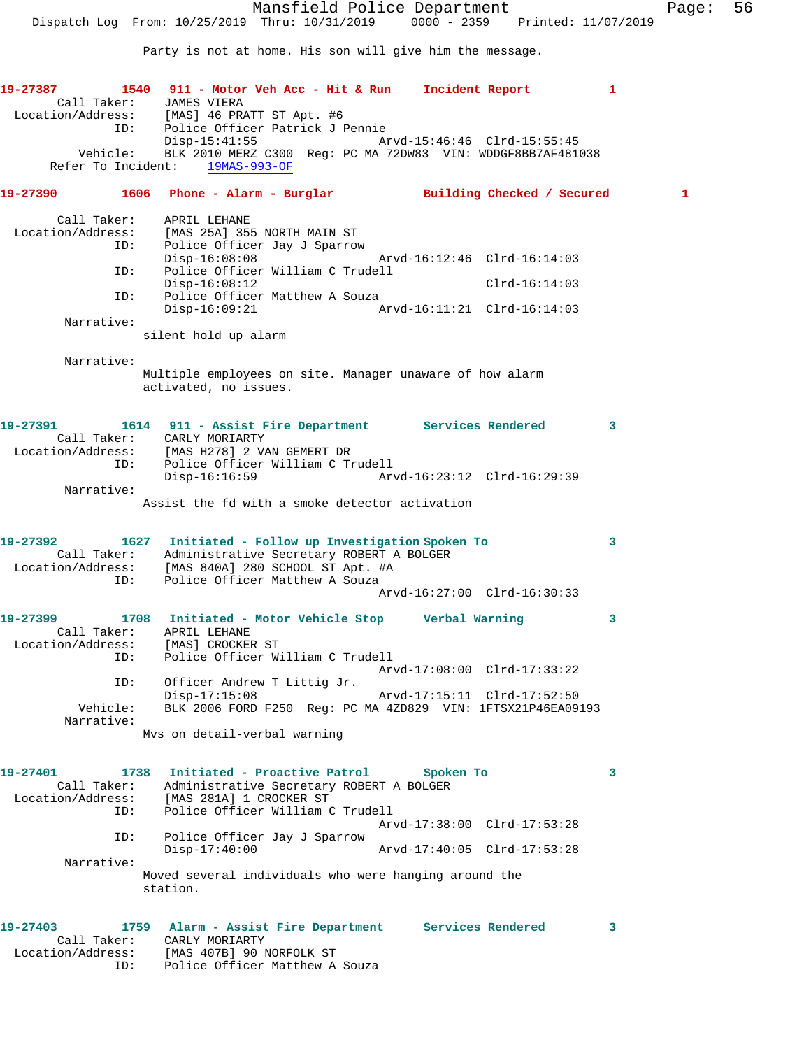Party is not at home. His son will give him the message.

**19-27387 1540 911 - Motor Veh Acc - Hit & Run Incident Report 1**

```
        Call Taker:    JAMES VIERA
  Location/Address:    [MAS] 46 PRATT ST Apt. #6
                ID:    Police Officer Patrick J Pennie
                       Disp-15:41:55                Arvd-15:46:46  Clrd-15:55:45
           Vehicle:    BLK 2010 MERZ C300  Reg: PC MA 72DW83  VIN: WDDGF8BB7AF481038
      Refer To Incident:    19MAS-993-OF
```

**19-27390 1606 Phone - Alarm - Burglar Building Checked / Secured 1**

```
        Call Taker:    APRIL LEHANE
  Location/Address:    [MAS 25A] 355 NORTH MAIN ST
                ID:    Police Officer Jay J Sparrow
                       Disp-16:08:08                Arvd-16:12:46  Clrd-16:14:03
                ID:    Police Officer William C Trudell
                       Disp-16:08:12                               Clrd-16:14:03
                ID:    Police Officer Matthew A Souza
                       Disp-16:09:21                Arvd-16:11:21  Clrd-16:14:03
         Narrative:
                    silent hold up alarm

         Narrative:
                    Multiple employees on site. Manager unaware of how alarm
                    activated, no issues.
```

**19-27391 1614 911 - Assist Fire Department Services Rendered 3**

```
        Call Taker:    CARLY MORIARTY
  Location/Address:    [MAS H278] 2 VAN GEMERT DR
                ID:    Police Officer William C Trudell
                       Disp-16:16:59                Arvd-16:23:12  Clrd-16:29:39
         Narrative:
                    Assist the fd with a smoke detector activation
```

**19-27392 1627 Initiated - Follow up Investigation Spoken To 3**

```
        Call Taker:    Administrative Secretary ROBERT A BOLGER
  Location/Address:    [MAS 840A] 280 SCHOOL ST Apt. #A
                ID:    Police Officer Matthew A Souza
                                                    Arvd-16:27:00  Clrd-16:30:33
```

**19-27399 1708 Initiated - Motor Vehicle Stop Verbal Warning 3**

```
        Call Taker:    APRIL LEHANE
  Location/Address:    [MAS] CROCKER ST
                ID:    Police Officer William C Trudell
                                                    Arvd-17:08:00  Clrd-17:33:22
                ID:    Officer Andrew T Littig Jr.
                       Disp-17:15:08                Arvd-17:15:11  Clrd-17:52:50
           Vehicle:    BLK 2006 FORD F250  Reg: PC MA 4ZD829  VIN: 1FTSX21P46EA09193
         Narrative:
                    Mvs on detail-verbal warning
```

**19-27401 1738 Initiated - Proactive Patrol Spoken To 3**

```
        Call Taker:    Administrative Secretary ROBERT A BOLGER
  Location/Address:    [MAS 281A] 1 CROCKER ST
                ID:    Police Officer William C Trudell
                                                    Arvd-17:38:00  Clrd-17:53:28
                ID:    Police Officer Jay J Sparrow
                       Disp-17:40:00                Arvd-17:40:05  Clrd-17:53:28
         Narrative:
                    Moved several individuals who were hanging around the
                    station.
```

**19-27403 1759 Alarm - Assist Fire Department Services Rendered 3**

```
        Call Taker:    CARLY MORIARTY
  Location/Address:    [MAS 407B] 90 NORFOLK ST
                ID:    Police Officer Matthew A Souza
```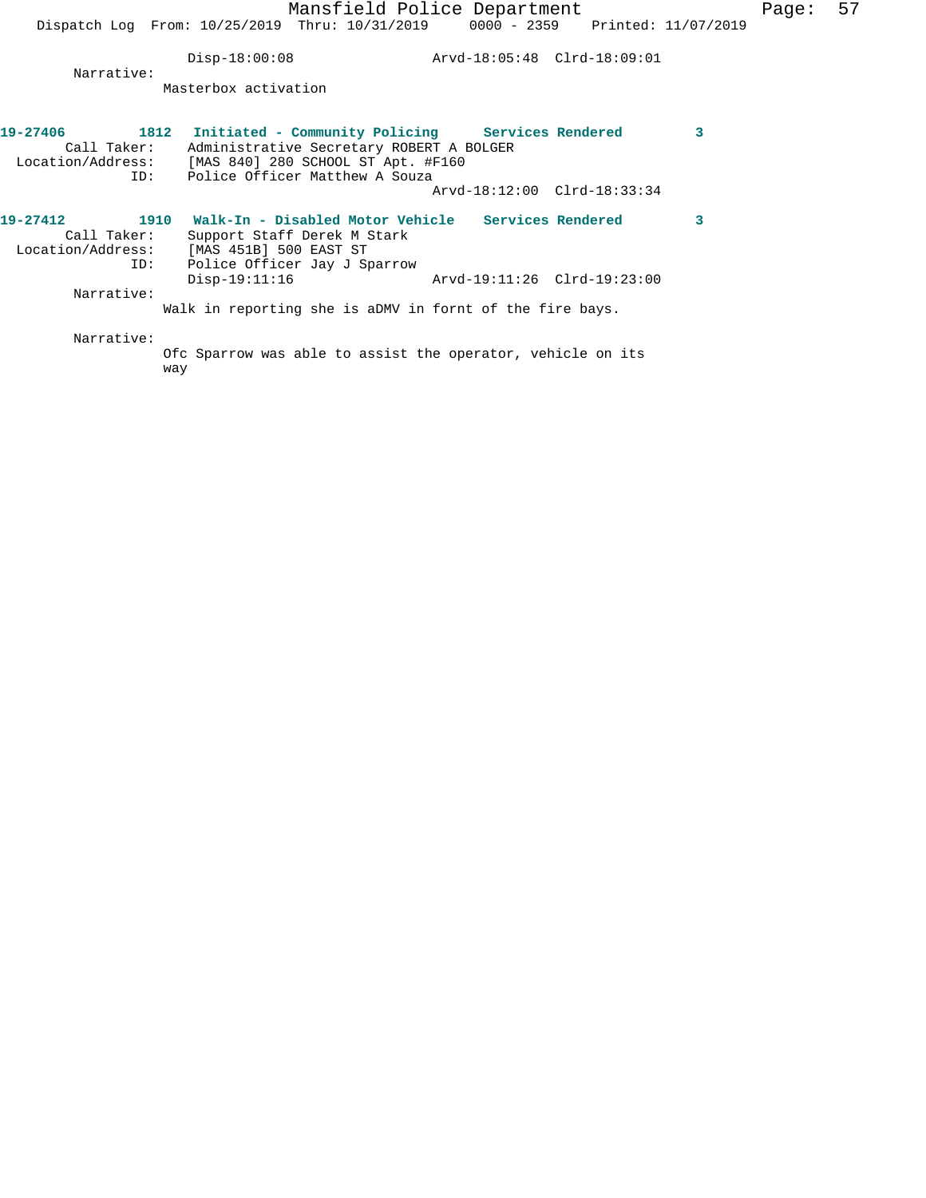Disp-18:00:08 Arvd-18:05:48 Clrd-18:09:01

Narrative:

Masterbox activation

**19-27406** **1812** **Initiated - Community Policing** **Services Rendered** **3**

Call Taker: Administrative Secretary ROBERT A BOLGER

Location/Address: [MAS 840] 280 SCHOOL ST Apt. #F160

ID: Police Officer Matthew A Souza

Arvd-18:12:00 Clrd-18:33:34

**19-27412** **1910** **Walk-In - Disabled Motor Vehicle** **Services Rendered** **3**

Call Taker: Support Staff Derek M Stark

Location/Address: [MAS 451B] 500 EAST ST

ID: Police Officer Jay J Sparrow

Disp-19:11:16 Arvd-19:11:26 Clrd-19:23:00

Narrative:

Walk in reporting she is aDMV in fornt of the fire bays.

Narrative:

Ofc Sparrow was able to assist the operator, vehicle on its way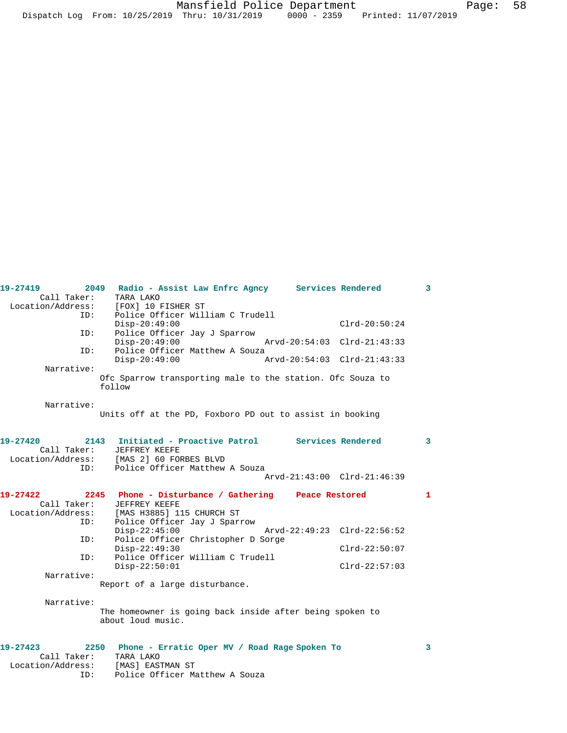**19-27419** 2049 **Radio - Assist Law Enfrc Agncy** **Services Rendered** 3

Call Taker: TARA LAKO
Location/Address: [FOX] 10 FISHER ST
ID: Police Officer William C Trudell
Disp-20:49:00 Clrd-20:50:24
ID: Police Officer Jay J Sparrow
Disp-20:49:00 Arvd-20:54:03 Clrd-21:43:33
ID: Police Officer Matthew A Souza
Disp-20:49:00 Arvd-20:54:03 Clrd-21:43:33

Narrative:
Ofc Sparrow transporting male to the station. Ofc Souza to follow

Narrative:
Units off at the PD, Foxboro PD out to assist in booking

**19-27420** 2143 **Initiated - Proactive Patrol** **Services Rendered** 3

Call Taker: JEFFREY KEEFE
Location/Address: [MAS 2] 60 FORBES BLVD
ID: Police Officer Matthew A Souza
Arvd-21:43:00 Clrd-21:46:39

**19-27422** 2245 **Phone - Disturbance / Gathering** **Peace Restored** 1

Call Taker: JEFFREY KEEFE
Location/Address: [MAS H3885] 115 CHURCH ST
ID: Police Officer Jay J Sparrow
Disp-22:45:00 Arvd-22:49:23 Clrd-22:56:52
ID: Police Officer Christopher D Sorge
Disp-22:49:30 Clrd-22:50:07
ID: Police Officer William C Trudell
Disp-22:50:01 Clrd-22:57:03

Narrative:
Report of a large disturbance.

Narrative:
The homeowner is going back inside after being spoken to about loud music.

**19-27423** 2250 **Phone - Erratic Oper MV / Road Rage** **Spoken To** 3

Call Taker: TARA LAKO
Location/Address: [MAS] EASTMAN ST
ID: Police Officer Matthew A Souza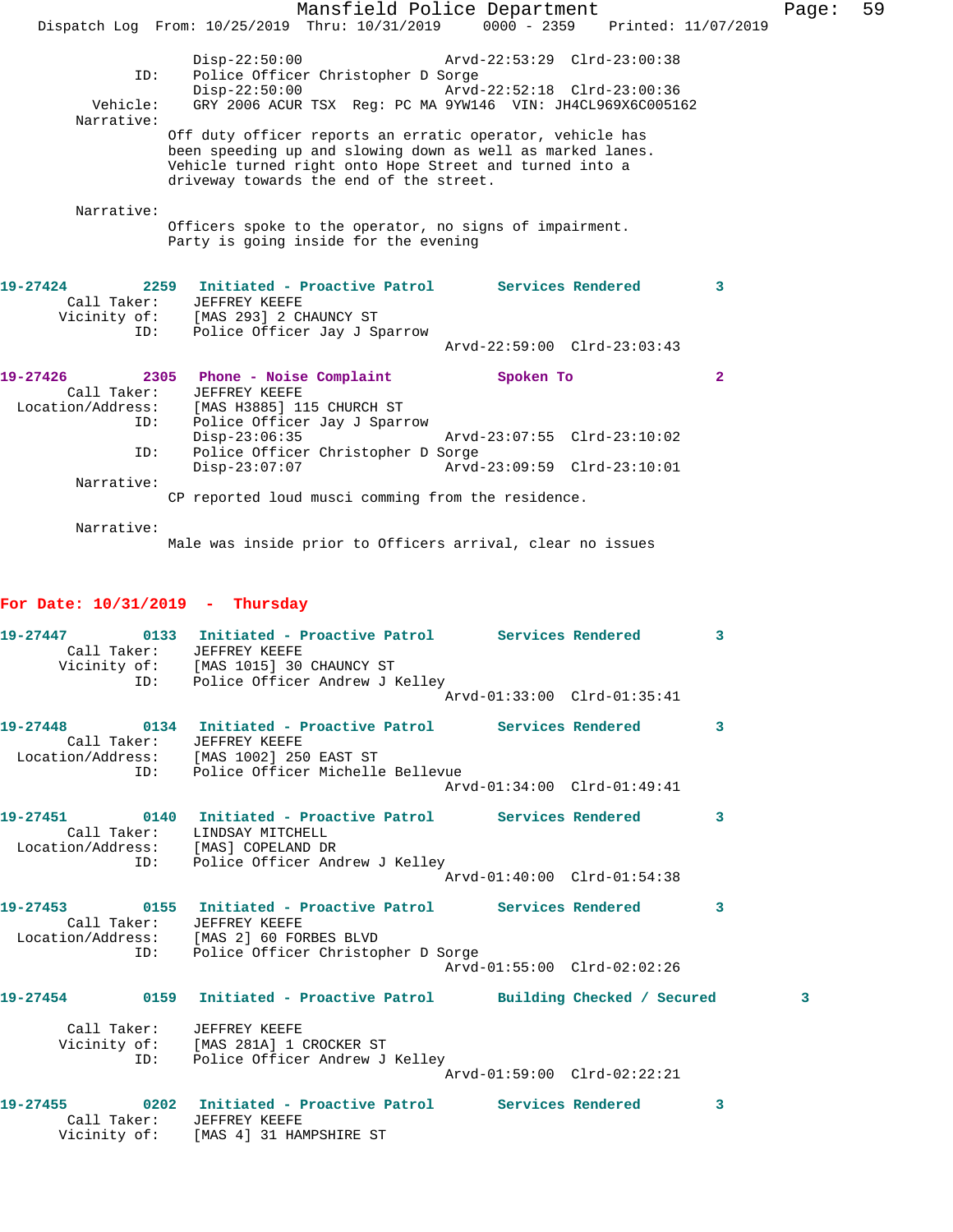```
                Disp-22:50:00                    Arvd-22:53:29  Clrd-23:00:38
          ID:   Police Officer Christopher D Sorge
                Disp-22:50:00                    Arvd-22:52:18  Clrd-23:00:36
     Vehicle:   GRY 2006 ACUR TSX  Reg: PC MA 9YW146  VIN: JH4CL969X6C005162
   Narrative:
              Off duty officer reports an erratic operator, vehicle has
              been speeding up and slowing down as well as marked lanes.
              Vehicle turned right onto Hope Street and turned into a
              driveway towards the end of the street.

   Narrative:
              Officers spoke to the operator, no signs of impairment.
              Party is going inside for the evening
```

```
19-27424        2259  Initiated - Proactive Patrol       Services Rendered        3
      Call Taker:   JEFFREY KEEFE
     Vicinity of:   [MAS 293] 2 CHAUNCY ST
              ID:   Police Officer Jay J Sparrow
                                                 Arvd-22:59:00  Clrd-23:03:43
```

```
19-27426        2305  Phone - Noise Complaint            Spoken To                2
      Call Taker:   JEFFREY KEEFE
Location/Address:   [MAS H3885] 115 CHURCH ST
              ID:   Police Officer Jay J Sparrow
                    Disp-23:06:35                Arvd-23:07:55  Clrd-23:10:02
              ID:   Police Officer Christopher D Sorge
                    Disp-23:07:07                Arvd-23:09:59  Clrd-23:10:01
       Narrative:
                  CP reported loud musci comming from the residence.

       Narrative:
                  Male was inside prior to Officers arrival, clear no issues
```

## For Date: 10/31/2019 - Thursday

```
19-27447        0133  Initiated - Proactive Patrol       Services Rendered        3
      Call Taker:   JEFFREY KEEFE
     Vicinity of:   [MAS 1015] 30 CHAUNCY ST
              ID:   Police Officer Andrew J Kelley
                                                 Arvd-01:33:00  Clrd-01:35:41

19-27448        0134  Initiated - Proactive Patrol       Services Rendered        3
      Call Taker:   JEFFREY KEEFE
Location/Address:   [MAS 1002] 250 EAST ST
              ID:   Police Officer Michelle Bellevue
                                                 Arvd-01:34:00  Clrd-01:49:41

19-27451        0140  Initiated - Proactive Patrol       Services Rendered        3
      Call Taker:   LINDSAY MITCHELL
Location/Address:   [MAS] COPELAND DR
              ID:   Police Officer Andrew J Kelley
                                                 Arvd-01:40:00  Clrd-01:54:38

19-27453        0155  Initiated - Proactive Patrol       Services Rendered        3
      Call Taker:   JEFFREY KEEFE
Location/Address:   [MAS 2] 60 FORBES BLVD
              ID:   Police Officer Christopher D Sorge
                                                 Arvd-01:55:00  Clrd-02:02:26

19-27454        0159  Initiated - Proactive Patrol       Building Checked / Secured        3

      Call Taker:   JEFFREY KEEFE
     Vicinity of:   [MAS 281A] 1 CROCKER ST
              ID:   Police Officer Andrew J Kelley
                                                 Arvd-01:59:00  Clrd-02:22:21

19-27455        0202  Initiated - Proactive Patrol       Services Rendered        3
      Call Taker:   JEFFREY KEEFE
     Vicinity of:   [MAS 4] 31 HAMPSHIRE ST
```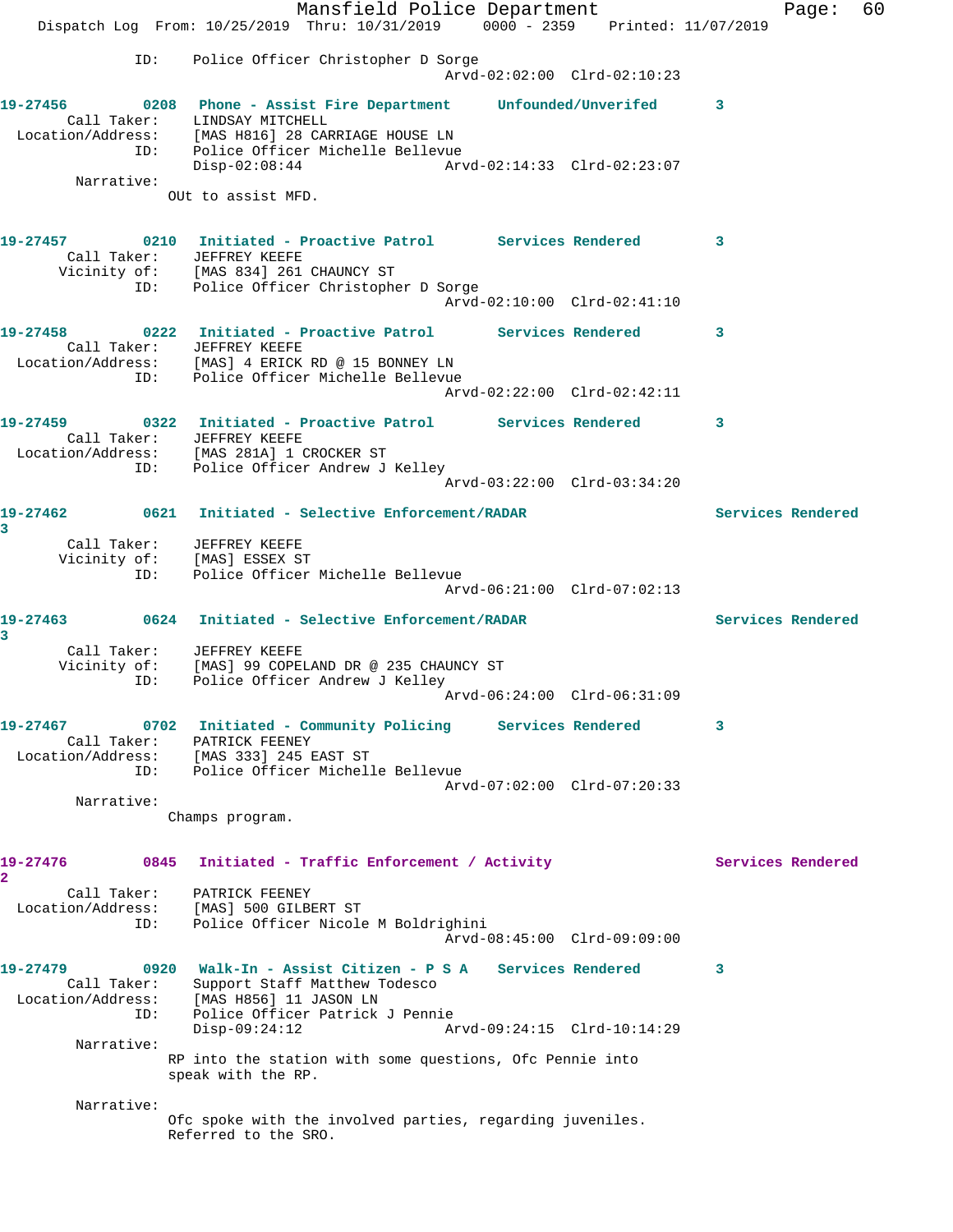ID: Police Officer Christopher D Sorge
Arvd-02:02:00 Clrd-02:10:23

**19-27456** 0208 **Phone - Assist Fire Department** **Unfounded/Unverifed** 3
Call Taker: LINDSAY MITCHELL
Location/Address: [MAS H816] 28 CARRIAGE HOUSE LN
ID: Police Officer Michelle Bellevue
Disp-02:08:44 Arvd-02:14:33 Clrd-02:23:07
Narrative:
OUt to assist MFD.

**19-27457** 0210 **Initiated - Proactive Patrol** **Services Rendered** 3
Call Taker: JEFFREY KEEFE
Vicinity of: [MAS 834] 261 CHAUNCY ST
ID: Police Officer Christopher D Sorge
Arvd-02:10:00 Clrd-02:41:10

**19-27458** 0222 **Initiated - Proactive Patrol** **Services Rendered** 3
Call Taker: JEFFREY KEEFE
Location/Address: [MAS] 4 ERICK RD @ 15 BONNEY LN
ID: Police Officer Michelle Bellevue
Arvd-02:22:00 Clrd-02:42:11

**19-27459** 0322 **Initiated - Proactive Patrol** **Services Rendered** 3
Call Taker: JEFFREY KEEFE
Location/Address: [MAS 281A] 1 CROCKER ST
ID: Police Officer Andrew J Kelley
Arvd-03:22:00 Clrd-03:34:20

**19-27462** 0621 **Initiated - Selective Enforcement/RADAR** **Services Rendered** 3
Call Taker: JEFFREY KEEFE
Vicinity of: [MAS] ESSEX ST
ID: Police Officer Michelle Bellevue
Arvd-06:21:00 Clrd-07:02:13

**19-27463** 0624 **Initiated - Selective Enforcement/RADAR** **Services Rendered** 3
Call Taker: JEFFREY KEEFE
Vicinity of: [MAS] 99 COPELAND DR @ 235 CHAUNCY ST
ID: Police Officer Andrew J Kelley
Arvd-06:24:00 Clrd-06:31:09

**19-27467** 0702 **Initiated - Community Policing** **Services Rendered** 3
Call Taker: PATRICK FEENEY
Location/Address: [MAS 333] 245 EAST ST
ID: Police Officer Michelle Bellevue
Arvd-07:02:00 Clrd-07:20:33
Narrative:
Champs program.

**19-27476** 0845 **Initiated - Traffic Enforcement / Activity** **Services Rendered** 2
Call Taker: PATRICK FEENEY
Location/Address: [MAS] 500 GILBERT ST
ID: Police Officer Nicole M Boldrighini
Arvd-08:45:00 Clrd-09:09:00

**19-27479** 0920 **Walk-In - Assist Citizen - P S A** **Services Rendered** 3
Call Taker: Support Staff Matthew Todesco
Location/Address: [MAS H856] 11 JASON LN
ID: Police Officer Patrick J Pennie
Disp-09:24:12 Arvd-09:24:15 Clrd-10:14:29
Narrative:
RP into the station with some questions, Ofc Pennie into speak with the RP.

Narrative:
Ofc spoke with the involved parties, regarding juveniles. Referred to the SRO.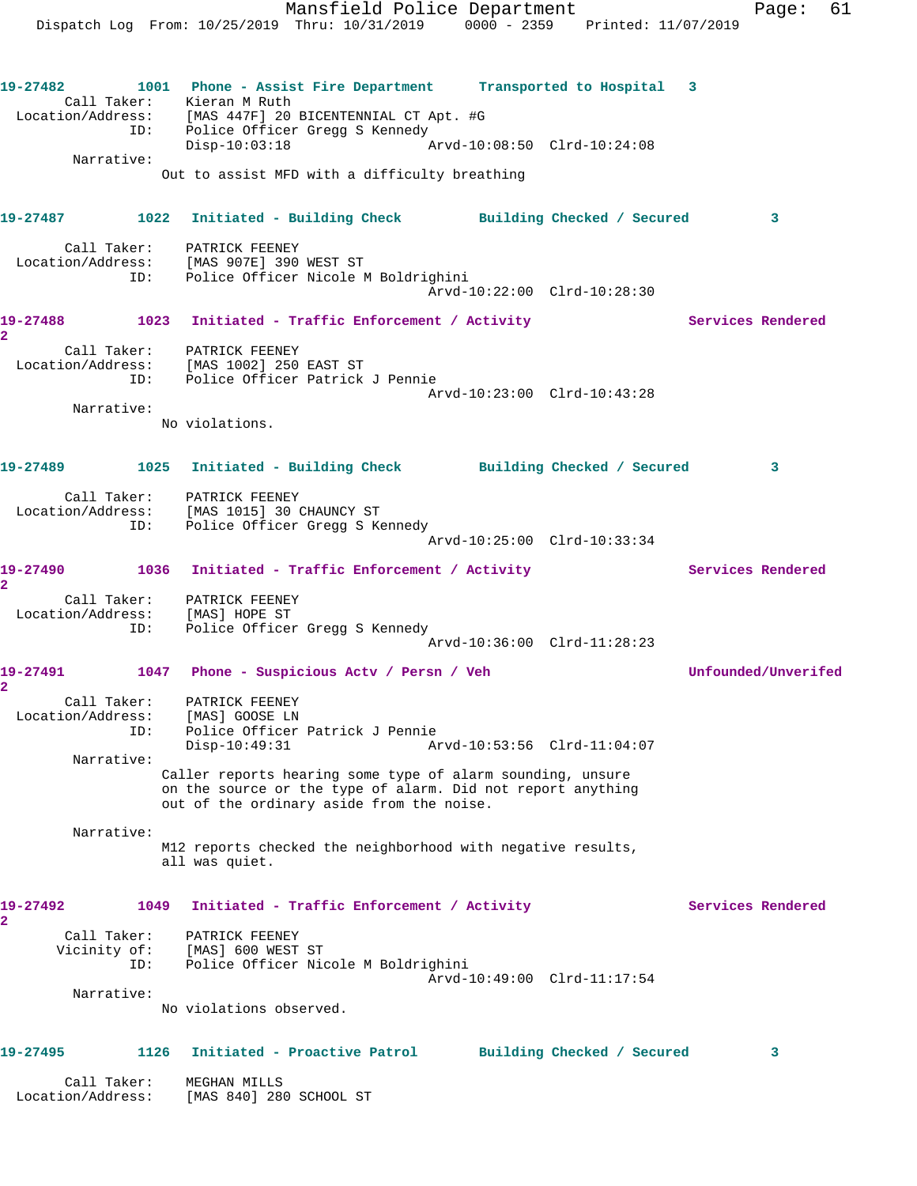**19-27482** 1001 Phone - Assist Fire Department — Transported to Hospital 3

Call Taker: Kieran M Ruth
Location/Address: [MAS 447F] 20 BICENTENNIAL CT Apt. #G
ID: Police Officer Gregg S Kennedy
Disp-10:03:18 Arvd-10:08:50 Clrd-10:24:08

Narrative:
Out to assist MFD with a difficulty breathing

**19-27487** 1022 Initiated - Building Check — Building Checked / Secured 3

Call Taker: PATRICK FEENEY
Location/Address: [MAS 907E] 390 WEST ST
ID: Police Officer Nicole M Boldrighini
Arvd-10:22:00 Clrd-10:28:30

**19-27488** 1023 Initiated - Traffic Enforcement / Activity — Services Rendered 2

Call Taker: PATRICK FEENEY
Location/Address: [MAS 1002] 250 EAST ST
ID: Police Officer Patrick J Pennie
Arvd-10:23:00 Clrd-10:43:28

Narrative:
No violations.

**19-27489** 1025 Initiated - Building Check — Building Checked / Secured 3

Call Taker: PATRICK FEENEY
Location/Address: [MAS 1015] 30 CHAUNCY ST
ID: Police Officer Gregg S Kennedy
Arvd-10:25:00 Clrd-10:33:34

**19-27490** 1036 Initiated - Traffic Enforcement / Activity — Services Rendered 2

Call Taker: PATRICK FEENEY
Location/Address: [MAS] HOPE ST
ID: Police Officer Gregg S Kennedy
Arvd-10:36:00 Clrd-11:28:23

**19-27491** 1047 Phone - Suspicious Actv / Persn / Veh — Unfounded/Unverifed 2

Call Taker: PATRICK FEENEY
Location/Address: [MAS] GOOSE LN
ID: Police Officer Patrick J Pennie
Disp-10:49:31 Arvd-10:53:56 Clrd-11:04:07

Narrative:
Caller reports hearing some type of alarm sounding, unsure on the source or the type of alarm. Did not report anything out of the ordinary aside from the noise.

Narrative:
M12 reports checked the neighborhood with negative results, all was quiet.

**19-27492** 1049 Initiated - Traffic Enforcement / Activity — Services Rendered 2

Call Taker: PATRICK FEENEY
Vicinity of: [MAS] 600 WEST ST
ID: Police Officer Nicole M Boldrighini
Arvd-10:49:00 Clrd-11:17:54

Narrative:
No violations observed.

**19-27495** 1126 Initiated - Proactive Patrol — Building Checked / Secured 3

Call Taker: MEGHAN MILLS
Location/Address: [MAS 840] 280 SCHOOL ST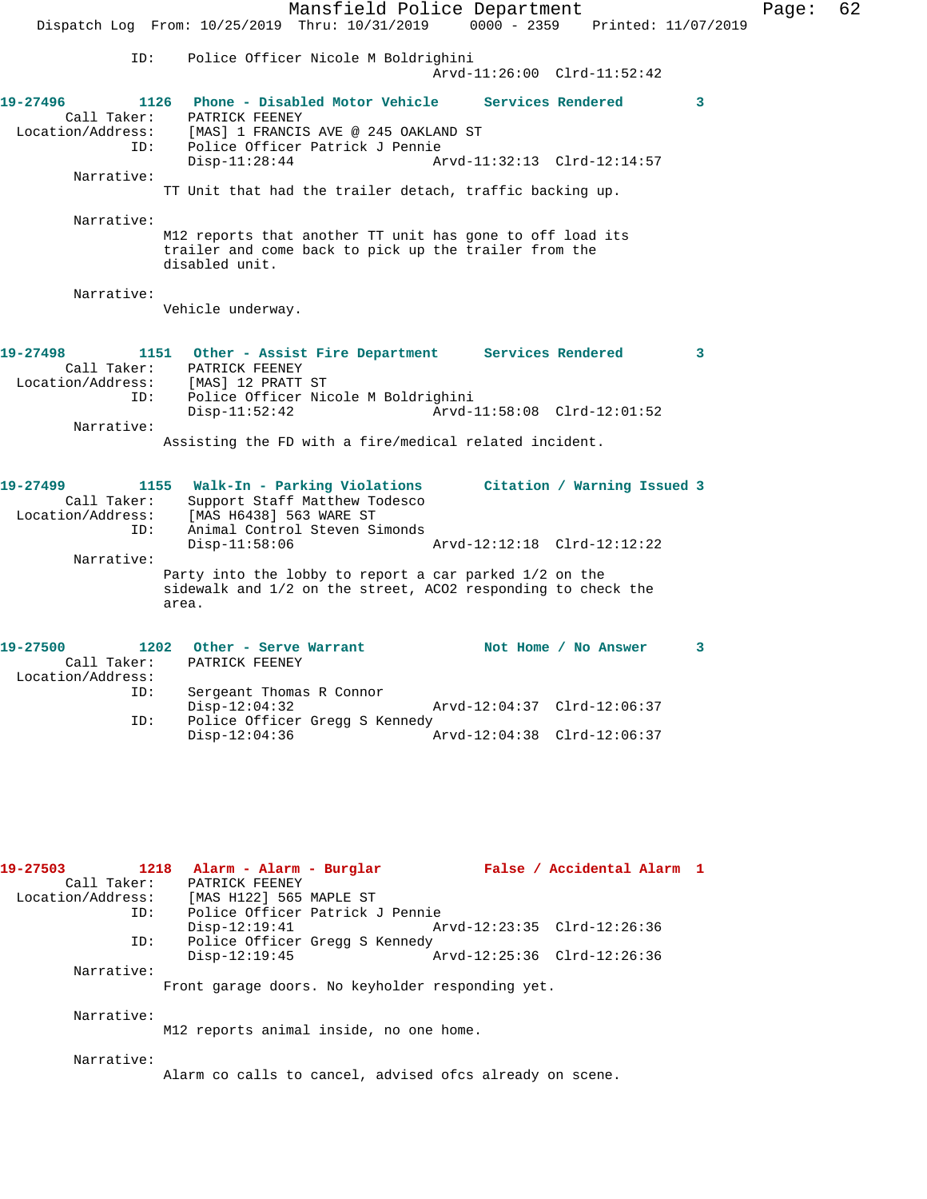ID: Police Officer Nicole M Boldrighini
Arvd-11:26:00 Clrd-11:52:42

**19-27496 1126 Phone - Disabled Motor Vehicle Services Rendered 3**

Call Taker: PATRICK FEENEY
Location/Address: [MAS] 1 FRANCIS AVE @ 245 OAKLAND ST
ID: Police Officer Patrick J Pennie
Disp-11:28:44 Arvd-11:32:13 Clrd-12:14:57

Narrative:
TT Unit that had the trailer detach, traffic backing up.

Narrative:
M12 reports that another TT unit has gone to off load its trailer and come back to pick up the trailer from the disabled unit.

Narrative:
Vehicle underway.

**19-27498 1151 Other - Assist Fire Department Services Rendered 3**

Call Taker: PATRICK FEENEY
Location/Address: [MAS] 12 PRATT ST
ID: Police Officer Nicole M Boldrighini
Disp-11:52:42 Arvd-11:58:08 Clrd-12:01:52

Narrative:
Assisting the FD with a fire/medical related incident.

**19-27499 1155 Walk-In - Parking Violations Citation / Warning Issued 3**

Call Taker: Support Staff Matthew Todesco
Location/Address: [MAS H6438] 563 WARE ST
ID: Animal Control Steven Simonds
Disp-11:58:06 Arvd-12:12:18 Clrd-12:12:22

Narrative:
Party into the lobby to report a car parked 1/2 on the sidewalk and 1/2 on the street, ACO2 responding to check the area.

**19-27500 1202 Other - Serve Warrant Not Home / No Answer 3**

Call Taker: PATRICK FEENEY
Location/Address:
ID: Sergeant Thomas R Connor
Disp-12:04:32 Arvd-12:04:37 Clrd-12:06:37
ID: Police Officer Gregg S Kennedy
Disp-12:04:36 Arvd-12:04:38 Clrd-12:06:37

**19-27503 1218 Alarm - Alarm - Burglar False / Accidental Alarm 1**

Call Taker: PATRICK FEENEY
Location/Address: [MAS H122] 565 MAPLE ST
ID: Police Officer Patrick J Pennie
Disp-12:19:41 Arvd-12:23:35 Clrd-12:26:36
ID: Police Officer Gregg S Kennedy
Disp-12:19:45 Arvd-12:25:36 Clrd-12:26:36

Narrative:
Front garage doors. No keyholder responding yet.

Narrative:
M12 reports animal inside, no one home.

Narrative:
Alarm co calls to cancel, advised ofcs already on scene.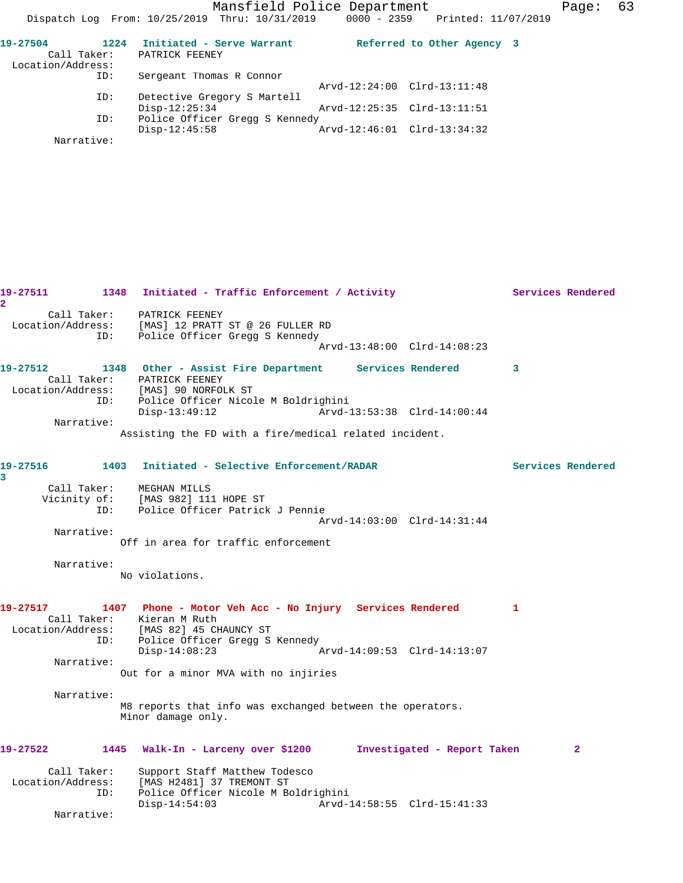**19-27504** 1224 Initiated - Serve Warrant Referred to Other Agency 3

Call Taker: PATRICK FEENEY
Location/Address:
ID: Sergeant Thomas R Connor
Arvd-12:24:00 Clrd-13:11:48
ID: Detective Gregory S Martell
Disp-12:25:34 Arvd-12:25:35 Clrd-13:11:51
ID: Police Officer Gregg S Kennedy
Disp-12:45:58 Arvd-12:46:01 Clrd-13:34:32
Narrative:

**19-27511** 1348 Initiated - Traffic Enforcement / Activity Services Rendered 2

Call Taker: PATRICK FEENEY
Location/Address: [MAS] 12 PRATT ST @ 26 FULLER RD
ID: Police Officer Gregg S Kennedy
Arvd-13:48:00 Clrd-14:08:23

**19-27512** 1348 Other - Assist Fire Department Services Rendered 3

Call Taker: PATRICK FEENEY
Location/Address: [MAS] 90 NORFOLK ST
ID: Police Officer Nicole M Boldrighini
Disp-13:49:12 Arvd-13:53:38 Clrd-14:00:44
Narrative:
Assisting the FD with a fire/medical related incident.

**19-27516** 1403 Initiated - Selective Enforcement/RADAR Services Rendered 3

Call Taker: MEGHAN MILLS
Vicinity of: [MAS 982] 111 HOPE ST
ID: Police Officer Patrick J Pennie
Arvd-14:03:00 Clrd-14:31:44
Narrative:
Off in area for traffic enforcement

Narrative:
No violations.

**19-27517** 1407 Phone - Motor Veh Acc - No Injury Services Rendered 1

Call Taker: Kieran M Ruth
Location/Address: [MAS 82] 45 CHAUNCY ST
ID: Police Officer Gregg S Kennedy
Disp-14:08:23 Arvd-14:09:53 Clrd-14:13:07
Narrative:
Out for a minor MVA with no injiries

Narrative:
M8 reports that info was exchanged between the operators.
Minor damage only.

**19-27522** 1445 Walk-In - Larceny over $1200 Investigated - Report Taken 2

Call Taker: Support Staff Matthew Todesco
Location/Address: [MAS H2481] 37 TREMONT ST
ID: Police Officer Nicole M Boldrighini
Disp-14:54:03 Arvd-14:58:55 Clrd-15:41:33
Narrative: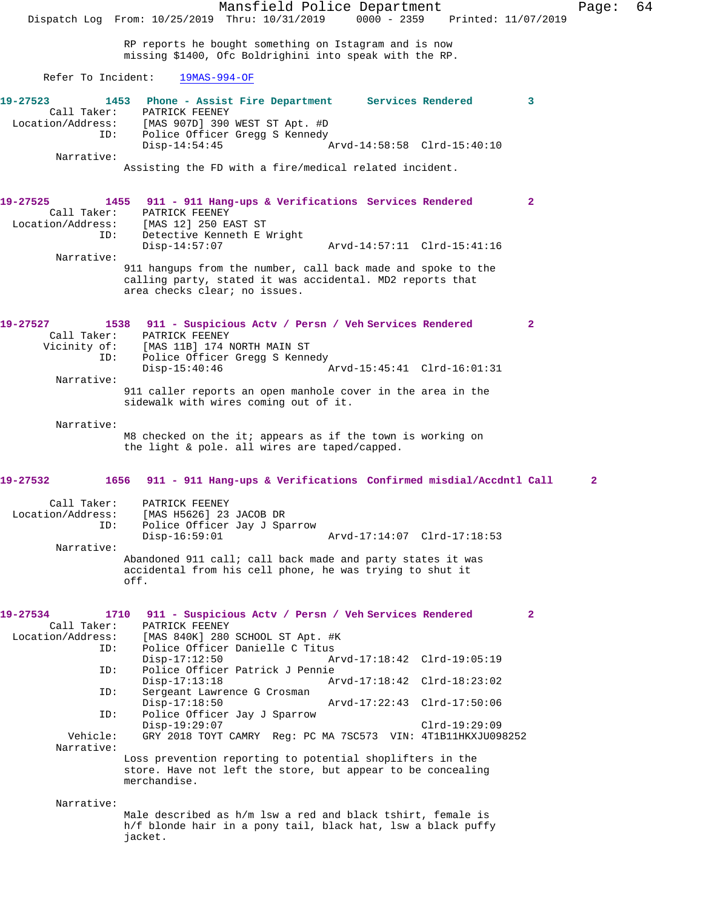RP reports he bought something on Istagram and is now missing $1400, Ofc Boldrighini into speak with the RP.

Refer To Incident: 19MAS-994-OF

**19-27523 1453 Phone - Assist Fire Department Services Rendered 3**

Call Taker: PATRICK FEENEY
Location/Address: [MAS 907D] 390 WEST ST Apt. #D
ID: Police Officer Gregg S Kennedy
Disp-14:54:45 Arvd-14:58:58 Clrd-15:40:10
Narrative:
Assisting the FD with a fire/medical related incident.

**19-27525 1455 911 - 911 Hang-ups & Verifications Services Rendered 2**

Call Taker: PATRICK FEENEY
Location/Address: [MAS 12] 250 EAST ST
ID: Detective Kenneth E Wright
Disp-14:57:07 Arvd-14:57:11 Clrd-15:41:16
Narrative:
911 hangups from the number, call back made and spoke to the calling party, stated it was accidental. MD2 reports that area checks clear; no issues.

**19-27527 1538 911 - Suspicious Actv / Persn / Veh Services Rendered 2**

Call Taker: PATRICK FEENEY
Vicinity of: [MAS 11B] 174 NORTH MAIN ST
ID: Police Officer Gregg S Kennedy
Disp-15:40:46 Arvd-15:45:41 Clrd-16:01:31
Narrative:
911 caller reports an open manhole cover in the area in the sidewalk with wires coming out of it.

Narrative:
M8 checked on the it; appears as if the town is working on the light & pole. all wires are taped/capped.

**19-27532 1656 911 - 911 Hang-ups & Verifications Confirmed misdial/Accdntl Call 2**

Call Taker: PATRICK FEENEY
Location/Address: [MAS H5626] 23 JACOB DR
ID: Police Officer Jay J Sparrow
Disp-16:59:01 Arvd-17:14:07 Clrd-17:18:53
Narrative:
Abandoned 911 call; call back made and party states it was accidental from his cell phone, he was trying to shut it off.

**19-27534 1710 911 - Suspicious Actv / Persn / Veh Services Rendered 2**

Call Taker: PATRICK FEENEY
Location/Address: [MAS 840K] 280 SCHOOL ST Apt. #K
ID: Police Officer Danielle C Titus
Disp-17:12:50 Arvd-17:18:42 Clrd-19:05:19
ID: Police Officer Patrick J Pennie
Disp-17:13:18 Arvd-17:18:42 Clrd-18:23:02
ID: Sergeant Lawrence G Crosman
Disp-17:18:50 Arvd-17:22:43 Clrd-17:50:06
ID: Police Officer Jay J Sparrow
Disp-19:29:07 Clrd-19:29:09
Vehicle: GRY 2018 TOYT CAMRY Reg: PC MA 7SC573 VIN: 4T1B11HKXJU098252
Narrative:
Loss prevention reporting to potential shoplifters in the store. Have not left the store, but appear to be concealing merchandise.

Narrative:
Male described as h/m lsw a red and black tshirt, female is h/f blonde hair in a pony tail, black hat, lsw a black puffy jacket.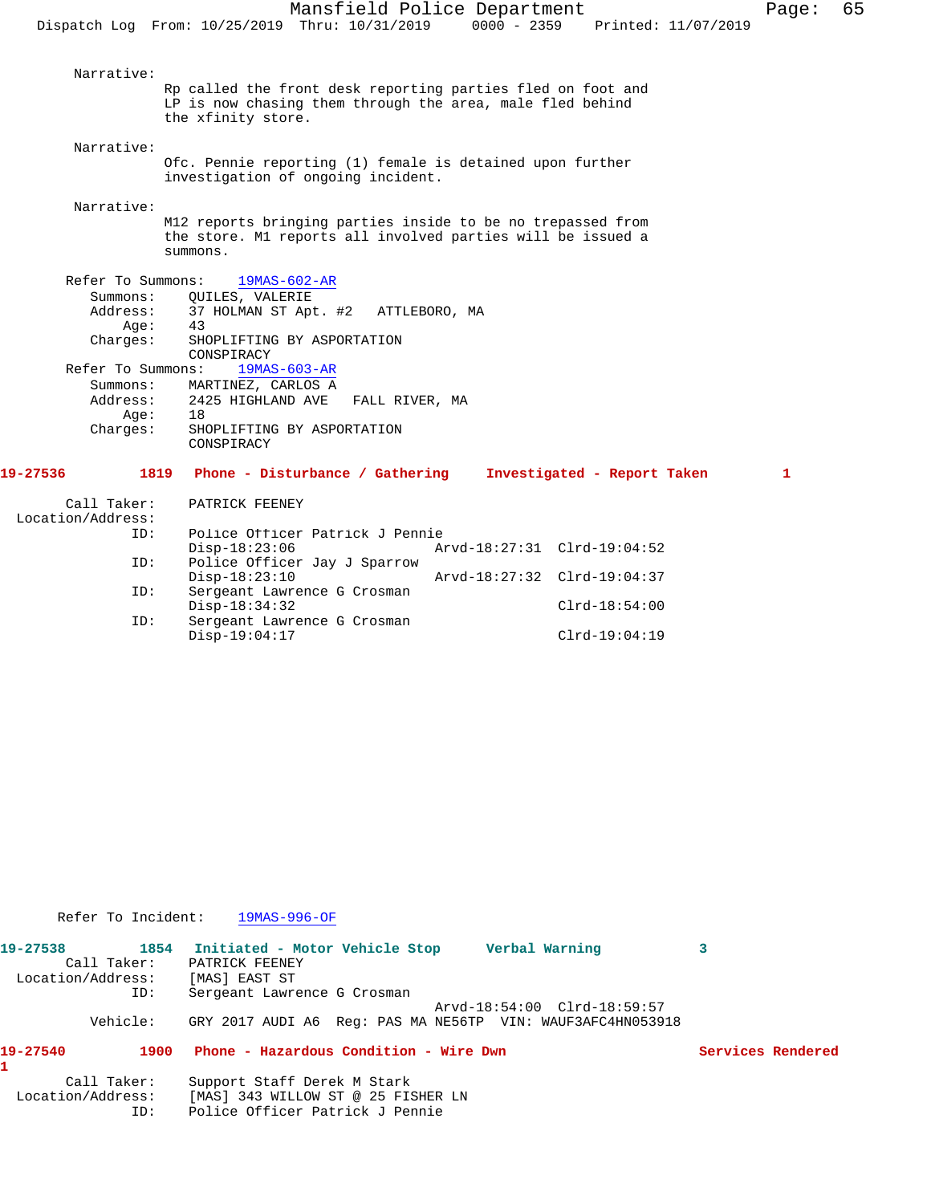Narrative:

Rp called the front desk reporting parties fled on foot and LP is now chasing them through the area, male fled behind the xfinity store.

Narrative:

Ofc. Pennie reporting (1) female is detained upon further investigation of ongoing incident.

Narrative:

M12 reports bringing parties inside to be no trepassed from the store. M1 reports all involved parties will be issued a summons.

Refer To Summons: 19MAS-602-AR
Summons: QUILES, VALERIE
Address: 37 HOLMAN ST Apt. #2 ATTLEBORO, MA
Age: 43
Charges: SHOPLIFTING BY ASPORTATION
CONSPIRACY

Refer To Summons: 19MAS-603-AR
Summons: MARTINEZ, CARLOS A
Address: 2425 HIGHLAND AVE FALL RIVER, MA
Age: 18
Charges: SHOPLIFTING BY ASPORTATION
CONSPIRACY

**19-27536 1819 Phone - Disturbance / Gathering Investigated - Report Taken 1**

Call Taker: PATRICK FEENEY
Location/Address:
ID: Police Officer Patrick J Pennie
Disp-18:23:06 Arvd-18:27:31 Clrd-19:04:52
ID: Police Officer Jay J Sparrow
Disp-18:23:10 Arvd-18:27:32 Clrd-19:04:37
ID: Sergeant Lawrence G Crosman
Disp-18:34:32 Clrd-18:54:00
ID: Sergeant Lawrence G Crosman
Disp-19:04:17 Clrd-19:04:19

Refer To Incident: 19MAS-996-OF

**19-27538 1854 Initiated - Motor Vehicle Stop Verbal Warning 3**

Call Taker: PATRICK FEENEY
Location/Address: [MAS] EAST ST
ID: Sergeant Lawrence G Crosman
Arvd-18:54:00 Clrd-18:59:57
Vehicle: GRY 2017 AUDI A6 Reg: PAS MA NE56TP VIN: WAUF3AFC4HN053918

**19-27540 1900 Phone - Hazardous Condition - Wire Dwn Services Rendered 1**

Call Taker: Support Staff Derek M Stark
Location/Address: [MAS] 343 WILLOW ST @ 25 FISHER LN
ID: Police Officer Patrick J Pennie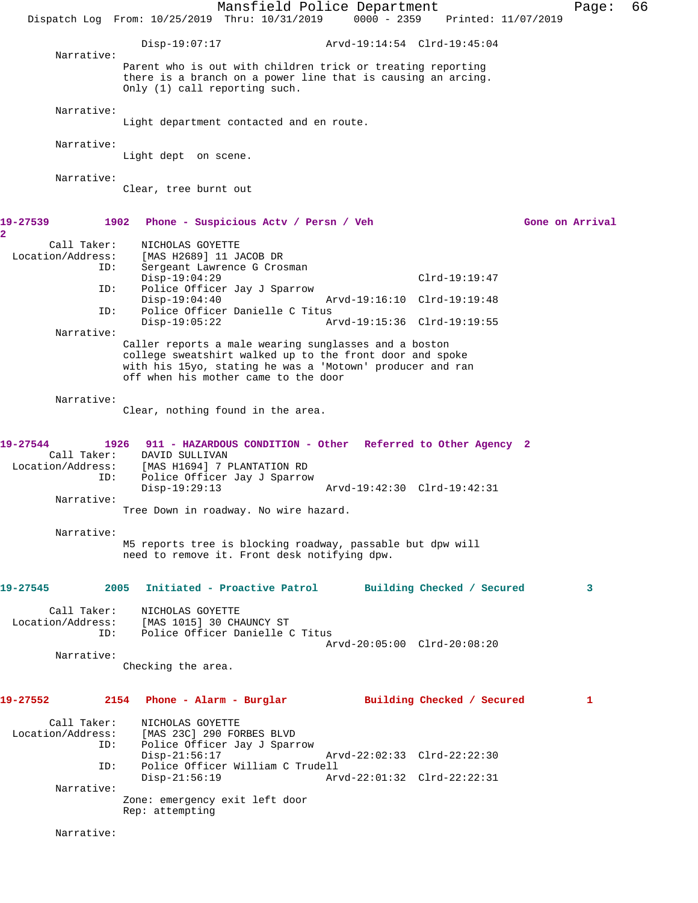Disp-19:07:17 Arvd-19:14:54 Clrd-19:45:04

Narrative:
Parent who is out with children trick or treating reporting there is a branch on a power line that is causing an arcing. Only (1) call reporting such.

Narrative:
Light department contacted and en route.

Narrative:
Light dept on scene.

Narrative:
Clear, tree burnt out

**19-27539 1902 Phone - Suspicious Actv / Persn / Veh Gone on Arrival 2**

Call Taker: NICHOLAS GOYETTE
Location/Address: [MAS H2689] 11 JACOB DR
ID: Sergeant Lawrence G Crosman
Disp-19:04:29 Clrd-19:19:47
ID: Police Officer Jay J Sparrow
Disp-19:04:40 Arvd-19:16:10 Clrd-19:19:48
ID: Police Officer Danielle C Titus
Disp-19:05:22 Arvd-19:15:36 Clrd-19:19:55

Narrative:
Caller reports a male wearing sunglasses and a boston college sweatshirt walked up to the front door and spoke with his 15yo, stating he was a 'Motown' producer and ran off when his mother came to the door

Narrative:
Clear, nothing found in the area.

**19-27544 1926 911 - HAZARDOUS CONDITION - Other Referred to Other Agency 2**

Call Taker: DAVID SULLIVAN
Location/Address: [MAS H1694] 7 PLANTATION RD
ID: Police Officer Jay J Sparrow
Disp-19:29:13 Arvd-19:42:30 Clrd-19:42:31

Narrative:
Tree Down in roadway. No wire hazard.

Narrative:
M5 reports tree is blocking roadway, passable but dpw will need to remove it. Front desk notifying dpw.

**19-27545 2005 Initiated - Proactive Patrol Building Checked / Secured 3**

Call Taker: NICHOLAS GOYETTE
Location/Address: [MAS 1015] 30 CHAUNCY ST
ID: Police Officer Danielle C Titus
Arvd-20:05:00 Clrd-20:08:20

Narrative:
Checking the area.

**19-27552 2154 Phone - Alarm - Burglar Building Checked / Secured 1**

Call Taker: NICHOLAS GOYETTE
Location/Address: [MAS 23C] 290 FORBES BLVD
ID: Police Officer Jay J Sparrow
Disp-21:56:17 Arvd-22:02:33 Clrd-22:22:30
ID: Police Officer William C Trudell
Disp-21:56:19 Arvd-22:01:32 Clrd-22:22:31

Narrative:
Zone: emergency exit left door
Rep: attempting

Narrative: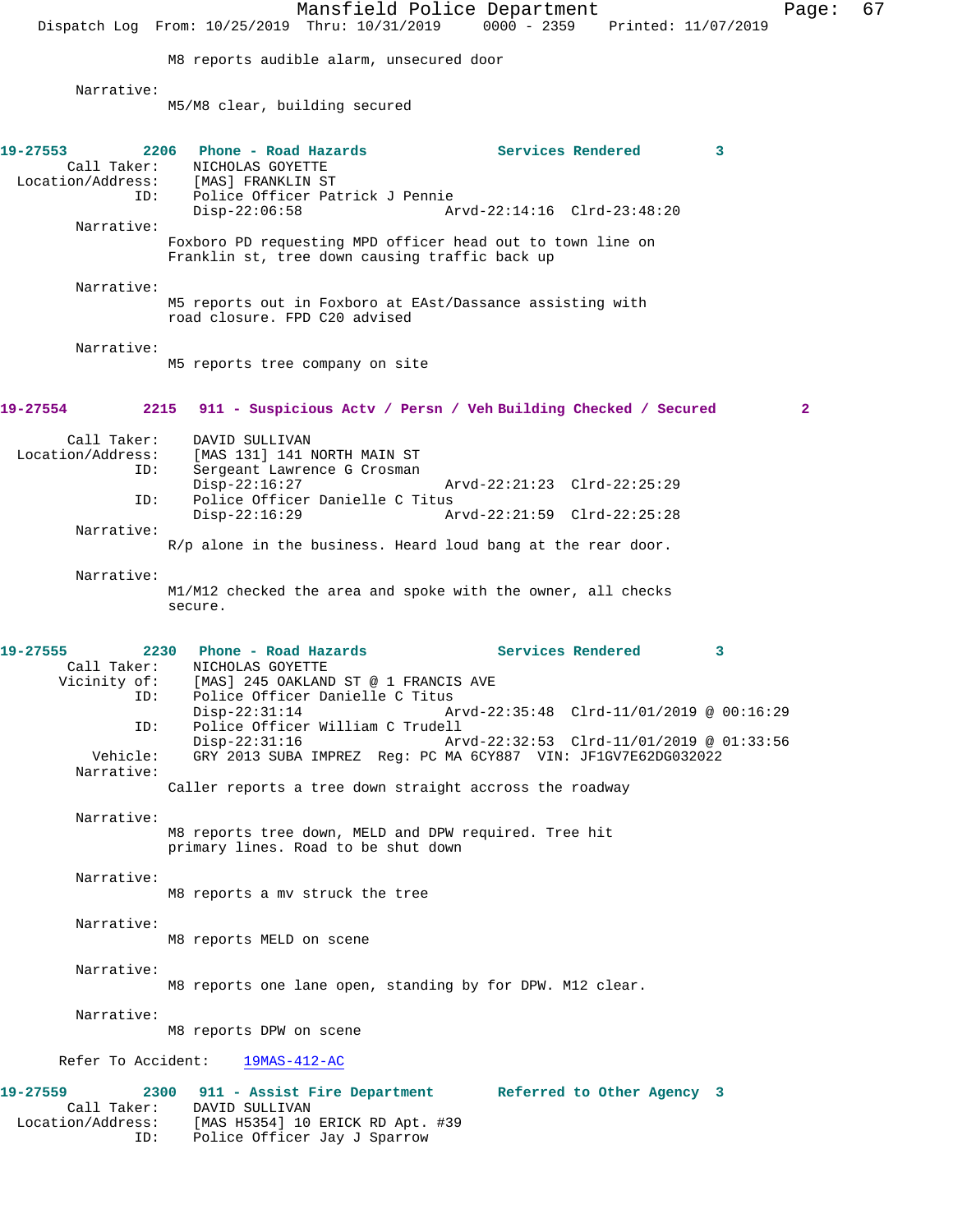M8 reports audible alarm, unsecured door

Narrative:
M5/M8 clear, building secured

**19-27553 2206 Phone - Road Hazards Services Rendered 3**

Call Taker: NICHOLAS GOYETTE
Location/Address: [MAS] FRANKLIN ST
ID: Police Officer Patrick J Pennie
Disp-22:06:58 Arvd-22:14:16 Clrd-23:48:20

Narrative:
Foxboro PD requesting MPD officer head out to town line on Franklin st, tree down causing traffic back up

Narrative:
M5 reports out in Foxboro at EAst/Dassance assisting with road closure. FPD C20 advised

Narrative:
M5 reports tree company on site

**19-27554 2215 911 - Suspicious Actv / Persn / Veh Building Checked / Secured 2**

Call Taker: DAVID SULLIVAN
Location/Address: [MAS 131] 141 NORTH MAIN ST
ID: Sergeant Lawrence G Crosman
Disp-22:16:27 Arvd-22:21:23 Clrd-22:25:29
ID: Police Officer Danielle C Titus
Disp-22:16:29 Arvd-22:21:59 Clrd-22:25:28

Narrative:
R/p alone in the business. Heard loud bang at the rear door.

Narrative:
M1/M12 checked the area and spoke with the owner, all checks secure.

**19-27555 2230 Phone - Road Hazards Services Rendered 3**

Call Taker: NICHOLAS GOYETTE
Vicinity of: [MAS] 245 OAKLAND ST @ 1 FRANCIS AVE
ID: Police Officer Danielle C Titus
Disp-22:31:14 Arvd-22:35:48 Clrd-11/01/2019 @ 00:16:29
ID: Police Officer William C Trudell
Disp-22:31:16 Arvd-22:32:53 Clrd-11/01/2019 @ 01:33:56
Vehicle: GRY 2013 SUBA IMPREZ Reg: PC MA 6CY887 VIN: JF1GV7E62DG032022

Narrative:
Caller reports a tree down straight accross the roadway

Narrative:
M8 reports tree down, MELD and DPW required. Tree hit primary lines. Road to be shut down

Narrative:
M8 reports a mv struck the tree

Narrative:
M8 reports MELD on scene

Narrative:
M8 reports one lane open, standing by for DPW. M12 clear.

Narrative:
M8 reports DPW on scene

Refer To Accident: 19MAS-412-AC

**19-27559 2300 911 - Assist Fire Department Referred to Other Agency 3**

Call Taker: DAVID SULLIVAN
Location/Address: [MAS H5354] 10 ERICK RD Apt. #39
ID: Police Officer Jay J Sparrow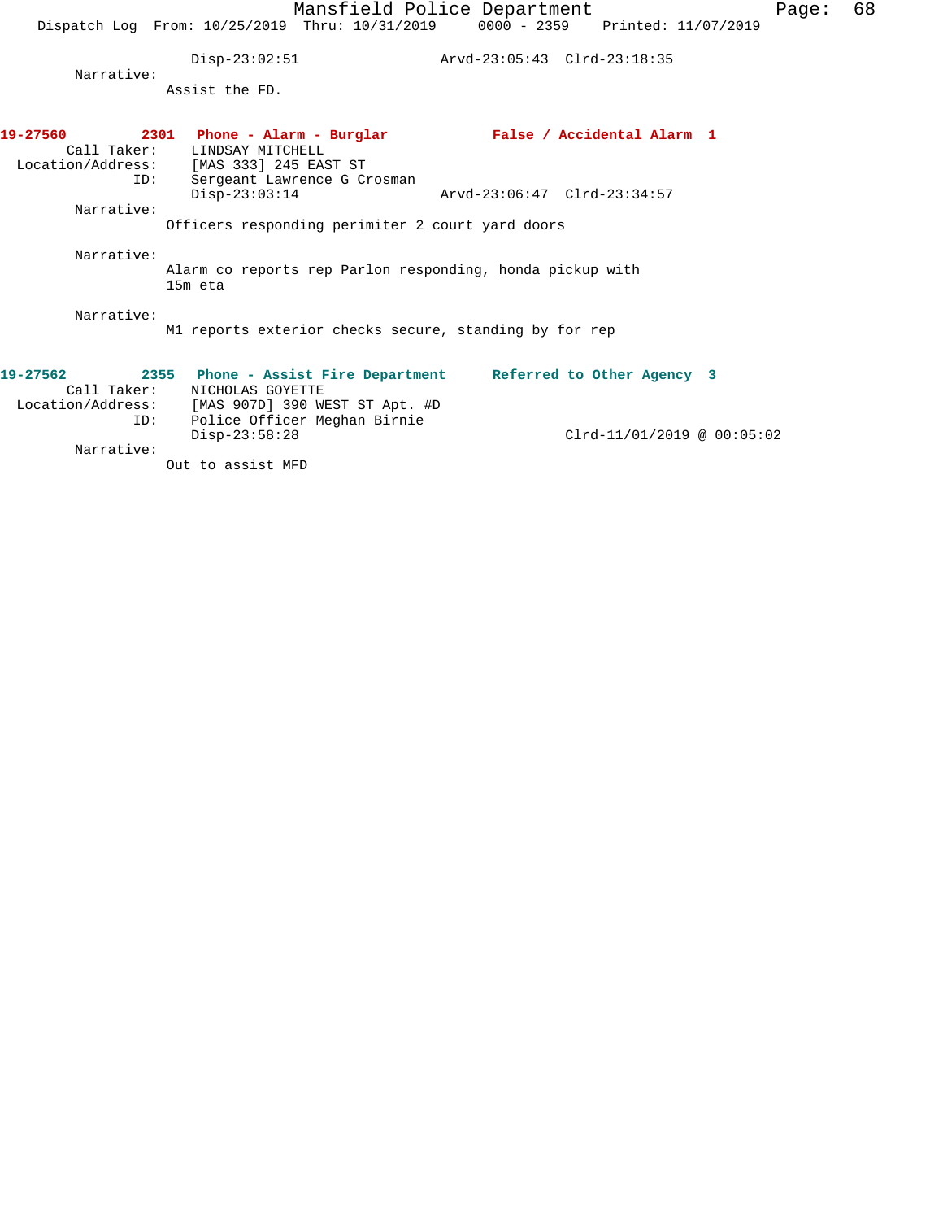Disp-23:02:51 Arvd-23:05:43 Clrd-23:18:35

Narrative:
Assist the FD.

**19-27560 2301 Phone - Alarm - Burglar False / Accidental Alarm 1**

Call Taker: LINDSAY MITCHELL
Location/Address: [MAS 333] 245 EAST ST
ID: Sergeant Lawrence G Crosman
Disp-23:03:14 Arvd-23:06:47 Clrd-23:34:57

Narrative:
Officers responding perimiter 2 court yard doors

Narrative:
Alarm co reports rep Parlon responding, honda pickup with 15m eta

Narrative:
M1 reports exterior checks secure, standing by for rep

**19-27562 2355 Phone - Assist Fire Department Referred to Other Agency 3**

Call Taker: NICHOLAS GOYETTE
Location/Address: [MAS 907D] 390 WEST ST Apt. #D
ID: Police Officer Meghan Birnie
Disp-23:58:28 Clrd-11/01/2019 @ 00:05:02

Narrative:
Out to assist MFD